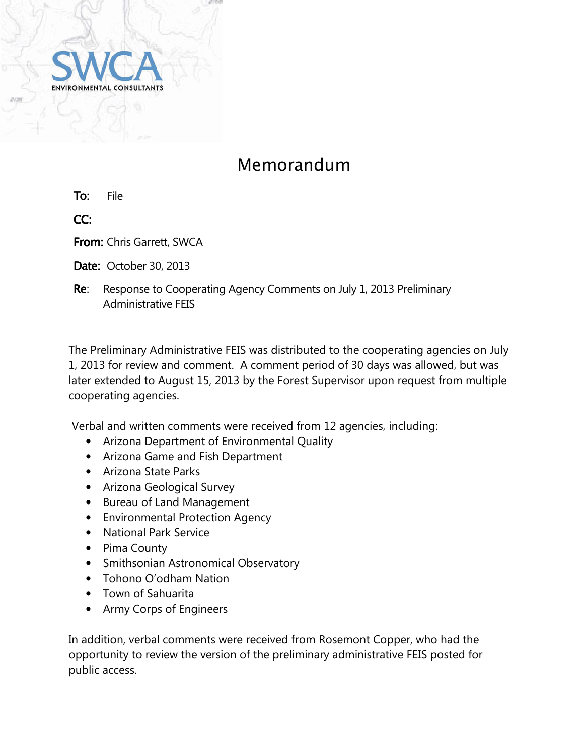SWCA ENVIRONMENTAL CONSULTANTS

# Memorandum

**To:** File

**CC:**

**From:** Chris Garrett, SWCA

**Date:** October 30, 2013

**Re:** Response to Cooperating Agency Comments on July 1, 2013 Preliminary Administrative FEIS

---

The Preliminary Administrative FEIS was distributed to the cooperating agencies on July 1, 2013 for review and comment. A comment period of 30 days was allowed, but was later extended to August 15, 2013 by the Forest Supervisor upon request from multiple cooperating agencies.

Verbal and written comments were received from 12 agencies, including:

- Arizona Department of Environmental Quality
- Arizona Game and Fish Department
- Arizona State Parks
- Arizona Geological Survey
- Bureau of Land Management
- Environmental Protection Agency
- National Park Service
- Pima County
- Smithsonian Astronomical Observatory
- Tohono O'odham Nation
- Town of Sahuarita
- Army Corps of Engineers

In addition, verbal comments were received from Rosemont Copper, who had the opportunity to review the version of the preliminary administrative FEIS posted for public access.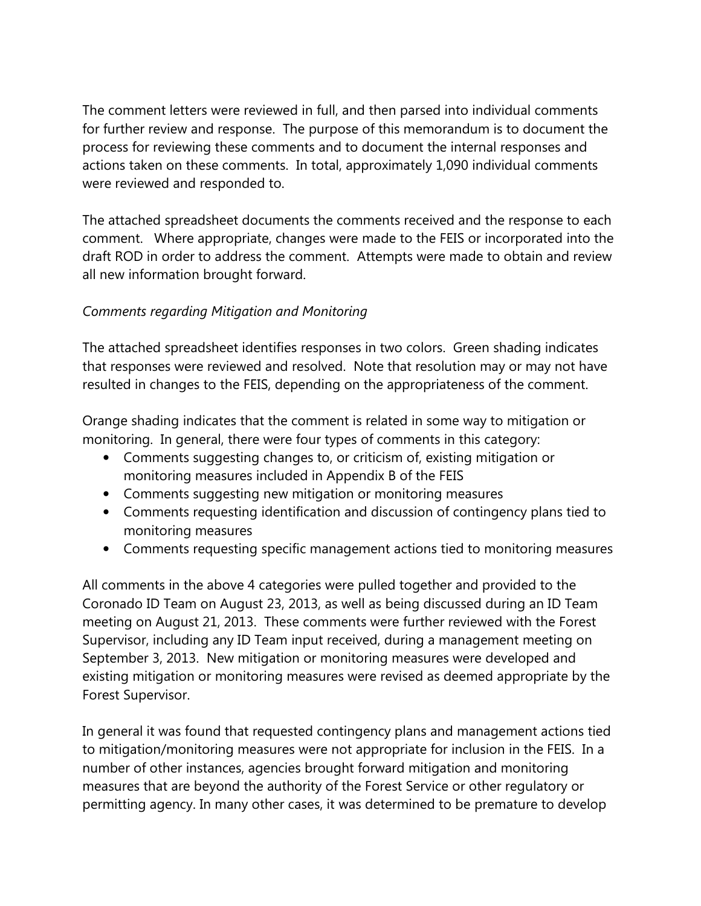The comment letters were reviewed in full, and then parsed into individual comments for further review and response. The purpose of this memorandum is to document the process for reviewing these comments and to document the internal responses and actions taken on these comments. In total, approximately 1,090 individual comments were reviewed and responded to.

The attached spreadsheet documents the comments received and the response to each comment. Where appropriate, changes were made to the FEIS or incorporated into the draft ROD in order to address the comment. Attempts were made to obtain and review all new information brought forward.

*Comments regarding Mitigation and Monitoring*

The attached spreadsheet identifies responses in two colors. Green shading indicates that responses were reviewed and resolved. Note that resolution may or may not have resulted in changes to the FEIS, depending on the appropriateness of the comment.

Orange shading indicates that the comment is related in some way to mitigation or monitoring. In general, there were four types of comments in this category:

- Comments suggesting changes to, or criticism of, existing mitigation or monitoring measures included in Appendix B of the FEIS
- Comments suggesting new mitigation or monitoring measures
- Comments requesting identification and discussion of contingency plans tied to monitoring measures
- Comments requesting specific management actions tied to monitoring measures

All comments in the above 4 categories were pulled together and provided to the Coronado ID Team on August 23, 2013, as well as being discussed during an ID Team meeting on August 21, 2013. These comments were further reviewed with the Forest Supervisor, including any ID Team input received, during a management meeting on September 3, 2013. New mitigation or monitoring measures were developed and existing mitigation or monitoring measures were revised as deemed appropriate by the Forest Supervisor.

In general it was found that requested contingency plans and management actions tied to mitigation/monitoring measures were not appropriate for inclusion in the FEIS. In a number of other instances, agencies brought forward mitigation and monitoring measures that are beyond the authority of the Forest Service or other regulatory or permitting agency. In many other cases, it was determined to be premature to develop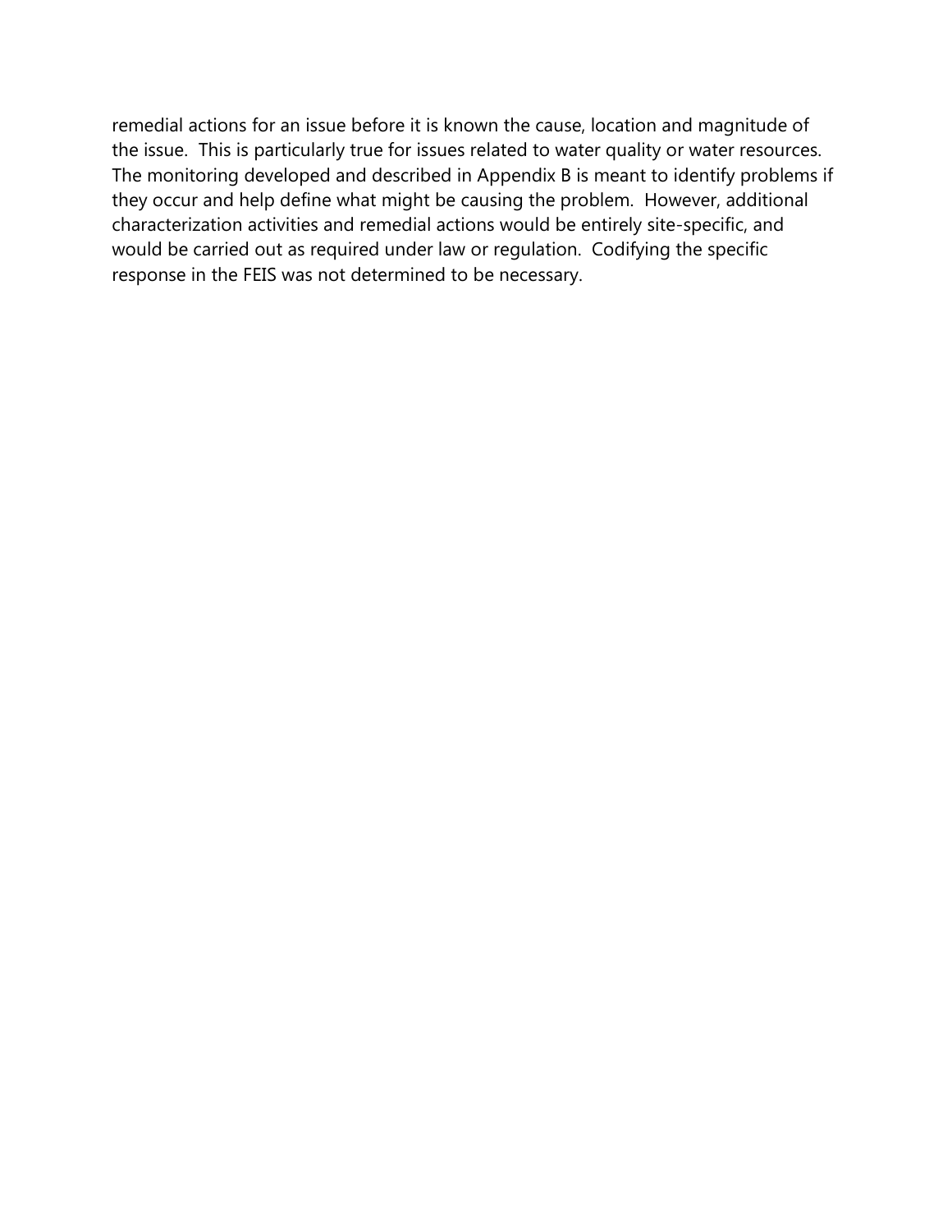remedial actions for an issue before it is known the cause, location and magnitude of the issue. This is particularly true for issues related to water quality or water resources. The monitoring developed and described in Appendix B is meant to identify problems if they occur and help define what might be causing the problem. However, additional characterization activities and remedial actions would be entirely site-specific, and would be carried out as required under law or regulation. Codifying the specific response in the FEIS was not determined to be necessary.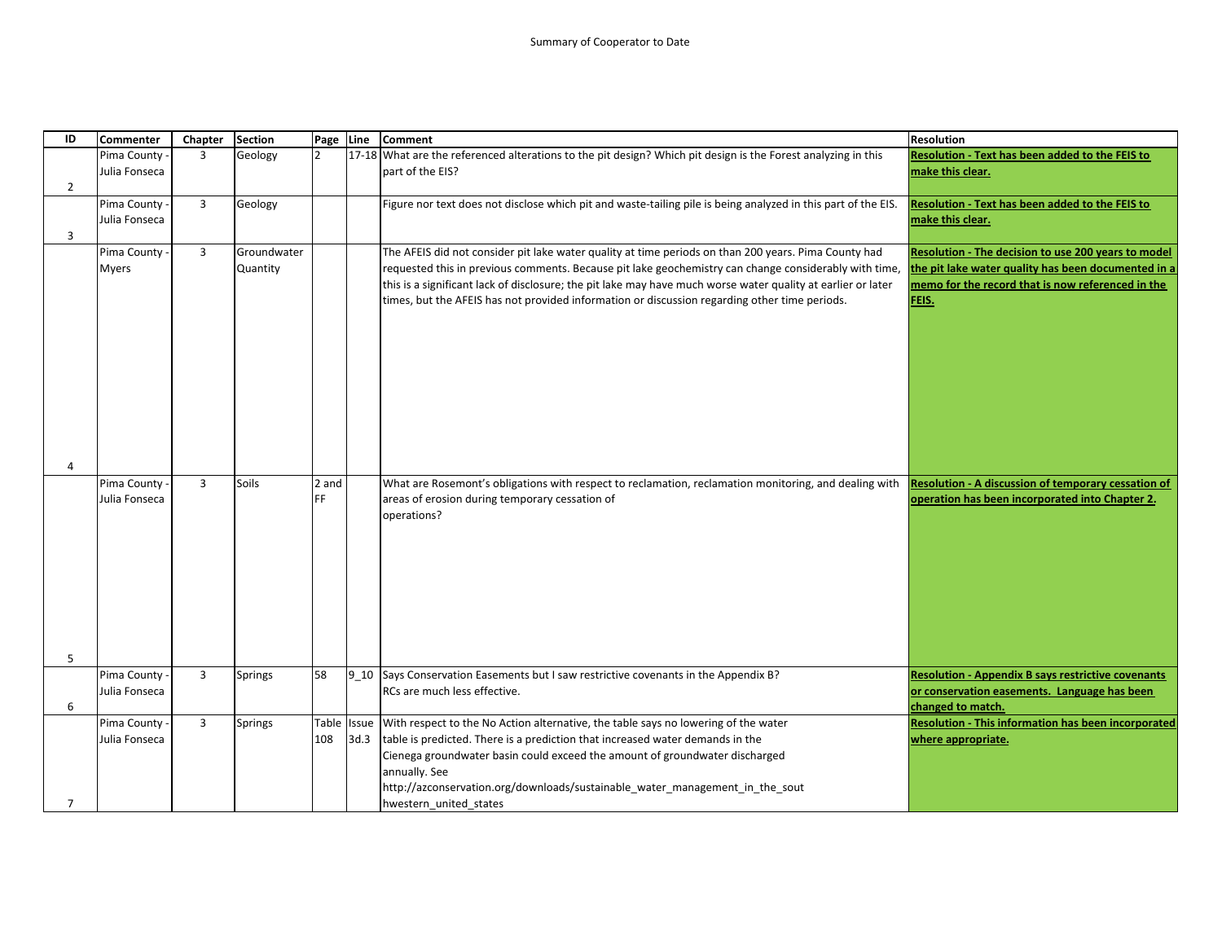Summary of Cooperator to Date

| ID | Commenter | Chapter | Section | Page | Line | Comment | Resolution |
|---|---|---|---|---|---|---|---|
| 2 | Pima County - Julia Fonseca | 3 | Geology | 2 | 17-18 | What are the referenced alterations to the pit design? Which pit design is the Forest analyzing in this part of the EIS? | **Resolution - Text has been added to the FEIS to make this clear.** |
| 3 | Pima County - Julia Fonseca | 3 | Geology | | | Figure nor text does not disclose which pit and waste-tailing pile is being analyzed in this part of the EIS. | **Resolution - Text has been added to the FEIS to make this clear.** |
| 4 | Pima County - Myers | 3 | Groundwater Quantity | | | The AFEIS did not consider pit lake water quality at time periods on than 200 years. Pima County had requested this in previous comments. Because pit lake geochemistry can change considerably with time, this is a significant lack of disclosure; the pit lake may have much worse water quality at earlier or later times, but the AFEIS has not provided information or discussion regarding other time periods. | **Resolution - The decision to use 200 years to model the pit lake water quality has been documented in a memo for the record that is now referenced in the FEIS.** |
| 5 | Pima County - Julia Fonseca | 3 | Soils | 2 and FF | | What are Rosemont's obligations with respect to reclamation, reclamation monitoring, and dealing with areas of erosion during temporary cessation of operations? | **Resolution - A discussion of temporary cessation of operation has been incorporated into Chapter 2.** |
| 6 | Pima County - Julia Fonseca | 3 | Springs | 58 | 9_10 | Says Conservation Easements but I saw restrictive covenants in the Appendix B? RCs are much less effective. | **Resolution - Appendix B says restrictive covenants or conservation easements. Language has been changed to match.** |
| 7 | Pima County - Julia Fonseca | 3 | Springs | Table 108 | Issue 3d.3 | With respect to the No Action alternative, the table says no lowering of the water table is predicted. There is a prediction that increased water demands in the Cienega groundwater basin could exceed the amount of groundwater discharged annually. See http://azconservation.org/downloads/sustainable_water_management_in_the_southwestern_united_states | **Resolution - This information has been incorporated where appropriate.** |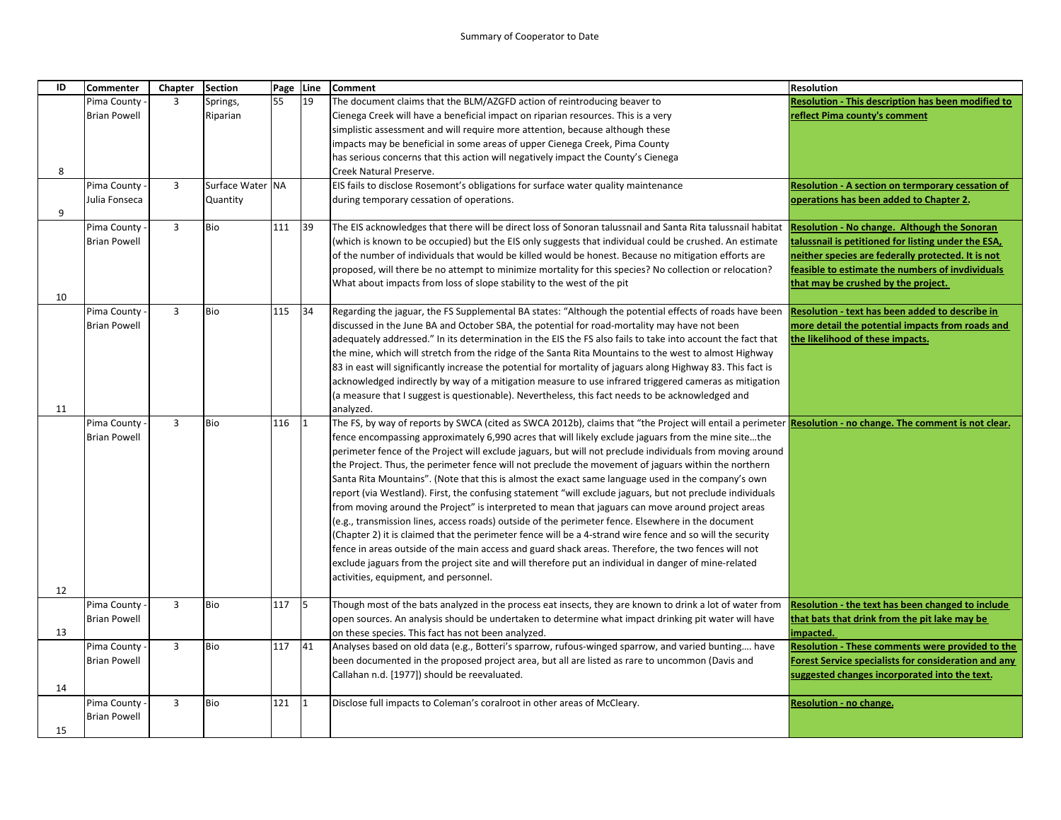Summary of Cooperator to Date

| ID | Commenter | Chapter | Section | Page | Line | Comment | Resolution |
|---|---|---|---|---|---|---|---|
| 8 | Pima County - Brian Powell | 3 | Springs, Riparian | 55 | 19 | The document claims that the BLM/AZGFD action of reintroducing beaver to Cienega Creek will have a beneficial impact on riparian resources. This is a very simplistic assessment and will require more attention, because although these impacts may be beneficial in some areas of upper Cienega Creek, Pima County has serious concerns that this action will negatively impact the County's Cienega Creek Natural Preserve. | **Resolution - This description has been modified to reflect Pima county's comment** |
| 9 | Pima County - Julia Fonseca | 3 | Surface Water Quantity | NA | | EIS fails to disclose Rosemont's obligations for surface water quality maintenance during temporary cessation of operations. | **Resolution - A section on termporary cessation of operations has been added to Chapter 2.** |
| 10 | Pima County - Brian Powell | 3 | Bio | 111 | 39 | The EIS acknowledges that there will be direct loss of Sonoran talussnail and Santa Rita talussnail habitat (which is known to be occupied) but the EIS only suggests that individual could be crushed. An estimate of the number of individuals that would be killed would be honest. Because no mitigation efforts are proposed, will there be no attempt to minimize mortality for this species? No collection or relocation? What about impacts from loss of slope stability to the west of the pit | **Resolution - No change. Although the Sonoran talussnail is petitioned for listing under the ESA, neither species are federally protected. It is not feasible to estimate the numbers of invdividuals that may be crushed by the project.** |
| 11 | Pima County - Brian Powell | 3 | Bio | 115 | 34 | Regarding the jaguar, the FS Supplemental BA states: "Although the potential effects of roads have been discussed in the June BA and October SBA, the potential for road-mortality may have not been adequately addressed." In its determination in the EIS the FS also fails to take into account the fact that the mine, which will stretch from the ridge of the Santa Rita Mountains to the west to almost Highway 83 in east will significantly increase the potential for mortality of jaguars along Highway 83. This fact is acknowledged indirectly by way of a mitigation measure to use infrared triggered cameras as mitigation (a measure that I suggest is questionable). Nevertheless, this fact needs to be acknowledged and analyzed. | **Resolution - text has been added to describe in more detail the potential impacts from roads and the likelihood of these impacts.** |
| 12 | Pima County - Brian Powell | 3 | Bio | 116 | 1 | The FS, by way of reports by SWCA (cited as SWCA 2012b), claims that "the Project will entail a perimeter fence encompassing approximately 6,990 acres that will likely exclude jaguars from the mine site…the perimeter fence of the Project will exclude jaguars, but will not preclude individuals from moving around the Project. Thus, the perimeter fence will not preclude the movement of jaguars within the northern Santa Rita Mountains". (Note that this is almost the exact same language used in the company's own report (via Westland). First, the confusing statement "will exclude jaguars, but not preclude individuals from moving around the Project" is interpreted to mean that jaguars can move around project areas (e.g., transmission lines, access roads) outside of the perimeter fence. Elsewhere in the document (Chapter 2) it is claimed that the perimeter fence will be a 4-strand wire fence and so will the security fence in areas outside of the main access and guard shack areas. Therefore, the two fences will not exclude jaguars from the project site and will therefore put an individual in danger of mine-related activities, equipment, and personnel. | **Resolution - no change. The comment is not clear.** |
| 13 | Pima County - Brian Powell | 3 | Bio | 117 | 5 | Though most of the bats analyzed in the process eat insects, they are known to drink a lot of water from open sources. An analysis should be undertaken to determine what impact drinking pit water will have on these species. This fact has not been analyzed. | **Resolution - the text has been changed to include that bats that drink from the pit lake may be impacted.** |
| 14 | Pima County - Brian Powell | 3 | Bio | 117 | 41 | Analyses based on old data (e.g., Botteri's sparrow, rufous-winged sparrow, and varied bunting…. have been documented in the proposed project area, but all are listed as rare to uncommon (Davis and Callahan n.d. [1977]) should be reevaluated. | **Resolution - These comments were provided to the Forest Service specialists for consideration and any suggested changes incorporated into the text.** |
| 15 | Pima County - Brian Powell | 3 | Bio | 121 | 1 | Disclose full impacts to Coleman's coralroot in other areas of McCleary. | **Resolution - no change.** |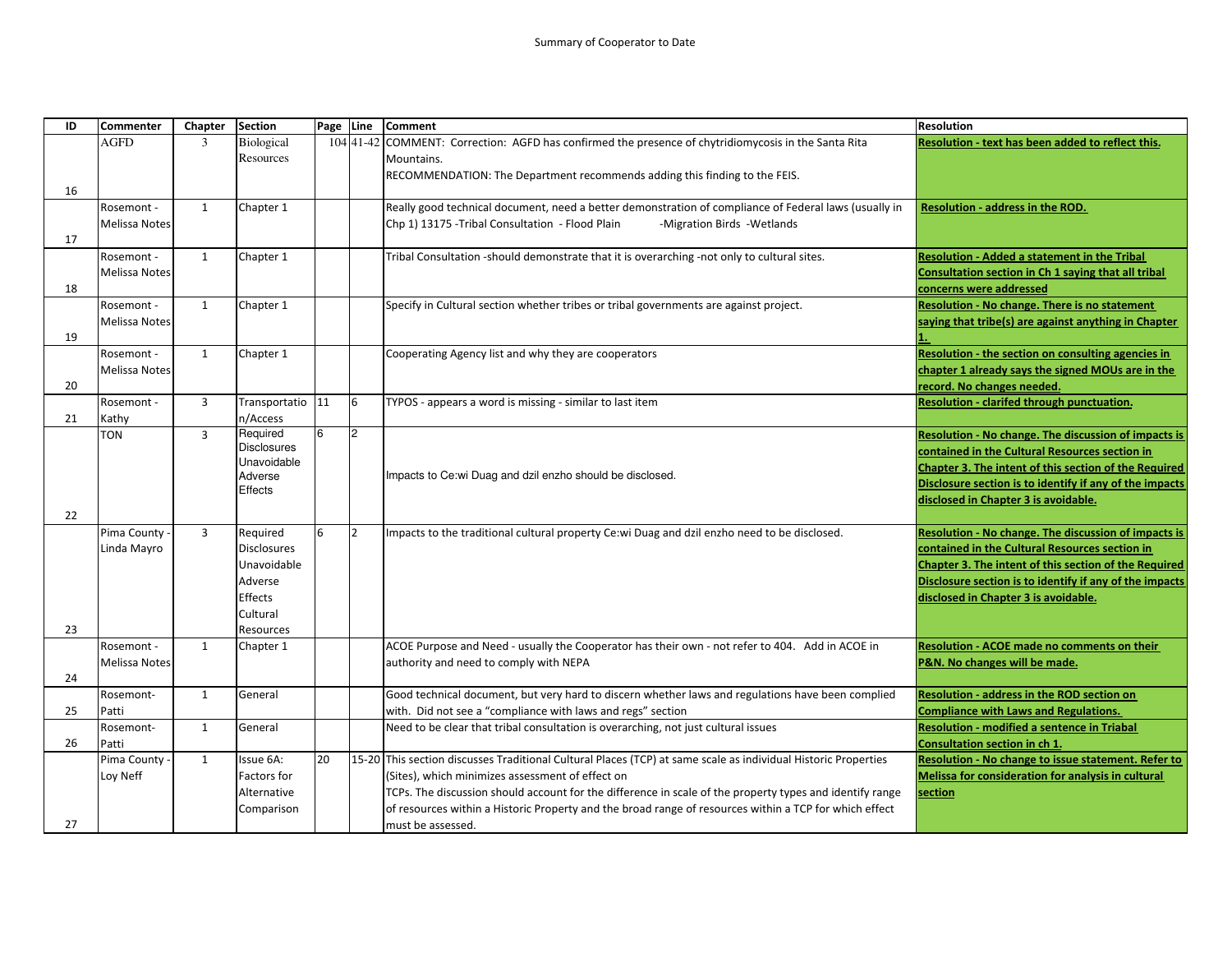Summary of Cooperator to Date

| ID | Commenter | Chapter | Section | Page | Line | Comment | Resolution |
|---|---|---|---|---|---|---|---|
| 16 | AGFD | 3 | Biological Resources | 104 | 41-42 | COMMENT: Correction: AGFD has confirmed the presence of chytridiomycosis in the Santa Rita Mountains. RECOMMENDATION: The Department recommends adding this finding to the FEIS. | **Resolution - text has been added to reflect this.** |
| 17 | Rosemont - Melissa Notes | 1 | Chapter 1 | | | Really good technical document, need a better demonstration of compliance of Federal laws (usually in Chp 1) 13175 -Tribal Consultation - Flood Plain -Migration Birds -Wetlands | **Resolution - address in the ROD.** |
| 18 | Rosemont - Melissa Notes | 1 | Chapter 1 | | | Tribal Consultation -should demonstrate that it is overarching -not only to cultural sites. | **Resolution - Added a statement in the Tribal Consultation section in Ch 1 saying that all tribal concerns were addressed** |
| 19 | Rosemont - Melissa Notes | 1 | Chapter 1 | | | Specify in Cultural section whether tribes or tribal governments are against project. | **Resolution - No change. There is no statement saying that tribe(s) are against anything in Chapter 1.** |
| 20 | Rosemont - Melissa Notes | 1 | Chapter 1 | | | Cooperating Agency list and why they are cooperators | **Resolution - the section on consulting agencies in chapter 1 already says the signed MOUs are in the record. No changes needed.** |
| 21 | Rosemont - Kathy | 3 | Transportation/Access | 11 | 6 | TYPOS - appears a word is missing - similar to last item | **Resolution - clarifed through punctuation.** |
| 22 | TON | 3 | Required Disclosures Unavoidable Adverse Effects | 6 | 2 | Impacts to Ce:wi Duag and dzil enzho should be disclosed. | **Resolution - No change. The discussion of impacts is contained in the Cultural Resources section in Chapter 3. The intent of this section of the Required Disclosure section is to identify if any of the impacts disclosed in Chapter 3 is avoidable.** |
| 23 | Pima County - Linda Mayro | 3 | Required Disclosures Unavoidable Adverse Effects Cultural Resources | 6 | 2 | Impacts to the traditional cultural property Ce:wi Duag and dzil enzho need to be disclosed. | **Resolution - No change. The discussion of impacts is contained in the Cultural Resources section in Chapter 3. The intent of this section of the Required Disclosure section is to identify if any of the impacts disclosed in Chapter 3 is avoidable.** |
| 24 | Rosemont - Melissa Notes | 1 | Chapter 1 | | | ACOE Purpose and Need - usually the Cooperator has their own - not refer to 404. Add in ACOE in authority and need to comply with NEPA | **Resolution - ACOE made no comments on their P&N. No changes will be made.** |
| 25 | Rosemont-Patti | 1 | General | | | Good technical document, but very hard to discern whether laws and regulations have been complied with. Did not see a "compliance with laws and regs" section | **Resolution - address in the ROD section on Compliance with Laws and Regulations.** |
| 26 | Rosemont-Patti | 1 | General | | | Need to be clear that tribal consultation is overarching, not just cultural issues | **Resolution - modified a sentence in Triabal Consultation section in ch 1.** |
| 27 | Pima County - Loy Neff | 1 | Issue 6A: Factors for Alternative Comparison | 20 | 15-20 | This section discusses Traditional Cultural Places (TCP) at same scale as individual Historic Properties (Sites), which minimizes assessment of effect on TCPs. The discussion should account for the difference in scale of the property types and identify range of resources within a Historic Property and the broad range of resources within a TCP for which effect must be assessed. | **Resolution - No change to issue statement. Refer to Melissa for consideration for analysis in cultural section** |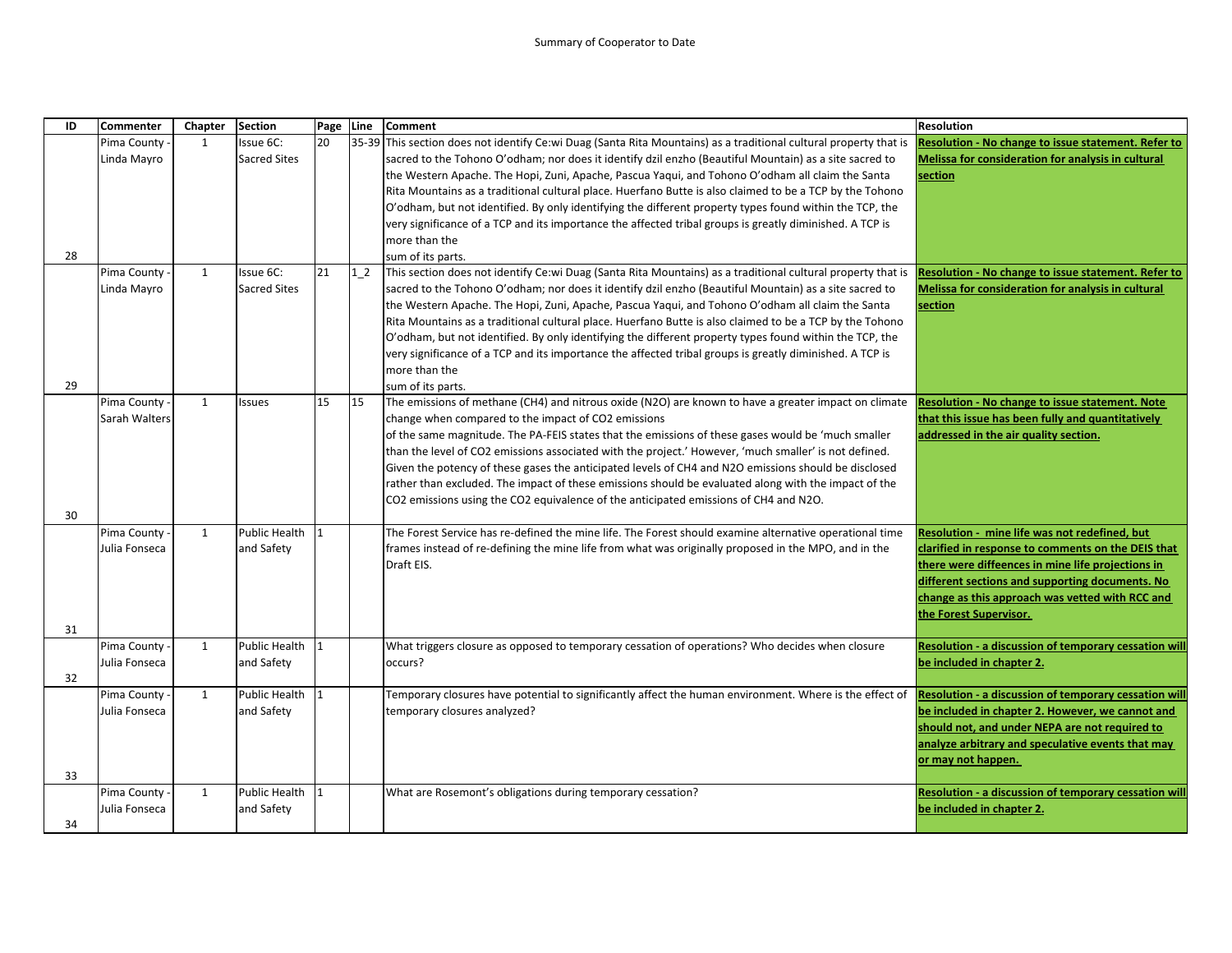Summary of Cooperator to Date

| ID | Commenter | Chapter | Section | Page | Line | Comment | Resolution |
|---|---|---|---|---|---|---|---|
| 28 | Pima County - Linda Mayro | 1 | Issue 6C: Sacred Sites | 20 | 35-39 | This section does not identify Ce:wi Duag (Santa Rita Mountains) as a traditional cultural property that is sacred to the Tohono O'odham; nor does it identify dzil enzho (Beautiful Mountain) as a site sacred to the Western Apache. The Hopi, Zuni, Apache, Pascua Yaqui, and Tohono O'odham all claim the Santa Rita Mountains as a traditional cultural place. Huerfano Butte is also claimed to be a TCP by the Tohono O'odham, but not identified. By only identifying the different property types found within the TCP, the very significance of a TCP and its importance the affected tribal groups is greatly diminished. A TCP is more than the sum of its parts. | **Resolution - No change to issue statement. Refer to Melissa for consideration for analysis in cultural section** |
| 29 | Pima County - Linda Mayro | 1 | Issue 6C: Sacred Sites | 21 | 1_2 | This section does not identify Ce:wi Duag (Santa Rita Mountains) as a traditional cultural property that is sacred to the Tohono O'odham; nor does it identify dzil enzho (Beautiful Mountain) as a site sacred to the Western Apache. The Hopi, Zuni, Apache, Pascua Yaqui, and Tohono O'odham all claim the Santa Rita Mountains as a traditional cultural place. Huerfano Butte is also claimed to be a TCP by the Tohono O'odham, but not identified. By only identifying the different property types found within the TCP, the very significance of a TCP and its importance the affected tribal groups is greatly diminished. A TCP is more than the sum of its parts. | **Resolution - No change to issue statement. Refer to Melissa for consideration for analysis in cultural section** |
| 30 | Pima County - Sarah Walters | 1 | Issues | 15 | 15 | The emissions of methane ($CH_4$) and nitrous oxide ($N_2O$) are known to have a greater impact on climate change when compared to the impact of $CO_2$ emissions of the same magnitude. The PA-FEIS states that the emissions of these gases would be 'much smaller than the level of $CO_2$ emissions associated with the project.' However, 'much smaller' is not defined. Given the potency of these gases the anticipated levels of $CH_4$ and $N_2O$ emissions should be disclosed rather than excluded. The impact of these emissions should be evaluated along with the impact of the $CO_2$ emissions using the $CO_2$ equivalence of the anticipated emissions of $CH_4$ and $N_2O$. | **Resolution - No change to issue statement. Note that this issue has been fully and quantitatively addressed in the air quality section.** |
| 31 | Pima County - Julia Fonseca | 1 | Public Health and Safety | 1 | | The Forest Service has re-defined the mine life. The Forest should examine alternative operational time frames instead of re-defining the mine life from what was originally proposed in the MPO, and in the Draft EIS. | **Resolution - mine life was not redefined, but clarified in response to comments on the DEIS that there were diffeences in mine life projections in different sections and supporting documents. No change as this approach was vetted with RCC and the Forest Supervisor.** |
| 32 | Pima County - Julia Fonseca | 1 | Public Health and Safety | 1 | | What triggers closure as opposed to temporary cessation of operations? Who decides when closure occurs? | **Resolution - a discussion of temporary cessation will be included in chapter 2.** |
| 33 | Pima County - Julia Fonseca | 1 | Public Health and Safety | 1 | | Temporary closures have potential to significantly affect the human environment. Where is the effect of temporary closures analyzed? | **Resolution - a discussion of temporary cessation will be included in chapter 2. However, we cannot and should not, and under NEPA are not required to analyze arbitrary and speculative events that may or may not happen.** |
| 34 | Pima County - Julia Fonseca | 1 | Public Health and Safety | 1 | | What are Rosemont's obligations during temporary cessation? | **Resolution - a discussion of temporary cessation will be included in chapter 2.** |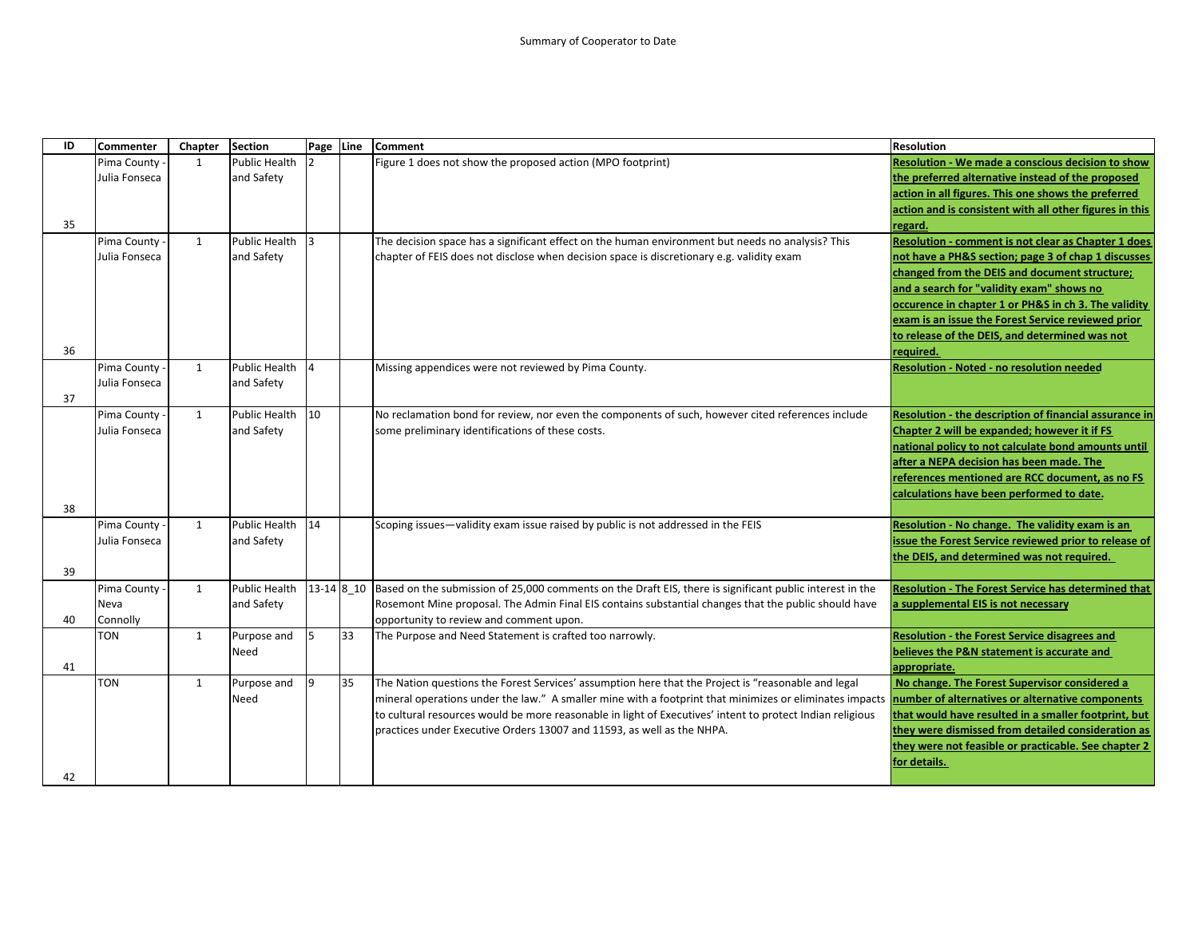Summary of Cooperator to Date

| ID | Commenter | Chapter | Section | Page | Line | Comment | Resolution |
|---|---|---|---|---|---|---|---|
| 35 | Pima County - Julia Fonseca | 1 | Public Health and Safety | 2 | | Figure 1 does not show the proposed action (MPO footprint) | **Resolution - We made a conscious decision to show the preferred alternative instead of the proposed action in all figures. This one shows the preferred action and is consistent with all other figures in this regard.** |
| 36 | Pima County - Julia Fonseca | 1 | Public Health and Safety | 3 | | The decision space has a significant effect on the human environment but needs no analysis? This chapter of FEIS does not disclose when decision space is discretionary e.g. validity exam | **Resolution - comment is not clear as Chapter 1 does not have a PH&S section; page 3 of chap 1 discusses changed from the DEIS and document structure; and a search for "validity exam" shows no occurence in chapter 1 or PH&S in ch 3. The validity exam is an issue the Forest Service reviewed prior to release of the DEIS, and determined was not required.** |
| 37 | Pima County - Julia Fonseca | 1 | Public Health and Safety | 4 | | Missing appendices were not reviewed by Pima County. | **Resolution - Noted - no resolution needed** |
| 38 | Pima County - Julia Fonseca | 1 | Public Health and Safety | 10 | | No reclamation bond for review, nor even the components of such, however cited references include some preliminary identifications of these costs. | **Resolution - the description of financial assurance in Chapter 2 will be expanded; however it if FS national policy to not calculate bond amounts until after a NEPA decision has been made. The references mentioned are RCC document, as no FS calculations have been performed to date.** |
| 39 | Pima County - Julia Fonseca | 1 | Public Health and Safety | 14 | | Scoping issues—validity exam issue raised by public is not addressed in the FEIS | **Resolution - No change. The validity exam is an issue the Forest Service reviewed prior to release of the DEIS, and determined was not required.** |
| 40 | Pima County - Neva Connolly | 1 | Public Health and Safety | 13-14 | 8_10 | Based on the submission of 25,000 comments on the Draft EIS, there is significant public interest in the Rosemont Mine proposal. The Admin Final EIS contains substantial changes that the public should have opportunity to review and comment upon. | **Resolution - The Forest Service has determined that a supplemental EIS is not necessary** |
| 41 | TON | 1 | Purpose and Need | 5 | 33 | The Purpose and Need Statement is crafted too narrowly. | **Resolution - the Forest Service disagrees and believes the P&N statement is accurate and appropriate.** |
| 42 | TON | 1 | Purpose and Need | 9 | 35 | The Nation questions the Forest Services' assumption here that the Project is "reasonable and legal mineral operations under the law." A smaller mine with a footprint that minimizes or eliminates impacts to cultural resources would be more reasonable in light of Executives' intent to protect Indian religious practices under Executive Orders 13007 and 11593, as well as the NHPA. | **No change. The Forest Supervisor considered a number of alternatives or alternative components that would have resulted in a smaller footprint, but they were dismissed from detailed consideration as they were not feasible or practicable. See chapter 2 for details.** |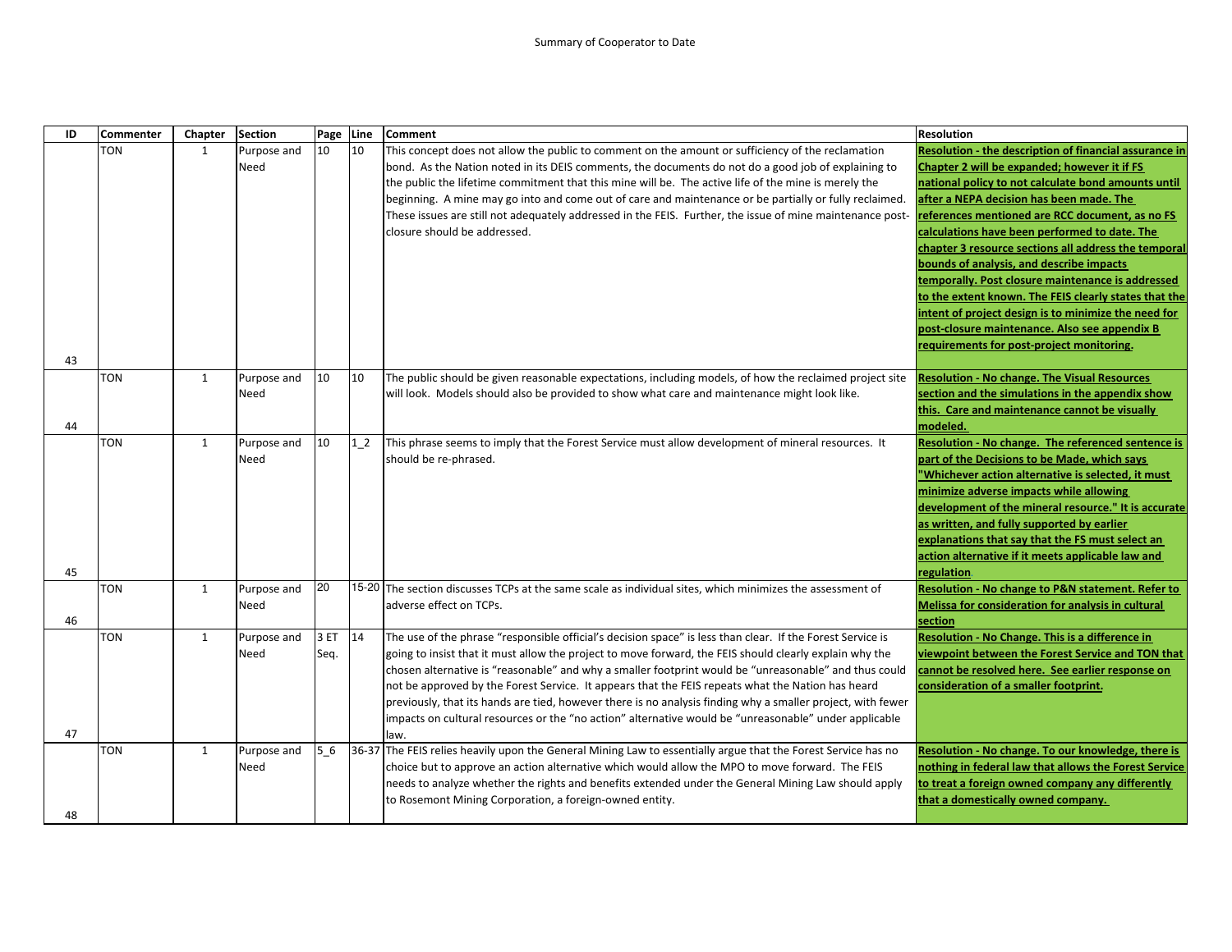Summary of Cooperator to Date

| ID | Commenter | Chapter | Section | Page | Line | Comment | Resolution |
|---|---|---|---|---|---|---|---|
| 43 | TON | 1 | Purpose and Need | 10 | 10 | This concept does not allow the public to comment on the amount or sufficiency of the reclamation bond. As the Nation noted in its DEIS comments, the documents do not do a good job of explaining to the public the lifetime commitment that this mine will be. The active life of the mine is merely the beginning. A mine may go into and come out of care and maintenance or be partially or fully reclaimed. These issues are still not adequately addressed in the FEIS. Further, the issue of mine maintenance post-closure should be addressed. | **Resolution - the description of financial assurance in Chapter 2 will be expanded; however it if FS national policy to not calculate bond amounts until after a NEPA decision has been made. The references mentioned are RCC document, as no FS calculations have been performed to date. The chapter 3 resource sections all address the temporal bounds of analysis, and describe impacts temporally. Post closure maintenance is addressed to the extent known. The FEIS clearly states that the intent of project design is to minimize the need for post-closure maintenance. Also see appendix B requirements for post-project monitoring.** |
| 44 | TON | 1 | Purpose and Need | 10 | 10 | The public should be given reasonable expectations, including models, of how the reclaimed project site will look. Models should also be provided to show what care and maintenance might look like. | **Resolution - No change. The Visual Resources section and the simulations in the appendix show this. Care and maintenance cannot be visually modeled.** |
| 45 | TON | 1 | Purpose and Need | 10 | 1_2 | This phrase seems to imply that the Forest Service must allow development of mineral resources. It should be re-phrased. | **Resolution - No change. The referenced sentence is part of the Decisions to be Made, which says "Whichever action alternative is selected, it must minimize adverse impacts while allowing development of the mineral resource." It is accurate as written, and fully supported by earlier explanations that say that the FS must select an action alternative if it meets applicable law and regulation.** |
| 46 | TON | 1 | Purpose and Need | 20 | 15-20 | The section discusses TCPs at the same scale as individual sites, which minimizes the assessment of adverse effect on TCPs. | **Resolution - No change to P&N statement. Refer to Melissa for consideration for analysis in cultural section** |
| 47 | TON | 1 | Purpose and Need | 3 ET Seq. | 14 | The use of the phrase "responsible official's decision space" is less than clear. If the Forest Service is going to insist that it must allow the project to move forward, the FEIS should clearly explain why the chosen alternative is "reasonable" and why a smaller footprint would be "unreasonable" and thus could not be approved by the Forest Service. It appears that the FEIS repeats what the Nation has heard previously, that its hands are tied, however there is no analysis finding why a smaller project, with fewer impacts on cultural resources or the "no action" alternative would be "unreasonable" under applicable law. | **Resolution - No Change. This is a difference in viewpoint between the Forest Service and TON that cannot be resolved here. See earlier response on consideration of a smaller footprint.** |
| 48 | TON | 1 | Purpose and Need | 5_6 | 36-37 | The FEIS relies heavily upon the General Mining Law to essentially argue that the Forest Service has no choice but to approve an action alternative which would allow the MPO to move forward. The FEIS needs to analyze whether the rights and benefits extended under the General Mining Law should apply to Rosemont Mining Corporation, a foreign-owned entity. | **Resolution - No change. To our knowledge, there is nothing in federal law that allows the Forest Service to treat a foreign owned company any differently that a domestically owned company.** |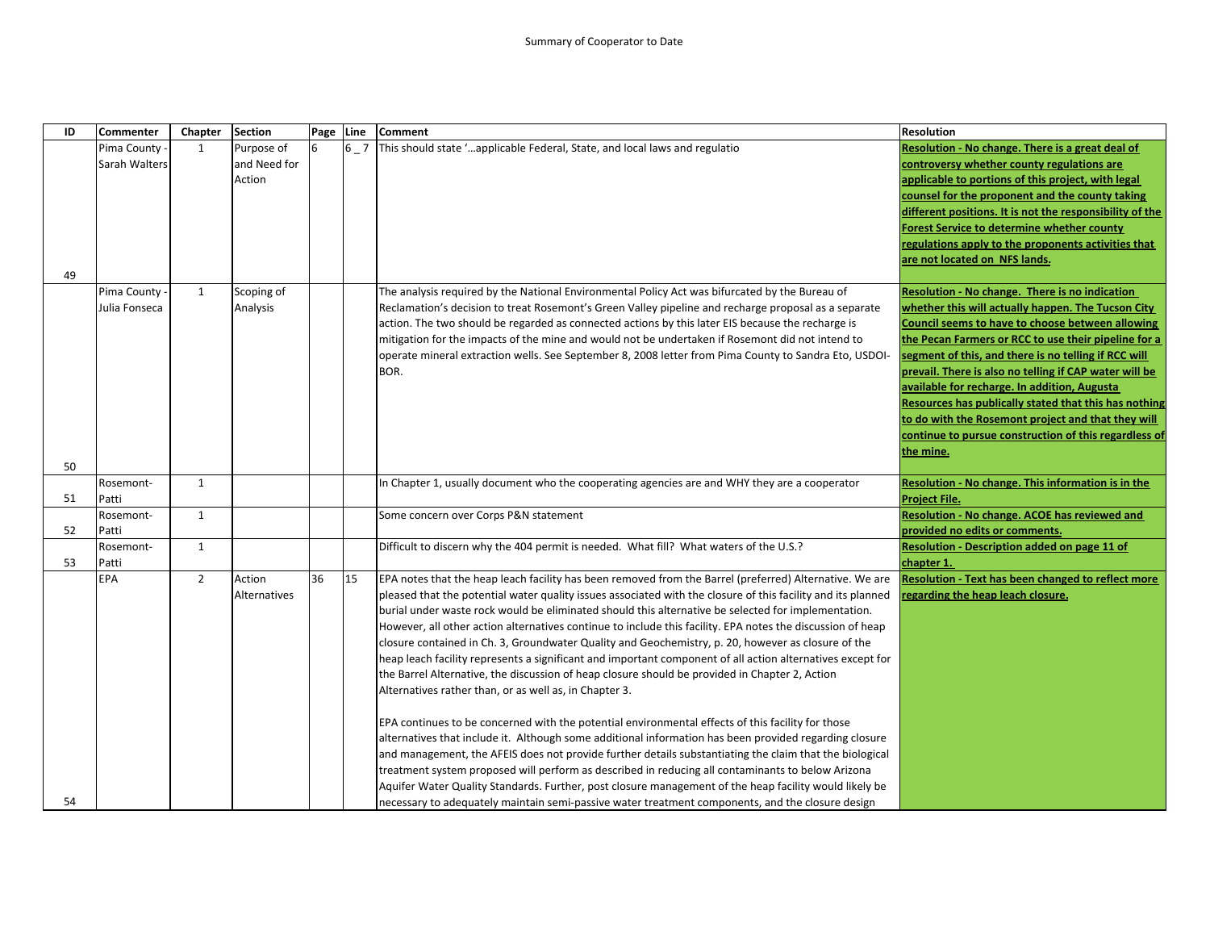Summary of Cooperator to Date

| ID | Commenter | Chapter | Section | Page | Line | Comment | Resolution |
|---|---|---|---|---|---|---|---|
| 49 | Pima County - Sarah Walters | 1 | Purpose of and Need for Action | 6 | 6 _ 7 | This should state '…applicable Federal, State, and local laws and regulatio | **Resolution - No change. There is a great deal of controversy whether county regulations are applicable to portions of this project, with legal counsel for the proponent and the county taking different positions. It is not the responsibility of the Forest Service to determine whether county regulations apply to the proponents activities that are not located on NFS lands.** |
| 50 | Pima County - Julia Fonseca | 1 | Scoping of Analysis | | | The analysis required by the National Environmental Policy Act was bifurcated by the Bureau of Reclamation's decision to treat Rosemont's Green Valley pipeline and recharge proposal as a separate action. The two should be regarded as connected actions by this later EIS because the recharge is mitigation for the impacts of the mine and would not be undertaken if Rosemont did not intend to operate mineral extraction wells. See September 8, 2008 letter from Pima County to Sandra Eto, USDOI-BOR. | **Resolution - No change. There is no indication whether this will actually happen. The Tucson City Council seems to have to choose between allowing the Pecan Farmers or RCC to use their pipeline for a segment of this, and there is no telling if RCC will prevail. There is also no telling if CAP water will be available for recharge. In addition, Augusta Resources has publically stated that this has nothing to do with the Rosemont project and that they will continue to pursue construction of this regardless of the mine.** |
| 51 | Rosemont-Patti | 1 | | | | In Chapter 1, usually document who the cooperating agencies are and WHY they are a cooperator | **Resolution - No change. This information is in the Project File.** |
| 52 | Rosemont-Patti | 1 | | | | Some concern over Corps P&N statement | **Resolution - No change. ACOE has reviewed and provided no edits or comments.** |
| 53 | Rosemont-Patti | 1 | | | | Difficult to discern why the 404 permit is needed. What fill? What waters of the U.S.? | **Resolution - Description added on page 11 of chapter 1.** |
| 54 | EPA | 2 | Action Alternatives | 36 | 15 | EPA notes that the heap leach facility has been removed from the Barrel (preferred) Alternative. We are pleased that the potential water quality issues associated with the closure of this facility and its planned burial under waste rock would be eliminated should this alternative be selected for implementation. However, all other action alternatives continue to include this facility. EPA notes the discussion of heap closure contained in Ch. 3, Groundwater Quality and Geochemistry, p. 20, however as closure of the heap leach facility represents a significant and important component of all action alternatives except for the Barrel Alternative, the discussion of heap closure should be provided in Chapter 2, Action Alternatives rather than, or as well as, in Chapter 3.<br><br>EPA continues to be concerned with the potential environmental effects of this facility for those alternatives that include it. Although some additional information has been provided regarding closure and management, the AFEIS does not provide further details substantiating the claim that the biological treatment system proposed will perform as described in reducing all contaminants to below Arizona Aquifer Water Quality Standards. Further, post closure management of the heap facility would likely be necessary to adequately maintain semi-passive water treatment components, and the closure design | **Resolution - Text has been changed to reflect more regarding the heap leach closure.** |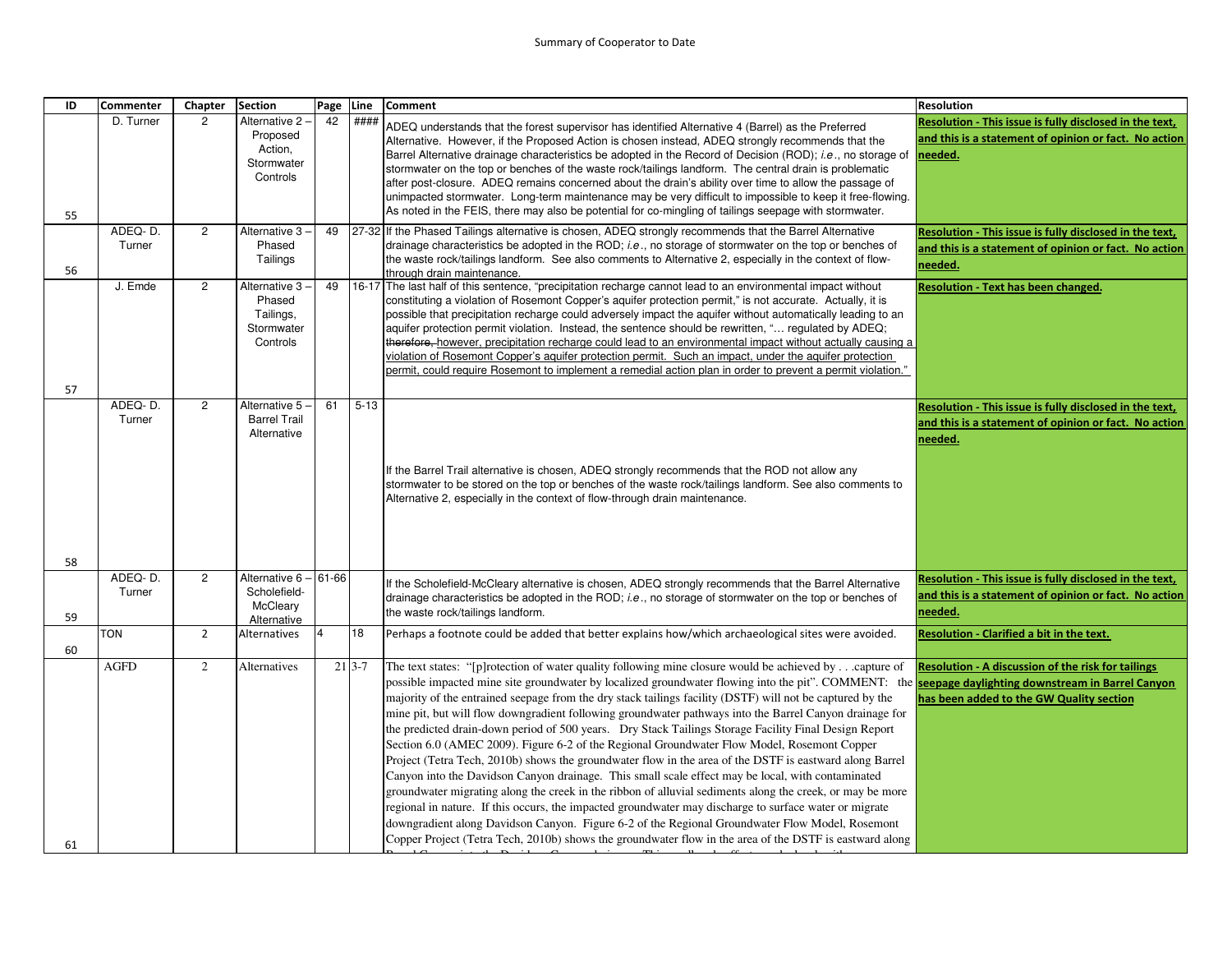Summary of Cooperator to Date

| ID | Commenter | Chapter | Section | Page | Line | Comment | Resolution |
|---|---|---|---|---|---|---|---|
| 55 | D. Turner | 2 | Alternative 2 – Proposed Action, Stormwater Controls | 42 | #### | ADEQ understands that the forest supervisor has identified Alternative 4 (Barrel) as the Preferred Alternative. However, if the Proposed Action is chosen instead, ADEQ strongly recommends that the Barrel Alternative drainage characteristics be adopted in the Record of Decision (ROD); *i.e*., no storage of stormwater on the top or benches of the waste rock/tailings landform. The central drain is problematic after post-closure. ADEQ remains concerned about the drain's ability over time to allow the passage of unimpacted stormwater. Long-term maintenance may be very difficult to impossible to keep it free-flowing. As noted in the FEIS, there may also be potential for co-mingling of tailings seepage with stormwater. | **Resolution - This issue is fully disclosed in the text, and this is a statement of opinion or fact. No action needed.** |
| 56 | ADEQ- D. Turner | 2 | Alternative 3 – Phased Tailings | 49 | 27-32 | If the Phased Tailings alternative is chosen, ADEQ strongly recommends that the Barrel Alternative drainage characteristics be adopted in the ROD; *i.e*., no storage of stormwater on the top or benches of the waste rock/tailings landform. See also comments to Alternative 2, especially in the context of flow-through drain maintenance. | **Resolution - This issue is fully disclosed in the text, and this is a statement of opinion or fact. No action needed.** |
| 57 | J. Emde | 2 | Alternative 3 – Phased Tailings, Stormwater Controls | 49 | 16-17 | The last half of this sentence, "precipitation recharge cannot lead to an environmental impact without constituting a violation of Rosemont Copper's aquifer protection permit," is not accurate. Actually, it is possible that precipitation recharge could adversely impact the aquifer without automatically leading to an aquifer protection permit violation. Instead, the sentence should be rewritten, "… regulated by ADEQ; ~~therefore,~~ however, precipitation recharge could lead to an environmental impact without actually causing a violation of Rosemont Copper's aquifer protection permit. Such an impact, under the aquifer protection permit, could require Rosemont to implement a remedial action plan in order to prevent a permit violation." | **Resolution - Text has been changed.** |
| 58 | ADEQ- D. Turner | 2 | Alternative 5 – Barrel Trail Alternative | 61 | 5-13 | If the Barrel Trail alternative is chosen, ADEQ strongly recommends that the ROD not allow any stormwater to be stored on the top or benches of the waste rock/tailings landform. See also comments to Alternative 2, especially in the context of flow-through drain maintenance. | **Resolution - This issue is fully disclosed in the text, and this is a statement of opinion or fact. No action needed.** |
| 59 | ADEQ- D. Turner | 2 | Alternative 6 – Scholefield-McCleary Alternative | 61-66 | | If the Scholefield-McCleary alternative is chosen, ADEQ strongly recommends that the Barrel Alternative drainage characteristics be adopted in the ROD; *i.e*., no storage of stormwater on the top or benches of the waste rock/tailings landform. | **Resolution - This issue is fully disclosed in the text, and this is a statement of opinion or fact. No action needed.** |
| 60 | TON | 2 | Alternatives | 4 | 18 | Perhaps a footnote could be added that better explains how/which archaeological sites were avoided. | **Resolution - Clarified a bit in the text.** |
| 61 | AGFD | 2 | Alternatives | 21 | 3-7 | The text states: "[p]rotection of water quality following mine closure would be achieved by . . .capture of possible impacted mine site groundwater by localized groundwater flowing into the pit". COMMENT: the majority of the entrained seepage from the dry stack tailings facility (DSTF) will not be captured by the mine pit, but will flow downgradient following groundwater pathways into the Barrel Canyon drainage for the predicted drain-down period of 500 years. Dry Stack Tailings Storage Facility Final Design Report Section 6.0 (AMEC 2009). Figure 6-2 of the Regional Groundwater Flow Model, Rosemont Copper Project (Tetra Tech, 2010b) shows the groundwater flow in the area of the DSTF is eastward along Barrel Canyon into the Davidson Canyon drainage. This small scale effect may be local, with contaminated groundwater migrating along the creek in the ribbon of alluvial sediments along the creek, or may be more regional in nature. If this occurs, the impacted groundwater may discharge to surface water or migrate downgradient along Davidson Canyon. Figure 6-2 of the Regional Groundwater Flow Model, Rosemont Copper Project (Tetra Tech, 2010b) shows the groundwater flow in the area of the DSTF is eastward along | **Resolution - A discussion of the risk for tailings seepage daylighting downstream in Barrel Canyon has been added to the GW Quality section** |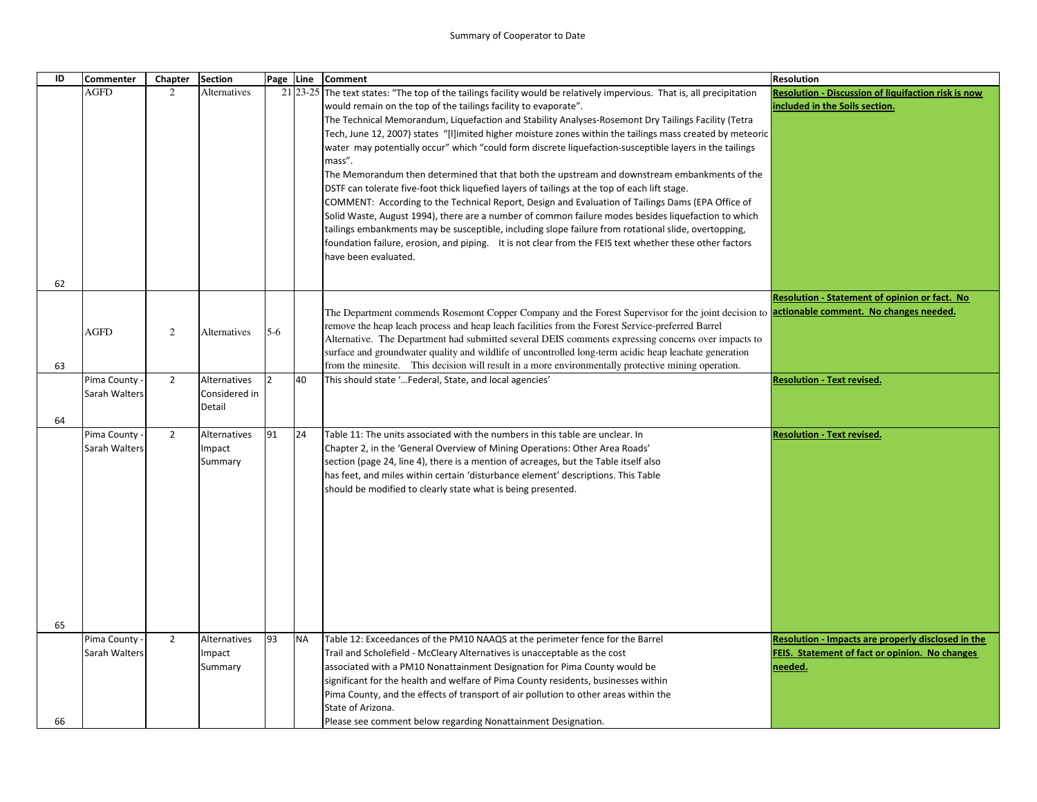Summary of Cooperator to Date

| ID | Commenter | Chapter | Section | Page | Line | Comment | Resolution |
|---|---|---|---|---|---|---|---|
| 62 | AGFD | 2 | Alternatives | 21 | 23-25 | The text states: "The top of the tailings facility would be relatively impervious. That is, all precipitation would remain on the top of the tailings facility to evaporate". The Technical Memorandum, Liquefaction and Stability Analyses-Rosemont Dry Tailings Facility (Tetra Tech, June 12, 2007) states "[l]imited higher moisture zones within the tailings mass created by meteoric water may potentially occur" which "could form discrete liquefaction-susceptible layers in the tailings mass". The Memorandum then determined that that both the upstream and downstream embankments of the DSTF can tolerate five-foot thick liquefied layers of tailings at the top of each lift stage. COMMENT: According to the Technical Report, Design and Evaluation of Tailings Dams (EPA Office of Solid Waste, August 1994), there are a number of common failure modes besides liquefaction to which tailings embankments may be susceptible, including slope failure from rotational slide, overtopping, foundation failure, erosion, and piping. It is not clear from the FEIS text whether these other factors have been evaluated. | **Resolution - Discussion of liquifaction risk is now included in the Soils section.** |
| 63 | AGFD | 2 | Alternatives | 5-6 | | The Department commends Rosemont Copper Company and the Forest Supervisor for the joint decision to remove the heap leach process and heap leach facilities from the Forest Service-preferred Barrel Alternative. The Department had submitted several DEIS comments expressing concerns over impacts to surface and groundwater quality and wildlife of uncontrolled long-term acidic heap leachate generation from the minesite. This decision will result in a more environmentally protective mining operation. | **Resolution - Statement of opinion or fact. No actionable comment. No changes needed.** |
| 64 | Pima County - Sarah Walters | 2 | Alternatives Considered in Detail | 2 | 40 | This should state '…Federal, State, and local agencies' | **Resolution - Text revised.** |
| 65 | Pima County - Sarah Walters | 2 | Alternatives Impact Summary | 91 | 24 | Table 11: The units associated with the numbers in this table are unclear. In Chapter 2, in the 'General Overview of Mining Operations: Other Area Roads' section (page 24, line 4), there is a mention of acreages, but the Table itself also has feet, and miles within certain 'disturbance element' descriptions. This Table should be modified to clearly state what is being presented. | **Resolution - Text revised.** |
| 66 | Pima County - Sarah Walters | 2 | Alternatives Impact Summary | 93 | NA | Table 12: Exceedances of the PM10 NAAQS at the perimeter fence for the Barrel Trail and Scholefield - McCleary Alternatives is unacceptable as the cost associated with a PM10 Nonattainment Designation for Pima County would be significant for the health and welfare of Pima County residents, businesses within Pima County, and the effects of transport of air pollution to other areas within the State of Arizona. Please see comment below regarding Nonattainment Designation. | **Resolution - Impacts are properly disclosed in the FEIS. Statement of fact or opinion. No changes needed.** |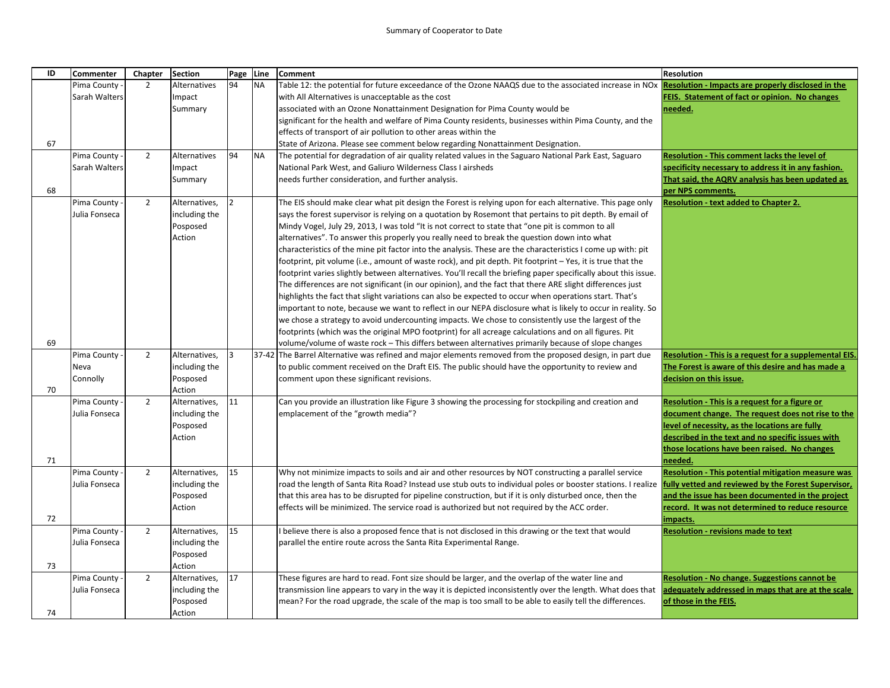Summary of Cooperator to Date

| ID | Commenter | Chapter | Section | Page | Line | Comment | Resolution |
|---|---|---|---|---|---|---|---|
| 67 | Pima County - Sarah Walters | 2 | Alternatives Impact Summary | 94 | NA | Table 12: the potential for future exceedance of the Ozone NAAQS due to the associated increase in NOx with All Alternatives is unacceptable as the cost associated with an Ozone Nonattainment Designation for Pima County would be significant for the health and welfare of Pima County residents, businesses within Pima County, and the effects of transport of air pollution to other areas within the State of Arizona. Please see comment below regarding Nonattainment Designation. | **Resolution - Impacts are properly disclosed in the FEIS. Statement of fact or opinion. No changes needed.** |
| 68 | Pima County - Sarah Walters | 2 | Alternatives Impact Summary | 94 | NA | The potential for degradation of air quality related values in the Saguaro National Park East, Saguaro National Park West, and Galiuro Wilderness Class I airsheds needs further consideration, and further analysis. | **Resolution - This comment lacks the level of specificity necessary to address it in any fashion. That said, the AQRV analysis has been updated as per NPS comments.** |
| 69 | Pima County - Julia Fonseca | 2 | Alternatives, including the Posposed Action | 2 | | The EIS should make clear what pit design the Forest is relying upon for each alternative. This page only says the forest supervisor is relying on a quotation by Rosemont that pertains to pit depth. By email of Mindy Vogel, July 29, 2013, I was told "It is not correct to state that "one pit is common to all alternatives". To answer this properly you really need to break the question down into what characteristics of the mine pit factor into the analysis. These are the characteristics I come up with: pit footprint, pit volume (i.e., amount of waste rock), and pit depth. Pit footprint – Yes, it is true that the footprint varies slightly between alternatives. You'll recall the briefing paper specifically about this issue. The differences are not significant (in our opinion), and the fact that there ARE slight differences just highlights the fact that slight variations can also be expected to occur when operations start. That's important to note, because we want to reflect in our NEPA disclosure what is likely to occur in reality. So we chose a strategy to avoid undercounting impacts. We chose to consistently use the largest of the footprints (which was the original MPO footprint) for all acreage calculations and on all figures. Pit volume/volume of waste rock – This differs between alternatives primarily because of slope changes | **Resolution - text added to Chapter 2.** |
| 70 | Pima County - Neva Connolly | 2 | Alternatives, including the Posposed Action | 3 | 37-42 | The Barrel Alternative was refined and major elements removed from the proposed design, in part due to public comment received on the Draft EIS. The public should have the opportunity to review and comment upon these significant revisions. | **Resolution - This is a request for a supplemental EIS. The Forest is aware of this desire and has made a decision on this issue.** |
| 71 | Pima County - Julia Fonseca | 2 | Alternatives, including the Posposed Action | 11 | | Can you provide an illustration like Figure 3 showing the processing for stockpiling and creation and emplacement of the "growth media"? | **Resolution - This is a request for a figure or document change. The request does not rise to the level of necessity, as the locations are fully described in the text and no specific issues with those locations have been raised. No changes needed.** |
| 72 | Pima County - Julia Fonseca | 2 | Alternatives, including the Posposed Action | 15 | | Why not minimize impacts to soils and air and other resources by NOT constructing a parallel service road the length of Santa Rita Road? Instead use stub outs to individual poles or booster stations. I realize that this area has to be disrupted for pipeline construction, but if it is only disturbed once, then the effects will be minimized. The service road is authorized but not required by the ACC order. | **Resolution - This potential mitigation measure was fully vetted and reviewed by the Forest Supervisor, and the issue has been documented in the project record. It was not determined to reduce resource impacts.** |
| 73 | Pima County - Julia Fonseca | 2 | Alternatives, including the Posposed Action | 15 | | I believe there is also a proposed fence that is not disclosed in this drawing or the text that would parallel the entire route across the Santa Rita Experimental Range. | **Resolution - revisions made to text** |
| 74 | Pima County - Julia Fonseca | 2 | Alternatives, including the Posposed Action | 17 | | These figures are hard to read. Font size should be larger, and the overlap of the water line and transmission line appears to vary in the way it is depicted inconsistently over the length. What does that mean? For the road upgrade, the scale of the map is too small to be able to easily tell the differences. | **Resolution - No change. Suggestions cannot be adequately addressed in maps that are at the scale of those in the FEIS.** |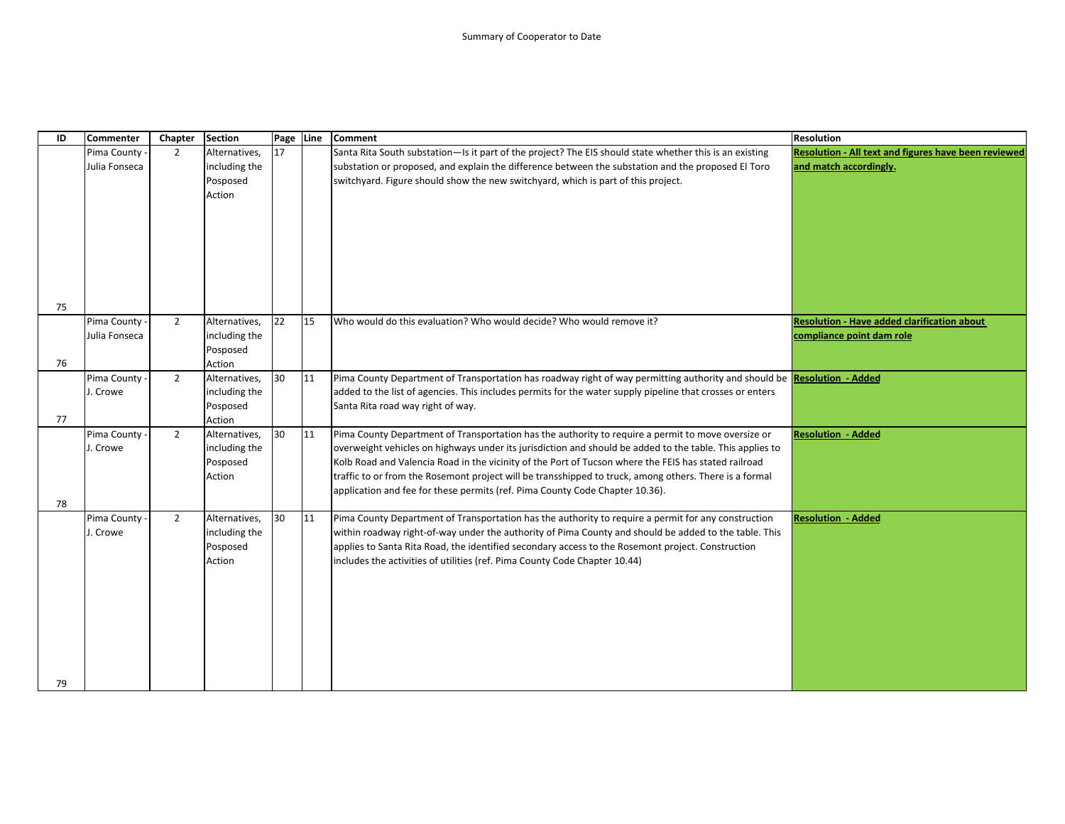Summary of Cooperator to Date

| ID | Commenter | Chapter | Section | Page | Line | Comment | Resolution |
|---|---|---|---|---|---|---|---|
| 75 | Pima County - Julia Fonseca | 2 | Alternatives, including the Posposed Action | 17 | | Santa Rita South substation—Is it part of the project? The EIS should state whether this is an existing substation or proposed, and explain the difference between the substation and the proposed El Toro switchyard. Figure should show the new switchyard, which is part of this project. | **Resolution - All text and figures have been reviewed and match accordingly.** |
| 76 | Pima County - Julia Fonseca | 2 | Alternatives, including the Posposed Action | 22 | 15 | Who would do this evaluation? Who would decide? Who would remove it? | **Resolution - Have added clarification about compliance point dam role** |
| 77 | Pima County - J. Crowe | 2 | Alternatives, including the Posposed Action | 30 | 11 | Pima County Department of Transportation has roadway right of way permitting authority and should be added to the list of agencies. This includes permits for the water supply pipeline that crosses or enters Santa Rita road way right of way. | **Resolution - Added** |
| 78 | Pima County - J. Crowe | 2 | Alternatives, including the Posposed Action | 30 | 11 | Pima County Department of Transportation has the authority to require a permit to move oversize or overweight vehicles on highways under its jurisdiction and should be added to the table. This applies to Kolb Road and Valencia Road in the vicinity of the Port of Tucson where the FEIS has stated railroad traffic to or from the Rosemont project will be transshipped to truck, among others. There is a formal application and fee for these permits (ref. Pima County Code Chapter 10.36). | **Resolution - Added** |
| 79 | Pima County - J. Crowe | 2 | Alternatives, including the Posposed Action | 30 | 11 | Pima County Department of Transportation has the authority to require a permit for any construction within roadway right-of-way under the authority of Pima County and should be added to the table. This applies to Santa Rita Road, the identified secondary access to the Rosemont project. Construction includes the activities of utilities (ref. Pima County Code Chapter 10.44) | **Resolution - Added** |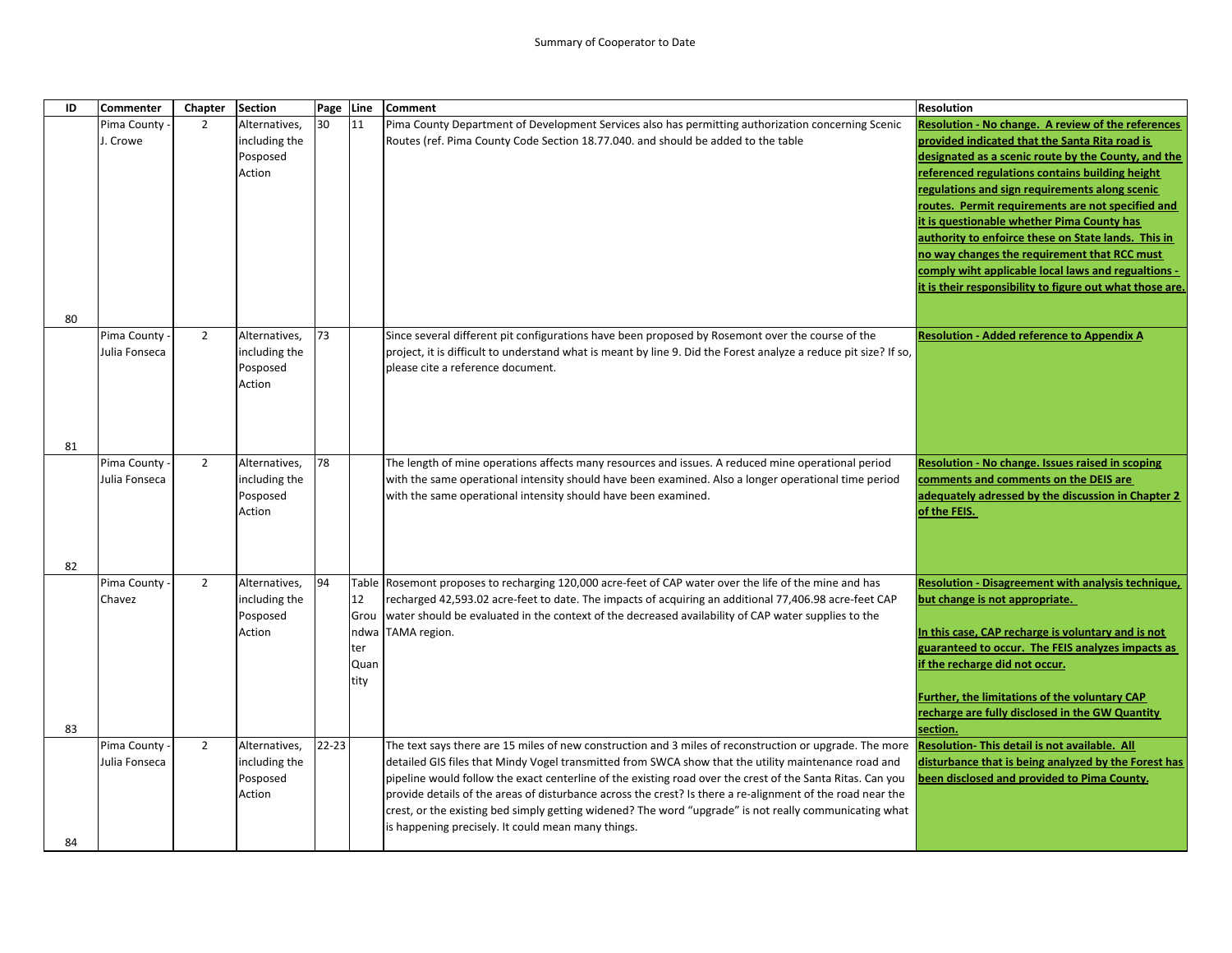Summary of Cooperator to Date

| ID | Commenter | Chapter | Section | Page | Line | Comment | Resolution |
|---|---|---|---|---|---|---|---|
| 80 | Pima County - J. Crowe | 2 | Alternatives, including the Posposed Action | 30 | 11 | Pima County Department of Development Services also has permitting authorization concerning Scenic Routes (ref. Pima County Code Section 18.77.040. and should be added to the table | **Resolution - No change. A review of the references provided indicated that the Santa Rita road is designated as a scenic route by the County, and the referenced regulations contains building height regulations and sign requirements along scenic routes. Permit requirements are not specified and it is questionable whether Pima County has authority to enfoirce these on State lands. This in no way changes the requirement that RCC must comply wiht applicable local laws and regualtions - it is their responsibility to figure out what those are.** |
| 81 | Pima County - Julia Fonseca | 2 | Alternatives, including the Posposed Action | 73 | | Since several different pit configurations have been proposed by Rosemont over the course of the project, it is difficult to understand what is meant by line 9. Did the Forest analyze a reduce pit size? If so, please cite a reference document. | **Resolution - Added reference to Appendix A** |
| 82 | Pima County - Julia Fonseca | 2 | Alternatives, including the Posposed Action | 78 | | The length of mine operations affects many resources and issues. A reduced mine operational period with the same operational intensity should have been examined. Also a longer operational time period with the same operational intensity should have been examined. | **Resolution - No change. Issues raised in scoping comments and comments on the DEIS are adequately adressed by the discussion in Chapter 2 of the FEIS.** |
| 83 | Pima County - Chavez | 2 | Alternatives, including the Posposed Action | 94 | Table 12 Groundwater Quantity | Rosemont proposes to recharging 120,000 acre-feet of CAP water over the life of the mine and has recharged 42,593.02 acre-feet to date. The impacts of acquiring an additional 77,406.98 acre-feet CAP water should be evaluated in the context of the decreased availability of CAP water supplies to the TAMA region. | **Resolution - Disagreement with analysis technique, but change is not appropriate.**<br><br>**In this case, CAP recharge is voluntary and is not guaranteed to occur. The FEIS analyzes impacts as if the recharge did not occur.**<br><br>**Further, the limitations of the voluntary CAP recharge are fully disclosed in the GW Quantity section.** |
| 84 | Pima County - Julia Fonseca | 2 | Alternatives, including the Posposed Action | 22-23 | | The text says there are 15 miles of new construction and 3 miles of reconstruction or upgrade. The more detailed GIS files that Mindy Vogel transmitted from SWCA show that the utility maintenance road and pipeline would follow the exact centerline of the existing road over the crest of the Santa Ritas. Can you provide details of the areas of disturbance across the crest? Is there a re-alignment of the road near the crest, or the existing bed simply getting widened? The word "upgrade" is not really communicating what is happening precisely. It could mean many things. | **Resolution- This detail is not available. All disturbance that is being analyzed by the Forest has been disclosed and provided to Pima County.** |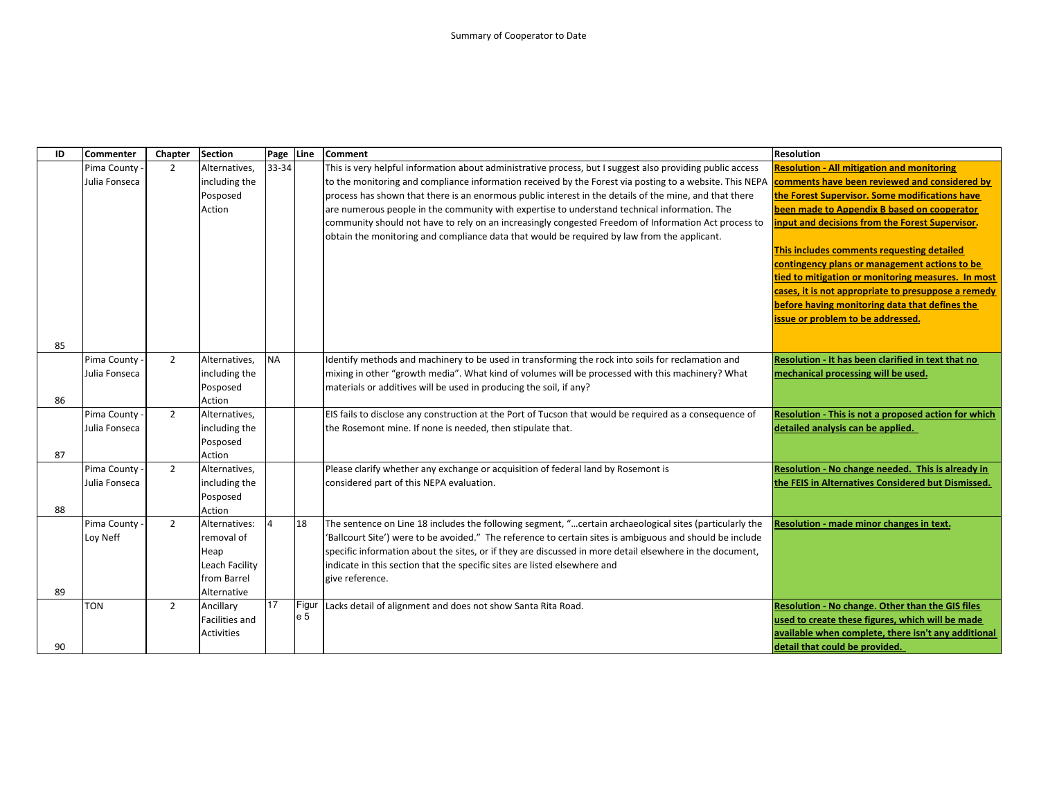Summary of Cooperator to Date

| ID | Commenter | Chapter | Section | Page | Line | Comment | Resolution |
|---|---|---|---|---|---|---|---|
| 85 | Pima County - Julia Fonseca | 2 | Alternatives, including the Posposed Action | 33-34 | | This is very helpful information about administrative process, but I suggest also providing public access to the monitoring and compliance information received by the Forest via posting to a website. This NEPA process has shown that there is an enormous public interest in the details of the mine, and that there are numerous people in the community with expertise to understand technical information. The community should not have to rely on an increasingly congested Freedom of Information Act process to obtain the monitoring and compliance data that would be required by law from the applicant. | **Resolution - All mitigation and monitoring comments have been reviewed and considered by the Forest Supervisor. Some modifications have been made to Appendix B based on cooperator input and decisions from the Forest Supervisor.** **This includes comments requesting detailed contingency plans or management actions to be tied to mitigation or monitoring measures. In most cases, it is not appropriate to presuppose a remedy before having monitoring data that defines the issue or problem to be addressed.** |
| 86 | Pima County - Julia Fonseca | 2 | Alternatives, including the Posposed Action | NA | | Identify methods and machinery to be used in transforming the rock into soils for reclamation and mixing in other "growth media". What kind of volumes will be processed with this machinery? What materials or additives will be used in producing the soil, if any? | **Resolution - It has been clarified in text that no mechanical processing will be used.** |
| 87 | Pima County - Julia Fonseca | 2 | Alternatives, including the Posposed Action | | | EIS fails to disclose any construction at the Port of Tucson that would be required as a consequence of the Rosemont mine. If none is needed, then stipulate that. | **Resolution - This is not a proposed action for which detailed analysis can be applied.** |
| 88 | Pima County - Julia Fonseca | 2 | Alternatives, including the Posposed Action | | | Please clarify whether any exchange or acquisition of federal land by Rosemont is considered part of this NEPA evaluation. | **Resolution - No change needed. This is already in the FEIS in Alternatives Considered but Dismissed.** |
| 89 | Pima County - Loy Neff | 2 | Alternatives: removal of Heap Leach Facility from Barrel Alternative | 4 | 18 | The sentence on Line 18 includes the following segment, "…certain archaeological sites (particularly the 'Ballcourt Site') were to be avoided." The reference to certain sites is ambiguous and should be include specific information about the sites, or if they are discussed in more detail elsewhere in the document, indicate in this section that the specific sites are listed elsewhere and give reference. | **Resolution - made minor changes in text.** |
| 90 | TON | 2 | Ancillary Facilities and Activities | 17 | Figure 5 | Lacks detail of alignment and does not show Santa Rita Road. | **Resolution - No change. Other than the GIS files used to create these figures, which will be made available when complete, there isn't any additional detail that could be provided.** |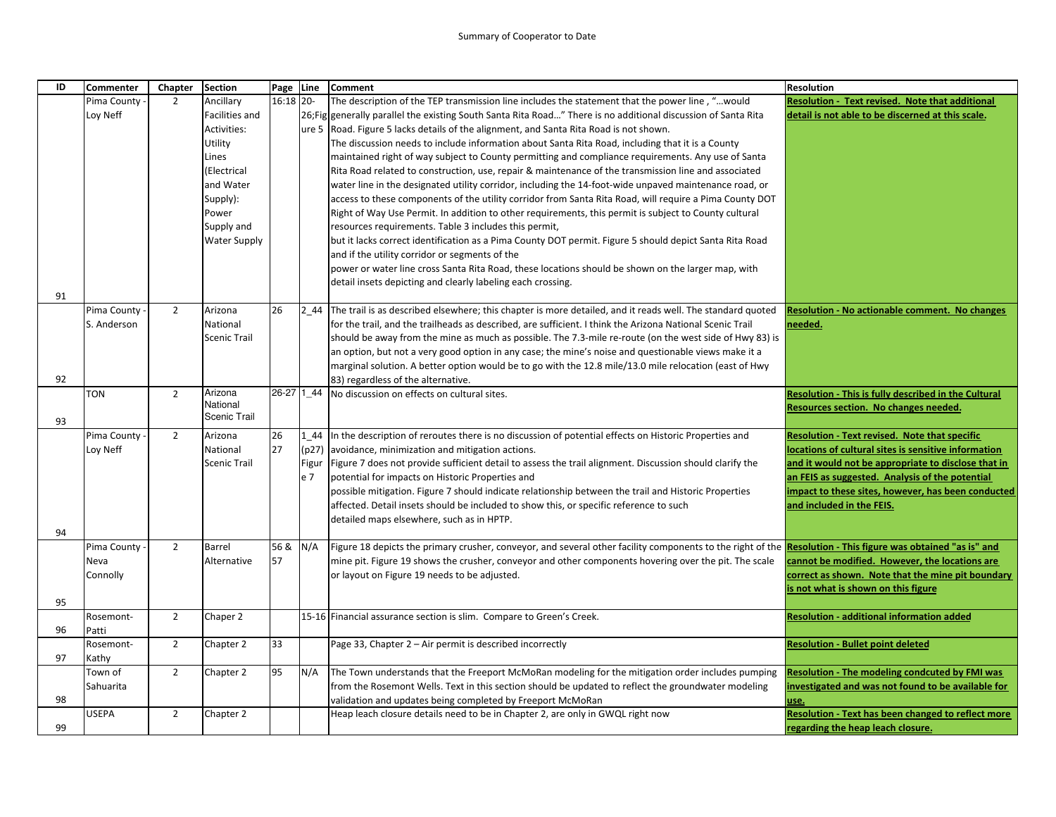Summary of Cooperator to Date

| ID | Commenter | Chapter | Section | Page | Line | Comment | Resolution |
|---|---|---|---|---|---|---|---|
| 91 | Pima County - Loy Neff | 2 | Ancillary Facilities and Activities: Utility Lines (Electrical and Water Supply): Power Supply and Water Supply | 16:18 | 20-26;Figure 5 | The description of the TEP transmission line includes the statement that the power line , "…would generally parallel the existing South Santa Rita Road…" There is no additional discussion of Santa Rita Road. Figure 5 lacks details of the alignment, and Santa Rita Road is not shown. The discussion needs to include information about Santa Rita Road, including that it is a County maintained right of way subject to County permitting and compliance requirements. Any use of Santa Rita Road related to construction, use, repair & maintenance of the transmission line and associated water line in the designated utility corridor, including the 14-foot-wide unpaved maintenance road, or access to these components of the utility corridor from Santa Rita Road, will require a Pima County DOT Right of Way Use Permit. In addition to other requirements, this permit is subject to County cultural resources requirements. Table 3 includes this permit, but it lacks correct identification as a Pima County DOT permit. Figure 5 should depict Santa Rita Road and if the utility corridor or segments of the power or water line cross Santa Rita Road, these locations should be shown on the larger map, with detail insets depicting and clearly labeling each crossing. | **Resolution - Text revised. Note that additional detail is not able to be discerned at this scale.** |
| 92 | Pima County - S. Anderson | 2 | Arizona National Scenic Trail | 26 | 2_44 | The trail is as described elsewhere; this chapter is more detailed, and it reads well. The standard quoted for the trail, and the trailheads as described, are sufficient. I think the Arizona National Scenic Trail should be away from the mine as much as possible. The 7.3-mile re-route (on the west side of Hwy 83) is an option, but not a very good option in any case; the mine's noise and questionable views make it a marginal solution. A better option would be to go with the 12.8 mile/13.0 mile relocation (east of Hwy 83) regardless of the alternative. | **Resolution - No actionable comment. No changes needed.** |
| 93 | TON | 2 | Arizona National Scenic Trail | 26-27 | 1_44 | No discussion on effects on cultural sites. | **Resolution - This is fully described in the Cultural Resources section. No changes needed.** |
| 94 | Pima County - Loy Neff | 2 | Arizona National Scenic Trail | 26 27 | 1_44 (p27) Figure 7 | In the description of reroutes there is no discussion of potential effects on Historic Properties and avoidance, minimization and mitigation actions. Figure 7 does not provide sufficient detail to assess the trail alignment. Discussion should clarify the potential for impacts on Historic Properties and possible mitigation. Figure 7 should indicate relationship between the trail and Historic Properties affected. Detail insets should be included to show this, or specific reference to such detailed maps elsewhere, such as in HPTP. | **Resolution - Text revised. Note that specific locations of cultural sites is sensitive information and it would not be appropriate to disclose that in an FEIS as suggested. Analysis of the potential impact to these sites, however, has been conducted and included in the FEIS.** |
| 95 | Pima County - Neva Connolly | 2 | Barrel Alternative | 56 & 57 | N/A | Figure 18 depicts the primary crusher, conveyor, and several other facility components to the right of the mine pit. Figure 19 shows the crusher, conveyor and other components hovering over the pit. The scale or layout on Figure 19 needs to be adjusted. | **Resolution - This figure was obtained "as is" and cannot be modified. However, the locations are correct as shown. Note that the mine pit boundary is not what is shown on this figure** |
| 96 | Rosemont-Patti | 2 | Chaper 2 | | 15-16 | Financial assurance section is slim. Compare to Green's Creek. | **Resolution - additional information added** |
| 97 | Rosemont-Kathy | 2 | Chapter 2 | 33 | | Page 33, Chapter 2 – Air permit is described incorrectly | **Resolution - Bullet point deleted** |
| 98 | Town of Sahuarita | 2 | Chapter 2 | 95 | N/A | The Town understands that the Freeport McMoRan modeling for the mitigation order includes pumping from the Rosemont Wells. Text in this section should be updated to reflect the groundwater modeling validation and updates being completed by Freeport McMoRan | **Resolution - The modeling condcuted by FMI was investigated and was not found to be available for use.** |
| 99 | USEPA | 2 | Chapter 2 | | | Heap leach closure details need to be in Chapter 2, are only in GWQL right now | **Resolution - Text has been changed to reflect more regarding the heap leach closure.** |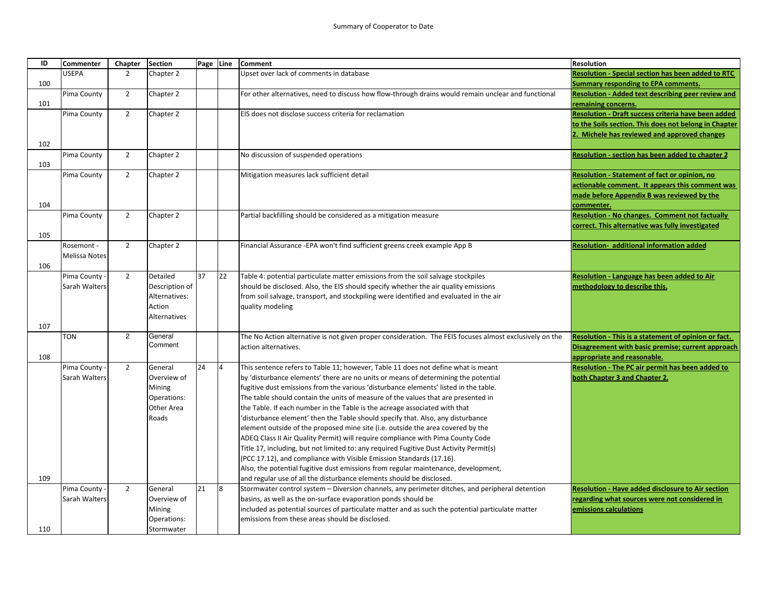Summary of Cooperator to Date

| ID | Commenter | Chapter | Section | Page | Line | Comment | Resolution |
|---|---|---|---|---|---|---|---|
| 100 | USEPA | 2 | Chapter 2 | | | Upset over lack of comments in database | **Resolution - Special section has been added to RTC Summary responding to EPA comments.** |
| 101 | Pima County | 2 | Chapter 2 | | | For other alternatives, need to discuss how flow-through drains would remain unclear and functional | **Resolution - Added text describing peer review and remaining concerns.** |
| 102 | Pima County | 2 | Chapter 2 | | | EIS does not disclose success criteria for reclamation | **Resolution - Draft success criteria have been added to the Soils section. This does not belong in Chapter 2. Michele has reviewed and approved changes** |
| 103 | Pima County | 2 | Chapter 2 | | | No discussion of suspended operations | **Resolution - section has been added to chapter 2** |
| 104 | Pima County | 2 | Chapter 2 | | | Mitigation measures lack sufficient detail | **Resolution - Statement of fact or opinion, no actionable comment. It appears this comment was made before Appendix B was reviewed by the commenter.** |
| 105 | Pima County | 2 | Chapter 2 | | | Partial backfilling should be considered as a mitigation measure | **Resolution - No changes. Comment not factually correct. This alternative was fully investigated** |
| 106 | Rosemont - Melissa Notes | 2 | Chapter 2 | | | Financial Assurance -EPA won't find sufficient greens creek example App B | **Resolution- additional information added** |
| 107 | Pima County - Sarah Walters | 2 | Detailed Description of Alternatives: Action Alternatives | 37 | 22 | Table 4: potential particulate matter emissions from the soil salvage stockpiles should be disclosed. Also, the EIS should specify whether the air quality emissions from soil salvage, transport, and stockpiling were identified and evaluated in the air quality modeling | **Resolution - Language has been added to Air methodology to describe this.** |
| 108 | TON | 2 | General Comment | | | The No Action alternative is not given proper consideration. The FEIS focuses almost exclusively on the action alternatives. | **Resolution - This is a statement of opinion or fact. Disagreement with basic premise; current approach appropriate and reasonable.** |
| 109 | Pima County - Sarah Walters | 2 | General Overview of Mining Operations: Other Area Roads | 24 | 4 | This sentence refers to Table 11; however, Table 11 does not define what is meant by 'disturbance elements' there are no units or means of determining the potential fugitive dust emissions from the various 'disturbance elements' listed in the table. The table should contain the units of measure of the values that are presented in the Table. If each number in the Table is the acreage associated with that 'disturbance element' then the Table should specify that. Also, any disturbance element outside of the proposed mine site (i.e. outside the area covered by the ADEQ Class II Air Quality Permit) will require compliance with Pima County Code Title 17, including, but not limited to: any required Fugitive Dust Activity Permit(s) (PCC 17.12), and compliance with Visible Emission Standards (17.16). Also, the potential fugitive dust emissions from regular maintenance, development, and regular use of all the disturbance elements should be disclosed. | **Resolution - The PC air permit has been added to both Chapter 3 and Chapter 2.** |
| 110 | Pima County - Sarah Walters | 2 | General Overview of Mining Operations: Stormwater | 21 | 8 | Stormwater control system – Diversion channels, any perimeter ditches, and peripheral detention basins, as well as the on-surface evaporation ponds should be included as potential sources of particulate matter and as such the potential particulate matter emissions from these areas should be disclosed. | **Resolution - Have added disclosure to Air section regarding what sources were not considered in emissions calculations** |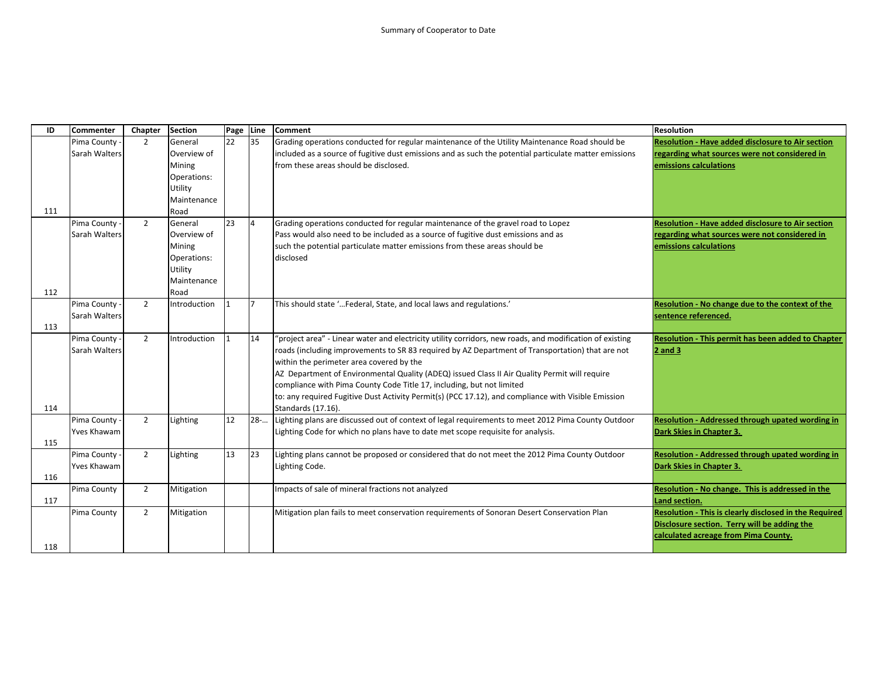Summary of Cooperator to Date

| ID | Commenter | Chapter | Section | Page | Line | Comment | Resolution |
|---|---|---|---|---|---|---|---|
| 111 | Pima County - Sarah Walters | 2 | General Overview of Mining Operations: Utility Maintenance Road | 22 | 35 | Grading operations conducted for regular maintenance of the Utility Maintenance Road should be included as a source of fugitive dust emissions and as such the potential particulate matter emissions from these areas should be disclosed. | **Resolution - Have added disclosure to Air section regarding what sources were not considered in emissions calculations** |
| 112 | Pima County - Sarah Walters | 2 | General Overview of Mining Operations: Utility Maintenance Road | 23 | 4 | Grading operations conducted for regular maintenance of the gravel road to Lopez Pass would also need to be included as a source of fugitive dust emissions and as such the potential particulate matter emissions from these areas should be disclosed | **Resolution - Have added disclosure to Air section regarding what sources were not considered in emissions calculations** |
| 113 | Pima County - Sarah Walters | 2 | Introduction | 1 | 7 | This should state '…Federal, State, and local laws and regulations.' | **Resolution - No change due to the context of the sentence referenced.** |
| 114 | Pima County - Sarah Walters | 2 | Introduction | 1 | 14 | "project area" - Linear water and electricity utility corridors, new roads, and modification of existing roads (including improvements to SR 83 required by AZ Department of Transportation) that are not within the perimeter area covered by the AZ Department of Environmental Quality (ADEQ) issued Class II Air Quality Permit will require compliance with Pima County Code Title 17, including, but not limited to: any required Fugitive Dust Activity Permit(s) (PCC 17.12), and compliance with Visible Emission Standards (17.16). | **Resolution - This permit has been added to Chapter 2 and 3** |
| 115 | Pima County - Yves Khawam | 2 | Lighting | 12 | 28-… | Lighting plans are discussed out of context of legal requirements to meet 2012 Pima County Outdoor Lighting Code for which no plans have to date met scope requisite for analysis. | **Resolution - Addressed through upated wording in Dark Skies in Chapter 3.** |
| 116 | Pima County - Yves Khawam | 2 | Lighting | 13 | 23 | Lighting plans cannot be proposed or considered that do not meet the 2012 Pima County Outdoor Lighting Code. | **Resolution - Addressed through upated wording in Dark Skies in Chapter 3.** |
| 117 | Pima County | 2 | Mitigation | | | Impacts of sale of mineral fractions not analyzed | **Resolution - No change. This is addressed in the Land section.** |
| 118 | Pima County | 2 | Mitigation | | | Mitigation plan fails to meet conservation requirements of Sonoran Desert Conservation Plan | **Resolution - This is clearly disclosed in the Required Disclosure section. Terry will be adding the calculated acreage from Pima County.** |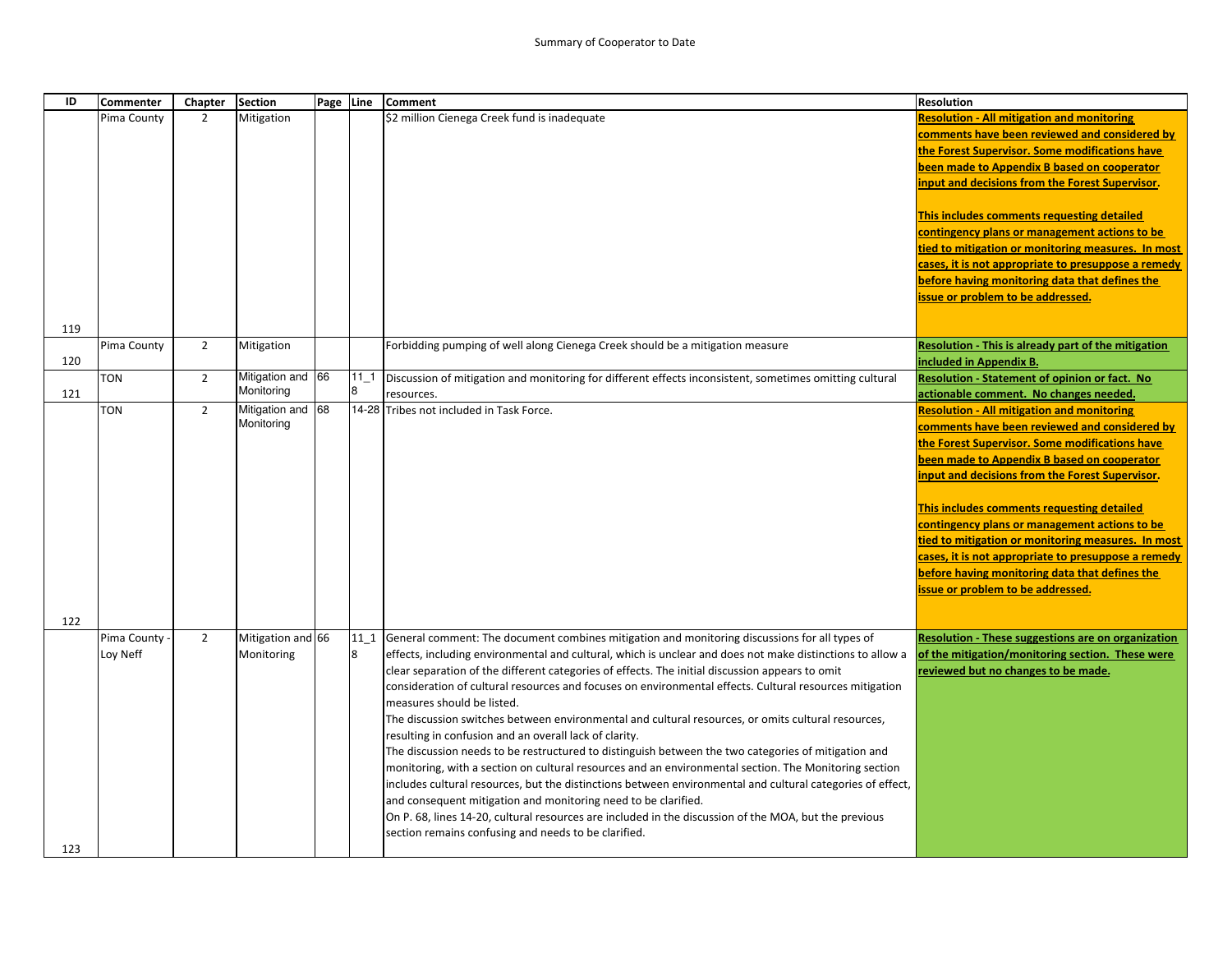Summary of Cooperator to Date

| ID | Commenter | Chapter | Section | Page | Line | Comment | Resolution |
|---|---|---|---|---|---|---|---|
| 119 | Pima County | 2 | Mitigation | | | $2 million Cienega Creek fund is inadequate | **Resolution - All mitigation and monitoring comments have been reviewed and considered by the Forest Supervisor. Some modifications have been made to Appendix B based on cooperator input and decisions from the Forest Supervisor.**<br><br>**This includes comments requesting detailed contingency plans or management actions to be tied to mitigation or monitoring measures. In most cases, it is not appropriate to presuppose a remedy before having monitoring data that defines the issue or problem to be addressed.** |
| 120 | Pima County | 2 | Mitigation | | | Forbidding pumping of well along Cienega Creek should be a mitigation measure | **Resolution - This is already part of the mitigation included in Appendix B.** |
| 121 | TON | 2 | Mitigation and Monitoring | 66 | 11_18 | Discussion of mitigation and monitoring for different effects inconsistent, sometimes omitting cultural resources. | **Resolution - Statement of opinion or fact. No actionable comment. No changes needed.** |
| 122 | TON | 2 | Mitigation and Monitoring | 68 | 14-28 | Tribes not included in Task Force. | **Resolution - All mitigation and monitoring comments have been reviewed and considered by the Forest Supervisor. Some modifications have been made to Appendix B based on cooperator input and decisions from the Forest Supervisor.**<br><br>**This includes comments requesting detailed contingency plans or management actions to be tied to mitigation or monitoring measures. In most cases, it is not appropriate to presuppose a remedy before having monitoring data that defines the issue or problem to be addressed.** |
| 123 | Pima County - Loy Neff | 2 | Mitigation and Monitoring | 66 | 11_18 | General comment: The document combines mitigation and monitoring discussions for all types of effects, including environmental and cultural, which is unclear and does not make distinctions to allow a clear separation of the different categories of effects. The initial discussion appears to omit consideration of cultural resources and focuses on environmental effects. Cultural resources mitigation measures should be listed.<br>The discussion switches between environmental and cultural resources, or omits cultural resources, resulting in confusion and an overall lack of clarity.<br>The discussion needs to be restructured to distinguish between the two categories of mitigation and monitoring, with a section on cultural resources and an environmental section. The Monitoring section includes cultural resources, but the distinctions between environmental and cultural categories of effect, and consequent mitigation and monitoring need to be clarified.<br>On P. 68, lines 14-20, cultural resources are included in the discussion of the MOA, but the previous section remains confusing and needs to be clarified. | **Resolution - These suggestions are on organization of the mitigation/monitoring section. These were reviewed but no changes to be made.** |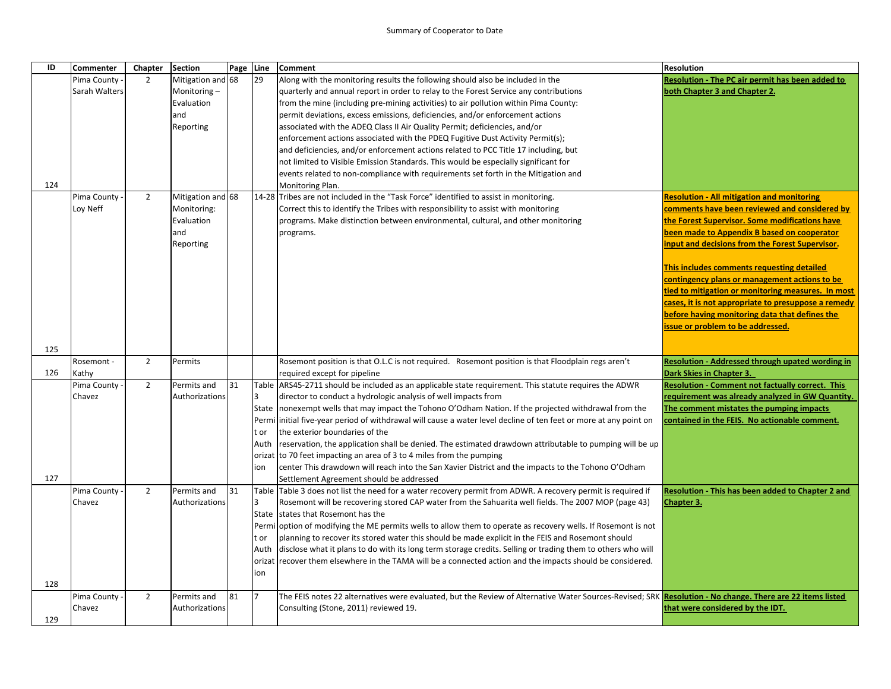Summary of Cooperator to Date

| ID | Commenter | Chapter | Section | Page | Line | Comment | Resolution |
|---|---|---|---|---|---|---|---|
| 124 | Pima County - Sarah Walters | 2 | Mitigation and Monitoring – Evaluation and Reporting | 68 | 29 | Along with the monitoring results the following should also be included in the quarterly and annual report in order to relay to the Forest Service any contributions from the mine (including pre-mining activities) to air pollution within Pima County: permit deviations, excess emissions, deficiencies, and/or enforcement actions associated with the ADEQ Class II Air Quality Permit; deficiencies, and/or enforcement actions associated with the PDEQ Fugitive Dust Activity Permit(s); and deficiencies, and/or enforcement actions related to PCC Title 17 including, but not limited to Visible Emission Standards. This would be especially significant for events related to non-compliance with requirements set forth in the Mitigation and Monitoring Plan. | **Resolution - The PC air permit has been added to both Chapter 3 and Chapter 2.** |
| 125 | Pima County - Loy Neff | 2 | Mitigation and Monitoring: Evaluation and Reporting | 68 | 14-28 | Tribes are not included in the "Task Force" identified to assist in monitoring. Correct this to identify the Tribes with responsibility to assist with monitoring programs. Make distinction between environmental, cultural, and other monitoring programs. | **Resolution - All mitigation and monitoring comments have been reviewed and considered by the Forest Supervisor. Some modifications have been made to Appendix B based on cooperator input and decisions from the Forest Supervisor.** **This includes comments requesting detailed contingency plans or management actions to be tied to mitigation or monitoring measures. In most cases, it is not appropriate to presuppose a remedy before having monitoring data that defines the issue or problem to be addressed.** |
| 126 | Rosemont - Kathy | 2 | Permits | | | Rosemont position is that O.L.C is not required. Rosemont position is that Floodplain regs aren't required except for pipeline | **Resolution - Addressed through upated wording in Dark Skies in Chapter 3.** |
| 127 | Pima County - Chavez | 2 | Permits and Authorizations | 31 | Table 3 State Permit or Authorization | ARS45-2711 should be included as an applicable state requirement. This statute requires the ADWR director to conduct a hydrologic analysis of well impacts from nonexempt wells that may impact the Tohono O'Odham Nation. If the projected withdrawal from the initial five-year period of withdrawal will cause a water level decline of ten feet or more at any point on the exterior boundaries of the reservation, the application shall be denied. The estimated drawdown attributable to pumping will be up to 70 feet impacting an area of 3 to 4 miles from the pumping center This drawdown will reach into the San Xavier District and the impacts to the Tohono O'Odham Settlement Agreement should be addressed | **Resolution - Comment not factually correct. This requirement was already analyzed in GW Quantity. The comment mistates the pumping impacts contained in the FEIS. No actionable comment.** |
| 128 | Pima County - Chavez | 2 | Permits and Authorizations | 31 | Table 3 State Permit or Authorization | Table 3 does not list the need for a water recovery permit from ADWR. A recovery permit is required if Rosemont will be recovering stored CAP water from the Sahuarita well fields. The 2007 MOP (page 43) states that Rosemont has the option of modifying the ME permits wells to allow them to operate as recovery wells. If Rosemont is not planning to recover its stored water this should be made explicit in the FEIS and Rosemont should disclose what it plans to do with its long term storage credits. Selling or trading them to others who will recover them elsewhere in the TAMA will be a connected action and the impacts should be considered. | **Resolution - This has been added to Chapter 2 and Chapter 3.** |
| 129 | Pima County - Chavez | 2 | Permits and Authorizations | 81 | 7 | The FEIS notes 22 alternatives were evaluated, but the Review of Alternative Water Sources-Revised; SRK Consulting (Stone, 2011) reviewed 19. | **Resolution - No change. There are 22 items listed that were considered by the IDT.** |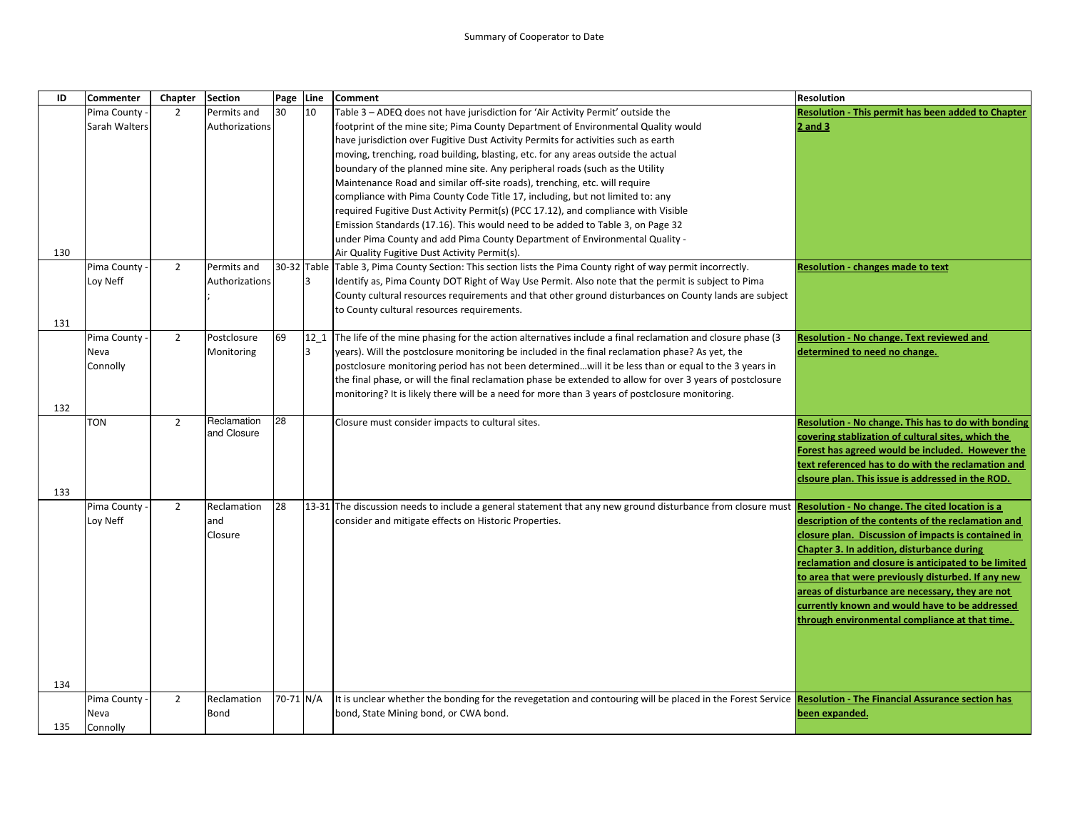Summary of Cooperator to Date

| ID | Commenter | Chapter | Section | Page | Line | Comment | Resolution |
|---|---|---|---|---|---|---|---|
| 130 | Pima County - Sarah Walters | 2 | Permits and Authorizations | 30 | 10 | Table 3 – ADEQ does not have jurisdiction for 'Air Activity Permit' outside the footprint of the mine site; Pima County Department of Environmental Quality would have jurisdiction over Fugitive Dust Activity Permits for activities such as earth moving, trenching, road building, blasting, etc. for any areas outside the actual boundary of the planned mine site. Any peripheral roads (such as the Utility Maintenance Road and similar off-site roads), trenching, etc. will require compliance with Pima County Code Title 17, including, but not limited to: any required Fugitive Dust Activity Permit(s) (PCC 17.12), and compliance with Visible Emission Standards (17.16). This would need to be added to Table 3, on Page 32 under Pima County and add Pima County Department of Environmental Quality - Air Quality Fugitive Dust Activity Permit(s). | **Resolution - This permit has been added to Chapter 2 and 3** |
| 131 | Pima County - Loy Neff | 2 | Permits and Authorizations; | 30-32 | Table 3 | Table 3, Pima County Section: This section lists the Pima County right of way permit incorrectly. Identify as, Pima County DOT Right of Way Use Permit. Also note that the permit is subject to Pima County cultural resources requirements and that other ground disturbances on County lands are subject to County cultural resources requirements. | **Resolution - changes made to text** |
| 132 | Pima County - Neva Connolly | 2 | Postclosure Monitoring | 69 | 12_13 | The life of the mine phasing for the action alternatives include a final reclamation and closure phase (3 years). Will the postclosure monitoring be included in the final reclamation phase? As yet, the postclosure monitoring period has not been determined…will it be less than or equal to the 3 years in the final phase, or will the final reclamation phase be extended to allow for over 3 years of postclosure monitoring? It is likely there will be a need for more than 3 years of postclosure monitoring. | **Resolution - No change. Text reviewed and determined to need no change.** |
| 133 | TON | 2 | Reclamation and Closure | 28 | | Closure must consider impacts to cultural sites. | **Resolution - No change. This has to do with bonding covering stablization of cultural sites, which the Forest has agreed would be included. However the text referenced has to do with the reclamation and clsoure plan. This issue is addressed in the ROD.** |
| 134 | Pima County - Loy Neff | 2 | Reclamation and Closure | 28 | 13-31 | The discussion needs to include a general statement that any new ground disturbance from closure must consider and mitigate effects on Historic Properties. | **Resolution - No change. The cited location is a description of the contents of the reclamation and closure plan. Discussion of impacts is contained in Chapter 3. In addition, disturbance during reclamation and closure is anticipated to be limited to area that were previously disturbed. If any new areas of disturbance are necessary, they are not currently known and would have to be addressed through environmental compliance at that time.** |
| 135 | Pima County - Neva Connolly | 2 | Reclamation Bond | 70-71 | N/A | It is unclear whether the bonding for the revegetation and contouring will be placed in the Forest Service bond, State Mining bond, or CWA bond. | **Resolution - The Financial Assurance section has been expanded.** |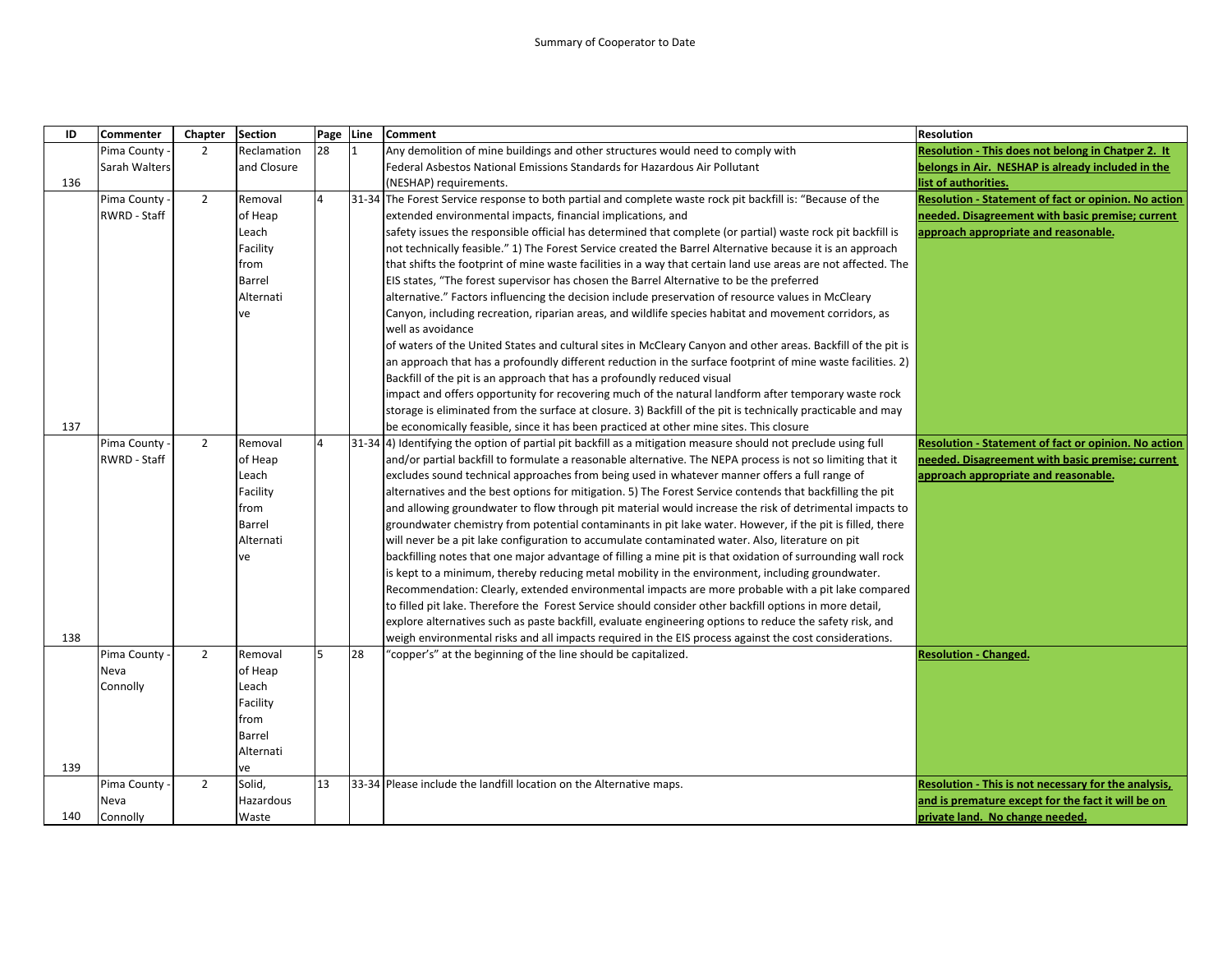Summary of Cooperator to Date

| ID | Commenter | Chapter | Section | Page | Line | Comment | Resolution |
|---|---|---|---|---|---|---|---|
| 136 | Pima County - Sarah Walters | 2 | Reclamation and Closure | 28 | 1 | Any demolition of mine buildings and other structures would need to comply with Federal Asbestos National Emissions Standards for Hazardous Air Pollutant (NESHAP) requirements. | **Resolution - This does not belong in Chatper 2. It belongs in Air. NESHAP is already included in the list of authorities.** |
| 137 | Pima County - RWRD - Staff | 2 | Removal of Heap Leach Facility from Barrel Alternative | 4 | 31-34 | The Forest Service response to both partial and complete waste rock pit backfill is: "Because of the extended environmental impacts, financial implications, and safety issues the responsible official has determined that complete (or partial) waste rock pit backfill is not technically feasible." 1) The Forest Service created the Barrel Alternative because it is an approach that shifts the footprint of mine waste facilities in a way that certain land use areas are not affected. The EIS states, "The forest supervisor has chosen the Barrel Alternative to be the preferred alternative." Factors influencing the decision include preservation of resource values in McCleary Canyon, including recreation, riparian areas, and wildlife species habitat and movement corridors, as well as avoidance of waters of the United States and cultural sites in McCleary Canyon and other areas. Backfill of the pit is an approach that has a profoundly different reduction in the surface footprint of mine waste facilities. 2) Backfill of the pit is an approach that has a profoundly reduced visual impact and offers opportunity for recovering much of the natural landform after temporary waste rock storage is eliminated from the surface at closure. 3) Backfill of the pit is technically practicable and may be economically feasible, since it has been practiced at other mine sites. This closure | **Resolution - Statement of fact or opinion. No action needed. Disagreement with basic premise; current approach appropriate and reasonable.** |
| 138 | Pima County - RWRD - Staff | 2 | Removal of Heap Leach Facility from Barrel Alternative | 4 | 31-34 | 4) Identifying the option of partial pit backfill as a mitigation measure should not preclude using full and/or partial backfill to formulate a reasonable alternative. The NEPA process is not so limiting that it excludes sound technical approaches from being used in whatever manner offers a full range of alternatives and the best options for mitigation. 5) The Forest Service contends that backfilling the pit and allowing groundwater to flow through pit material would increase the risk of detrimental impacts to groundwater chemistry from potential contaminants in pit lake water. However, if the pit is filled, there will never be a pit lake configuration to accumulate contaminated water. Also, literature on pit backfilling notes that one major advantage of filling a mine pit is that oxidation of surrounding wall rock is kept to a minimum, thereby reducing metal mobility in the environment, including groundwater. Recommendation: Clearly, extended environmental impacts are more probable with a pit lake compared to filled pit lake. Therefore the Forest Service should consider other backfill options in more detail, explore alternatives such as paste backfill, evaluate engineering options to reduce the safety risk, and weigh environmental risks and all impacts required in the EIS process against the cost considerations. | **Resolution - Statement of fact or opinion. No action needed. Disagreement with basic premise; current approach appropriate and reasonable.** |
| 139 | Pima County - Neva Connolly | 2 | Removal of Heap Leach Facility from Barrel Alternative | 5 | 28 | "copper's" at the beginning of the line should be capitalized. | **Resolution - Changed.** |
| 140 | Pima County - Neva Connolly | 2 | Solid, Hazardous Waste | 13 | 33-34 | Please include the landfill location on the Alternative maps. | **Resolution - This is not necessary for the analysis, and is premature except for the fact it will be on private land. No change needed.** |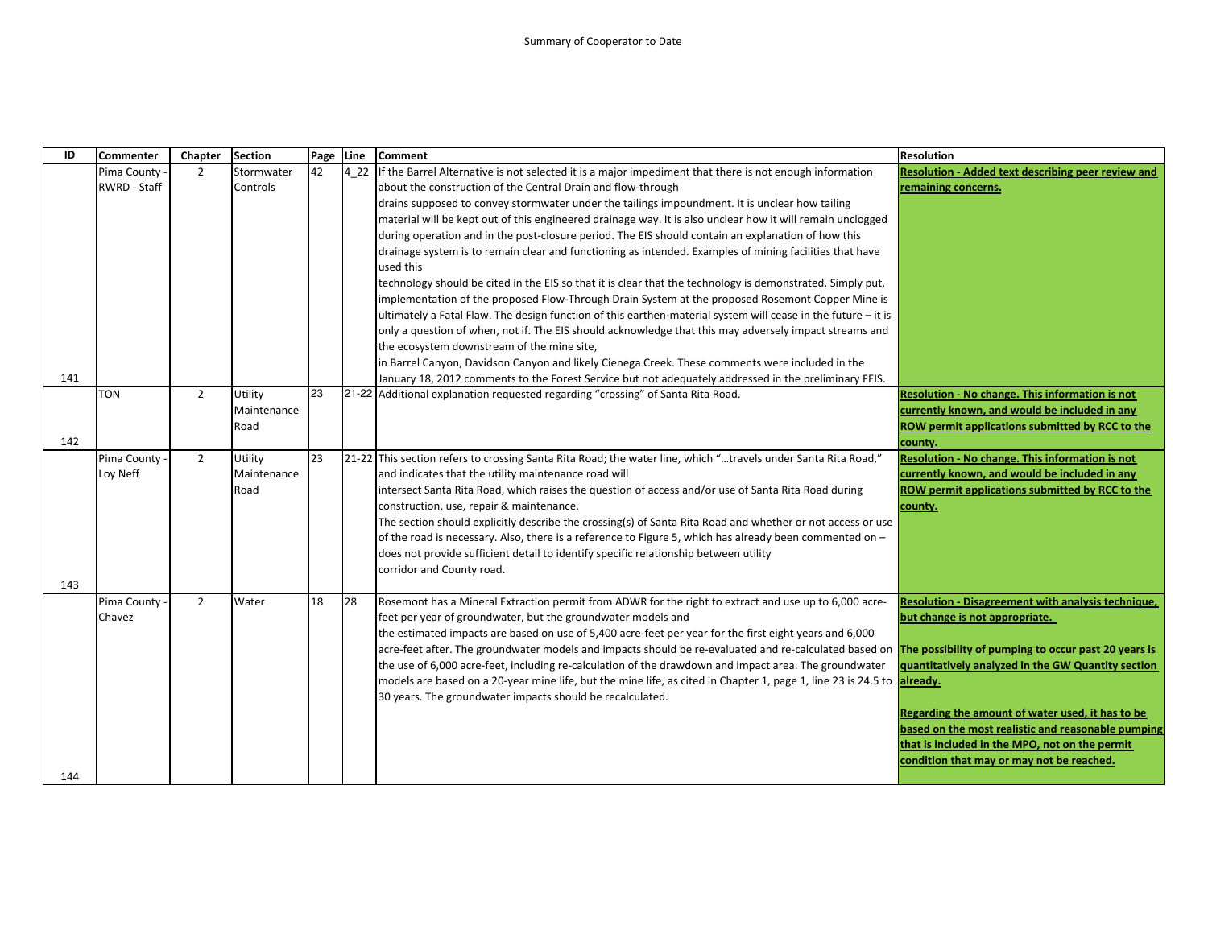Summary of Cooperator to Date

| ID | Commenter | Chapter | Section | Page | Line | Comment | Resolution |
|---|---|---|---|---|---|---|---|
| 141 | Pima County - RWRD - Staff | 2 | Stormwater Controls | 42 | 4_22 | If the Barrel Alternative is not selected it is a major impediment that there is not enough information about the construction of the Central Drain and flow-through drains supposed to convey stormwater under the tailings impoundment. It is unclear how tailing material will be kept out of this engineered drainage way. It is also unclear how it will remain unclogged during operation and in the post-closure period. The EIS should contain an explanation of how this drainage system is to remain clear and functioning as intended. Examples of mining facilities that have used this technology should be cited in the EIS so that it is clear that the technology is demonstrated. Simply put, implementation of the proposed Flow-Through Drain System at the proposed Rosemont Copper Mine is ultimately a Fatal Flaw. The design function of this earthen-material system will cease in the future – it is only a question of when, not if. The EIS should acknowledge that this may adversely impact streams and the ecosystem downstream of the mine site, in Barrel Canyon, Davidson Canyon and likely Cienega Creek. These comments were included in the January 18, 2012 comments to the Forest Service but not adequately addressed in the preliminary FEIS. | **Resolution - Added text describing peer review and remaining concerns.** |
| 142 | TON | 2 | Utility Maintenance Road | 23 | 21-22 | Additional explanation requested regarding "crossing" of Santa Rita Road. | **Resolution - No change. This information is not currently known, and would be included in any ROW permit applications submitted by RCC to the county.** |
| 143 | Pima County - Loy Neff | 2 | Utility Maintenance Road | 23 | 21-22 | This section refers to crossing Santa Rita Road; the water line, which "…travels under Santa Rita Road," and indicates that the utility maintenance road will intersect Santa Rita Road, which raises the question of access and/or use of Santa Rita Road during construction, use, repair & maintenance. The section should explicitly describe the crossing(s) of Santa Rita Road and whether or not access or use of the road is necessary. Also, there is a reference to Figure 5, which has already been commented on – does not provide sufficient detail to identify specific relationship between utility corridor and County road. | **Resolution - No change. This information is not currently known, and would be included in any ROW permit applications submitted by RCC to the county.** |
| 144 | Pima County - Chavez | 2 | Water | 18 | 28 | Rosemont has a Mineral Extraction permit from ADWR for the right to extract and use up to 6,000 acre-feet per year of groundwater, but the groundwater models and the estimated impacts are based on use of 5,400 acre-feet per year for the first eight years and 6,000 acre-feet after. The groundwater models and impacts should be re-evaluated and re-calculated based on the use of 6,000 acre-feet, including re-calculation of the drawdown and impact area. The groundwater models are based on a 20-year mine life, but the mine life, as cited in Chapter 1, page 1, line 23 is 24.5 to 30 years. The groundwater impacts should be recalculated. | **Resolution - Disagreement with analysis technique, but change is not appropriate.** <br><br> **The possibility of pumping to occur past 20 years is quantitatively analyzed in the GW Quantity section already.** <br><br> **Regarding the amount of water used, it has to be based on the most realistic and reasonable pumping that is included in the MPO, not on the permit condition that may or may not be reached.** |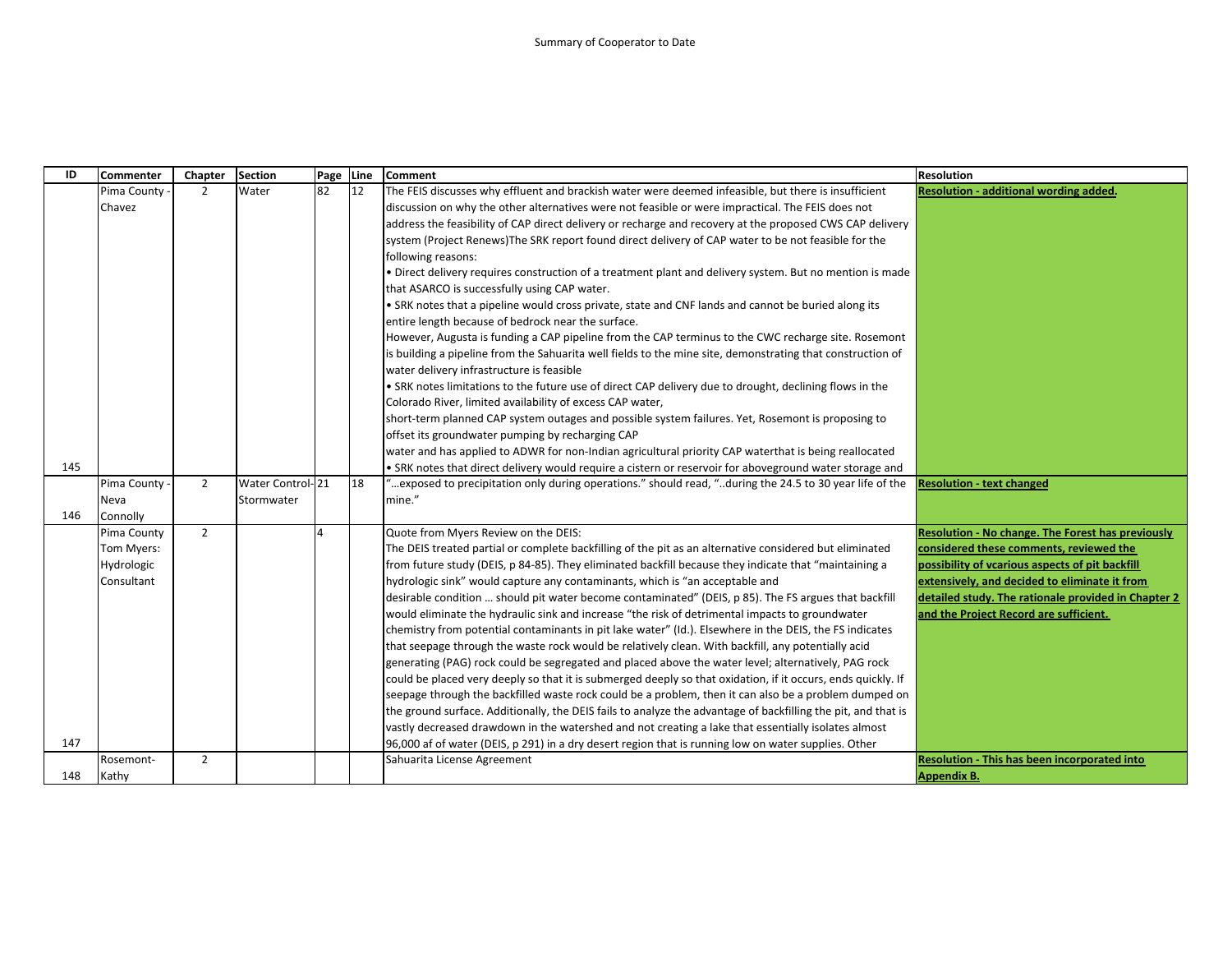Summary of Cooperator to Date

| ID | Commenter | Chapter | Section | Page | Line | Comment | Resolution |
|---|---|---|---|---|---|---|---|
| 145 | Pima County - Chavez | 2 | Water | 82 | 12 | The FEIS discusses why effluent and brackish water were deemed infeasible, but there is insufficient discussion on why the other alternatives were not feasible or were impractical. The FEIS does not address the feasibility of CAP direct delivery or recharge and recovery at the proposed CWS CAP delivery system (Project Renews)The SRK report found direct delivery of CAP water to be not feasible for the following reasons:<br>• Direct delivery requires construction of a treatment plant and delivery system. But no mention is made that ASARCO is successfully using CAP water.<br>• SRK notes that a pipeline would cross private, state and CNF lands and cannot be buried along its entire length because of bedrock near the surface.<br>However, Augusta is funding a CAP pipeline from the CAP terminus to the CWC recharge site. Rosemont is building a pipeline from the Sahuarita well fields to the mine site, demonstrating that construction of water delivery infrastructure is feasible<br>• SRK notes limitations to the future use of direct CAP delivery due to drought, declining flows in the Colorado River, limited availability of excess CAP water,<br>short-term planned CAP system outages and possible system failures. Yet, Rosemont is proposing to offset its groundwater pumping by recharging CAP<br>water and has applied to ADWR for non-Indian agricultural priority CAP waterthat is being reallocated<br>• SRK notes that direct delivery would require a cistern or reservoir for aboveground water storage and | **Resolution - additional wording added.** |
| 146 | Pima County - Neva Connolly | 2 | Water Control- Stormwater | 21 | 18 | "…exposed to precipitation only during operations." should read, "..during the 24.5 to 30 year life of the mine." | **Resolution - text changed** |
| 147 | Pima County Tom Myers: Hydrologic Consultant | 2 | | 4 | | Quote from Myers Review on the DEIS:<br>The DEIS treated partial or complete backfilling of the pit as an alternative considered but eliminated from future study (DEIS, p 84-85). They eliminated backfill because they indicate that "maintaining a hydrologic sink" would capture any contaminants, which is "an acceptable and desirable condition … should pit water become contaminated" (DEIS, p 85). The FS argues that backfill would eliminate the hydraulic sink and increase "the risk of detrimental impacts to groundwater chemistry from potential contaminants in pit lake water" (Id.). Elsewhere in the DEIS, the FS indicates that seepage through the waste rock would be relatively clean. With backfill, any potentially acid generating (PAG) rock could be segregated and placed above the water level; alternatively, PAG rock could be placed very deeply so that it is submerged deeply so that oxidation, if it occurs, ends quickly. If seepage through the backfilled waste rock could be a problem, then it can also be a problem dumped on the ground surface. Additionally, the DEIS fails to analyze the advantage of backfilling the pit, and that is vastly decreased drawdown in the watershed and not creating a lake that essentially isolates almost 96,000 af of water (DEIS, p 291) in a dry desert region that is running low on water supplies. Other | **Resolution - No change. The Forest has previously considered these comments, reviewed the possibility of vcarious aspects of pit backfill extensively, and decided to eliminate it from detailed study. The rationale provided in Chapter 2 and the Project Record are sufficient.** |
| 148 | Rosemont- Kathy | 2 | | | | Sahuarita License Agreement | **Resolution - This has been incorporated into Appendix B.** |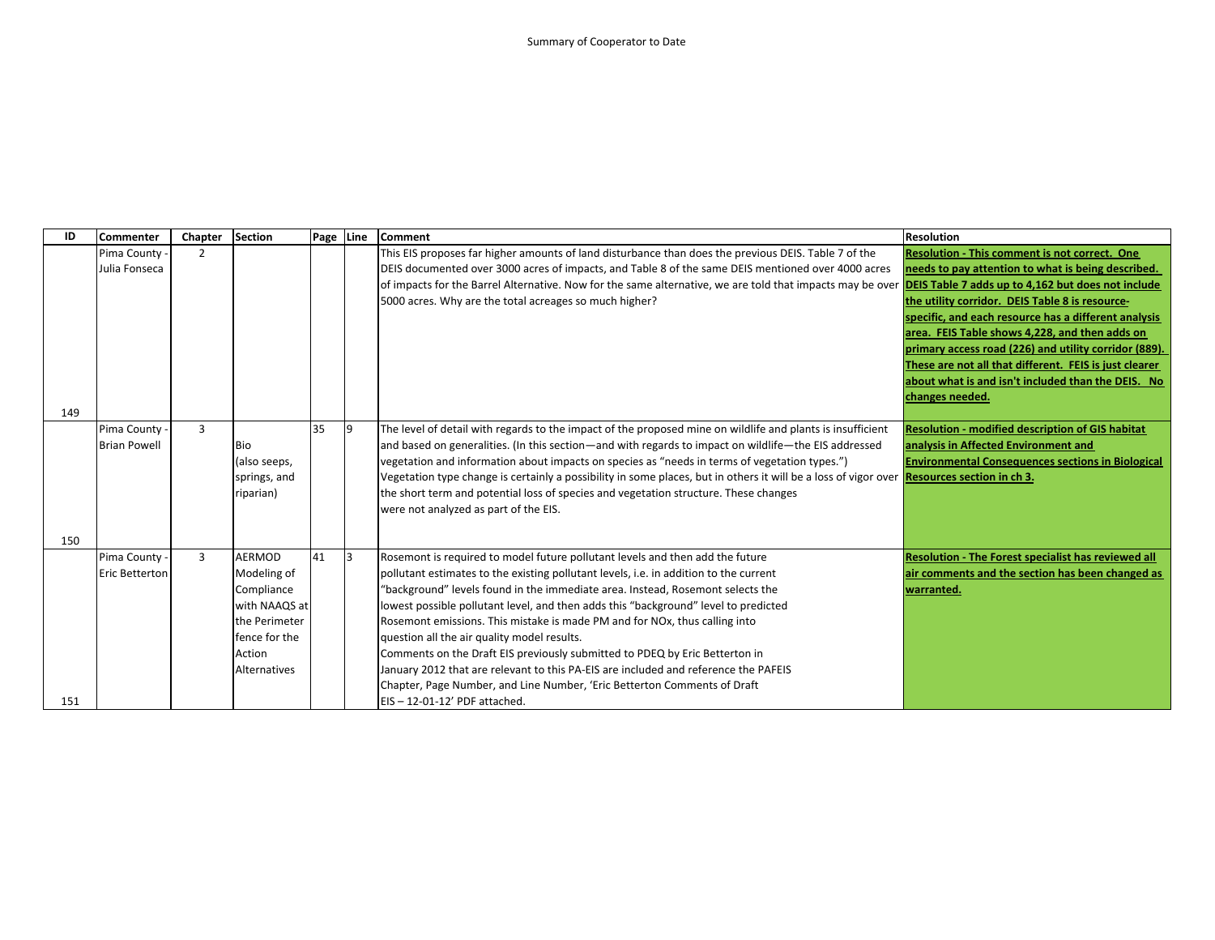Summary of Cooperator to Date

| ID | Commenter | Chapter | Section | Page | Line | Comment | Resolution |
|---|---|---|---|---|---|---|---|
| 149 | Pima County - Julia Fonseca | 2 | | | | This EIS proposes far higher amounts of land disturbance than does the previous DEIS. Table 7 of the DEIS documented over 3000 acres of impacts, and Table 8 of the same DEIS mentioned over 4000 acres of impacts for the Barrel Alternative. Now for the same alternative, we are told that impacts may be over 5000 acres. Why are the total acreages so much higher? | **Resolution - This comment is not correct. One needs to pay attention to what is being described. DEIS Table 7 adds up to 4,162 but does not include the utility corridor. DEIS Table 8 is resource-specific, and each resource has a different analysis area. FEIS Table shows 4,228, and then adds on primary access road (226) and utility corridor (889). These are not all that different. FEIS is just clearer about what is and isn't included than the DEIS. No changes needed.** |
| 150 | Pima County - Brian Powell | 3 | Bio (also seeps, springs, and riparian) | 35 | 9 | The level of detail with regards to the impact of the proposed mine on wildlife and plants is insufficient and based on generalities. (In this section—and with regards to impact on wildlife—the EIS addressed vegetation and information about impacts on species as "needs in terms of vegetation types.") Vegetation type change is certainly a possibility in some places, but in others it will be a loss of vigor over the short term and potential loss of species and vegetation structure. These changes were not analyzed as part of the EIS. | **Resolution - modified description of GIS habitat analysis in Affected Environment and Environmental Consequences sections in Biological Resources section in ch 3.** |
| 151 | Pima County - Eric Betterton | 3 | AERMOD Modeling of Compliance with NAAQS at the Perimeter fence for the Action Alternatives | 41 | 3 | Rosemont is required to model future pollutant levels and then add the future pollutant estimates to the existing pollutant levels, i.e. in addition to the current "background" levels found in the immediate area. Instead, Rosemont selects the lowest possible pollutant level, and then adds this "background" level to predicted Rosemont emissions. This mistake is made PM and for NOx, thus calling into question all the air quality model results. Comments on the Draft EIS previously submitted to PDEQ by Eric Betterton in January 2012 that are relevant to this PA-EIS are included and reference the PAFEIS Chapter, Page Number, and Line Number, 'Eric Betterton Comments of Draft EIS – 12-01-12' PDF attached. | **Resolution - The Forest specialist has reviewed all air comments and the section has been changed as warranted.** |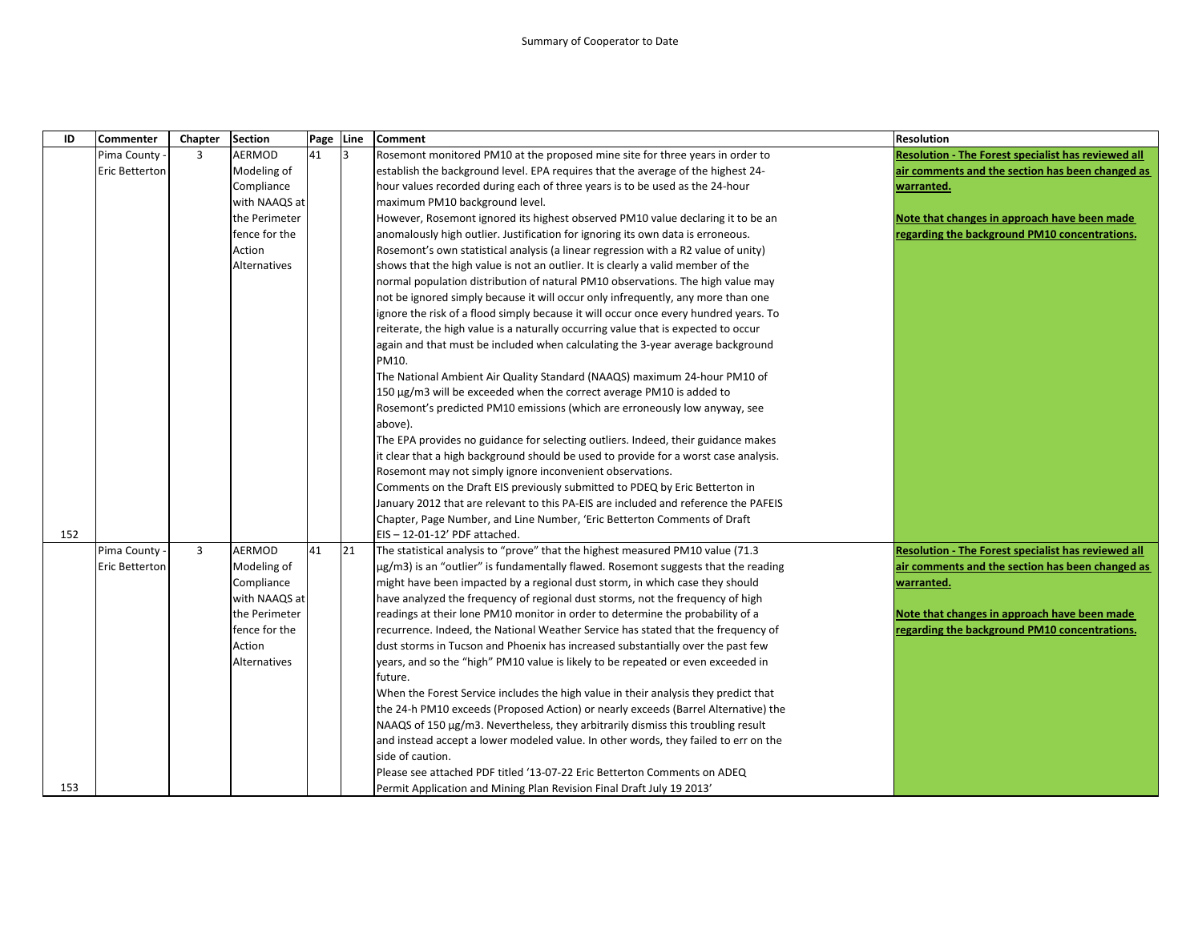Summary of Cooperator to Date

| ID | Commenter | Chapter | Section | Page | Line | Comment | Resolution |
|---|---|---|---|---|---|---|---|
| 152 | Pima County - Eric Betterton | 3 | AERMOD Modeling of Compliance with NAAQS at the Perimeter fence for the Action Alternatives | 41 | 3 | Rosemont monitored PM10 at the proposed mine site for three years in order to establish the background level. EPA requires that the average of the highest 24-hour values recorded during each of three years is to be used as the 24-hour maximum PM10 background level. However, Rosemont ignored its highest observed PM10 value declaring it to be an anomalously high outlier. Justification for ignoring its own data is erroneous. Rosemont's own statistical analysis (a linear regression with a R2 value of unity) shows that the high value is not an outlier. It is clearly a valid member of the normal population distribution of natural PM10 observations. The high value may not be ignored simply because it will occur only infrequently, any more than one ignore the risk of a flood simply because it will occur once every hundred years. To reiterate, the high value is a naturally occurring value that is expected to occur again and that must be included when calculating the 3-year average background PM10. The National Ambient Air Quality Standard (NAAQS) maximum 24-hour PM10 of 150 µg/m3 will be exceeded when the correct average PM10 is added to Rosemont's predicted PM10 emissions (which are erroneously low anyway, see above). The EPA provides no guidance for selecting outliers. Indeed, their guidance makes it clear that a high background should be used to provide for a worst case analysis. Rosemont may not simply ignore inconvenient observations. Comments on the Draft EIS previously submitted to PDEQ by Eric Betterton in January 2012 that are relevant to this PA-EIS are included and reference the PAFEIS Chapter, Page Number, and Line Number, 'Eric Betterton Comments of Draft EIS – 12-01-12' PDF attached. | **Resolution - The Forest specialist has reviewed all air comments and the section has been changed as warranted.** **Note that changes in approach have been made regarding the background PM10 concentrations.** |
| 153 | Pima County - Eric Betterton | 3 | AERMOD Modeling of Compliance with NAAQS at the Perimeter fence for the Action Alternatives | 41 | 21 | The statistical analysis to "prove" that the highest measured PM10 value (71.3 µg/m3) is an "outlier" is fundamentally flawed. Rosemont suggests that the reading might have been impacted by a regional dust storm, in which case they should have analyzed the frequency of regional dust storms, not the frequency of high readings at their lone PM10 monitor in order to determine the probability of a recurrence. Indeed, the National Weather Service has stated that the frequency of dust storms in Tucson and Phoenix has increased substantially over the past few years, and so the "high" PM10 value is likely to be repeated or even exceeded in future. When the Forest Service includes the high value in their analysis they predict that the 24-h PM10 exceeds (Proposed Action) or nearly exceeds (Barrel Alternative) the NAAQS of 150 µg/m3. Nevertheless, they arbitrarily dismiss this troubling result and instead accept a lower modeled value. In other words, they failed to err on the side of caution. Please see attached PDF titled '13-07-22 Eric Betterton Comments on ADEQ Permit Application and Mining Plan Revision Final Draft July 19 2013' | **Resolution - The Forest specialist has reviewed all air comments and the section has been changed as warranted.** **Note that changes in approach have been made regarding the background PM10 concentrations.** |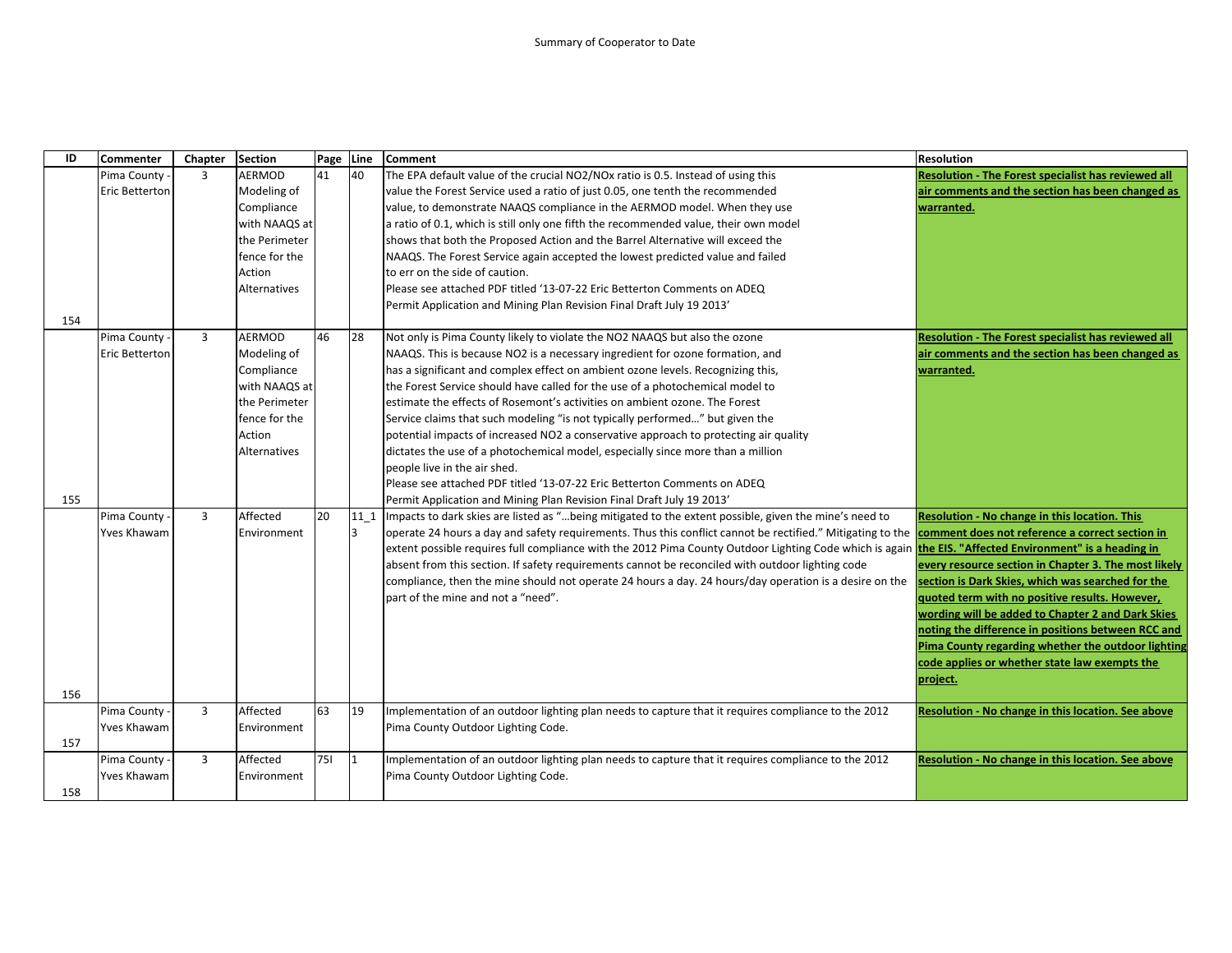Summary of Cooperator to Date

| ID | Commenter | Chapter | Section | Page | Line | Comment | Resolution |
|---|---|---|---|---|---|---|---|
| 154 | Pima County - Eric Betterton | 3 | AERMOD Modeling of Compliance with NAAQS at the Perimeter fence for the Action Alternatives | 41 | 40 | The EPA default value of the crucial NO2/NOx ratio is 0.5. Instead of using this value the Forest Service used a ratio of just 0.05, one tenth the recommended value, to demonstrate NAAQS compliance in the AERMOD model. When they use a ratio of 0.1, which is still only one fifth the recommended value, their own model shows that both the Proposed Action and the Barrel Alternative will exceed the NAAQS. The Forest Service again accepted the lowest predicted value and failed to err on the side of caution. Please see attached PDF titled '13-07-22 Eric Betterton Comments on ADEQ Permit Application and Mining Plan Revision Final Draft July 19 2013' | **Resolution - The Forest specialist has reviewed all air comments and the section has been changed as warranted.** |
| 155 | Pima County - Eric Betterton | 3 | AERMOD Modeling of Compliance with NAAQS at the Perimeter fence for the Action Alternatives | 46 | 28 | Not only is Pima County likely to violate the NO2 NAAQS but also the ozone NAAQS. This is because NO2 is a necessary ingredient for ozone formation, and has a significant and complex effect on ambient ozone levels. Recognizing this, the Forest Service should have called for the use of a photochemical model to estimate the effects of Rosemont's activities on ambient ozone. The Forest Service claims that such modeling "is not typically performed…" but given the potential impacts of increased NO2 a conservative approach to protecting air quality dictates the use of a photochemical model, especially since more than a million people live in the air shed. Please see attached PDF titled '13-07-22 Eric Betterton Comments on ADEQ Permit Application and Mining Plan Revision Final Draft July 19 2013' | **Resolution - The Forest specialist has reviewed all air comments and the section has been changed as warranted.** |
| 156 | Pima County - Yves Khawam | 3 | Affected Environment | 20 | 11_13 | Impacts to dark skies are listed as "…being mitigated to the extent possible, given the mine's need to operate 24 hours a day and safety requirements. Thus this conflict cannot be rectified." Mitigating to the extent possible requires full compliance with the 2012 Pima County Outdoor Lighting Code which is again absent from this section. If safety requirements cannot be reconciled with outdoor lighting code compliance, then the mine should not operate 24 hours a day. 24 hours/day operation is a desire on the part of the mine and not a "need". | **Resolution - No change in this location. This comment does not reference a correct section in the EIS. "Affected Environment" is a heading in every resource section in Chapter 3. The most likely section is Dark Skies, which was searched for the quoted term with no positive results. However, wording will be added to Chapter 2 and Dark Skies noting the difference in positions between RCC and Pima County regarding whether the outdoor lighting code applies or whether state law exempts the project.** |
| 157 | Pima County - Yves Khawam | 3 | Affected Environment | 63 | 19 | Implementation of an outdoor lighting plan needs to capture that it requires compliance to the 2012 Pima County Outdoor Lighting Code. | **Resolution - No change in this location. See above** |
| 158 | Pima County - Yves Khawam | 3 | Affected Environment | 75l | 1 | Implementation of an outdoor lighting plan needs to capture that it requires compliance to the 2012 Pima County Outdoor Lighting Code. | **Resolution - No change in this location. See above** |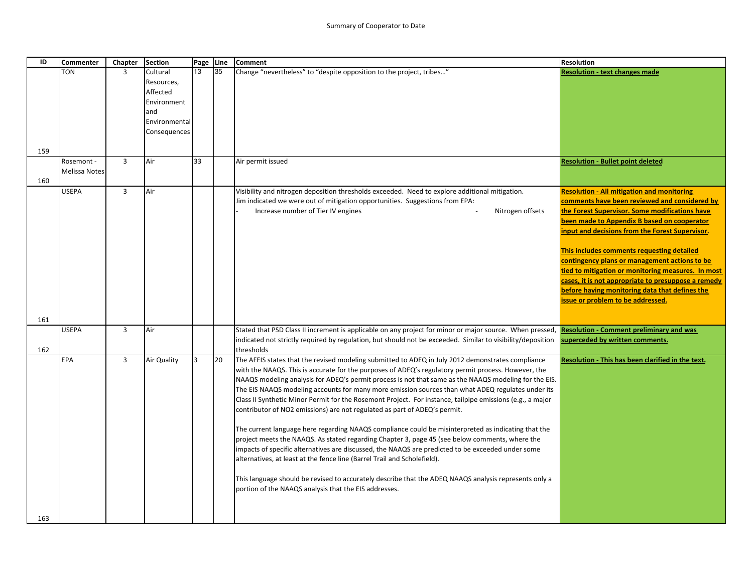Summary of Cooperator to Date

| ID | Commenter | Chapter | Section | Page | Line | Comment | Resolution |
|---|---|---|---|---|---|---|---|
| 159 | TON | 3 | Cultural Resources, Affected Environment and Environmental Consequences | 13 | 35 | Change "nevertheless" to "despite opposition to the project, tribes…" | **Resolution - text changes made** |
| 160 | Rosemont - Melissa Notes | 3 | Air | 33 | | Air permit issued | **Resolution - Bullet point deleted** |
| 161 | USEPA | 3 | Air | | | Visibility and nitrogen deposition thresholds exceeded. Need to explore additional mitigation. Jim indicated we were out of mitigation opportunities. Suggestions from EPA:<br>- Increase number of Tier IV engines<br>- Nitrogen offsets | **Resolution - All mitigation and monitoring comments have been reviewed and considered by the Forest Supervisor. Some modifications have been made to Appendix B based on cooperator input and decisions from the Forest Supervisor.**<br><br>**This includes comments requesting detailed contingency plans or management actions to be tied to mitigation or monitoring measures. In most cases, it is not appropriate to presuppose a remedy before having monitoring data that defines the issue or problem to be addressed.** |
| 162 | USEPA | 3 | Air | | | Stated that PSD Class II increment is applicable on any project for minor or major source. When pressed, indicated not strictly required by regulation, but should not be exceeded. Similar to visibility/deposition thresholds | **Resolution - Comment preliminary and was superceded by written comments.** |
| 163 | EPA | 3 | Air Quality | 3 | 20 | The AFEIS states that the revised modeling submitted to ADEQ in July 2012 demonstrates compliance with the NAAQS. This is accurate for the purposes of ADEQ's regulatory permit process. However, the NAAQS modeling analysis for ADEQ's permit process is not that same as the NAAQS modeling for the EIS. The EIS NAAQS modeling accounts for many more emission sources than what ADEQ regulates under its Class II Synthetic Minor Permit for the Rosemont Project. For instance, tailpipe emissions (e.g., a major contributor of NO2 emissions) are not regulated as part of ADEQ's permit.<br><br>The current language here regarding NAAQS compliance could be misinterpreted as indicating that the project meets the NAAQS. As stated regarding Chapter 3, page 45 (see below comments, where the impacts of specific alternatives are discussed, the NAAQS are predicted to be exceeded under some alternatives, at least at the fence line (Barrel Trail and Scholefield).<br><br>This language should be revised to accurately describe that the ADEQ NAAQS analysis represents only a portion of the NAAQS analysis that the EIS addresses. | **Resolution - This has been clarified in the text.** |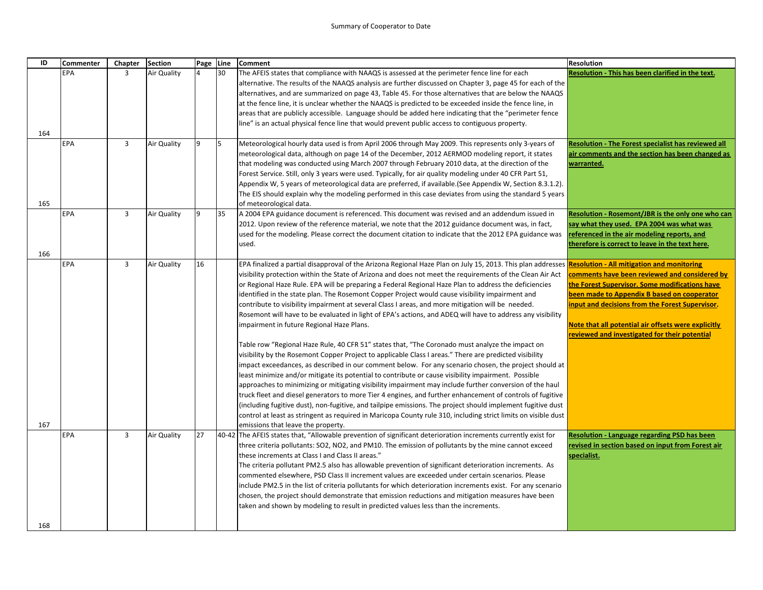Summary of Cooperator to Date

| ID | Commenter | Chapter | Section | Page | Line | Comment | Resolution |
|---|---|---|---|---|---|---|---|
| 164 | EPA | 3 | Air Quality | 4 | 30 | The AFEIS states that compliance with NAAQS is assessed at the perimeter fence line for each alternative. The results of the NAAQS analysis are further discussed on Chapter 3, page 45 for each of the alternatives, and are summarized on page 43, Table 45. For those alternatives that are below the NAAQS at the fence line, it is unclear whether the NAAQS is predicted to be exceeded inside the fence line, in areas that are publicly accessible. Language should be added here indicating that the "perimeter fence line" is an actual physical fence line that would prevent public access to contiguous property. | **Resolution - This has been clarified in the text.** |
| 165 | EPA | 3 | Air Quality | 9 | 5 | Meteorological hourly data used is from April 2006 through May 2009. This represents only 3-years of meteorological data, although on page 14 of the December, 2012 AERMOD modeling report, it states that modeling was conducted using March 2007 through February 2010 data, at the direction of the Forest Service. Still, only 3 years were used. Typically, for air quality modeling under 40 CFR Part 51, Appendix W, 5 years of meteorological data are preferred, if available.(See Appendix W, Section 8.3.1.2). The EIS should explain why the modeling performed in this case deviates from using the standard 5 years of meteorological data. | **Resolution - The Forest specialist has reviewed all air comments and the section has been changed as warranted.** |
| 166 | EPA | 3 | Air Quality | 9 | 35 | A 2004 EPA guidance document is referenced. This document was revised and an addendum issued in 2012. Upon review of the reference material, we note that the 2012 guidance document was, in fact, used for the modeling. Please correct the document citation to indicate that the 2012 EPA guidance was used. | **Resolution - Rosemont/JBR is the only one who can say what they used. EPA 2004 was what was referenced in the air modeling reports, and therefore is correct to leave in the text here.** |
| 167 | EPA | 3 | Air Quality | 16 | | EPA finalized a partial disapproval of the Arizona Regional Haze Plan on July 15, 2013. This plan addresses visibility protection within the State of Arizona and does not meet the requirements of the Clean Air Act or Regional Haze Rule. EPA will be preparing a Federal Regional Haze Plan to address the deficiencies identified in the state plan. The Rosemont Copper Project would cause visibility impairment and contribute to visibility impairment at several Class I areas, and more mitigation will be needed. Rosemont will have to be evaluated in light of EPA's actions, and ADEQ will have to address any visibility impairment in future Regional Haze Plans.<br><br>Table row "Regional Haze Rule, 40 CFR 51" states that, "The Coronado must analyze the impact on visibility by the Rosemont Copper Project to applicable Class I areas." There are predicted visibility impact exceedances, as described in our comment below. For any scenario chosen, the project should at least minimize and/or mitigate its potential to contribute or cause visibility impairment. Possible approaches to minimizing or mitigating visibility impairment may include further conversion of the haul truck fleet and diesel generators to more Tier 4 engines, and further enhancement of controls of fugitive (including fugitive dust), non-fugitive, and tailpipe emissions. The project should implement fugitive dust control at least as stringent as required in Maricopa County rule 310, including strict limits on visible dust emissions that leave the property. | **Resolution - All mitigation and monitoring comments have been reviewed and considered by the Forest Supervisor. Some modifications have been made to Appendix B based on cooperator input and decisions from the Forest Supervisor.**<br><br>**Note that all potential air offsets were explicitly reviewed and investigated for their potential** |
| 168 | EPA | 3 | Air Quality | 27 | 40-42 | The AFEIS states that, "Allowable prevention of significant deterioration increments currently exist for three criteria pollutants: SO2, NO2, and PM10. The emission of pollutants by the mine cannot exceed these increments at Class I and Class II areas."<br>The criteria pollutant PM2.5 also has allowable prevention of significant deterioration increments. As commented elsewhere, PSD Class II increment values are exceeded under certain scenarios. Please include PM2.5 in the list of criteria pollutants for which deterioration increments exist. For any scenario chosen, the project should demonstrate that emission reductions and mitigation measures have been taken and shown by modeling to result in predicted values less than the increments. | **Resolution - Language regarding PSD has been revised in section based on input from Forest air specialist.** |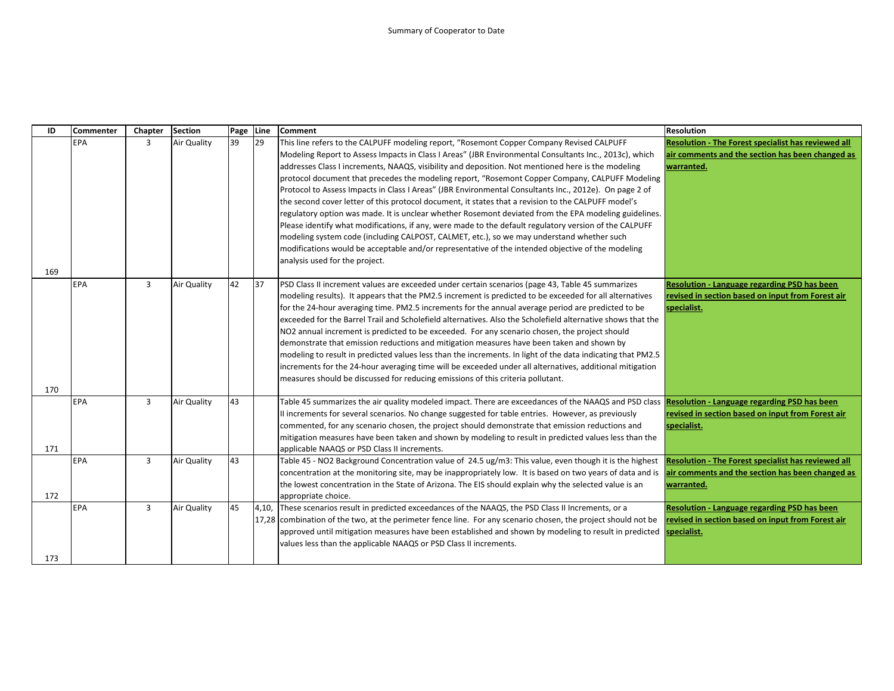Summary of Cooperator to Date

| ID | Commenter | Chapter | Section | Page | Line | Comment | Resolution |
|---|---|---|---|---|---|---|---|
| 169 | EPA | 3 | Air Quality | 39 | 29 | This line refers to the CALPUFF modeling report, "Rosemont Copper Company Revised CALPUFF Modeling Report to Assess Impacts in Class I Areas" (JBR Environmental Consultants Inc., 2013c), which addresses Class I increments, NAAQS, visibility and deposition. Not mentioned here is the modeling protocol document that precedes the modeling report, "Rosemont Copper Company, CALPUFF Modeling Protocol to Assess Impacts in Class I Areas" (JBR Environmental Consultants Inc., 2012e). On page 2 of the second cover letter of this protocol document, it states that a revision to the CALPUFF model's regulatory option was made. It is unclear whether Rosemont deviated from the EPA modeling guidelines. Please identify what modifications, if any, were made to the default regulatory version of the CALPUFF modeling system code (including CALPOST, CALMET, etc.), so we may understand whether such modifications would be acceptable and/or representative of the intended objective of the modeling analysis used for the project. | **Resolution - The Forest specialist has reviewed all air comments and the section has been changed as warranted.** |
| 170 | EPA | 3 | Air Quality | 42 | 37 | PSD Class II increment values are exceeded under certain scenarios (page 43, Table 45 summarizes modeling results). It appears that the PM2.5 increment is predicted to be exceeded for all alternatives for the 24-hour averaging time. PM2.5 increments for the annual average period are predicted to be exceeded for the Barrel Trail and Scholefield alternatives. Also the Scholefield alternative shows that the NO2 annual increment is predicted to be exceeded. For any scenario chosen, the project should demonstrate that emission reductions and mitigation measures have been taken and shown by modeling to result in predicted values less than the increments. In light of the data indicating that PM2.5 increments for the 24-hour averaging time will be exceeded under all alternatives, additional mitigation measures should be discussed for reducing emissions of this criteria pollutant. | **Resolution - Language regarding PSD has been revised in section based on input from Forest air specialist.** |
| 171 | EPA | 3 | Air Quality | 43 | | Table 45 summarizes the air quality modeled impact. There are exceedances of the NAAQS and PSD class II increments for several scenarios. No change suggested for table entries. However, as previously commented, for any scenario chosen, the project should demonstrate that emission reductions and mitigation measures have been taken and shown by modeling to result in predicted values less than the applicable NAAQS or PSD Class II increments. | **Resolution - Language regarding PSD has been revised in section based on input from Forest air specialist.** |
| 172 | EPA | 3 | Air Quality | 43 | | Table 45 - NO2 Background Concentration value of 24.5 ug/m3: This value, even though it is the highest concentration at the monitoring site, may be inappropriately low. It is based on two years of data and is the lowest concentration in the State of Arizona. The EIS should explain why the selected value is an appropriate choice. | **Resolution - The Forest specialist has reviewed all air comments and the section has been changed as warranted.** |
| 173 | EPA | 3 | Air Quality | 45 | 4,10, 17,28 | These scenarios result in predicted exceedances of the NAAQS, the PSD Class II Increments, or a combination of the two, at the perimeter fence line. For any scenario chosen, the project should not be approved until mitigation measures have been established and shown by modeling to result in predicted values less than the applicable NAAQS or PSD Class II increments. | **Resolution - Language regarding PSD has been revised in section based on input from Forest air specialist.** |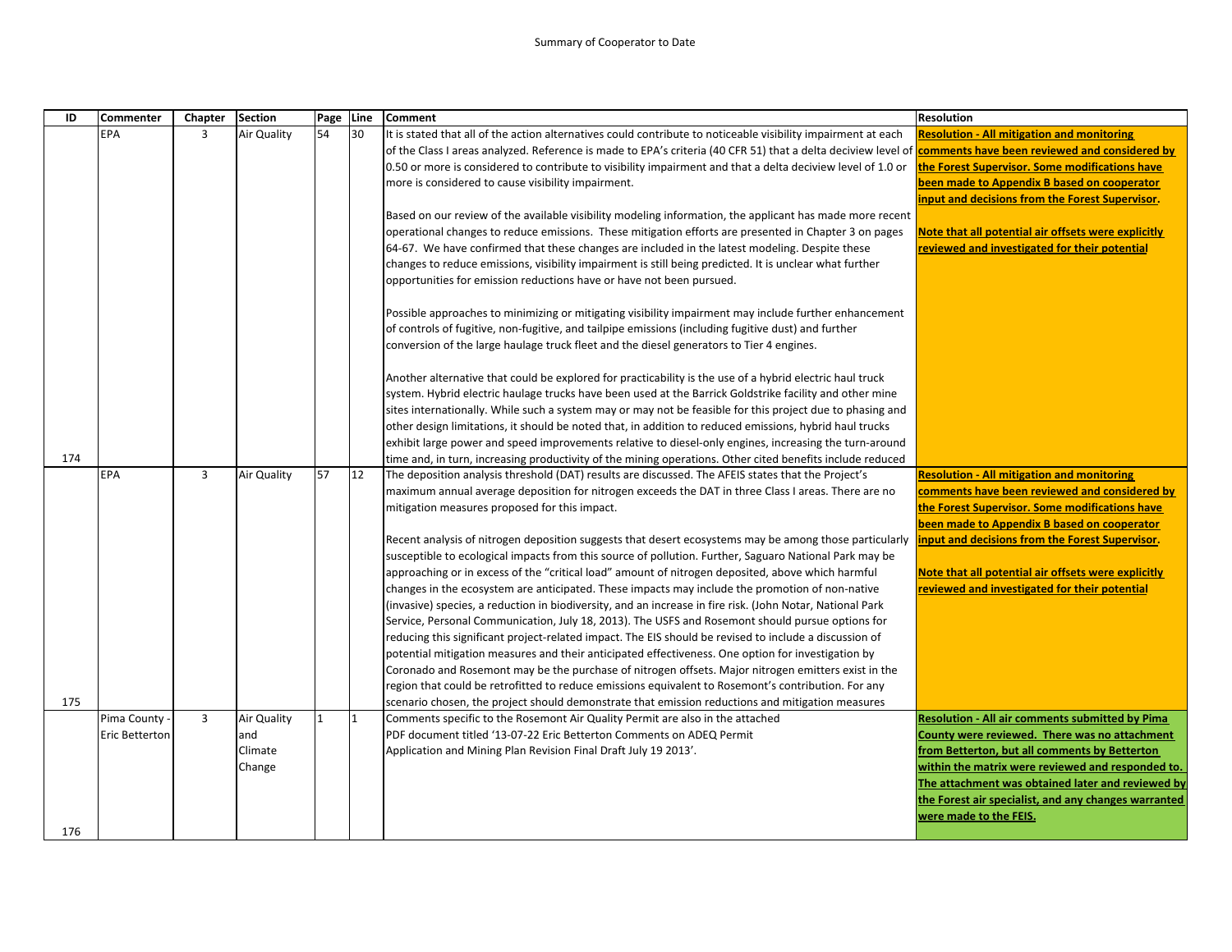Summary of Cooperator to Date

| ID | Commenter | Chapter | Section | Page | Line | Comment | Resolution |
|---|---|---|---|---|---|---|---|
| 174 | EPA | 3 | Air Quality | 54 | 30 | It is stated that all of the action alternatives could contribute to noticeable visibility impairment at each of the Class I areas analyzed. Reference is made to EPA's criteria (40 CFR 51) that a delta deciview level of 0.50 or more is considered to contribute to visibility impairment and that a delta deciview level of 1.0 or more is considered to cause visibility impairment.<br><br>Based on our review of the available visibility modeling information, the applicant has made more recent operational changes to reduce emissions. These mitigation efforts are presented in Chapter 3 on pages 64-67. We have confirmed that these changes are included in the latest modeling. Despite these changes to reduce emissions, visibility impairment is still being predicted. It is unclear what further opportunities for emission reductions have or have not been pursued.<br><br>Possible approaches to minimizing or mitigating visibility impairment may include further enhancement of controls of fugitive, non-fugitive, and tailpipe emissions (including fugitive dust) and further conversion of the large haulage truck fleet and the diesel generators to Tier 4 engines.<br><br>Another alternative that could be explored for practicability is the use of a hybrid electric haul truck system. Hybrid electric haulage trucks have been used at the Barrick Goldstrike facility and other mine sites internationally. While such a system may or may not be feasible for this project due to phasing and other design limitations, it should be noted that, in addition to reduced emissions, hybrid haul trucks exhibit large power and speed improvements relative to diesel-only engines, increasing the turn-around time and, in turn, increasing productivity of the mining operations. Other cited benefits include reduced | **Resolution - All mitigation and monitoring comments have been reviewed and considered by the Forest Supervisor. Some modifications have been made to Appendix B based on cooperator input and decisions from the Forest Supervisor.**<br><br>**Note that all potential air offsets were explicitly reviewed and investigated for their potential** |
| 175 | EPA | 3 | Air Quality | 57 | 12 | The deposition analysis threshold (DAT) results are discussed. The AFEIS states that the Project's maximum annual average deposition for nitrogen exceeds the DAT in three Class I areas. There are no mitigation measures proposed for this impact.<br><br>Recent analysis of nitrogen deposition suggests that desert ecosystems may be among those particularly susceptible to ecological impacts from this source of pollution. Further, Saguaro National Park may be approaching or in excess of the "critical load" amount of nitrogen deposited, above which harmful changes in the ecosystem are anticipated. These impacts may include the promotion of non-native (invasive) species, a reduction in biodiversity, and an increase in fire risk. (John Notar, National Park Service, Personal Communication, July 18, 2013). The USFS and Rosemont should pursue options for reducing this significant project-related impact. The EIS should be revised to include a discussion of potential mitigation measures and their anticipated effectiveness. One option for investigation by Coronado and Rosemont may be the purchase of nitrogen offsets. Major nitrogen emitters exist in the region that could be retrofitted to reduce emissions equivalent to Rosemont's contribution. For any scenario chosen, the project should demonstrate that emission reductions and mitigation measures | **Resolution - All mitigation and monitoring comments have been reviewed and considered by the Forest Supervisor. Some modifications have been made to Appendix B based on cooperator input and decisions from the Forest Supervisor.**<br><br>**Note that all potential air offsets were explicitly reviewed and investigated for their potential** |
| 176 | Pima County - Eric Betterton | 3 | Air Quality and Climate Change | 1 | 1 | Comments specific to the Rosemont Air Quality Permit are also in the attached PDF document titled '13-07-22 Eric Betterton Comments on ADEQ Permit Application and Mining Plan Revision Final Draft July 19 2013'. | **Resolution - All air comments submitted by Pima County were reviewed. There was no attachment from Betterton, but all comments by Betterton within the matrix were reviewed and responded to. The attachment was obtained later and reviewed by the Forest air specialist, and any changes warranted were made to the FEIS.** |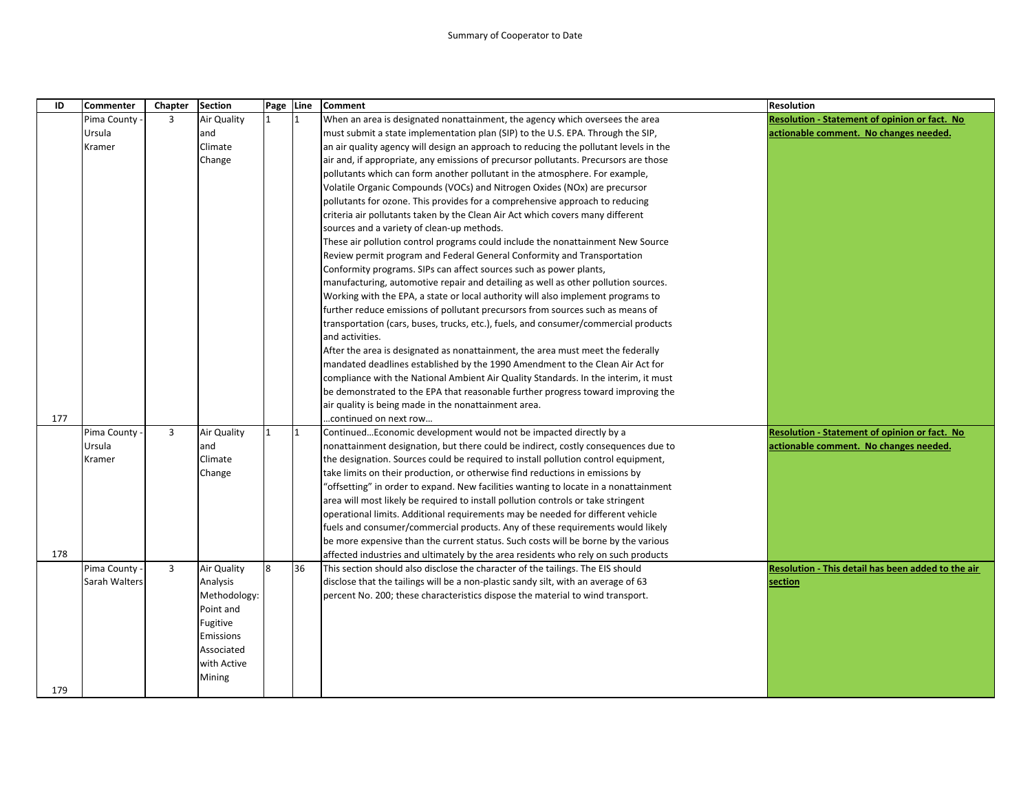Summary of Cooperator to Date

| ID | Commenter | Chapter | Section | Page | Line | Comment | Resolution |
|---|---|---|---|---|---|---|---|
| 177 | Pima County - Ursula Kramer | 3 | Air Quality and Climate Change | 1 | 1 | When an area is designated nonattainment, the agency which oversees the area must submit a state implementation plan (SIP) to the U.S. EPA. Through the SIP, an air quality agency will design an approach to reducing the pollutant levels in the air and, if appropriate, any emissions of precursor pollutants. Precursors are those pollutants which can form another pollutant in the atmosphere. For example, Volatile Organic Compounds (VOCs) and Nitrogen Oxides (NOx) are precursor pollutants for ozone. This provides for a comprehensive approach to reducing criteria air pollutants taken by the Clean Air Act which covers many different sources and a variety of clean-up methods.<br>These air pollution control programs could include the nonattainment New Source Review permit program and Federal General Conformity and Transportation Conformity programs. SIPs can affect sources such as power plants, manufacturing, automotive repair and detailing as well as other pollution sources. Working with the EPA, a state or local authority will also implement programs to further reduce emissions of pollutant precursors from sources such as means of transportation (cars, buses, trucks, etc.), fuels, and consumer/commercial products and activities.<br>After the area is designated as nonattainment, the area must meet the federally mandated deadlines established by the 1990 Amendment to the Clean Air Act for compliance with the National Ambient Air Quality Standards. In the interim, it must be demonstrated to the EPA that reasonable further progress toward improving the air quality is being made in the nonattainment area.<br>…continued on next row… | **Resolution - Statement of opinion or fact. No actionable comment. No changes needed.** |
| 178 | Pima County - Ursula Kramer | 3 | Air Quality and Climate Change | 1 | 1 | Continued…Economic development would not be impacted directly by a nonattainment designation, but there could be indirect, costly consequences due to the designation. Sources could be required to install pollution control equipment, take limits on their production, or otherwise find reductions in emissions by "offsetting" in order to expand. New facilities wanting to locate in a nonattainment area will most likely be required to install pollution controls or take stringent operational limits. Additional requirements may be needed for different vehicle fuels and consumer/commercial products. Any of these requirements would likely be more expensive than the current status. Such costs will be borne by the various affected industries and ultimately by the area residents who rely on such products | **Resolution - Statement of opinion or fact. No actionable comment. No changes needed.** |
| 179 | Pima County - Sarah Walters | 3 | Air Quality Analysis Methodology: Point and Fugitive Emissions Associated with Active Mining | 8 | 36 | This section should also disclose the character of the tailings. The EIS should disclose that the tailings will be a non-plastic sandy silt, with an average of 63 percent No. 200; these characteristics dispose the material to wind transport. | **Resolution - This detail has been added to the air section** |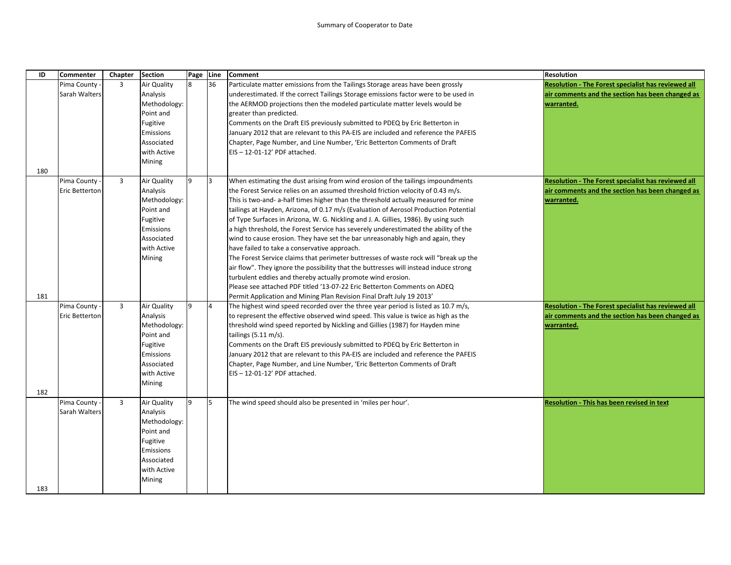Summary of Cooperator to Date

| ID | Commenter | Chapter | Section | Page | Line | Comment | Resolution |
|---|---|---|---|---|---|---|---|
| 180 | Pima County - Sarah Walters | 3 | Air Quality Analysis Methodology: Point and Fugitive Emissions Associated with Active Mining | 8 | 36 | Particulate matter emissions from the Tailings Storage areas have been grossly underestimated. If the correct Tailings Storage emissions factor were to be used in the AERMOD projections then the modeled particulate matter levels would be greater than predicted. Comments on the Draft EIS previously submitted to PDEQ by Eric Betterton in January 2012 that are relevant to this PA-EIS are included and reference the PAFEIS Chapter, Page Number, and Line Number, 'Eric Betterton Comments of Draft EIS – 12-01-12' PDF attached. | **Resolution - The Forest specialist has reviewed all air comments and the section has been changed as warranted.** |
| 181 | Pima County - Eric Betterton | 3 | Air Quality Analysis Methodology: Point and Fugitive Emissions Associated with Active Mining | 9 | 3 | When estimating the dust arising from wind erosion of the tailings impoundments the Forest Service relies on an assumed threshold friction velocity of 0.43 m/s. This is two-and- a-half times higher than the threshold actually measured for mine tailings at Hayden, Arizona, of 0.17 m/s (Evaluation of Aerosol Production Potential of Type Surfaces in Arizona, W. G. Nickling and J. A. Gillies, 1986). By using such a high threshold, the Forest Service has severely underestimated the ability of the wind to cause erosion. They have set the bar unreasonably high and again, they have failed to take a conservative approach. The Forest Service claims that perimeter buttresses of waste rock will "break up the air flow". They ignore the possibility that the buttresses will instead induce strong turbulent eddies and thereby actually promote wind erosion. Please see attached PDF titled '13-07-22 Eric Betterton Comments on ADEQ Permit Application and Mining Plan Revision Final Draft July 19 2013' | **Resolution - The Forest specialist has reviewed all air comments and the section has been changed as warranted.** |
| 182 | Pima County - Eric Betterton | 3 | Air Quality Analysis Methodology: Point and Fugitive Emissions Associated with Active Mining | 9 | 4 | The highest wind speed recorded over the three year period is listed as 10.7 m/s, to represent the effective observed wind speed. This value is twice as high as the threshold wind speed reported by Nickling and Gillies (1987) for Hayden mine tailings (5.11 m/s). Comments on the Draft EIS previously submitted to PDEQ by Eric Betterton in January 2012 that are relevant to this PA-EIS are included and reference the PAFEIS Chapter, Page Number, and Line Number, 'Eric Betterton Comments of Draft EIS – 12-01-12' PDF attached. | **Resolution - The Forest specialist has reviewed all air comments and the section has been changed as warranted.** |
| 183 | Pima County - Sarah Walters | 3 | Air Quality Analysis Methodology: Point and Fugitive Emissions Associated with Active Mining | 9 | 5 | The wind speed should also be presented in 'miles per hour'. | **Resolution - This has been revised in text** |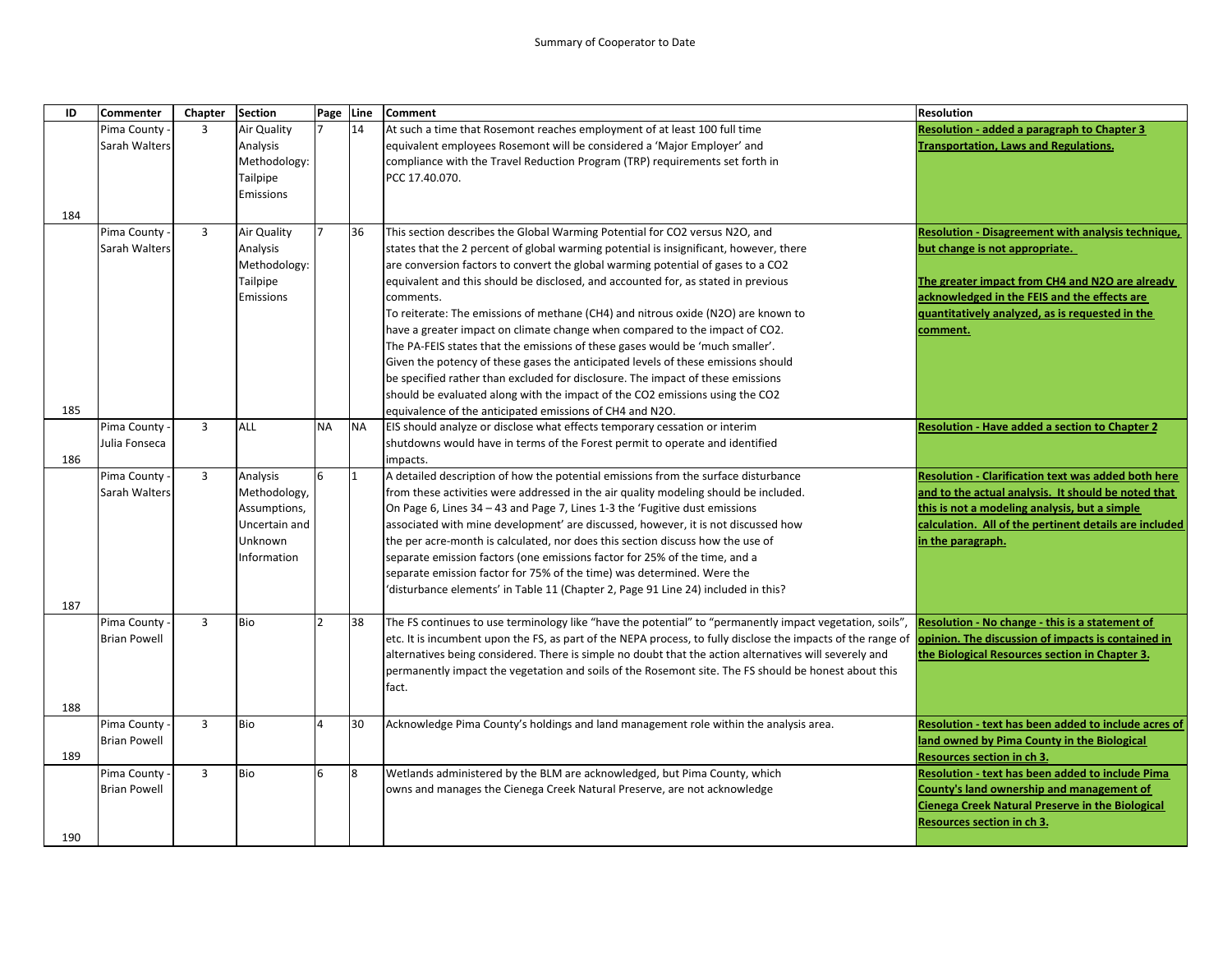Summary of Cooperator to Date

| ID | Commenter | Chapter | Section | Page | Line | Comment | Resolution |
|---|---|---|---|---|---|---|---|
| 184 | Pima County - Sarah Walters | 3 | Air Quality Analysis Methodology: Tailpipe Emissions | 7 | 14 | At such a time that Rosemont reaches employment of at least 100 full time equivalent employees Rosemont will be considered a 'Major Employer' and compliance with the Travel Reduction Program (TRP) requirements set forth in PCC 17.40.070. | **Resolution - added a paragraph to Chapter 3 Transportation, Laws and Regulations.** |
| 185 | Pima County - Sarah Walters | 3 | Air Quality Analysis Methodology: Tailpipe Emissions | 7 | 36 | This section describes the Global Warming Potential for CO2 versus N2O, and states that the 2 percent of global warming potential is insignificant, however, there are conversion factors to convert the global warming potential of gases to a CO2 equivalent and this should be disclosed, and accounted for, as stated in previous comments. To reiterate: The emissions of methane (CH4) and nitrous oxide (N2O) are known to have a greater impact on climate change when compared to the impact of CO2. The PA-FEIS states that the emissions of these gases would be 'much smaller'. Given the potency of these gases the anticipated levels of these emissions should be specified rather than excluded for disclosure. The impact of these emissions should be evaluated along with the impact of the CO2 emissions using the CO2 equivalence of the anticipated emissions of CH4 and N2O. | **Resolution - Disagreement with analysis technique, but change is not appropriate.** <br><br> **The greater impact from CH4 and N2O are already acknowledged in the FEIS and the effects are quantitatively analyzed, as is requested in the comment.** |
| 186 | Pima County - Julia Fonseca | 3 | ALL | NA | NA | EIS should analyze or disclose what effects temporary cessation or interim shutdowns would have in terms of the Forest permit to operate and identified impacts. | **Resolution - Have added a section to Chapter 2** |
| 187 | Pima County - Sarah Walters | 3 | Analysis Methodology, Assumptions, Uncertain and Unknown Information | 6 | 1 | A detailed description of how the potential emissions from the surface disturbance from these activities were addressed in the air quality modeling should be included. On Page 6, Lines 34 – 43 and Page 7, Lines 1-3 the 'Fugitive dust emissions associated with mine development' are discussed, however, it is not discussed how the per acre-month is calculated, nor does this section discuss how the use of separate emission factors (one emissions factor for 25% of the time, and a separate emission factor for 75% of the time) was determined. Were the 'disturbance elements' in Table 11 (Chapter 2, Page 91 Line 24) included in this? | **Resolution - Clarification text was added both here and to the actual analysis. It should be noted that this is not a modeling analysis, but a simple calculation. All of the pertinent details are included in the paragraph.** |
| 188 | Pima County - Brian Powell | 3 | Bio | 2 | 38 | The FS continues to use terminology like "have the potential" to "permanently impact vegetation, soils", etc. It is incumbent upon the FS, as part of the NEPA process, to fully disclose the impacts of the range of alternatives being considered. There is simple no doubt that the action alternatives will severely and permanently impact the vegetation and soils of the Rosemont site. The FS should be honest about this fact. | **Resolution - No change - this is a statement of opinion. The discussion of impacts is contained in the Biological Resources section in Chapter 3.** |
| 189 | Pima County - Brian Powell | 3 | Bio | 4 | 30 | Acknowledge Pima County's holdings and land management role within the analysis area. | **Resolution - text has been added to include acres of land owned by Pima County in the Biological Resources section in ch 3.** |
| 190 | Pima County - Brian Powell | 3 | Bio | 6 | 8 | Wetlands administered by the BLM are acknowledged, but Pima County, which owns and manages the Cienega Creek Natural Preserve, are not acknowledge | **Resolution - text has been added to include Pima County's land ownership and management of Cienega Creek Natural Preserve in the Biological Resources section in ch 3.** |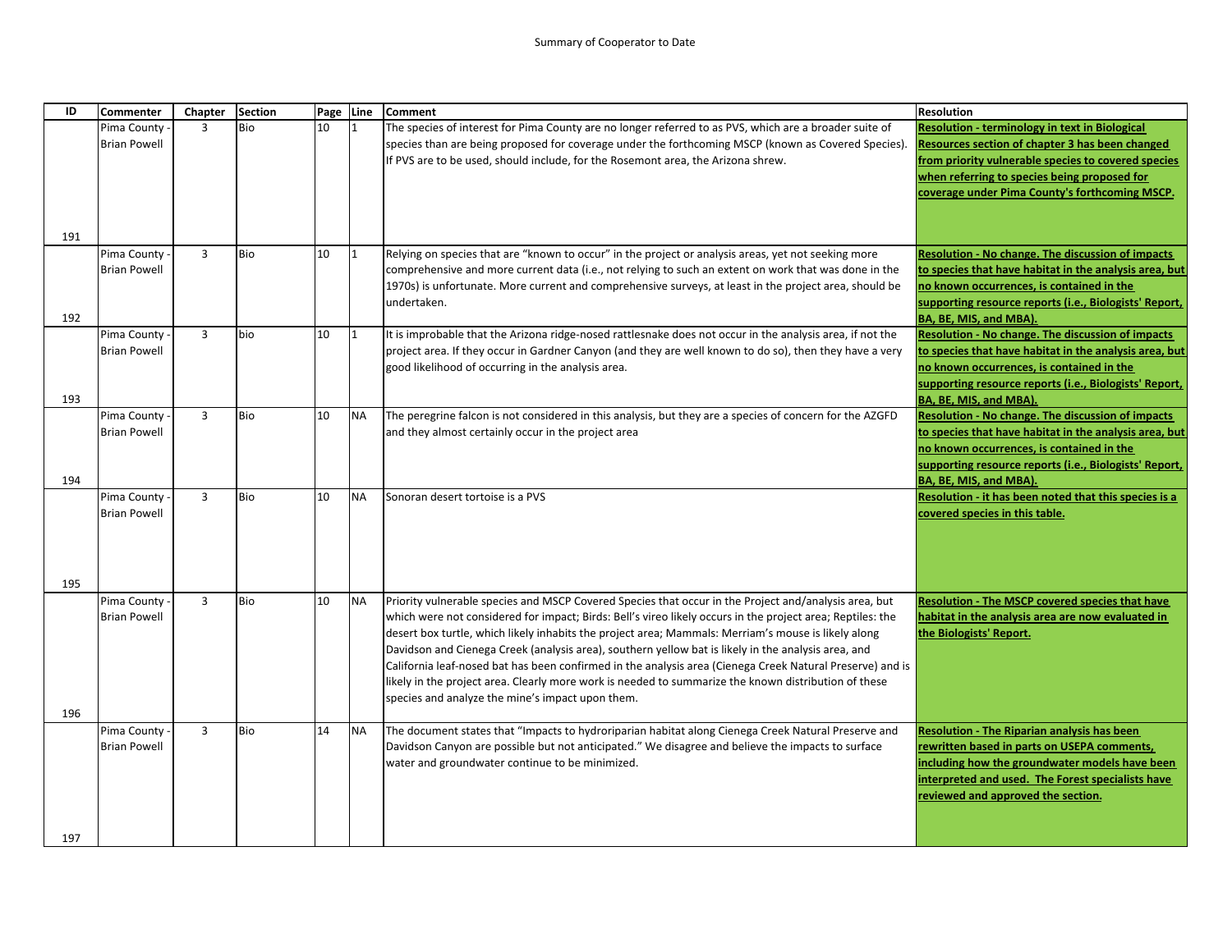Summary of Cooperator to Date

| ID | Commenter | Chapter | Section | Page | Line | Comment | Resolution |
|---|---|---|---|---|---|---|---|
| 191 | Pima County - Brian Powell | 3 | Bio | 10 | 1 | The species of interest for Pima County are no longer referred to as PVS, which are a broader suite of species than are being proposed for coverage under the forthcoming MSCP (known as Covered Species). If PVS are to be used, should include, for the Rosemont area, the Arizona shrew. | **Resolution - terminology in text in Biological Resources section of chapter 3 has been changed from priority vulnerable species to covered species when referring to species being proposed for coverage under Pima County's forthcoming MSCP.** |
| 192 | Pima County - Brian Powell | 3 | Bio | 10 | 1 | Relying on species that are "known to occur" in the project or analysis areas, yet not seeking more comprehensive and more current data (i.e., not relying to such an extent on work that was done in the 1970s) is unfortunate. More current and comprehensive surveys, at least in the project area, should be undertaken. | **Resolution - No change. The discussion of impacts to species that have habitat in the analysis area, but no known occurrences, is contained in the supporting resource reports (i.e., Biologists' Report, BA, BE, MIS, and MBA).** |
| 193 | Pima County - Brian Powell | 3 | bio | 10 | 1 | It is improbable that the Arizona ridge-nosed rattlesnake does not occur in the analysis area, if not the project area. If they occur in Gardner Canyon (and they are well known to do so), then they have a very good likelihood of occurring in the analysis area. | **Resolution - No change. The discussion of impacts to species that have habitat in the analysis area, but no known occurrences, is contained in the supporting resource reports (i.e., Biologists' Report, BA, BE, MIS, and MBA).** |
| 194 | Pima County - Brian Powell | 3 | Bio | 10 | NA | The peregrine falcon is not considered in this analysis, but they are a species of concern for the AZGFD and they almost certainly occur in the project area | **Resolution - No change. The discussion of impacts to species that have habitat in the analysis area, but no known occurrences, is contained in the supporting resource reports (i.e., Biologists' Report, BA, BE, MIS, and MBA).** |
| 195 | Pima County - Brian Powell | 3 | Bio | 10 | NA | Sonoran desert tortoise is a PVS | **Resolution - it has been noted that this species is a covered species in this table.** |
| 196 | Pima County - Brian Powell | 3 | Bio | 10 | NA | Priority vulnerable species and MSCP Covered Species that occur in the Project and/analysis area, but which were not considered for impact; Birds: Bell's vireo likely occurs in the project area; Reptiles: the desert box turtle, which likely inhabits the project area; Mammals: Merriam's mouse is likely along Davidson and Cienega Creek (analysis area), southern yellow bat is likely in the analysis area, and California leaf-nosed bat has been confirmed in the analysis area (Cienega Creek Natural Preserve) and is likely in the project area. Clearly more work is needed to summarize the known distribution of these species and analyze the mine's impact upon them. | **Resolution - The MSCP covered species that have habitat in the analysis area are now evaluated in the Biologists' Report.** |
| 197 | Pima County - Brian Powell | 3 | Bio | 14 | NA | The document states that "Impacts to hydroriparian habitat along Cienega Creek Natural Preserve and Davidson Canyon are possible but not anticipated." We disagree and believe the impacts to surface water and groundwater continue to be minimized. | **Resolution - The Riparian analysis has been rewritten based in parts on USEPA comments, including how the groundwater models have been interpreted and used. The Forest specialists have reviewed and approved the section.** |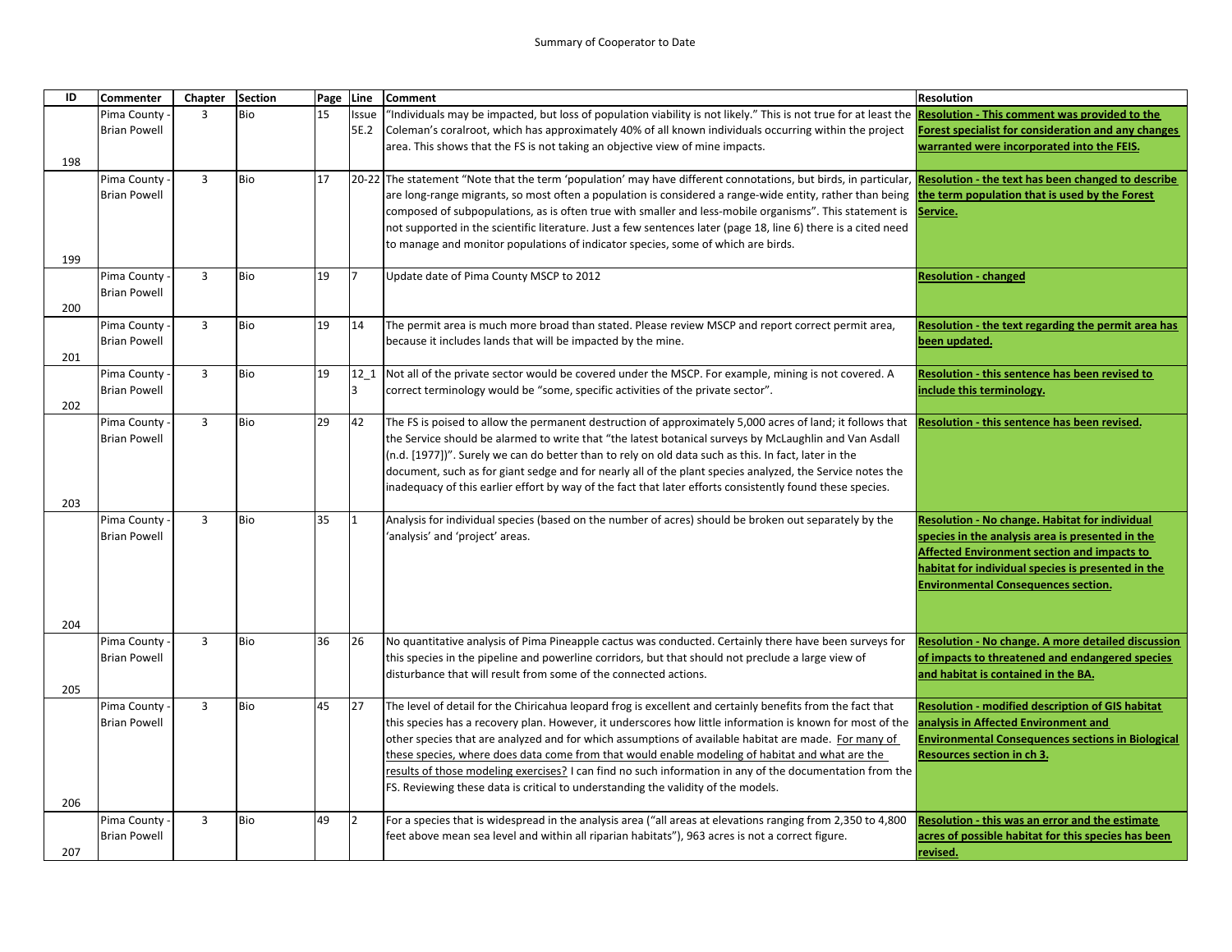Summary of Cooperator to Date

| ID | Commenter | Chapter | Section | Page | Line | Comment | Resolution |
|---|---|---|---|---|---|---|---|
| 198 | Pima County - Brian Powell | 3 | Bio | 15 | Issue 5E.2 | "Individuals may be impacted, but loss of population viability is not likely." This is not true for at least the Coleman's coralroot, which has approximately 40% of all known individuals occurring within the project area. This shows that the FS is not taking an objective view of mine impacts. | **Resolution - This comment was provided to the Forest specialist for consideration and any changes warranted were incorporated into the FEIS.** |
| 199 | Pima County - Brian Powell | 3 | Bio | 17 | 20-22 | The statement "Note that the term 'population' may have different connotations, but birds, in particular, are long-range migrants, so most often a population is considered a range-wide entity, rather than being composed of subpopulations, as is often true with smaller and less-mobile organisms". This statement is not supported in the scientific literature. Just a few sentences later (page 18, line 6) there is a cited need to manage and monitor populations of indicator species, some of which are birds. | **Resolution - the text has been changed to describe the term population that is used by the Forest Service.** |
| 200 | Pima County - Brian Powell | 3 | Bio | 19 | 7 | Update date of Pima County MSCP to 2012 | **Resolution - changed** |
| 201 | Pima County - Brian Powell | 3 | Bio | 19 | 14 | The permit area is much more broad than stated. Please review MSCP and report correct permit area, because it includes lands that will be impacted by the mine. | **Resolution - the text regarding the permit area has been updated.** |
| 202 | Pima County - Brian Powell | 3 | Bio | 19 | 12_13 | Not all of the private sector would be covered under the MSCP. For example, mining is not covered. A correct terminology would be "some, specific activities of the private sector". | **Resolution - this sentence has been revised to include this terminology.** |
| 203 | Pima County - Brian Powell | 3 | Bio | 29 | 42 | The FS is poised to allow the permanent destruction of approximately 5,000 acres of land; it follows that the Service should be alarmed to write that "the latest botanical surveys by McLaughlin and Van Asdall (n.d. [1977])". Surely we can do better than to rely on old data such as this. In fact, later in the document, such as for giant sedge and for nearly all of the plant species analyzed, the Service notes the inadequacy of this earlier effort by way of the fact that later efforts consistently found these species. | **Resolution - this sentence has been revised.** |
| 204 | Pima County - Brian Powell | 3 | Bio | 35 | 1 | Analysis for individual species (based on the number of acres) should be broken out separately by the 'analysis' and 'project' areas. | **Resolution - No change. Habitat for individual species in the analysis area is presented in the Affected Environment section and impacts to habitat for individual species is presented in the Environmental Consequences section.** |
| 205 | Pima County - Brian Powell | 3 | Bio | 36 | 26 | No quantitative analysis of Pima Pineapple cactus was conducted. Certainly there have been surveys for this species in the pipeline and powerline corridors, but that should not preclude a large view of disturbance that will result from some of the connected actions. | **Resolution - No change. A more detailed discussion of impacts to threatened and endangered species and habitat is contained in the BA.** |
| 206 | Pima County - Brian Powell | 3 | Bio | 45 | 27 | The level of detail for the Chiricahua leopard frog is excellent and certainly benefits from the fact that this species has a recovery plan. However, it underscores how little information is known for most of the other species that are analyzed and for which assumptions of available habitat are made. For many of these species, where does data come from that would enable modeling of habitat and what are the results of those modeling exercises? I can find no such information in any of the documentation from the FS. Reviewing these data is critical to understanding the validity of the models. | **Resolution - modified description of GIS habitat analysis in Affected Environment and Environmental Consequences sections in Biological Resources section in ch 3.** |
| 207 | Pima County - Brian Powell | 3 | Bio | 49 | 2 | For a species that is widespread in the analysis area ("all areas at elevations ranging from 2,350 to 4,800 feet above mean sea level and within all riparian habitats"), 963 acres is not a correct figure. | **Resolution - this was an error and the estimate acres of possible habitat for this species has been revised.** |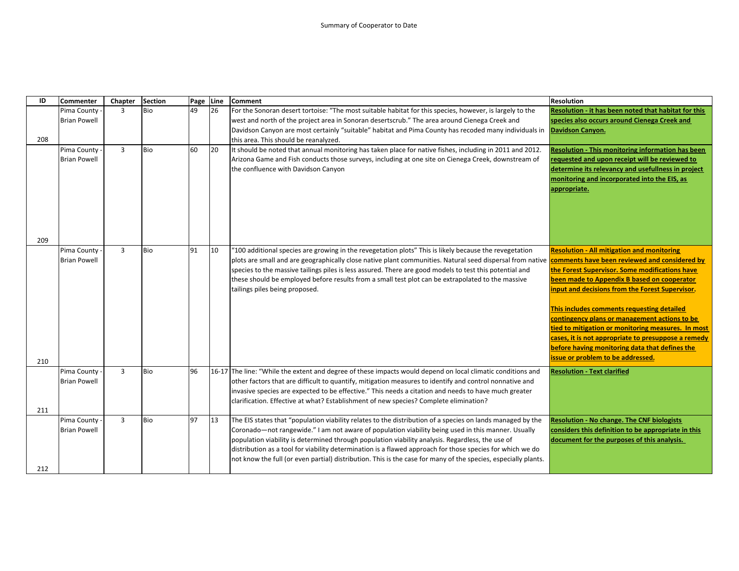Summary of Cooperator to Date

| ID | Commenter | Chapter | Section | Page | Line | Comment | Resolution |
|---|---|---|---|---|---|---|---|
| 208 | Pima County - Brian Powell | 3 | Bio | 49 | 26 | For the Sonoran desert tortoise: "The most suitable habitat for this species, however, is largely to the west and north of the project area in Sonoran desertscrub." The area around Cienega Creek and Davidson Canyon are most certainly "suitable" habitat and Pima County has recoded many individuals in this area. This should be reanalyzed. | **Resolution - it has been noted that habitat for this species also occurs around Cienega Creek and Davidson Canyon.** |
| 209 | Pima County - Brian Powell | 3 | Bio | 60 | 20 | It should be noted that annual monitoring has taken place for native fishes, including in 2011 and 2012. Arizona Game and Fish conducts those surveys, including at one site on Cienega Creek, downstream of the confluence with Davidson Canyon | **Resolution - This monitoring information has been requested and upon receipt will be reviewed to determine its relevancy and usefullness in project monitoring and incorporated into the EIS, as appropriate.** |
| 210 | Pima County - Brian Powell | 3 | Bio | 91 | 10 | "100 additional species are growing in the revegetation plots" This is likely because the revegetation plots are small and are geographically close native plant communities. Natural seed dispersal from native species to the massive tailings piles is less assured. There are good models to test this potential and these should be employed before results from a small test plot can be extrapolated to the massive tailings piles being proposed. | **Resolution - All mitigation and monitoring comments have been reviewed and considered by the Forest Supervisor. Some modifications have been made to Appendix B based on cooperator input and decisions from the Forest Supervisor.**<br><br>**This includes comments requesting detailed contingency plans or management actions to be tied to mitigation or monitoring measures. In most cases, it is not appropriate to presuppose a remedy before having monitoring data that defines the issue or problem to be addressed.** |
| 211 | Pima County - Brian Powell | 3 | Bio | 96 | 16-17 | The line: "While the extent and degree of these impacts would depend on local climatic conditions and other factors that are difficult to quantify, mitigation measures to identify and control nonnative and invasive species are expected to be effective." This needs a citation and needs to have much greater clarification. Effective at what? Establishment of new species? Complete elimination? | **Resolution - Text clarified** |
| 212 | Pima County - Brian Powell | 3 | Bio | 97 | 13 | The EIS states that "population viability relates to the distribution of a species on lands managed by the Coronado—not rangewide." I am not aware of population viability being used in this manner. Usually population viability is determined through population viability analysis. Regardless, the use of distribution as a tool for viability determination is a flawed approach for those species for which we do not know the full (or even partial) distribution. This is the case for many of the species, especially plants. | **Resolution - No change. The CNF biologists considers this definition to be appropriate in this document for the purposes of this analysis.** |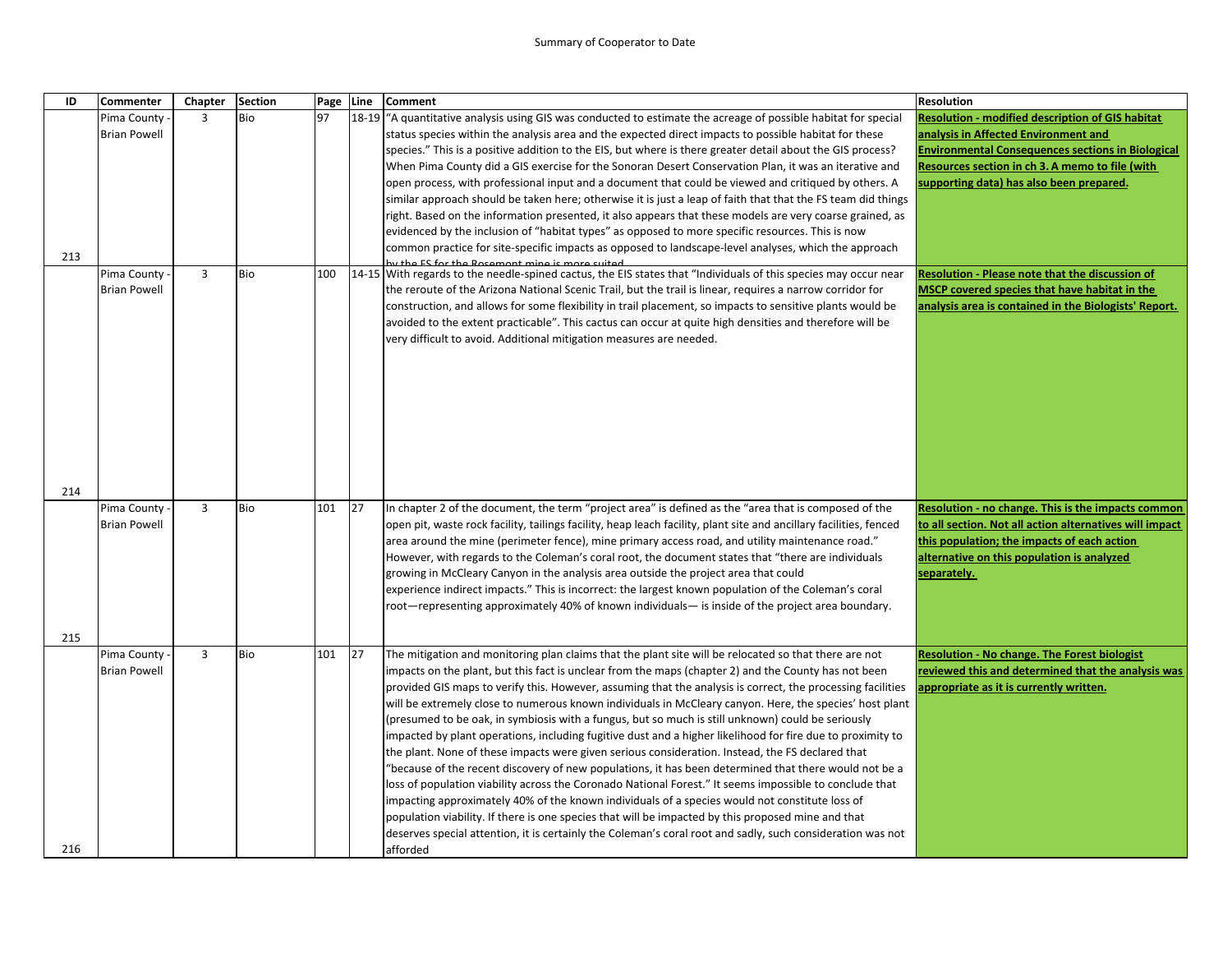Summary of Cooperator to Date

| ID | Commenter | Chapter | Section | Page | Line | Comment | Resolution |
|---|---|---|---|---|---|---|---|
| 213 | Pima County - Brian Powell | 3 | Bio | 97 | 18-19 | "A quantitative analysis using GIS was conducted to estimate the acreage of possible habitat for special status species within the analysis area and the expected direct impacts to possible habitat for these species." This is a positive addition to the EIS, but where is there greater detail about the GIS process? When Pima County did a GIS exercise for the Sonoran Desert Conservation Plan, it was an iterative and open process, with professional input and a document that could be viewed and critiqued by others. A similar approach should be taken here; otherwise it is just a leap of faith that that the FS team did things right. Based on the information presented, it also appears that these models are very coarse grained, as evidenced by the inclusion of "habitat types" as opposed to more specific resources. This is now common practice for site-specific impacts as opposed to landscape-level analyses, which the approach by the FS for the Rosemont mine is more suited | **Resolution - modified description of GIS habitat analysis in Affected Environment and Environmental Consequences sections in Biological Resources section in ch 3. A memo to file (with supporting data) has also been prepared.** |
| 214 | Pima County - Brian Powell | 3 | Bio | 100 | 14-15 | With regards to the needle-spined cactus, the EIS states that "Individuals of this species may occur near the reroute of the Arizona National Scenic Trail, but the trail is linear, requires a narrow corridor for construction, and allows for some flexibility in trail placement, so impacts to sensitive plants would be avoided to the extent practicable". This cactus can occur at quite high densities and therefore will be very difficult to avoid. Additional mitigation measures are needed. | **Resolution - Please note that the discussion of MSCP covered species that have habitat in the analysis area is contained in the Biologists' Report.** |
| 215 | Pima County - Brian Powell | 3 | Bio | 101 | 27 | In chapter 2 of the document, the term "project area" is defined as the "area that is composed of the open pit, waste rock facility, tailings facility, heap leach facility, plant site and ancillary facilities, fenced area around the mine (perimeter fence), mine primary access road, and utility maintenance road." However, with regards to the Coleman's coral root, the document states that "there are individuals growing in McCleary Canyon in the analysis area outside the project area that could experience indirect impacts." This is incorrect: the largest known population of the Coleman's coral root—representing approximately 40% of known individuals— is inside of the project area boundary. | **Resolution - no change. This is the impacts common to all section. Not all action alternatives will impact this population; the impacts of each action alternative on this population is analyzed separately.** |
| 216 | Pima County - Brian Powell | 3 | Bio | 101 | 27 | The mitigation and monitoring plan claims that the plant site will be relocated so that there are not impacts on the plant, but this fact is unclear from the maps (chapter 2) and the County has not been provided GIS maps to verify this. However, assuming that the analysis is correct, the processing facilities will be extremely close to numerous known individuals in McCleary canyon. Here, the species' host plant (presumed to be oak, in symbiosis with a fungus, but so much is still unknown) could be seriously impacted by plant operations, including fugitive dust and a higher likelihood for fire due to proximity to the plant. None of these impacts were given serious consideration. Instead, the FS declared that "because of the recent discovery of new populations, it has been determined that there would not be a loss of population viability across the Coronado National Forest." It seems impossible to conclude that impacting approximately 40% of the known individuals of a species would not constitute loss of population viability. If there is one species that will be impacted by this proposed mine and that deserves special attention, it is certainly the Coleman's coral root and sadly, such consideration was not afforded | **Resolution - No change. The Forest biologist reviewed this and determined that the analysis was appropriate as it is currently written.** |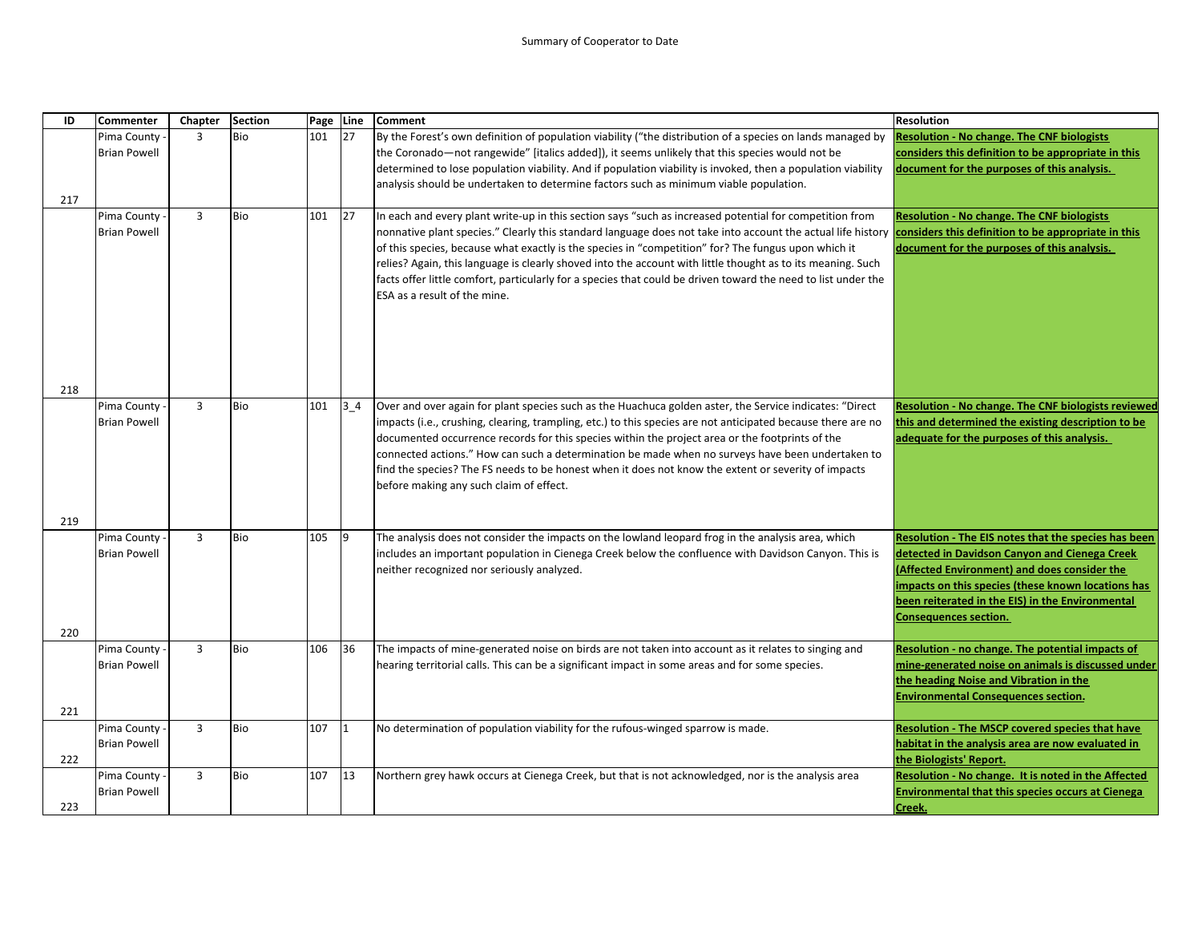Summary of Cooperator to Date

| ID | Commenter | Chapter | Section | Page | Line | Comment | Resolution |
|---|---|---|---|---|---|---|---|
| 217 | Pima County - Brian Powell | 3 | Bio | 101 | 27 | By the Forest's own definition of population viability ("the distribution of a species on lands managed by the Coronado—not rangewide" [italics added]), it seems unlikely that this species would not be determined to lose population viability. And if population viability is invoked, then a population viability analysis should be undertaken to determine factors such as minimum viable population. | **Resolution - No change. The CNF biologists considers this definition to be appropriate in this document for the purposes of this analysis.** |
| 218 | Pima County - Brian Powell | 3 | Bio | 101 | 27 | In each and every plant write-up in this section says "such as increased potential for competition from nonnative plant species." Clearly this standard language does not take into account the actual life history of this species, because what exactly is the species in "competition" for? The fungus upon which it relies? Again, this language is clearly shoved into the account with little thought as to its meaning. Such facts offer little comfort, particularly for a species that could be driven toward the need to list under the ESA as a result of the mine. | **Resolution - No change. The CNF biologists considers this definition to be appropriate in this document for the purposes of this analysis.** |
| 219 | Pima County - Brian Powell | 3 | Bio | 101 | 3_4 | Over and over again for plant species such as the Huachuca golden aster, the Service indicates: "Direct impacts (i.e., crushing, clearing, trampling, etc.) to this species are not anticipated because there are no documented occurrence records for this species within the project area or the footprints of the connected actions." How can such a determination be made when no surveys have been undertaken to find the species? The FS needs to be honest when it does not know the extent or severity of impacts before making any such claim of effect. | **Resolution - No change. The CNF biologists reviewed this and determined the existing description to be adequate for the purposes of this analysis.** |
| 220 | Pima County - Brian Powell | 3 | Bio | 105 | 9 | The analysis does not consider the impacts on the lowland leopard frog in the analysis area, which includes an important population in Cienega Creek below the confluence with Davidson Canyon. This is neither recognized nor seriously analyzed. | **Resolution - The EIS notes that the species has been detected in Davidson Canyon and Cienega Creek (Affected Environment) and does consider the impacts on this species (these known locations has been reiterated in the EIS) in the Environmental Consequences section.** |
| 221 | Pima County - Brian Powell | 3 | Bio | 106 | 36 | The impacts of mine-generated noise on birds are not taken into account as it relates to singing and hearing territorial calls. This can be a significant impact in some areas and for some species. | **Resolution - no change. The potential impacts of mine-generated noise on animals is discussed under the heading Noise and Vibration in the Environmental Consequences section.** |
| 222 | Pima County - Brian Powell | 3 | Bio | 107 | 1 | No determination of population viability for the rufous-winged sparrow is made. | **Resolution - The MSCP covered species that have habitat in the analysis area are now evaluated in the Biologists' Report.** |
| 223 | Pima County - Brian Powell | 3 | Bio | 107 | 13 | Northern grey hawk occurs at Cienega Creek, but that is not acknowledged, nor is the analysis area | **Resolution - No change. It is noted in the Affected Environmental that this species occurs at Cienega Creek.** |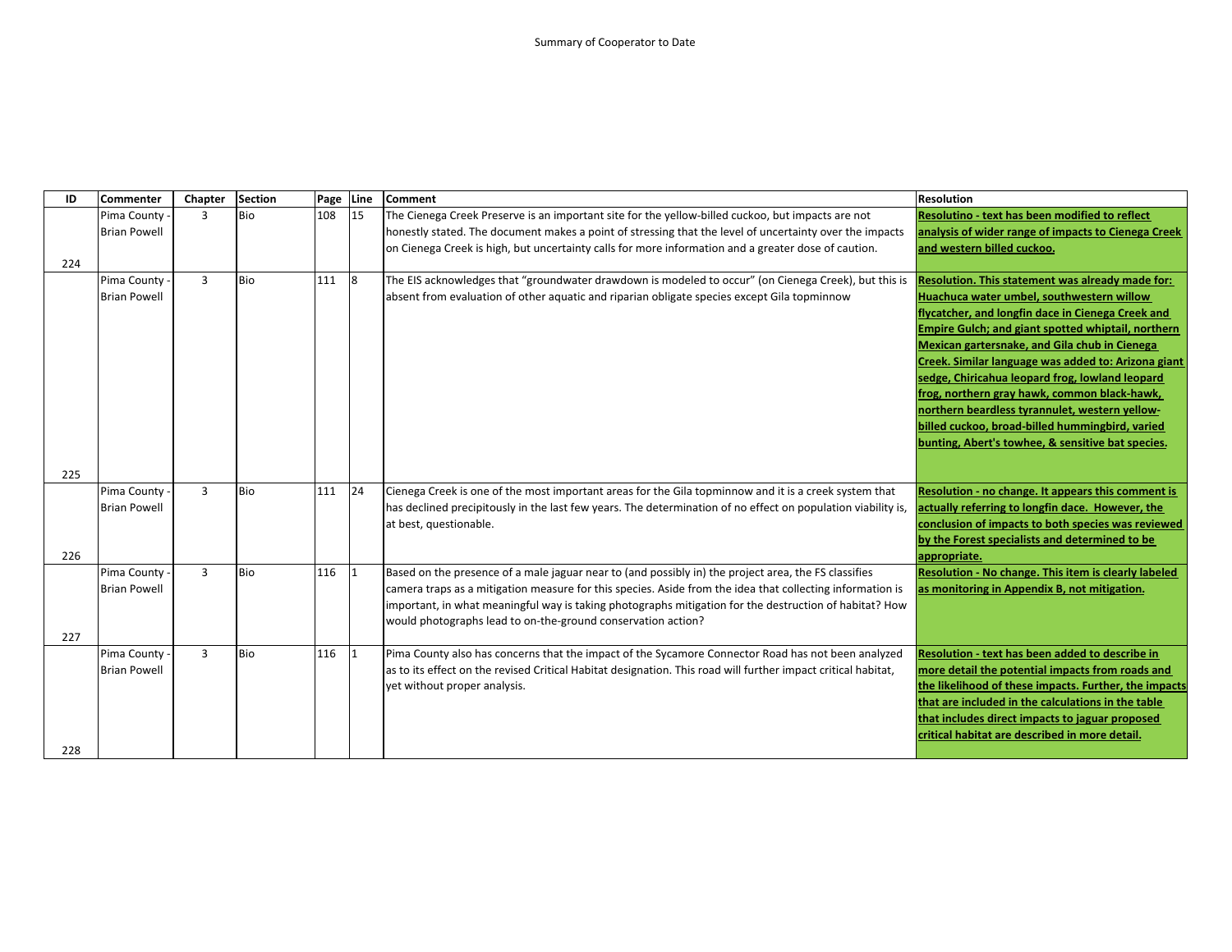Summary of Cooperator to Date

| ID | Commenter | Chapter | Section | Page | Line | Comment | Resolution |
|---|---|---|---|---|---|---|---|
| 224 | Pima County - Brian Powell | 3 | Bio | 108 | 15 | The Cienega Creek Preserve is an important site for the yellow-billed cuckoo, but impacts are not honestly stated. The document makes a point of stressing that the level of uncertainty over the impacts on Cienega Creek is high, but uncertainty calls for more information and a greater dose of caution. | **Resolutino - text has been modified to reflect analysis of wider range of impacts to Cienega Creek and western billed cuckoo.** |
| 225 | Pima County - Brian Powell | 3 | Bio | 111 | 8 | The EIS acknowledges that "groundwater drawdown is modeled to occur" (on Cienega Creek), but this is absent from evaluation of other aquatic and riparian obligate species except Gila topminnow | **Resolution. This statement was already made for: Huachuca water umbel, southwestern willow flycatcher, and longfin dace in Cienega Creek and Empire Gulch; and giant spotted whiptail, northern Mexican gartersnake, and Gila chub in Cienega Creek. Similar language was added to: Arizona giant sedge, Chiricahua leopard frog, lowland leopard frog, northern gray hawk, common black-hawk, northern beardless tyrannulet, western yellow-billed cuckoo, broad-billed hummingbird, varied bunting, Abert's towhee, & sensitive bat species.** |
| 226 | Pima County - Brian Powell | 3 | Bio | 111 | 24 | Cienega Creek is one of the most important areas for the Gila topminnow and it is a creek system that has declined precipitously in the last few years. The determination of no effect on population viability is, at best, questionable. | **Resolution - no change. It appears this comment is actually referring to longfin dace. However, the conclusion of impacts to both species was reviewed by the Forest specialists and determined to be appropriate.** |
| 227 | Pima County - Brian Powell | 3 | Bio | 116 | 1 | Based on the presence of a male jaguar near to (and possibly in) the project area, the FS classifies camera traps as a mitigation measure for this species. Aside from the idea that collecting information is important, in what meaningful way is taking photographs mitigation for the destruction of habitat? How would photographs lead to on-the-ground conservation action? | **Resolution - No change. This item is clearly labeled as monitoring in Appendix B, not mitigation.** |
| 228 | Pima County - Brian Powell | 3 | Bio | 116 | 1 | Pima County also has concerns that the impact of the Sycamore Connector Road has not been analyzed as to its effect on the revised Critical Habitat designation. This road will further impact critical habitat, yet without proper analysis. | **Resolution - text has been added to describe in more detail the potential impacts from roads and the likelihood of these impacts. Further, the impacts that are included in the calculations in the table that includes direct impacts to jaguar proposed critical habitat are described in more detail.** |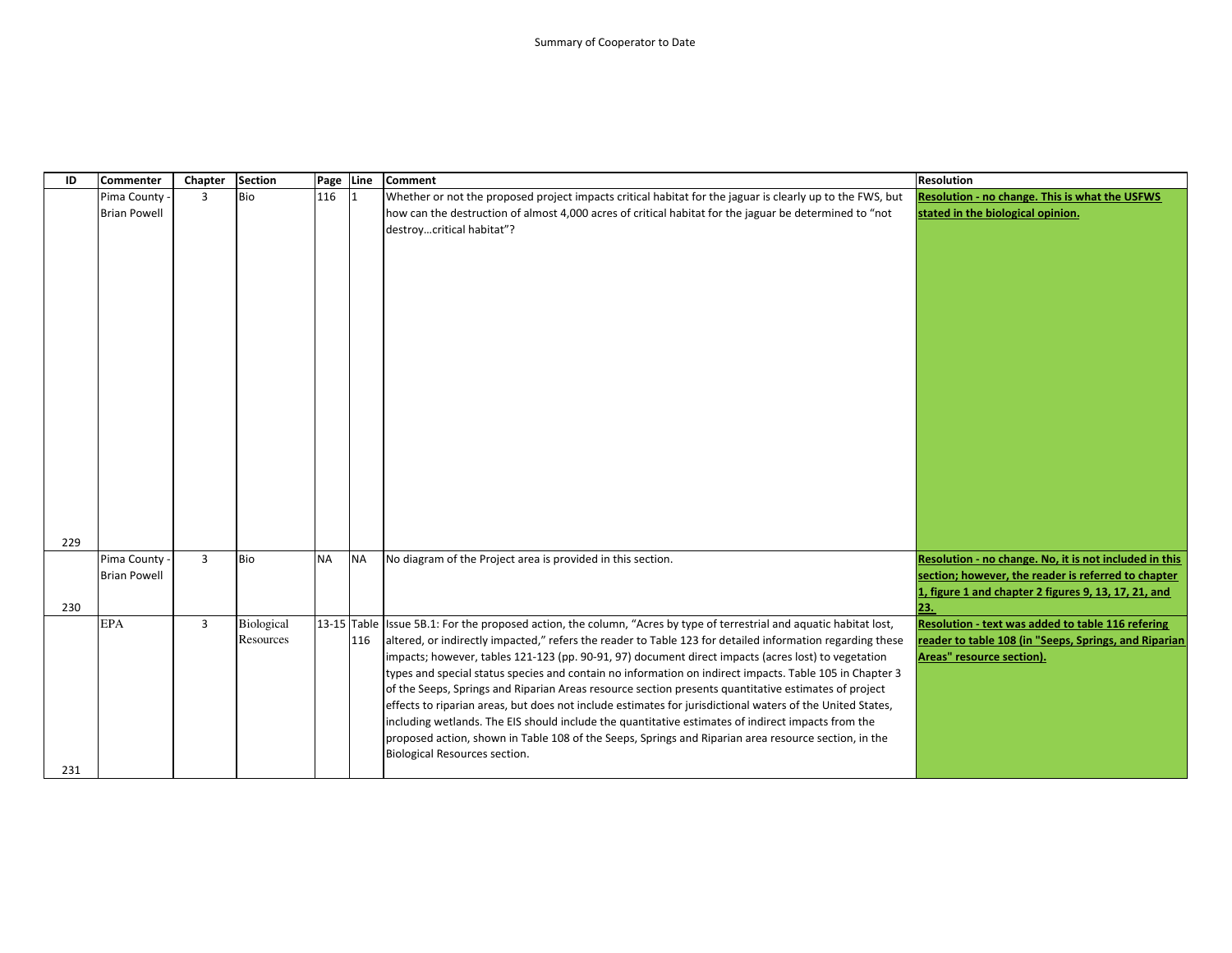| ID | Commenter | Chapter | Section | Page | Line | Comment | Resolution |
|---|---|---|---|---|---|---|---|
| 229 | Pima County - Brian Powell | 3 | Bio | 116 | 1 | Whether or not the proposed project impacts critical habitat for the jaguar is clearly up to the FWS, but how can the destruction of almost 4,000 acres of critical habitat for the jaguar be determined to "not destroy…critical habitat"? | **Resolution - no change. This is what the USFWS stated in the biological opinion.** |
| 230 | Pima County - Brian Powell | 3 | Bio | NA | NA | No diagram of the Project area is provided in this section. | **Resolution - no change. No, it is not included in this section; however, the reader is referred to chapter 1, figure 1 and chapter 2 figures 9, 13, 17, 21, and 23.** |
| 231 | EPA | 3 | Biological Resources | 13-15 | Table 116 | Issue 5B.1: For the proposed action, the column, "Acres by type of terrestrial and aquatic habitat lost, altered, or indirectly impacted," refers the reader to Table 123 for detailed information regarding these impacts; however, tables 121-123 (pp. 90-91, 97) document direct impacts (acres lost) to vegetation types and special status species and contain no information on indirect impacts. Table 105 in Chapter 3 of the Seeps, Springs and Riparian Areas resource section presents quantitative estimates of project effects to riparian areas, but does not include estimates for jurisdictional waters of the United States, including wetlands. The EIS should include the quantitative estimates of indirect impacts from the proposed action, shown in Table 108 of the Seeps, Springs and Riparian area resource section, in the Biological Resources section. | **Resolution - text was added to table 116 refering reader to table 108 (in "Seeps, Springs, and Riparian Areas" resource section).** |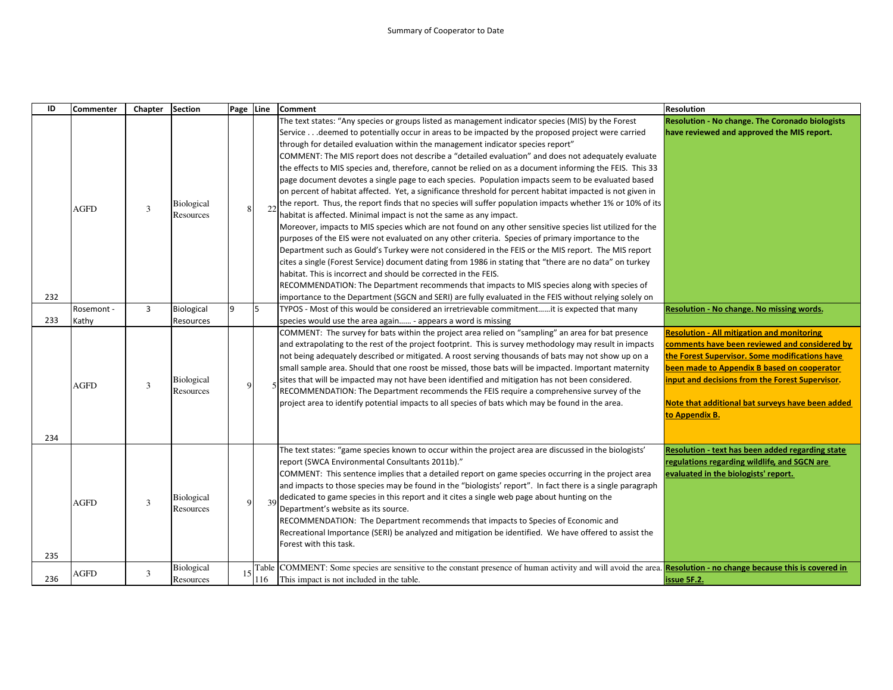Summary of Cooperator to Date

| ID | Commenter | Chapter | Section | Page | Line | Comment | Resolution |
|---|---|---|---|---|---|---|---|
| 232 | AGFD | 3 | Biological Resources | 8 | 22 | The text states: "Any species or groups listed as management indicator species (MIS) by the Forest Service . . .deemed to potentially occur in areas to be impacted by the proposed project were carried through for detailed evaluation within the management indicator species report"<br>COMMENT: The MIS report does not describe a "detailed evaluation" and does not adequately evaluate the effects to MIS species and, therefore, cannot be relied on as a document informing the FEIS. This 33 page document devotes a single page to each species. Population impacts seem to be evaluated based on percent of habitat affected. Yet, a significance threshold for percent habitat impacted is not given in the report. Thus, the report finds that no species will suffer population impacts whether 1% or 10% of its habitat is affected. Minimal impact is not the same as any impact.<br>Moreover, impacts to MIS species which are not found on any other sensitive species list utilized for the purposes of the EIS were not evaluated on any other criteria. Species of primary importance to the Department such as Gould's Turkey were not considered in the FEIS or the MIS report. The MIS report cites a single (Forest Service) document dating from 1986 in stating that "there are no data" on turkey habitat. This is incorrect and should be corrected in the FEIS.<br>RECOMMENDATION: The Department recommends that impacts to MIS species along with species of importance to the Department (SGCN and SERI) are fully evaluated in the FEIS without relying solely on | **Resolution - No change. The Coronado biologists have reviewed and approved the MIS report.** |
| 233 | Rosemont - Kathy | 3 | Biological Resources | 9 | 5 | TYPOS - Most of this would be considered an irretrievable commitment……it is expected that many species would use the area again…… - appears a word is missing | **Resolution - No change. No missing words.** |
| 234 | AGFD | 3 | Biological Resources | 9 | 5 | COMMENT: The survey for bats within the project area relied on "sampling" an area for bat presence and extrapolating to the rest of the project footprint. This is survey methodology may result in impacts not being adequately described or mitigated. A roost serving thousands of bats may not show up on a small sample area. Should that one roost be missed, those bats will be impacted. Important maternity sites that will be impacted may not have been identified and mitigation has not been considered.<br>RECOMMENDATION: The Department recommends the FEIS require a comprehensive survey of the project area to identify potential impacts to all species of bats which may be found in the area. | **Resolution - All mitigation and monitoring comments have been reviewed and considered by the Forest Supervisor. Some modifications have been made to Appendix B based on cooperator input and decisions from the Forest Supervisor.**<br><br>**Note that additional bat surveys have been added to Appendix B.** |
| 235 | AGFD | 3 | Biological Resources | 9 | 39 | The text states: "game species known to occur within the project area are discussed in the biologists' report (SWCA Environmental Consultants 2011b)."<br>COMMENT: This sentence implies that a detailed report on game species occurring in the project area and impacts to those species may be found in the "biologists' report". In fact there is a single paragraph dedicated to game species in this report and it cites a single web page about hunting on the Department's website as its source.<br>RECOMMENDATION: The Department recommends that impacts to Species of Economic and Recreational Importance (SERI) be analyzed and mitigation be identified. We have offered to assist the Forest with this task. | **Resolution - text has been added regarding state regulations regarding wildlife, and SGCN are evaluated in the biologists' report.** |
| 236 | AGFD | 3 | Biological Resources | 15 | Table 116 | COMMENT: Some species are sensitive to the constant presence of human activity and will avoid the area. This impact is not included in the table. | **Resolution - no change because this is covered in issue 5F.2.** |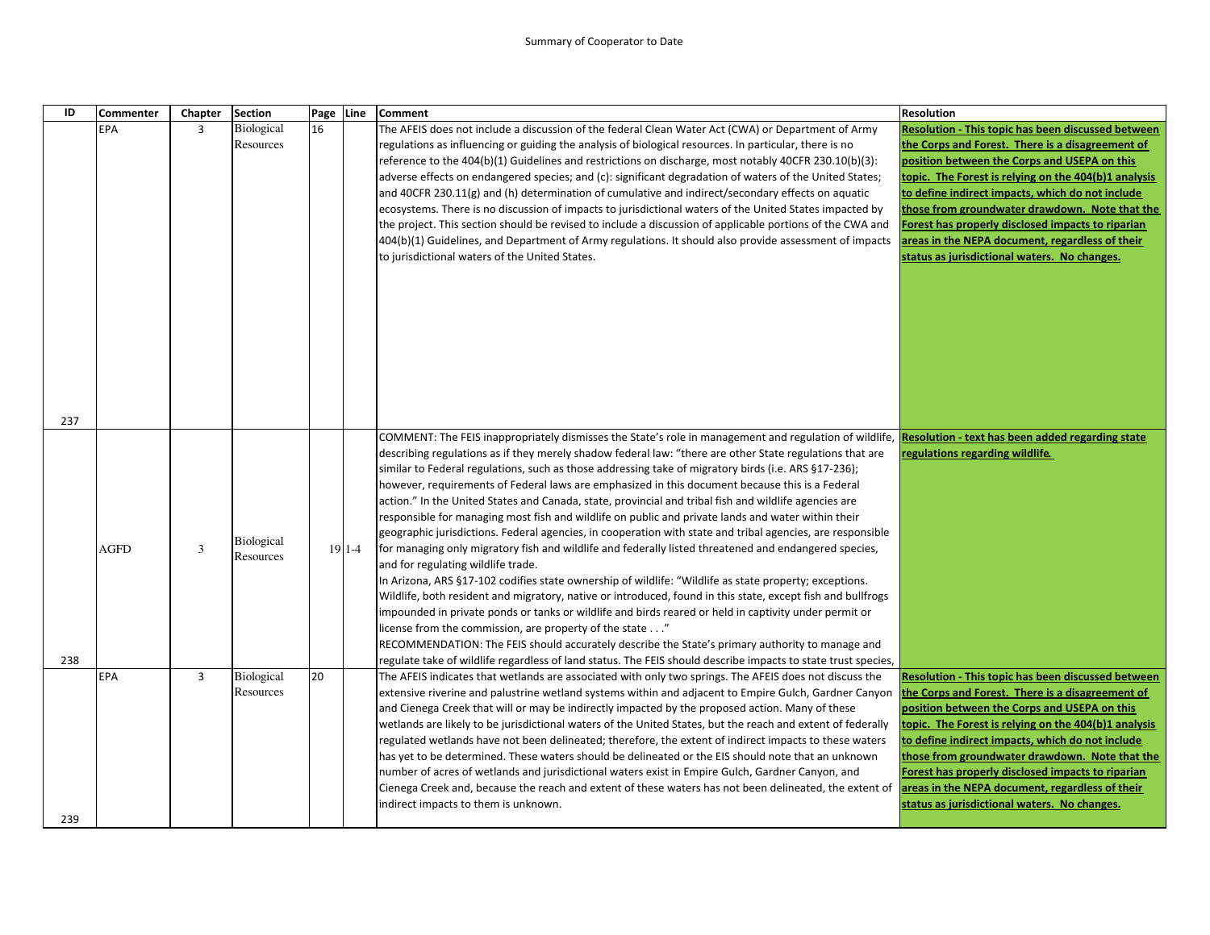Summary of Cooperator to Date

| ID | Commenter | Chapter | Section | Page | Line | Comment | Resolution |
|---|---|---|---|---|---|---|---|
| 237 | EPA | 3 | Biological Resources | 16 | | The AFEIS does not include a discussion of the federal Clean Water Act (CWA) or Department of Army regulations as influencing or guiding the analysis of biological resources. In particular, there is no reference to the 404(b)(1) Guidelines and restrictions on discharge, most notably 40CFR 230.10(b)(3): adverse effects on endangered species; and (c): significant degradation of waters of the United States; and 40CFR 230.11(g) and (h) determination of cumulative and indirect/secondary effects on aquatic ecosystems. There is no discussion of impacts to jurisdictional waters of the United States impacted by the project. This section should be revised to include a discussion of applicable portions of the CWA and 404(b)(1) Guidelines, and Department of Army regulations. It should also provide assessment of impacts to jurisdictional waters of the United States. | **Resolution - This topic has been discussed between the Corps and Forest. There is a disagreement of position between the Corps and USEPA on this topic. The Forest is relying on the 404(b)1 analysis to define indirect impacts, which do not include those from groundwater drawdown. Note that the Forest has properly disclosed impacts to riparian areas in the NEPA document, regardless of their status as jurisdictional waters. No changes.** |
| 238 | AGFD | 3 | Biological Resources | 19 | 1-4 | COMMENT: The FEIS inappropriately dismisses the State's role in management and regulation of wildlife, describing regulations as if they merely shadow federal law: "there are other State regulations that are similar to Federal regulations, such as those addressing take of migratory birds (i.e. ARS §17-236); however, requirements of Federal laws are emphasized in this document because this is a Federal action." In the United States and Canada, state, provincial and tribal fish and wildlife agencies are responsible for managing most fish and wildlife on public and private lands and water within their geographic jurisdictions. Federal agencies, in cooperation with state and tribal agencies, are responsible for managing only migratory fish and wildlife and federally listed threatened and endangered species, and for regulating wildlife trade.<br>In Arizona, ARS §17-102 codifies state ownership of wildlife: "Wildlife as state property; exceptions. Wildlife, both resident and migratory, native or introduced, found in this state, except fish and bullfrogs impounded in private ponds or tanks or wildlife and birds reared or held in captivity under permit or license from the commission, are property of the state . . ."<br>RECOMMENDATION: The FEIS should accurately describe the State's primary authority to manage and regulate take of wildlife regardless of land status. The FEIS should describe impacts to state trust species, | **Resolution - text has been added regarding state regulations regarding wildlife.** |
| 239 | EPA | 3 | Biological Resources | 20 | | The AFEIS indicates that wetlands are associated with only two springs. The AFEIS does not discuss the extensive riverine and palustrine wetland systems within and adjacent to Empire Gulch, Gardner Canyon and Cienega Creek that will or may be indirectly impacted by the proposed action. Many of these wetlands are likely to be jurisdictional waters of the United States, but the reach and extent of federally regulated wetlands have not been delineated; therefore, the extent of indirect impacts to these waters has yet to be determined. These waters should be delineated or the EIS should note that an unknown number of acres of wetlands and jurisdictional waters exist in Empire Gulch, Gardner Canyon, and Cienega Creek and, because the reach and extent of these waters has not been delineated, the extent of indirect impacts to them is unknown. | **Resolution - This topic has been discussed between the Corps and Forest. There is a disagreement of position between the Corps and USEPA on this topic. The Forest is relying on the 404(b)1 analysis to define indirect impacts, which do not include those from groundwater drawdown. Note that the Forest has properly disclosed impacts to riparian areas in the NEPA document, regardless of their status as jurisdictional waters. No changes.** |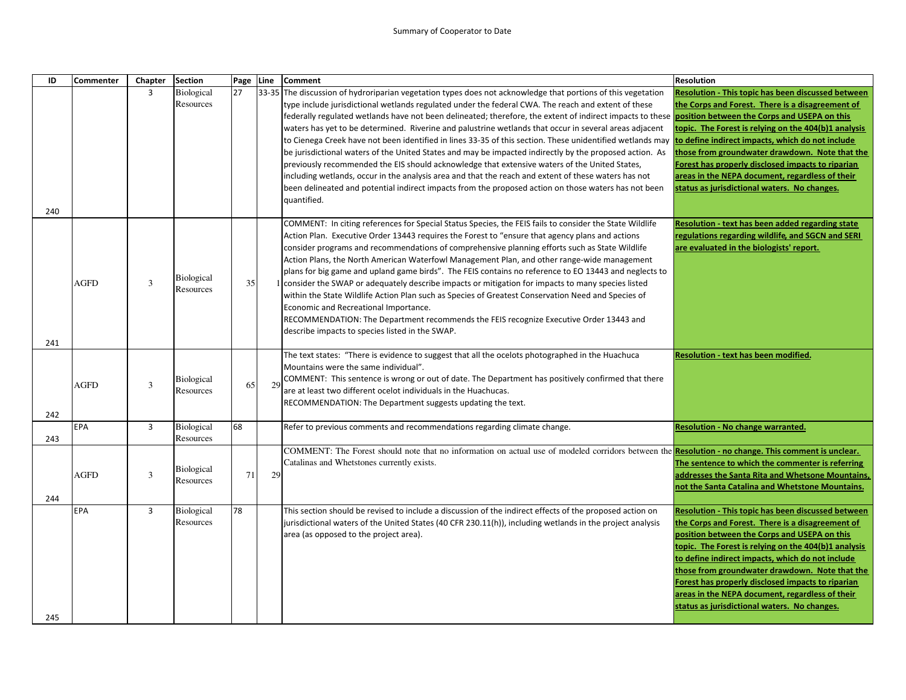Summary of Cooperator to Date

| ID | Commenter | Chapter | Section | Page | Line | Comment | Resolution |
|---|---|---|---|---|---|---|---|
| 240 | | 3 | Biological Resources | 27 | 33-35 | The discussion of hydroriparian vegetation types does not acknowledge that portions of this vegetation type include jurisdictional wetlands regulated under the federal CWA. The reach and extent of these federally regulated wetlands have not been delineated; therefore, the extent of indirect impacts to these waters has yet to be determined. Riverine and palustrine wetlands that occur in several areas adjacent to Cienega Creek have not been identified in lines 33-35 of this section. These unidentified wetlands may be jurisdictional waters of the United States and may be impacted indirectly by the proposed action. As previously recommended the EIS should acknowledge that extensive waters of the United States, including wetlands, occur in the analysis area and that the reach and extent of these waters has not been delineated and potential indirect impacts from the proposed action on those waters has not been quantified. | **Resolution - This topic has been discussed between the Corps and Forest. There is a disagreement of position between the Corps and USEPA on this topic. The Forest is relying on the 404(b)1 analysis to define indirect impacts, which do not include those from groundwater drawdown. Note that the Forest has properly disclosed impacts to riparian areas in the NEPA document, regardless of their status as jurisdictional waters. No changes.** |
| 241 | AGFD | 3 | Biological Resources | 35 | 1 | COMMENT: In citing references for Special Status Species, the FEIS fails to consider the State Wildlife Action Plan. Executive Order 13443 requires the Forest to "ensure that agency plans and actions consider programs and recommendations of comprehensive planning efforts such as State Wildlife Action Plans, the North American Waterfowl Management Plan, and other range-wide management plans for big game and upland game birds". The FEIS contains no reference to EO 13443 and neglects to consider the SWAP or adequately describe impacts or mitigation for impacts to many species listed within the State Wildlife Action Plan such as Species of Greatest Conservation Need and Species of Economic and Recreational Importance.<br>RECOMMENDATION: The Department recommends the FEIS recognize Executive Order 13443 and describe impacts to species listed in the SWAP. | **Resolution - text has been added regarding state regulations regarding wildlife, and SGCN and SERI are evaluated in the biologists' report.** |
| 242 | AGFD | 3 | Biological Resources | 65 | 29 | The text states: "There is evidence to suggest that all the ocelots photographed in the Huachuca Mountains were the same individual".<br>COMMENT: This sentence is wrong or out of date. The Department has positively confirmed that there are at least two different ocelot individuals in the Huachucas.<br>RECOMMENDATION: The Department suggests updating the text. | **Resolution - text has been modified.** |
| 243 | EPA | 3 | Biological Resources | 68 | | Refer to previous comments and recommendations regarding climate change. | **Resolution - No change warranted.** |
| 244 | AGFD | 3 | Biological Resources | 71 | 29 | COMMENT: The Forest should note that no information on actual use of modeled corridors between the Catalinas and Whetstones currently exists. | **Resolution - no change. This comment is unclear. The sentence to which the commenter is referring addresses the Santa Rita and Whetsone Mountains, not the Santa Catalina and Whetstone Mountains.** |
| 245 | EPA | 3 | Biological Resources | 78 | | This section should be revised to include a discussion of the indirect effects of the proposed action on jurisdictional waters of the United States (40 CFR 230.11(h)), including wetlands in the project analysis area (as opposed to the project area). | **Resolution - This topic has been discussed between the Corps and Forest. There is a disagreement of position between the Corps and USEPA on this topic. The Forest is relying on the 404(b)1 analysis to define indirect impacts, which do not include those from groundwater drawdown. Note that the Forest has properly disclosed impacts to riparian areas in the NEPA document, regardless of their status as jurisdictional waters. No changes.** |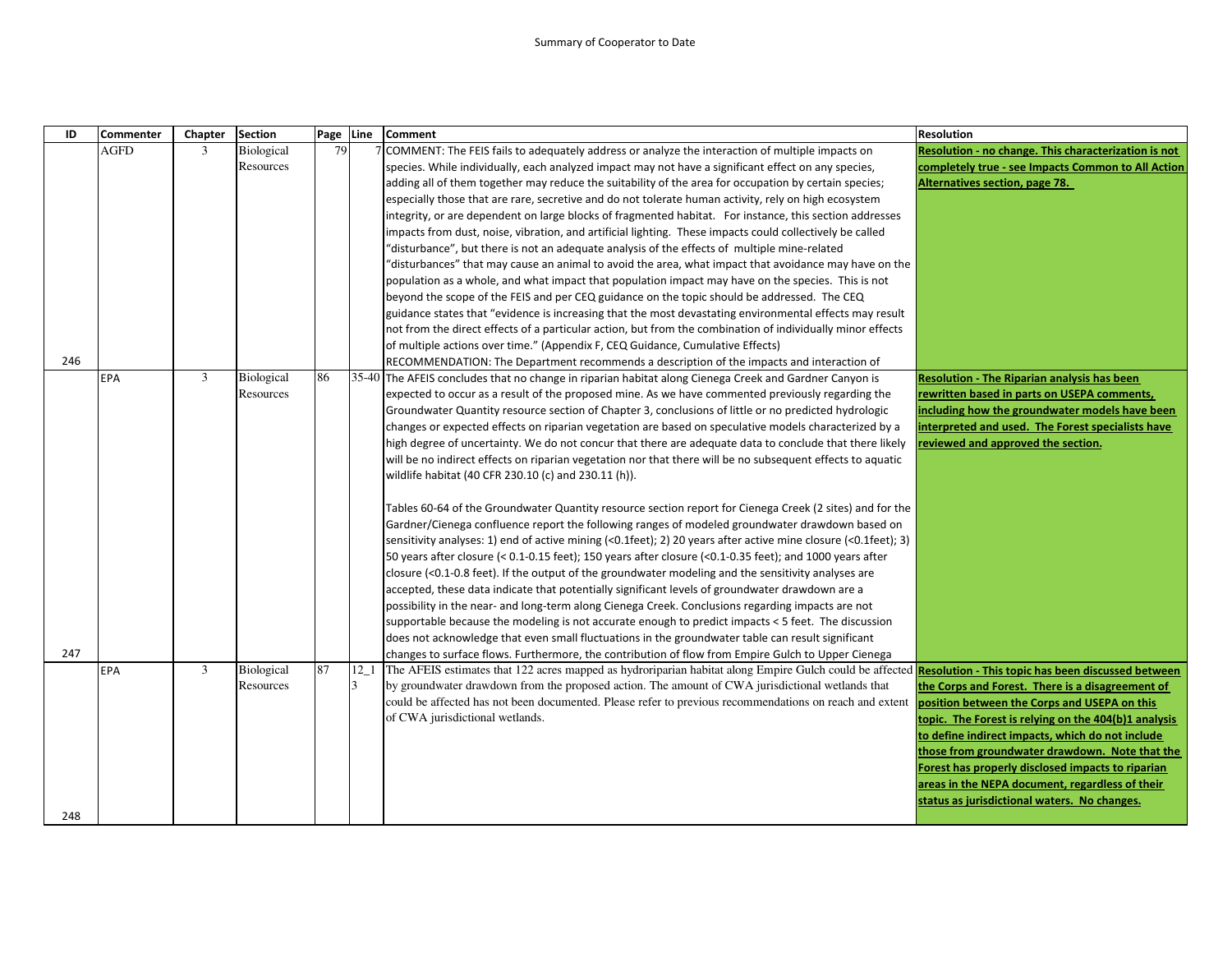Summary of Cooperator to Date

| ID | Commenter | Chapter | Section | Page | Line | Comment | Resolution |
|---|---|---|---|---|---|---|---|
| 246 | AGFD | 3 | Biological Resources | 79 | 7 | COMMENT: The FEIS fails to adequately address or analyze the interaction of multiple impacts on species. While individually, each analyzed impact may not have a significant effect on any species, adding all of them together may reduce the suitability of the area for occupation by certain species; especially those that are rare, secretive and do not tolerate human activity, rely on high ecosystem integrity, or are dependent on large blocks of fragmented habitat. For instance, this section addresses impacts from dust, noise, vibration, and artificial lighting. These impacts could collectively be called "disturbance", but there is not an adequate analysis of the effects of multiple mine-related "disturbances" that may cause an animal to avoid the area, what impact that avoidance may have on the population as a whole, and what impact that population impact may have on the species. This is not beyond the scope of the FEIS and per CEQ guidance on the topic should be addressed. The CEQ guidance states that "evidence is increasing that the most devastating environmental effects may result not from the direct effects of a particular action, but from the combination of individually minor effects of multiple actions over time." (Appendix F, CEQ Guidance, Cumulative Effects) RECOMMENDATION: The Department recommends a description of the impacts and interaction of | **Resolution - no change. This characterization is not completely true - see Impacts Common to All Action Alternatives section, page 78.** |
| 247 | EPA | 3 | Biological Resources | 86 | 35-40 | The AFEIS concludes that no change in riparian habitat along Cienega Creek and Gardner Canyon is expected to occur as a result of the proposed mine. As we have commented previously regarding the Groundwater Quantity resource section of Chapter 3, conclusions of little or no predicted hydrologic changes or expected effects on riparian vegetation are based on speculative models characterized by a high degree of uncertainty. We do not concur that there are adequate data to conclude that there likely will be no indirect effects on riparian vegetation nor that there will be no subsequent effects to aquatic wildlife habitat (40 CFR 230.10 (c) and 230.11 (h)).<br><br>Tables 60-64 of the Groundwater Quantity resource section report for Cienega Creek (2 sites) and for the Gardner/Cienega confluence report the following ranges of modeled groundwater drawdown based on sensitivity analyses: 1) end of active mining (<0.1feet); 2) 20 years after active mine closure (<0.1feet); 3) 50 years after closure (< 0.1-0.15 feet); 150 years after closure (<0.1-0.35 feet); and 1000 years after closure (<0.1-0.8 feet). If the output of the groundwater modeling and the sensitivity analyses are accepted, these data indicate that potentially significant levels of groundwater drawdown are a possibility in the near- and long-term along Cienega Creek. Conclusions regarding impacts are not supportable because the modeling is not accurate enough to predict impacts < 5 feet. The discussion does not acknowledge that even small fluctuations in the groundwater table can result significant changes to surface flows. Furthermore, the contribution of flow from Empire Gulch to Upper Cienega | **Resolution - The Riparian analysis has been rewritten based in parts on USEPA comments, including how the groundwater models have been interpreted and used. The Forest specialists have reviewed and approved the section.** |
| 248 | EPA | 3 | Biological Resources | 87 | 12_13 | The AFEIS estimates that 122 acres mapped as hydroriparian habitat along Empire Gulch could be affected by groundwater drawdown from the proposed action. The amount of CWA jurisdictional wetlands that could be affected has not been documented. Please refer to previous recommendations on reach and extent of CWA jurisdictional wetlands. | **Resolution - This topic has been discussed between the Corps and Forest. There is a disagreement of position between the Corps and USEPA on this topic. The Forest is relying on the 404(b)1 analysis to define indirect impacts, which do not include those from groundwater drawdown. Note that the Forest has properly disclosed impacts to riparian areas in the NEPA document, regardless of their status as jurisdictional waters. No changes.** |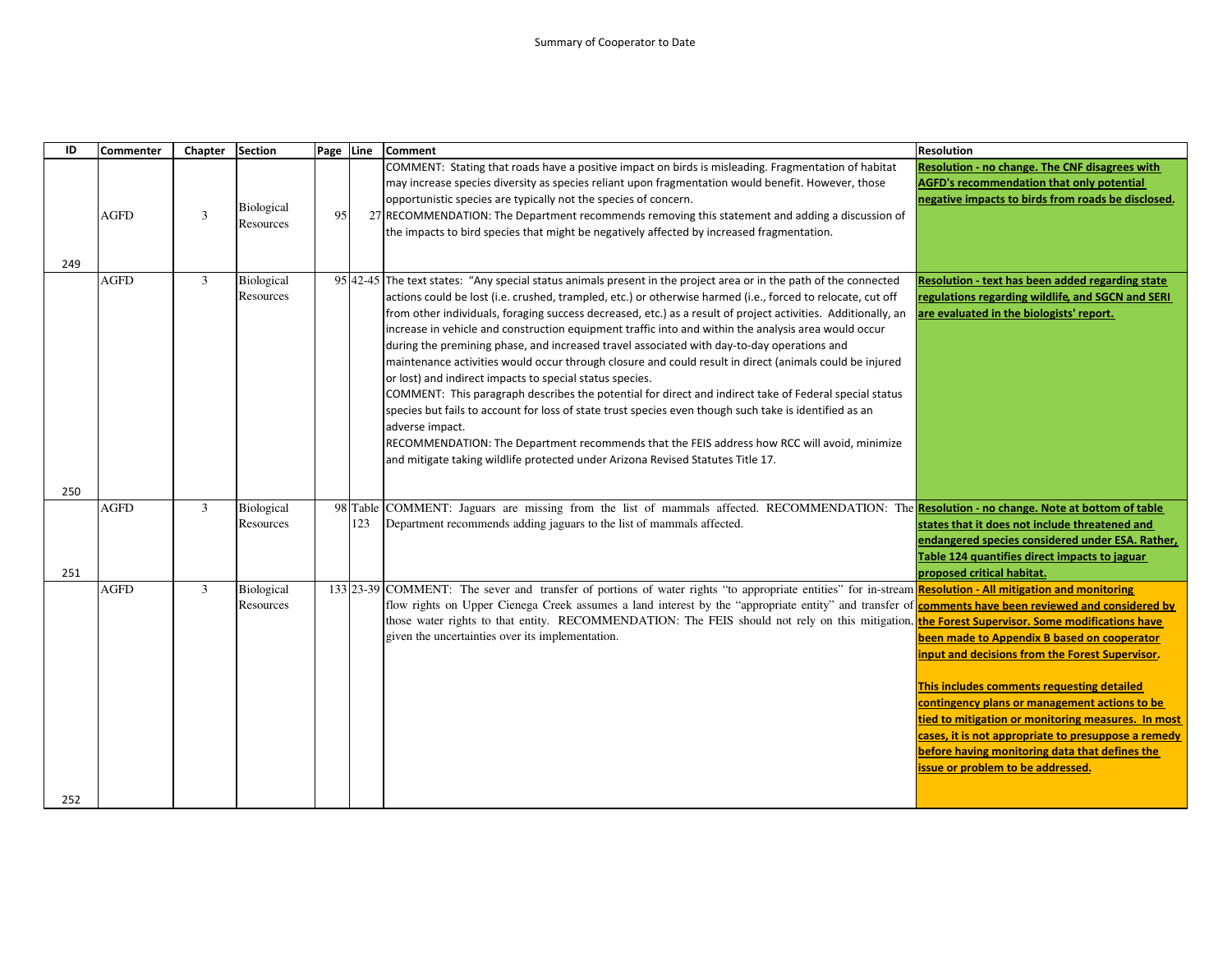Summary of Cooperator to Date

| ID | Commenter | Chapter | Section | Page | Line | Comment | Resolution |
|---|---|---|---|---|---|---|---|
| 249 | AGFD | 3 | Biological Resources | 95 | 27 | COMMENT: Stating that roads have a positive impact on birds is misleading. Fragmentation of habitat may increase species diversity as species reliant upon fragmentation would benefit. However, those opportunistic species are typically not the species of concern. RECOMMENDATION: The Department recommends removing this statement and adding a discussion of the impacts to bird species that might be negatively affected by increased fragmentation. | **Resolution - no change. The CNF disagrees with AGFD's recommendation that only potential negative impacts to birds from roads be disclosed.** |
| 250 | AGFD | 3 | Biological Resources | 95 | 42-45 | The text states: "Any special status animals present in the project area or in the path of the connected actions could be lost (i.e. crushed, trampled, etc.) or otherwise harmed (i.e., forced to relocate, cut off from other individuals, foraging success decreased, etc.) as a result of project activities. Additionally, an increase in vehicle and construction equipment traffic into and within the analysis area would occur during the premining phase, and increased travel associated with day-to-day operations and maintenance activities would occur through closure and could result in direct (animals could be injured or lost) and indirect impacts to special status species. COMMENT: This paragraph describes the potential for direct and indirect take of Federal special status species but fails to account for loss of state trust species even though such take is identified as an adverse impact. RECOMMENDATION: The Department recommends that the FEIS address how RCC will avoid, minimize and mitigate taking wildlife protected under Arizona Revised Statutes Title 17. | **Resolution - text has been added regarding state regulations regarding wildlife, and SGCN and SERI are evaluated in the biologists' report.** |
| 251 | AGFD | 3 | Biological Resources | 98 | Table 123 | COMMENT: Jaguars are missing from the list of mammals affected. RECOMMENDATION: The Department recommends adding jaguars to the list of mammals affected. | **Resolution - no change. Note at bottom of table states that it does not include threatened and endangered species considered under ESA. Rather, Table 124 quantifies direct impacts to jaguar proposed critical habitat.** |
| 252 | AGFD | 3 | Biological Resources | 133 | 23-39 | COMMENT: The sever and transfer of portions of water rights "to appropriate entities" for in-stream flow rights on Upper Cienega Creek assumes a land interest by the "appropriate entity" and transfer of those water rights to that entity. RECOMMENDATION: The FEIS should not rely on this mitigation, given the uncertainties over its implementation. | **Resolution - All mitigation and monitoring comments have been reviewed and considered by the Forest Supervisor. Some modifications have been made to Appendix B based on cooperator input and decisions from the Forest Supervisor.** <br><br> **This includes comments requesting detailed contingency plans or management actions to be tied to mitigation or monitoring measures. In most cases, it is not appropriate to presuppose a remedy before having monitoring data that defines the issue or problem to be addressed.** |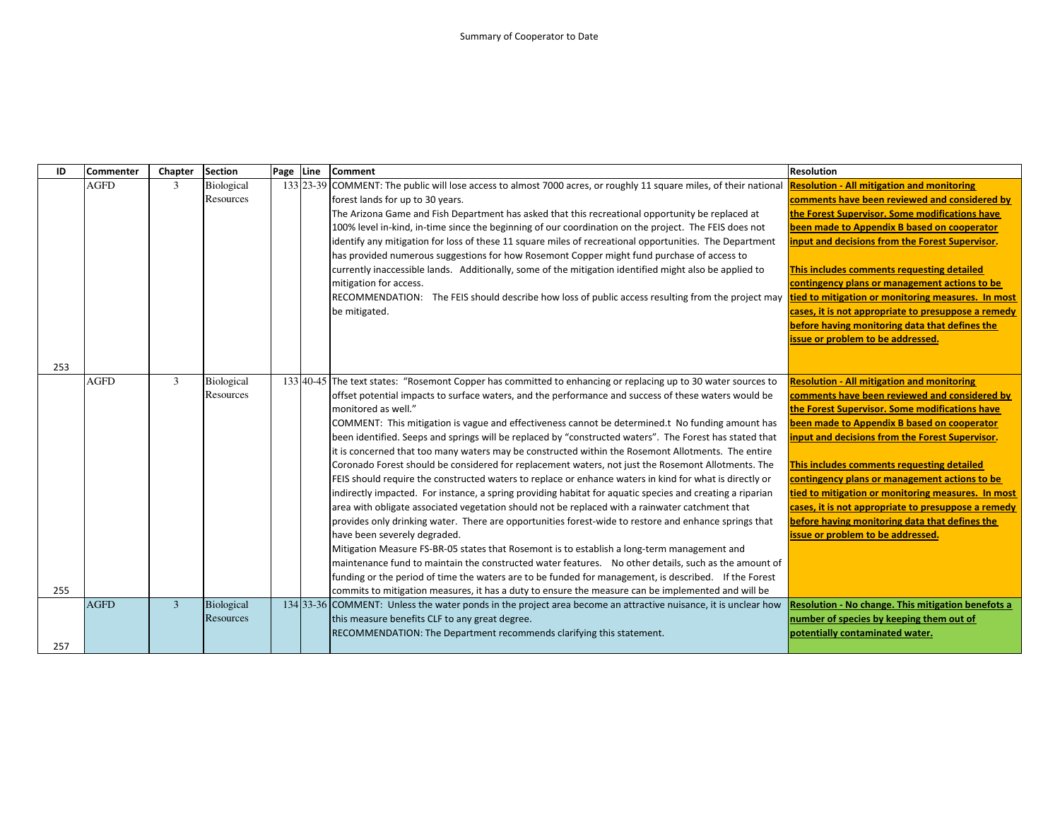Summary of Cooperator to Date

| ID | Commenter | Chapter | Section | Page | Line | Comment | Resolution |
|---|---|---|---|---|---|---|---|
| 253 | AGFD | 3 | Biological Resources | 133 | 23-39 | COMMENT: The public will lose access to almost 7000 acres, or roughly 11 square miles, of their national forest lands for up to 30 years.<br>The Arizona Game and Fish Department has asked that this recreational opportunity be replaced at 100% level in-kind, in-time since the beginning of our coordination on the project. The FEIS does not identify any mitigation for loss of these 11 square miles of recreational opportunities. The Department has provided numerous suggestions for how Rosemont Copper might fund purchase of access to currently inaccessible lands. Additionally, some of the mitigation identified might also be applied to mitigation for access.<br>RECOMMENDATION: The FEIS should describe how loss of public access resulting from the project may be mitigated. | **Resolution - All mitigation and monitoring comments have been reviewed and considered by the Forest Supervisor. Some modifications have been made to Appendix B based on cooperator input and decisions from the Forest Supervisor.**<br><br>**This includes comments requesting detailed contingency plans or management actions to be tied to mitigation or monitoring measures. In most cases, it is not appropriate to presuppose a remedy before having monitoring data that defines the issue or problem to be addressed.** |
| 255 | AGFD | 3 | Biological Resources | 133 | 40-45 | The text states: "Rosemont Copper has committed to enhancing or replacing up to 30 water sources to offset potential impacts to surface waters, and the performance and success of these waters would be monitored as well."<br>COMMENT: This mitigation is vague and effectiveness cannot be determined.t No funding amount has been identified. Seeps and springs will be replaced by "constructed waters". The Forest has stated that it is concerned that too many waters may be constructed within the Rosemont Allotments. The entire Coronado Forest should be considered for replacement waters, not just the Rosemont Allotments. The FEIS should require the constructed waters to replace or enhance waters in kind for what is directly or indirectly impacted. For instance, a spring providing habitat for aquatic species and creating a riparian area with obligate associated vegetation should not be replaced with a rainwater catchment that provides only drinking water. There are opportunities forest-wide to restore and enhance springs that have been severely degraded.<br>Mitigation Measure FS-BR-05 states that Rosemont is to establish a long-term management and maintenance fund to maintain the constructed water features. No other details, such as the amount of funding or the period of time the waters are to be funded for management, is described. If the Forest commits to mitigation measures, it has a duty to ensure the measure can be implemented and will be | **Resolution - All mitigation and monitoring comments have been reviewed and considered by the Forest Supervisor. Some modifications have been made to Appendix B based on cooperator input and decisions from the Forest Supervisor.**<br><br>**This includes comments requesting detailed contingency plans or management actions to be tied to mitigation or monitoring measures. In most cases, it is not appropriate to presuppose a remedy before having monitoring data that defines the issue or problem to be addressed.** |
| 257 | AGFD | 3 | Biological Resources | 134 | 33-36 | COMMENT: Unless the water ponds in the project area become an attractive nuisance, it is unclear how this measure benefits CLF to any great degree.<br>RECOMMENDATION: The Department recommends clarifying this statement. | **Resolution - No change. This mitigation benefots a number of species by keeping them out of potentially contaminated water.** |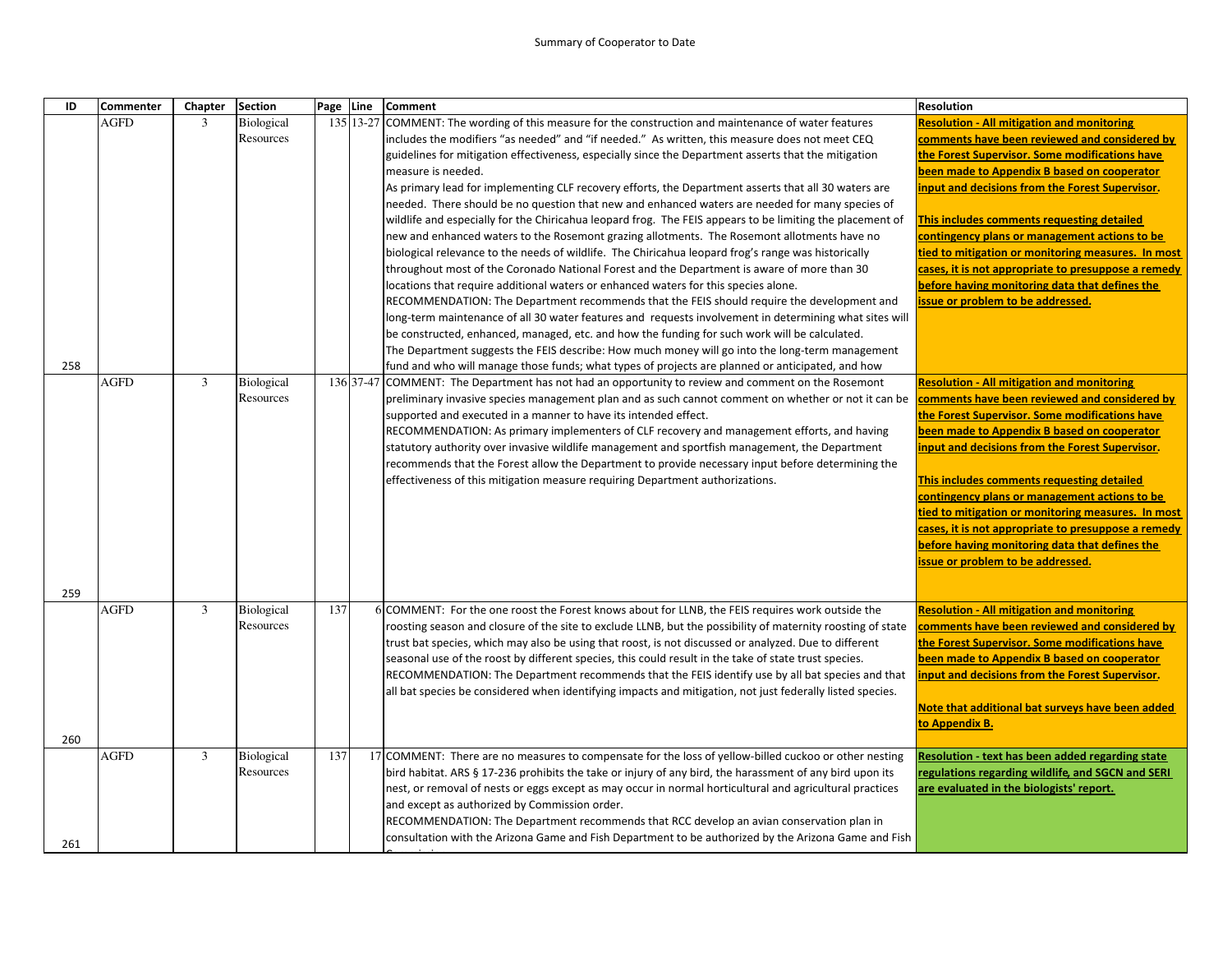Summary of Cooperator to Date

| ID | Commenter | Chapter | Section | Page | Line | Comment | Resolution |
|---|---|---|---|---|---|---|---|
| 258 | AGFD | 3 | Biological Resources | 135 | 13-27 | COMMENT: The wording of this measure for the construction and maintenance of water features includes the modifiers "as needed" and "if needed." As written, this measure does not meet CEQ guidelines for mitigation effectiveness, especially since the Department asserts that the mitigation measure is needed.<br>As primary lead for implementing CLF recovery efforts, the Department asserts that all 30 waters are needed. There should be no question that new and enhanced waters are needed for many species of wildlife and especially for the Chiricahua leopard frog. The FEIS appears to be limiting the placement of new and enhanced waters to the Rosemont grazing allotments. The Rosemont allotments have no biological relevance to the needs of wildlife. The Chiricahua leopard frog's range was historically throughout most of the Coronado National Forest and the Department is aware of more than 30 locations that require additional waters or enhanced waters for this species alone.<br>RECOMMENDATION: The Department recommends that the FEIS should require the development and long-term maintenance of all 30 water features and requests involvement in determining what sites will be constructed, enhanced, managed, etc. and how the funding for such work will be calculated.<br>The Department suggests the FEIS describe: How much money will go into the long-term management fund and who will manage those funds; what types of projects are planned or anticipated, and how | **Resolution - All mitigation and monitoring comments have been reviewed and considered by the Forest Supervisor. Some modifications have been made to Appendix B based on cooperator input and decisions from the Forest Supervisor.**<br><br>**This includes comments requesting detailed contingency plans or management actions to be tied to mitigation or monitoring measures. In most cases, it is not appropriate to presuppose a remedy before having monitoring data that defines the issue or problem to be addressed.** |
| 259 | AGFD | 3 | Biological Resources | 136 | 37-47 | COMMENT: The Department has not had an opportunity to review and comment on the Rosemont preliminary invasive species management plan and as such cannot comment on whether or not it can be supported and executed in a manner to have its intended effect.<br>RECOMMENDATION: As primary implementers of CLF recovery and management efforts, and having statutory authority over invasive wildlife management and sportfish management, the Department recommends that the Forest allow the Department to provide necessary input before determining the effectiveness of this mitigation measure requiring Department authorizations. | **Resolution - All mitigation and monitoring comments have been reviewed and considered by the Forest Supervisor. Some modifications have been made to Appendix B based on cooperator input and decisions from the Forest Supervisor.**<br><br>**This includes comments requesting detailed contingency plans or management actions to be tied to mitigation or monitoring measures. In most cases, it is not appropriate to presuppose a remedy before having monitoring data that defines the issue or problem to be addressed.** |
| 260 | AGFD | 3 | Biological Resources | 137 | 6 | COMMENT: For the one roost the Forest knows about for LLNB, the FEIS requires work outside the roosting season and closure of the site to exclude LLNB, but the possibility of maternity roosting of state trust bat species, which may also be using that roost, is not discussed or analyzed. Due to different seasonal use of the roost by different species, this could result in the take of state trust species.<br>RECOMMENDATION: The Department recommends that the FEIS identify use by all bat species and that all bat species be considered when identifying impacts and mitigation, not just federally listed species. | **Resolution - All mitigation and monitoring comments have been reviewed and considered by the Forest Supervisor. Some modifications have been made to Appendix B based on cooperator input and decisions from the Forest Supervisor.**<br><br>**Note that additional bat surveys have been added to Appendix B.** |
| 261 | AGFD | 3 | Biological Resources | 137 | 17 | COMMENT: There are no measures to compensate for the loss of yellow-billed cuckoo or other nesting bird habitat. ARS § 17-236 prohibits the take or injury of any bird, the harassment of any bird upon its nest, or removal of nests or eggs except as may occur in normal horticultural and agricultural practices and except as authorized by Commission order.<br>RECOMMENDATION: The Department recommends that RCC develop an avian conservation plan in consultation with the Arizona Game and Fish Department to be authorized by the Arizona Game and Fish | **Resolution - text has been added regarding state regulations regarding wildlife, and SGCN and SERI are evaluated in the biologists' report.** |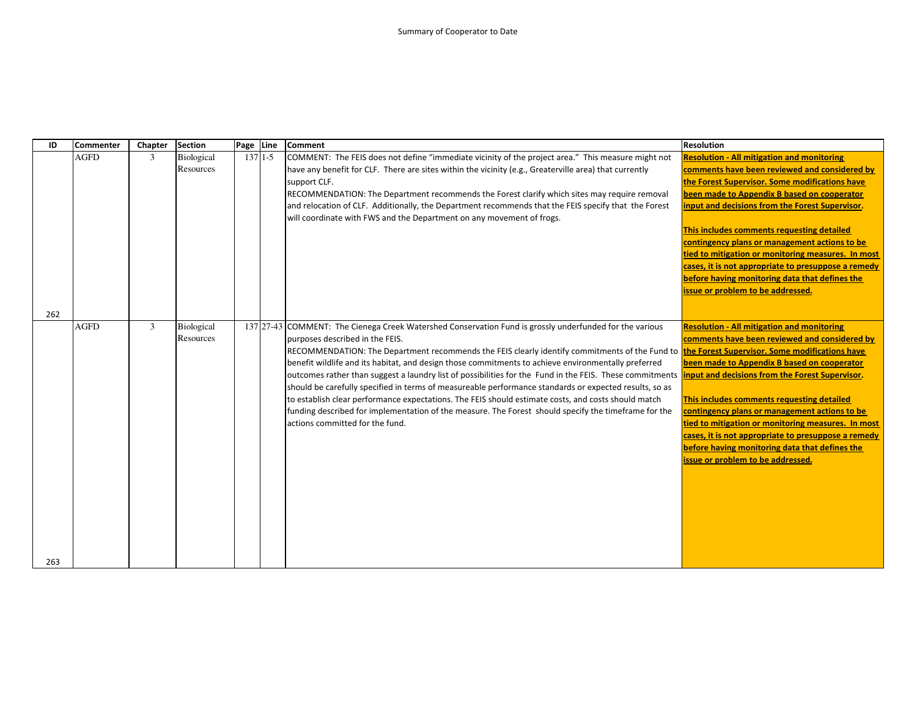Summary of Cooperator to Date

| ID | Commenter | Chapter | Section | Page | Line | Comment | Resolution |
|---|---|---|---|---|---|---|---|
| 262 | AGFD | 3 | Biological Resources | 137 | 1-5 | COMMENT: The FEIS does not define "immediate vicinity of the project area." This measure might not have any benefit for CLF. There are sites within the vicinity (e.g., Greaterville area) that currently support CLF.<br>RECOMMENDATION: The Department recommends the Forest clarify which sites may require removal and relocation of CLF. Additionally, the Department recommends that the FEIS specify that the Forest will coordinate with FWS and the Department on any movement of frogs. | **Resolution - All mitigation and monitoring comments have been reviewed and considered by the Forest Supervisor. Some modifications have been made to Appendix B based on cooperator input and decisions from the Forest Supervisor.**<br><br>**This includes comments requesting detailed contingency plans or management actions to be tied to mitigation or monitoring measures. In most cases, it is not appropriate to presuppose a remedy before having monitoring data that defines the issue or problem to be addressed.** |
| 263 | AGFD | 3 | Biological Resources | 137 | 27-43 | COMMENT: The Cienega Creek Watershed Conservation Fund is grossly underfunded for the various purposes described in the FEIS.<br>RECOMMENDATION: The Department recommends the FEIS clearly identify commitments of the Fund to benefit wildlife and its habitat, and design those commitments to achieve environmentally preferred outcomes rather than suggest a laundry list of possibilities for the Fund in the FEIS. These commitments should be carefully specified in terms of measureable performance standards or expected results, so as to establish clear performance expectations. The FEIS should estimate costs, and costs should match funding described for implementation of the measure. The Forest should specify the timeframe for the actions committed for the fund. | **Resolution - All mitigation and monitoring comments have been reviewed and considered by the Forest Supervisor. Some modifications have been made to Appendix B based on cooperator input and decisions from the Forest Supervisor.**<br><br>**This includes comments requesting detailed contingency plans or management actions to be tied to mitigation or monitoring measures. In most cases, it is not appropriate to presuppose a remedy before having monitoring data that defines the issue or problem to be addressed.** |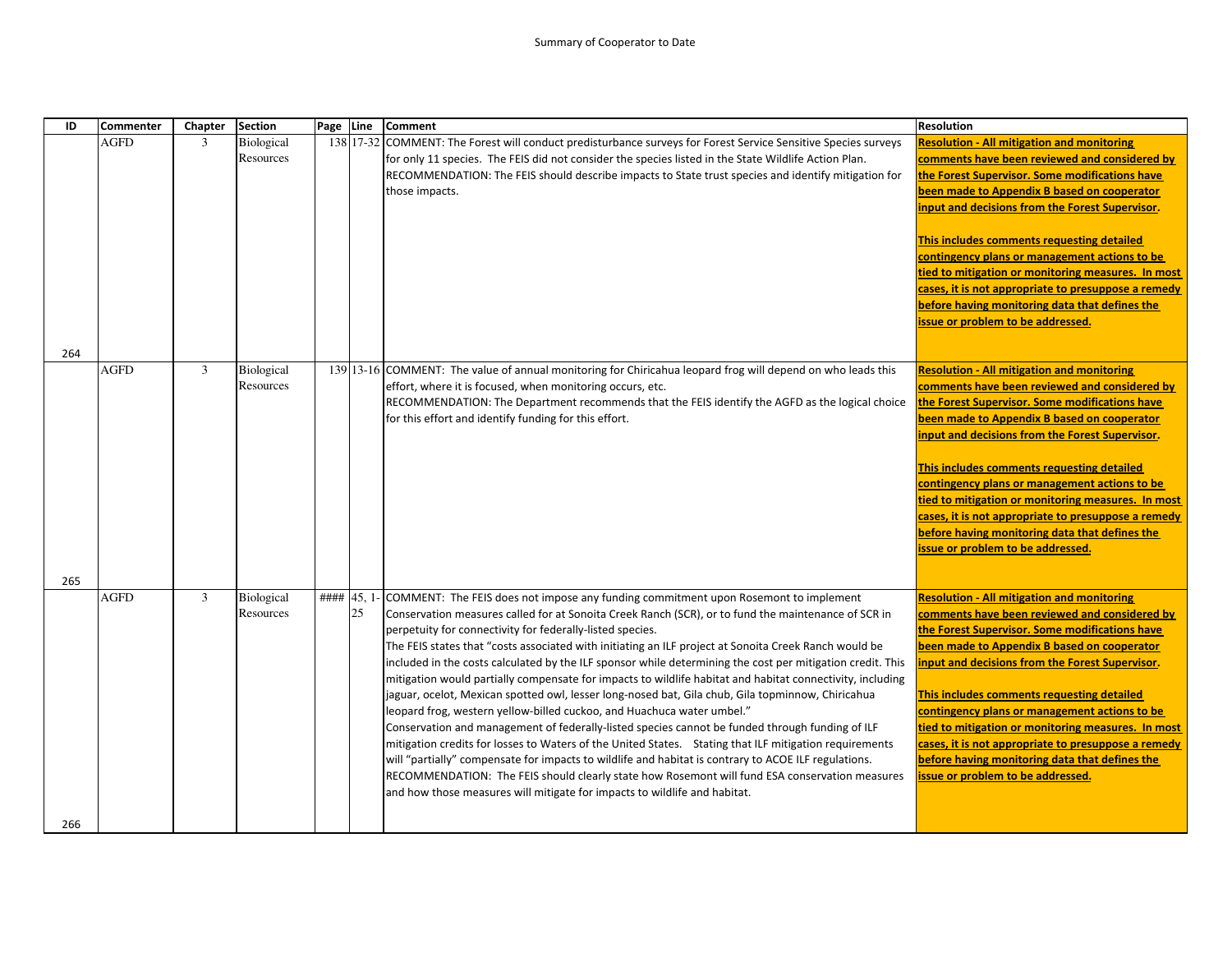Summary of Cooperator to Date

| ID | Commenter | Chapter | Section | Page | Line | Comment | Resolution |
|---|---|---|---|---|---|---|---|
| 264 | AGFD | 3 | Biological Resources | 138 | 17-32 | COMMENT: The Forest will conduct predisturbance surveys for Forest Service Sensitive Species surveys for only 11 species. The FEIS did not consider the species listed in the State Wildlife Action Plan.<br>RECOMMENDATION: The FEIS should describe impacts to State trust species and identify mitigation for those impacts. | **Resolution - All mitigation and monitoring comments have been reviewed and considered by the Forest Supervisor. Some modifications have been made to Appendix B based on cooperator input and decisions from the Forest Supervisor.**<br><br>**This includes comments requesting detailed contingency plans or management actions to be tied to mitigation or monitoring measures. In most cases, it is not appropriate to presuppose a remedy before having monitoring data that defines the issue or problem to be addressed.** |
| 265 | AGFD | 3 | Biological Resources | 139 | 13-16 | COMMENT: The value of annual monitoring for Chiricahua leopard frog will depend on who leads this effort, where it is focused, when monitoring occurs, etc.<br>RECOMMENDATION: The Department recommends that the FEIS identify the AGFD as the logical choice for this effort and identify funding for this effort. | **Resolution - All mitigation and monitoring comments have been reviewed and considered by the Forest Supervisor. Some modifications have been made to Appendix B based on cooperator input and decisions from the Forest Supervisor.**<br><br>**This includes comments requesting detailed contingency plans or management actions to be tied to mitigation or monitoring measures. In most cases, it is not appropriate to presuppose a remedy before having monitoring data that defines the issue or problem to be addressed.** |
| 266 | AGFD | 3 | Biological Resources | #### | 45, 1-25 | COMMENT: The FEIS does not impose any funding commitment upon Rosemont to implement Conservation measures called for at Sonoita Creek Ranch (SCR), or to fund the maintenance of SCR in perpetuity for connectivity for federally-listed species.<br>The FEIS states that "costs associated with initiating an ILF project at Sonoita Creek Ranch would be included in the costs calculated by the ILF sponsor while determining the cost per mitigation credit. This mitigation would partially compensate for impacts to wildlife habitat and habitat connectivity, including jaguar, ocelot, Mexican spotted owl, lesser long-nosed bat, Gila chub, Gila topminnow, Chiricahua leopard frog, western yellow-billed cuckoo, and Huachuca water umbel."<br>Conservation and management of federally-listed species cannot be funded through funding of ILF mitigation credits for losses to Waters of the United States. Stating that ILF mitigation requirements will "partially" compensate for impacts to wildlife and habitat is contrary to ACOE ILF regulations.<br>RECOMMENDATION: The FEIS should clearly state how Rosemont will fund ESA conservation measures and how those measures will mitigate for impacts to wildlife and habitat. | **Resolution - All mitigation and monitoring comments have been reviewed and considered by the Forest Supervisor. Some modifications have been made to Appendix B based on cooperator input and decisions from the Forest Supervisor.**<br><br>**This includes comments requesting detailed contingency plans or management actions to be tied to mitigation or monitoring measures. In most cases, it is not appropriate to presuppose a remedy before having monitoring data that defines the issue or problem to be addressed.** |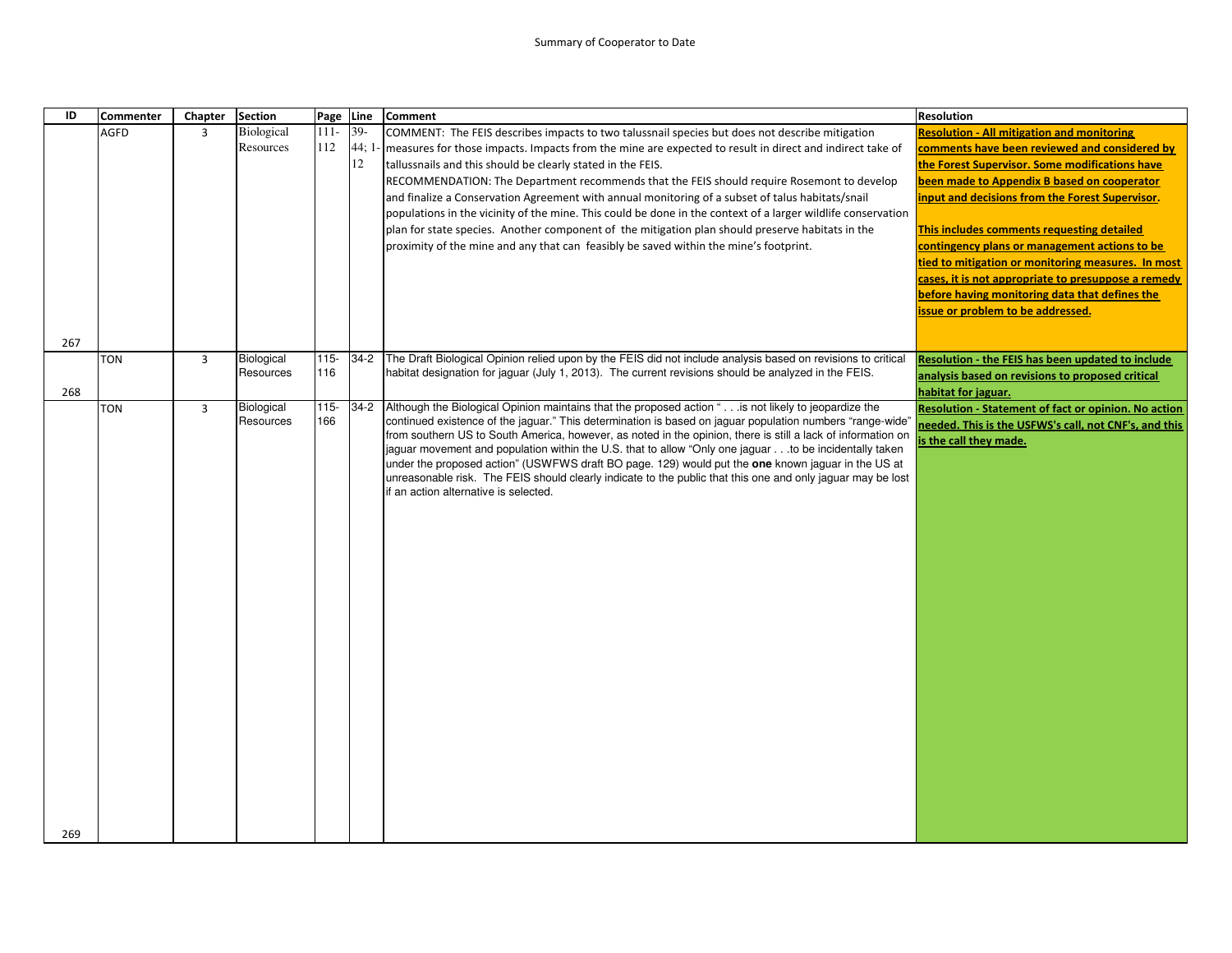Summary of Cooperator to Date

| ID | Commenter | Chapter | Section | Page | Line | Comment | Resolution |
|---|---|---|---|---|---|---|---|
| 267 | AGFD | 3 | Biological Resources | 111-112 | 39-44; 1-12 | COMMENT: The FEIS describes impacts to two talussnail species but does not describe mitigation measures for those impacts. Impacts from the mine are expected to result in direct and indirect take of tallussnails and this should be clearly stated in the FEIS. RECOMMENDATION: The Department recommends that the FEIS should require Rosemont to develop and finalize a Conservation Agreement with annual monitoring of a subset of talus habitats/snail populations in the vicinity of the mine. This could be done in the context of a larger wildlife conservation plan for state species. Another component of the mitigation plan should preserve habitats in the proximity of the mine and any that can feasibly be saved within the mine's footprint. | **Resolution - All mitigation and monitoring comments have been reviewed and considered by the Forest Supervisor. Some modifications have been made to Appendix B based on cooperator input and decisions from the Forest Supervisor. This includes comments requesting detailed contingency plans or management actions to be tied to mitigation or monitoring measures. In most cases, it is not appropriate to presuppose a remedy before having monitoring data that defines the issue or problem to be addressed.** |
| 268 | TON | 3 | Biological Resources | 115-116 | 34-2 | The Draft Biological Opinion relied upon by the FEIS did not include analysis based on revisions to critical habitat designation for jaguar (July 1, 2013). The current revisions should be analyzed in the FEIS. | **Resolution - the FEIS has been updated to include analysis based on revisions to proposed critical habitat for jaguar.** |
| 269 | TON | 3 | Biological Resources | 115-166 | 34-2 | Although the Biological Opinion maintains that the proposed action " . . .is not likely to jeopardize the continued existence of the jaguar." This determination is based on jaguar population numbers "range-wide" from southern US to South America, however, as noted in the opinion, there is still a lack of information on jaguar movement and population within the U.S. that to allow "Only one jaguar . . .to be incidentally taken under the proposed action" (USWFWS draft BO page. 129) would put the **one** known jaguar in the US at unreasonable risk. The FEIS should clearly indicate to the public that this one and only jaguar may be lost if an action alternative is selected. | **Resolution - Statement of fact or opinion. No action needed. This is the USFWS's call, not CNF's, and this is the call they made.** |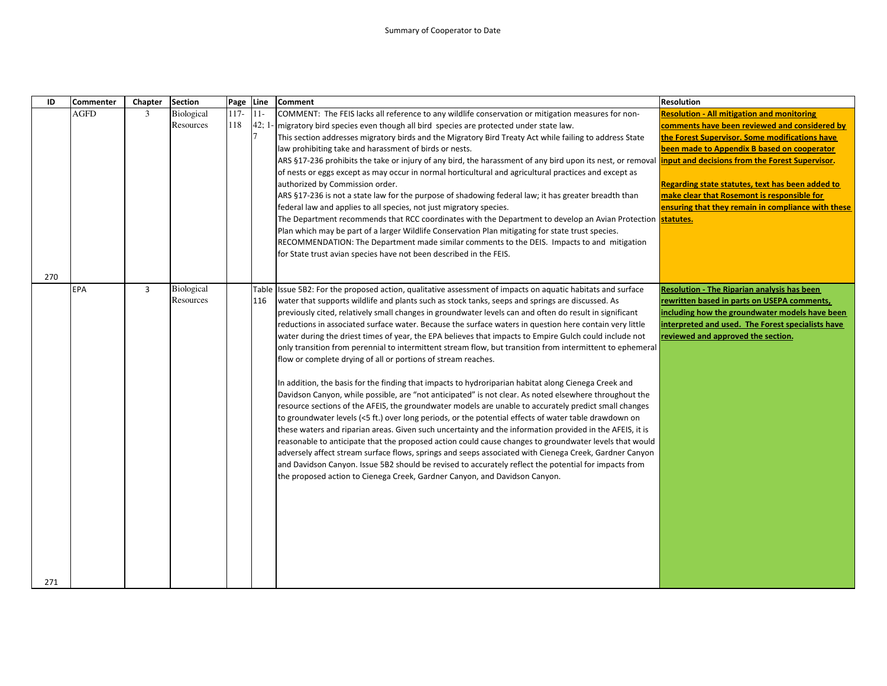Summary of Cooperator to Date

| ID | Commenter | Chapter | Section | Page | Line | Comment | Resolution |
|---|---|---|---|---|---|---|---|
| 270 | AGFD | 3 | Biological Resources | 117-118 | 11-42; 1-7 | COMMENT: The FEIS lacks all reference to any wildlife conservation or mitigation measures for non-migratory bird species even though all bird species are protected under state law.<br>This section addresses migratory birds and the Migratory Bird Treaty Act while failing to address State law prohibiting take and harassment of birds or nests.<br>ARS §17-236 prohibits the take or injury of any bird, the harassment of any bird upon its nest, or removal of nests or eggs except as may occur in normal horticultural and agricultural practices and except as authorized by Commission order.<br>ARS §17-236 is not a state law for the purpose of shadowing federal law; it has greater breadth than federal law and applies to all species, not just migratory species.<br>The Department recommends that RCC coordinates with the Department to develop an Avian Protection Plan which may be part of a larger Wildlife Conservation Plan mitigating for state trust species.<br>RECOMMENDATION: The Department made similar comments to the DEIS. Impacts to and mitigation for State trust avian species have not been described in the FEIS. | **Resolution - All mitigation and monitoring comments have been reviewed and considered by the Forest Supervisor. Some modifications have been made to Appendix B based on cooperator input and decisions from the Forest Supervisor.**<br><br>**Regarding state statutes, text has been added to make clear that Rosemont is responsible for ensuring that they remain in compliance with these statutes.** |
| 271 | EPA | 3 | Biological Resources | | Table 116 | Issue 5B2: For the proposed action, qualitative assessment of impacts on aquatic habitats and surface water that supports wildlife and plants such as stock tanks, seeps and springs are discussed. As previously cited, relatively small changes in groundwater levels can and often do result in significant reductions in associated surface water. Because the surface waters in question here contain very little water during the driest times of year, the EPA believes that impacts to Empire Gulch could include not only transition from perennial to intermittent stream flow, but transition from intermittent to ephemeral flow or complete drying of all or portions of stream reaches.<br><br>In addition, the basis for the finding that impacts to hydroriparian habitat along Cienega Creek and Davidson Canyon, while possible, are "not anticipated" is not clear. As noted elsewhere throughout the resource sections of the AFEIS, the groundwater models are unable to accurately predict small changes to groundwater levels (<5 ft.) over long periods, or the potential effects of water table drawdown on these waters and riparian areas. Given such uncertainty and the information provided in the AFEIS, it is reasonable to anticipate that the proposed action could cause changes to groundwater levels that would adversely affect stream surface flows, springs and seeps associated with Cienega Creek, Gardner Canyon and Davidson Canyon. Issue 5B2 should be revised to accurately reflect the potential for impacts from the proposed action to Cienega Creek, Gardner Canyon, and Davidson Canyon. | **Resolution - The Riparian analysis has been rewritten based in parts on USEPA comments, including how the groundwater models have been interpreted and used. The Forest specialists have reviewed and approved the section.** |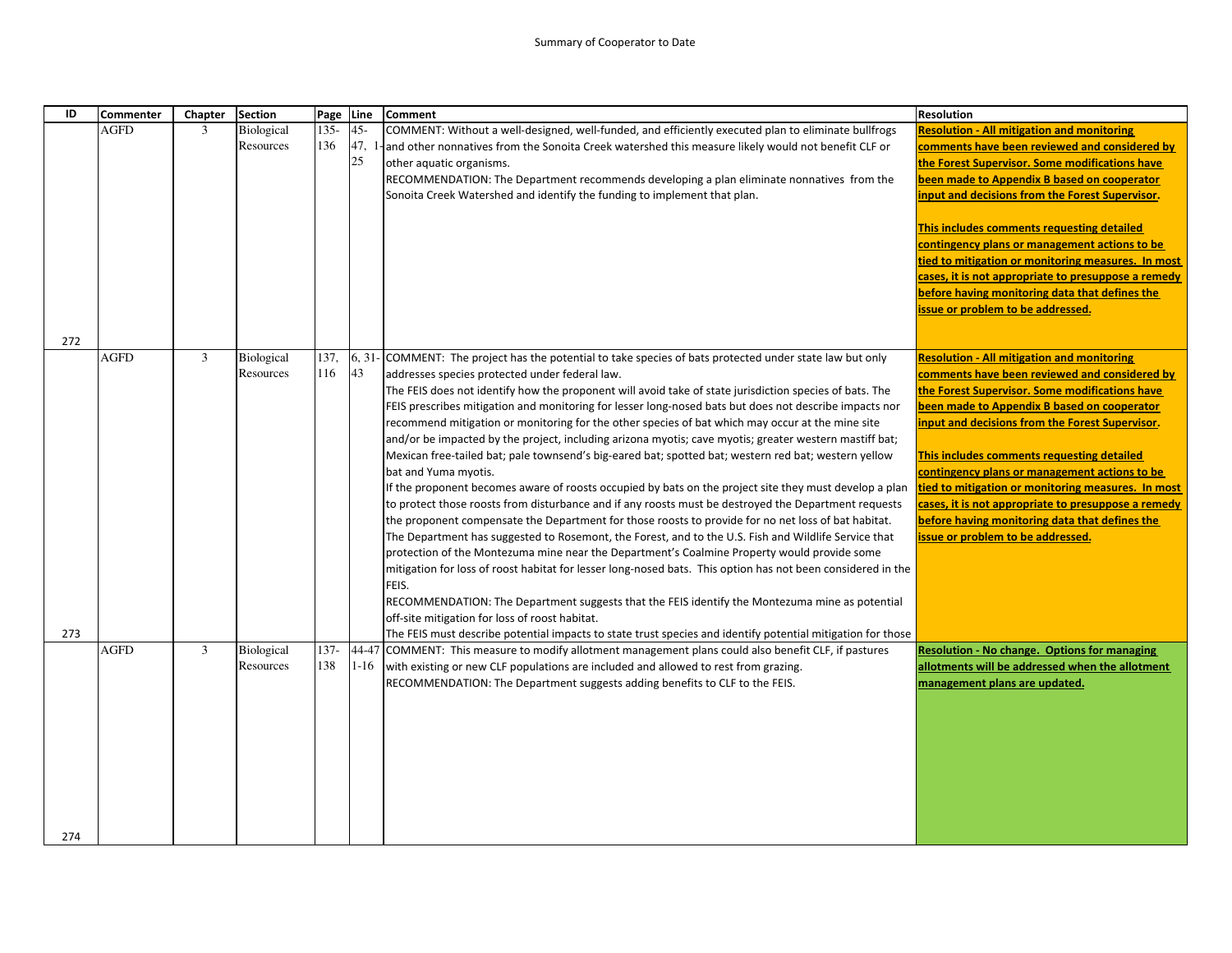Summary of Cooperator to Date

| ID | Commenter | Chapter | Section | Page | Line | Comment | Resolution |
|---|---|---|---|---|---|---|---|
| 272 | AGFD | 3 | Biological Resources | 135-136 | 45-47, 1-25 | COMMENT: Without a well-designed, well-funded, and efficiently executed plan to eliminate bullfrogs and other nonnatives from the Sonoita Creek watershed this measure likely would not benefit CLF or other aquatic organisms.<br>RECOMMENDATION: The Department recommends developing a plan eliminate nonnatives from the Sonoita Creek Watershed and identify the funding to implement that plan. | **Resolution - All mitigation and monitoring comments have been reviewed and considered by the Forest Supervisor. Some modifications have been made to Appendix B based on cooperator input and decisions from the Forest Supervisor.**<br><br>**This includes comments requesting detailed contingency plans or management actions to be tied to mitigation or monitoring measures. In most cases, it is not appropriate to presuppose a remedy before having monitoring data that defines the issue or problem to be addressed.** |
| 273 | AGFD | 3 | Biological Resources | 137, 116 | 6, 31-43 | COMMENT: The project has the potential to take species of bats protected under state law but only addresses species protected under federal law.<br>The FEIS does not identify how the proponent will avoid take of state jurisdiction species of bats. The FEIS prescribes mitigation and monitoring for lesser long-nosed bats but does not describe impacts nor recommend mitigation or monitoring for the other species of bat which may occur at the mine site and/or be impacted by the project, including arizona myotis; cave myotis; greater western mastiff bat; Mexican free-tailed bat; pale townsend's big-eared bat; spotted bat; western red bat; western yellow bat and Yuma myotis.<br>If the proponent becomes aware of roosts occupied by bats on the project site they must develop a plan to protect those roosts from disturbance and if any roosts must be destroyed the Department requests the proponent compensate the Department for those roosts to provide for no net loss of bat habitat. The Department has suggested to Rosemont, the Forest, and to the U.S. Fish and Wildlife Service that protection of the Montezuma mine near the Department's Coalmine Property would provide some mitigation for loss of roost habitat for lesser long-nosed bats. This option has not been considered in the FEIS.<br>RECOMMENDATION: The Department suggests that the FEIS identify the Montezuma mine as potential off-site mitigation for loss of roost habitat.<br>The FEIS must describe potential impacts to state trust species and identify potential mitigation for those | **Resolution - All mitigation and monitoring comments have been reviewed and considered by the Forest Supervisor. Some modifications have been made to Appendix B based on cooperator input and decisions from the Forest Supervisor.**<br><br>**This includes comments requesting detailed contingency plans or management actions to be tied to mitigation or monitoring measures. In most cases, it is not appropriate to presuppose a remedy before having monitoring data that defines the issue or problem to be addressed.** |
| 274 | AGFD | 3 | Biological Resources | 137-138 | 44-47 1-16 | COMMENT: This measure to modify allotment management plans could also benefit CLF, if pastures with existing or new CLF populations are included and allowed to rest from grazing.<br>RECOMMENDATION: The Department suggests adding benefits to CLF to the FEIS. | **Resolution - No change. Options for managing allotments will be addressed when the allotment management plans are updated.** |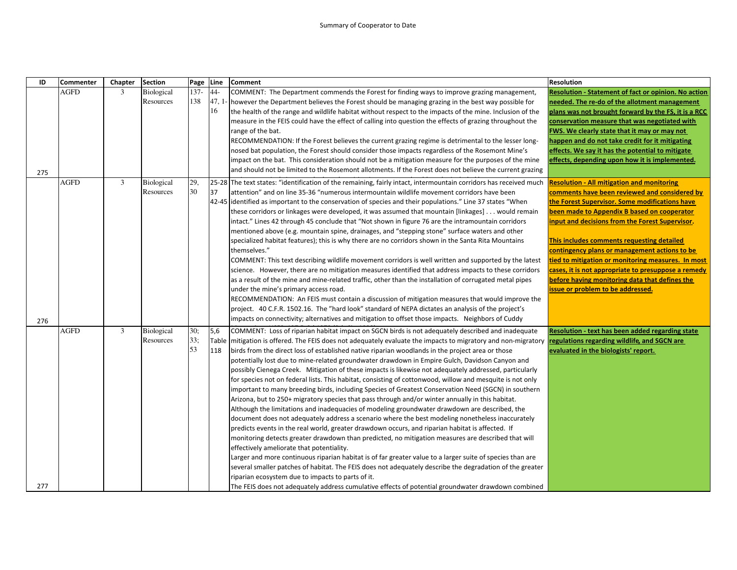Summary of Cooperator to Date

| ID | Commenter | Chapter | Section | Page | Line | Comment | Resolution |
|---|---|---|---|---|---|---|---|
| 275 | AGFD | 3 | Biological Resources | 137-138 | 44-47, 1-16 | COMMENT: The Department commends the Forest for finding ways to improve grazing management, however the Department believes the Forest should be managing grazing in the best way possible for the health of the range and wildlife habitat without respect to the impacts of the mine. Inclusion of the measure in the FEIS could have the effect of calling into question the effects of grazing throughout the range of the bat.<br>RECOMMENDATION: If the Forest believes the current grazing regime is detrimental to the lesser long-nosed bat population, the Forest should consider those impacts regardless of the Rosemont Mine's impact on the bat. This consideration should not be a mitigation measure for the purposes of the mine and should not be limited to the Rosemont allotments. If the Forest does not believe the current grazing | **Resolution - Statement of fact or opinion. No action needed. The re-do of the allotment management plans was not brought forward by the FS, it is a RCC conservation measure that was negotiated with FWS. We clearly state that it may or may not happen and do not take credit for it mitigating effects. We say it has the potential to mitigate effects, depending upon how it is implemented.** |
| 276 | AGFD | 3 | Biological Resources | 29, 30 | 25-28<br>37<br>42-45 | The text states: "identification of the remaining, fairly intact, intermountain corridors has received much attention" and on line 35-36 "numerous intermountain wildlife movement corridors have been identified as important to the conservation of species and their populations." Line 37 states "When these corridors or linkages were developed, it was assumed that mountain [linkages] . . . would remain intact." Lines 42 through 45 conclude that "Not shown in figure 76 are the intramountain corridors mentioned above (e.g. mountain spine, drainages, and "stepping stone" surface waters and other specialized habitat features); this is why there are no corridors shown in the Santa Rita Mountains themselves."<br>COMMENT: This text describing wildlife movement corridors is well written and supported by the latest science. However, there are no mitigation measures identified that address impacts to these corridors as a result of the mine and mine-related traffic, other than the installation of corrugated metal pipes under the mine's primary access road.<br>RECOMMENDATION: An FEIS must contain a discussion of mitigation measures that would improve the project. 40 C.F.R. 1502.16. The "hard look" standard of NEPA dictates an analysis of the project's impacts on connectivity; alternatives and mitigation to offset those impacts. Neighbors of Cuddy | **Resolution - All mitigation and monitoring comments have been reviewed and considered by the Forest Supervisor. Some modifications have been made to Appendix B based on cooperator input and decisions from the Forest Supervisor.**<br><br>**This includes comments requesting detailed contingency plans or management actions to be tied to mitigation or monitoring measures. In most cases, it is not appropriate to presuppose a remedy before having monitoring data that defines the issue or problem to be addressed.** |
| 277 | AGFD | 3 | Biological Resources | 30; 33; 53 | 5,6<br>Table 118 | COMMENT: Loss of riparian habitat impact on SGCN birds is not adequately described and inadequate mitigation is offered. The FEIS does not adequately evaluate the impacts to migratory and non-migratory birds from the direct loss of established native riparian woodlands in the project area or those potentially lost due to mine-related groundwater drawdown in Empire Gulch, Davidson Canyon and possibly Cienega Creek. Mitigation of these impacts is likewise not adequately addressed, particularly for species not on federal lists. This habitat, consisting of cottonwood, willow and mesquite is not only important to many breeding birds, including Species of Greatest Conservation Need (SGCN) in southern Arizona, but to 250+ migratory species that pass through and/or winter annually in this habitat. Although the limitations and inadequacies of modeling groundwater drawdown are described, the document does not adequately address a scenario where the best modeling nonetheless inaccurately predicts events in the real world, greater drawdown occurs, and riparian habitat is affected. If monitoring detects greater drawdown than predicted, no mitigation measures are described that will effectively ameliorate that potentiality.<br>Larger and more continuous riparian habitat is of far greater value to a larger suite of species than are several smaller patches of habitat. The FEIS does not adequately describe the degradation of the greater riparian ecosystem due to impacts to parts of it.<br>The FEIS does not adequately address cumulative effects of potential groundwater drawdown combined | **Resolution - text has been added regarding state regulations regarding wildlife, and SGCN are evaluated in the biologists' report.** |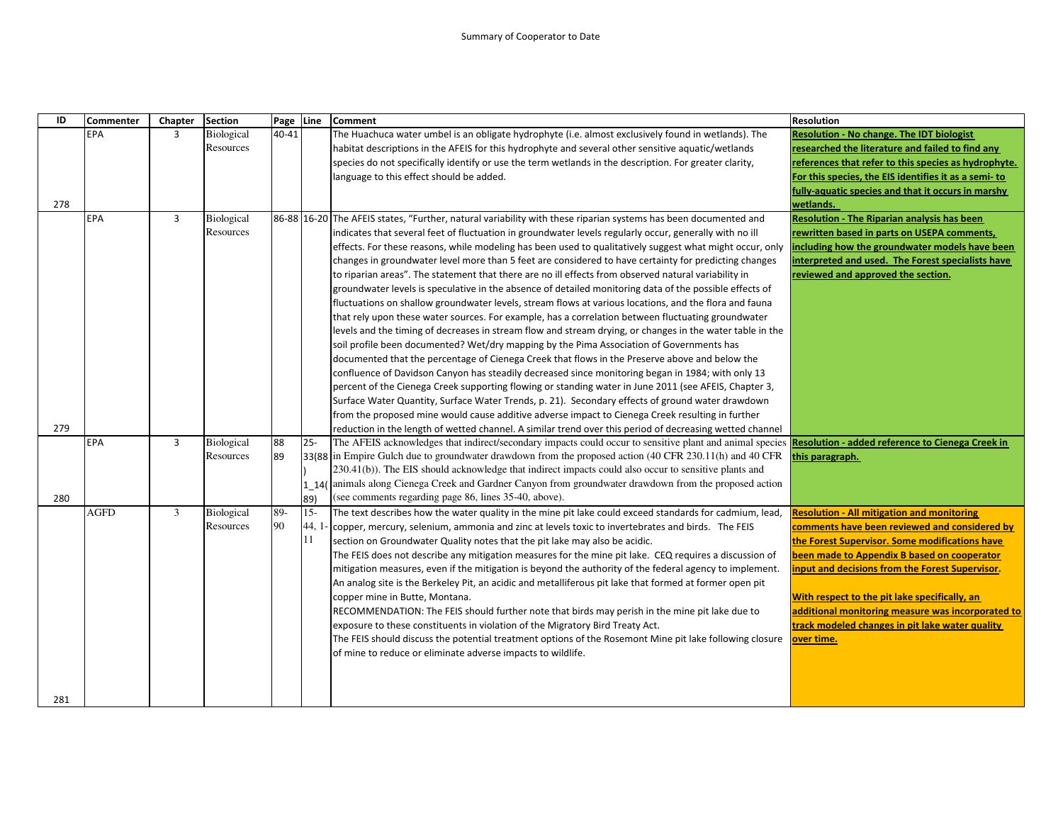Summary of Cooperator to Date

| ID | Commenter | Chapter | Section | Page | Line | Comment | Resolution |
|---|---|---|---|---|---|---|---|
| 278 | EPA | 3 | Biological Resources | 40-41 | | The Huachuca water umbel is an obligate hydrophyte (i.e. almost exclusively found in wetlands). The habitat descriptions in the AFEIS for this hydrophyte and several other sensitive aquatic/wetlands species do not specifically identify or use the term wetlands in the description. For greater clarity, language to this effect should be added. | **Resolution - No change. The IDT biologist researched the literature and failed to find any references that refer to this species as hydrophyte. For this species, the EIS identifies it as a semi- to fully-aquatic species and that it occurs in marshy wetlands.** |
| 279 | EPA | 3 | Biological Resources | 86-88 | 16-20 | The AFEIS states, "Further, natural variability with these riparian systems has been documented and indicates that several feet of fluctuation in groundwater levels regularly occur, generally with no ill effects. For these reasons, while modeling has been used to qualitatively suggest what might occur, only changes in groundwater level more than 5 feet are considered to have certainty for predicting changes to riparian areas". The statement that there are no ill effects from observed natural variability in groundwater levels is speculative in the absence of detailed monitoring data of the possible effects of fluctuations on shallow groundwater levels, stream flows at various locations, and the flora and fauna that rely upon these water sources. For example, has a correlation between fluctuating groundwater levels and the timing of decreases in stream flow and stream drying, or changes in the water table in the soil profile been documented? Wet/dry mapping by the Pima Association of Governments has documented that the percentage of Cienega Creek that flows in the Preserve above and below the confluence of Davidson Canyon has steadily decreased since monitoring began in 1984; with only 13 percent of the Cienega Creek supporting flowing or standing water in June 2011 (see AFEIS, Chapter 3, Surface Water Quantity, Surface Water Trends, p. 21). Secondary effects of ground water drawdown from the proposed mine would cause additive adverse impact to Cienega Creek resulting in further reduction in the length of wetted channel. A similar trend over this period of decreasing wetted channel | **Resolution - The Riparian analysis has been rewritten based in parts on USEPA comments, including how the groundwater models have been interpreted and used. The Forest specialists have reviewed and approved the section.** |
| 280 | EPA | 3 | Biological Resources | 88 89 | 25-33(88) 1_14(89) | The AFEIS acknowledges that indirect/secondary impacts could occur to sensitive plant and animal species in Empire Gulch due to groundwater drawdown from the proposed action (40 CFR 230.11(h) and 40 CFR 230.41(b)). The EIS should acknowledge that indirect impacts could also occur to sensitive plants and animals along Cienega Creek and Gardner Canyon from groundwater drawdown from the proposed action (see comments regarding page 86, lines 35-40, above). | **Resolution - added reference to Cienega Creek in this paragraph.** |
| 281 | AGFD | 3 | Biological Resources | 89-90 | 15-44, 1-11 | The text describes how the water quality in the mine pit lake could exceed standards for cadmium, lead, copper, mercury, selenium, ammonia and zinc at levels toxic to invertebrates and birds. The FEIS section on Groundwater Quality notes that the pit lake may also be acidic.<br>The FEIS does not describe any mitigation measures for the mine pit lake. CEQ requires a discussion of mitigation measures, even if the mitigation is beyond the authority of the federal agency to implement. An analog site is the Berkeley Pit, an acidic and metalliferous pit lake that formed at former open pit copper mine in Butte, Montana.<br>RECOMMENDATION: The FEIS should further note that birds may perish in the mine pit lake due to exposure to these constituents in violation of the Migratory Bird Treaty Act.<br>The FEIS should discuss the potential treatment options of the Rosemont Mine pit lake following closure of mine to reduce or eliminate adverse impacts to wildlife. | **Resolution - All mitigation and monitoring comments have been reviewed and considered by the Forest Supervisor. Some modifications have been made to Appendix B based on cooperator input and decisions from the Forest Supervisor.**<br><br>**With respect to the pit lake specifically, an additional monitoring measure was incorporated to track modeled changes in pit lake water quality over time.** |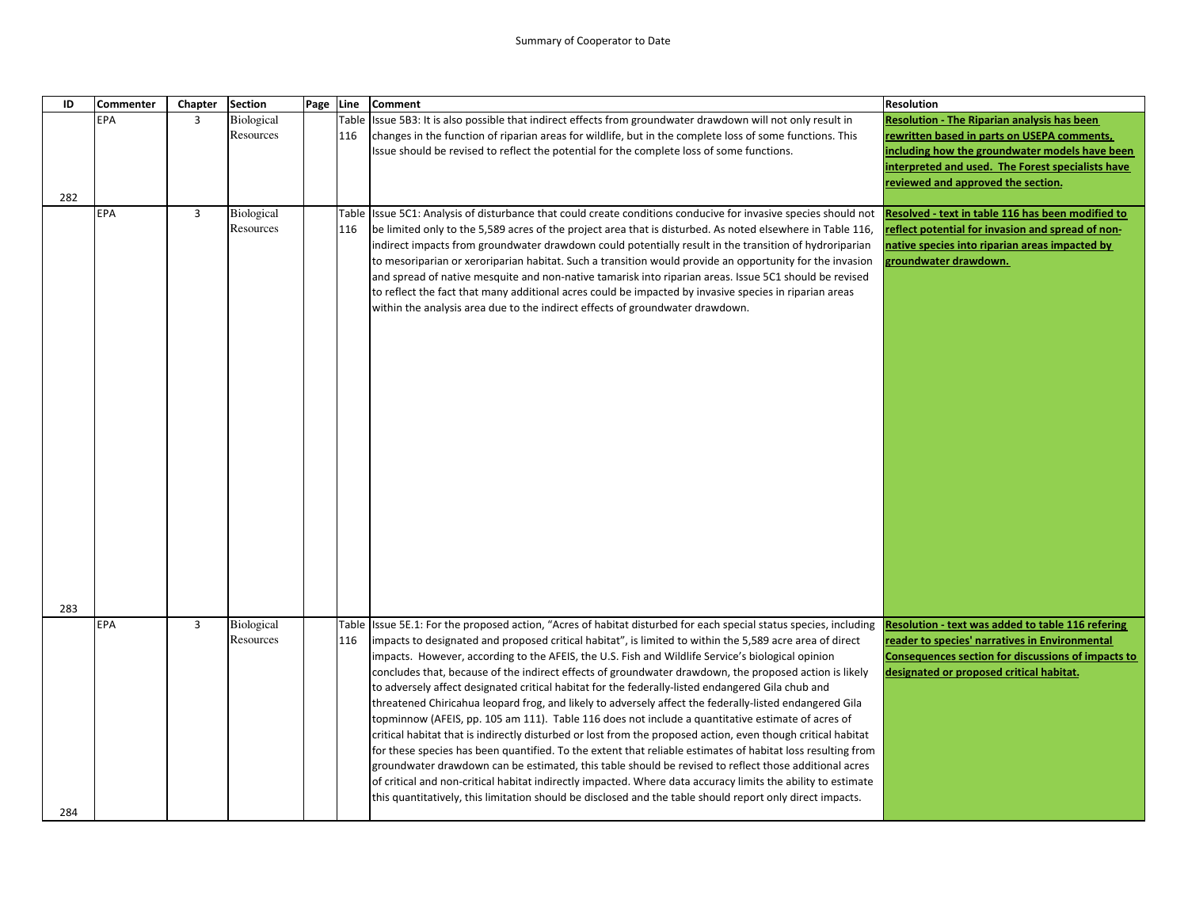Summary of Cooperator to Date

| ID | Commenter | Chapter | Section | Page | Line | Comment | Resolution |
|---|---|---|---|---|---|---|---|
| 282 | EPA | 3 | Biological Resources | | Table 116 | Issue 5B3: It is also possible that indirect effects from groundwater drawdown will not only result in changes in the function of riparian areas for wildlife, but in the complete loss of some functions. This Issue should be revised to reflect the potential for the complete loss of some functions. | **Resolution - The Riparian analysis has been rewritten based in parts on USEPA comments, including how the groundwater models have been interpreted and used. The Forest specialists have reviewed and approved the section.** |
| 283 | EPA | 3 | Biological Resources | | Table 116 | Issue 5C1: Analysis of disturbance that could create conditions conducive for invasive species should not be limited only to the 5,589 acres of the project area that is disturbed. As noted elsewhere in Table 116, indirect impacts from groundwater drawdown could potentially result in the transition of hydroriparian to mesoriparian or xeroriparian habitat. Such a transition would provide an opportunity for the invasion and spread of native mesquite and non-native tamarisk into riparian areas. Issue 5C1 should be revised to reflect the fact that many additional acres could be impacted by invasive species in riparian areas within the analysis area due to the indirect effects of groundwater drawdown. | **Resolved - text in table 116 has been modified to reflect potential for invasion and spread of non-native species into riparian areas impacted by groundwater drawdown.** |
| 284 | EPA | 3 | Biological Resources | | Table 116 | Issue 5E.1: For the proposed action, "Acres of habitat disturbed for each special status species, including impacts to designated and proposed critical habitat", is limited to within the 5,589 acre area of direct impacts. However, according to the AFEIS, the U.S. Fish and Wildlife Service's biological opinion concludes that, because of the indirect effects of groundwater drawdown, the proposed action is likely to adversely affect designated critical habitat for the federally-listed endangered Gila chub and threatened Chiricahua leopard frog, and likely to adversely affect the federally-listed endangered Gila topminnow (AFEIS, pp. 105 am 111). Table 116 does not include a quantitative estimate of acres of critical habitat that is indirectly disturbed or lost from the proposed action, even though critical habitat for these species has been quantified. To the extent that reliable estimates of habitat loss resulting from groundwater drawdown can be estimated, this table should be revised to reflect those additional acres of critical and non-critical habitat indirectly impacted. Where data accuracy limits the ability to estimate this quantitatively, this limitation should be disclosed and the table should report only direct impacts. | **Resolution - text was added to table 116 refering reader to species' narratives in Environmental Consequences section for discussions of impacts to designated or proposed critical habitat.** |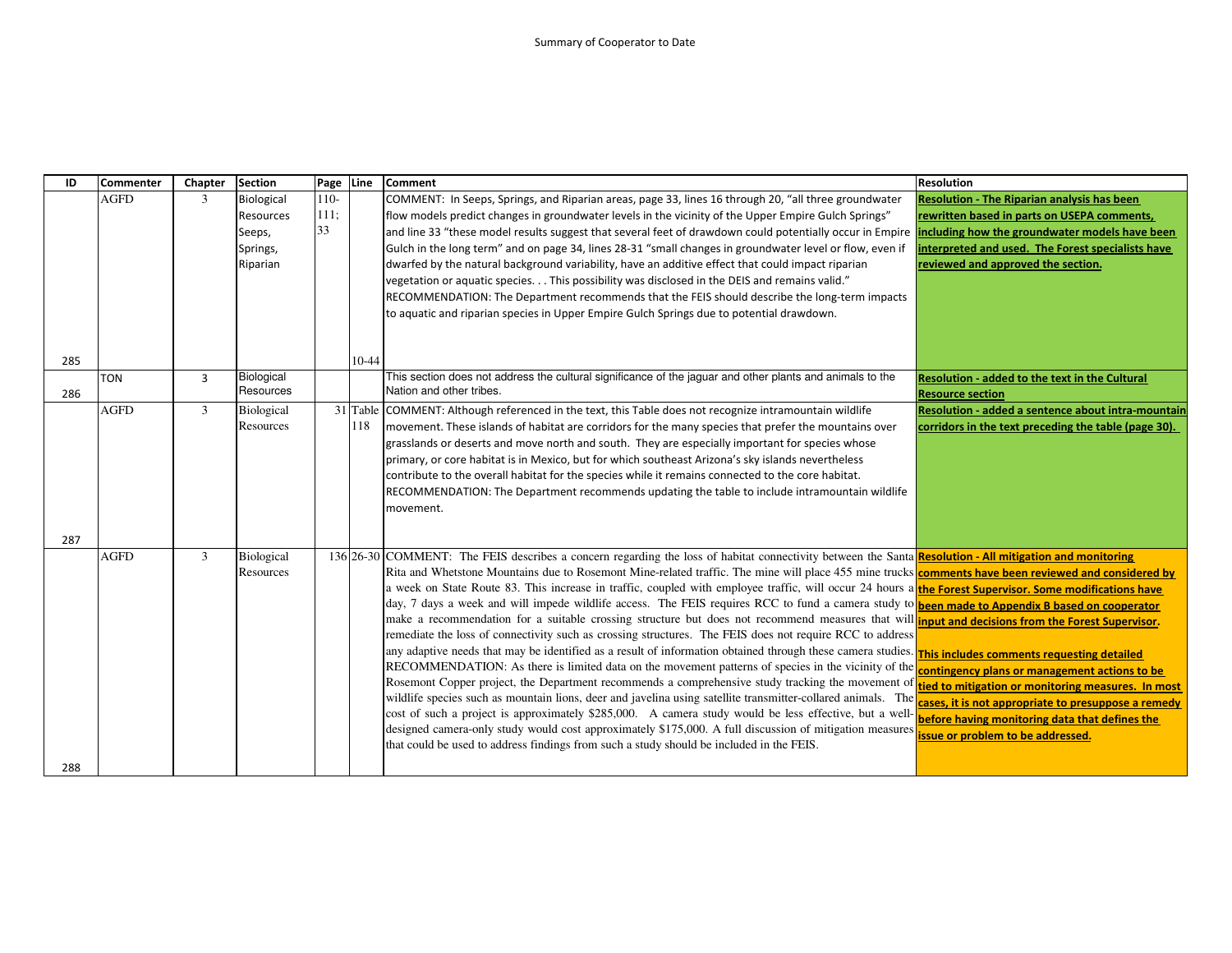Summary of Cooperator to Date

| ID | Commenter | Chapter | Section | Page | Line | Comment | Resolution |
|---|---|---|---|---|---|---|---|
| 285 | AGFD | 3 | Biological Resources Seeps, Springs, Riparian | 110-111; 33 | 10-44 | COMMENT: In Seeps, Springs, and Riparian areas, page 33, lines 16 through 20, "all three groundwater flow models predict changes in groundwater levels in the vicinity of the Upper Empire Gulch Springs" and line 33 "these model results suggest that several feet of drawdown could potentially occur in Empire Gulch in the long term" and on page 34, lines 28-31 "small changes in groundwater level or flow, even if dwarfed by the natural background variability, have an additive effect that could impact riparian vegetation or aquatic species. . . This possibility was disclosed in the DEIS and remains valid." RECOMMENDATION: The Department recommends that the FEIS should describe the long-term impacts to aquatic and riparian species in Upper Empire Gulch Springs due to potential drawdown. | **Resolution - The Riparian analysis has been rewritten based in parts on USEPA comments, including how the groundwater models have been interpreted and used. The Forest specialists have reviewed and approved the section.** |
| 286 | TON | 3 | Biological Resources | | | This section does not address the cultural significance of the jaguar and other plants and animals to the Nation and other tribes. | **Resolution - added to the text in the Cultural Resource section** |
| 287 | AGFD | 3 | Biological Resources | 31 | Table 118 | COMMENT: Although referenced in the text, this Table does not recognize intramountain wildlife movement. These islands of habitat are corridors for the many species that prefer the mountains over grasslands or deserts and move north and south. They are especially important for species whose primary, or core habitat is in Mexico, but for which southeast Arizona's sky islands nevertheless contribute to the overall habitat for the species while it remains connected to the core habitat. RECOMMENDATION: The Department recommends updating the table to include intramountain wildlife movement. | **Resolution - added a sentence about intra-mountain corridors in the text preceding the table (page 30).** |
| 288 | AGFD | 3 | Biological Resources | 136 | 26-30 | COMMENT: The FEIS describes a concern regarding the loss of habitat connectivity between the Santa Rita and Whetstone Mountains due to Rosemont Mine-related traffic. The mine will place 455 mine trucks a week on State Route 83. This increase in traffic, coupled with employee traffic, will occur 24 hours a day, 7 days a week and will impede wildlife access. The FEIS requires RCC to fund a camera study to make a recommendation for a suitable crossing structure but does not recommend measures that will remediate the loss of connectivity such as crossing structures. The FEIS does not require RCC to address any adaptive needs that may be identified as a result of information obtained through these camera studies. RECOMMENDATION: As there is limited data on the movement patterns of species in the vicinity of the Rosemont Copper project, the Department recommends a comprehensive study tracking the movement of wildlife species such as mountain lions, deer and javelina using satellite transmitter-collared animals. The cost of such a project is approximately $285,000. A camera study would be less effective, but a well-designed camera-only study would cost approximately $175,000. A full discussion of mitigation measures that could be used to address findings from such a study should be included in the FEIS. | **Resolution - All mitigation and monitoring comments have been reviewed and considered by the Forest Supervisor. Some modifications have been made to Appendix B based on cooperator input and decisions from the Forest Supervisor.** <br><br> **This includes comments requesting detailed contingency plans or management actions to be tied to mitigation or monitoring measures. In most cases, it is not appropriate to presuppose a remedy before having monitoring data that defines the issue or problem to be addressed.** |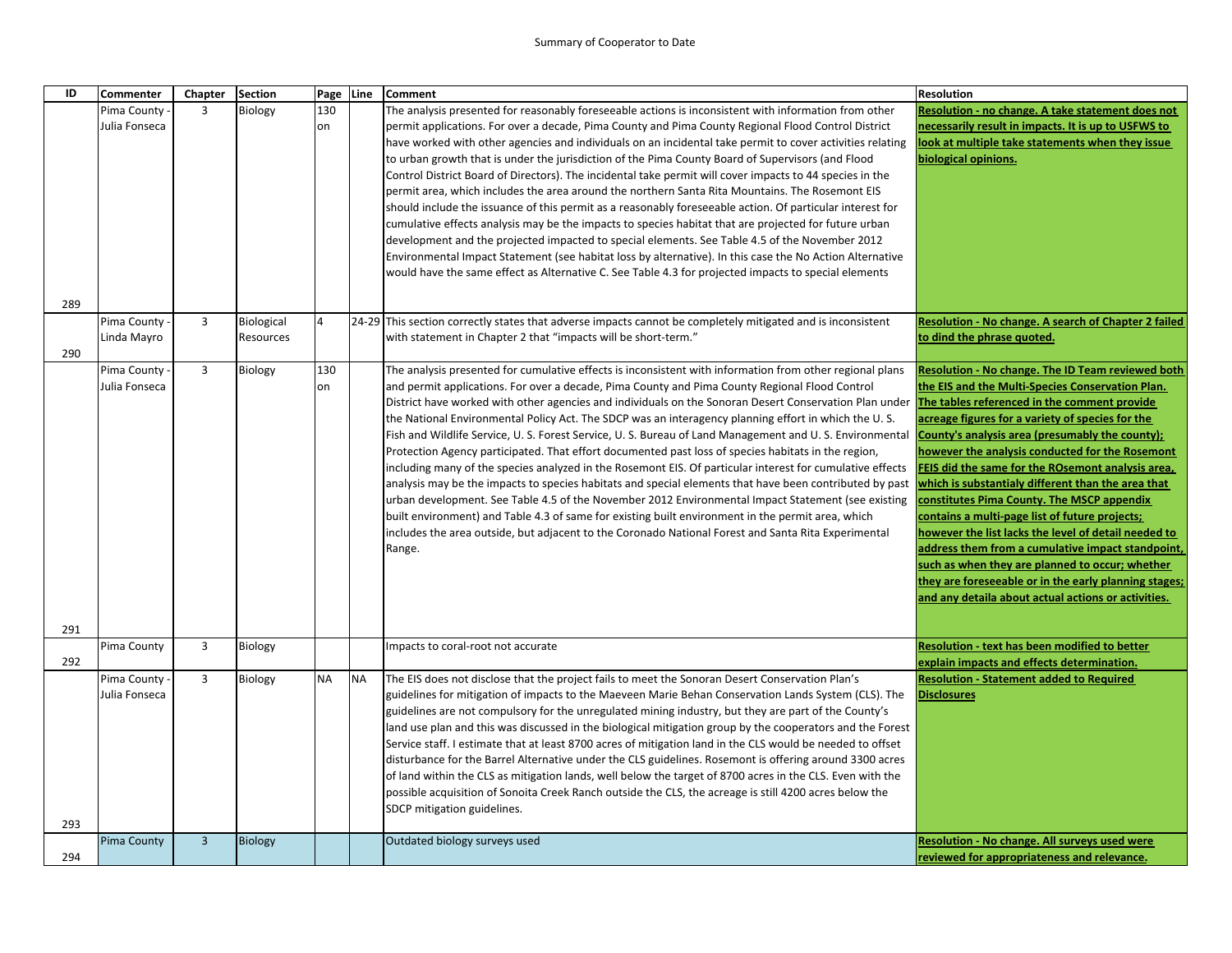Summary of Cooperator to Date

| ID | Commenter | Chapter | Section | Page | Line | Comment | Resolution |
|---|---|---|---|---|---|---|---|
| 289 | Pima County - Julia Fonseca | 3 | Biology | 130 on | | The analysis presented for reasonably foreseeable actions is inconsistent with information from other permit applications. For over a decade, Pima County and Pima County Regional Flood Control District have worked with other agencies and individuals on an incidental take permit to cover activities relating to urban growth that is under the jurisdiction of the Pima County Board of Supervisors (and Flood Control District Board of Directors). The incidental take permit will cover impacts to 44 species in the permit area, which includes the area around the northern Santa Rita Mountains. The Rosemont EIS should include the issuance of this permit as a reasonably foreseeable action. Of particular interest for cumulative effects analysis may be the impacts to species habitat that are projected for future urban development and the projected impacted to special elements. See Table 4.5 of the November 2012 Environmental Impact Statement (see habitat loss by alternative). In this case the No Action Alternative would have the same effect as Alternative C. See Table 4.3 for projected impacts to special elements | **Resolution - no change. A take statement does not necessarily result in impacts. It is up to USFWS to look at multiple take statements when they issue biological opinions.** |
| 290 | Pima County - Linda Mayro | 3 | Biological Resources | 4 | 24-29 | This section correctly states that adverse impacts cannot be completely mitigated and is inconsistent with statement in Chapter 2 that "impacts will be short-term." | **Resolution - No change. A search of Chapter 2 failed to dind the phrase quoted.** |
| 291 | Pima County - Julia Fonseca | 3 | Biology | 130 on | | The analysis presented for cumulative effects is inconsistent with information from other regional plans and permit applications. For over a decade, Pima County and Pima County Regional Flood Control District have worked with other agencies and individuals on the Sonoran Desert Conservation Plan under the National Environmental Policy Act. The SDCP was an interagency planning effort in which the U. S. Fish and Wildlife Service, U. S. Forest Service, U. S. Bureau of Land Management and U. S. Environmental Protection Agency participated. That effort documented past loss of species habitats in the region, including many of the species analyzed in the Rosemont EIS. Of particular interest for cumulative effects analysis may be the impacts to species habitats and special elements that have been contributed by past urban development. See Table 4.5 of the November 2012 Environmental Impact Statement (see existing built environment) and Table 4.3 of same for existing built environment in the permit area, which includes the area outside, but adjacent to the Coronado National Forest and Santa Rita Experimental Range. | **Resolution - No change. The ID Team reviewed both the EIS and the Multi-Species Conservation Plan. The tables referenced in the comment provide acreage figures for a variety of species for the County's analysis area (presumably the county); however the analysis conducted for the Rosemont FEIS did the same for the ROsemont analysis area, which is substantialy different than the area that constitutes Pima County. The MSCP appendix contains a multi-page list of future projects; however the list lacks the level of detail needed to address them from a cumulative impact standpoint, such as when they are planned to occur; whether they are foreseeable or in the early planning stages; and any detaila about actual actions or activities.** |
| 292 | Pima County | 3 | Biology | | | Impacts to coral-root not accurate | **Resolution - text has been modified to better explain impacts and effects determination.** |
| 293 | Pima County - Julia Fonseca | 3 | Biology | NA | NA | The EIS does not disclose that the project fails to meet the Sonoran Desert Conservation Plan's guidelines for mitigation of impacts to the Maeveen Marie Behan Conservation Lands System (CLS). The guidelines are not compulsory for the unregulated mining industry, but they are part of the County's land use plan and this was discussed in the biological mitigation group by the cooperators and the Forest Service staff. I estimate that at least 8700 acres of mitigation land in the CLS would be needed to offset disturbance for the Barrel Alternative under the CLS guidelines. Rosemont is offering around 3300 acres of land within the CLS as mitigation lands, well below the target of 8700 acres in the CLS. Even with the possible acquisition of Sonoita Creek Ranch outside the CLS, the acreage is still 4200 acres below the SDCP mitigation guidelines. | **Resolution - Statement added to Required Disclosures** |
| 294 | Pima County | 3 | Biology | | | Outdated biology surveys used | **Resolution - No change. All surveys used were reviewed for appropriateness and relevance.** |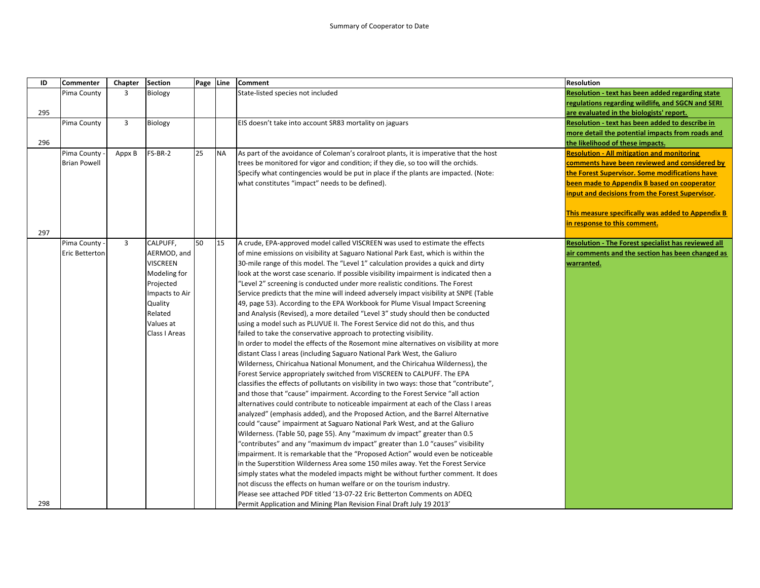Summary of Cooperator to Date

| ID | Commenter | Chapter | Section | Page | Line | Comment | Resolution |
|---|---|---|---|---|---|---|---|
| 295 | Pima County | 3 | Biology | | | State-listed species not included | **Resolution - text has been added regarding state regulations regarding wildlife, and SGCN and SERI are evaluated in the biologists' report.** |
| 296 | Pima County | 3 | Biology | | | EIS doesn't take into account SR83 mortality on jaguars | **Resolution - text has been added to describe in more detail the potential impacts from roads and the likelihood of these impacts.** |
| 297 | Pima County - Brian Powell | Appx B | FS-BR-2 | 25 | NA | As part of the avoidance of Coleman's coralroot plants, it is imperative that the host trees be monitored for vigor and condition; if they die, so too will the orchids. Specify what contingencies would be put in place if the plants are impacted. (Note: what constitutes "impact" needs to be defined). | **Resolution - All mitigation and monitoring comments have been reviewed and considered by the Forest Supervisor. Some modifications have been made to Appendix B based on cooperator input and decisions from the Forest Supervisor.**<br><br>**This measure specifically was added to Appendix B in response to this comment.** |
| 298 | Pima County - Eric Betterton | 3 | CALPUFF, AERMOD, and VISCREEN Modeling for Projected Impacts to Air Quality Related Values at Class I Areas | 50 | 15 | A crude, EPA-approved model called VISCREEN was used to estimate the effects of mine emissions on visibility at Saguaro National Park East, which is within the 30-mile range of this model. The "Level 1" calculation provides a quick and dirty look at the worst case scenario. If possible visibility impairment is indicated then a "Level 2" screening is conducted under more realistic conditions. The Forest Service predicts that the mine will indeed adversely impact visibility at SNPE (Table 49, page 53). According to the EPA Workbook for Plume Visual Impact Screening and Analysis (Revised), a more detailed "Level 3" study should then be conducted using a model such as PLUVUE II. The Forest Service did not do this, and thus failed to take the conservative approach to protecting visibility.<br>In order to model the effects of the Rosemont mine alternatives on visibility at more distant Class I areas (including Saguaro National Park West, the Galiuro Wilderness, Chiricahua National Monument, and the Chiricahua Wilderness), the Forest Service appropriately switched from VISCREEN to CALPUFF. The EPA classifies the effects of pollutants on visibility in two ways: those that "contribute", and those that "cause" impairment. According to the Forest Service "all action alternatives could contribute to noticeable impairment at each of the Class I areas analyzed" (emphasis added), and the Proposed Action, and the Barrel Alternative could "cause" impairment at Saguaro National Park West, and at the Galiuro Wilderness. (Table 50, page 55). Any "maximum dv impact" greater than 0.5 "contributes" and any "maximum dv impact" greater than 1.0 "causes" visibility impairment. It is remarkable that the "Proposed Action" would even be noticeable in the Superstition Wilderness Area some 150 miles away. Yet the Forest Service simply states what the modeled impacts might be without further comment. It does not discuss the effects on human welfare or on the tourism industry.<br>Please see attached PDF titled '13-07-22 Eric Betterton Comments on ADEQ Permit Application and Mining Plan Revision Final Draft July 19 2013' | **Resolution - The Forest specialist has reviewed all air comments and the section has been changed as warranted.** |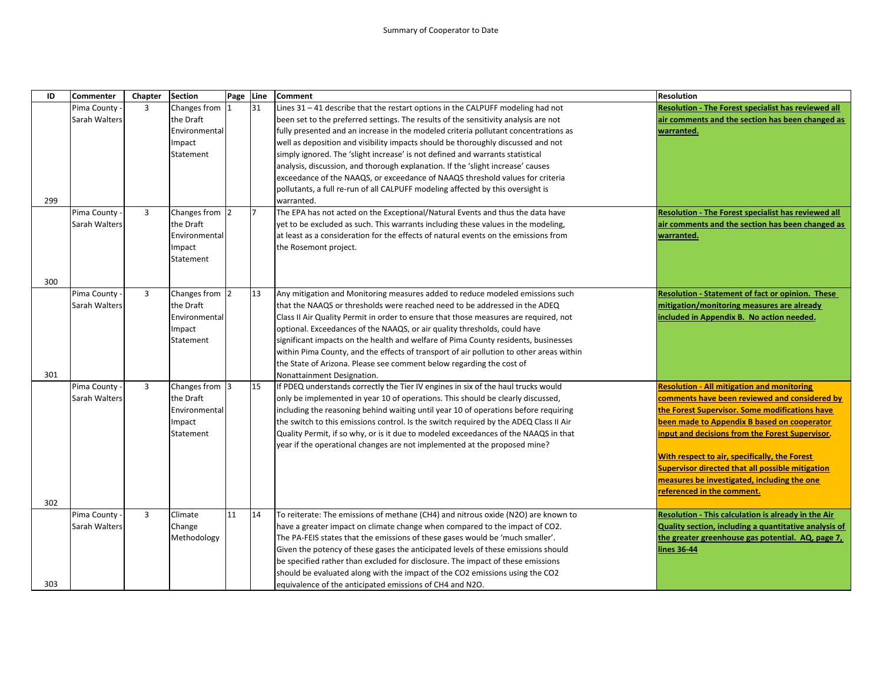Summary of Cooperator to Date

| ID | Commenter | Chapter | Section | Page | Line | Comment | Resolution |
|---|---|---|---|---|---|---|---|
| 299 | Pima County - Sarah Walters | 3 | Changes from the Draft Environmental Impact Statement | 1 | 31 | Lines 31 – 41 describe that the restart options in the CALPUFF modeling had not been set to the preferred settings. The results of the sensitivity analysis are not fully presented and an increase in the modeled criteria pollutant concentrations as well as deposition and visibility impacts should be thoroughly discussed and not simply ignored. The 'slight increase' is not defined and warrants statistical analysis, discussion, and thorough explanation. If the 'slight increase' causes exceedance of the NAAQS, or exceedance of NAAQS threshold values for criteria pollutants, a full re-run of all CALPUFF modeling affected by this oversight is warranted. | **Resolution - The Forest specialist has reviewed all air comments and the section has been changed as warranted.** |
| 300 | Pima County - Sarah Walters | 3 | Changes from the Draft Environmental Impact Statement | 2 | 7 | The EPA has not acted on the Exceptional/Natural Events and thus the data have yet to be excluded as such. This warrants including these values in the modeling, at least as a consideration for the effects of natural events on the emissions from the Rosemont project. | **Resolution - The Forest specialist has reviewed all air comments and the section has been changed as warranted.** |
| 301 | Pima County - Sarah Walters | 3 | Changes from the Draft Environmental Impact Statement | 2 | 13 | Any mitigation and Monitoring measures added to reduce modeled emissions such that the NAAQS or thresholds were reached need to be addressed in the ADEQ Class II Air Quality Permit in order to ensure that those measures are required, not optional. Exceedances of the NAAQS, or air quality thresholds, could have significant impacts on the health and welfare of Pima County residents, businesses within Pima County, and the effects of transport of air pollution to other areas within the State of Arizona. Please see comment below regarding the cost of Nonattainment Designation. | **Resolution - Statement of fact or opinion. These mitigation/monitoring measures are already included in Appendix B. No action needed.** |
| 302 | Pima County - Sarah Walters | 3 | Changes from the Draft Environmental Impact Statement | 3 | 15 | If PDEQ understands correctly the Tier IV engines in six of the haul trucks would only be implemented in year 10 of operations. This should be clearly discussed, including the reasoning behind waiting until year 10 of operations before requiring the switch to this emissions control. Is the switch required by the ADEQ Class II Air Quality Permit, if so why, or is it due to modeled exceedances of the NAAQS in that year if the operational changes are not implemented at the proposed mine? | **Resolution - All mitigation and monitoring comments have been reviewed and considered by the Forest Supervisor. Some modifications have been made to Appendix B based on cooperator input and decisions from the Forest Supervisor.** **With respect to air, specifically, the Forest Supervisor directed that all possible mitigation measures be investigated, including the one referenced in the comment.** |
| 303 | Pima County - Sarah Walters | 3 | Climate Change Methodology | 11 | 14 | To reiterate: The emissions of methane ($CH_4$) and nitrous oxide ($N_2O$) are known to have a greater impact on climate change when compared to the impact of $CO_2$. The PA-FEIS states that the emissions of these gases would be 'much smaller'. Given the potency of these gases the anticipated levels of these emissions should be specified rather than excluded for disclosure. The impact of these emissions should be evaluated along with the impact of the $CO_2$ emissions using the $CO_2$ equivalence of the anticipated emissions of $CH_4$ and $N_2O$. | **Resolution - This calculation is already in the Air Quality section, including a quantitative analysis of the greater greenhouse gas potential. AQ, page 7, lines 36-44** |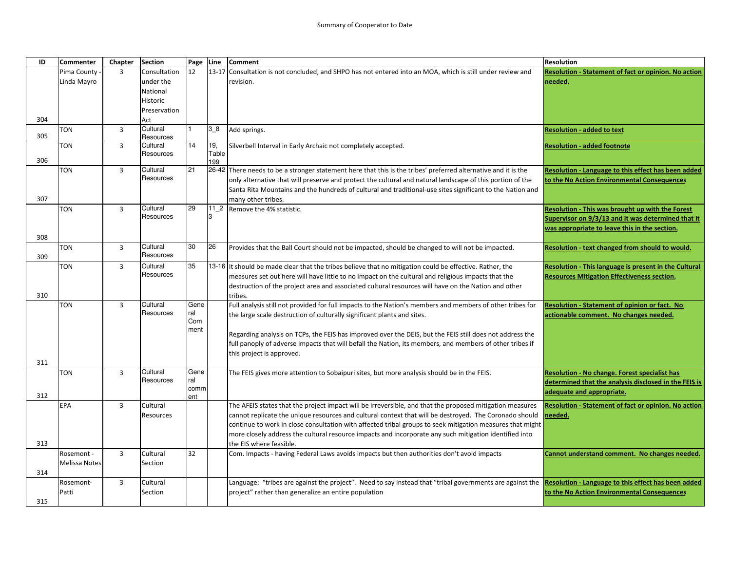Summary of Cooperator to Date

| ID | Commenter | Chapter | Section | Page | Line | Comment | Resolution |
|---|---|---|---|---|---|---|---|
| 304 | Pima County - Linda Mayro | 3 | Consultation under the National Historic Preservation Act | 12 | 13-17 | Consultation is not concluded, and SHPO has not entered into an MOA, which is still under review and revision. | **Resolution - Statement of fact or opinion. No action needed.** |
| 305 | TON | 3 | Cultural Resources | 1 | 3_8 | Add springs. | **Resolution - added to text** |
| 306 | TON | 3 | Cultural Resources | 14 | 19, Table 199 | Silverbell Interval in Early Archaic not completely accepted. | **Resolution - added footnote** |
| 307 | TON | 3 | Cultural Resources | 21 | 26-42 | There needs to be a stronger statement here that this is the tribes' preferred alternative and it is the only alternative that will preserve and protect the cultural and natural landscape of this portion of the Santa Rita Mountains and the hundreds of cultural and traditional-use sites significant to the Nation and many other tribes. | **Resolution - Language to this effect has been added to the No Action Environmental Consequences** |
| 308 | TON | 3 | Cultural Resources | 29 | 11_23 | Remove the 4% statistic. | **Resolution - This was brought up with the Forest Supervisor on 9/3/13 and it was determined that it was appropriate to leave this in the section.** |
| 309 | TON | 3 | Cultural Resources | 30 | 26 | Provides that the Ball Court should not be impacted, should be changed to will not be impacted. | **Resolution - text changed from should to would.** |
| 310 | TON | 3 | Cultural Resources | 35 | 13-16 | It should be made clear that the tribes believe that no mitigation could be effective. Rather, the measures set out here will have little to no impact on the cultural and religious impacts that the destruction of the project area and associated cultural resources will have on the Nation and other tribes. | **Resolution - This language is present in the Cultural Resources Mitigation Effectiveness section.** |
| 311 | TON | 3 | Cultural Resources | General Comment | | Full analysis still not provided for full impacts to the Nation's members and members of other tribes for the large scale destruction of culturally significant plants and sites.<br><br>Regarding analysis on TCPs, the FEIS has improved over the DEIS, but the FEIS still does not address the full panoply of adverse impacts that will befall the Nation, its members, and members of other tribes if this project is approved. | **Resolution - Statement of opinion or fact. No actionable comment. No changes needed.** |
| 312 | TON | 3 | Cultural Resources | General comment | | The FEIS gives more attention to Sobaipuri sites, but more analysis should be in the FEIS. | **Resolution - No change. Forest specialist has determined that the analysis disclosed in the FEIS is adequate and appropriate.** |
| 313 | EPA | 3 | Cultural Resources | | | The AFEIS states that the project impact will be irreversible, and that the proposed mitigation measures cannot replicate the unique resources and cultural context that will be destroyed. The Coronado should continue to work in close consultation with affected tribal groups to seek mitigation measures that might more closely address the cultural resource impacts and incorporate any such mitigation identified into the EIS where feasible. | **Resolution - Statement of fact or opinion. No action needed.** |
| 314 | Rosemont - Melissa Notes | 3 | Cultural Section | 32 | | Com. Impacts - having Federal Laws avoids impacts but then authorities don't avoid impacts | **Cannot understand comment. No changes needed.** |
| 315 | Rosemont-Patti | 3 | Cultural Section | | | Language: "tribes are against the project". Need to say instead that "tribal governments are against the project" rather than generalize an entire population | **Resolution - Language to this effect has been added to the No Action Environmental Consequences** |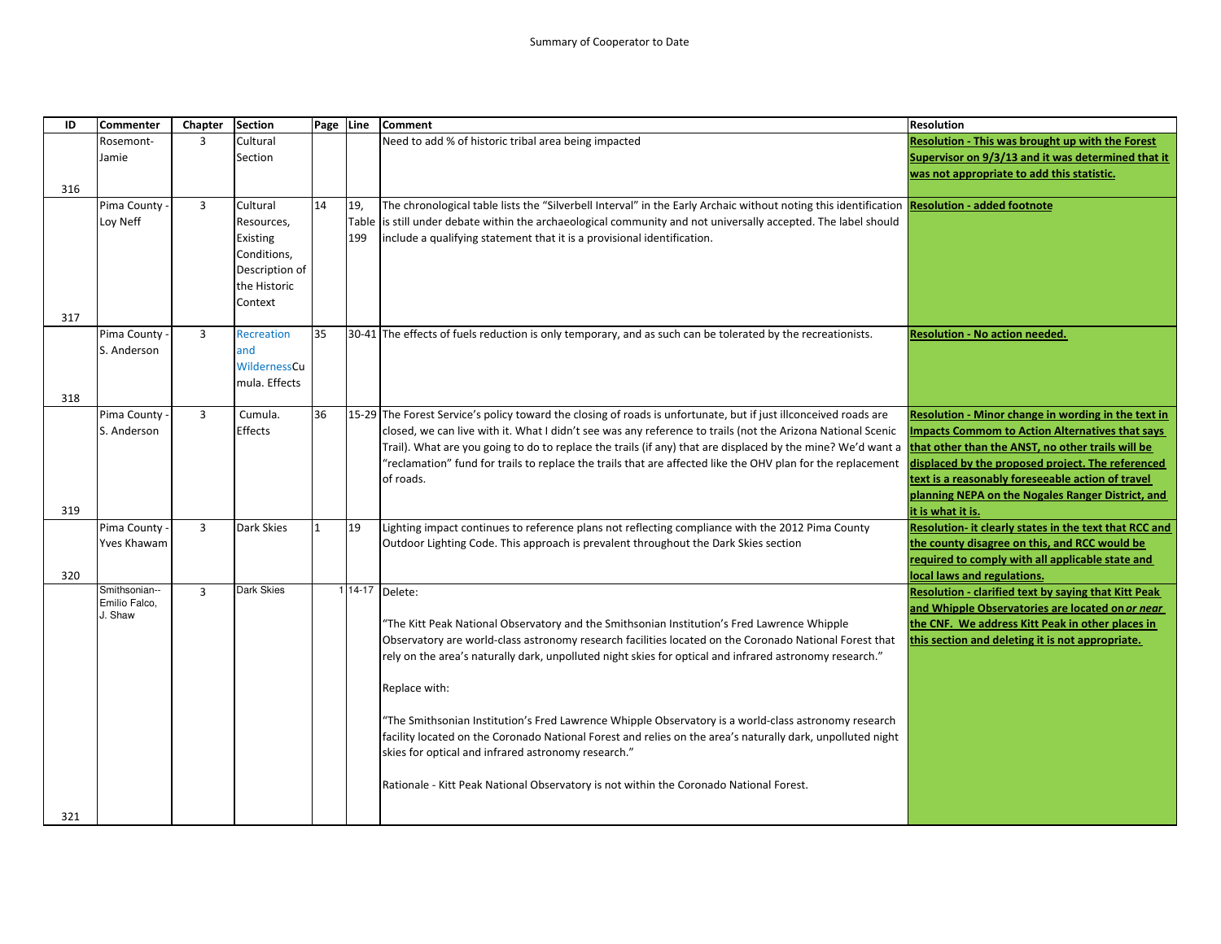Summary of Cooperator to Date

| ID | Commenter | Chapter | Section | Page | Line | Comment | Resolution |
|---|---|---|---|---|---|---|---|
| 316 | Rosemont- Jamie | 3 | Cultural Section | | | Need to add % of historic tribal area being impacted | **Resolution - This was brought up with the Forest Supervisor on 9/3/13 and it was determined that it was not appropriate to add this statistic.** |
| 317 | Pima County - Loy Neff | 3 | Cultural Resources, Existing Conditions, Description of the Historic Context | 14 | 19, Table 199 | The chronological table lists the "Silverbell Interval" in the Early Archaic without noting this identification is still under debate within the archaeological community and not universally accepted. The label should include a qualifying statement that it is a provisional identification. | **Resolution - added footnote** |
| 318 | Pima County - S. Anderson | 3 | Recreation and WildernessCumula. Effects | 35 | 30-41 | The effects of fuels reduction is only temporary, and as such can be tolerated by the recreationists. | **Resolution - No action needed.** |
| 319 | Pima County - S. Anderson | 3 | Cumula. Effects | 36 | 15-29 | The Forest Service's policy toward the closing of roads is unfortunate, but if just illconceived roads are closed, we can live with it. What I didn't see was any reference to trails (not the Arizona National Scenic Trail). What are you going to do to replace the trails (if any) that are displaced by the mine? We'd want a "reclamation" fund for trails to replace the trails that are affected like the OHV plan for the replacement of roads. | **Resolution - Minor change in wording in the text in Impacts Commom to Action Alternatives that says that other than the ANST, no other trails will be displaced by the proposed project. The referenced text is a reasonably foreseeable action of travel planning NEPA on the Nogales Ranger District, and it is what it is.** |
| 320 | Pima County - Yves Khawam | 3 | Dark Skies | 1 | 19 | Lighting impact continues to reference plans not reflecting compliance with the 2012 Pima County Outdoor Lighting Code. This approach is prevalent throughout the Dark Skies section | **Resolution- it clearly states in the text that RCC and the county disagree on this, and RCC would be required to comply with all applicable state and local laws and regulations.** |
| 321 | Smithsonian-- Emilio Falco, J. Shaw | 3 | Dark Skies | 1 | 14-17 | Delete:<br><br>"The Kitt Peak National Observatory and the Smithsonian Institution's Fred Lawrence Whipple Observatory are world-class astronomy research facilities located on the Coronado National Forest that rely on the area's naturally dark, unpolluted night skies for optical and infrared astronomy research."<br><br>Replace with:<br><br>"The Smithsonian Institution's Fred Lawrence Whipple Observatory is a world-class astronomy research facility located on the Coronado National Forest and relies on the area's naturally dark, unpolluted night skies for optical and infrared astronomy research."<br><br>Rationale - Kitt Peak National Observatory is not within the Coronado National Forest. | **Resolution - clarified text by saying that Kitt Peak and Whipple Observatories are located on *or near* the CNF. We address Kitt Peak in other places in this section and deleting it is not appropriate.** |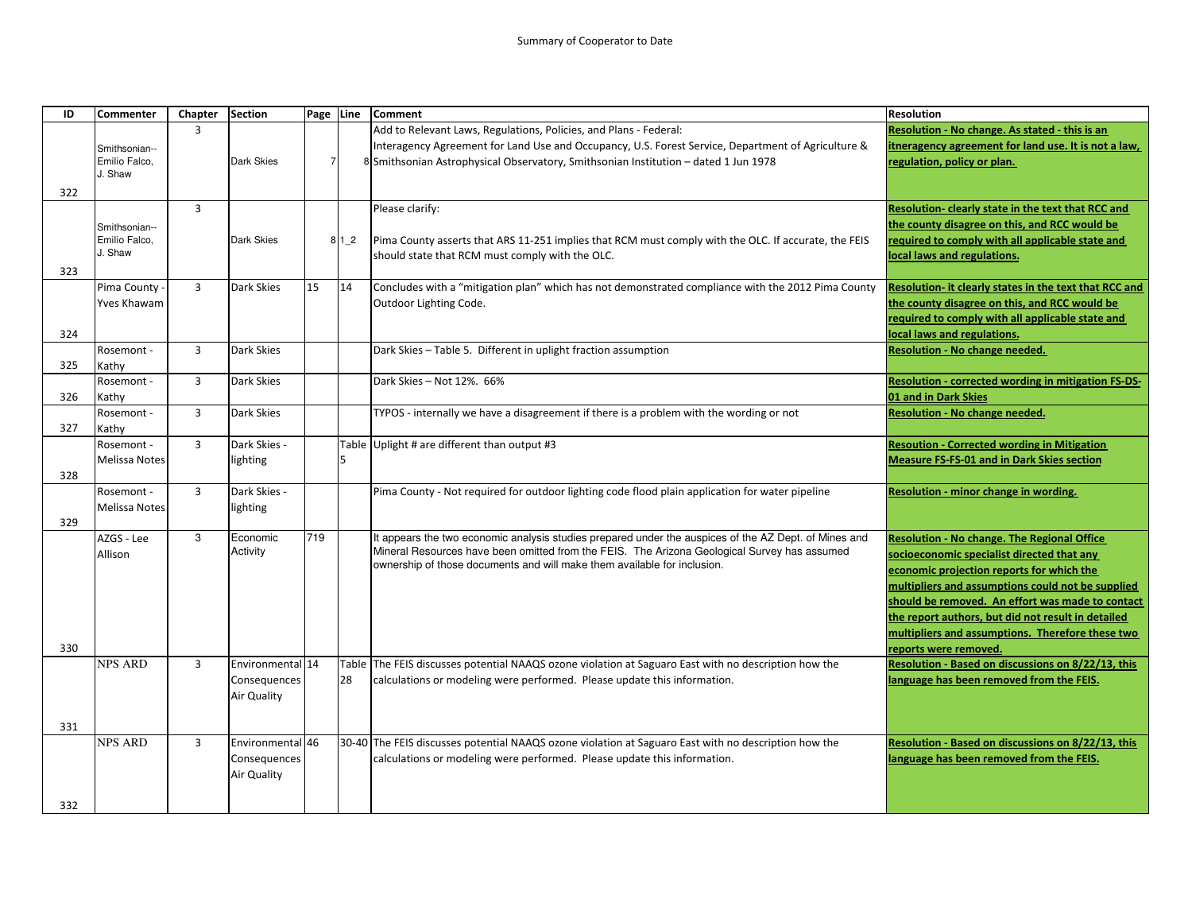Summary of Cooperator to Date

| ID | Commenter | Chapter | Section | Page | Line | Comment | Resolution |
|---|---|---|---|---|---|---|---|
| 322 | Smithsonian--Emilio Falco, J. Shaw | 3 | Dark Skies | 7 | 8 | Add to Relevant Laws, Regulations, Policies, and Plans - Federal: Interagency Agreement for Land Use and Occupancy, U.S. Forest Service, Department of Agriculture & Smithsonian Astrophysical Observatory, Smithsonian Institution – dated 1 Jun 1978 | **Resolution - No change. As stated - this is an itneragency agreement for land use. It is not a law, regulation, policy or plan.** |
| 323 | Smithsonian--Emilio Falco, J. Shaw | 3 | Dark Skies | 8 | 1_2 | Please clarify: Pima County asserts that ARS 11-251 implies that RCM must comply with the OLC. If accurate, the FEIS should state that RCM must comply with the OLC. | **Resolution- clearly state in the text that RCC and the county disagree on this, and RCC would be required to comply with all applicable state and local laws and regulations.** |
| 324 | Pima County - Yves Khawam | 3 | Dark Skies | 15 | 14 | Concludes with a “mitigation plan” which has not demonstrated compliance with the 2012 Pima County Outdoor Lighting Code. | **Resolution- it clearly states in the text that RCC and the county disagree on this, and RCC would be required to comply with all applicable state and local laws and regulations.** |
| 325 | Rosemont - Kathy | 3 | Dark Skies | | | Dark Skies – Table 5. Different in uplight fraction assumption | **Resolution - No change needed.** |
| 326 | Rosemont - Kathy | 3 | Dark Skies | | | Dark Skies – Not 12%. 66% | **Resolution - corrected wording in mitigation FS-DS-01 and in Dark Skies** |
| 327 | Rosemont - Kathy | 3 | Dark Skies | | | TYPOS - internally we have a disagreement if there is a problem with the wording or not | **Resolution - No change needed.** |
| 328 | Rosemont - Melissa Notes | 3 | Dark Skies - lighting | | Table 5 | Uplight # are different than output #3 | **Resoution - Corrected wording in Mitigation Measure FS-FS-01 and in Dark Skies section** |
| 329 | Rosemont - Melissa Notes | 3 | Dark Skies - lighting | | | Pima County - Not required for outdoor lighting code flood plain application for water pipeline | **Resolution - minor change in wording.** |
| 330 | AZGS - Lee Allison | 3 | Economic Activity | 719 | | It appears the two economic analysis studies prepared under the auspices of the AZ Dept. of Mines and Mineral Resources have been omitted from the FEIS. The Arizona Geological Survey has assumed ownership of those documents and will make them available for inclusion. | **Resolution - No change. The Regional Office socioeconomic specialist directed that any economic projection reports for which the multipliers and assumptions could not be supplied should be removed. An effort was made to contact the report authors, but did not result in detailed multipliers and assumptions. Therefore these two reports were removed.** |
| 331 | NPS ARD | 3 | Environmental Consequences Air Quality | 14 | Table 28 | The FEIS discusses potential NAAQS ozone violation at Saguaro East with no description how the calculations or modeling were performed. Please update this information. | **Resolution - Based on discussions on 8/22/13, this language has been removed from the FEIS.** |
| 332 | NPS ARD | 3 | Environmental Consequences Air Quality | 46 | 30-40 | The FEIS discusses potential NAAQS ozone violation at Saguaro East with no description how the calculations or modeling were performed. Please update this information. | **Resolution - Based on discussions on 8/22/13, this language has been removed from the FEIS.** |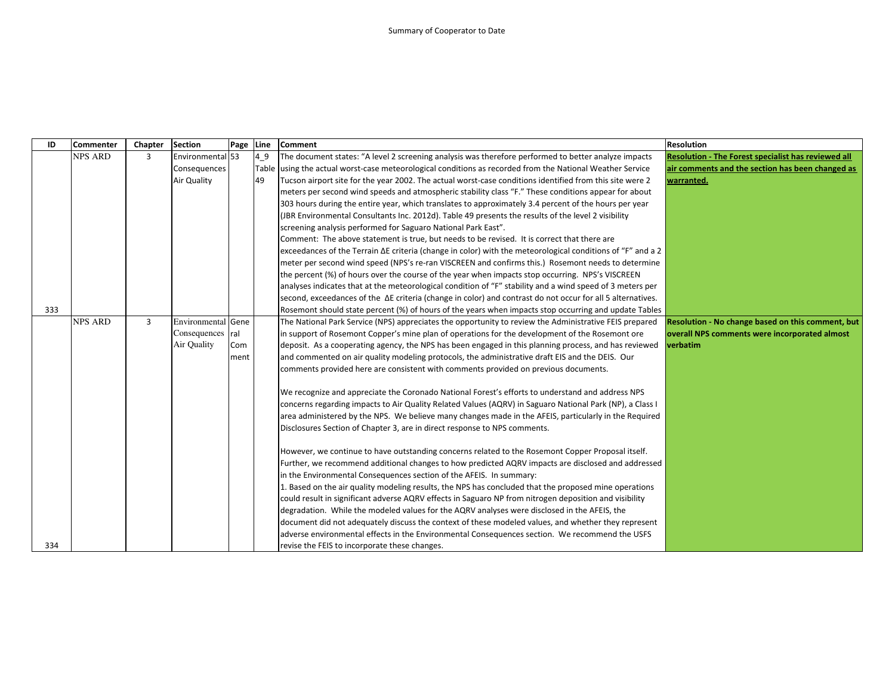Summary of Cooperator to Date

| ID | Commenter | Chapter | Section | Page | Line | Comment | Resolution |
|---|---|---|---|---|---|---|---|
| 333 | NPS ARD | 3 | Environmental Consequences Air Quality | 53 | 4_9 Table 49 | The document states: "A level 2 screening analysis was therefore performed to better analyze impacts using the actual worst-case meteorological conditions as recorded from the National Weather Service Tucson airport site for the year 2002. The actual worst-case conditions identified from this site were 2 meters per second wind speeds and atmospheric stability class "F." These conditions appear for about 303 hours during the entire year, which translates to approximately 3.4 percent of the hours per year (JBR Environmental Consultants Inc. 2012d). Table 49 presents the results of the level 2 visibility screening analysis performed for Saguaro National Park East". Comment: The above statement is true, but needs to be revised. It is correct that there are exceedances of the Terrain ΔE criteria (change in color) with the meteorological conditions of "F" and a 2 meter per second wind speed (NPS's re-ran VISCREEN and confirms this.) Rosemont needs to determine the percent (%) of hours over the course of the year when impacts stop occurring. NPS's VISCREEN analyses indicates that at the meteorological condition of "F" stability and a wind speed of 3 meters per second, exceedances of the ΔE criteria (change in color) and contrast do not occur for all 5 alternatives. Rosemont should state percent (%) of hours of the years when impacts stop occurring and update Tables | **Resolution - The Forest specialist has reviewed all air comments and the section has been changed as warranted.** |
| 334 | NPS ARD | 3 | Environmental Consequences Air Quality | General Comment | | The National Park Service (NPS) appreciates the opportunity to review the Administrative FEIS prepared in support of Rosemont Copper's mine plan of operations for the development of the Rosemont ore deposit. As a cooperating agency, the NPS has been engaged in this planning process, and has reviewed and commented on air quality modeling protocols, the administrative draft EIS and the DEIS. Our comments provided here are consistent with comments provided on previous documents.<br><br>We recognize and appreciate the Coronado National Forest's efforts to understand and address NPS concerns regarding impacts to Air Quality Related Values (AQRV) in Saguaro National Park (NP), a Class I area administered by the NPS. We believe many changes made in the AFEIS, particularly in the Required Disclosures Section of Chapter 3, are in direct response to NPS comments.<br><br>However, we continue to have outstanding concerns related to the Rosemont Copper Proposal itself. Further, we recommend additional changes to how predicted AQRV impacts are disclosed and addressed in the Environmental Consequences section of the AFEIS. In summary:<br>1. Based on the air quality modeling results, the NPS has concluded that the proposed mine operations could result in significant adverse AQRV effects in Saguaro NP from nitrogen deposition and visibility degradation. While the modeled values for the AQRV analyses were disclosed in the AFEIS, the document did not adequately discuss the context of these modeled values, and whether they represent adverse environmental effects in the Environmental Consequences section. We recommend the USFS revise the FEIS to incorporate these changes. | **Resolution - No change based on this comment, but overall NPS comments were incorporated almost verbatim** |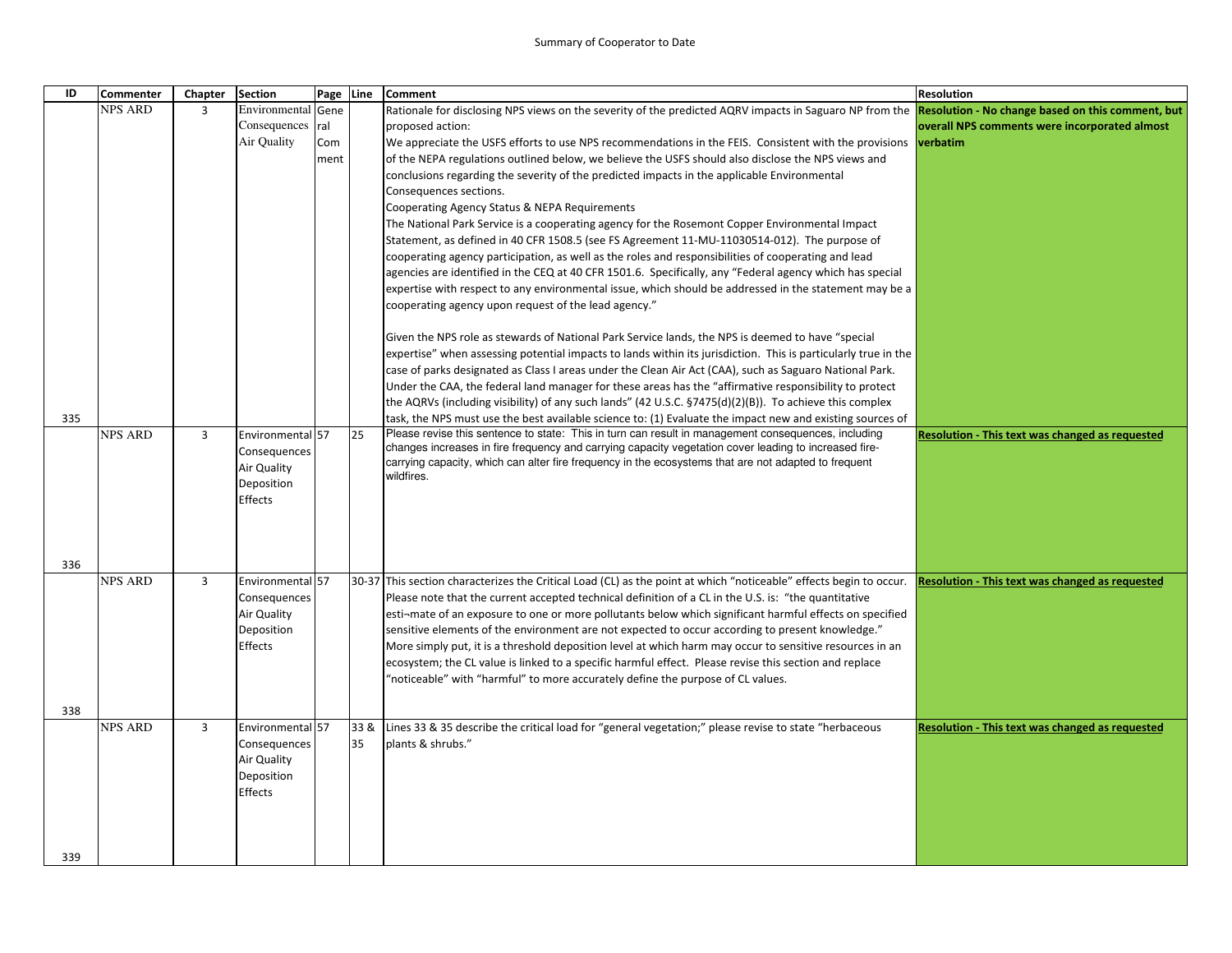Summary of Cooperator to Date

| ID | Commenter | Chapter | Section | Page | Line | Comment | Resolution |
|---|---|---|---|---|---|---|---|
| 335 | NPS ARD | 3 | Environmental Consequences Air Quality | General Comment | | Rationale for disclosing NPS views on the severity of the predicted AQRV impacts in Saguaro NP from the proposed action:<br>We appreciate the USFS efforts to use NPS recommendations in the FEIS. Consistent with the provisions of the NEPA regulations outlined below, we believe the USFS should also disclose the NPS views and conclusions regarding the severity of the predicted impacts in the applicable Environmental Consequences sections.<br>Cooperating Agency Status & NEPA Requirements<br>The National Park Service is a cooperating agency for the Rosemont Copper Environmental Impact Statement, as defined in 40 CFR 1508.5 (see FS Agreement 11-MU-11030514-012). The purpose of cooperating agency participation, as well as the roles and responsibilities of cooperating and lead agencies are identified in the CEQ at 40 CFR 1501.6. Specifically, any "Federal agency which has special expertise with respect to any environmental issue, which should be addressed in the statement may be a cooperating agency upon request of the lead agency."<br><br>Given the NPS role as stewards of National Park Service lands, the NPS is deemed to have "special expertise" when assessing potential impacts to lands within its jurisdiction. This is particularly true in the case of parks designated as Class I areas under the Clean Air Act (CAA), such as Saguaro National Park. Under the CAA, the federal land manager for these areas has the "affirmative responsibility to protect the AQRVs (including visibility) of any such lands" (42 U.S.C. §7475(d)(2)(B)). To achieve this complex task, the NPS must use the best available science to: (1) Evaluate the impact new and existing sources of | **Resolution - No change based on this comment, but overall NPS comments were incorporated almost verbatim** |
| 336 | NPS ARD | 3 | Environmental Consequences Air Quality Deposition Effects | 57 | 25 | Please revise this sentence to state: This in turn can result in management consequences, including changes increases in fire frequency and carrying capacity vegetation cover leading to increased fire-carrying capacity, which can alter fire frequency in the ecosystems that are not adapted to frequent wildfires. | **Resolution - This text was changed as requested** |
| 338 | NPS ARD | 3 | Environmental Consequences Air Quality Deposition Effects | 57 | 30-37 | This section characterizes the Critical Load (CL) as the point at which "noticeable" effects begin to occur. Please note that the current accepted technical definition of a CL in the U.S. is: "the quantitative esti¬mate of an exposure to one or more pollutants below which significant harmful effects on specified sensitive elements of the environment are not expected to occur according to present knowledge." More simply put, it is a threshold deposition level at which harm may occur to sensitive resources in an ecosystem; the CL value is linked to a specific harmful effect. Please revise this section and replace "noticeable" with "harmful" to more accurately define the purpose of CL values. | **Resolution - This text was changed as requested** |
| 339 | NPS ARD | 3 | Environmental Consequences Air Quality Deposition Effects | 57 | 33 & 35 | Lines 33 & 35 describe the critical load for "general vegetation;" please revise to state "herbaceous plants & shrubs." | **Resolution - This text was changed as requested** |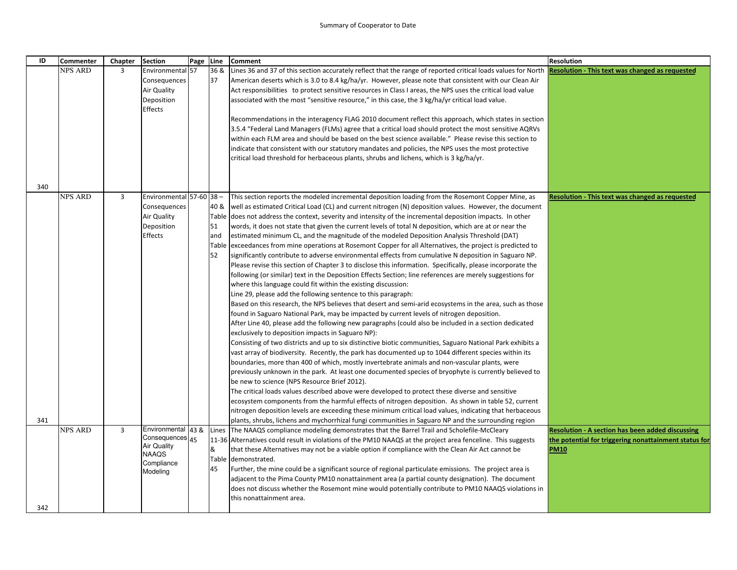Summary of Cooperator to Date

| ID | Commenter | Chapter | Section | Page | Line | Comment | Resolution |
|---|---|---|---|---|---|---|---|
| 340 | NPS ARD | 3 | Environmental Consequences Air Quality Deposition Effects | 57 | 36 & 37 | Lines 36 and 37 of this section accurately reflect that the range of reported critical loads values for North American deserts which is 3.0 to 8.4 kg/ha/yr. However, please note that consistent with our Clean Air Act responsibilities to protect sensitive resources in Class I areas, the NPS uses the critical load value associated with the most "sensitive resource," in this case, the 3 kg/ha/yr critical load value.<br><br>Recommendations in the interagency FLAG 2010 document reflect this approach, which states in section 3.5.4 "Federal Land Managers (FLMs) agree that a critical load should protect the most sensitive AQRVs within each FLM area and should be based on the best science available." Please revise this section to indicate that consistent with our statutory mandates and policies, the NPS uses the most protective critical load threshold for herbaceous plants, shrubs and lichens, which is 3 kg/ha/yr. | **Resolution - This text was changed as requested** |
| 341 | NPS ARD | 3 | Environmental Consequences Air Quality Deposition Effects | 57-60 | 38 – 40 & Table 51 and Table 52 | This section reports the modeled incremental deposition loading from the Rosemont Copper Mine, as well as estimated Critical Load (CL) and current nitrogen (N) deposition values. However, the document does not address the context, severity and intensity of the incremental deposition impacts. In other words, it does not state that given the current levels of total N deposition, which are at or near the estimated minimum CL, and the magnitude of the modeled Deposition Analysis Threshold (DAT) exceedances from mine operations at Rosemont Copper for all Alternatives, the project is predicted to significantly contribute to adverse environmental effects from cumulative N deposition in Saguaro NP. Please revise this section of Chapter 3 to disclose this information. Specifically, please incorporate the following (or similar) text in the Deposition Effects Section; line references are merely suggestions for where this language could fit within the existing discussion:<br>Line 29, please add the following sentence to this paragraph:<br>Based on this research, the NPS believes that desert and semi-arid ecosystems in the area, such as those found in Saguaro National Park, may be impacted by current levels of nitrogen deposition.<br>After Line 40, please add the following new paragraphs (could also be included in a section dedicated exclusively to deposition impacts in Saguaro NP):<br>Consisting of two districts and up to six distinctive biotic communities, Saguaro National Park exhibits a vast array of biodiversity. Recently, the park has documented up to 1044 different species within its boundaries, more than 400 of which, mostly invertebrate animals and non-vascular plants, were previously unknown in the park. At least one documented species of bryophyte is currently believed to be new to science (NPS Resource Brief 2012).<br>The critical loads values described above were developed to protect these diverse and sensitive ecosystem components from the harmful effects of nitrogen deposition. As shown in table 52, current nitrogen deposition levels are exceeding these minimum critical load values, indicating that herbaceous plants, shrubs, lichens and mychorrhizal fungi communities in Saguaro NP and the surrounding region | **Resolution - This text was changed as requested** |
| 342 | NPS ARD | 3 | Environmental Consequences Air Quality NAAQS Compliance Modeling | 43 & 45 | Lines 11-36 & Table 45 | The NAAQS compliance modeling demonstrates that the Barrel Trail and Scholefile-McCleary Alternatives could result in violations of the PM10 NAAQS at the project area fenceline. This suggests that these Alternatives may not be a viable option if compliance with the Clean Air Act cannot be demonstrated.<br>Further, the mine could be a significant source of regional particulate emissions. The project area is adjacent to the Pima County PM10 nonattainment area (a partial county designation). The document does not discuss whether the Rosemont mine would potentially contribute to PM10 NAAQS violations in this nonattainment area. | **Resolution - A section has been added discussing the potential for triggering nonattainment status for PM10** |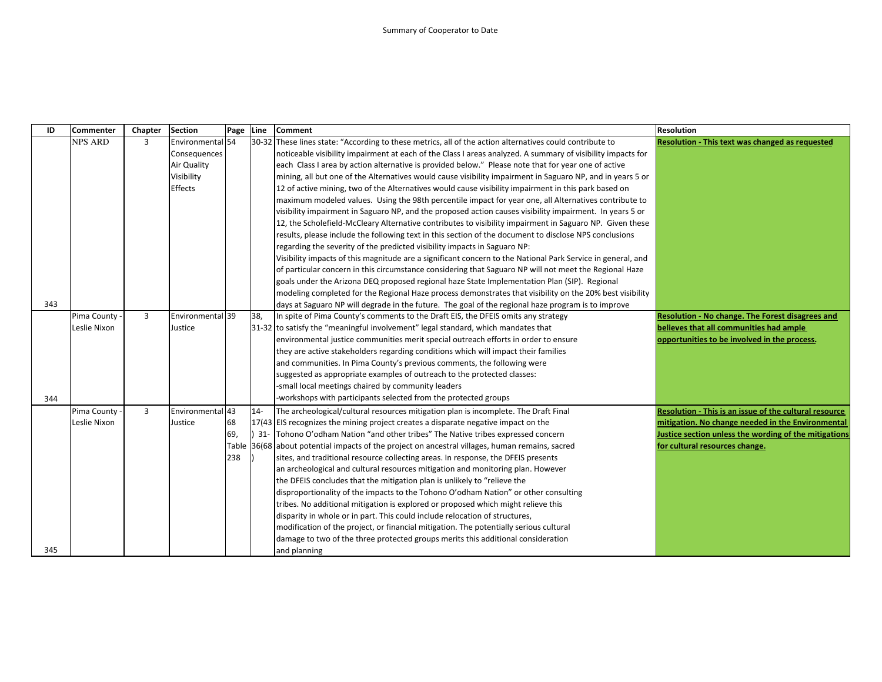Summary of Cooperator to Date

| ID | Commenter | Chapter | Section | Page | Line | Comment | Resolution |
|---|---|---|---|---|---|---|---|
| 343 | NPS ARD | 3 | Environmental Consequences Air Quality Visibility Effects | 54 | 30-32 | These lines state: "According to these metrics, all of the action alternatives could contribute to noticeable visibility impairment at each of the Class I areas analyzed. A summary of visibility impacts for each Class I area by action alternative is provided below." Please note that for year one of active mining, all but one of the Alternatives would cause visibility impairment in Saguaro NP, and in years 5 or 12 of active mining, two of the Alternatives would cause visibility impairment in this park based on maximum modeled values. Using the 98th percentile impact for year one, all Alternatives contribute to visibility impairment in Saguaro NP, and the proposed action causes visibility impairment. In years 5 or 12, the Scholefield-McCleary Alternative contributes to visibility impairment in Saguaro NP. Given these results, please include the following text in this section of the document to disclose NPS conclusions regarding the severity of the predicted visibility impacts in Saguaro NP: Visibility impacts of this magnitude are a significant concern to the National Park Service in general, and of particular concern in this circumstance considering that Saguaro NP will not meet the Regional Haze goals under the Arizona DEQ proposed regional haze State Implementation Plan (SIP). Regional modeling completed for the Regional Haze process demonstrates that visibility on the 20% best visibility days at Saguaro NP will degrade in the future. The goal of the regional haze program is to improve | **Resolution - This text was changed as requested** |
| 344 | Pima County - Leslie Nixon | 3 | Environmental Justice | 39 | 38, 31-32 | In spite of Pima County's comments to the Draft EIS, the DFEIS omits any strategy to satisfy the "meaningful involvement" legal standard, which mandates that environmental justice communities merit special outreach efforts in order to ensure they are active stakeholders regarding conditions which will impact their families and communities. In Pima County's previous comments, the following were suggested as appropriate examples of outreach to the protected classes: -small local meetings chaired by community leaders -workshops with participants selected from the protected groups | **Resolution - No change. The Forest disagrees and believes that all communities had ample opportunities to be involved in the process.** |
| 345 | Pima County - Leslie Nixon | 3 | Environmental Justice | 43 68 69, Table 238 | 14-17(43) 31-36(68) | The archeological/cultural resources mitigation plan is incomplete. The Draft Final EIS recognizes the mining project creates a disparate negative impact on the Tohono O'odham Nation "and other tribes" The Native tribes expressed concern about potential impacts of the project on ancestral villages, human remains, sacred sites, and traditional resource collecting areas. In response, the DFEIS presents an archeological and cultural resources mitigation and monitoring plan. However the DFEIS concludes that the mitigation plan is unlikely to "relieve the disproportionality of the impacts to the Tohono O'odham Nation" or other consulting tribes. No additional mitigation is explored or proposed which might relieve this disparity in whole or in part. This could include relocation of structures, modification of the project, or financial mitigation. The potentially serious cultural damage to two of the three protected groups merits this additional consideration and planning | **Resolution - This is an issue of the cultural resource mitigation. No change needed in the Environmental Justice section unless the wording of the mitigations for cultural resources change.** |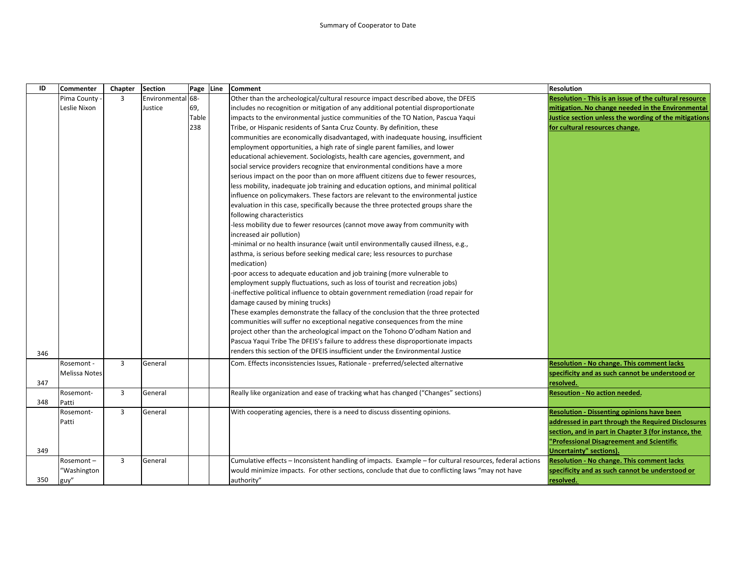Summary of Cooperator to Date

| ID | Commenter | Chapter | Section | Page | Line | Comment | Resolution |
|---|---|---|---|---|---|---|---|
| 346 | Pima County - Leslie Nixon | 3 | Environmental Justice | 68-69, Table 238 | | Other than the archeological/cultural resource impact described above, the DFEIS includes no recognition or mitigation of any additional potential disproportionate impacts to the environmental justice communities of the TO Nation, Pascua Yaqui Tribe, or Hispanic residents of Santa Cruz County. By definition, these communities are economically disadvantaged, with inadequate housing, insufficient employment opportunities, a high rate of single parent families, and lower educational achievement. Sociologists, health care agencies, government, and social service providers recognize that environmental conditions have a more serious impact on the poor than on more affluent citizens due to fewer resources, less mobility, inadequate job training and education options, and minimal political influence on policymakers. These factors are relevant to the environmental justice evaluation in this case, specifically because the three protected groups share the following characteristics<br>-less mobility due to fewer resources (cannot move away from community with increased air pollution)<br>-minimal or no health insurance (wait until environmentally caused illness, e.g., asthma, is serious before seeking medical care; less resources to purchase medication)<br>-poor access to adequate education and job training (more vulnerable to employment supply fluctuations, such as loss of tourist and recreation jobs)<br>-ineffective political influence to obtain government remediation (road repair for damage caused by mining trucks)<br>These examples demonstrate the fallacy of the conclusion that the three protected communities will suffer no exceptional negative consequences from the mine project other than the archeological impact on the Tohono O'odham Nation and Pascua Yaqui Tribe The DFEIS's failure to address these disproportionate impacts renders this section of the DFEIS insufficient under the Environmental Justice | **Resolution - This is an issue of the cultural resource mitigation. No change needed in the Environmental Justice section unless the wording of the mitigations for cultural resources change.** |
| 347 | Rosemont - Melissa Notes | 3 | General | | | Com. Effects inconsistencies Issues, Rationale - preferred/selected alternative | **Resolution - No change. This comment lacks specificity and as such cannot be understood or resolved.** |
| 348 | Rosemont-Patti | 3 | General | | | Really like organization and ease of tracking what has changed ("Changes" sections) | **Resoution - No action needed.** |
| 349 | Rosemont-Patti | 3 | General | | | With cooperating agencies, there is a need to discuss dissenting opinions. | **Resolution - Dissenting opinions have been addressed in part through the Required Disclosures section, and in part in Chapter 3 (for instance, the "Professional Disagreement and Scientific Uncertainty" sections).** |
| 350 | Rosemont – "Washington guy" | 3 | General | | | Cumulative effects – Inconsistent handling of impacts. Example – for cultural resources, federal actions would minimize impacts. For other sections, conclude that due to conflicting laws "may not have authority" | **Resolution - No change. This comment lacks specificity and as such cannot be understood or resolved.** |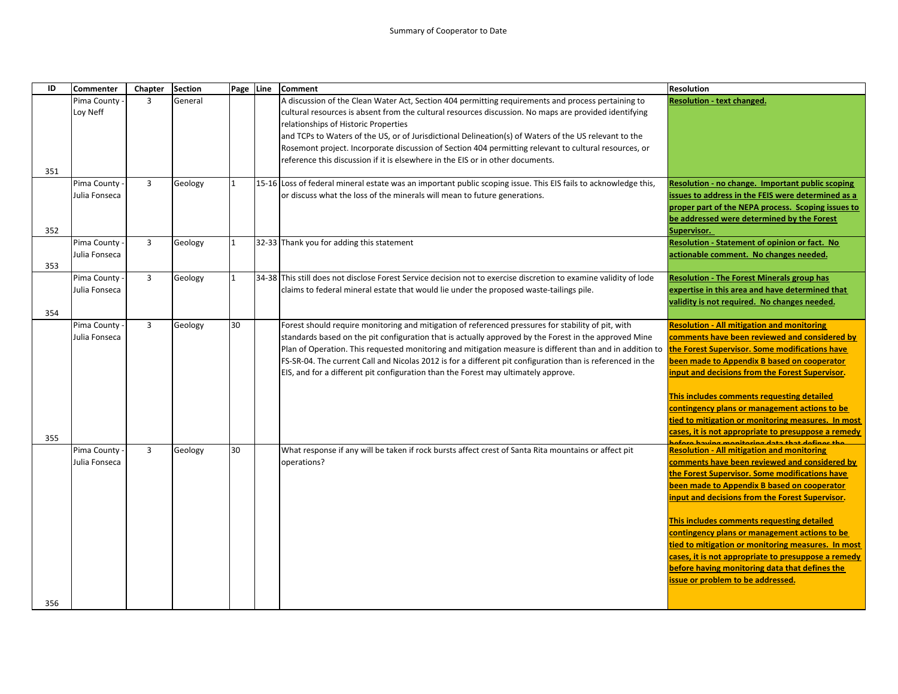Summary of Cooperator to Date

| ID | Commenter | Chapter | Section | Page | Line | Comment | Resolution |
|---|---|---|---|---|---|---|---|
| 351 | Pima County - Loy Neff | 3 | General | | | A discussion of the Clean Water Act, Section 404 permitting requirements and process pertaining to cultural resources is absent from the cultural resources discussion. No maps are provided identifying relationships of Historic Properties and TCPs to Waters of the US, or of Jurisdictional Delineation(s) of Waters of the US relevant to the Rosemont project. Incorporate discussion of Section 404 permitting relevant to cultural resources, or reference this discussion if it is elsewhere in the EIS or in other documents. | **Resolution - text changed.** |
| 352 | Pima County - Julia Fonseca | 3 | Geology | 1 | 15-16 | Loss of federal mineral estate was an important public scoping issue. This EIS fails to acknowledge this, or discuss what the loss of the minerals will mean to future generations. | **Resolution - no change. Important public scoping issues to address in the FEIS were determined as a proper part of the NEPA process. Scoping issues to be addressed were determined by the Forest Supervisor.** |
| 353 | Pima County - Julia Fonseca | 3 | Geology | 1 | 32-33 | Thank you for adding this statement | **Resolution - Statement of opinion or fact. No actionable comment. No changes needed.** |
| 354 | Pima County - Julia Fonseca | 3 | Geology | 1 | 34-38 | This still does not disclose Forest Service decision not to exercise discretion to examine validity of lode claims to federal mineral estate that would lie under the proposed waste-tailings pile. | **Resolution - The Forest Minerals group has expertise in this area and have determined that validity is not required. No changes needed.** |
| 355 | Pima County - Julia Fonseca | 3 | Geology | 30 | | Forest should require monitoring and mitigation of referenced pressures for stability of pit, with standards based on the pit configuration that is actually approved by the Forest in the approved Mine Plan of Operation. This requested monitoring and mitigation measure is different than and in addition to FS-SR-04. The current Call and Nicolas 2012 is for a different pit configuration than is referenced in the EIS, and for a different pit configuration than the Forest may ultimately approve. | **Resolution - All mitigation and monitoring comments have been reviewed and considered by the Forest Supervisor. Some modifications have been made to Appendix B based on cooperator input and decisions from the Forest Supervisor.**<br><br>**This includes comments requesting detailed contingency plans or management actions to be tied to mitigation or monitoring measures. In most cases, it is not appropriate to presuppose a remedy before having monitoring data that defines the** |
| 356 | Pima County - Julia Fonseca | 3 | Geology | 30 | | What response if any will be taken if rock bursts affect crest of Santa Rita mountains or affect pit operations? | **Resolution - All mitigation and monitoring comments have been reviewed and considered by the Forest Supervisor. Some modifications have been made to Appendix B based on cooperator input and decisions from the Forest Supervisor.**<br><br>**This includes comments requesting detailed contingency plans or management actions to be tied to mitigation or monitoring measures. In most cases, it is not appropriate to presuppose a remedy before having monitoring data that defines the issue or problem to be addressed.** |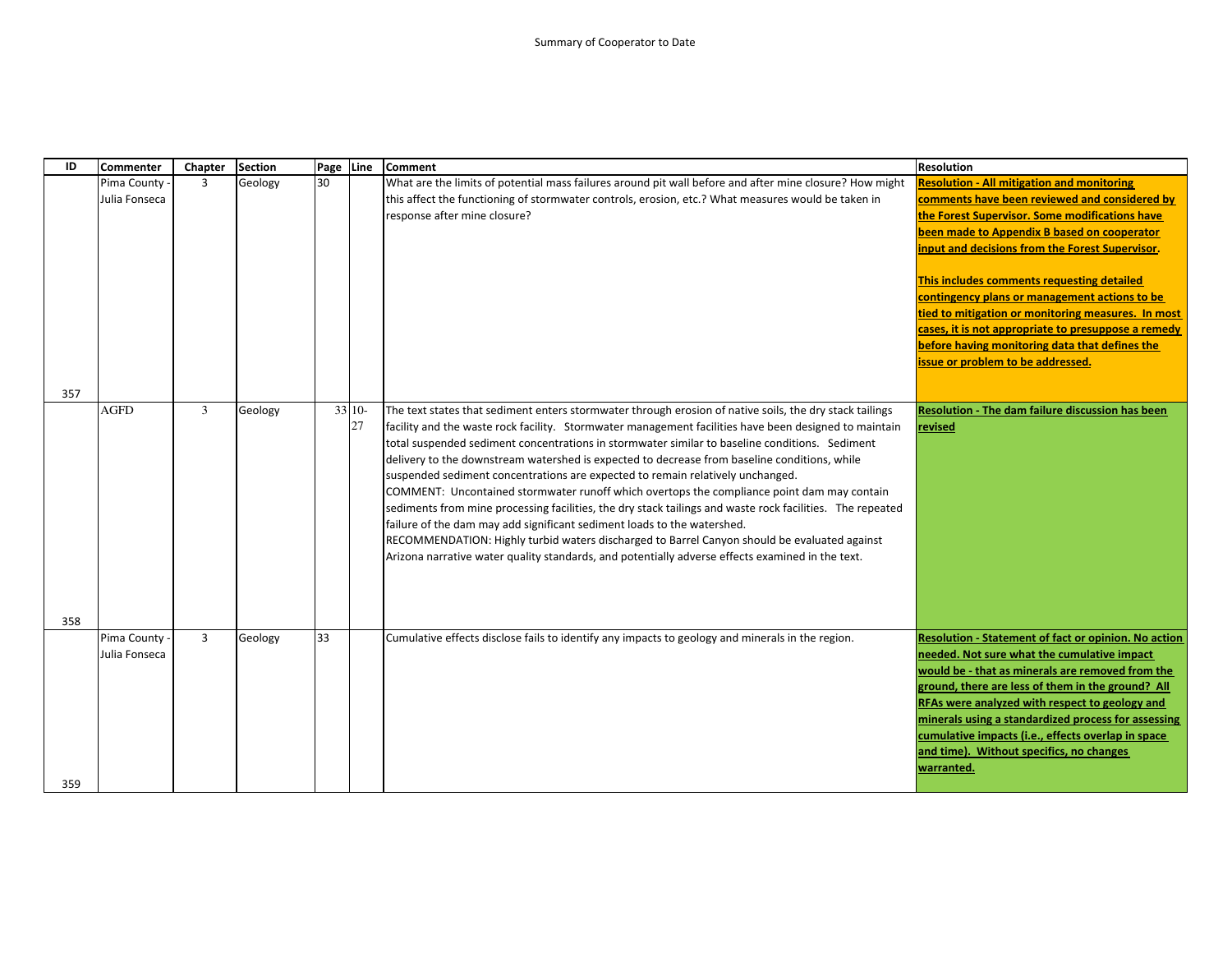Summary of Cooperator to Date

| ID | Commenter | Chapter | Section | Page | Line | Comment | Resolution |
|---|---|---|---|---|---|---|---|
| 357 | Pima County - Julia Fonseca | 3 | Geology | 30 | | What are the limits of potential mass failures around pit wall before and after mine closure? How might this affect the functioning of stormwater controls, erosion, etc.? What measures would be taken in response after mine closure? | **Resolution - All mitigation and monitoring comments have been reviewed and considered by the Forest Supervisor. Some modifications have been made to Appendix B based on cooperator input and decisions from the Forest Supervisor.**<br><br>**This includes comments requesting detailed contingency plans or management actions to be tied to mitigation or monitoring measures. In most cases, it is not appropriate to presuppose a remedy before having monitoring data that defines the issue or problem to be addressed.** |
| 358 | AGFD | 3 | Geology | 33 | 10-27 | The text states that sediment enters stormwater through erosion of native soils, the dry stack tailings facility and the waste rock facility. Stormwater management facilities have been designed to maintain total suspended sediment concentrations in stormwater similar to baseline conditions. Sediment delivery to the downstream watershed is expected to decrease from baseline conditions, while suspended sediment concentrations are expected to remain relatively unchanged.<br>COMMENT: Uncontained stormwater runoff which overtops the compliance point dam may contain sediments from mine processing facilities, the dry stack tailings and waste rock facilities. The repeated failure of the dam may add significant sediment loads to the watershed.<br>RECOMMENDATION: Highly turbid waters discharged to Barrel Canyon should be evaluated against Arizona narrative water quality standards, and potentially adverse effects examined in the text. | **Resolution - The dam failure discussion has been revised** |
| 359 | Pima County - Julia Fonseca | 3 | Geology | 33 | | Cumulative effects disclose fails to identify any impacts to geology and minerals in the region. | **Resolution - Statement of fact or opinion. No action needed. Not sure what the cumulative impact would be - that as minerals are removed from the ground, there are less of them in the ground? All RFAs were analyzed with respect to geology and minerals using a standardized process for assessing cumulative impacts (i.e., effects overlap in space and time). Without specifics, no changes warranted.** |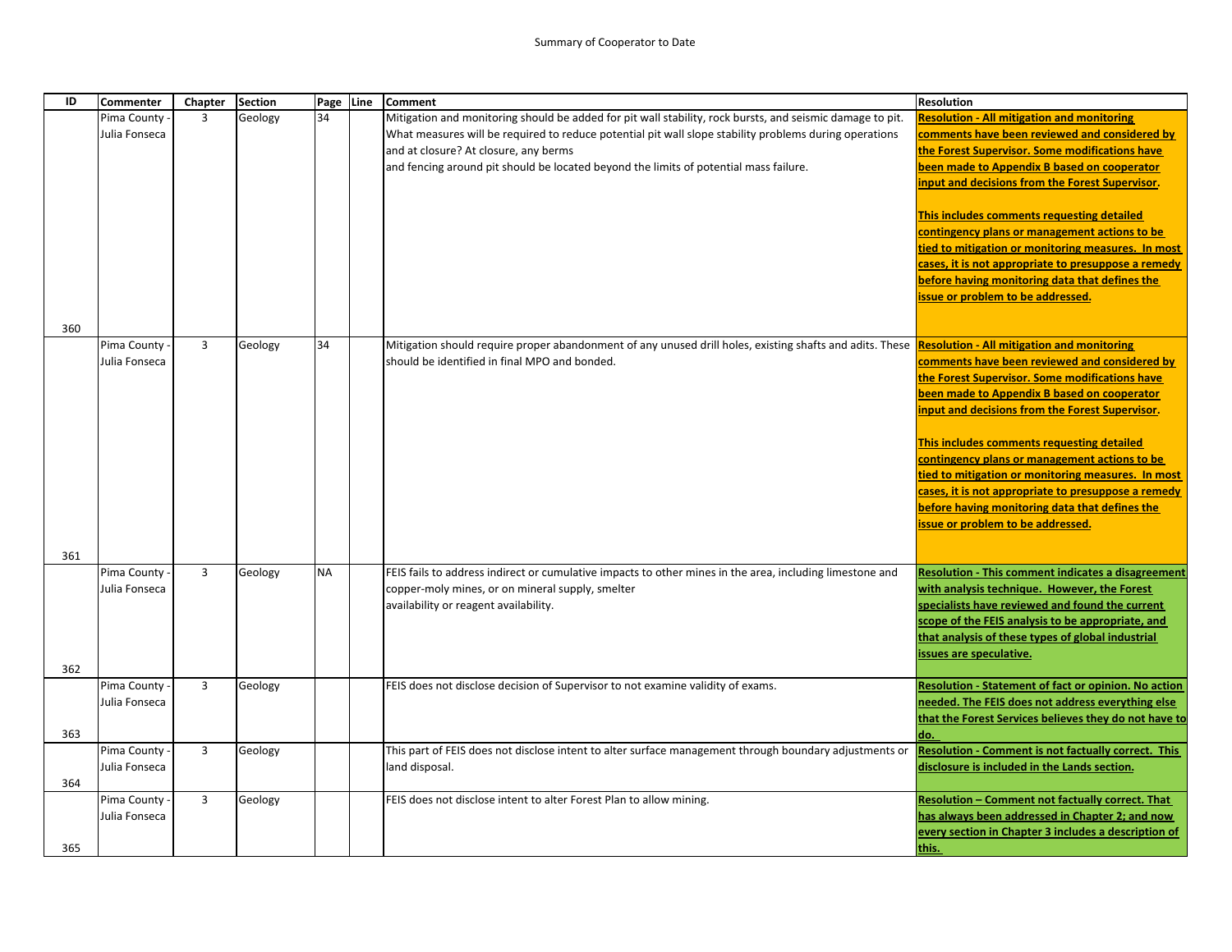Summary of Cooperator to Date

| ID | Commenter | Chapter | Section | Page | Line | Comment | Resolution |
|---|---|---|---|---|---|---|---|
| 360 | Pima County - Julia Fonseca | 3 | Geology | 34 | | Mitigation and monitoring should be added for pit wall stability, rock bursts, and seismic damage to pit. What measures will be required to reduce potential pit wall slope stability problems during operations and at closure? At closure, any berms and fencing around pit should be located beyond the limits of potential mass failure. | **Resolution - All mitigation and monitoring comments have been reviewed and considered by the Forest Supervisor. Some modifications have been made to Appendix B based on cooperator input and decisions from the Forest Supervisor.** **This includes comments requesting detailed contingency plans or management actions to be tied to mitigation or monitoring measures. In most cases, it is not appropriate to presuppose a remedy before having monitoring data that defines the issue or problem to be addressed.** |
| 361 | Pima County - Julia Fonseca | 3 | Geology | 34 | | Mitigation should require proper abandonment of any unused drill holes, existing shafts and adits. These should be identified in final MPO and bonded. | **Resolution - All mitigation and monitoring comments have been reviewed and considered by the Forest Supervisor. Some modifications have been made to Appendix B based on cooperator input and decisions from the Forest Supervisor.** **This includes comments requesting detailed contingency plans or management actions to be tied to mitigation or monitoring measures. In most cases, it is not appropriate to presuppose a remedy before having monitoring data that defines the issue or problem to be addressed.** |
| 362 | Pima County - Julia Fonseca | 3 | Geology | NA | | FEIS fails to address indirect or cumulative impacts to other mines in the area, including limestone and copper-moly mines, or on mineral supply, smelter availability or reagent availability. | **Resolution - This comment indicates a disagreement with analysis technique. However, the Forest specialists have reviewed and found the current scope of the FEIS analysis to be appropriate, and that analysis of these types of global industrial issues are speculative.** |
| 363 | Pima County - Julia Fonseca | 3 | Geology | | | FEIS does not disclose decision of Supervisor to not examine validity of exams. | **Resolution - Statement of fact or opinion. No action needed. The FEIS does not address everything else that the Forest Services believes they do not have to do.** |
| 364 | Pima County - Julia Fonseca | 3 | Geology | | | This part of FEIS does not disclose intent to alter surface management through boundary adjustments or land disposal. | **Resolution - Comment is not factually correct. This disclosure is included in the Lands section.** |
| 365 | Pima County - Julia Fonseca | 3 | Geology | | | FEIS does not disclose intent to alter Forest Plan to allow mining. | **Resolution – Comment not factually correct. That has always been addressed in Chapter 2; and now every section in Chapter 3 includes a description of this.** |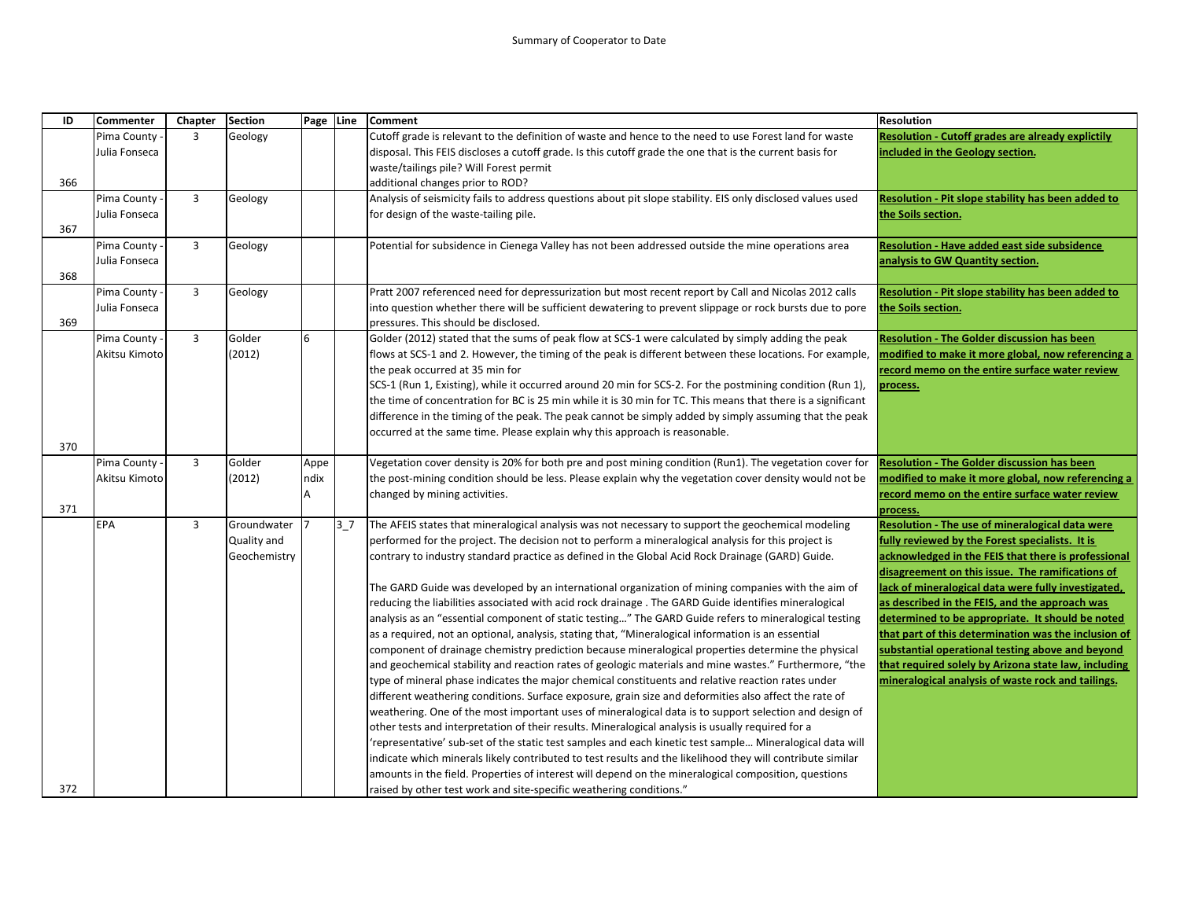Summary of Cooperator to Date

| ID | Commenter | Chapter | Section | Page | Line | Comment | Resolution |
|---|---|---|---|---|---|---|---|
| 366 | Pima County - Julia Fonseca | 3 | Geology | | | Cutoff grade is relevant to the definition of waste and hence to the need to use Forest land for waste disposal. This FEIS discloses a cutoff grade. Is this cutoff grade the one that is the current basis for waste/tailings pile? Will Forest permit additional changes prior to ROD? | **Resolution - Cutoff grades are already explictily included in the Geology section.** |
| 367 | Pima County - Julia Fonseca | 3 | Geology | | | Analysis of seismicity fails to address questions about pit slope stability. EIS only disclosed values used for design of the waste-tailing pile. | **Resolution - Pit slope stability has been added to the Soils section.** |
| 368 | Pima County - Julia Fonseca | 3 | Geology | | | Potential for subsidence in Cienega Valley has not been addressed outside the mine operations area | **Resolution - Have added east side subsidence analysis to GW Quantity section.** |
| 369 | Pima County - Julia Fonseca | 3 | Geology | | | Pratt 2007 referenced need for depressurization but most recent report by Call and Nicolas 2012 calls into question whether there will be sufficient dewatering to prevent slippage or rock bursts due to pore pressures. This should be disclosed. | **Resolution - Pit slope stability has been added to the Soils section.** |
| 370 | Pima County - Akitsu Kimoto | 3 | Golder (2012) | 6 | | Golder (2012) stated that the sums of peak flow at SCS-1 were calculated by simply adding the peak flows at SCS-1 and 2. However, the timing of the peak is different between these locations. For example, the peak occurred at 35 min for SCS-1 (Run 1, Existing), while it occurred around 20 min for SCS-2. For the postmining condition (Run 1), the time of concentration for BC is 25 min while it is 30 min for TC. This means that there is a significant difference in the timing of the peak. The peak cannot be simply added by simply assuming that the peak occurred at the same time. Please explain why this approach is reasonable. | **Resolution - The Golder discussion has been modified to make it more global, now referencing a record memo on the entire surface water review process.** |
| 371 | Pima County - Akitsu Kimoto | 3 | Golder (2012) | Appendix A | | Vegetation cover density is 20% for both pre and post mining condition (Run1). The vegetation cover for the post-mining condition should be less. Please explain why the vegetation cover density would not be changed by mining activities. | **Resolution - The Golder discussion has been modified to make it more global, now referencing a record memo on the entire surface water review process.** |
| 372 | EPA | 3 | Groundwater Quality and Geochemistry | 7 | 3_7 | The AFEIS states that mineralogical analysis was not necessary to support the geochemical modeling performed for the project. The decision not to perform a mineralogical analysis for this project is contrary to industry standard practice as defined in the Global Acid Rock Drainage (GARD) Guide.<br><br>The GARD Guide was developed by an international organization of mining companies with the aim of reducing the liabilities associated with acid rock drainage . The GARD Guide identifies mineralogical analysis as an "essential component of static testing…" The GARD Guide refers to mineralogical testing as a required, not an optional, analysis, stating that, "Mineralogical information is an essential component of drainage chemistry prediction because mineralogical properties determine the physical and geochemical stability and reaction rates of geologic materials and mine wastes." Furthermore, "the type of mineral phase indicates the major chemical constituents and relative reaction rates under different weathering conditions. Surface exposure, grain size and deformities also affect the rate of weathering. One of the most important uses of mineralogical data is to support selection and design of other tests and interpretation of their results. Mineralogical analysis is usually required for a 'representative' sub-set of the static test samples and each kinetic test sample… Mineralogical data will indicate which minerals likely contributed to test results and the likelihood they will contribute similar amounts in the field. Properties of interest will depend on the mineralogical composition, questions raised by other test work and site-specific weathering conditions." | **Resolution - The use of mineralogical data were fully reviewed by the Forest specialists. It is acknowledged in the FEIS that there is professional disagreement on this issue. The ramifications of lack of mineralogical data were fully investigated, as described in the FEIS, and the approach was determined to be appropriate. It should be noted that part of this determination was the inclusion of substantial operational testing above and beyond that required solely by Arizona state law, including mineralogical analysis of waste rock and tailings.** |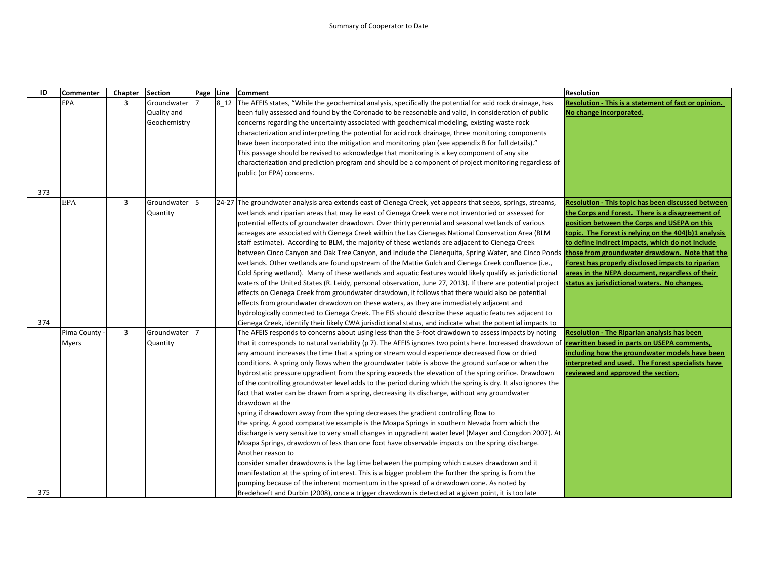Summary of Cooperator to Date

| ID | Commenter | Chapter | Section | Page | Line | Comment | Resolution |
|---|---|---|---|---|---|---|---|
| 373 | EPA | 3 | Groundwater Quality and Geochemistry | 7 | 8_12 | The AFEIS states, "While the geochemical analysis, specifically the potential for acid rock drainage, has been fully assessed and found by the Coronado to be reasonable and valid, in consideration of public concerns regarding the uncertainty associated with geochemical modeling, existing waste rock characterization and interpreting the potential for acid rock drainage, three monitoring components have been incorporated into the mitigation and monitoring plan (see appendix B for full details)." This passage should be revised to acknowledge that monitoring is a key component of any site characterization and prediction program and should be a component of project monitoring regardless of public (or EPA) concerns. | **Resolution - This is a statement of fact or opinion. No change incorporated.** |
| 374 | EPA | 3 | Groundwater Quantity | 5 | 24-27 | The groundwater analysis area extends east of Cienega Creek, yet appears that seeps, springs, streams, wetlands and riparian areas that may lie east of Cienega Creek were not inventoried or assessed for potential effects of groundwater drawdown. Over thirty perennial and seasonal wetlands of various acreages are associated with Cienega Creek within the Las Cienegas National Conservation Area (BLM staff estimate). According to BLM, the majority of these wetlands are adjacent to Cienega Creek between Cinco Canyon and Oak Tree Canyon, and include the Cienequita, Spring Water, and Cinco Ponds wetlands. Other wetlands are found upstream of the Mattie Gulch and Cienega Creek confluence (i.e., Cold Spring wetland). Many of these wetlands and aquatic features would likely qualify as jurisdictional waters of the United States (R. Leidy, personal observation, June 27, 2013). If there are potential project effects on Cienega Creek from groundwater drawdown, it follows that there would also be potential effects from groundwater drawdown on these waters, as they are immediately adjacent and hydrologically connected to Cienega Creek. The EIS should describe these aquatic features adjacent to Cienega Creek, identify their likely CWA jurisdictional status, and indicate what the potential impacts to | **Resolution - This topic has been discussed between the Corps and Forest. There is a disagreement of position between the Corps and USEPA on this topic. The Forest is relying on the 404(b)1 analysis to define indirect impacts, which do not include those from groundwater drawdown. Note that the Forest has properly disclosed impacts to riparian areas in the NEPA document, regardless of their status as jurisdictional waters. No changes.** |
| 375 | Pima County - Myers | 3 | Groundwater Quantity | 7 | | The AFEIS responds to concerns about using less than the 5-foot drawdown to assess impacts by noting that it corresponds to natural variability (p 7). The AFEIS ignores two points here. Increased drawdown of any amount increases the time that a spring or stream would experience decreased flow or dried conditions. A spring only flows when the groundwater table is above the ground surface or when the hydrostatic pressure upgradient from the spring exceeds the elevation of the spring orifice. Drawdown of the controlling groundwater level adds to the period during which the spring is dry. It also ignores the fact that water can be drawn from a spring, decreasing its discharge, without any groundwater drawdown at the spring if drawdown away from the spring decreases the gradient controlling flow to the spring. A good comparative example is the Moapa Springs in southern Nevada from which the discharge is very sensitive to very small changes in upgradient water level (Mayer and Congdon 2007). At Moapa Springs, drawdown of less than one foot have observable impacts on the spring discharge. Another reason to consider smaller drawdowns is the lag time between the pumping which causes drawdown and it manifestation at the spring of interest. This is a bigger problem the further the spring is from the pumping because of the inherent momentum in the spread of a drawdown cone. As noted by Bredehoeft and Durbin (2008), once a trigger drawdown is detected at a given point, it is too late | **Resolution - The Riparian analysis has been rewritten based in parts on USEPA comments, including how the groundwater models have been interpreted and used. The Forest specialists have reviewed and approved the section.** |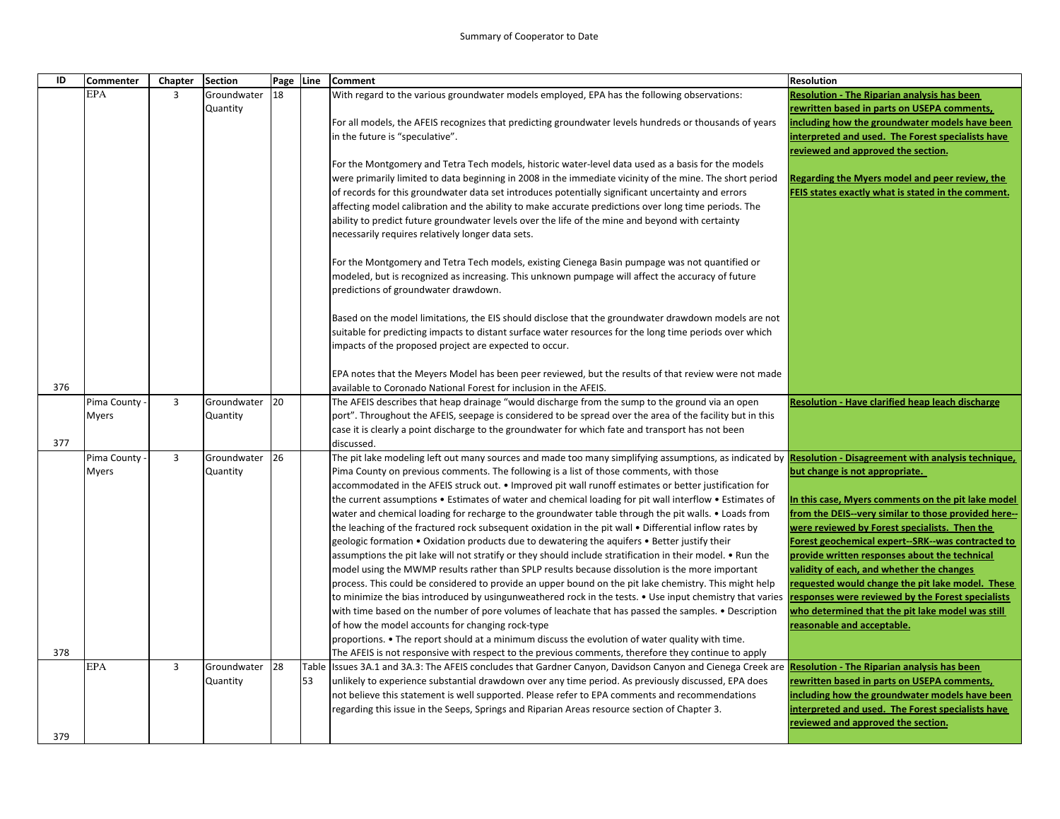Summary of Cooperator to Date

| ID | Commenter | Chapter | Section | Page | Line | Comment | Resolution |
|---|---|---|---|---|---|---|---|
| 376 | EPA | 3 | Groundwater Quantity | 18 | | With regard to the various groundwater models employed, EPA has the following observations:<br><br>For all models, the AFEIS recognizes that predicting groundwater levels hundreds or thousands of years in the future is "speculative".<br><br>For the Montgomery and Tetra Tech models, historic water-level data used as a basis for the models were primarily limited to data beginning in 2008 in the immediate vicinity of the mine. The short period of records for this groundwater data set introduces potentially significant uncertainty and errors affecting model calibration and the ability to make accurate predictions over long time periods. The ability to predict future groundwater levels over the life of the mine and beyond with certainty necessarily requires relatively longer data sets.<br><br>For the Montgomery and Tetra Tech models, existing Cienega Basin pumpage was not quantified or modeled, but is recognized as increasing. This unknown pumpage will affect the accuracy of future predictions of groundwater drawdown.<br><br>Based on the model limitations, the EIS should disclose that the groundwater drawdown models are not suitable for predicting impacts to distant surface water resources for the long time periods over which impacts of the proposed project are expected to occur.<br><br>EPA notes that the Meyers Model has been peer reviewed, but the results of that review were not made available to Coronado National Forest for inclusion in the AFEIS. | **Resolution - The Riparian analysis has been rewritten based in parts on USEPA comments, including how the groundwater models have been interpreted and used. The Forest specialists have reviewed and approved the section.**<br><br>**Regarding the Myers model and peer review, the FEIS states exactly what is stated in the comment.** |
| 377 | Pima County - Myers | 3 | Groundwater Quantity | 20 | | The AFEIS describes that heap drainage "would discharge from the sump to the ground via an open port". Throughout the AFEIS, seepage is considered to be spread over the area of the facility but in this case it is clearly a point discharge to the groundwater for which fate and transport has not been discussed. | **Resolution - Have clarified heap leach discharge** |
| 378 | Pima County - Myers | 3 | Groundwater Quantity | 26 | | The pit lake modeling left out many sources and made too many simplifying assumptions, as indicated by Pima County on previous comments. The following is a list of those comments, with those accommodated in the AFEIS struck out. • Improved pit wall runoff estimates or better justification for the current assumptions • Estimates of water and chemical loading for pit wall interflow • Estimates of water and chemical loading for recharge to the groundwater table through the pit walls. • Loads from the leaching of the fractured rock subsequent oxidation in the pit wall • Differential inflow rates by geologic formation • Oxidation products due to dewatering the aquifers • Better justify their assumptions the pit lake will not stratify or they should include stratification in their model. • Run the model using the MWMP results rather than SPLP results because dissolution is the more important process. This could be considered to provide an upper bound on the pit lake chemistry. This might help to minimize the bias introduced by usingunweathered rock in the tests. • Use input chemistry that varies with time based on the number of pore volumes of leachate that has passed the samples. • Description of how the model accounts for changing rock-type proportions. • The report should at a minimum discuss the evolution of water quality with time.<br>The AFEIS is not responsive with respect to the previous comments, therefore they continue to apply | **Resolution - Disagreement with analysis technique, but change is not appropriate.**<br><br>**In this case, Myers comments on the pit lake model from the DEIS--very similar to those provided here--were reviewed by Forest specialists. Then the Forest geochemical expert--SRK--was contracted to provide written responses about the technical validity of each, and whether the changes requested would change the pit lake model. These responses were reviewed by the Forest specialists who determined that the pit lake model was still reasonable and acceptable.** |
| 379 | EPA | 3 | Groundwater Quantity | 28 | Table 53 | Issues 3A.1 and 3A.3: The AFEIS concludes that Gardner Canyon, Davidson Canyon and Cienega Creek are unlikely to experience substantial drawdown over any time period. As previously discussed, EPA does not believe this statement is well supported. Please refer to EPA comments and recommendations regarding this issue in the Seeps, Springs and Riparian Areas resource section of Chapter 3. | **Resolution - The Riparian analysis has been rewritten based in parts on USEPA comments, including how the groundwater models have been interpreted and used. The Forest specialists have reviewed and approved the section.** |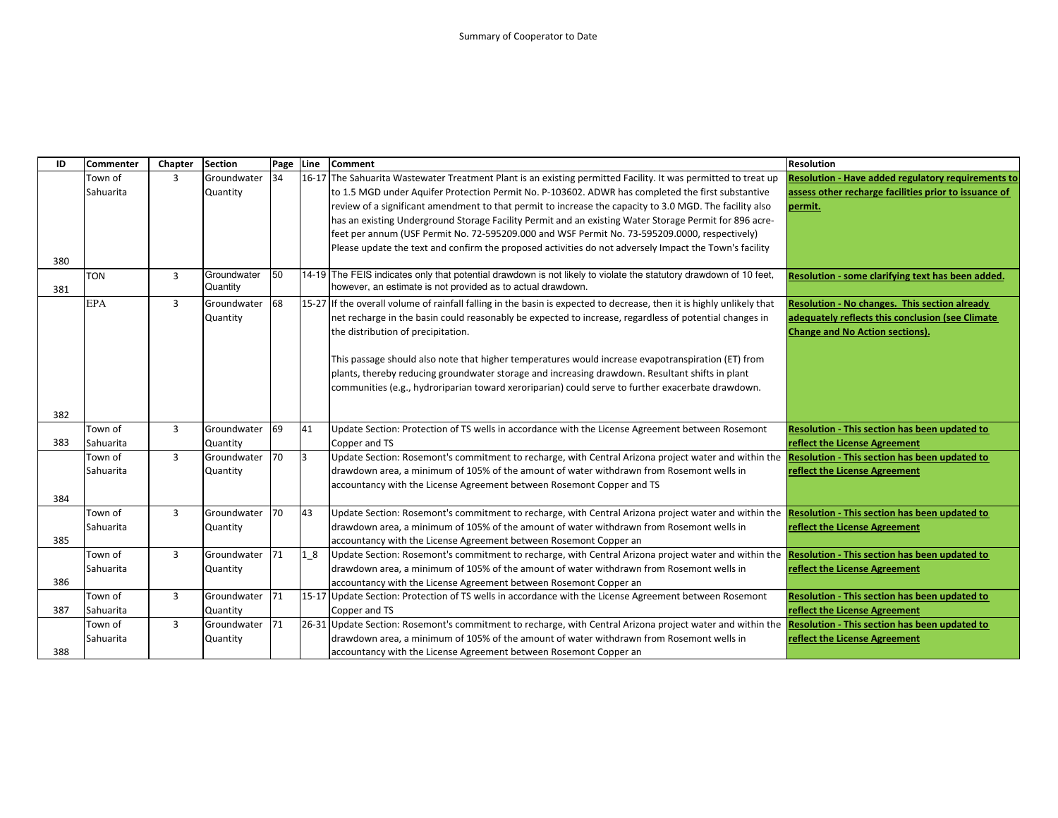Summary of Cooperator to Date

| ID | Commenter | Chapter | Section | Page | Line | Comment | Resolution |
|---|---|---|---|---|---|---|---|
| 380 | Town of Sahuarita | 3 | Groundwater Quantity | 34 | 16-17 | The Sahuarita Wastewater Treatment Plant is an existing permitted Facility. It was permitted to treat up to 1.5 MGD under Aquifer Protection Permit No. P-103602. ADWR has completed the first substantive review of a significant amendment to that permit to increase the capacity to 3.0 MGD. The facility also has an existing Underground Storage Facility Permit and an existing Water Storage Permit for 896 acre-feet per annum (USF Permit No. 72-595209.000 and WSF Permit No. 73-595209.0000, respectively) Please update the text and confirm the proposed activities do not adversely Impact the Town's facility | **Resolution - Have added regulatory requirements to assess other recharge facilities prior to issuance of permit.** |
| 381 | TON | 3 | Groundwater Quantity | 50 | 14-19 | The FEIS indicates only that potential drawdown is not likely to violate the statutory drawdown of 10 feet, however, an estimate is not provided as to actual drawdown. | **Resolution - some clarifying text has been added.** |
| 382 | EPA | 3 | Groundwater Quantity | 68 | 15-27 | If the overall volume of rainfall falling in the basin is expected to decrease, then it is highly unlikely that net recharge in the basin could reasonably be expected to increase, regardless of potential changes in the distribution of precipitation.<br><br>This passage should also note that higher temperatures would increase evapotranspiration (ET) from plants, thereby reducing groundwater storage and increasing drawdown. Resultant shifts in plant communities (e.g., hydroriparian toward xeroriparian) could serve to further exacerbate drawdown. | **Resolution - No changes. This section already adequately reflects this conclusion (see Climate Change and No Action sections).** |
| 383 | Town of Sahuarita | 3 | Groundwater Quantity | 69 | 41 | Update Section: Protection of TS wells in accordance with the License Agreement between Rosemont Copper and TS | **Resolution - This section has been updated to reflect the License Agreement** |
| 384 | Town of Sahuarita | 3 | Groundwater Quantity | 70 | 3 | Update Section: Rosemont's commitment to recharge, with Central Arizona project water and within the drawdown area, a minimum of 105% of the amount of water withdrawn from Rosemont wells in accountancy with the License Agreement between Rosemont Copper and TS | **Resolution - This section has been updated to reflect the License Agreement** |
| 385 | Town of Sahuarita | 3 | Groundwater Quantity | 70 | 43 | Update Section: Rosemont's commitment to recharge, with Central Arizona project water and within the drawdown area, a minimum of 105% of the amount of water withdrawn from Rosemont wells in accountancy with the License Agreement between Rosemont Copper an | **Resolution - This section has been updated to reflect the License Agreement** |
| 386 | Town of Sahuarita | 3 | Groundwater Quantity | 71 | 1_8 | Update Section: Rosemont's commitment to recharge, with Central Arizona project water and within the drawdown area, a minimum of 105% of the amount of water withdrawn from Rosemont wells in accountancy with the License Agreement between Rosemont Copper an | **Resolution - This section has been updated to reflect the License Agreement** |
| 387 | Town of Sahuarita | 3 | Groundwater Quantity | 71 | 15-17 | Update Section: Protection of TS wells in accordance with the License Agreement between Rosemont Copper and TS | **Resolution - This section has been updated to reflect the License Agreement** |
| 388 | Town of Sahuarita | 3 | Groundwater Quantity | 71 | 26-31 | Update Section: Rosemont's commitment to recharge, with Central Arizona project water and within the drawdown area, a minimum of 105% of the amount of water withdrawn from Rosemont wells in accountancy with the License Agreement between Rosemont Copper an | **Resolution - This section has been updated to reflect the License Agreement** |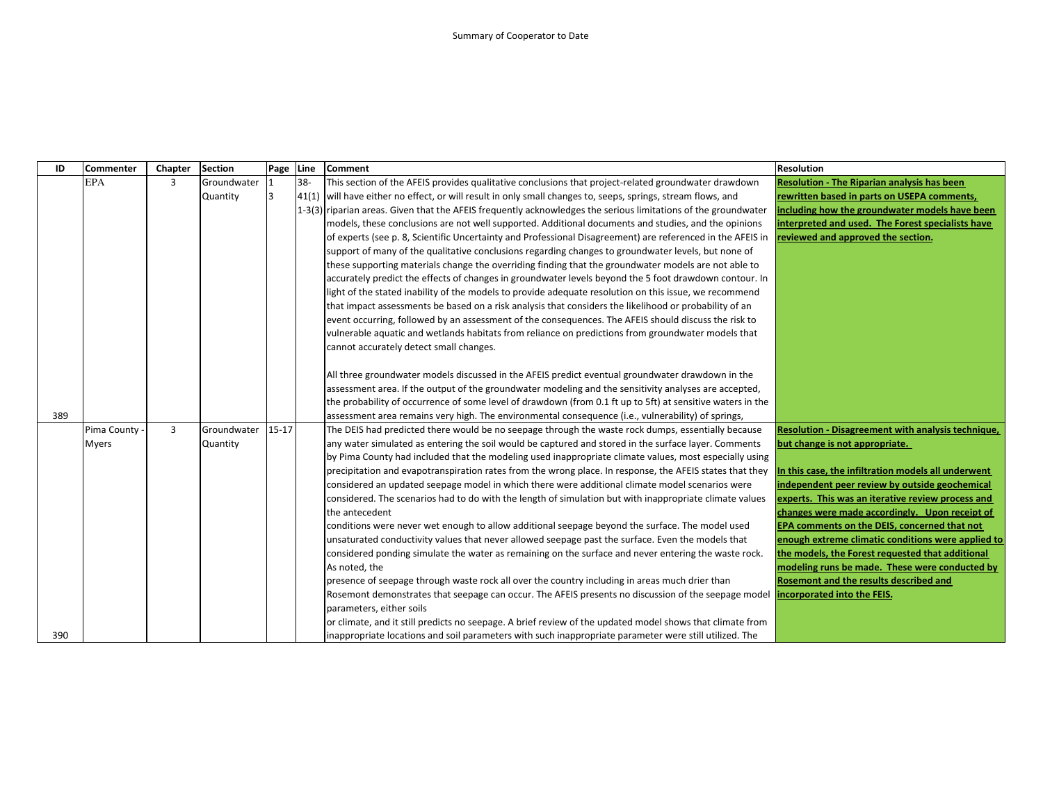Summary of Cooperator to Date

| ID | Commenter | Chapter | Section | Page | Line | Comment | Resolution |
|---|---|---|---|---|---|---|---|
| 389 | EPA | 3 | Groundwater Quantity | 1<br>3 | 38-41(1)<br>1-3(3) | This section of the AFEIS provides qualitative conclusions that project-related groundwater drawdown will have either no effect, or will result in only small changes to, seeps, springs, stream flows, and riparian areas. Given that the AFEIS frequently acknowledges the serious limitations of the groundwater models, these conclusions are not well supported. Additional documents and studies, and the opinions of experts (see p. 8, Scientific Uncertainty and Professional Disagreement) are referenced in the AFEIS in support of many of the qualitative conclusions regarding changes to groundwater levels, but none of these supporting materials change the overriding finding that the groundwater models are not able to accurately predict the effects of changes in groundwater levels beyond the 5 foot drawdown contour. In light of the stated inability of the models to provide adequate resolution on this issue, we recommend that impact assessments be based on a risk analysis that considers the likelihood or probability of an event occurring, followed by an assessment of the consequences. The AFEIS should discuss the risk to vulnerable aquatic and wetlands habitats from reliance on predictions from groundwater models that cannot accurately detect small changes.<br><br>All three groundwater models discussed in the AFEIS predict eventual groundwater drawdown in the assessment area. If the output of the groundwater modeling and the sensitivity analyses are accepted, the probability of occurrence of some level of drawdown (from 0.1 ft up to 5ft) at sensitive waters in the assessment area remains very high. The environmental consequence (i.e., vulnerability) of springs, | **Resolution - The Riparian analysis has been rewritten based in parts on USEPA comments, including how the groundwater models have been interpreted and used. The Forest specialists have reviewed and approved the section.** |
| 390 | Pima County - Myers | 3 | Groundwater Quantity | 15-17 | | The DEIS had predicted there would be no seepage through the waste rock dumps, essentially because any water simulated as entering the soil would be captured and stored in the surface layer. Comments by Pima County had included that the modeling used inappropriate climate values, most especially using precipitation and evapotranspiration rates from the wrong place. In response, the AFEIS states that they considered an updated seepage model in which there were additional climate model scenarios were considered. The scenarios had to do with the length of simulation but with inappropriate climate values the antecedent<br>conditions were never wet enough to allow additional seepage beyond the surface. The model used unsaturated conductivity values that never allowed seepage past the surface. Even the models that considered ponding simulate the water as remaining on the surface and never entering the waste rock. As noted, the<br>presence of seepage through waste rock all over the country including in areas much drier than Rosemont demonstrates that seepage can occur. The AFEIS presents no discussion of the seepage model parameters, either soils<br>or climate, and it still predicts no seepage. A brief review of the updated model shows that climate from inappropriate locations and soil parameters with such inappropriate parameter were still utilized. The | **Resolution - Disagreement with analysis technique, but change is not appropriate.**<br><br>**In this case, the infiltration models all underwent independent peer review by outside geochemical experts. This was an iterative review process and changes were made accordingly. Upon receipt of EPA comments on the DEIS, concerned that not enough extreme climatic conditions were applied to the models, the Forest requested that additional modeling runs be made. These were conducted by Rosemont and the results described and incorporated into the FEIS.** |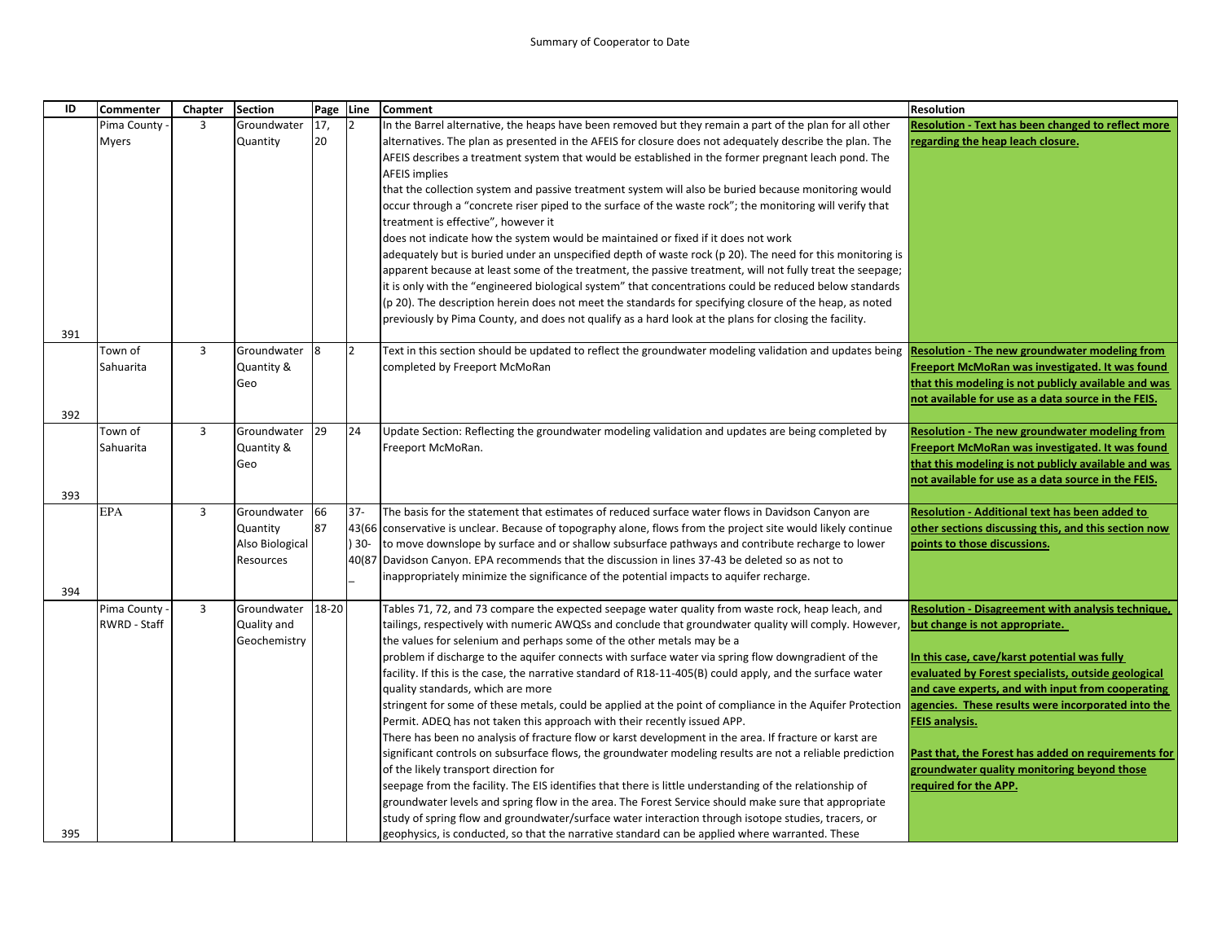Summary of Cooperator to Date

| ID | Commenter | Chapter | Section | Page | Line | Comment | Resolution |
|---|---|---|---|---|---|---|---|
| 391 | Pima County - Myers | 3 | Groundwater Quantity | 17, 20 | 2 | In the Barrel alternative, the heaps have been removed but they remain a part of the plan for all other alternatives. The plan as presented in the AFEIS for closure does not adequately describe the plan. The AFEIS describes a treatment system that would be established in the former pregnant leach pond. The AFEIS implies that the collection system and passive treatment system will also be buried because monitoring would occur through a "concrete riser piped to the surface of the waste rock"; the monitoring will verify that treatment is effective", however it does not indicate how the system would be maintained or fixed if it does not work adequately but is buried under an unspecified depth of waste rock (p 20). The need for this monitoring is apparent because at least some of the treatment, the passive treatment, will not fully treat the seepage; it is only with the "engineered biological system" that concentrations could be reduced below standards (p 20). The description herein does not meet the standards for specifying closure of the heap, as noted previously by Pima County, and does not qualify as a hard look at the plans for closing the facility. | **Resolution - Text has been changed to reflect more regarding the heap leach closure.** |
| 392 | Town of Sahuarita | 3 | Groundwater Quantity & Geo | 8 | 2 | Text in this section should be updated to reflect the groundwater modeling validation and updates being completed by Freeport McMoRan | **Resolution - The new groundwater modeling from Freeport McMoRan was investigated. It was found that this modeling is not publicly available and was not available for use as a data source in the FEIS.** |
| 393 | Town of Sahuarita | 3 | Groundwater Quantity & Geo | 29 | 24 | Update Section: Reflecting the groundwater modeling validation and updates are being completed by Freeport McMoRan. | **Resolution - The new groundwater modeling from Freeport McMoRan was investigated. It was found that this modeling is not publicly available and was not available for use as a data source in the FEIS.** |
| 394 | EPA | 3 | Groundwater Quantity Also Biological Resources | 66 87 | 37-43(66) 30-40(87) | The basis for the statement that estimates of reduced surface water flows in Davidson Canyon are conservative is unclear. Because of topography alone, flows from the project site would likely continue to move downslope by surface and or shallow subsurface pathways and contribute recharge to lower Davidson Canyon. EPA recommends that the discussion in lines 37-43 be deleted so as not to inappropriately minimize the significance of the potential impacts to aquifer recharge. | **Resolution - Additional text has been added to other sections discussing this, and this section now points to those discussions.** |
| 395 | Pima County - RWRD - Staff | 3 | Groundwater Quality and Geochemistry | 18-20 | | Tables 71, 72, and 73 compare the expected seepage water quality from waste rock, heap leach, and tailings, respectively with numeric AWQSs and conclude that groundwater quality will comply. However, the values for selenium and perhaps some of the other metals may be a problem if discharge to the aquifer connects with surface water via spring flow downgradient of the facility. If this is the case, the narrative standard of R18-11-405(B) could apply, and the surface water quality standards, which are more stringent for some of these metals, could be applied at the point of compliance in the Aquifer Protection Permit. ADEQ has not taken this approach with their recently issued APP.<br>There has been no analysis of fracture flow or karst development in the area. If fracture or karst are significant controls on subsurface flows, the groundwater modeling results are not a reliable prediction of the likely transport direction for seepage from the facility. The EIS identifies that there is little understanding of the relationship of groundwater levels and spring flow in the area. The Forest Service should make sure that appropriate study of spring flow and groundwater/surface water interaction through isotope studies, tracers, or geophysics, is conducted, so that the narrative standard can be applied where warranted. These | **Resolution - Disagreement with analysis technique, but change is not appropriate.**<br><br>**In this case, cave/karst potential was fully evaluated by Forest specialists, outside geological and cave experts, and with input from cooperating agencies. These results were incorporated into the FEIS analysis.**<br><br>**Past that, the Forest has added on requirements for groundwater quality monitoring beyond those required for the APP.** |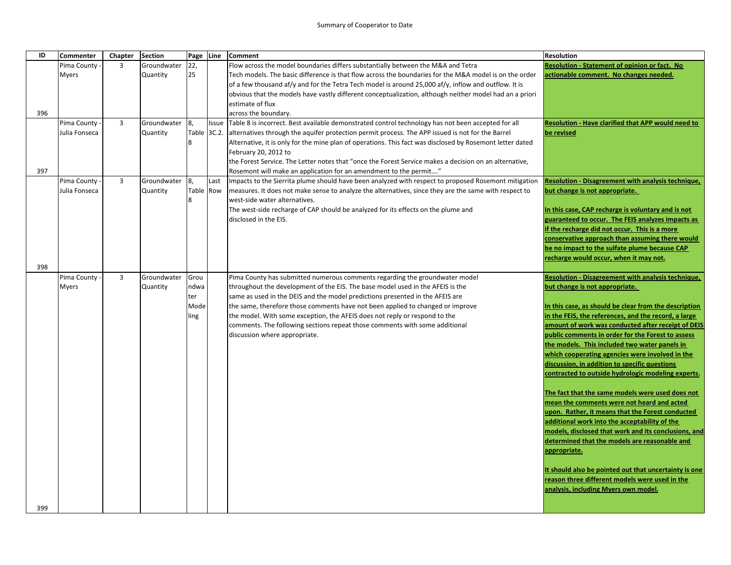Summary of Cooperator to Date

| ID | Commenter | Chapter | Section | Page | Line | Comment | Resolution |
|---|---|---|---|---|---|---|---|
| 396 | Pima County - Myers | 3 | Groundwater Quantity | 22, 25 | | Flow across the model boundaries differs substantially between the M&A and Tetra Tech models. The basic difference is that flow across the boundaries for the M&A model is on the order of a few thousand af/y and for the Tetra Tech model is around 25,000 af/y, inflow and outflow. It is obvious that the models have vastly different conceptualization, although neither model had an a priori estimate of flux across the boundary. | **Resolution - Statement of opinion or fact. No actionable comment. No changes needed.** |
| 397 | Pima County - Julia Fonseca | 3 | Groundwater Quantity | 8, Table 8 | Issue 3C.2. | Table 8 is incorrect. Best available demonstrated control technology has not been accepted for all alternatives through the aquifer protection permit process. The APP issued is not for the Barrel Alternative, it is only for the mine plan of operations. This fact was disclosed by Rosemont letter dated February 20, 2012 to the Forest Service. The Letter notes that "once the Forest Service makes a decision on an alternative, Rosemont will make an application for an amendment to the permit…." | **Resolution - Have clarified that APP would need to be revised** |
| 398 | Pima County - Julia Fonseca | 3 | Groundwater Quantity | 8, Table 8 | Last Row | Impacts to the Sierrita plume should have been analyzed with respect to proposed Rosemont mitigation measures. It does not make sense to analyze the alternatives, since they are the same with respect to west-side water alternatives.<br>The west-side recharge of CAP should be analyzed for its effects on the plume and disclosed in the EIS. | **Resolution - Disagreement with analysis technique, but change is not appropriate.**<br><br>**In this case, CAP recharge is voluntary and is not guaranteed to occur. The FEIS analyzes impacts as if the recharge did not occur. This is a more conservative approach than assuming there would be no impact to the sulfate plume because CAP recharge would occur, when it may not.** |
| 399 | Pima County - Myers | 3 | Groundwater Quantity | Groundwater Modeling | | Pima County has submitted numerous comments regarding the groundwater model throughout the development of the EIS. The base model used in the AFEIS is the same as used in the DEIS and the model predictions presented in the AFEIS are the same, therefore those comments have not been applied to changed or improve the model. With some exception, the AFEIS does not reply or respond to the comments. The following sections repeat those comments with some additional discussion where appropriate. | **Resolution - Disagreement with analysis technique, but change is not appropriate.**<br><br>**In this case, as should be clear from the description in the FEIS, the references, and the record, a large amount of work was conducted after receipt of DEIS public comments in order for the Forest to assess the models. This included two water panels in which cooperating agencies were involved in the discussion, in addition to specific questions contracted to outside hydrologic modeling experts.**<br><br>**The fact that the same models were used does not mean the comments were not heard and acted upon. Rather, it means that the Forest conducted additional work into the acceptability of the models, disclosed that work and its conclusions, and determined that the models are reasonable and appropriate.**<br><br>**It should also be pointed out that uncertainty is one reason three different models were used in the analysis, including Myers own model.** |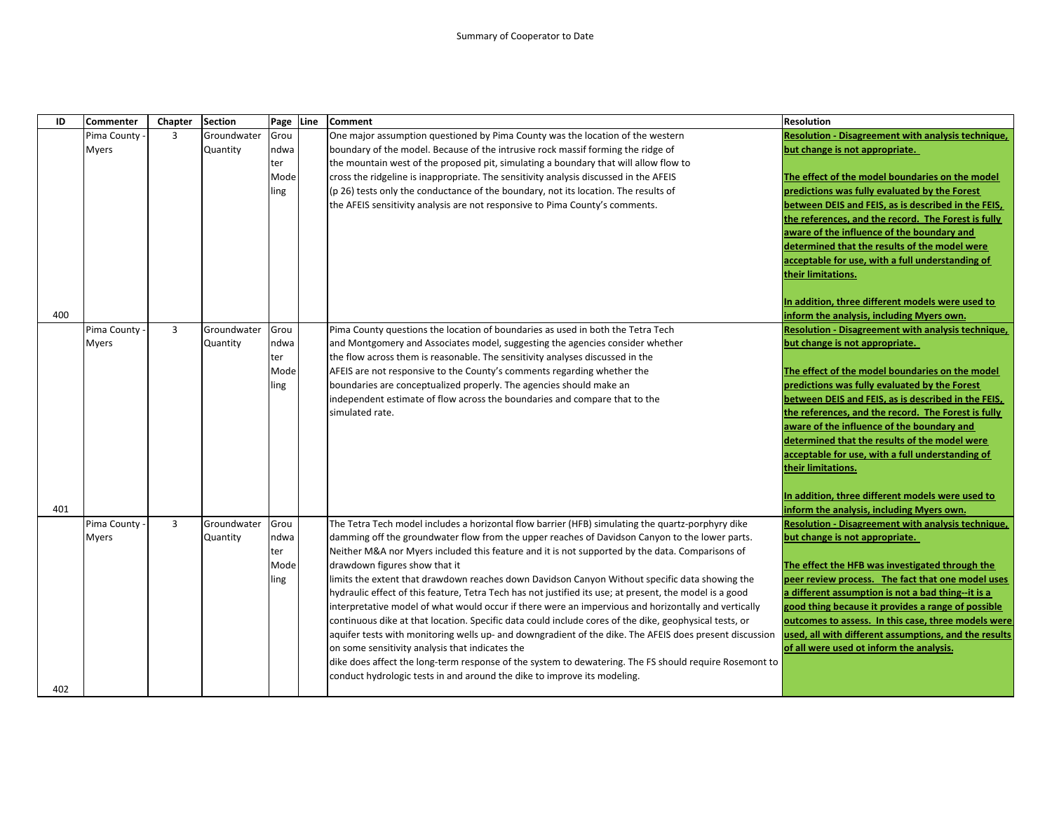Summary of Cooperator to Date

| ID | Commenter | Chapter | Section | Page | Line | Comment | Resolution |
|---|---|---|---|---|---|---|---|
| 400 | Pima County - Myers | 3 | Groundwater Quantity | Groundwater Modeling | | One major assumption questioned by Pima County was the location of the western boundary of the model. Because of the intrusive rock massif forming the ridge of the mountain west of the proposed pit, simulating a boundary that will allow flow to cross the ridgeline is inappropriate. The sensitivity analysis discussed in the AFEIS (p 26) tests only the conductance of the boundary, not its location. The results of the AFEIS sensitivity analysis are not responsive to Pima County's comments. | **Resolution - Disagreement with analysis technique, but change is not appropriate.**<br><br>**The effect of the model boundaries on the model predictions was fully evaluated by the Forest between DEIS and FEIS, as is described in the FEIS, the references, and the record. The Forest is fully aware of the influence of the boundary and determined that the results of the model were acceptable for use, with a full understanding of their limitations.**<br><br>**In addition, three different models were used to inform the analysis, including Myers own.** |
| 401 | Pima County - Myers | 3 | Groundwater Quantity | Groundwater Modeling | | Pima County questions the location of boundaries as used in both the Tetra Tech and Montgomery and Associates model, suggesting the agencies consider whether the flow across them is reasonable. The sensitivity analyses discussed in the AFEIS are not responsive to the County's comments regarding whether the boundaries are conceptualized properly. The agencies should make an independent estimate of flow across the boundaries and compare that to the simulated rate. | **Resolution - Disagreement with analysis technique, but change is not appropriate.**<br><br>**The effect of the model boundaries on the model predictions was fully evaluated by the Forest between DEIS and FEIS, as is described in the FEIS, the references, and the record. The Forest is fully aware of the influence of the boundary and determined that the results of the model were acceptable for use, with a full understanding of their limitations.**<br><br>**In addition, three different models were used to inform the analysis, including Myers own.** |
| 402 | Pima County - Myers | 3 | Groundwater Quantity | Groundwater Modeling | | The Tetra Tech model includes a horizontal flow barrier (HFB) simulating the quartz-porphyry dike damming off the groundwater flow from the upper reaches of Davidson Canyon to the lower parts. Neither M&A nor Myers included this feature and it is not supported by the data. Comparisons of drawdown figures show that it limits the extent that drawdown reaches down Davidson Canyon Without specific data showing the hydraulic effect of this feature, Tetra Tech has not justified its use; at present, the model is a good interpretative model of what would occur if there were an impervious and horizontally and vertically continuous dike at that location. Specific data could include cores of the dike, geophysical tests, or aquifer tests with monitoring wells up- and downgradient of the dike. The AFEIS does present discussion on some sensitivity analysis that indicates the dike does affect the long-term response of the system to dewatering. The FS should require Rosemont to conduct hydrologic tests in and around the dike to improve its modeling. | **Resolution - Disagreement with analysis technique, but change is not appropriate.**<br><br>**The effect the HFB was investigated through the peer review process. The fact that one model uses a different assumption is not a bad thing--it is a good thing because it provides a range of possible outcomes to assess. In this case, three models were used, all with different assumptions, and the results of all were used ot inform the analysis.** |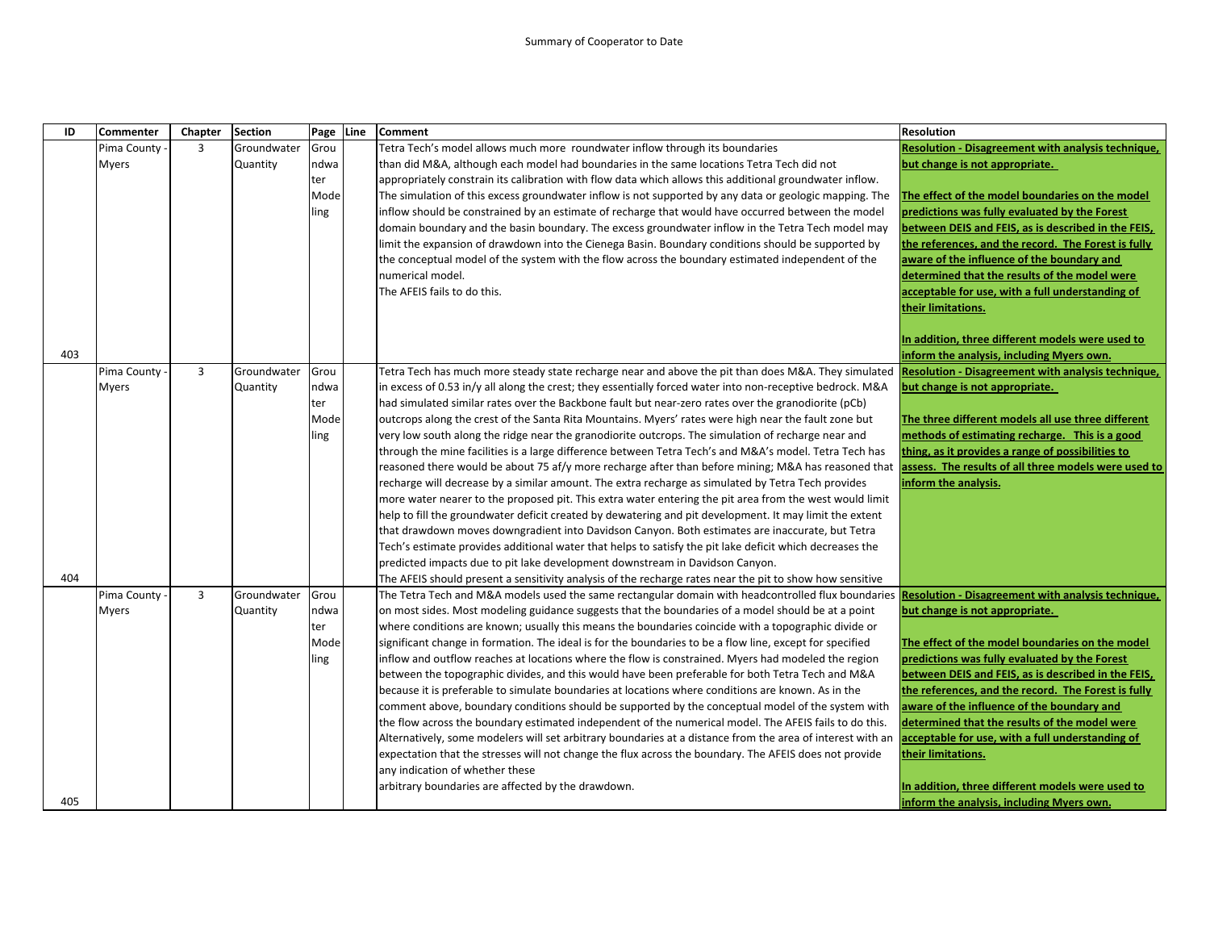Summary of Cooperator to Date

| ID | Commenter | Chapter | Section | Page | Line | Comment | Resolution |
|---|---|---|---|---|---|---|---|
| 403 | Pima County - Myers | 3 | Groundwater Quantity | Groundwater Modeling | | Tetra Tech's model allows much more roundwater inflow through its boundaries than did M&A, although each model had boundaries in the same locations Tetra Tech did not appropriately constrain its calibration with flow data which allows this additional groundwater inflow. The simulation of this excess groundwater inflow is not supported by any data or geologic mapping. The inflow should be constrained by an estimate of recharge that would have occurred between the model domain boundary and the basin boundary. The excess groundwater inflow in the Tetra Tech model may limit the expansion of drawdown into the Cienega Basin. Boundary conditions should be supported by the conceptual model of the system with the flow across the boundary estimated independent of the numerical model.<br>The AFEIS fails to do this. | **Resolution - Disagreement with analysis technique, but change is not appropriate.**<br><br>**The effect of the model boundaries on the model predictions was fully evaluated by the Forest between DEIS and FEIS, as is described in the FEIS, the references, and the record. The Forest is fully aware of the influence of the boundary and determined that the results of the model were acceptable for use, with a full understanding of their limitations.**<br><br>**In addition, three different models were used to inform the analysis, including Myers own.** |
| 404 | Pima County - Myers | 3 | Groundwater Quantity | Groundwater Modeling | | Tetra Tech has much more steady state recharge near and above the pit than does M&A. They simulated in excess of 0.53 in/y all along the crest; they essentially forced water into non-receptive bedrock. M&A had simulated similar rates over the Backbone fault but near-zero rates over the granodiorite (pCb) outcrops along the crest of the Santa Rita Mountains. Myers' rates were high near the fault zone but very low south along the ridge near the granodiorite outcrops. The simulation of recharge near and through the mine facilities is a large difference between Tetra Tech's and M&A's model. Tetra Tech has reasoned there would be about 75 af/y more recharge after than before mining; M&A has reasoned that recharge will decrease by a similar amount. The extra recharge as simulated by Tetra Tech provides more water nearer to the proposed pit. This extra water entering the pit area from the west would limit help to fill the groundwater deficit created by dewatering and pit development. It may limit the extent that drawdown moves downgradient into Davidson Canyon. Both estimates are inaccurate, but Tetra Tech's estimate provides additional water that helps to satisfy the pit lake deficit which decreases the predicted impacts due to pit lake development downstream in Davidson Canyon.<br>The AFEIS should present a sensitivity analysis of the recharge rates near the pit to show how sensitive | **Resolution - Disagreement with analysis technique, but change is not appropriate.**<br><br>**The three different models all use three different methods of estimating recharge. This is a good thing, as it provides a range of possibilities to assess. The results of all three models were used to inform the analysis.** |
| 405 | Pima County - Myers | 3 | Groundwater Quantity | Groundwater Modeling | | The Tetra Tech and M&A models used the same rectangular domain with headcontrolled flux boundaries on most sides. Most modeling guidance suggests that the boundaries of a model should be at a point where conditions are known; usually this means the boundaries coincide with a topographic divide or significant change in formation. The ideal is for the boundaries to be a flow line, except for specified inflow and outflow reaches at locations where the flow is constrained. Myers had modeled the region between the topographic divides, and this would have been preferable for both Tetra Tech and M&A because it is preferable to simulate boundaries at locations where conditions are known. As in the comment above, boundary conditions should be supported by the conceptual model of the system with the flow across the boundary estimated independent of the numerical model. The AFEIS fails to do this. Alternatively, some modelers will set arbitrary boundaries at a distance from the area of interest with an expectation that the stresses will not change the flux across the boundary. The AFEIS does not provide any indication of whether these<br>arbitrary boundaries are affected by the drawdown. | **Resolution - Disagreement with analysis technique, but change is not appropriate.**<br><br>**The effect of the model boundaries on the model predictions was fully evaluated by the Forest between DEIS and FEIS, as is described in the FEIS, the references, and the record. The Forest is fully aware of the influence of the boundary and determined that the results of the model were acceptable for use, with a full understanding of their limitations.**<br><br>**In addition, three different models were used to inform the analysis, including Myers own.** |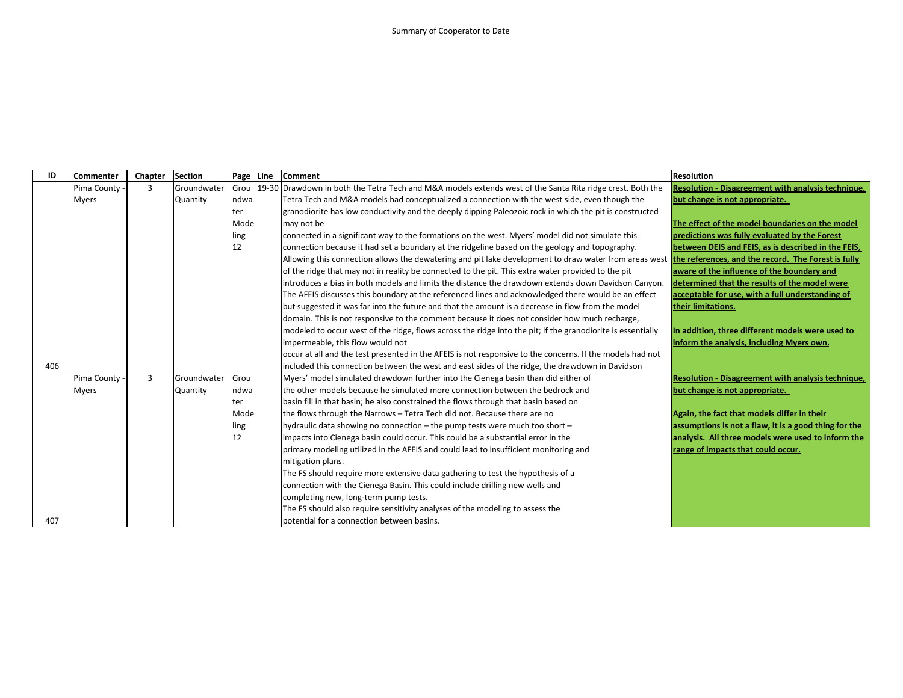Summary of Cooperator to Date

| ID | Commenter | Chapter | Section | Page | Line | Comment | Resolution |
|---|---|---|---|---|---|---|---|
| 406 | Pima County - Myers | 3 | Groundwater Quantity | Groundwater Modeling 12 | 19-30 | Drawdown in both the Tetra Tech and M&A models extends west of the Santa Rita ridge crest. Both the Tetra Tech and M&A models had conceptualized a connection with the west side, even though the granodiorite has low conductivity and the deeply dipping Paleozoic rock in which the pit is constructed may not be connected in a significant way to the formations on the west. Myers' model did not simulate this connection because it had set a boundary at the ridgeline based on the geology and topography. Allowing this connection allows the dewatering and pit lake development to draw water from areas west of the ridge that may not in reality be connected to the pit. This extra water provided to the pit introduces a bias in both models and limits the distance the drawdown extends down Davidson Canyon. The AFEIS discusses this boundary at the referenced lines and acknowledged there would be an effect but suggested it was far into the future and that the amount is a decrease in flow from the model domain. This is not responsive to the comment because it does not consider how much recharge, modeled to occur west of the ridge, flows across the ridge into the pit; if the granodiorite is essentially impermeable, this flow would not occur at all and the test presented in the AFEIS is not responsive to the concerns. If the models had not included this connection between the west and east sides of the ridge, the drawdown in Davidson | **Resolution - Disagreement with analysis technique, but change is not appropriate.** <br><br> **The effect of the model boundaries on the model predictions was fully evaluated by the Forest between DEIS and FEIS, as is described in the FEIS, the references, and the record. The Forest is fully aware of the influence of the boundary and determined that the results of the model were acceptable for use, with a full understanding of their limitations.** <br><br> **In addition, three different models were used to inform the analysis, including Myers own.** |
| 407 | Pima County - Myers | 3 | Groundwater Quantity | Groundwater Modeling 12 | | Myers' model simulated drawdown further into the Cienega basin than did either of the other models because he simulated more connection between the bedrock and basin fill in that basin; he also constrained the flows through that basin based on the flows through the Narrows – Tetra Tech did not. Because there are no hydraulic data showing no connection – the pump tests were much too short – impacts into Cienega basin could occur. This could be a substantial error in the primary modeling utilized in the AFEIS and could lead to insufficient monitoring and mitigation plans. The FS should require more extensive data gathering to test the hypothesis of a connection with the Cienega Basin. This could include drilling new wells and completing new, long-term pump tests. The FS should also require sensitivity analyses of the modeling to assess the potential for a connection between basins. | **Resolution - Disagreement with analysis technique, but change is not appropriate.** <br><br> **Again, the fact that models differ in their assumptions is not a flaw, it is a good thing for the analysis. All three models were used to inform the range of impacts that could occur.** |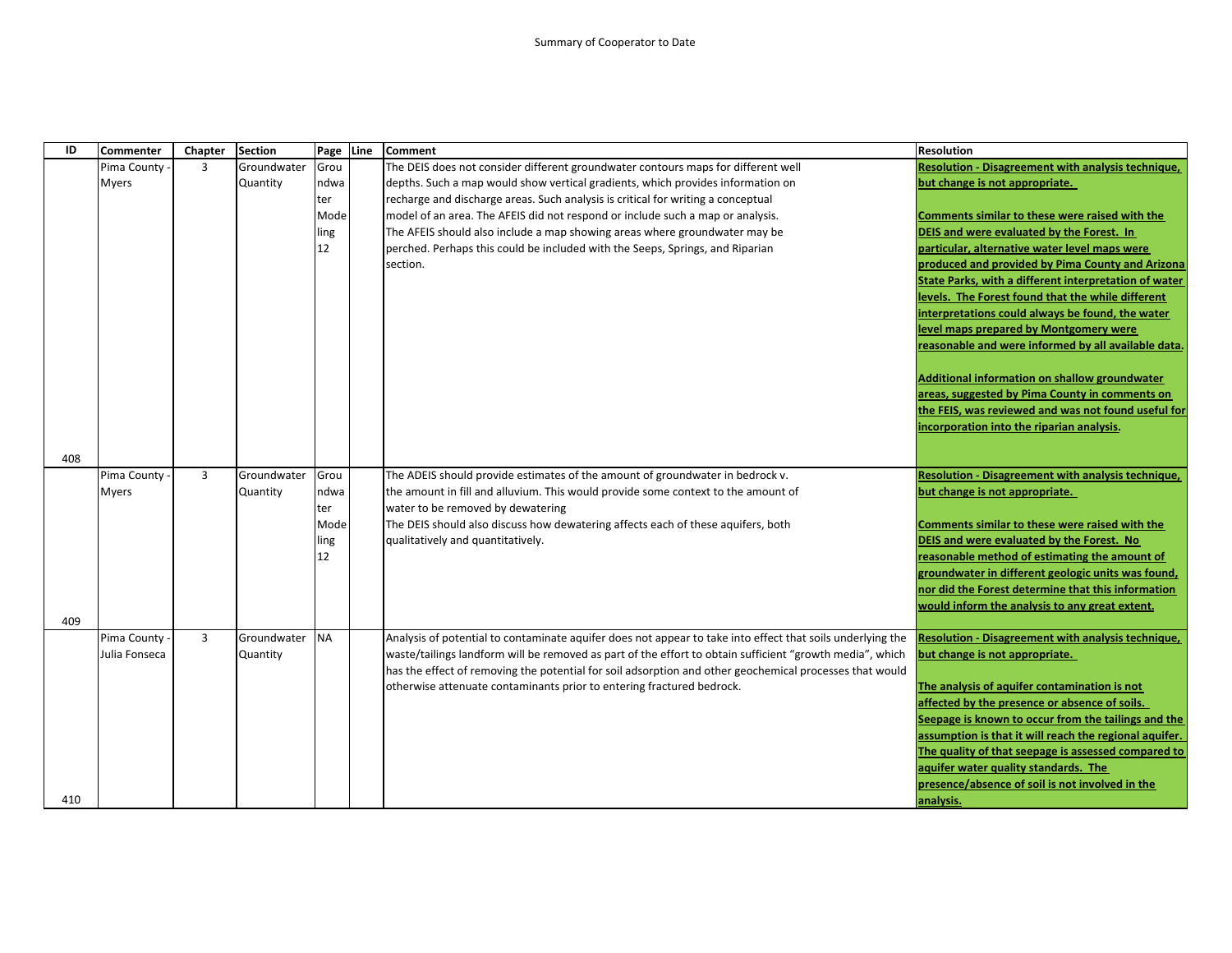Summary of Cooperator to Date

| ID | Commenter | Chapter | Section | Page | Line | Comment | Resolution |
|---|---|---|---|---|---|---|---|
| 408 | Pima County - Myers | 3 | Groundwater Quantity | Groundwater Modeling 12 | | The DEIS does not consider different groundwater contours maps for different well depths. Such a map would show vertical gradients, which provides information on recharge and discharge areas. Such analysis is critical for writing a conceptual model of an area. The AFEIS did not respond or include such a map or analysis. The AFEIS should also include a map showing areas where groundwater may be perched. Perhaps this could be included with the Seeps, Springs, and Riparian section. | **Resolution - Disagreement with analysis technique, but change is not appropriate.** **Comments similar to these were raised with the DEIS and were evaluated by the Forest. In particular, alternative water level maps were produced and provided by Pima County and Arizona State Parks, with a different interpretation of water levels. The Forest found that the while different interpretations could always be found, the water level maps prepared by Montgomery were reasonable and were informed by all available data.** **Additional information on shallow groundwater areas, suggested by Pima County in comments on the FEIS, was reviewed and was not found useful for incorporation into the riparian analysis.** |
| 409 | Pima County - Myers | 3 | Groundwater Quantity | Groundwater Modeling 12 | | The ADEIS should provide estimates of the amount of groundwater in bedrock v. the amount in fill and alluvium. This would provide some context to the amount of water to be removed by dewatering The DEIS should also discuss how dewatering affects each of these aquifers, both qualitatively and quantitatively. | **Resolution - Disagreement with analysis technique, but change is not appropriate.** **Comments similar to these were raised with the DEIS and were evaluated by the Forest. No reasonable method of estimating the amount of groundwater in different geologic units was found, nor did the Forest determine that this information would inform the analysis to any great extent.** |
| 410 | Pima County - Julia Fonseca | 3 | Groundwater Quantity | NA | | Analysis of potential to contaminate aquifer does not appear to take into effect that soils underlying the waste/tailings landform will be removed as part of the effort to obtain sufficient "growth media", which has the effect of removing the potential for soil adsorption and other geochemical processes that would otherwise attenuate contaminants prior to entering fractured bedrock. | **Resolution - Disagreement with analysis technique, but change is not appropriate.** **The analysis of aquifer contamination is not affected by the presence or absence of soils. Seepage is known to occur from the tailings and the assumption is that it will reach the regional aquifer. The quality of that seepage is assessed compared to aquifer water quality standards. The presence/absence of soil is not involved in the analysis.** |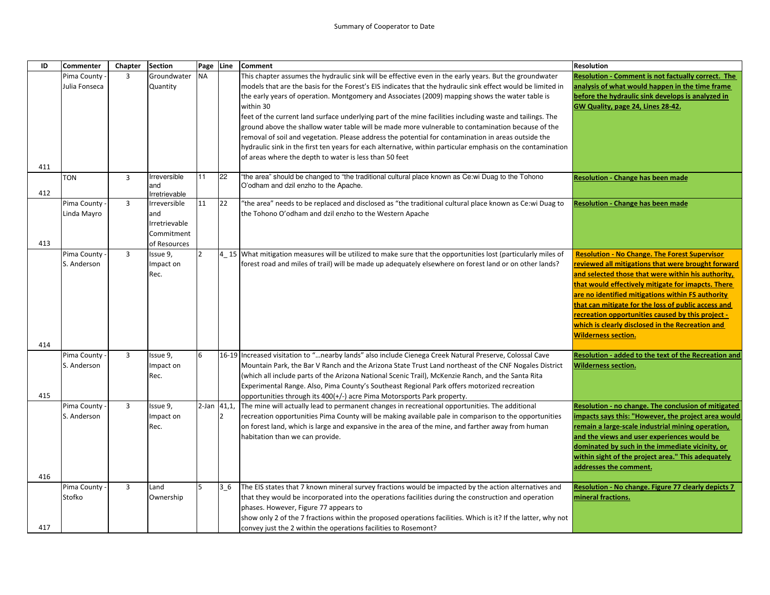Summary of Cooperator to Date

| ID | Commenter | Chapter | Section | Page | Line | Comment | Resolution |
|---|---|---|---|---|---|---|---|
| 411 | Pima County - Julia Fonseca | 3 | Groundwater Quantity | NA | | This chapter assumes the hydraulic sink will be effective even in the early years. But the groundwater models that are the basis for the Forest's EIS indicates that the hydraulic sink effect would be limited in the early years of operation. Montgomery and Associates (2009) mapping shows the water table is within 30 feet of the current land surface underlying part of the mine facilities including waste and tailings. The ground above the shallow water table will be made more vulnerable to contamination because of the removal of soil and vegetation. Please address the potential for contamination in areas outside the hydraulic sink in the first ten years for each alternative, within particular emphasis on the contamination of areas where the depth to water is less than 50 feet | **Resolution - Comment is not factually correct. The analysis of what would happen in the time frame before the hydraulic sink develops is analyzed in GW Quality, page 24, Lines 28-42.** |
| 412 | TON | 3 | Irreversible and Irretrievable | 11 | 22 | "the area" should be changed to "the traditional cultural place known as Ce:wi Duag to the Tohono O'odham and dzil enzho to the Apache. | **Resolution - Change has been made** |
| 413 | Pima County - Linda Mayro | 3 | Irreversible and Irretrievable Commitment of Resources | 11 | 22 | "the area" needs to be replaced and disclosed as "the traditional cultural place known as Ce:wi Duag to the Tohono O'odham and dzil enzho to the Western Apache | **Resolution - Change has been made** |
| 414 | Pima County - S. Anderson | 3 | Issue 9, Impact on Rec. | 2 | 4_ 15 | What mitigation measures will be utilized to make sure that the opportunities lost (particularly miles of forest road and miles of trail) will be made up adequately elsewhere on forest land or on other lands? | **Resolution - No Change. The Forest Supervisor reviewed all mitigations that were brought forward and selected those that were within his authority, that would effectively mitigate for imapcts. There are no identified mitigations within FS authority that can mitigate for the loss of public access and recreation opportunities caused by this project - which is clearly disclosed in the Recreation and Wilderness section.** |
| 415 | Pima County - S. Anderson | 3 | Issue 9, Impact on Rec. | 6 | 16-19 | Increased visitation to "...nearby lands" also include Cienega Creek Natural Preserve, Colossal Cave Mountain Park, the Bar V Ranch and the Arizona State Trust Land northeast of the CNF Nogales District (which all include parts of the Arizona National Scenic Trail), McKenzie Ranch, and the Santa Rita Experimental Range. Also, Pima County's Southeast Regional Park offers motorized recreation opportunities through its 400(+/-) acre Pima Motorsports Park property. | **Resolution - added to the text of the Recreation and Wilderness section.** |
| 416 | Pima County - S. Anderson | 3 | Issue 9, Impact on Rec. | 2-Jan | 41,1, 2 | The mine will actually lead to permanent changes in recreational opportunities. The additional recreation opportunities Pima County will be making available pale in comparison to the opportunities on forest land, which is large and expansive in the area of the mine, and farther away from human habitation than we can provide. | **Resolution - no change. The conclusion of mitigated impacts says this: "However, the project area would remain a large-scale industrial mining operation, and the views and user experiences would be dominated by such in the immediate vicinity, or within sight of the project area." This adequately addresses the comment.** |
| 417 | Pima County - Stofko | 3 | Land Ownership | 5 | 3_6 | The EIS states that 7 known mineral survey fractions would be impacted by the action alternatives and that they would be incorporated into the operations facilities during the construction and operation phases. However, Figure 77 appears to show only 2 of the 7 fractions within the proposed operations facilities. Which is it? If the latter, why not convey just the 2 within the operations facilities to Rosemont? | **Resolution - No change. Figure 77 clearly depicts 7 mineral fractions.** |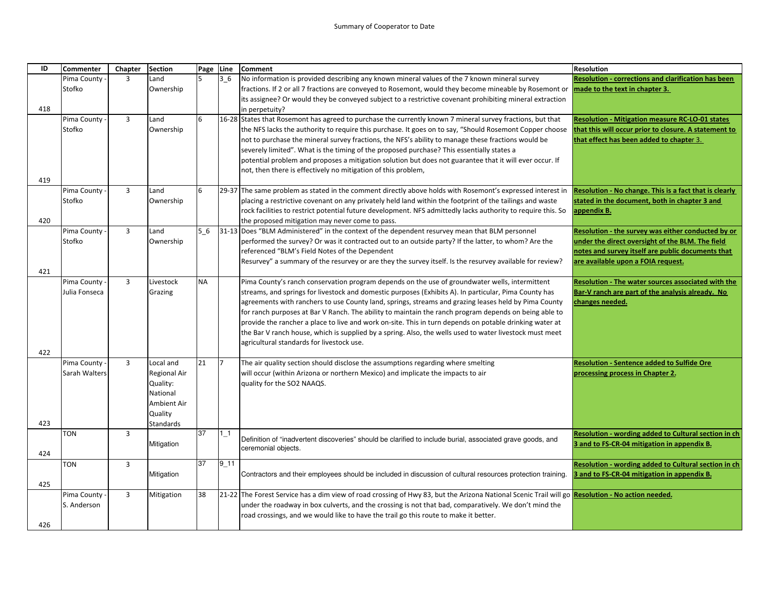Summary of Cooperator to Date

| ID | Commenter | Chapter | Section | Page | Line | Comment | Resolution |
|---|---|---|---|---|---|---|---|
| 418 | Pima County - Stofko | 3 | Land Ownership | 5 | 3_6 | No information is provided describing any known mineral values of the 7 known mineral survey fractions. If 2 or all 7 fractions are conveyed to Rosemont, would they become mineable by Rosemont or its assignee? Or would they be conveyed subject to a restrictive covenant prohibiting mineral extraction in perpetuity? | **Resolution - corrections and clarification has been made to the text in chapter 3.** |
| 419 | Pima County - Stofko | 3 | Land Ownership | 6 | 16-28 | States that Rosemont has agreed to purchase the currently known 7 mineral survey fractions, but that the NFS lacks the authority to require this purchase. It goes on to say, "Should Rosemont Copper choose not to purchase the mineral survey fractions, the NFS's ability to manage these fractions would be severely limited". What is the timing of the proposed purchase? This essentially states a potential problem and proposes a mitigation solution but does not guarantee that it will ever occur. If not, then there is effectively no mitigation of this problem, | **Resolution - Mitigation measure RC-LO-01 states that this will occur prior to closure. A statement to that effect has been added to chapter 3.** |
| 420 | Pima County - Stofko | 3 | Land Ownership | 6 | 29-37 | The same problem as stated in the comment directly above holds with Rosemont's expressed interest in placing a restrictive covenant on any privately held land within the footprint of the tailings and waste rock facilities to restrict potential future development. NFS admittedly lacks authority to require this. So the proposed mitigation may never come to pass. | **Resolution - No change. This is a fact that is clearly stated in the document, both in chapter 3 and appendix B.** |
| 421 | Pima County - Stofko | 3 | Land Ownership | 5_6 | 31-13 | Does "BLM Administered" in the context of the dependent resurvey mean that BLM personnel performed the survey? Or was it contracted out to an outside party? If the latter, to whom? Are the referenced "BLM's Field Notes of the Dependent Resurvey" a summary of the resurvey or are they the survey itself. Is the resurvey available for review? | **Resolution - the survey was either conducted by or under the direct oversight of the BLM. The field notes and survey itself are public documents that are available upon a FOIA request.** |
| 422 | Pima County - Julia Fonseca | 3 | Livestock Grazing | NA | | Pima County's ranch conservation program depends on the use of groundwater wells, intermittent streams, and springs for livestock and domestic purposes (Exhibits A). In particular, Pima County has agreements with ranchers to use County land, springs, streams and grazing leases held by Pima County for ranch purposes at Bar V Ranch. The ability to maintain the ranch program depends on being able to provide the rancher a place to live and work on-site. This in turn depends on potable drinking water at the Bar V ranch house, which is supplied by a spring. Also, the wells used to water livestock must meet agricultural standards for livestock use. | **Resolution - The water sources associated with the Bar-V ranch are part of the analysis already. No changes needed.** |
| 423 | Pima County - Sarah Walters | 3 | Local and Regional Air Quality: National Ambient Air Quality Standards | 21 | 7 | The air quality section should disclose the assumptions regarding where smelting will occur (within Arizona or northern Mexico) and implicate the impacts to air quality for the SO2 NAAQS. | **Resolution - Sentence added to Sulfide Ore processing process in Chapter 2.** |
| 424 | TON | 3 | Mitigation | 37 | 1_1 | Definition of "inadvertent discoveries" should be clarified to include burial, associated grave goods, and ceremonial objects. | **Resolution - wording added to Cultural section in ch 3 and to FS-CR-04 mitigation in appendix B.** |
| 425 | TON | 3 | Mitigation | 37 | 9_11 | Contractors and their employees should be included in discussion of cultural resources protection training. | **Resolution - wording added to Cultural section in ch 3 and to FS-CR-04 mitigation in appendix B.** |
| 426 | Pima County - S. Anderson | 3 | Mitigation | 38 | 21-22 | The Forest Service has a dim view of road crossing of Hwy 83, but the Arizona National Scenic Trail will go under the roadway in box culverts, and the crossing is not that bad, comparatively. We don't mind the road crossings, and we would like to have the trail go this route to make it better. | **Resolution - No action needed.** |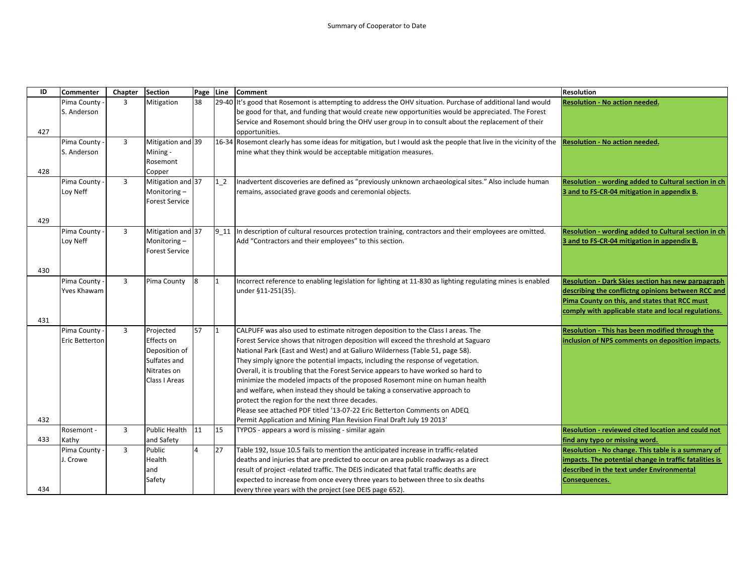Summary of Cooperator to Date

| ID | Commenter | Chapter | Section | Page | Line | Comment | Resolution |
|---|---|---|---|---|---|---|---|
| 427 | Pima County - S. Anderson | 3 | Mitigation | 38 | 29-40 | It's good that Rosemont is attempting to address the OHV situation. Purchase of additional land would be good for that, and funding that would create new opportunities would be appreciated. The Forest Service and Rosemont should bring the OHV user group in to consult about the replacement of their opportunities. | **Resolution - No action needed.** |
| 428 | Pima County - S. Anderson | 3 | Mitigation and Mining - Rosemont Copper | 39 | 16-34 | Rosemont clearly has some ideas for mitigation, but I would ask the people that live in the vicinity of the mine what they think would be acceptable mitigation measures. | **Resolution - No action needed.** |
| 429 | Pima County - Loy Neff | 3 | Mitigation and Monitoring – Forest Service | 37 | 1_2 | Inadvertent discoveries are defined as "previously unknown archaeological sites." Also include human remains, associated grave goods and ceremonial objects. | **Resolution - wording added to Cultural section in ch 3 and to FS-CR-04 mitigation in appendix B.** |
| 430 | Pima County - Loy Neff | 3 | Mitigation and Monitoring – Forest Service | 37 | 9_11 | In description of cultural resources protection training, contractors and their employees are omitted. Add "Contractors and their employees" to this section. | **Resolution - wording added to Cultural section in ch 3 and to FS-CR-04 mitigation in appendix B.** |
| 431 | Pima County - Yves Khawam | 3 | Pima County | 8 | 1 | Incorrect reference to enabling legislation for lighting at 11-830 as lighting regulating mines is enabled under §11-251(35). | **Resolution - Dark Skies section has new parpagraph describing the conflictng opinions between RCC and Pima County on this, and states that RCC must comply with applicable state and local regulations.** |
| 432 | Pima County - Eric Betterton | 3 | Projected Effects on Deposition of Sulfates and Nitrates on Class I Areas | 57 | 1 | CALPUFF was also used to estimate nitrogen deposition to the Class I areas. The Forest Service shows that nitrogen deposition will exceed the threshold at Saguaro National Park (East and West) and at Galiuro Wilderness (Table 51, page 58). They simply ignore the potential impacts, including the response of vegetation. Overall, it is troubling that the Forest Service appears to have worked so hard to minimize the modeled impacts of the proposed Rosemont mine on human health and welfare, when instead they should be taking a conservative approach to protect the region for the next three decades. Please see attached PDF titled '13-07-22 Eric Betterton Comments on ADEQ Permit Application and Mining Plan Revision Final Draft July 19 2013' | **Resolution - This has been modified through the inclusion of NPS comments on deposition impacts.** |
| 433 | Rosemont - Kathy | 3 | Public Health and Safety | 11 | 15 | TYPOS - appears a word is missing - similar again | **Resolution - reviewed cited location and could not find any typo or missing word.** |
| 434 | Pima County - J. Crowe | 3 | Public Health and Safety | 4 | 27 | Table 192, Issue 10.5 fails to mention the anticipated increase in traffic-related deaths and injuries that are predicted to occur on area public roadways as a direct result of project -related traffic. The DEIS indicated that fatal traffic deaths are expected to increase from once every three years to between three to six deaths every three years with the project (see DEIS page 652). | **Resolution - No change. This table is a summary of impacts. The potential change in traffic fatalities is described in the text under Environmental Consequences.** |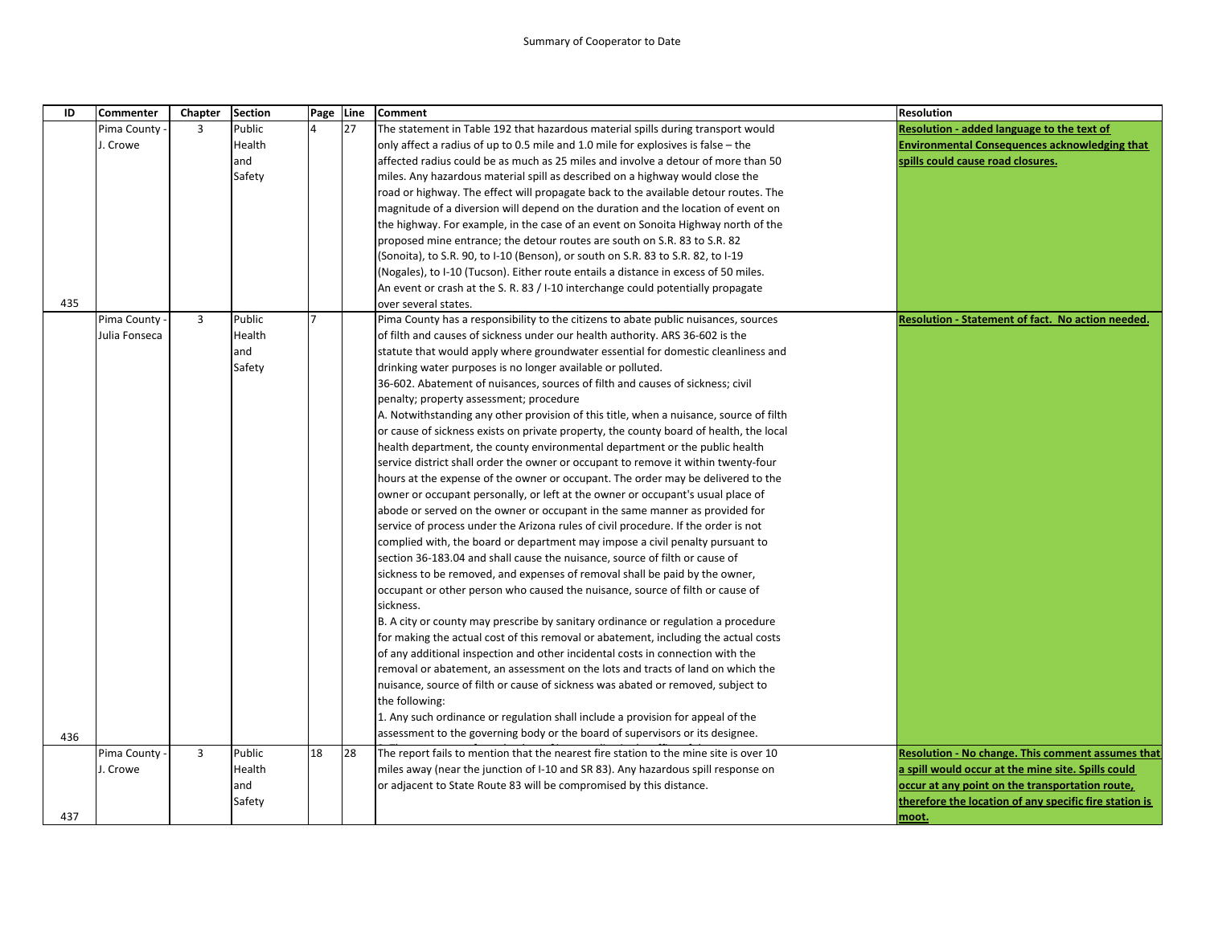Summary of Cooperator to Date

| ID | Commenter | Chapter | Section | Page | Line | Comment | Resolution |
|---|---|---|---|---|---|---|---|
| 435 | Pima County - J. Crowe | 3 | Public Health and Safety | 4 | 27 | The statement in Table 192 that hazardous material spills during transport would only affect a radius of up to 0.5 mile and 1.0 mile for explosives is false – the affected radius could be as much as 25 miles and involve a detour of more than 50 miles. Any hazardous material spill as described on a highway would close the road or highway. The effect will propagate back to the available detour routes. The magnitude of a diversion will depend on the duration and the location of event on the highway. For example, in the case of an event on Sonoita Highway north of the proposed mine entrance; the detour routes are south on S.R. 83 to S.R. 82 (Sonoita), to S.R. 90, to I-10 (Benson), or south on S.R. 83 to S.R. 82, to I-19 (Nogales), to I-10 (Tucson). Either route entails a distance in excess of 50 miles. An event or crash at the S. R. 83 / I-10 interchange could potentially propagate over several states. | **Resolution - added language to the text of Environmental Consequences acknowledging that spills could cause road closures.** |
| 436 | Pima County - Julia Fonseca | 3 | Public Health and Safety | 7 | | Pima County has a responsibility to the citizens to abate public nuisances, sources of filth and causes of sickness under our health authority. ARS 36-602 is the statute that would apply where groundwater essential for domestic cleanliness and drinking water purposes is no longer available or polluted.<br>36-602. Abatement of nuisances, sources of filth and causes of sickness; civil penalty; property assessment; procedure<br>A. Notwithstanding any other provision of this title, when a nuisance, source of filth or cause of sickness exists on private property, the county board of health, the local health department, the county environmental department or the public health service district shall order the owner or occupant to remove it within twenty-four hours at the expense of the owner or occupant. The order may be delivered to the owner or occupant personally, or left at the owner or occupant's usual place of abode or served on the owner or occupant in the same manner as provided for service of process under the Arizona rules of civil procedure. If the order is not complied with, the board or department may impose a civil penalty pursuant to section 36-183.04 and shall cause the nuisance, source of filth or cause of sickness to be removed, and expenses of removal shall be paid by the owner, occupant or other person who caused the nuisance, source of filth or cause of sickness.<br>B. A city or county may prescribe by sanitary ordinance or regulation a procedure for making the actual cost of this removal or abatement, including the actual costs of any additional inspection and other incidental costs in connection with the removal or abatement, an assessment on the lots and tracts of land on which the nuisance, source of filth or cause of sickness was abated or removed, subject to the following:<br>1. Any such ordinance or regulation shall include a provision for appeal of the assessment to the governing body or the board of supervisors or its designee. | **Resolution - Statement of fact. No action needed.** |
| 437 | Pima County - J. Crowe | 3 | Public Health and Safety | 18 | 28 | The report fails to mention that the nearest fire station to the mine site is over 10 miles away (near the junction of I-10 and SR 83). Any hazardous spill response on or adjacent to State Route 83 will be compromised by this distance. | **Resolution - No change. This comment assumes that a spill would occur at the mine site. Spills could occur at any point on the transportation route, therefore the location of any specific fire station is moot.** |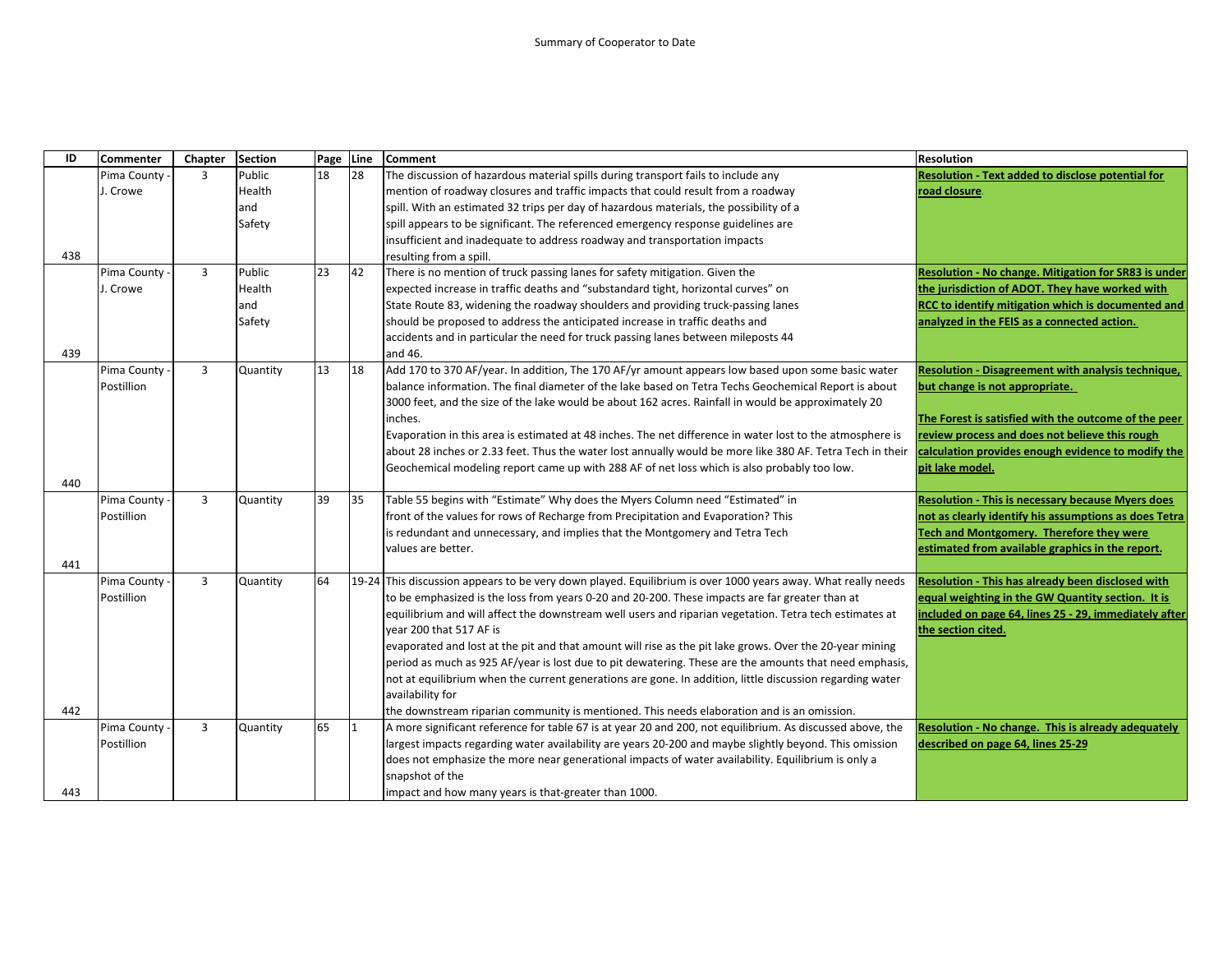Summary of Cooperator to Date

| ID | Commenter | Chapter | Section | Page | Line | Comment | Resolution |
|---|---|---|---|---|---|---|---|
| 438 | Pima County - J. Crowe | 3 | Public Health and Safety | 18 | 28 | The discussion of hazardous material spills during transport fails to include any mention of roadway closures and traffic impacts that could result from a roadway spill. With an estimated 32 trips per day of hazardous materials, the possibility of a spill appears to be significant. The referenced emergency response guidelines are insufficient and inadequate to address roadway and transportation impacts resulting from a spill. | **Resolution - Text added to disclose potential for road closure**. |
| 439 | Pima County - J. Crowe | 3 | Public Health and Safety | 23 | 42 | There is no mention of truck passing lanes for safety mitigation. Given the expected increase in traffic deaths and "substandard tight, horizontal curves" on State Route 83, widening the roadway shoulders and providing truck-passing lanes should be proposed to address the anticipated increase in traffic deaths and accidents and in particular the need for truck passing lanes between mileposts 44 and 46. | **Resolution - No change. Mitigation for SR83 is under the jurisdiction of ADOT. They have worked with RCC to identify mitigation which is documented and analyzed in the FEIS as a connected action.** |
| 440 | Pima County - Postillion | 3 | Quantity | 13 | 18 | Add 170 to 370 AF/year. In addition, The 170 AF/yr amount appears low based upon some basic water balance information. The final diameter of the lake based on Tetra Techs Geochemical Report is about 3000 feet, and the size of the lake would be about 162 acres. Rainfall in would be approximately 20 inches. Evaporation in this area is estimated at 48 inches. The net difference in water lost to the atmosphere is about 28 inches or 2.33 feet. Thus the water lost annually would be more like 380 AF. Tetra Tech in their Geochemical modeling report came up with 288 AF of net loss which is also probably too low. | **Resolution - Disagreement with analysis technique, but change is not appropriate.** <br><br> **The Forest is satisfied with the outcome of the peer review process and does not believe this rough calculation provides enough evidence to modify the pit lake model.** |
| 441 | Pima County - Postillion | 3 | Quantity | 39 | 35 | Table 55 begins with "Estimate" Why does the Myers Column need "Estimated" in front of the values for rows of Recharge from Precipitation and Evaporation? This is redundant and unnecessary, and implies that the Montgomery and Tetra Tech values are better. | **Resolution - This is necessary because Myers does not as clearly identify his assumptions as does Tetra Tech and Montgomery. Therefore they were estimated from available graphics in the report.** |
| 442 | Pima County - Postillion | 3 | Quantity | 64 | 19-24 | This discussion appears to be very down played. Equilibrium is over 1000 years away. What really needs to be emphasized is the loss from years 0-20 and 20-200. These impacts are far greater than at equilibrium and will affect the downstream well users and riparian vegetation. Tetra tech estimates at year 200 that 517 AF is evaporated and lost at the pit and that amount will rise as the pit lake grows. Over the 20-year mining period as much as 925 AF/year is lost due to pit dewatering. These are the amounts that need emphasis, not at equilibrium when the current generations are gone. In addition, little discussion regarding water availability for the downstream riparian community is mentioned. This needs elaboration and is an omission. | **Resolution - This has already been disclosed with equal weighting in the GW Quantity section. It is included on page 64, lines 25 - 29, immediately after the section cited.** |
| 443 | Pima County - Postillion | 3 | Quantity | 65 | 1 | A more significant reference for table 67 is at year 20 and 200, not equilibrium. As discussed above, the largest impacts regarding water availability are years 20-200 and maybe slightly beyond. This omission does not emphasize the more near generational impacts of water availability. Equilibrium is only a snapshot of the impact and how many years is that-greater than 1000. | **Resolution - No change. This is already adequately described on page 64, lines 25-29** |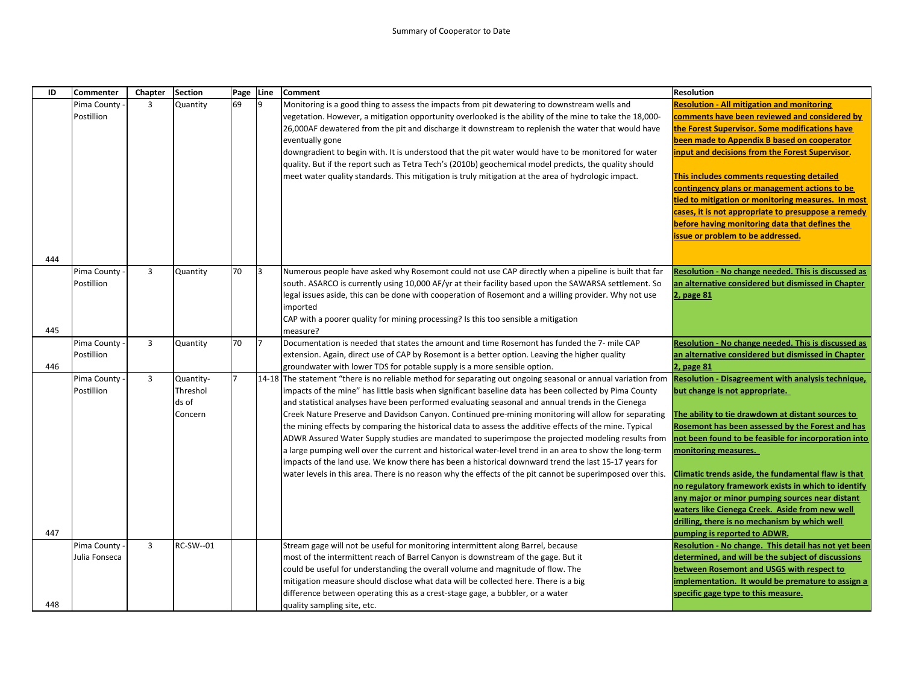Summary of Cooperator to Date

| ID | Commenter | Chapter | Section | Page | Line | Comment | Resolution |
|---|---|---|---|---|---|---|---|
| 444 | Pima County - Postillion | 3 | Quantity | 69 | 9 | Monitoring is a good thing to assess the impacts from pit dewatering to downstream wells and vegetation. However, a mitigation opportunity overlooked is the ability of the mine to take the 18,000-26,000AF dewatered from the pit and discharge it downstream to replenish the water that would have eventually gone downgradient to begin with. It is understood that the pit water would have to be monitored for water quality. But if the report such as Tetra Tech's (2010b) geochemical model predicts, the quality should meet water quality standards. This mitigation is truly mitigation at the area of hydrologic impact. | **Resolution - All mitigation and monitoring comments have been reviewed and considered by the Forest Supervisor. Some modifications have been made to Appendix B based on cooperator input and decisions from the Forest Supervisor.** **This includes comments requesting detailed contingency plans or management actions to be tied to mitigation or monitoring measures. In most cases, it is not appropriate to presuppose a remedy before having monitoring data that defines the issue or problem to be addressed.** |
| 445 | Pima County - Postillion | 3 | Quantity | 70 | 3 | Numerous people have asked why Rosemont could not use CAP directly when a pipeline is built that far south. ASARCO is currently using 10,000 AF/yr at their facility based upon the SAWARSA settlement. So legal issues aside, this can be done with cooperation of Rosemont and a willing provider. Why not use imported CAP with a poorer quality for mining processing? Is this too sensible a mitigation measure? | **Resolution - No change needed. This is discussed as an alternative considered but dismissed in Chapter 2, page 81** |
| 446 | Pima County - Postillion | 3 | Quantity | 70 | 7 | Documentation is needed that states the amount and time Rosemont has funded the 7- mile CAP extension. Again, direct use of CAP by Rosemont is a better option. Leaving the higher quality groundwater with lower TDS for potable supply is a more sensible option. | **Resolution - No change needed. This is discussed as an alternative considered but dismissed in Chapter 2, page 81** |
| 447 | Pima County - Postillion | 3 | Quantity-Thresholds of Concern | 7 | 14-18 | The statement "there is no reliable method for separating out ongoing seasonal or annual variation from impacts of the mine" has little basis when significant baseline data has been collected by Pima County and statistical analyses have been performed evaluating seasonal and annual trends in the Cienega Creek Nature Preserve and Davidson Canyon. Continued pre-mining monitoring will allow for separating the mining effects by comparing the historical data to assess the additive effects of the mine. Typical ADWR Assured Water Supply studies are mandated to superimpose the projected modeling results from a large pumping well over the current and historical water-level trend in an area to show the long-term impacts of the land use. We know there has been a historical downward trend the last 15-17 years for water levels in this area. There is no reason why the effects of the pit cannot be superimposed over this. | **Resolution - Disagreement with analysis technique, but change is not appropriate.** **The ability to tie drawdown at distant sources to Rosemont has been assessed by the Forest and has not been found to be feasible for incorporation into monitoring measures.** **Climatic trends aside, the fundamental flaw is that no regulatory framework exists in which to identify any major or minor pumping sources near distant waters like Cienega Creek. Aside from new well drilling, there is no mechanism by which well pumping is reported to ADWR.** |
| 448 | Pima County - Julia Fonseca | 3 | RC-SW--01 | | | Stream gage will not be useful for monitoring intermittent along Barrel, because most of the intermittent reach of Barrel Canyon is downstream of the gage. But it could be useful for understanding the overall volume and magnitude of flow. The mitigation measure should disclose what data will be collected here. There is a big difference between operating this as a crest-stage gage, a bubbler, or a water quality sampling site, etc. | **Resolution - No change. This detail has not yet been determined, and will be the subject of discussions between Rosemont and USGS with respect to implementation. It would be premature to assign a specific gage type to this measure.** |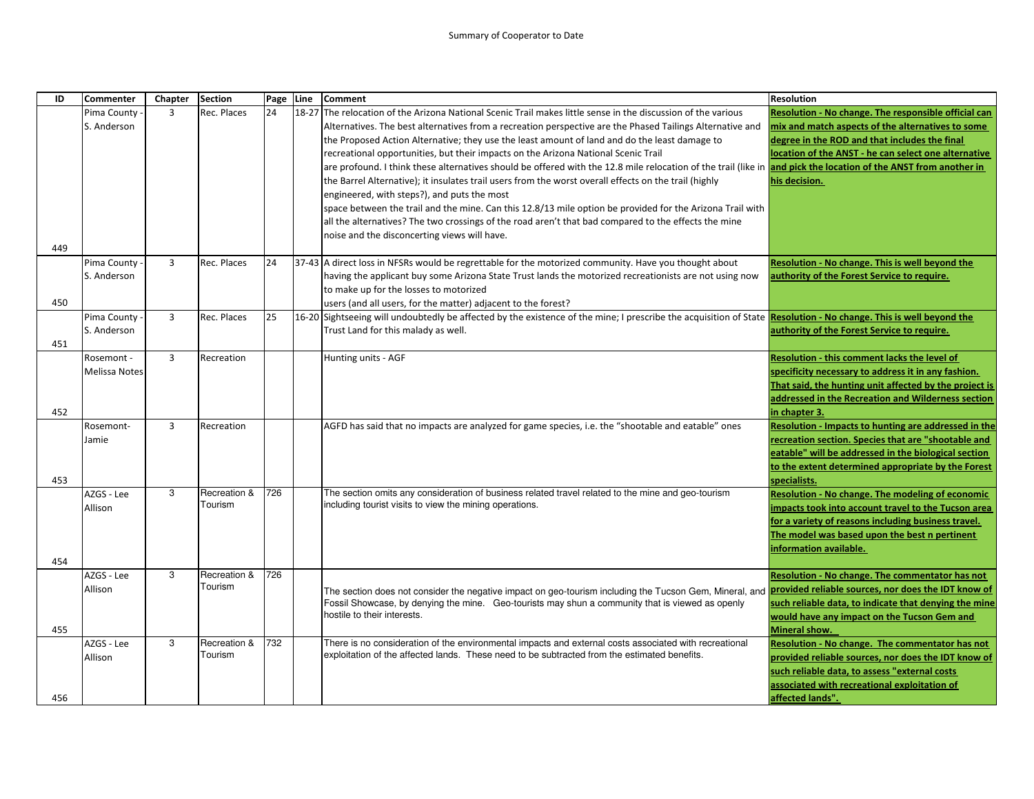Summary of Cooperator to Date

| ID | Commenter | Chapter | Section | Page | Line | Comment | Resolution |
|---|---|---|---|---|---|---|---|
| 449 | Pima County - S. Anderson | 3 | Rec. Places | 24 | 18-27 | The relocation of the Arizona National Scenic Trail makes little sense in the discussion of the various Alternatives. The best alternatives from a recreation perspective are the Phased Tailings Alternative and the Proposed Action Alternative; they use the least amount of land and do the least damage to recreational opportunities, but their impacts on the Arizona National Scenic Trail are profound. I think these alternatives should be offered with the 12.8 mile relocation of the trail (like in the Barrel Alternative); it insulates trail users from the worst overall effects on the trail (highly engineered, with steps?), and puts the most space between the trail and the mine. Can this 12.8/13 mile option be provided for the Arizona Trail with all the alternatives? The two crossings of the road aren't that bad compared to the effects the mine noise and the disconcerting views will have. | **Resolution - No change. The responsible official can mix and match aspects of the alternatives to some degree in the ROD and that includes the final location of the ANST - he can select one alternative and pick the location of the ANST from another in his decision.** |
| 450 | Pima County - S. Anderson | 3 | Rec. Places | 24 | 37-43 | A direct loss in NFSRs would be regrettable for the motorized community. Have you thought about having the applicant buy some Arizona State Trust lands the motorized recreationists are not using now to make up for the losses to motorized users (and all users, for the matter) adjacent to the forest? | **Resolution - No change. This is well beyond the authority of the Forest Service to require.** |
| 451 | Pima County - S. Anderson | 3 | Rec. Places | 25 | 16-20 | Sightseeing will undoubtedly be affected by the existence of the mine; I prescribe the acquisition of State Trust Land for this malady as well. | **Resolution - No change. This is well beyond the authority of the Forest Service to require.** |
| 452 | Rosemont - Melissa Notes | 3 | Recreation | | | Hunting units - AGF | **Resolution - this comment lacks the level of specificity necessary to address it in any fashion. That said, the hunting unit affected by the project is addressed in the Recreation and Wilderness section in chapter 3.** |
| 453 | Rosemont-Jamie | 3 | Recreation | | | AGFD has said that no impacts are analyzed for game species, i.e. the "shootable and eatable" ones | **Resolution - Impacts to hunting are addressed in the recreation section. Species that are "shootable and eatable" will be addressed in the biological section to the extent determined appropriate by the Forest specialists.** |
| 454 | AZGS - Lee Allison | 3 | Recreation & Tourism | 726 | | The section omits any consideration of business related travel related to the mine and geo-tourism including tourist visits to view the mining operations. | **Resolution - No change. The modeling of economic impacts took into account travel to the Tucson area for a variety of reasons including business travel. The model was based upon the best n pertinent information available.** |
| 455 | AZGS - Lee Allison | 3 | Recreation & Tourism | 726 | | The section does not consider the negative impact on geo-tourism including the Tucson Gem, Mineral, and Fossil Showcase, by denying the mine. Geo-tourists may shun a community that is viewed as openly hostile to their interests. | **Resolution - No change. The commentator has not provided reliable sources, nor does the IDT know of such reliable data, to indicate that denying the mine would have any impact on the Tucson Gem and Mineral show.** |
| 456 | AZGS - Lee Allison | 3 | Recreation & Tourism | 732 | | There is no consideration of the environmental impacts and external costs associated with recreational exploitation of the affected lands. These need to be subtracted from the estimated benefits. | **Resolution - No change. The commentator has not provided reliable sources, nor does the IDT know of such reliable data, to assess "external costs associated with recreational exploitation of affected lands".** |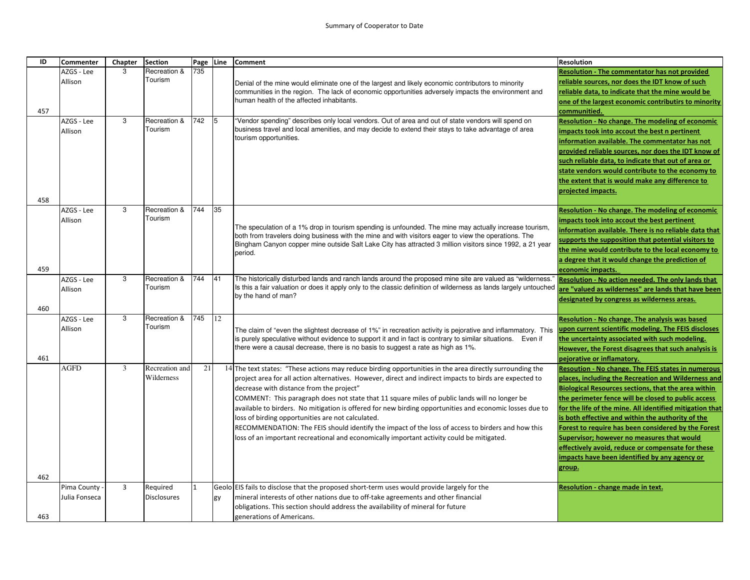Summary of Cooperator to Date

| ID | Commenter | Chapter | Section | Page | Line | Comment | Resolution |
|---|---|---|---|---|---|---|---|
| 457 | AZGS - Lee Allison | 3 | Recreation & Tourism | 735 | | Denial of the mine would eliminate one of the largest and likely economic contributors to minority communities in the region. The lack of economic opportunities adversely impacts the environment and human health of the affected inhabitants. | **Resolution - The commentator has not provided reliable sources, nor does the IDT know of such reliable data, to indicate that the mine would be one of the largest economic contributirs to minority communitied.** |
| 458 | AZGS - Lee Allison | 3 | Recreation & Tourism | 742 | 5 | "Vendor spending" describes only local vendors. Out of area and out of state vendors will spend on business travel and local amenities, and may decide to extend their stays to take advantage of area tourism opportunities. | **Resolution - No change. The modeling of economic impacts took into accout the best n pertinent information available. The commentator has not provided reliable sources, nor does the IDT know of such reliable data, to indicate that out of area or state vendors would contribute to the economy to the extent that is would make any difference to projected impacts.** |
| 459 | AZGS - Lee Allison | 3 | Recreation & Tourism | 744 | 35 | The speculation of a 1% drop in tourism spending is unfounded. The mine may actually increase tourism, both from travelers doing business with the mine and with visitors eager to view the operations. The Bingham Canyon copper mine outside Salt Lake City has attracted 3 million visitors since 1992, a 21 year period. | **Resolution - No change. The modeling of economic impacts took into accout the best pertinent information available. There is no reliable data that supports the supposition that potential visitors to the mine would contribute to the local economy to a degree that it would change the prediction of economic impacts.** |
| 460 | AZGS - Lee Allison | 3 | Recreation & Tourism | 744 | 41 | The historically disturbed lands and ranch lands around the proposed mine site are valued as "wilderness." Is this a fair valuation or does it apply only to the classic definition of wilderness as lands largely untouched by the hand of man? | **Resolution - No action needed. The only lands that are "valued as wilderness" are lands that have been designated by congress as wilderness areas.** |
| 461 | AZGS - Lee Allison | 3 | Recreation & Tourism | 745 | 12 | The claim of "even the slightest decrease of 1%" in recreation activity is pejorative and inflammatory. This is purely speculative without evidence to support it and in fact is contrary to similar situations. Even if there were a causal decrease, there is no basis to suggest a rate as high as 1%. | **Resolution - No change. The analysis was based upon current scientific modeling. The FEIS discloses the uncertainty associated with such modeling. However, the Forest disagrees that such analysis is pejorative or inflamatory.** |
| 462 | AGFD | 3 | Recreation and Wilderness | 21 | 14 | The text states: "These actions may reduce birding opportunities in the area directly surrounding the project area for all action alternatives. However, direct and indirect impacts to birds are expected to decrease with distance from the project"<br>COMMENT: This paragraph does not state that 11 square miles of public lands will no longer be available to birders. No mitigation is offered for new birding opportunities and economic losses due to loss of birding opportunities are not calculated.<br>RECOMMENDATION: The FEIS should identify the impact of the loss of access to birders and how this loss of an important recreational and economically important activity could be mitigated. | **Resoution - No change. The FEIS states in numerous places, including the Recreation and Wilderness and Biological Resources sections, that the area within the perimeter fence will be closed to public access for the life of the mine. All identified mitigation that is both effective and within the authority of the Forest to require has been considered by the Forest Supervisor; however no measures that would effectively avoid, reduce or compensate for these impacts have been identified by any agency or group.** |
| 463 | Pima County - Julia Fonseca | 3 | Required Disclosures | 1 | Geology | EIS fails to disclose that the proposed short-term uses would provide largely for the mineral interests of other nations due to off-take agreements and other financial obligations. This section should address the availability of mineral for future generations of Americans. | **Resolution - change made in text.** |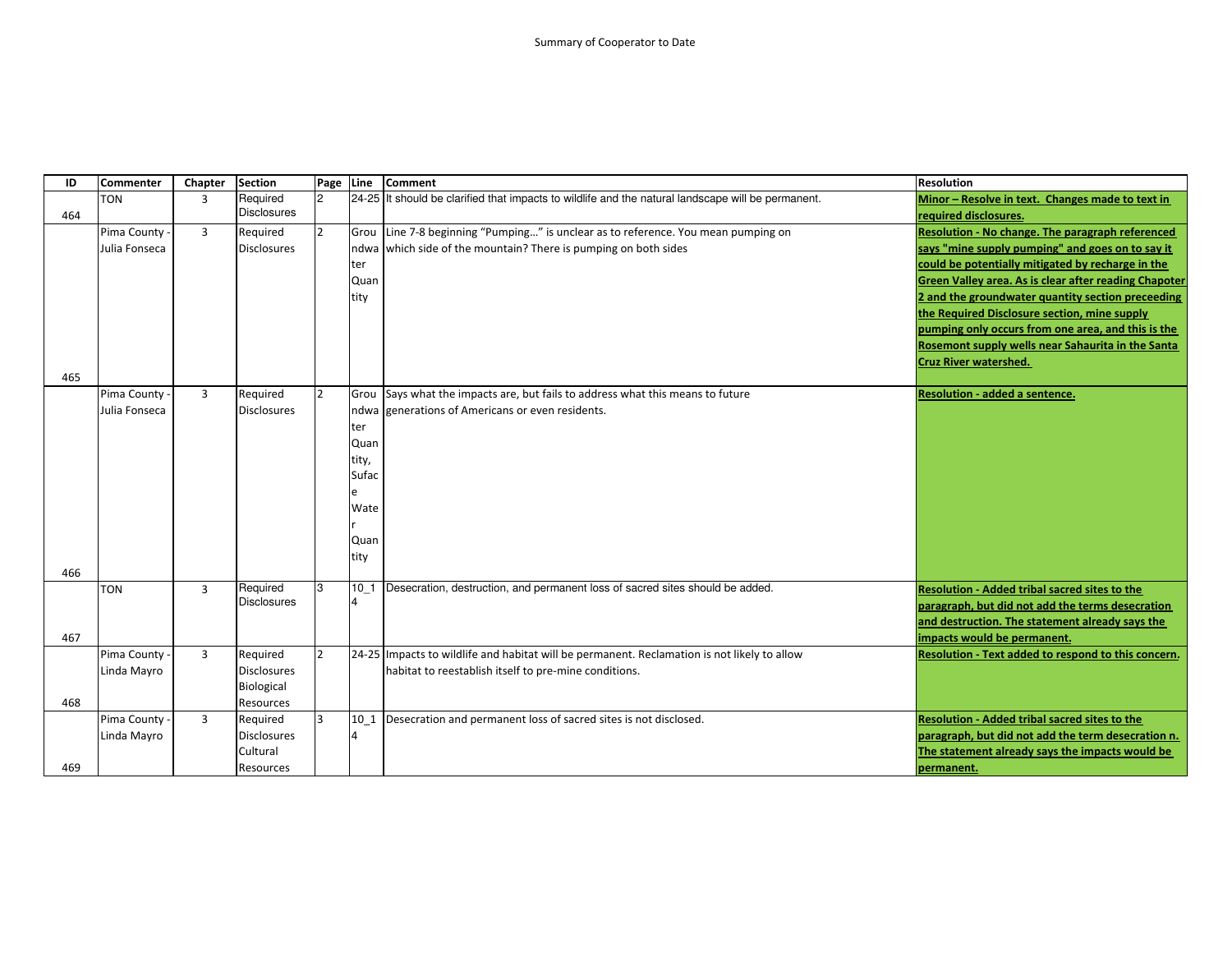Summary of Cooperator to Date

| ID | Commenter | Chapter | Section | Page | Line | Comment | Resolution |
|---|---|---|---|---|---|---|---|
| 464 | TON | 3 | Required Disclosures | 2 | 24-25 | It should be clarified that impacts to wildlife and the natural landscape will be permanent. | **Minor – Resolve in text. Changes made to text in required disclosures.** |
| 465 | Pima County - Julia Fonseca | 3 | Required Disclosures | 2 | Groundwater Quantity | Line 7-8 beginning "Pumping…" is unclear as to reference. You mean pumping on which side of the mountain? There is pumping on both sides | **Resolution - No change. The paragraph referenced says "mine supply pumping" and goes on to say it could be potentially mitigated by recharge in the Green Valley area. As is clear after reading Chapoter 2 and the groundwater quantity section preceeding the Required Disclosure section, mine supply pumping only occurs from one area, and this is the Rosemont supply wells near Sahaurita in the Santa Cruz River watershed.** |
| 466 | Pima County - Julia Fonseca | 3 | Required Disclosures | 2 | Groundwater Quantity, Suface Water Quantity | Says what the impacts are, but fails to address what this means to future generations of Americans or even residents. | **Resolution - added a sentence.** |
| 467 | TON | 3 | Required Disclosures | 3 | 10_14 | Desecration, destruction, and permanent loss of sacred sites should be added. | **Resolution - Added tribal sacred sites to the paragraph, but did not add the terms desecration and destruction. The statement already says the impacts would be permanent.** |
| 468 | Pima County - Linda Mayro | 3 | Required Disclosures Biological Resources | 2 | 24-25 | Impacts to wildlife and habitat will be permanent. Reclamation is not likely to allow habitat to reestablish itself to pre-mine conditions. | **Resolution - Text added to respond to this concern.** |
| 469 | Pima County - Linda Mayro | 3 | Required Disclosures Cultural Resources | 3 | 10_14 | Desecration and permanent loss of sacred sites is not disclosed. | **Resolution - Added tribal sacred sites to the paragraph, but did not add the term desecration n. The statement already says the impacts would be permanent.** |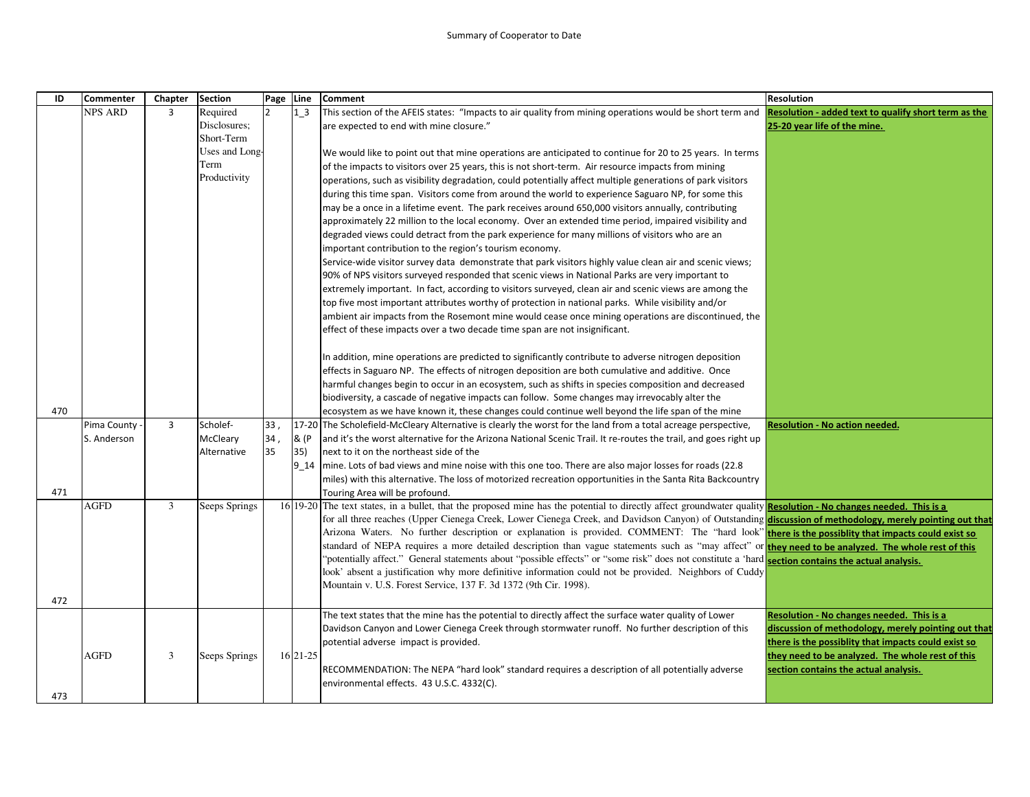Summary of Cooperator to Date

| ID | Commenter | Chapter | Section | Page | Line | Comment | Resolution |
|---|---|---|---|---|---|---|---|
| 470 | NPS ARD | 3 | Required Disclosures; Short-Term Uses and Long-Term Productivity | 2 | 1_3 | This section of the AFEIS states: "Impacts to air quality from mining operations would be short term and are expected to end with mine closure."<br><br>We would like to point out that mine operations are anticipated to continue for 20 to 25 years. In terms of the impacts to visitors over 25 years, this is not short-term. Air resource impacts from mining operations, such as visibility degradation, could potentially affect multiple generations of park visitors during this time span. Visitors come from around the world to experience Saguaro NP, for some this may be a once in a lifetime event. The park receives around 650,000 visitors annually, contributing approximately 22 million to the local economy. Over an extended time period, impaired visibility and degraded views could detract from the park experience for many millions of visitors who are an important contribution to the region's tourism economy.<br>Service-wide visitor survey data demonstrate that park visitors highly value clean air and scenic views; 90% of NPS visitors surveyed responded that scenic views in National Parks are very important to extremely important. In fact, according to visitors surveyed, clean air and scenic views are among the top five most important attributes worthy of protection in national parks. While visibility and/or ambient air impacts from the Rosemont mine would cease once mining operations are discontinued, the effect of these impacts over a two decade time span are not insignificant.<br><br>In addition, mine operations are predicted to significantly contribute to adverse nitrogen deposition effects in Saguaro NP. The effects of nitrogen deposition are both cumulative and additive. Once harmful changes begin to occur in an ecosystem, such as shifts in species composition and decreased biodiversity, a cascade of negative impacts can follow. Some changes may irrevocably alter the ecosystem as we have known it, these changes could continue well beyond the life span of the mine | **Resolution - added text to qualify short term as the 25-20 year life of the mine.** |
| 471 | Pima County - S. Anderson | 3 | Scholef-McCleary Alternative | 33 , 34 , 35 | 17-20 & (P 35) 9_14 | The Scholefield-McCleary Alternative is clearly the worst for the land from a total acreage perspective, and it's the worst alternative for the Arizona National Scenic Trail. It re-routes the trail, and goes right up next to it on the northeast side of the mine. Lots of bad views and mine noise with this one too. There are also major losses for roads (22.8 miles) with this alternative. The loss of motorized recreation opportunities in the Santa Rita Backcountry Touring Area will be profound. | **Resolution - No action needed.** |
| 472 | AGFD | 3 | Seeps Springs | 16 | 19-20 | The text states, in a bullet, that the proposed mine has the potential to directly affect groundwater quality for all three reaches (Upper Cienega Creek, Lower Cienega Creek, and Davidson Canyon) of Outstanding Arizona Waters. No further description or explanation is provided. COMMENT: The "hard look" standard of NEPA requires a more detailed description than vague statements such as "may affect" or "potentially affect." General statements about "possible effects" or "some risk" does not constitute a 'hard look' absent a justification why more definitive information could not be provided. Neighbors of Cuddy Mountain v. U.S. Forest Service, 137 F. 3d 1372 (9th Cir. 1998). | **Resolution - No changes needed. This is a discussion of methodology, merely pointing out that there is the possiblity that impacts could exist so they need to be analyzed. The whole rest of this section contains the actual analysis.** |
| 473 | AGFD | 3 | Seeps Springs | 16 | 21-25 | The text states that the mine has the potential to directly affect the surface water quality of Lower Davidson Canyon and Lower Cienega Creek through stormwater runoff. No further description of this potential adverse impact is provided.<br><br>RECOMMENDATION: The NEPA "hard look" standard requires a description of all potentially adverse environmental effects. 43 U.S.C. 4332(C). | **Resolution - No changes needed. This is a discussion of methodology, merely pointing out that there is the possiblity that impacts could exist so they need to be analyzed. The whole rest of this section contains the actual analysis.** |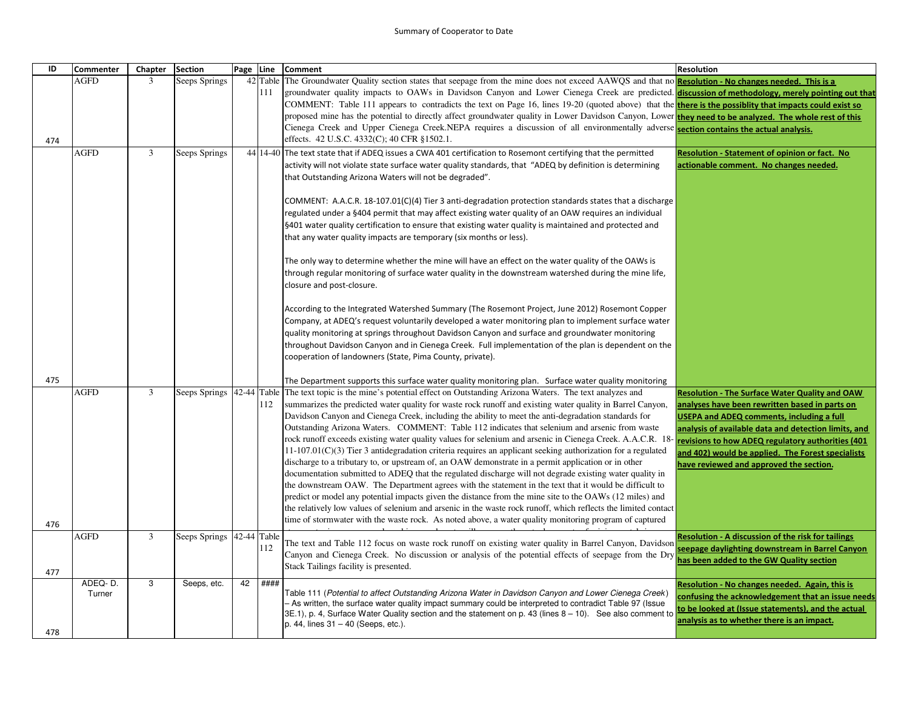| ID | Commenter | Chapter | Section | Page | Line | Comment | Resolution |
|---|---|---|---|---|---|---|---|
| 474 | AGFD | 3 | Seeps Springs | 42 | Table 111 | The Groundwater Quality section states that seepage from the mine does not exceed AAWQS and that no groundwater quality impacts to OAWs in Davidson Canyon and Lower Cienega Creek are predicted. COMMENT: Table 111 appears to contradicts the text on Page 16, lines 19-20 (quoted above) that the proposed mine has the potential to directly affect groundwater quality in Lower Davidson Canyon, Lower Cienega Creek and Upper Cienega Creek.NEPA requires a discussion of all environmentally adverse effects. 42 U.S.C. 4332(C); 40 CFR §1502.1. | **Resolution - No changes needed. This is a discussion of methodology, merely pointing out that there is the possiblity that impacts could exist so they need to be analyzed. The whole rest of this section contains the actual analysis.** |
| 475 | AGFD | 3 | Seeps Springs | 44 | 14-40 | The text state that if ADEQ issues a CWA 401 certification to Rosemont certifying that the permitted activity will not violate state surface water quality standards, that "ADEQ by definition is determining that Outstanding Arizona Waters will not be degraded".<br><br>COMMENT: A.A.C.R. 18-107.01(C)(4) Tier 3 anti-degradation protection standards states that a discharge regulated under a §404 permit that may affect existing water quality of an OAW requires an individual §401 water quality certification to ensure that existing water quality is maintained and protected and that any water quality impacts are temporary (six months or less).<br><br>The only way to determine whether the mine will have an effect on the water quality of the OAWs is through regular monitoring of surface water quality in the downstream watershed during the mine life, closure and post-closure.<br><br>According to the Integrated Watershed Summary (The Rosemont Project, June 2012) Rosemont Copper Company, at ADEQ's request voluntarily developed a water monitoring plan to implement surface water quality monitoring at springs throughout Davidson Canyon and surface and groundwater monitoring throughout Davidson Canyon and in Cienega Creek. Full implementation of the plan is dependent on the cooperation of landowners (State, Pima County, private).<br><br>The Department supports this surface water quality monitoring plan. Surface water quality monitoring | **Resolution - Statement of opinion or fact. No actionable comment. No changes needed.** |
| 476 | AGFD | 3 | Seeps Springs | 42-44 | Table 112 | The text topic is the mine's potential effect on Outstanding Arizona Waters. The text analyzes and summarizes the predicted water quality for waste rock runoff and existing water quality in Barrel Canyon, Davidson Canyon and Cienega Creek, including the ability to meet the anti-degradation standards for Outstanding Arizona Waters. COMMENT: Table 112 indicates that selenium and arsenic from waste rock runoff exceeds existing water quality values for selenium and arsenic in Cienega Creek. A.A.C.R. 18-11-107.01(C)(3) Tier 3 antidegradation criteria requires an applicant seeking authorization for a regulated discharge to a tributary to, or upstream of, an OAW demonstrate in a permit application or in other documentation submitted to ADEQ that the regulated discharge will not degrade existing water quality in the downstream OAW. The Department agrees with the statement in the text that it would be difficult to predict or model any potential impacts given the distance from the mine site to the OAWs (12 miles) and the relatively low values of selenium and arsenic in the waste rock runoff, which reflects the limited contact time of stormwater with the waste rock. As noted above, a water quality monitoring program of captured | **Resolution - The Surface Water Quality and OAW analyses have been rewritten based in parts on USEPA and ADEQ comments, including a full analysis of available data and detection limits, and revisions to how ADEQ regulatory authorities (401 and 402) would be applied. The Forest specialists have reviewed and approved the section.** |
| 477 | AGFD | 3 | Seeps Springs | 42-44 | Table 112 | The text and Table 112 focus on waste rock runoff on existing water quality in Barrel Canyon, Davidson Canyon and Cienega Creek. No discussion or analysis of the potential effects of seepage from the Dry Stack Tailings facility is presented. | **Resolution - A discussion of the risk for tailings seepage daylighting downstream in Barrel Canyon has been added to the GW Quality section** |
| 478 | ADEQ- D. Turner | 3 | Seeps, etc. | 42 | #### | Table 111 (*Potential to affect Outstanding Arizona Water in Davidson Canyon and Lower Cienega Creek*) – As written, the surface water quality impact summary could be interpreted to contradict Table 97 (Issue 3E.1), p. 4, Surface Water Quality section and the statement on p. 43 (lines 8 – 10). See also comment to p. 44, lines 31 – 40 (Seeps, etc.). | **Resolution - No changes needed. Again, this is confusing the acknowledgement that an issue needs to be looked at (Issue statements), and the actual analysis as to whether there is an impact.** |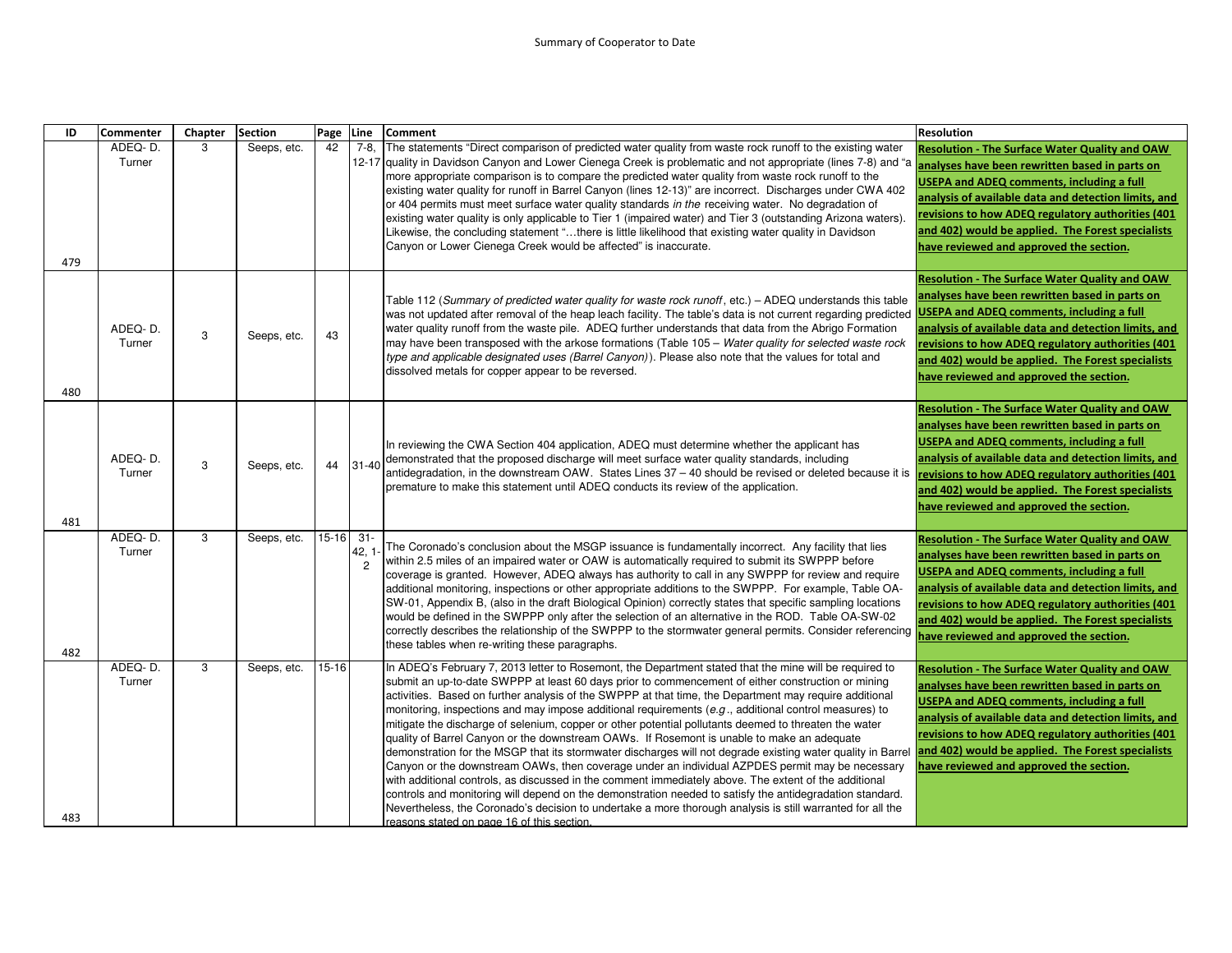Summary of Cooperator to Date

| ID | Commenter | Chapter | Section | Page | Line | Comment | Resolution |
|---|---|---|---|---|---|---|---|
| 479 | ADEQ- D. Turner | 3 | Seeps, etc. | 42 | 7-8, 12-17 | The statements "Direct comparison of predicted water quality from waste rock runoff to the existing water quality in Davidson Canyon and Lower Cienega Creek is problematic and not appropriate (lines 7-8) and "a more appropriate comparison is to compare the predicted water quality from waste rock runoff to the existing water quality for runoff in Barrel Canyon (lines 12-13)" are incorrect. Discharges under CWA 402 or 404 permits must meet surface water quality standards *in the* receiving water. No degradation of existing water quality is only applicable to Tier 1 (impaired water) and Tier 3 (outstanding Arizona waters). Likewise, the concluding statement "…there is little likelihood that existing water quality in Davidson Canyon or Lower Cienega Creek would be affected" is inaccurate. | **Resolution - The Surface Water Quality and OAW analyses have been rewritten based in parts on USEPA and ADEQ comments, including a full analysis of available data and detection limits, and revisions to how ADEQ regulatory authorities (401 and 402) would be applied. The Forest specialists have reviewed and approved the section.** |
| 480 | ADEQ- D. Turner | 3 | Seeps, etc. | 43 | | Table 112 (*Summary of predicted water quality for waste rock runoff*, etc.) – ADEQ understands this table was not updated after removal of the heap leach facility. The table's data is not current regarding predicted water quality runoff from the waste pile. ADEQ further understands that data from the Abrigo Formation may have been transposed with the arkose formations (Table 105 – *Water quality for selected waste rock type and applicable designated uses (Barrel Canyon)*). Please also note that the values for total and dissolved metals for copper appear to be reversed. | **Resolution - The Surface Water Quality and OAW analyses have been rewritten based in parts on USEPA and ADEQ comments, including a full analysis of available data and detection limits, and revisions to how ADEQ regulatory authorities (401 and 402) would be applied. The Forest specialists have reviewed and approved the section.** |
| 481 | ADEQ- D. Turner | 3 | Seeps, etc. | 44 | 31-40 | In reviewing the CWA Section 404 application, ADEQ must determine whether the applicant has demonstrated that the proposed discharge will meet surface water quality standards, including antidegradation, in the downstream OAW. States Lines 37 – 40 should be revised or deleted because it is premature to make this statement until ADEQ conducts its review of the application. | **Resolution - The Surface Water Quality and OAW analyses have been rewritten based in parts on USEPA and ADEQ comments, including a full analysis of available data and detection limits, and revisions to how ADEQ regulatory authorities (401 and 402) would be applied. The Forest specialists have reviewed and approved the section.** |
| 482 | ADEQ- D. Turner | 3 | Seeps, etc. | 15-16 | 31-42, 1-2 | The Coronado's conclusion about the MSGP issuance is fundamentally incorrect. Any facility that lies within 2.5 miles of an impaired water or OAW is automatically required to submit its SWPPP before coverage is granted. However, ADEQ always has authority to call in any SWPPP for review and require additional monitoring, inspections or other appropriate additions to the SWPPP. For example, Table OA-SW-01, Appendix B, (also in the draft Biological Opinion) correctly states that specific sampling locations would be defined in the SWPPP only after the selection of an alternative in the ROD. Table OA-SW-02 correctly describes the relationship of the SWPPP to the stormwater general permits. Consider referencing these tables when re-writing these paragraphs. | **Resolution - The Surface Water Quality and OAW analyses have been rewritten based in parts on USEPA and ADEQ comments, including a full analysis of available data and detection limits, and revisions to how ADEQ regulatory authorities (401 and 402) would be applied. The Forest specialists have reviewed and approved the section.** |
| 483 | ADEQ- D. Turner | 3 | Seeps, etc. | 15-16 | | In ADEQ's February 7, 2013 letter to Rosemont, the Department stated that the mine will be required to submit an up-to-date SWPPP at least 60 days prior to commencement of either construction or mining activities. Based on further analysis of the SWPPP at that time, the Department may require additional monitoring, inspections and may impose additional requirements (*e.g*., additional control measures) to mitigate the discharge of selenium, copper or other potential pollutants deemed to threaten the water quality of Barrel Canyon or the downstream OAWs. If Rosemont is unable to make an adequate demonstration for the MSGP that its stormwater discharges will not degrade existing water quality in Barrel Canyon or the downstream OAWs, then coverage under an individual AZPDES permit may be necessary with additional controls, as discussed in the comment immediately above. The extent of the additional controls and monitoring will depend on the demonstration needed to satisfy the antidegradation standard. Nevertheless, the Coronado's decision to undertake a more thorough analysis is still warranted for all the reasons stated on page 16 of this section. | **Resolution - The Surface Water Quality and OAW analyses have been rewritten based in parts on USEPA and ADEQ comments, including a full analysis of available data and detection limits, and revisions to how ADEQ regulatory authorities (401 and 402) would be applied. The Forest specialists have reviewed and approved the section.** |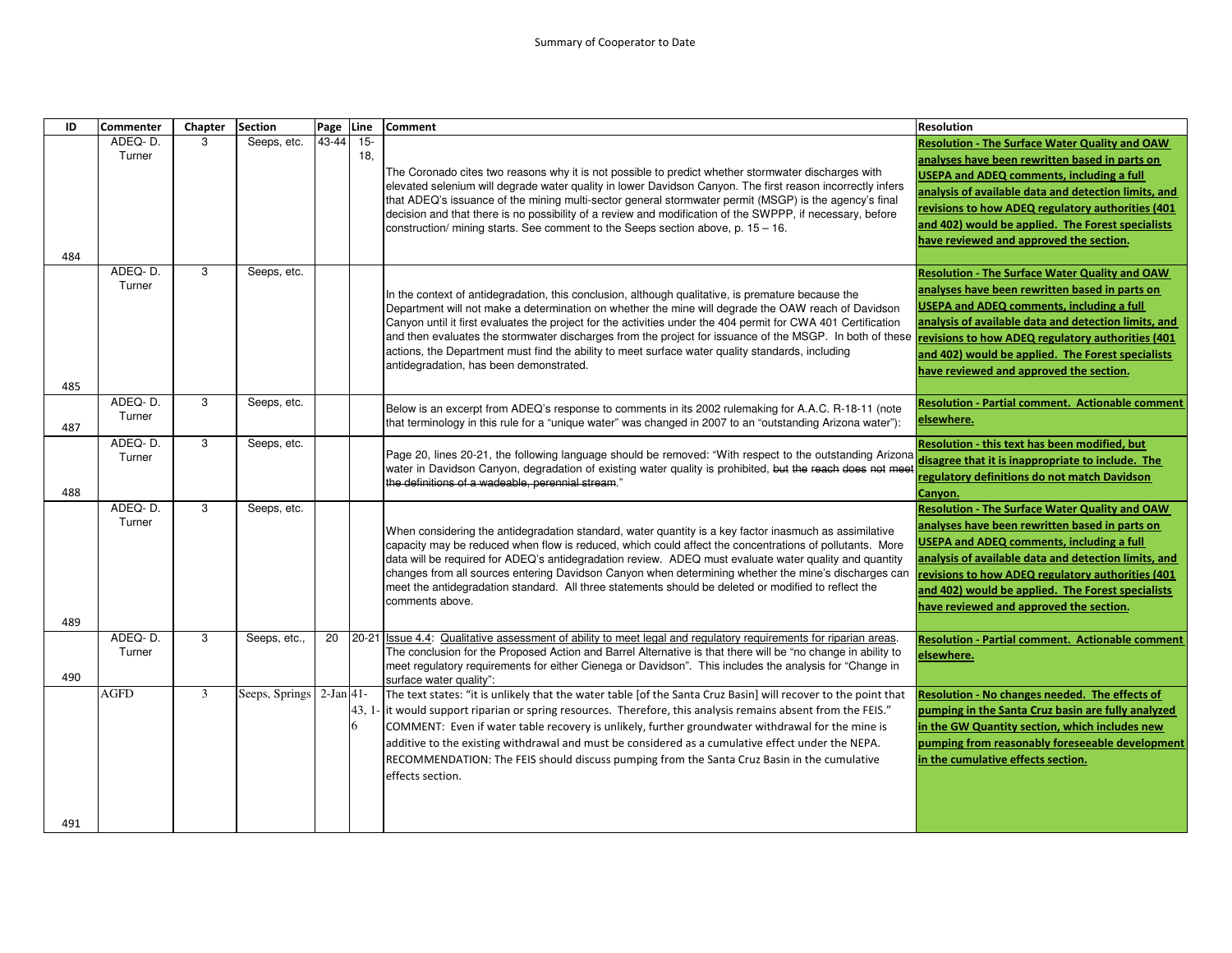Summary of Cooperator to Date

| ID | Commenter | Chapter | Section | Page | Line | Comment | Resolution |
|---|---|---|---|---|---|---|---|
| 484 | ADEQ- D. Turner | 3 | Seeps, etc. | 43-44 | 15-18, | The Coronado cites two reasons why it is not possible to predict whether stormwater discharges with elevated selenium will degrade water quality in lower Davidson Canyon. The first reason incorrectly infers that ADEQ's issuance of the mining multi-sector general stormwater permit (MSGP) is the agency's final decision and that there is no possibility of a review and modification of the SWPPP, if necessary, before construction/ mining starts. See comment to the Seeps section above, p. 15 – 16. | **Resolution - The Surface Water Quality and OAW analyses have been rewritten based in parts on USEPA and ADEQ comments, including a full analysis of available data and detection limits, and revisions to how ADEQ regulatory authorities (401 and 402) would be applied. The Forest specialists have reviewed and approved the section.** |
| 485 | ADEQ- D. Turner | 3 | Seeps, etc. | | | In the context of antidegradation, this conclusion, although qualitative, is premature because the Department will not make a determination on whether the mine will degrade the OAW reach of Davidson Canyon until it first evaluates the project for the activities under the 404 permit for CWA 401 Certification and then evaluates the stormwater discharges from the project for issuance of the MSGP. In both of these actions, the Department must find the ability to meet surface water quality standards, including antidegradation, has been demonstrated. | **Resolution - The Surface Water Quality and OAW analyses have been rewritten based in parts on USEPA and ADEQ comments, including a full analysis of available data and detection limits, and revisions to how ADEQ regulatory authorities (401 and 402) would be applied. The Forest specialists have reviewed and approved the section.** |
| 487 | ADEQ- D. Turner | 3 | Seeps, etc. | | | Below is an excerpt from ADEQ's response to comments in its 2002 rulemaking for A.A.C. R-18-11 (note that terminology in this rule for a "unique water" was changed in 2007 to an "outstanding Arizona water"): | **Resolution - Partial comment. Actionable comment elsewhere.** |
| 488 | ADEQ- D. Turner | 3 | Seeps, etc. | | | Page 20, lines 20-21, the following language should be removed: "With respect to the outstanding Arizona water in Davidson Canyon, degradation of existing water quality is prohibited, ~~but the reach does not meet the definitions of a wadeable, perennial stream~~." | **Resolution - this text has been modified, but disagree that it is inappropriate to include. The regulatory definitions do not match Davidson Canyon.** |
| 489 | ADEQ- D. Turner | 3 | Seeps, etc. | | | When considering the antidegradation standard, water quantity is a key factor inasmuch as assimilative capacity may be reduced when flow is reduced, which could affect the concentrations of pollutants. More data will be required for ADEQ's antidegradation review. ADEQ must evaluate water quality and quantity changes from all sources entering Davidson Canyon when determining whether the mine's discharges can meet the antidegradation standard. All three statements should be deleted or modified to reflect the comments above. | **Resolution - The Surface Water Quality and OAW analyses have been rewritten based in parts on USEPA and ADEQ comments, including a full analysis of available data and detection limits, and revisions to how ADEQ regulatory authorities (401 and 402) would be applied. The Forest specialists have reviewed and approved the section.** |
| 490 | ADEQ- D. Turner | 3 | Seeps, etc., | 20 | 20-21 | Issue 4.4: Qualitative assessment of ability to meet legal and regulatory requirements for riparian areas. The conclusion for the Proposed Action and Barrel Alternative is that there will be "no change in ability to meet regulatory requirements for either Cienega or Davidson". This includes the analysis for "Change in surface water quality": | **Resolution - Partial comment. Actionable comment elsewhere.** |
| 491 | AGFD | 3 | Seeps, Springs | 2-Jan | 41-43, 1-6 | The text states: "it is unlikely that the water table [of the Santa Cruz Basin] will recover to the point that it would support riparian or spring resources. Therefore, this analysis remains absent from the FEIS." COMMENT: Even if water table recovery is unlikely, further groundwater withdrawal for the mine is additive to the existing withdrawal and must be considered as a cumulative effect under the NEPA. RECOMMENDATION: The FEIS should discuss pumping from the Santa Cruz Basin in the cumulative effects section. | **Resolution - No changes needed. The effects of pumping in the Santa Cruz basin are fully analyzed in the GW Quantity section, which includes new pumping from reasonably foreseeable development in the cumulative effects section.** |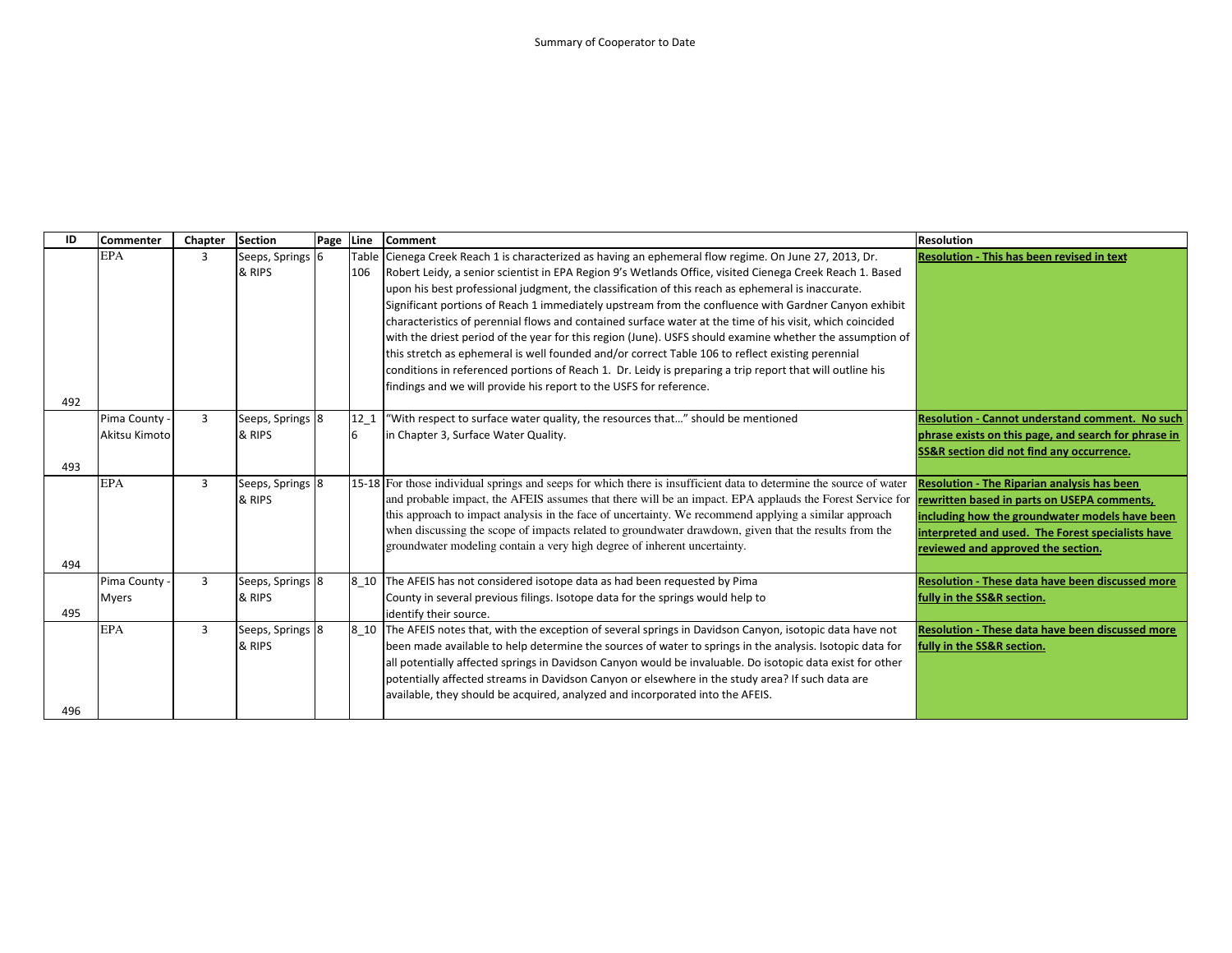Summary of Cooperator to Date

| ID | Commenter | Chapter | Section | Page | Line | Comment | Resolution |
|---|---|---|---|---|---|---|---|
| 492 | EPA | 3 | Seeps, Springs & RIPS | 6 | Table 106 | Cienega Creek Reach 1 is characterized as having an ephemeral flow regime. On June 27, 2013, Dr. Robert Leidy, a senior scientist in EPA Region 9's Wetlands Office, visited Cienega Creek Reach 1. Based upon his best professional judgment, the classification of this reach as ephemeral is inaccurate. Significant portions of Reach 1 immediately upstream from the confluence with Gardner Canyon exhibit characteristics of perennial flows and contained surface water at the time of his visit, which coincided with the driest period of the year for this region (June). USFS should examine whether the assumption of this stretch as ephemeral is well founded and/or correct Table 106 to reflect existing perennial conditions in referenced portions of Reach 1. Dr. Leidy is preparing a trip report that will outline his findings and we will provide his report to the USFS for reference. | **Resolution - This has been revised in text** |
| 493 | Pima County - Akitsu Kimoto | 3 | Seeps, Springs & RIPS | 8 | 12_16 | "With respect to surface water quality, the resources that…" should be mentioned in Chapter 3, Surface Water Quality. | **Resolution - Cannot understand comment. No such phrase exists on this page, and search for phrase in SS&R section did not find any occurrence.** |
| 494 | EPA | 3 | Seeps, Springs & RIPS | 8 | 15-18 | For those individual springs and seeps for which there is insufficient data to determine the source of water and probable impact, the AFEIS assumes that there will be an impact. EPA applauds the Forest Service for this approach to impact analysis in the face of uncertainty. We recommend applying a similar approach when discussing the scope of impacts related to groundwater drawdown, given that the results from the groundwater modeling contain a very high degree of inherent uncertainty. | **Resolution - The Riparian analysis has been rewritten based in parts on USEPA comments, including how the groundwater models have been interpreted and used. The Forest specialists have reviewed and approved the section.** |
| 495 | Pima County - Myers | 3 | Seeps, Springs & RIPS | 8 | 8_10 | The AFEIS has not considered isotope data as had been requested by Pima County in several previous filings. Isotope data for the springs would help to identify their source. | **Resolution - These data have been discussed more fully in the SS&R section.** |
| 496 | EPA | 3 | Seeps, Springs & RIPS | 8 | 8_10 | The AFEIS notes that, with the exception of several springs in Davidson Canyon, isotopic data have not been made available to help determine the sources of water to springs in the analysis. Isotopic data for all potentially affected springs in Davidson Canyon would be invaluable. Do isotopic data exist for other potentially affected streams in Davidson Canyon or elsewhere in the study area? If such data are available, they should be acquired, analyzed and incorporated into the AFEIS. | **Resolution - These data have been discussed more fully in the SS&R section.** |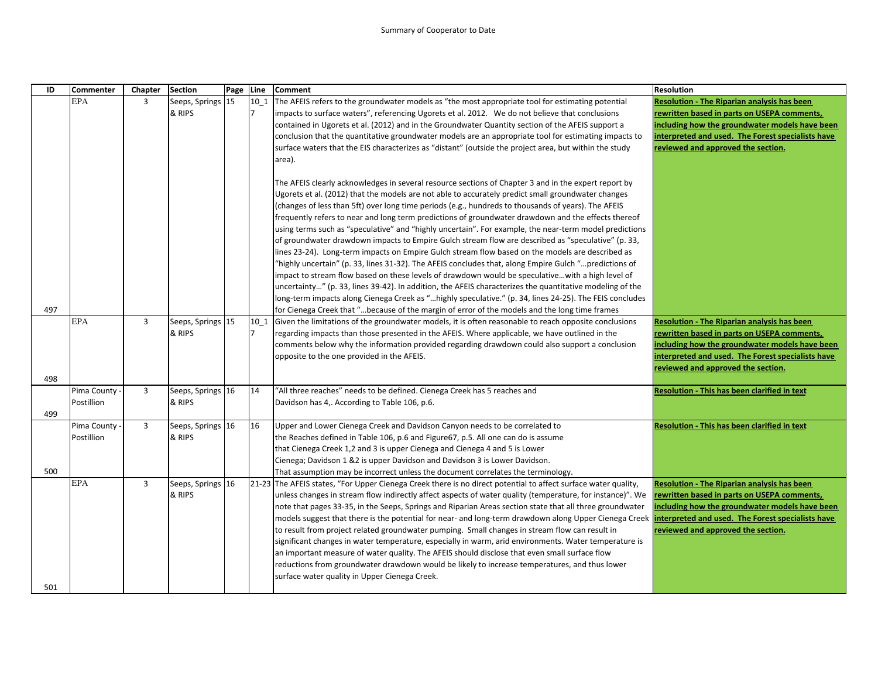Summary of Cooperator to Date

| ID | Commenter | Chapter | Section | Page | Line | Comment | Resolution |
|---|---|---|---|---|---|---|---|
| 497 | EPA | 3 | Seeps, Springs & RIPS | 15 | 10_17 | The AFEIS refers to the groundwater models as "the most appropriate tool for estimating potential impacts to surface waters", referencing Ugorets et al. 2012. We do not believe that conclusions contained in Ugorets et al. (2012) and in the Groundwater Quantity section of the AFEIS support a conclusion that the quantitative groundwater models are an appropriate tool for estimating impacts to surface waters that the EIS characterizes as "distant" (outside the project area, but within the study area).<br><br>The AFEIS clearly acknowledges in several resource sections of Chapter 3 and in the expert report by Ugorets et al. (2012) that the models are not able to accurately predict small groundwater changes (changes of less than 5ft) over long time periods (e.g., hundreds to thousands of years). The AFEIS frequently refers to near and long term predictions of groundwater drawdown and the effects thereof using terms such as "speculative" and "highly uncertain". For example, the near-term model predictions of groundwater drawdown impacts to Empire Gulch stream flow are described as "speculative" (p. 33, lines 23-24). Long-term impacts on Empire Gulch stream flow based on the models are described as "highly uncertain" (p. 33, lines 31-32). The AFEIS concludes that, along Empire Gulch "…predictions of impact to stream flow based on these levels of drawdown would be speculative…with a high level of uncertainty…" (p. 33, lines 39-42). In addition, the AFEIS characterizes the quantitative modeling of the long-term impacts along Cienega Creek as "…highly speculative." (p. 34, lines 24-25). The FEIS concludes for Cienega Creek that "…because of the margin of error of the models and the long time frames | **Resolution - The Riparian analysis has been rewritten based in parts on USEPA comments, including how the groundwater models have been interpreted and used. The Forest specialists have reviewed and approved the section.** |
| 498 | EPA | 3 | Seeps, Springs & RIPS | 15 | 10_17 | Given the limitations of the groundwater models, it is often reasonable to reach opposite conclusions regarding impacts than those presented in the AFEIS. Where applicable, we have outlined in the comments below why the information provided regarding drawdown could also support a conclusion opposite to the one provided in the AFEIS. | **Resolution - The Riparian analysis has been rewritten based in parts on USEPA comments, including how the groundwater models have been interpreted and used. The Forest specialists have reviewed and approved the section.** |
| 499 | Pima County - Postillion | 3 | Seeps, Springs & RIPS | 16 | 14 | "All three reaches" needs to be defined. Cienega Creek has 5 reaches and Davidson has 4,. According to Table 106, p.6. | **Resolution - This has been clarified in text** |
| 500 | Pima County - Postillion | 3 | Seeps, Springs & RIPS | 16 | 16 | Upper and Lower Cienega Creek and Davidson Canyon needs to be correlated to the Reaches defined in Table 106, p.6 and Figure67, p.5. All one can do is assume that Cienega Creek 1,2 and 3 is upper Cienega and Cienega 4 and 5 is Lower Cienega; Davidson 1 &2 is upper Davidson and Davidson 3 is Lower Davidson. That assumption may be incorrect unless the document correlates the terminology. | **Resolution - This has been clarified in text** |
| 501 | EPA | 3 | Seeps, Springs & RIPS | 16 | 21-23 | The AFEIS states, "For Upper Cienega Creek there is no direct potential to affect surface water quality, unless changes in stream flow indirectly affect aspects of water quality (temperature, for instance)". We note that pages 33-35, in the Seeps, Springs and Riparian Areas section state that all three groundwater models suggest that there is the potential for near- and long-term drawdown along Upper Cienega Creek to result from project related groundwater pumping. Small changes in stream flow can result in significant changes in water temperature, especially in warm, arid environments. Water temperature is an important measure of water quality. The AFEIS should disclose that even small surface flow reductions from groundwater drawdown would be likely to increase temperatures, and thus lower surface water quality in Upper Cienega Creek. | **Resolution - The Riparian analysis has been rewritten based in parts on USEPA comments, including how the groundwater models have been interpreted and used. The Forest specialists have reviewed and approved the section.** |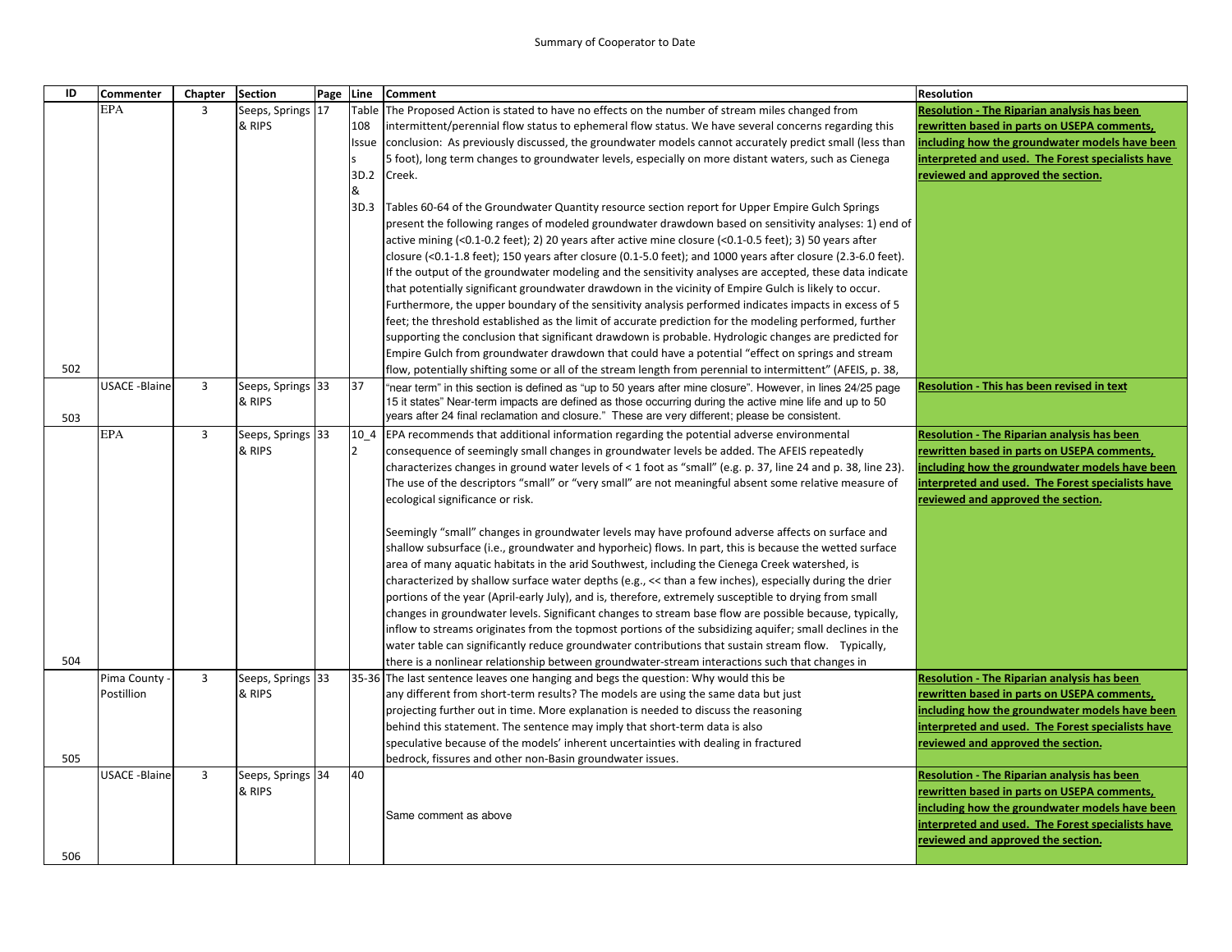Summary of Cooperator to Date

| ID | Commenter | Chapter | Section | Page | Line | Comment | Resolution |
|---|---|---|---|---|---|---|---|
| 502 | EPA | 3 | Seeps, Springs & RIPS | 17 | Table 108 Issues 3D.2 & 3D.3 | The Proposed Action is stated to have no effects on the number of stream miles changed from intermittent/perennial flow status to ephemeral flow status. We have several concerns regarding this conclusion: As previously discussed, the groundwater models cannot accurately predict small (less than 5 foot), long term changes to groundwater levels, especially on more distant waters, such as Cienega Creek.<br><br>Tables 60-64 of the Groundwater Quantity resource section report for Upper Empire Gulch Springs present the following ranges of modeled groundwater drawdown based on sensitivity analyses: 1) end of active mining (<0.1-0.2 feet); 2) 20 years after active mine closure (<0.1-0.5 feet); 3) 50 years after closure (<0.1-1.8 feet); 150 years after closure (0.1-5.0 feet); and 1000 years after closure (2.3-6.0 feet). If the output of the groundwater modeling and the sensitivity analyses are accepted, these data indicate that potentially significant groundwater drawdown in the vicinity of Empire Gulch is likely to occur. Furthermore, the upper boundary of the sensitivity analysis performed indicates impacts in excess of 5 feet; the threshold established as the limit of accurate prediction for the modeling performed, further supporting the conclusion that significant drawdown is probable. Hydrologic changes are predicted for Empire Gulch from groundwater drawdown that could have a potential "effect on springs and stream flow, potentially shifting some or all of the stream length from perennial to intermittent" (AFEIS, p. 38, | **Resolution - The Riparian analysis has been rewritten based in parts on USEPA comments, including how the groundwater models have been interpreted and used. The Forest specialists have reviewed and approved the section.** |
| 503 | USACE -Blaine | 3 | Seeps, Springs & RIPS | 33 | 37 | "near term" in this section is defined as "up to 50 years after mine closure". However, in lines 24/25 page 15 it states" Near-term impacts are defined as those occurring during the active mine life and up to 50 years after 24 final reclamation and closure." These are very different; please be consistent. | **Resolution - This has been revised in text** |
| 504 | EPA | 3 | Seeps, Springs & RIPS | 33 | 10_42 | EPA recommends that additional information regarding the potential adverse environmental consequence of seemingly small changes in groundwater levels be added. The AFEIS repeatedly characterizes changes in ground water levels of < 1 foot as "small" (e.g. p. 37, line 24 and p. 38, line 23). The use of the descriptors "small" or "very small" are not meaningful absent some relative measure of ecological significance or risk.<br><br>Seemingly "small" changes in groundwater levels may have profound adverse affects on surface and shallow subsurface (i.e., groundwater and hyporheic) flows. In part, this is because the wetted surface area of many aquatic habitats in the arid Southwest, including the Cienega Creek watershed, is characterized by shallow surface water depths (e.g., << than a few inches), especially during the drier portions of the year (April-early July), and is, therefore, extremely susceptible to drying from small changes in groundwater levels. Significant changes to stream base flow are possible because, typically, inflow to streams originates from the topmost portions of the subsidizing aquifer; small declines in the water table can significantly reduce groundwater contributions that sustain stream flow. Typically, there is a nonlinear relationship between groundwater-stream interactions such that changes in | **Resolution - The Riparian analysis has been rewritten based in parts on USEPA comments, including how the groundwater models have been interpreted and used. The Forest specialists have reviewed and approved the section.** |
| 505 | Pima County - Postillion | 3 | Seeps, Springs & RIPS | 33 | 35-36 | The last sentence leaves one hanging and begs the question: Why would this be any different from short-term results? The models are using the same data but just projecting further out in time. More explanation is needed to discuss the reasoning behind this statement. The sentence may imply that short-term data is also speculative because of the models' inherent uncertainties with dealing in fractured bedrock, fissures and other non-Basin groundwater issues. | **Resolution - The Riparian analysis has been rewritten based in parts on USEPA comments, including how the groundwater models have been interpreted and used. The Forest specialists have reviewed and approved the section.** |
| 506 | USACE -Blaine | 3 | Seeps, Springs & RIPS | 34 | 40 | Same comment as above | **Resolution - The Riparian analysis has been rewritten based in parts on USEPA comments, including how the groundwater models have been interpreted and used. The Forest specialists have reviewed and approved the section.** |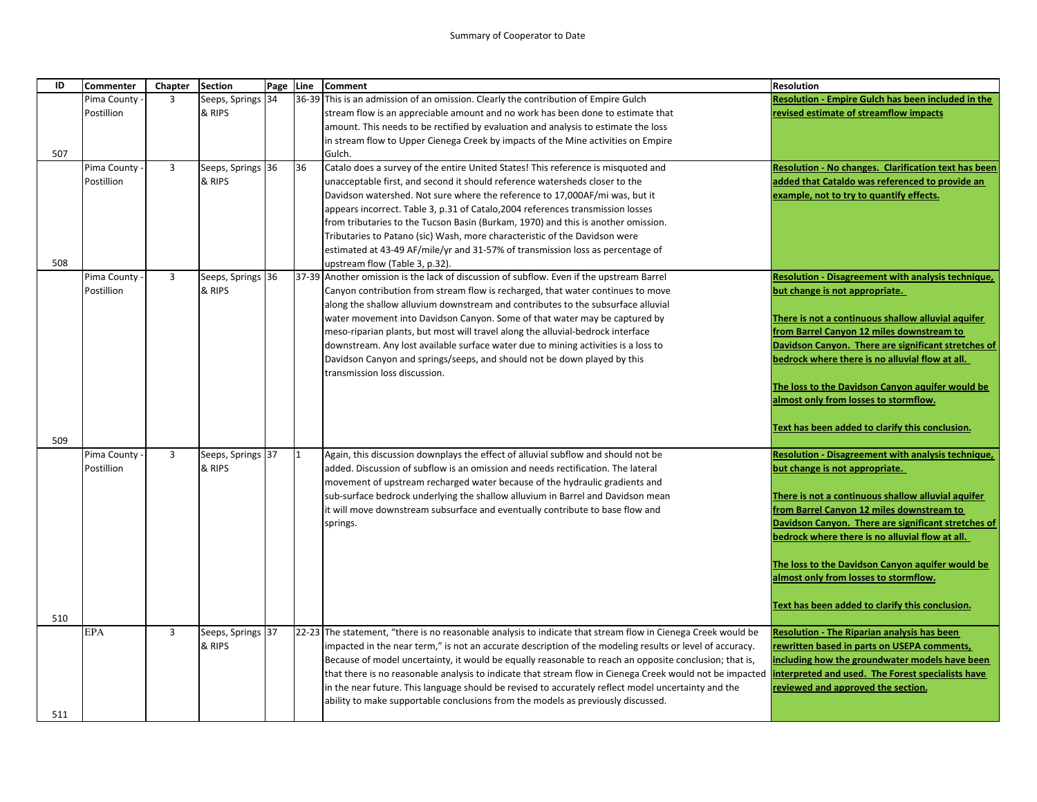| ID | Commenter | Chapter | Section | Page | Line | Comment | Resolution |
|---|---|---|---|---|---|---|---|
| 507 | Pima County - Postillion | 3 | Seeps, Springs & RIPS | 34 | 36-39 | This is an admission of an omission. Clearly the contribution of Empire Gulch stream flow is an appreciable amount and no work has been done to estimate that amount. This needs to be rectified by evaluation and analysis to estimate the loss in stream flow to Upper Cienega Creek by impacts of the Mine activities on Empire Gulch. | **Resolution - Empire Gulch has been included in the revised estimate of streamflow impacts** |
| 508 | Pima County - Postillion | 3 | Seeps, Springs & RIPS | 36 | 36 | Catalo does a survey of the entire United States! This reference is misquoted and unacceptable first, and second it should reference watersheds closer to the Davidson watershed. Not sure where the reference to 17,000AF/mi was, but it appears incorrect. Table 3, p.31 of Catalo,2004 references transmission losses from tributaries to the Tucson Basin (Burkam, 1970) and this is another omission. Tributaries to Patano (sic) Wash, more characteristic of the Davidson were estimated at 43-49 AF/mile/yr and 31-57% of transmission loss as percentage of upstream flow (Table 3, p.32). | **Resolution - No changes. Clarification text has been added that Cataldo was referenced to provide an example, not to try to quantify effects.** |
| 509 | Pima County - Postillion | 3 | Seeps, Springs & RIPS | 36 | 37-39 | Another omission is the lack of discussion of subflow. Even if the upstream Barrel Canyon contribution from stream flow is recharged, that water continues to move along the shallow alluvium downstream and contributes to the subsurface alluvial water movement into Davidson Canyon. Some of that water may be captured by meso-riparian plants, but most will travel along the alluvial-bedrock interface downstream. Any lost available surface water due to mining activities is a loss to Davidson Canyon and springs/seeps, and should not be down played by this transmission loss discussion. | **Resolution - Disagreement with analysis technique, but change is not appropriate.** <br><br> **There is not a continuous shallow alluvial aquifer from Barrel Canyon 12 miles downstream to Davidson Canyon. There are significant stretches of bedrock where there is no alluvial flow at all.** <br><br> **The loss to the Davidson Canyon aquifer would be almost only from losses to stormflow.** <br><br> **Text has been added to clarify this conclusion.** |
| 510 | Pima County - Postillion | 3 | Seeps, Springs & RIPS | 37 | 1 | Again, this discussion downplays the effect of alluvial subflow and should not be added. Discussion of subflow is an omission and needs rectification. The lateral movement of upstream recharged water because of the hydraulic gradients and sub-surface bedrock underlying the shallow alluvium in Barrel and Davidson mean it will move downstream subsurface and eventually contribute to base flow and springs. | **Resolution - Disagreement with analysis technique, but change is not appropriate.** <br><br> **There is not a continuous shallow alluvial aquifer from Barrel Canyon 12 miles downstream to Davidson Canyon. There are significant stretches of bedrock where there is no alluvial flow at all.** <br><br> **The loss to the Davidson Canyon aquifer would be almost only from losses to stormflow.** <br><br> **Text has been added to clarify this conclusion.** |
| 511 | EPA | 3 | Seeps, Springs & RIPS | 37 | 22-23 | The statement, "there is no reasonable analysis to indicate that stream flow in Cienega Creek would be impacted in the near term," is not an accurate description of the modeling results or level of accuracy. Because of model uncertainty, it would be equally reasonable to reach an opposite conclusion; that is, that there is no reasonable analysis to indicate that stream flow in Cienega Creek would not be impacted in the near future. This language should be revised to accurately reflect model uncertainty and the ability to make supportable conclusions from the models as previously discussed. | **Resolution - The Riparian analysis has been rewritten based in parts on USEPA comments, including how the groundwater models have been interpreted and used. The Forest specialists have reviewed and approved the section.** |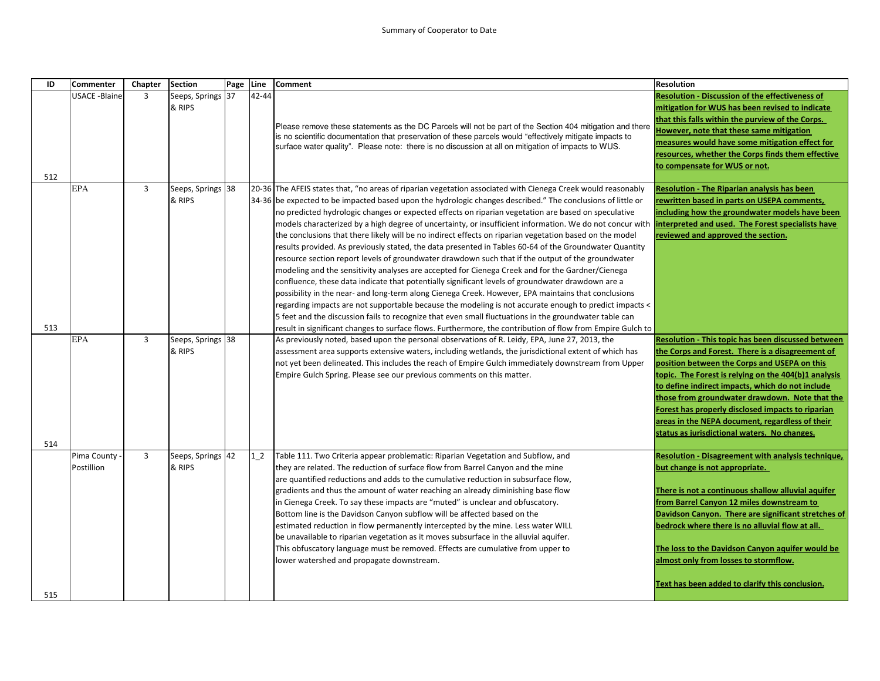Summary of Cooperator to Date

| ID | Commenter | Chapter | Section | Page | Line | Comment | Resolution |
|---|---|---|---|---|---|---|---|
| 512 | USACE -Blaine | 3 | Seeps, Springs & RIPS | 37 | 42-44 | Please remove these statements as the DC Parcels will not be part of the Section 404 mitigation and there is no scientific documentation that preservation of these parcels would "effectively mitigate impacts to surface water quality". Please note: there is no discussion at all on mitigation of impacts to WUS. | **Resolution - Discussion of the effectiveness of mitigation for WUS has been revised to indicate that this falls within the purview of the Corps. However, note that these same mitigation measures would have some mitigation effect for resources, whether the Corps finds them effective to compensate for WUS or not.** |
| 513 | EPA | 3 | Seeps, Springs & RIPS | 38 | 20-36 34-36 | The AFEIS states that, "no areas of riparian vegetation associated with Cienega Creek would reasonably be expected to be impacted based upon the hydrologic changes described." The conclusions of little or no predicted hydrologic changes or expected effects on riparian vegetation are based on speculative models characterized by a high degree of uncertainty, or insufficient information. We do not concur with the conclusions that there likely will be no indirect effects on riparian vegetation based on the model results provided. As previously stated, the data presented in Tables 60-64 of the Groundwater Quantity resource section report levels of groundwater drawdown such that if the output of the groundwater modeling and the sensitivity analyses are accepted for Cienega Creek and for the Gardner/Cienega confluence, these data indicate that potentially significant levels of groundwater drawdown are a possibility in the near- and long-term along Cienega Creek. However, EPA maintains that conclusions regarding impacts are not supportable because the modeling is not accurate enough to predict impacts < 5 feet and the discussion fails to recognize that even small fluctuations in the groundwater table can result in significant changes to surface flows. Furthermore, the contribution of flow from Empire Gulch to | **Resolution - The Riparian analysis has been rewritten based in parts on USEPA comments, including how the groundwater models have been interpreted and used. The Forest specialists have reviewed and approved the section.** |
| 514 | EPA | 3 | Seeps, Springs & RIPS | 38 | | As previously noted, based upon the personal observations of R. Leidy, EPA, June 27, 2013, the assessment area supports extensive waters, including wetlands, the jurisdictional extent of which has not yet been delineated. This includes the reach of Empire Gulch immediately downstream from Upper Empire Gulch Spring. Please see our previous comments on this matter. | **Resolution - This topic has been discussed between the Corps and Forest. There is a disagreement of position between the Corps and USEPA on this topic. The Forest is relying on the 404(b)1 analysis to define indirect impacts, which do not include those from groundwater drawdown. Note that the Forest has properly disclosed impacts to riparian areas in the NEPA document, regardless of their status as jurisdictional waters. No changes.** |
| 515 | Pima County - Postillion | 3 | Seeps, Springs & RIPS | 42 | 1_2 | Table 111. Two Criteria appear problematic: Riparian Vegetation and Subflow, and they are related. The reduction of surface flow from Barrel Canyon and the mine are quantified reductions and adds to the cumulative reduction in subsurface flow, gradients and thus the amount of water reaching an already diminishing base flow in Cienega Creek. To say these impacts are "muted" is unclear and obfuscatory. Bottom line is the Davidson Canyon subflow will be affected based on the estimated reduction in flow permanently intercepted by the mine. Less water WILL be unavailable to riparian vegetation as it moves subsurface in the alluvial aquifer. This obfuscatory language must be removed. Effects are cumulative from upper to lower watershed and propagate downstream. | **Resolution - Disagreement with analysis technique, but change is not appropriate.** <br><br> **There is not a continuous shallow alluvial aquifer from Barrel Canyon 12 miles downstream to Davidson Canyon. There are significant stretches of bedrock where there is no alluvial flow at all.** <br><br> **The loss to the Davidson Canyon aquifer would be almost only from losses to stormflow.** <br><br> **Text has been added to clarify this conclusion.** |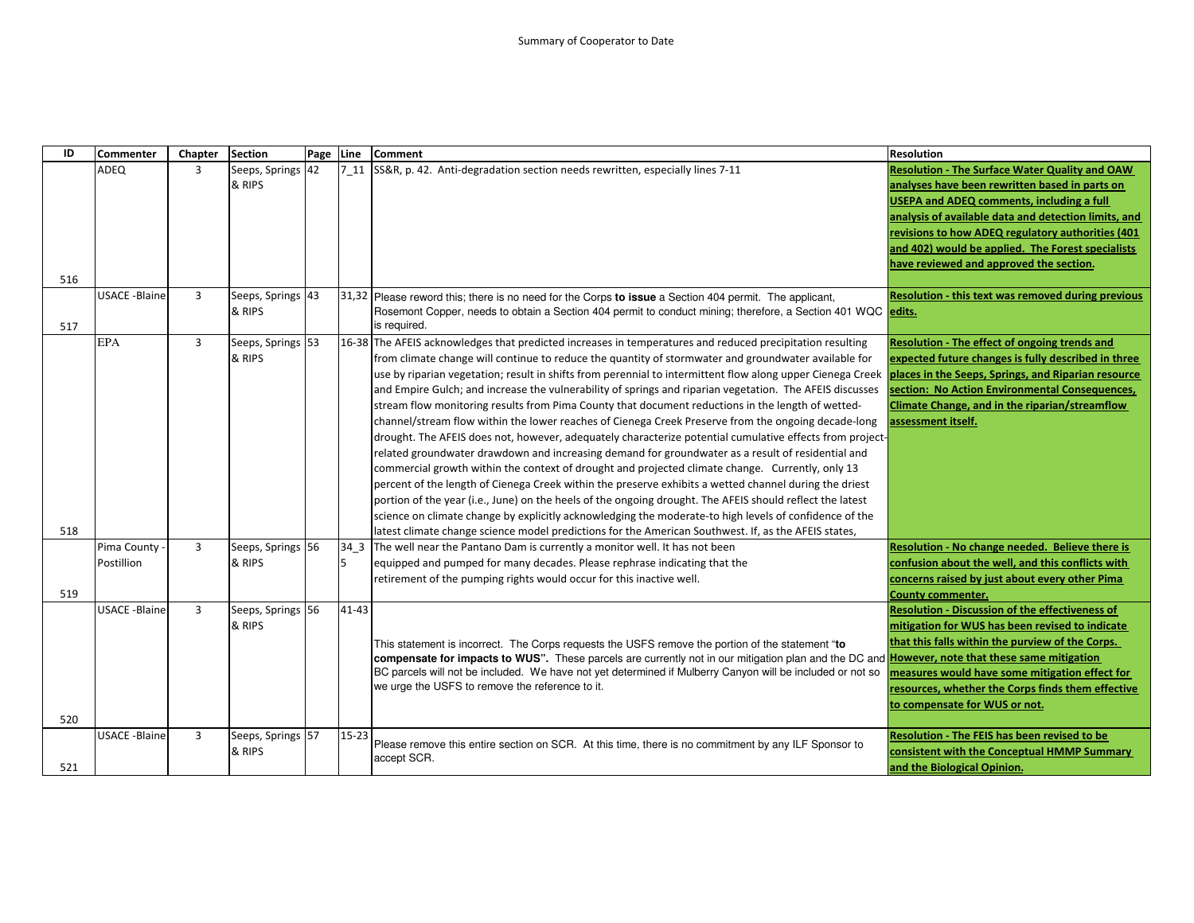Summary of Cooperator to Date

| ID | Commenter | Chapter | Section | Page | Line | Comment | Resolution |
|---|---|---|---|---|---|---|---|
| 516 | ADEQ | 3 | Seeps, Springs & RIPS | 42 | 7_11 | SS&R, p. 42. Anti-degradation section needs rewritten, especially lines 7-11 | **Resolution - The Surface Water Quality and OAW analyses have been rewritten based in parts on USEPA and ADEQ comments, including a full analysis of available data and detection limits, and revisions to how ADEQ regulatory authorities (401 and 402) would be applied. The Forest specialists have reviewed and approved the section.** |
| 517 | USACE -Blaine | 3 | Seeps, Springs & RIPS | 43 | 31,32 | Please reword this; there is no need for the Corps **to issue** a Section 404 permit. The applicant, Rosemont Copper, needs to obtain a Section 404 permit to conduct mining; therefore, a Section 401 WQC is required. | **Resolution - this text was removed during previous edits.** |
| 518 | EPA | 3 | Seeps, Springs & RIPS | 53 | 16-38 | The AFEIS acknowledges that predicted increases in temperatures and reduced precipitation resulting from climate change will continue to reduce the quantity of stormwater and groundwater available for use by riparian vegetation; result in shifts from perennial to intermittent flow along upper Cienega Creek and Empire Gulch; and increase the vulnerability of springs and riparian vegetation. The AFEIS discusses stream flow monitoring results from Pima County that document reductions in the length of wetted-channel/stream flow within the lower reaches of Cienega Creek Preserve from the ongoing decade-long drought. The AFEIS does not, however, adequately characterize potential cumulative effects from project-related groundwater drawdown and increasing demand for groundwater as a result of residential and commercial growth within the context of drought and projected climate change. Currently, only 13 percent of the length of Cienega Creek within the preserve exhibits a wetted channel during the driest portion of the year (i.e., June) on the heels of the ongoing drought. The AFEIS should reflect the latest science on climate change by explicitly acknowledging the moderate-to high levels of confidence of the latest climate change science model predictions for the American Southwest. If, as the AFEIS states, | **Resolution - The effect of ongoing trends and expected future changes is fully described in three places in the Seeps, Springs, and Riparian resource section: No Action Environmental Consequences, Climate Change, and in the riparian/streamflow assessment itself.** |
| 519 | Pima County - Postillion | 3 | Seeps, Springs & RIPS | 56 | 34_35 | The well near the Pantano Dam is currently a monitor well. It has not been equipped and pumped for many decades. Please rephrase indicating that the retirement of the pumping rights would occur for this inactive well. | **Resolution - No change needed. Believe there is confusion about the well, and this conflicts with concerns raised by just about every other Pima County commenter.** |
| 520 | USACE -Blaine | 3 | Seeps, Springs & RIPS | 56 | 41-43 | This statement is incorrect. The Corps requests the USFS remove the portion of the statement "**to compensate for impacts to WUS".** These parcels are currently not in our mitigation plan and the DC and BC parcels will not be included. We have not yet determined if Mulberry Canyon will be included or not so we urge the USFS to remove the reference to it. | **Resolution - Discussion of the effectiveness of mitigation for WUS has been revised to indicate that this falls within the purview of the Corps. However, note that these same mitigation measures would have some mitigation effect for resources, whether the Corps finds them effective to compensate for WUS or not.** |
| 521 | USACE -Blaine | 3 | Seeps, Springs & RIPS | 57 | 15-23 | Please remove this entire section on SCR. At this time, there is no commitment by any ILF Sponsor to accept SCR. | **Resolution - The FEIS has been revised to be consistent with the Conceptual HMMP Summary and the Biological Opinion.** |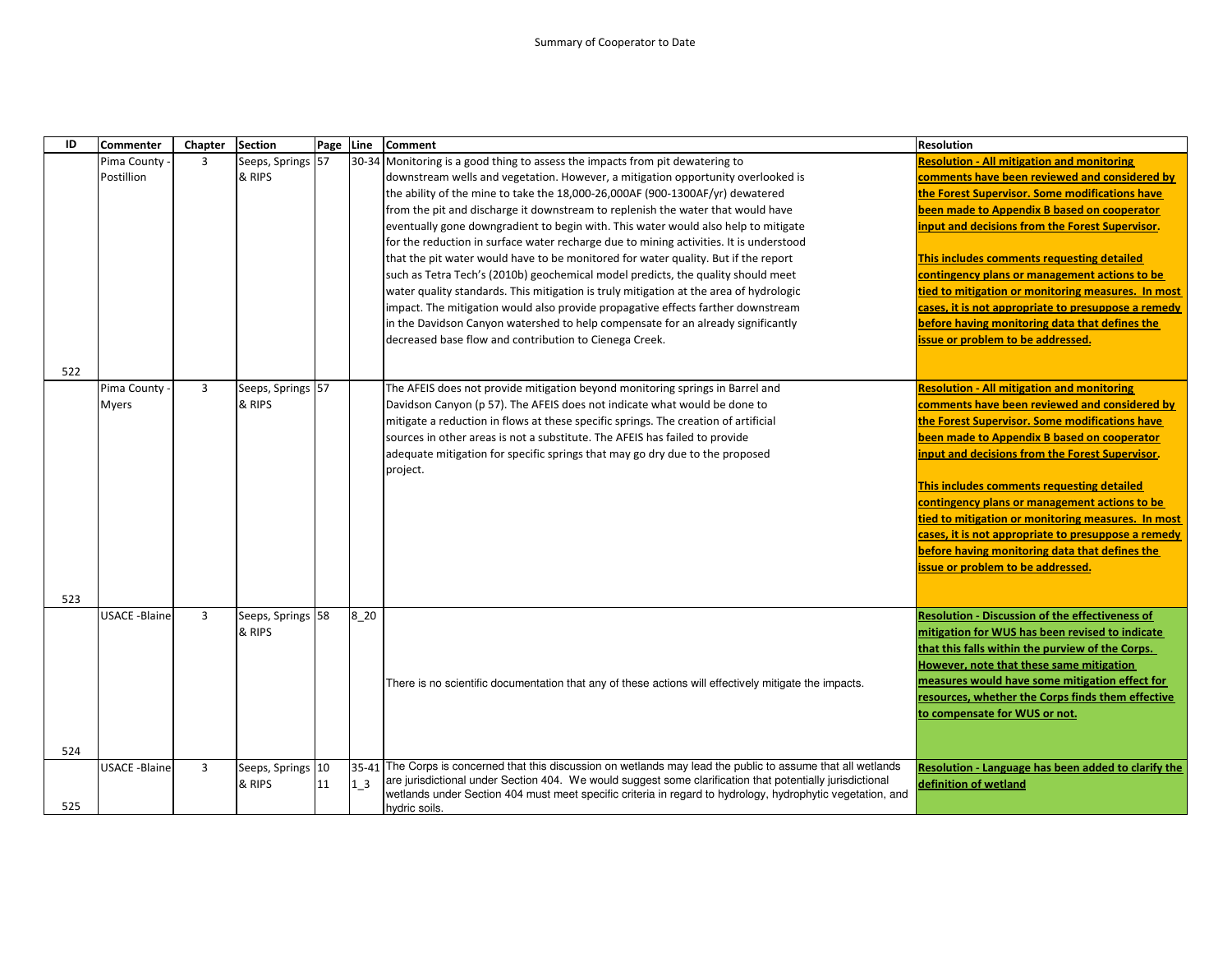Summary of Cooperator to Date

| ID | Commenter | Chapter | Section | Page | Line | Comment | Resolution |
|---|---|---|---|---|---|---|---|
| 522 | Pima County - Postillion | 3 | Seeps, Springs & RIPS | 57 | 30-34 | Monitoring is a good thing to assess the impacts from pit dewatering to downstream wells and vegetation. However, a mitigation opportunity overlooked is the ability of the mine to take the 18,000-26,000AF (900-1300AF/yr) dewatered from the pit and discharge it downstream to replenish the water that would have eventually gone downgradient to begin with. This water would also help to mitigate for the reduction in surface water recharge due to mining activities. It is understood that the pit water would have to be monitored for water quality. But if the report such as Tetra Tech's (2010b) geochemical model predicts, the quality should meet water quality standards. This mitigation is truly mitigation at the area of hydrologic impact. The mitigation would also provide propagative effects farther downstream in the Davidson Canyon watershed to help compensate for an already significantly decreased base flow and contribution to Cienega Creek. | **Resolution - All mitigation and monitoring comments have been reviewed and considered by the Forest Supervisor. Some modifications have been made to Appendix B based on cooperator input and decisions from the Forest Supervisor.** <br><br> **This includes comments requesting detailed contingency plans or management actions to be tied to mitigation or monitoring measures. In most cases, it is not appropriate to presuppose a remedy before having monitoring data that defines the issue or problem to be addressed.** |
| 523 | Pima County - Myers | 3 | Seeps, Springs & RIPS | 57 | | The AFEIS does not provide mitigation beyond monitoring springs in Barrel and Davidson Canyon (p 57). The AFEIS does not indicate what would be done to mitigate a reduction in flows at these specific springs. The creation of artificial sources in other areas is not a substitute. The AFEIS has failed to provide adequate mitigation for specific springs that may go dry due to the proposed project. | **Resolution - All mitigation and monitoring comments have been reviewed and considered by the Forest Supervisor. Some modifications have been made to Appendix B based on cooperator input and decisions from the Forest Supervisor.** <br><br> **This includes comments requesting detailed contingency plans or management actions to be tied to mitigation or monitoring measures. In most cases, it is not appropriate to presuppose a remedy before having monitoring data that defines the issue or problem to be addressed.** |
| 524 | USACE -Blaine | 3 | Seeps, Springs & RIPS | 58 | 8_20 | There is no scientific documentation that any of these actions will effectively mitigate the impacts. | **Resolution - Discussion of the effectiveness of mitigation for WUS has been revised to indicate that this falls within the purview of the Corps. However, note that these same mitigation measures would have some mitigation effect for resources, whether the Corps finds them effective to compensate for WUS or not.** |
| 525 | USACE -Blaine | 3 | Seeps, Springs & RIPS | 10<br>11 | 35-41<br>1_3 | The Corps is concerned that this discussion on wetlands may lead the public to assume that all wetlands are jurisdictional under Section 404. We would suggest some clarification that potentially jurisdictional wetlands under Section 404 must meet specific criteria in regard to hydrology, hydrophytic vegetation, and hydric soils. | **Resolution - Language has been added to clarify the definition of wetland** |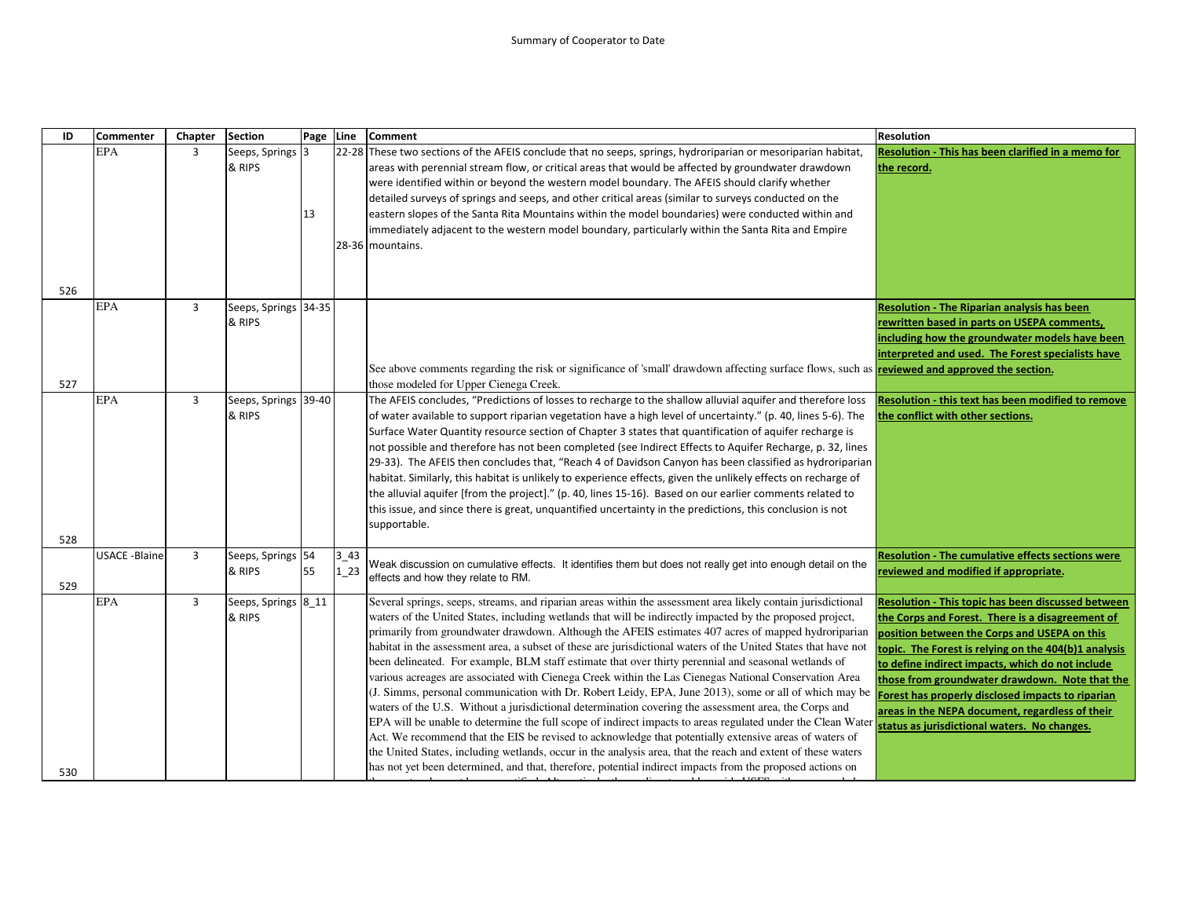Summary of Cooperator to Date

| ID | Commenter | Chapter | Section | Page | Line | Comment | Resolution |
|---|---|---|---|---|---|---|---|
| 526 | EPA | 3 | Seeps, Springs & RIPS | 3<br><br>13 | 22-28<br><br>28-36 | These two sections of the AFEIS conclude that no seeps, springs, hydroriparian or mesoriparian habitat, areas with perennial stream flow, or critical areas that would be affected by groundwater drawdown were identified within or beyond the western model boundary. The AFEIS should clarify whether detailed surveys of springs and seeps, and other critical areas (similar to surveys conducted on the eastern slopes of the Santa Rita Mountains within the model boundaries) were conducted within and immediately adjacent to the western model boundary, particularly within the Santa Rita and Empire mountains. | **Resolution - This has been clarified in a memo for the record.** |
| 527 | EPA | 3 | Seeps, Springs & RIPS | 34-35 | | See above comments regarding the risk or significance of 'small' drawdown affecting surface flows, such as those modeled for Upper Cienega Creek. | **Resolution - The Riparian analysis has been rewritten based in parts on USEPA comments, including how the groundwater models have been interpreted and used. The Forest specialists have reviewed and approved the section.** |
| 528 | EPA | 3 | Seeps, Springs & RIPS | 39-40 | | The AFEIS concludes, "Predictions of losses to recharge to the shallow alluvial aquifer and therefore loss of water available to support riparian vegetation have a high level of uncertainty." (p. 40, lines 5-6). The Surface Water Quantity resource section of Chapter 3 states that quantification of aquifer recharge is not possible and therefore has not been completed (see Indirect Effects to Aquifer Recharge, p. 32, lines 29-33). The AFEIS then concludes that, "Reach 4 of Davidson Canyon has been classified as hydroriparian habitat. Similarly, this habitat is unlikely to experience effects, given the unlikely effects on recharge of the alluvial aquifer [from the project]." (p. 40, lines 15-16). Based on our earlier comments related to this issue, and since there is great, unquantified uncertainty in the predictions, this conclusion is not supportable. | **Resolution - this text has been modified to remove the conflict with other sections.** |
| 529 | USACE -Blaine | 3 | Seeps, Springs & RIPS | 54<br>55 | 3_43<br>1_23 | Weak discussion on cumulative effects. It identifies them but does not really get into enough detail on the effects and how they relate to RM. | **Resolution - The cumulative effects sections were reviewed and modified if appropriate.** |
| 530 | EPA | 3 | Seeps, Springs & RIPS | 8_11 | | Several springs, seeps, streams, and riparian areas within the assessment area likely contain jurisdictional waters of the United States, including wetlands that will be indirectly impacted by the proposed project, primarily from groundwater drawdown. Although the AFEIS estimates 407 acres of mapped hydroriparian habitat in the assessment area, a subset of these are jurisdictional waters of the United States that have not been delineated. For example, BLM staff estimate that over thirty perennial and seasonal wetlands of various acreages are associated with Cienega Creek within the Las Cienegas National Conservation Area (J. Simms, personal communication with Dr. Robert Leidy, EPA, June 2013), some or all of which may be waters of the U.S. Without a jurisdictional determination covering the assessment area, the Corps and EPA will be unable to determine the full scope of indirect impacts to areas regulated under the Clean Water Act. We recommend that the EIS be revised to acknowledge that potentially extensive areas of waters of the United States, including wetlands, occur in the analysis area, that the reach and extent of these waters has not yet been determined, and that, therefore, potential indirect impacts from the proposed actions on | **Resolution - This topic has been discussed between the Corps and Forest. There is a disagreement of position between the Corps and USEPA on this topic. The Forest is relying on the 404(b)1 analysis to define indirect impacts, which do not include those from groundwater drawdown. Note that the Forest has properly disclosed impacts to riparian areas in the NEPA document, regardless of their status as jurisdictional waters. No changes.** |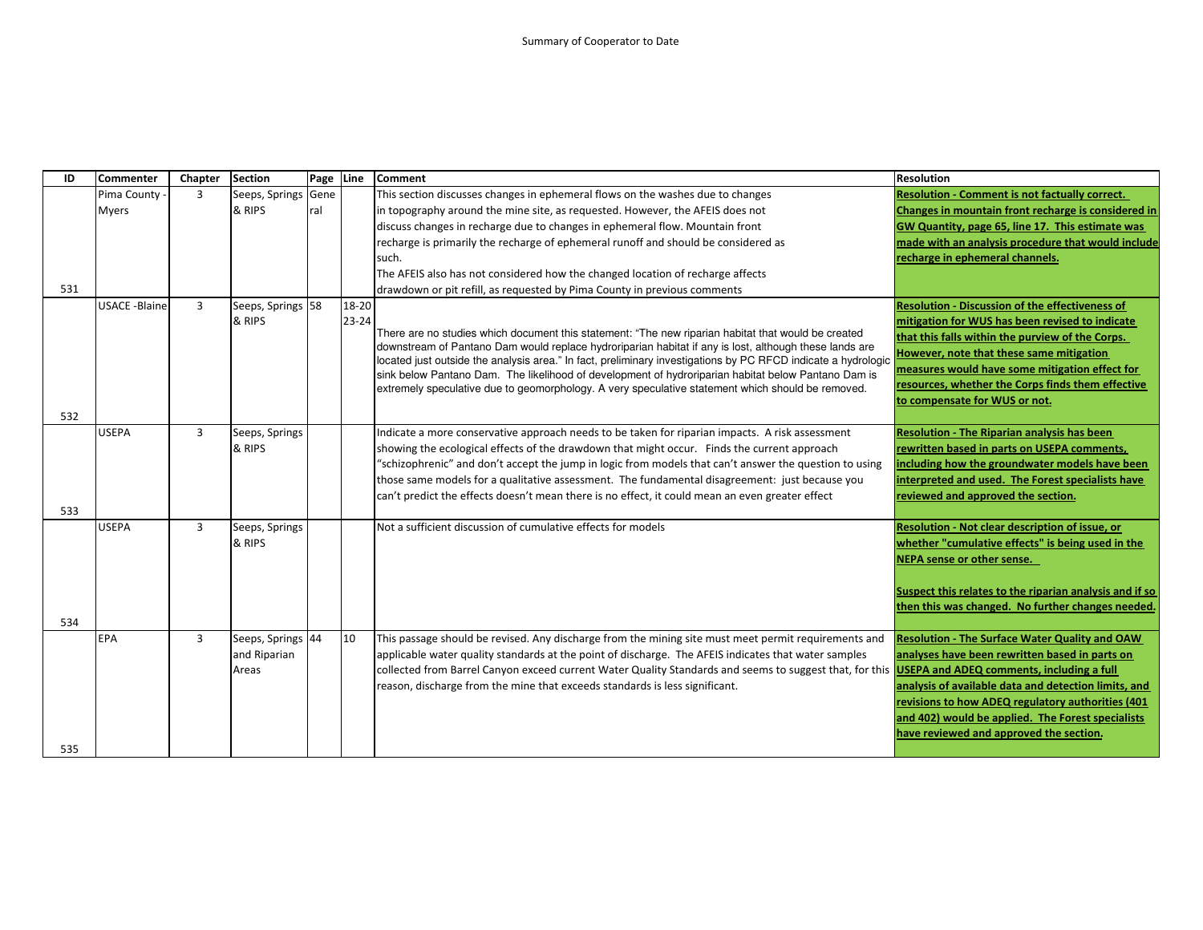Summary of Cooperator to Date

| ID | Commenter | Chapter | Section | Page | Line | Comment | Resolution |
|---|---|---|---|---|---|---|---|
| 531 | Pima County - Myers | 3 | Seeps, Springs & RIPS | General | | This section discusses changes in ephemeral flows on the washes due to changes in topography around the mine site, as requested. However, the AFEIS does not discuss changes in recharge due to changes in ephemeral flow. Mountain front recharge is primarily the recharge of ephemeral runoff and should be considered as such. The AFEIS also has not considered how the changed location of recharge affects drawdown or pit refill, as requested by Pima County in previous comments | **Resolution - Comment is not factually correct. Changes in mountain front recharge is considered in GW Quantity, page 65, line 17. This estimate was made with an analysis procedure that would include recharge in ephemeral channels.** |
| 532 | USACE -Blaine | 3 | Seeps, Springs & RIPS | 58 | 18-20 23-24 | There are no studies which document this statement: "The new riparian habitat that would be created downstream of Pantano Dam would replace hydroriparian habitat if any is lost, although these lands are located just outside the analysis area." In fact, preliminary investigations by PC RFCD indicate a hydrologic sink below Pantano Dam. The likelihood of development of hydroriparian habitat below Pantano Dam is extremely speculative due to geomorphology. A very speculative statement which should be removed. | **Resolution - Discussion of the effectiveness of mitigation for WUS has been revised to indicate that this falls within the purview of the Corps. However, note that these same mitigation measures would have some mitigation effect for resources, whether the Corps finds them effective to compensate for WUS or not.** |
| 533 | USEPA | 3 | Seeps, Springs & RIPS | | | Indicate a more conservative approach needs to be taken for riparian impacts. A risk assessment showing the ecological effects of the drawdown that might occur. Finds the current approach "schizophrenic" and don't accept the jump in logic from models that can't answer the question to using those same models for a qualitative assessment. The fundamental disagreement: just because you can't predict the effects doesn't mean there is no effect, it could mean an even greater effect | **Resolution - The Riparian analysis has been rewritten based in parts on USEPA comments, including how the groundwater models have been interpreted and used. The Forest specialists have reviewed and approved the section.** |
| 534 | USEPA | 3 | Seeps, Springs & RIPS | | | Not a sufficient discussion of cumulative effects for models | **Resolution - Not clear description of issue, or whether "cumulative effects" is being used in the NEPA sense or other sense.**<br><br>**Suspect this relates to the riparian analysis and if so then this was changed. No further changes needed.** |
| 535 | EPA | 3 | Seeps, Springs and Riparian Areas | 44 | 10 | This passage should be revised. Any discharge from the mining site must meet permit requirements and applicable water quality standards at the point of discharge. The AFEIS indicates that water samples collected from Barrel Canyon exceed current Water Quality Standards and seems to suggest that, for this reason, discharge from the mine that exceeds standards is less significant. | **Resolution - The Surface Water Quality and OAW analyses have been rewritten based in parts on USEPA and ADEQ comments, including a full analysis of available data and detection limits, and revisions to how ADEQ regulatory authorities (401 and 402) would be applied. The Forest specialists have reviewed and approved the section.** |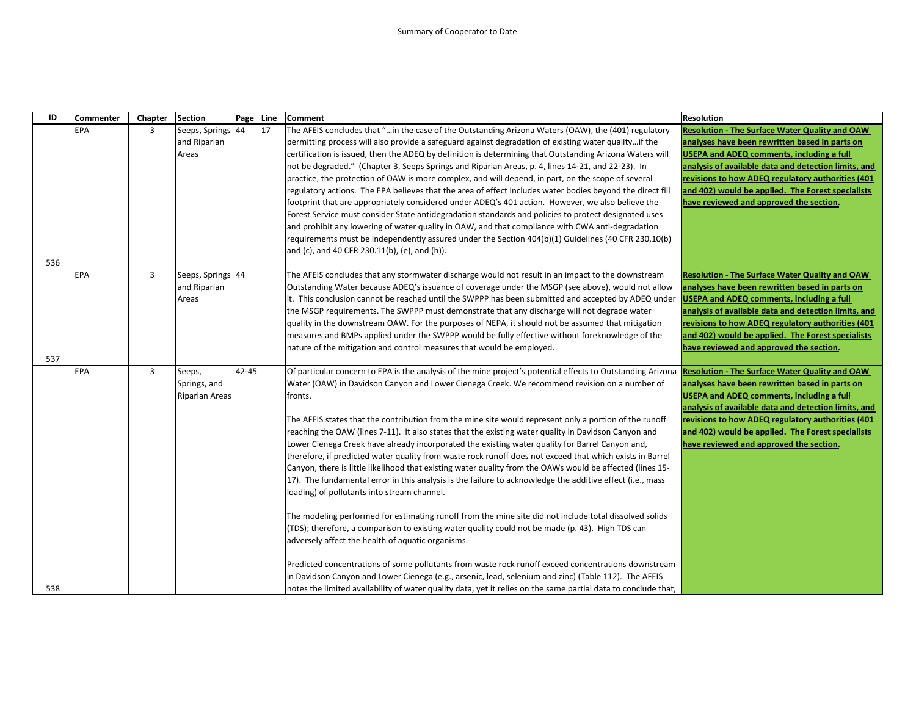Summary of Cooperator to Date

| ID | Commenter | Chapter | Section | Page | Line | Comment | Resolution |
|---|---|---|---|---|---|---|---|
| 536 | EPA | 3 | Seeps, Springs and Riparian Areas | 44 | 17 | The AFEIS concludes that "…in the case of the Outstanding Arizona Waters (OAW), the (401) regulatory permitting process will also provide a safeguard against degradation of existing water quality…if the certification is issued, then the ADEQ by definition is determining that Outstanding Arizona Waters will not be degraded." (Chapter 3, Seeps Springs and Riparian Areas, p. 4, lines 14-21, and 22-23). In practice, the protection of OAW is more complex, and will depend, in part, on the scope of several regulatory actions. The EPA believes that the area of effect includes water bodies beyond the direct fill footprint that are appropriately considered under ADEQ's 401 action. However, we also believe the Forest Service must consider State antidegradation standards and policies to protect designated uses and prohibit any lowering of water quality in OAW, and that compliance with CWA anti-degradation requirements must be independently assured under the Section 404(b)(1) Guidelines (40 CFR 230.10(b) and (c), and 40 CFR 230.11(b), (e), and (h)). | **Resolution - The Surface Water Quality and OAW analyses have been rewritten based in parts on USEPA and ADEQ comments, including a full analysis of available data and detection limits, and revisions to how ADEQ regulatory authorities (401 and 402) would be applied. The Forest specialists have reviewed and approved the section.** |
| 537 | EPA | 3 | Seeps, Springs and Riparian Areas | 44 | | The AFEIS concludes that any stormwater discharge would not result in an impact to the downstream Outstanding Water because ADEQ's issuance of coverage under the MSGP (see above), would not allow it. This conclusion cannot be reached until the SWPPP has been submitted and accepted by ADEQ under the MSGP requirements. The SWPPP must demonstrate that any discharge will not degrade water quality in the downstream OAW. For the purposes of NEPA, it should not be assumed that mitigation measures and BMPs applied under the SWPPP would be fully effective without foreknowledge of the nature of the mitigation and control measures that would be employed. | **Resolution - The Surface Water Quality and OAW analyses have been rewritten based in parts on USEPA and ADEQ comments, including a full analysis of available data and detection limits, and revisions to how ADEQ regulatory authorities (401 and 402) would be applied. The Forest specialists have reviewed and approved the section.** |
| 538 | EPA | 3 | Seeps, Springs, and Riparian Areas | 42-45 | | Of particular concern to EPA is the analysis of the mine project's potential effects to Outstanding Arizona Water (OAW) in Davidson Canyon and Lower Cienega Creek. We recommend revision on a number of fronts.<br><br>The AFEIS states that the contribution from the mine site would represent only a portion of the runoff reaching the OAW (lines 7-11). It also states that the existing water quality in Davidson Canyon and Lower Cienega Creek have already incorporated the existing water quality for Barrel Canyon and, therefore, if predicted water quality from waste rock runoff does not exceed that which exists in Barrel Canyon, there is little likelihood that existing water quality from the OAWs would be affected (lines 15-17). The fundamental error in this analysis is the failure to acknowledge the additive effect (i.e., mass loading) of pollutants into stream channel.<br><br>The modeling performed for estimating runoff from the mine site did not include total dissolved solids (TDS); therefore, a comparison to existing water quality could not be made (p. 43). High TDS can adversely affect the health of aquatic organisms.<br><br>Predicted concentrations of some pollutants from waste rock runoff exceed concentrations downstream in Davidson Canyon and Lower Cienega (e.g., arsenic, lead, selenium and zinc) (Table 112). The AFEIS notes the limited availability of water quality data, yet it relies on the same partial data to conclude that, | **Resolution - The Surface Water Quality and OAW analyses have been rewritten based in parts on USEPA and ADEQ comments, including a full analysis of available data and detection limits, and revisions to how ADEQ regulatory authorities (401 and 402) would be applied. The Forest specialists have reviewed and approved the section.** |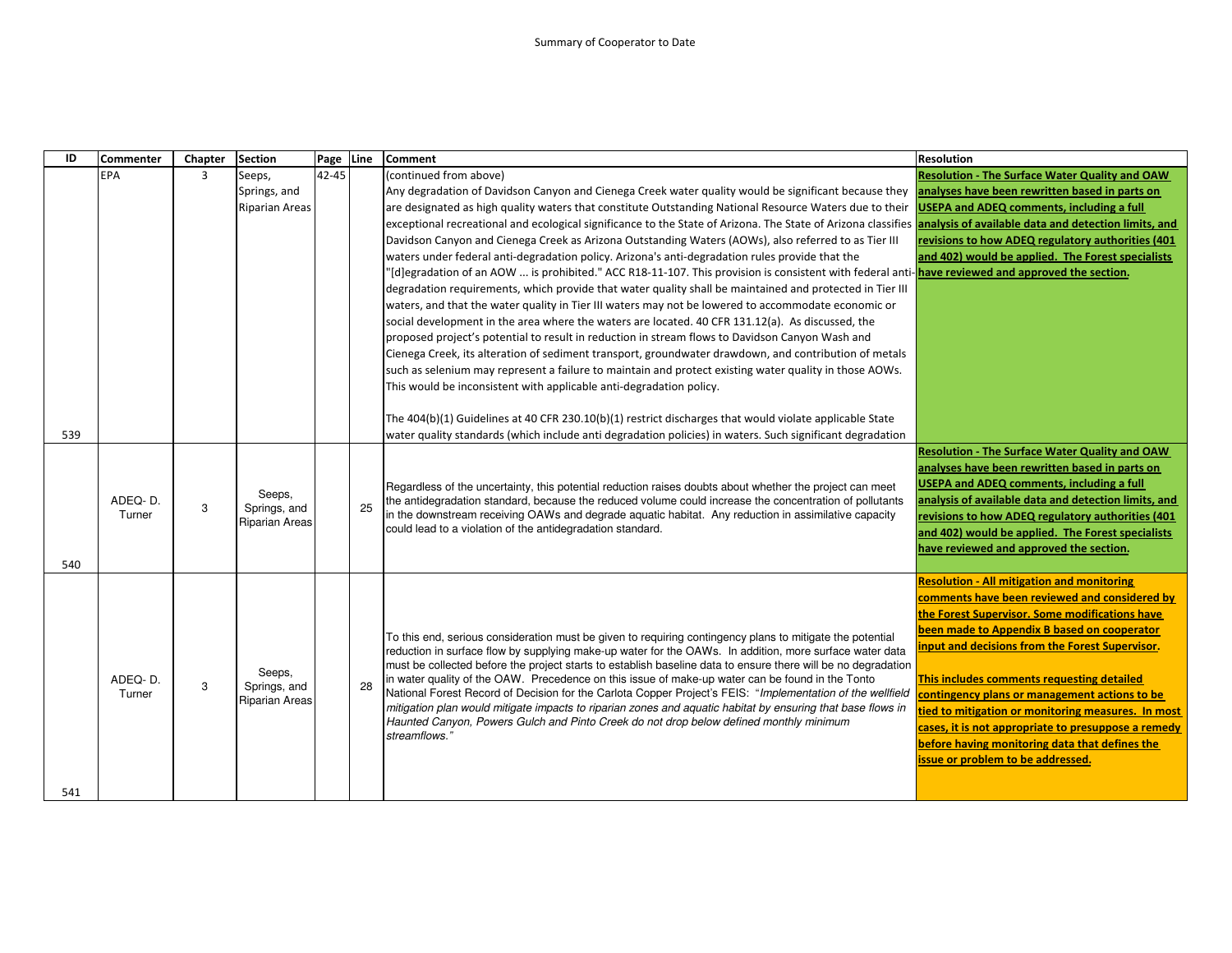Summary of Cooperator to Date

| ID | Commenter | Chapter | Section | Page | Line | Comment | Resolution |
|---|---|---|---|---|---|---|---|
| 539 | EPA | 3 | Seeps, Springs, and Riparian Areas | 42-45 | | (continued from above)<br>Any degradation of Davidson Canyon and Cienega Creek water quality would be significant because they are designated as high quality waters that constitute Outstanding National Resource Waters due to their exceptional recreational and ecological significance to the State of Arizona. The State of Arizona classifies Davidson Canyon and Cienega Creek as Arizona Outstanding Waters (AOWs), also referred to as Tier III waters under federal anti-degradation policy. Arizona's anti-degradation rules provide that the "[d]egradation of an AOW ... is prohibited." ACC R18-11-107. This provision is consistent with federal anti-degradation requirements, which provide that water quality shall be maintained and protected in Tier III waters, and that the water quality in Tier III waters may not be lowered to accommodate economic or social development in the area where the waters are located. 40 CFR 131.12(a). As discussed, the proposed project's potential to result in reduction in stream flows to Davidson Canyon Wash and Cienega Creek, its alteration of sediment transport, groundwater drawdown, and contribution of metals such as selenium may represent a failure to maintain and protect existing water quality in those AOWs. This would be inconsistent with applicable anti-degradation policy.<br><br>The 404(b)(1) Guidelines at 40 CFR 230.10(b)(1) restrict discharges that would violate applicable State water quality standards (which include anti degradation policies) in waters. Such significant degradation | **Resolution - The Surface Water Quality and OAW analyses have been rewritten based in parts on USEPA and ADEQ comments, including a full analysis of available data and detection limits, and revisions to how ADEQ regulatory authorities (401 and 402) would be applied. The Forest specialists have reviewed and approved the section.** |
| 540 | ADEQ- D. Turner | 3 | Seeps, Springs, and Riparian Areas | | 25 | Regardless of the uncertainty, this potential reduction raises doubts about whether the project can meet the antidegradation standard, because the reduced volume could increase the concentration of pollutants in the downstream receiving OAWs and degrade aquatic habitat. Any reduction in assimilative capacity could lead to a violation of the antidegradation standard. | **Resolution - The Surface Water Quality and OAW analyses have been rewritten based in parts on USEPA and ADEQ comments, including a full analysis of available data and detection limits, and revisions to how ADEQ regulatory authorities (401 and 402) would be applied. The Forest specialists have reviewed and approved the section.** |
| 541 | ADEQ- D. Turner | 3 | Seeps, Springs, and Riparian Areas | | 28 | To this end, serious consideration must be given to requiring contingency plans to mitigate the potential reduction in surface flow by supplying make-up water for the OAWs. In addition, more surface water data must be collected before the project starts to establish baseline data to ensure there will be no degradation in water quality of the OAW. Precedence on this issue of make-up water can be found in the Tonto National Forest Record of Decision for the Carlota Copper Project's FEIS: "*Implementation of the wellfield mitigation plan would mitigate impacts to riparian zones and aquatic habitat by ensuring that base flows in Haunted Canyon, Powers Gulch and Pinto Creek do not drop below defined monthly minimum streamflows.*" | **Resolution - All mitigation and monitoring comments have been reviewed and considered by the Forest Supervisor. Some modifications have been made to Appendix B based on cooperator input and decisions from the Forest Supervisor.**<br><br>**This includes comments requesting detailed contingency plans or management actions to be tied to mitigation or monitoring measures. In most cases, it is not appropriate to presuppose a remedy before having monitoring data that defines the issue or problem to be addressed.** |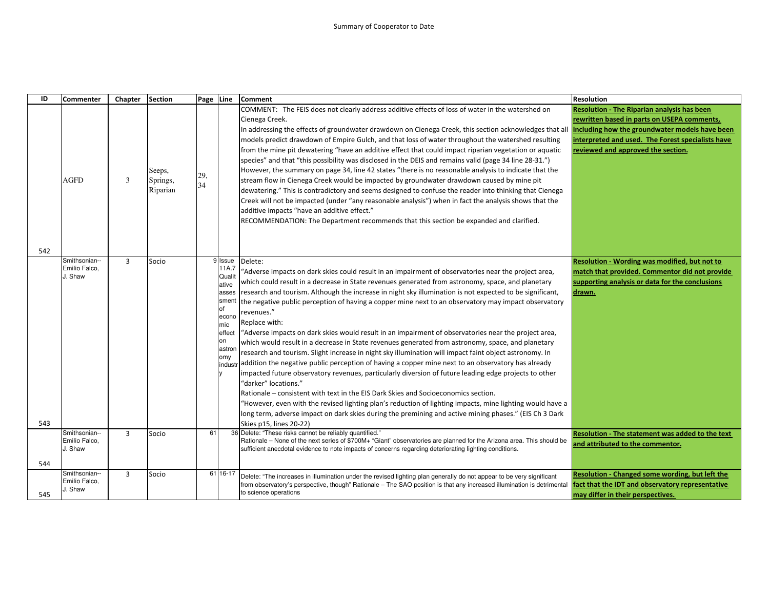Summary of Cooperator to Date

| ID | Commenter | Chapter | Section | Page | Line | Comment | Resolution |
|---|---|---|---|---|---|---|---|
| 542 | AGFD | 3 | Seeps, Springs, Riparian | 29, 34 | | COMMENT: The FEIS does not clearly address additive effects of loss of water in the watershed on Cienega Creek.<br>In addressing the effects of groundwater drawdown on Cienega Creek, this section acknowledges that all models predict drawdown of Empire Gulch, and that loss of water throughout the watershed resulting from the mine pit dewatering "have an additive effect that could impact riparian vegetation or aquatic species" and that "this possibility was disclosed in the DEIS and remains valid (page 34 line 28-31.")<br>However, the summary on page 34, line 42 states "there is no reasonable analysis to indicate that the stream flow in Cienega Creek would be impacted by groundwater drawdown caused by mine pit dewatering." This is contradictory and seems designed to confuse the reader into thinking that Cienega Creek will not be impacted (under "any reasonable analysis") when in fact the analysis shows that the additive impacts "have an additive effect."<br>RECOMMENDATION: The Department recommends that this section be expanded and clarified. | **Resolution - The Riparian analysis has been rewritten based in parts on USEPA comments, including how the groundwater models have been interpreted and used. The Forest specialists have reviewed and approved the section.** |
| 543 | Smithsonian--Emilio Falco, J. Shaw | 3 | Socio | 9 | Issue 11A.7 Qualitative assessment of economic effect on astronomy industry | Delete:<br>"Adverse impacts on dark skies could result in an impairment of observatories near the project area, which could result in a decrease in State revenues generated from astronomy, space, and planetary research and tourism. Although the increase in night sky illumination is not expected to be significant, the negative public perception of having a copper mine next to an observatory may impact observatory revenues."<br>Replace with:<br>"Adverse impacts on dark skies would result in an impairment of observatories near the project area, which would result in a decrease in State revenues generated from astronomy, space, and planetary research and tourism. Slight increase in night sky illumination will impact faint object astronomy. In addition the negative public perception of having a copper mine next to an observatory has already impacted future observatory revenues, particularly diversion of future leading edge projects to other "darker" locations."<br>Rationale – consistent with text in the EIS Dark Skies and Socioeconomics section.<br>"However, even with the revised lighting plan's reduction of lighting impacts, mine lighting would have a long term, adverse impact on dark skies during the premining and active mining phases." (EIS Ch 3 Dark Skies p15, lines 20-22) | **Resolution - Wording was modified, but not to match that provided. Commentor did not provide supporting analysis or data for the conclusions drawn.** |
| 544 | Smithsonian--Emilio Falco, J. Shaw | 3 | Socio | 61 | 36 | Delete: "These risks cannot be reliably quantified."<br>Rationale – None of the next series of $700M+ "Giant" observatories are planned for the Arizona area. This should be sufficient anecdotal evidence to note impacts of concerns regarding deteriorating lighting conditions. | **Resolution - The statement was added to the text and attributed to the commentor.** |
| 545 | Smithsonian--Emilio Falco, J. Shaw | 3 | Socio | 61 | 16-17 | Delete: "The increases in illumination under the revised lighting plan generally do not appear to be very significant from observatory's perspective, though" Rationale – The SAO position is that any increased illumination is detrimental to science operations | **Resolution - Changed some wording, but left the fact that the IDT and observatory representative may differ in their perspectives.** |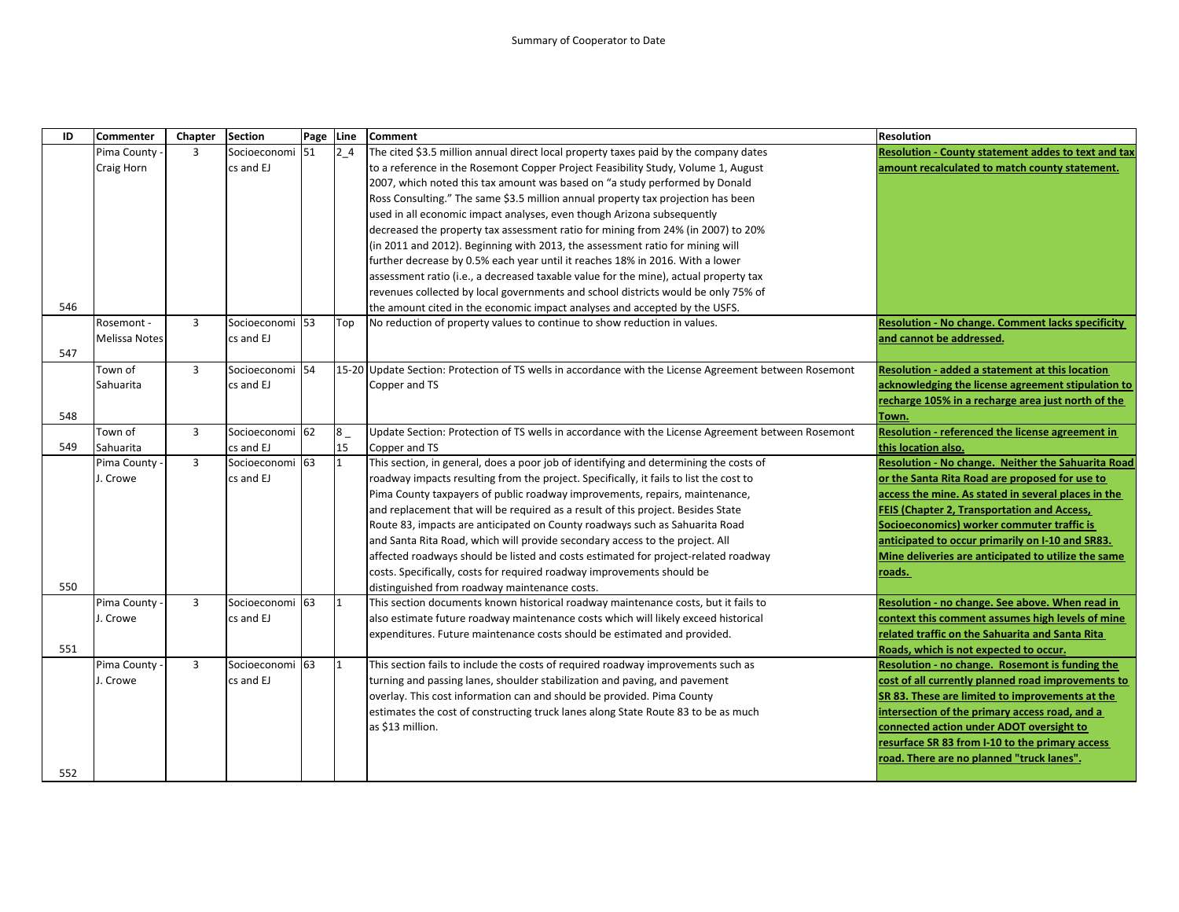Summary of Cooperator to Date

| ID | Commenter | Chapter | Section | Page | Line | Comment | Resolution |
|---|---|---|---|---|---|---|---|
| 546 | Pima County - Craig Horn | 3 | Socioeconomics and EJ | 51 | 2_4 | The cited $3.5 million annual direct local property taxes paid by the company dates to a reference in the Rosemont Copper Project Feasibility Study, Volume 1, August 2007, which noted this tax amount was based on "a study performed by Donald Ross Consulting." The same $3.5 million annual property tax projection has been used in all economic impact analyses, even though Arizona subsequently decreased the property tax assessment ratio for mining from 24% (in 2007) to 20% (in 2011 and 2012). Beginning with 2013, the assessment ratio for mining will further decrease by 0.5% each year until it reaches 18% in 2016. With a lower assessment ratio (i.e., a decreased taxable value for the mine), actual property tax revenues collected by local governments and school districts would be only 75% of the amount cited in the economic impact analyses and accepted by the USFS. | **Resolution - County statement addes to text and tax amount recalculated to match county statement.** |
| 547 | Rosemont - Melissa Notes | 3 | Socioeconomics and EJ | 53 | Top | No reduction of property values to continue to show reduction in values. | **Resolution - No change. Comment lacks specificity and cannot be addressed.** |
| 548 | Town of Sahuarita | 3 | Socioeconomics and EJ | 54 | 15-20 | Update Section: Protection of TS wells in accordance with the License Agreement between Rosemont Copper and TS | **Resolution - added a statement at this location acknowledging the license agreement stipulation to recharge 105% in a recharge area just north of the Town.** |
| 549 | Town of Sahuarita | 3 | Socioeconomics and EJ | 62 | 8 _ 15 | Update Section: Protection of TS wells in accordance with the License Agreement between Rosemont Copper and TS | **Resolution - referenced the license agreement in this location also.** |
| 550 | Pima County - J. Crowe | 3 | Socioeconomics and EJ | 63 | 1 | This section, in general, does a poor job of identifying and determining the costs of roadway impacts resulting from the project. Specifically, it fails to list the cost to Pima County taxpayers of public roadway improvements, repairs, maintenance, and replacement that will be required as a result of this project. Besides State Route 83, impacts are anticipated on County roadways such as Sahuarita Road and Santa Rita Road, which will provide secondary access to the project. All affected roadways should be listed and costs estimated for project-related roadway costs. Specifically, costs for required roadway improvements should be distinguished from roadway maintenance costs. | **Resolution - No change. Neither the Sahuarita Road or the Santa Rita Road are proposed for use to access the mine. As stated in several places in the FEIS (Chapter 2, Transportation and Access, Socioeconomics) worker commuter traffic is anticipated to occur primarily on I-10 and SR83. Mine deliveries are anticipated to utilize the same roads.** |
| 551 | Pima County - J. Crowe | 3 | Socioeconomics and EJ | 63 | 1 | This section documents known historical roadway maintenance costs, but it fails to also estimate future roadway maintenance costs which will likely exceed historical expenditures. Future maintenance costs should be estimated and provided. | **Resolution - no change. See above. When read in context this comment assumes high levels of mine related traffic on the Sahuarita and Santa Rita Roads, which is not expected to occur.** |
| 552 | Pima County - J. Crowe | 3 | Socioeconomics and EJ | 63 | 1 | This section fails to include the costs of required roadway improvements such as turning and passing lanes, shoulder stabilization and paving, and pavement overlay. This cost information can and should be provided. Pima County estimates the cost of constructing truck lanes along State Route 83 to be as much as $13 million. | **Resolution - no change. Rosemont is funding the cost of all currently planned road improvements to SR 83. These are limited to improvements at the intersection of the primary access road, and a connected action under ADOT oversight to resurface SR 83 from I-10 to the primary access road. There are no planned "truck lanes".** |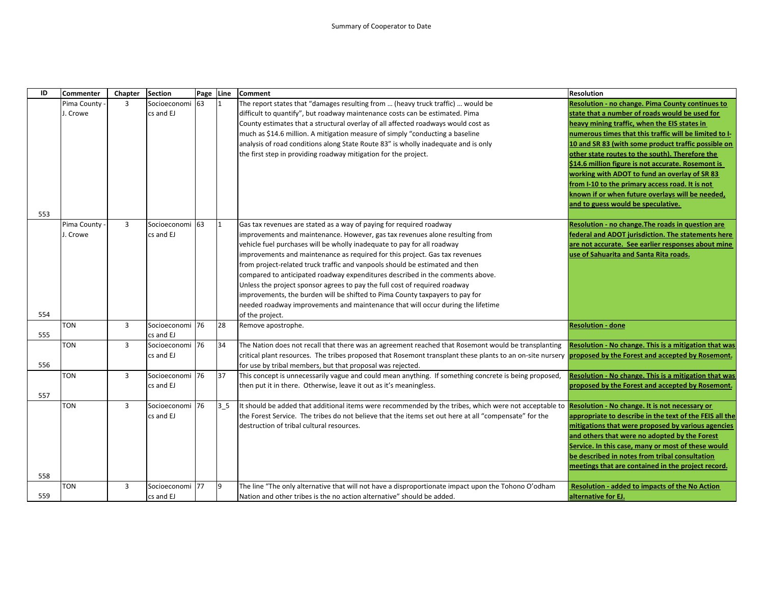Summary of Cooperator to Date

| ID | Commenter | Chapter | Section | Page | Line | Comment | Resolution |
|---|---|---|---|---|---|---|---|
| 553 | Pima County - J. Crowe | 3 | Socioeconomics and EJ | 63 | 1 | The report states that "damages resulting from … (heavy truck traffic) … would be difficult to quantify", but roadway maintenance costs can be estimated. Pima County estimates that a structural overlay of all affected roadways would cost as much as $14.6 million. A mitigation measure of simply "conducting a baseline analysis of road conditions along State Route 83" is wholly inadequate and is only the first step in providing roadway mitigation for the project. | **Resolution - no change. Pima County continues to state that a number of roads would be used for heavy mining traffic, when the EIS states in numerous times that this traffic will be limited to I-10 and SR 83 (with some product traffic possible on other state routes to the south). Therefore the $14.6 million figure is not accurate. Rosemont is working with ADOT to fund an overlay of SR 83 from I-10 to the primary access road. It is not known if or when future overlays will be needed, and to guess would be speculative.** |
| 554 | Pima County - J. Crowe | 3 | Socioeconomics and EJ | 63 | 1 | Gas tax revenues are stated as a way of paying for required roadway improvements and maintenance. However, gas tax revenues alone resulting from vehicle fuel purchases will be wholly inadequate to pay for all roadway improvements and maintenance as required for this project. Gas tax revenues from project-related truck traffic and vanpools should be estimated and then compared to anticipated roadway expenditures described in the comments above. Unless the project sponsor agrees to pay the full cost of required roadway improvements, the burden will be shifted to Pima County taxpayers to pay for needed roadway improvements and maintenance that will occur during the lifetime of the project. | **Resolution - no change.The roads in question are federal and ADOT jurisdiction. The statements here are not accurate. See earlier responses about mine use of Sahuarita and Santa Rita roads.** |
| 555 | TON | 3 | Socioeconomics and EJ | 76 | 28 | Remove apostrophe. | **Resolution - done** |
| 556 | TON | 3 | Socioeconomics and EJ | 76 | 34 | The Nation does not recall that there was an agreement reached that Rosemont would be transplanting critical plant resources. The tribes proposed that Rosemont transplant these plants to an on-site nursery for use by tribal members, but that proposal was rejected. | **Resolution - No change. This is a mitigation that was proposed by the Forest and accepted by Rosemont.** |
| 557 | TON | 3 | Socioeconomics and EJ | 76 | 37 | This concept is unnecessarily vague and could mean anything. If something concrete is being proposed, then put it in there. Otherwise, leave it out as it's meaningless. | **Resolution - No change. This is a mitigation that was proposed by the Forest and accepted by Rosemont.** |
| 558 | TON | 3 | Socioeconomics and EJ | 76 | 3_5 | It should be added that additional items were recommended by the tribes, which were not acceptable to the Forest Service. The tribes do not believe that the items set out here at all "compensate" for the destruction of tribal cultural resources. | **Resolution - No change. It is not necessary or appropriate to describe in the text of the FEIS all the mitigations that were proposed by various agencies and others that were no adopted by the Forest Service. In this case, many or most of these would be described in notes from tribal consultation meetings that are contained in the project record.** |
| 559 | TON | 3 | Socioeconomics and EJ | 77 | 9 | The line "The only alternative that will not have a disproportionate impact upon the Tohono O'odham Nation and other tribes is the no action alternative" should be added. | **Resolution - added to impacts of the No Action alternative for EJ.** |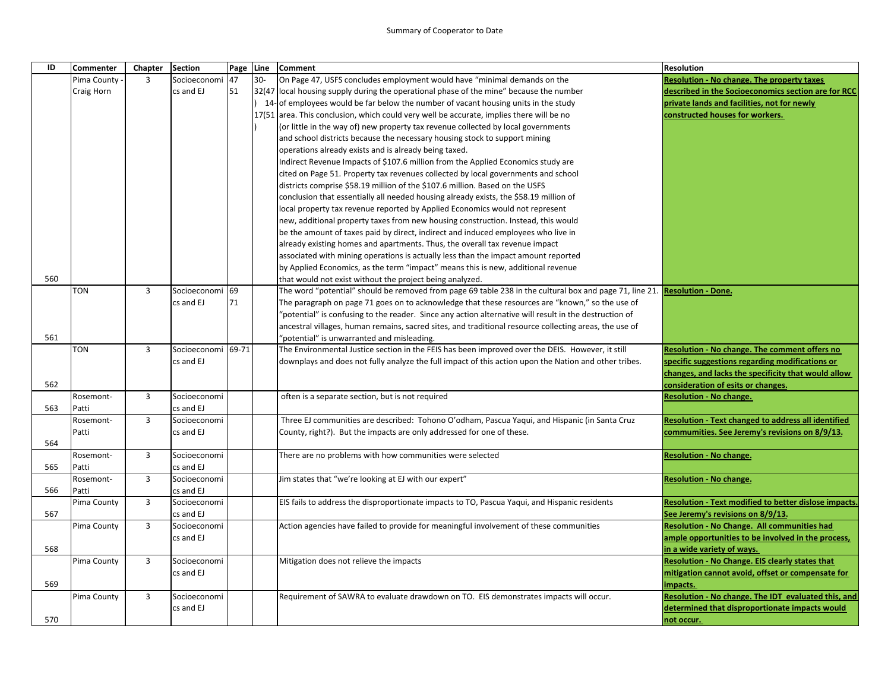Summary of Cooperator to Date

| ID | Commenter | Chapter | Section | Page | Line | Comment | Resolution |
|---|---|---|---|---|---|---|---|
| 560 | Pima County - Craig Horn | 3 | Socioeconomics and EJ | 47 51 | 30-32(47) 14-17(51) | On Page 47, USFS concludes employment would have "minimal demands on the local housing supply during the operational phase of the mine" because the number of employees would be far below the number of vacant housing units in the study area. This conclusion, which could very well be accurate, implies there will be no (or little in the way of) new property tax revenue collected by local governments and school districts because the necessary housing stock to support mining operations already exists and is already being taxed. Indirect Revenue Impacts of $107.6 million from the Applied Economics study are cited on Page 51. Property tax revenues collected by local governments and school districts comprise $58.19 million of the $107.6 million. Based on the USFS conclusion that essentially all needed housing already exists, the $58.19 million of local property tax revenue reported by Applied Economics would not represent new, additional property taxes from new housing construction. Instead, this would be the amount of taxes paid by direct, indirect and induced employees who live in already existing homes and apartments. Thus, the overall tax revenue impact associated with mining operations is actually less than the impact amount reported by Applied Economics, as the term "impact" means this is new, additional revenue that would not exist without the project being analyzed. | **Resolution - No change. The property taxes described in the Socioeconomics section are for RCC private lands and facilities, not for newly constructed houses for workers.** |
| 561 | TON | 3 | Socioeconomics and EJ | 69 71 | | The word "potential" should be removed from page 69 table 238 in the cultural box and page 71, line 21. The paragraph on page 71 goes on to acknowledge that these resources are "known," so the use of "potential" is confusing to the reader. Since any action alternative will result in the destruction of ancestral villages, human remains, sacred sites, and traditional resource collecting areas, the use of "potential" is unwarranted and misleading. | **Resolution - Done.** |
| 562 | TON | 3 | Socioeconomics and EJ | 69-71 | | The Environmental Justice section in the FEIS has been improved over the DEIS. However, it still downplays and does not fully analyze the full impact of this action upon the Nation and other tribes. | **Resolution - No change. The comment offers no specific suggestions regarding modifications or changes, and lacks the specificity that would allow consideration of esits or changes.** |
| 563 | Rosemont-Patti | 3 | Socioeconomics and EJ | | | often is a separate section, but is not required | **Resolution - No change.** |
| 564 | Rosemont-Patti | 3 | Socioeconomics and EJ | | | Three EJ communities are described: Tohono O'odham, Pascua Yaqui, and Hispanic (in Santa Cruz County, right?). But the impacts are only addressed for one of these. | **Resolution - Text changed to address all identified commmunities. See Jeremy's revisions on 8/9/13.** |
| 565 | Rosemont-Patti | 3 | Socioeconomics and EJ | | | There are no problems with how communities were selected | **Resolution - No change.** |
| 566 | Rosemont-Patti | 3 | Socioeconomics and EJ | | | Jim states that "we're looking at EJ with our expert" | **Resolution - No change.** |
| 567 | Pima County | 3 | Socioeconomics and EJ | | | EIS fails to address the disproportionate impacts to TO, Pascua Yaqui, and Hispanic residents | **Resolution - Text modified to better dislose impacts. See Jeremy's revisions on 8/9/13.** |
| 568 | Pima County | 3 | Socioeconomics and EJ | | | Action agencies have failed to provide for meaningful involvement of these communities | **Resolution - No Change. All communities had ample opportunities to be involved in the process, in a wide variety of ways.** |
| 569 | Pima County | 3 | Socioeconomics and EJ | | | Mitigation does not relieve the impacts | **Resolution - No Change. EIS clearly states that mitigation cannot avoid, offset or compensate for impacts.** |
| 570 | Pima County | 3 | Socioeconomics and EJ | | | Requirement of SAWRA to evaluate drawdown on TO. EIS demonstrates impacts will occur. | **Resolution - No change. The IDT evaluated this, and determined that disproportionate impacts would not occur.** |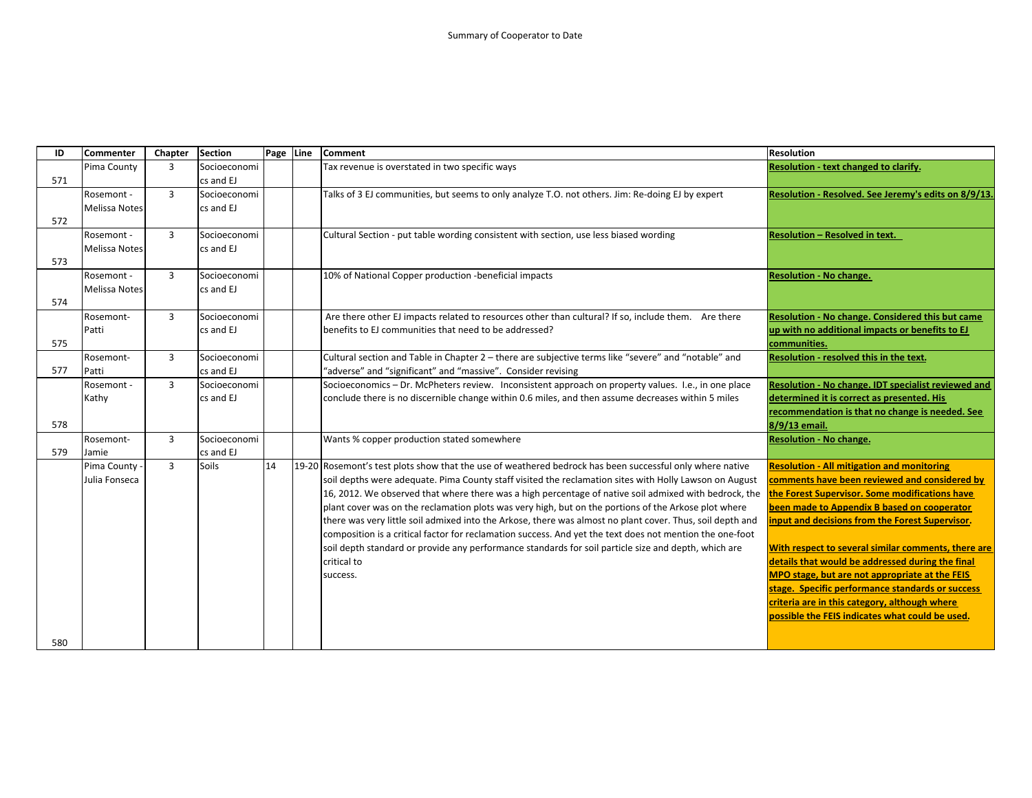Summary of Cooperator to Date

| ID | Commenter | Chapter | Section | Page | Line | Comment | Resolution |
|---|---|---|---|---|---|---|---|
| 571 | Pima County | 3 | Socioeconomics and EJ | | | Tax revenue is overstated in two specific ways | **Resolution - text changed to clarify.** |
| 572 | Rosemont - Melissa Notes | 3 | Socioeconomics and EJ | | | Talks of 3 EJ communities, but seems to only analyze T.O. not others. Jim: Re-doing EJ by expert | **Resolution - Resolved. See Jeremy's edits on 8/9/13.** |
| 573 | Rosemont - Melissa Notes | 3 | Socioeconomics and EJ | | | Cultural Section - put table wording consistent with section, use less biased wording | **Resolution – Resolved in text.** |
| 574 | Rosemont - Melissa Notes | 3 | Socioeconomics and EJ | | | 10% of National Copper production -beneficial impacts | **Resolution - No change.** |
| 575 | Rosemont- Patti | 3 | Socioeconomics and EJ | | | Are there other EJ impacts related to resources other than cultural? If so, include them. Are there benefits to EJ communities that need to be addressed? | **Resolution - No change. Considered this but came up with no additional impacts or benefits to EJ communities.** |
| 577 | Rosemont- Patti | 3 | Socioeconomics and EJ | | | Cultural section and Table in Chapter 2 – there are subjective terms like "severe" and "notable" and "adverse" and "significant" and "massive". Consider revising | **Resolution - resolved this in the text.** |
| 578 | Rosemont - Kathy | 3 | Socioeconomics and EJ | | | Socioeconomics – Dr. McPheters review. Inconsistent approach on property values. I.e., in one place conclude there is no discernible change within 0.6 miles, and then assume decreases within 5 miles | **Resolution - No change. IDT specialist reviewed and determined it is correct as presented. His recommendation is that no change is needed. See 8/9/13 email.** |
| 579 | Rosemont- Jamie | 3 | Socioeconomics and EJ | | | Wants % copper production stated somewhere | **Resolution - No change.** |
| 580 | Pima County - Julia Fonseca | 3 | Soils | 14 | 19-20 | Rosemont's test plots show that the use of weathered bedrock has been successful only where native soil depths were adequate. Pima County staff visited the reclamation sites with Holly Lawson on August 16, 2012. We observed that where there was a high percentage of native soil admixed with bedrock, the plant cover was on the reclamation plots was very high, but on the portions of the Arkose plot where there was very little soil admixed into the Arkose, there was almost no plant cover. Thus, soil depth and composition is a critical factor for reclamation success. And yet the text does not mention the one-foot soil depth standard or provide any performance standards for soil particle size and depth, which are critical to success. | **Resolution - All mitigation and monitoring comments have been reviewed and considered by the Forest Supervisor. Some modifications have been made to Appendix B based on cooperator input and decisions from the Forest Supervisor.** <br><br> **With respect to several similar comments, there are details that would be addressed during the final MPO stage, but are not appropriate at the FEIS stage. Specific performance standards or success criteria are in this category, although where possible the FEIS indicates what could be used.** |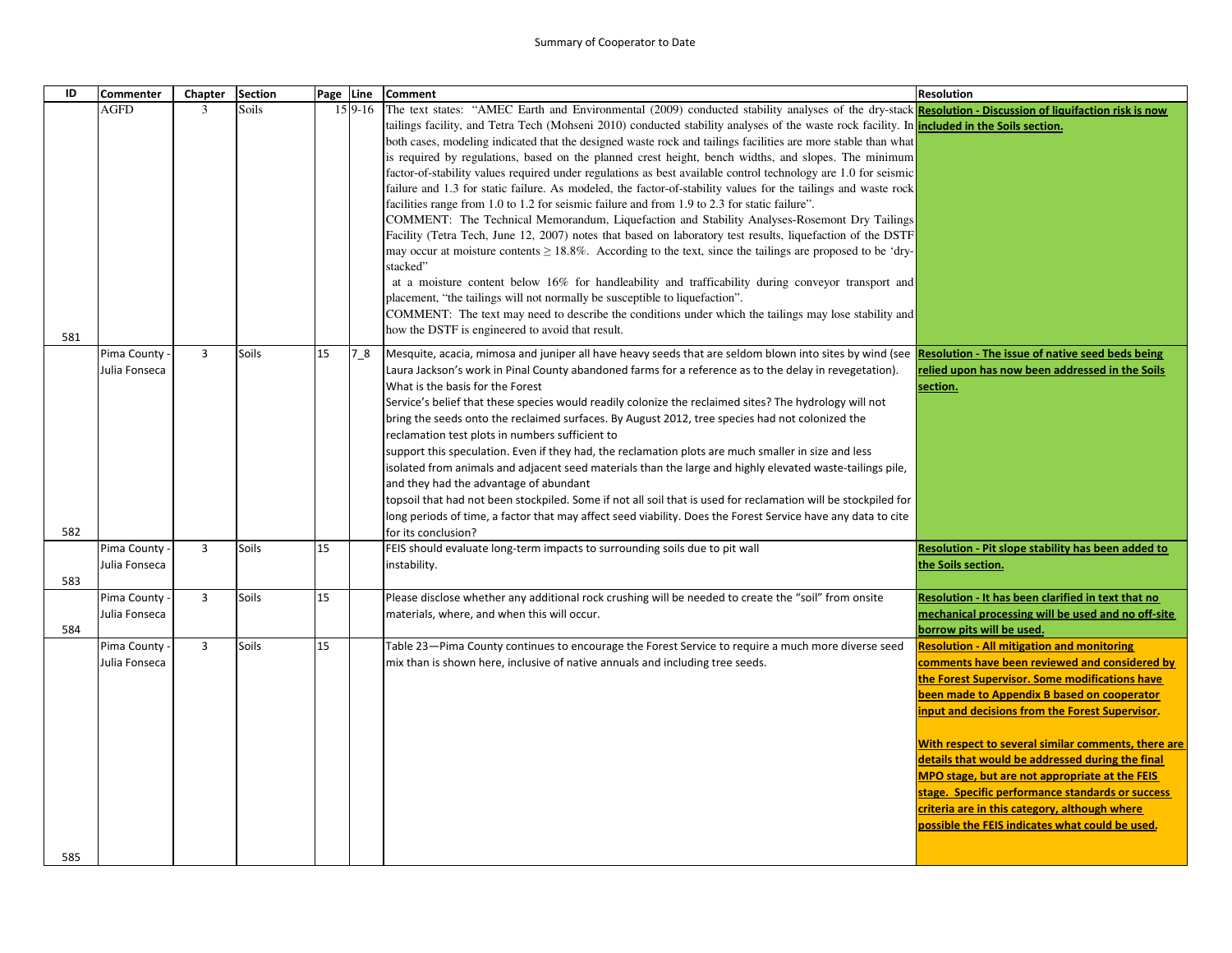| ID | Commenter | Chapter | Section | Page | Line | Comment | Resolution |
|---|---|---|---|---|---|---|---|
| 581 | AGFD | 3 | Soils | 15 | 9-16 | The text states: "AMEC Earth and Environmental (2009) conducted stability analyses of the dry-stack tailings facility, and Tetra Tech (Mohseni 2010) conducted stability analyses of the waste rock facility. In both cases, modeling indicated that the designed waste rock and tailings facilities are more stable than what is required by regulations, based on the planned crest height, bench widths, and slopes. The minimum factor-of-stability values required under regulations as best available control technology are 1.0 for seismic failure and 1.3 for static failure. As modeled, the factor-of-stability values for the tailings and waste rock facilities range from 1.0 to 1.2 for seismic failure and from 1.9 to 2.3 for static failure".<br>COMMENT: The Technical Memorandum, Liquefaction and Stability Analyses-Rosemont Dry Tailings Facility (Tetra Tech, June 12, 2007) notes that based on laboratory test results, liquefaction of the DSTF may occur at moisture contents ≥ 18.8%. According to the text, since the tailings are proposed to be 'dry-stacked" at a moisture content below 16% for handleability and trafficability during conveyor transport and placement, "the tailings will not normally be susceptible to liquefaction".<br>COMMENT: The text may need to describe the conditions under which the tailings may lose stability and how the DSTF is engineered to avoid that result. | **Resolution - Discussion of liquifaction risk is now included in the Soils section.** |
| 582 | Pima County - Julia Fonseca | 3 | Soils | 15 | 7_8 | Mesquite, acacia, mimosa and juniper all have heavy seeds that are seldom blown into sites by wind (see Laura Jackson's work in Pinal County abandoned farms for a reference as to the delay in revegetation). What is the basis for the Forest Service's belief that these species would readily colonize the reclaimed sites? The hydrology will not bring the seeds onto the reclaimed surfaces. By August 2012, tree species had not colonized the reclamation test plots in numbers sufficient to support this speculation. Even if they had, the reclamation plots are much smaller in size and less isolated from animals and adjacent seed materials than the large and highly elevated waste-tailings pile, and they had the advantage of abundant topsoil that had not been stockpiled. Some if not all soil that is used for reclamation will be stockpiled for long periods of time, a factor that may affect seed viability. Does the Forest Service have any data to cite for its conclusion? | **Resolution - The issue of native seed beds being relied upon has now been addressed in the Soils section.** |
| 583 | Pima County - Julia Fonseca | 3 | Soils | 15 | | FEIS should evaluate long-term impacts to surrounding soils due to pit wall instability. | **Resolution - Pit slope stability has been added to the Soils section.** |
| 584 | Pima County - Julia Fonseca | 3 | Soils | 15 | | Please disclose whether any additional rock crushing will be needed to create the "soil" from onsite materials, where, and when this will occur. | **Resolution - It has been clarified in text that no mechanical processing will be used and no off-site borrow pits will be used.** |
| 585 | Pima County - Julia Fonseca | 3 | Soils | 15 | | Table 23—Pima County continues to encourage the Forest Service to require a much more diverse seed mix than is shown here, inclusive of native annuals and including tree seeds. | **Resolution - All mitigation and monitoring comments have been reviewed and considered by the Forest Supervisor. Some modifications have been made to Appendix B based on cooperator input and decisions from the Forest Supervisor.**<br><br>**With respect to several similar comments, there are details that would be addressed during the final MPO stage, but are not appropriate at the FEIS stage. Specific performance standards or success criteria are in this category, although where possible the FEIS indicates what could be used.** |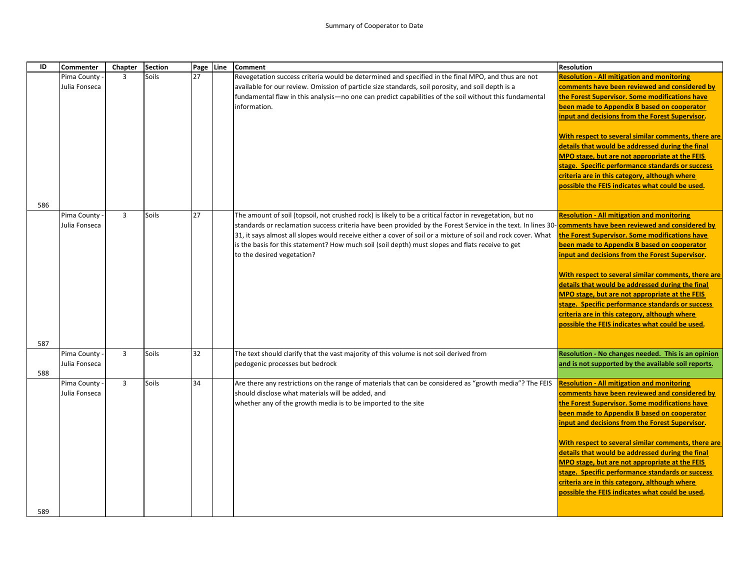Summary of Cooperator to Date

| ID | Commenter | Chapter | Section | Page | Line | Comment | Resolution |
|---|---|---|---|---|---|---|---|
| 586 | Pima County - Julia Fonseca | 3 | Soils | 27 | | Revegetation success criteria would be determined and specified in the final MPO, and thus are not available for our review. Omission of particle size standards, soil porosity, and soil depth is a fundamental flaw in this analysis—no one can predict capabilities of the soil without this fundamental information. | **Resolution - All mitigation and monitoring comments have been reviewed and considered by the Forest Supervisor. Some modifications have been made to Appendix B based on cooperator input and decisions from the Forest Supervisor.**<br><br>**With respect to several similar comments, there are details that would be addressed during the final MPO stage, but are not appropriate at the FEIS stage. Specific performance standards or success criteria are in this category, although where possible the FEIS indicates what could be used.** |
| 587 | Pima County - Julia Fonseca | 3 | Soils | 27 | | The amount of soil (topsoil, not crushed rock) is likely to be a critical factor in revegetation, but no standards or reclamation success criteria have been provided by the Forest Service in the text. In lines 30-31, it says almost all slopes would receive either a cover of soil or a mixture of soil and rock cover. What is the basis for this statement? How much soil (soil depth) must slopes and flats receive to get to the desired vegetation? | **Resolution - All mitigation and monitoring comments have been reviewed and considered by the Forest Supervisor. Some modifications have been made to Appendix B based on cooperator input and decisions from the Forest Supervisor.**<br><br>**With respect to several similar comments, there are details that would be addressed during the final MPO stage, but are not appropriate at the FEIS stage. Specific performance standards or success criteria are in this category, although where possible the FEIS indicates what could be used.** |
| 588 | Pima County - Julia Fonseca | 3 | Soils | 32 | | The text should clarify that the vast majority of this volume is not soil derived from pedogenic processes but bedrock | **Resolution - No changes needed. This is an opinion and is not supported by the available soil reports.** |
| 589 | Pima County - Julia Fonseca | 3 | Soils | 34 | | Are there any restrictions on the range of materials that can be considered as "growth media"? The FEIS should disclose what materials will be added, and whether any of the growth media is to be imported to the site | **Resolution - All mitigation and monitoring comments have been reviewed and considered by the Forest Supervisor. Some modifications have been made to Appendix B based on cooperator input and decisions from the Forest Supervisor.**<br><br>**With respect to several similar comments, there are details that would be addressed during the final MPO stage, but are not appropriate at the FEIS stage. Specific performance standards or success criteria are in this category, although where possible the FEIS indicates what could be used.** |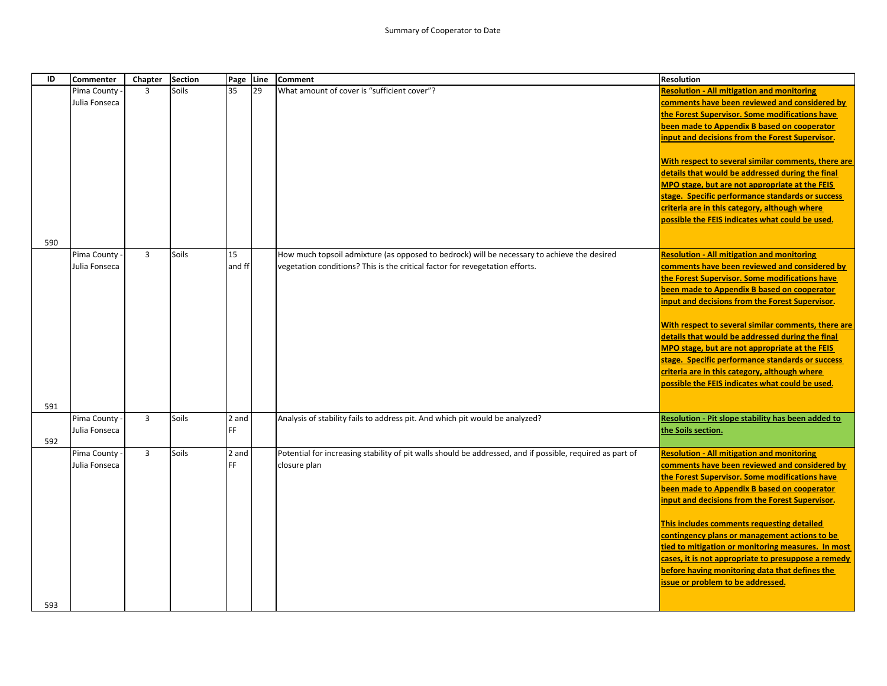Summary of Cooperator to Date

| ID | Commenter | Chapter | Section | Page | Line | Comment | Resolution |
|---|---|---|---|---|---|---|---|
| 590 | Pima County - Julia Fonseca | 3 | Soils | 35 | 29 | What amount of cover is "sufficient cover"? | **Resolution - All mitigation and monitoring comments have been reviewed and considered by the Forest Supervisor. Some modifications have been made to Appendix B based on cooperator input and decisions from the Forest Supervisor.**<br><br>**With respect to several similar comments, there are details that would be addressed during the final MPO stage, but are not appropriate at the FEIS stage. Specific performance standards or success criteria are in this category, although where possible the FEIS indicates what could be used.** |
| 591 | Pima County - Julia Fonseca | 3 | Soils | 15 and ff | | How much topsoil admixture (as opposed to bedrock) will be necessary to achieve the desired vegetation conditions? This is the critical factor for revegetation efforts. | **Resolution - All mitigation and monitoring comments have been reviewed and considered by the Forest Supervisor. Some modifications have been made to Appendix B based on cooperator input and decisions from the Forest Supervisor.**<br><br>**With respect to several similar comments, there are details that would be addressed during the final MPO stage, but are not appropriate at the FEIS stage. Specific performance standards or success criteria are in this category, although where possible the FEIS indicates what could be used.** |
| 592 | Pima County - Julia Fonseca | 3 | Soils | 2 and FF | | Analysis of stability fails to address pit. And which pit would be analyzed? | **Resolution - Pit slope stability has been added to the Soils section.** |
| 593 | Pima County - Julia Fonseca | 3 | Soils | 2 and FF | | Potential for increasing stability of pit walls should be addressed, and if possible, required as part of closure plan | **Resolution - All mitigation and monitoring comments have been reviewed and considered by the Forest Supervisor. Some modifications have been made to Appendix B based on cooperator input and decisions from the Forest Supervisor.**<br><br>**This includes comments requesting detailed contingency plans or management actions to be tied to mitigation or monitoring measures. In most cases, it is not appropriate to presuppose a remedy before having monitoring data that defines the issue or problem to be addressed.** |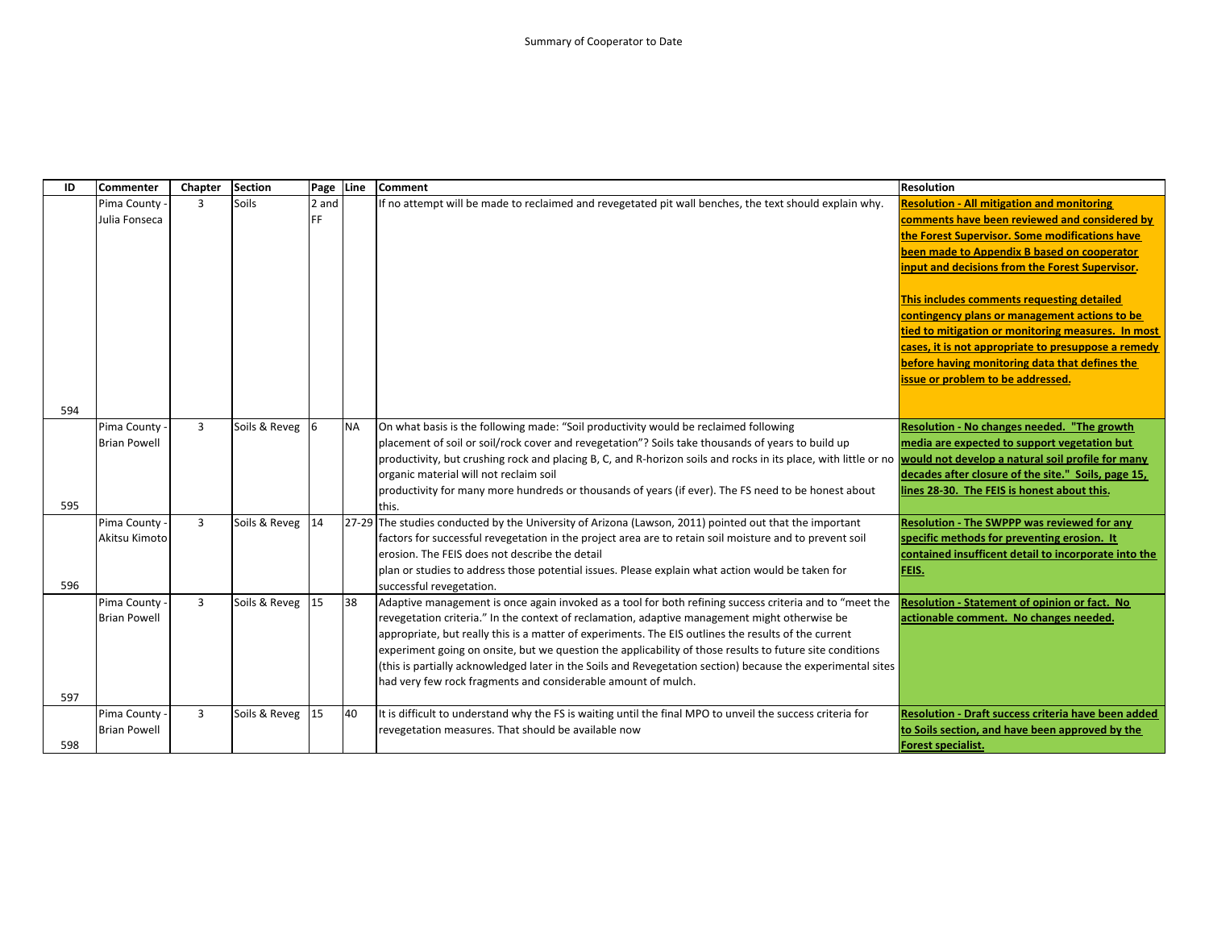Summary of Cooperator to Date

| ID | Commenter | Chapter | Section | Page | Line | Comment | Resolution |
|---|---|---|---|---|---|---|---|
| 594 | Pima County - Julia Fonseca | 3 | Soils | 2 and FF | | If no attempt will be made to reclaimed and revegetated pit wall benches, the text should explain why. | **Resolution - All mitigation and monitoring comments have been reviewed and considered by the Forest Supervisor. Some modifications have been made to Appendix B based on cooperator input and decisions from the Forest Supervisor.**<br><br>**This includes comments requesting detailed contingency plans or management actions to be tied to mitigation or monitoring measures. In most cases, it is not appropriate to presuppose a remedy before having monitoring data that defines the issue or problem to be addressed.** |
| 595 | Pima County - Brian Powell | 3 | Soils & Reveg | 6 | NA | On what basis is the following made: "Soil productivity would be reclaimed following placement of soil or soil/rock cover and revegetation"? Soils take thousands of years to build up productivity, but crushing rock and placing B, C, and R-horizon soils and rocks in its place, with little or no organic material will not reclaim soil productivity for many more hundreds or thousands of years (if ever). The FS need to be honest about this. | **Resolution - No changes needed. "The growth media are expected to support vegetation but would not develop a natural soil profile for many decades after closure of the site." Soils, page 15, lines 28-30. The FEIS is honest about this.** |
| 596 | Pima County - Akitsu Kimoto | 3 | Soils & Reveg | 14 | 27-29 | The studies conducted by the University of Arizona (Lawson, 2011) pointed out that the important factors for successful revegetation in the project area are to retain soil moisture and to prevent soil erosion. The FEIS does not describe the detail plan or studies to address those potential issues. Please explain what action would be taken for successful revegetation. | **Resolution - The SWPPP was reviewed for any specific methods for preventing erosion. It contained insufficent detail to incorporate into the FEIS.** |
| 597 | Pima County - Brian Powell | 3 | Soils & Reveg | 15 | 38 | Adaptive management is once again invoked as a tool for both refining success criteria and to "meet the revegetation criteria." In the context of reclamation, adaptive management might otherwise be appropriate, but really this is a matter of experiments. The EIS outlines the results of the current experiment going on onsite, but we question the applicability of those results to future site conditions (this is partially acknowledged later in the Soils and Revegetation section) because the experimental sites had very few rock fragments and considerable amount of mulch. | **Resolution - Statement of opinion or fact. No actionable comment. No changes needed.** |
| 598 | Pima County - Brian Powell | 3 | Soils & Reveg | 15 | 40 | It is difficult to understand why the FS is waiting until the final MPO to unveil the success criteria for revegetation measures. That should be available now | **Resolution - Draft success criteria have been added to Soils section, and have been approved by the Forest specialist.** |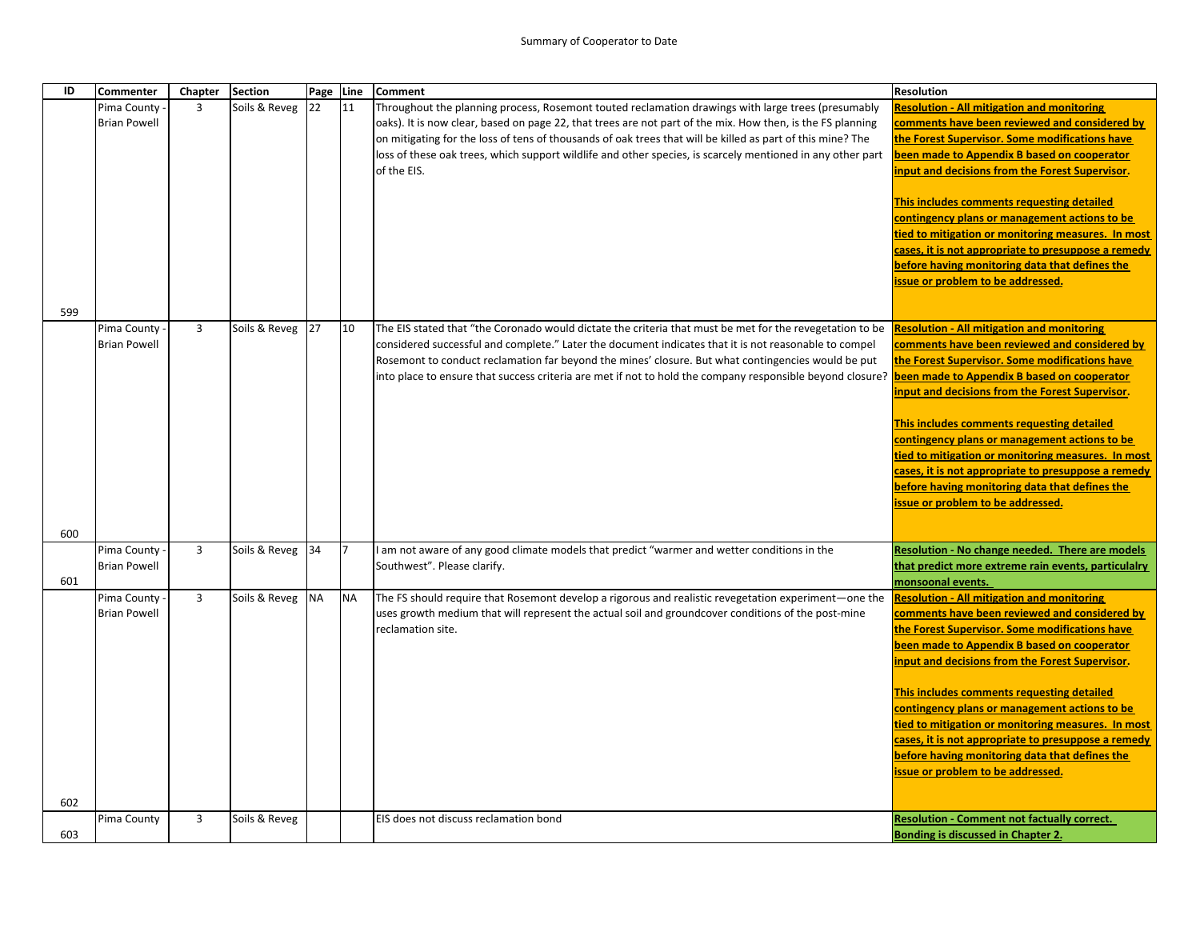Summary of Cooperator to Date

| ID | Commenter | Chapter | Section | Page | Line | Comment | Resolution |
|---|---|---|---|---|---|---|---|
| 599 | Pima County - Brian Powell | 3 | Soils & Reveg | 22 | 11 | Throughout the planning process, Rosemont touted reclamation drawings with large trees (presumably oaks). It is now clear, based on page 22, that trees are not part of the mix. How then, is the FS planning on mitigating for the loss of tens of thousands of oak trees that will be killed as part of this mine? The loss of these oak trees, which support wildlife and other species, is scarcely mentioned in any other part of the EIS. | **Resolution - All mitigation and monitoring comments have been reviewed and considered by the Forest Supervisor. Some modifications have been made to Appendix B based on cooperator input and decisions from the Forest Supervisor.** **This includes comments requesting detailed contingency plans or management actions to be tied to mitigation or monitoring measures. In most cases, it is not appropriate to presuppose a remedy before having monitoring data that defines the issue or problem to be addressed.** |
| 600 | Pima County - Brian Powell | 3 | Soils & Reveg | 27 | 10 | The EIS stated that "the Coronado would dictate the criteria that must be met for the revegetation to be considered successful and complete." Later the document indicates that it is not reasonable to compel Rosemont to conduct reclamation far beyond the mines' closure. But what contingencies would be put into place to ensure that success criteria are met if not to hold the company responsible beyond closure? | **Resolution - All mitigation and monitoring comments have been reviewed and considered by the Forest Supervisor. Some modifications have been made to Appendix B based on cooperator input and decisions from the Forest Supervisor.** **This includes comments requesting detailed contingency plans or management actions to be tied to mitigation or monitoring measures. In most cases, it is not appropriate to presuppose a remedy before having monitoring data that defines the issue or problem to be addressed.** |
| 601 | Pima County - Brian Powell | 3 | Soils & Reveg | 34 | 7 | I am not aware of any good climate models that predict "warmer and wetter conditions in the Southwest". Please clarify. | **Resolution - No change needed. There are models that predict more extreme rain events, particulalry monsoonal events.** |
| 602 | Pima County - Brian Powell | 3 | Soils & Reveg | NA | NA | The FS should require that Rosemont develop a rigorous and realistic revegetation experiment—one the uses growth medium that will represent the actual soil and groundcover conditions of the post-mine reclamation site. | **Resolution - All mitigation and monitoring comments have been reviewed and considered by the Forest Supervisor. Some modifications have been made to Appendix B based on cooperator input and decisions from the Forest Supervisor.** **This includes comments requesting detailed contingency plans or management actions to be tied to mitigation or monitoring measures. In most cases, it is not appropriate to presuppose a remedy before having monitoring data that defines the issue or problem to be addressed.** |
| 603 | Pima County | 3 | Soils & Reveg | | | EIS does not discuss reclamation bond | **Resolution - Comment not factually correct. Bonding is discussed in Chapter 2.** |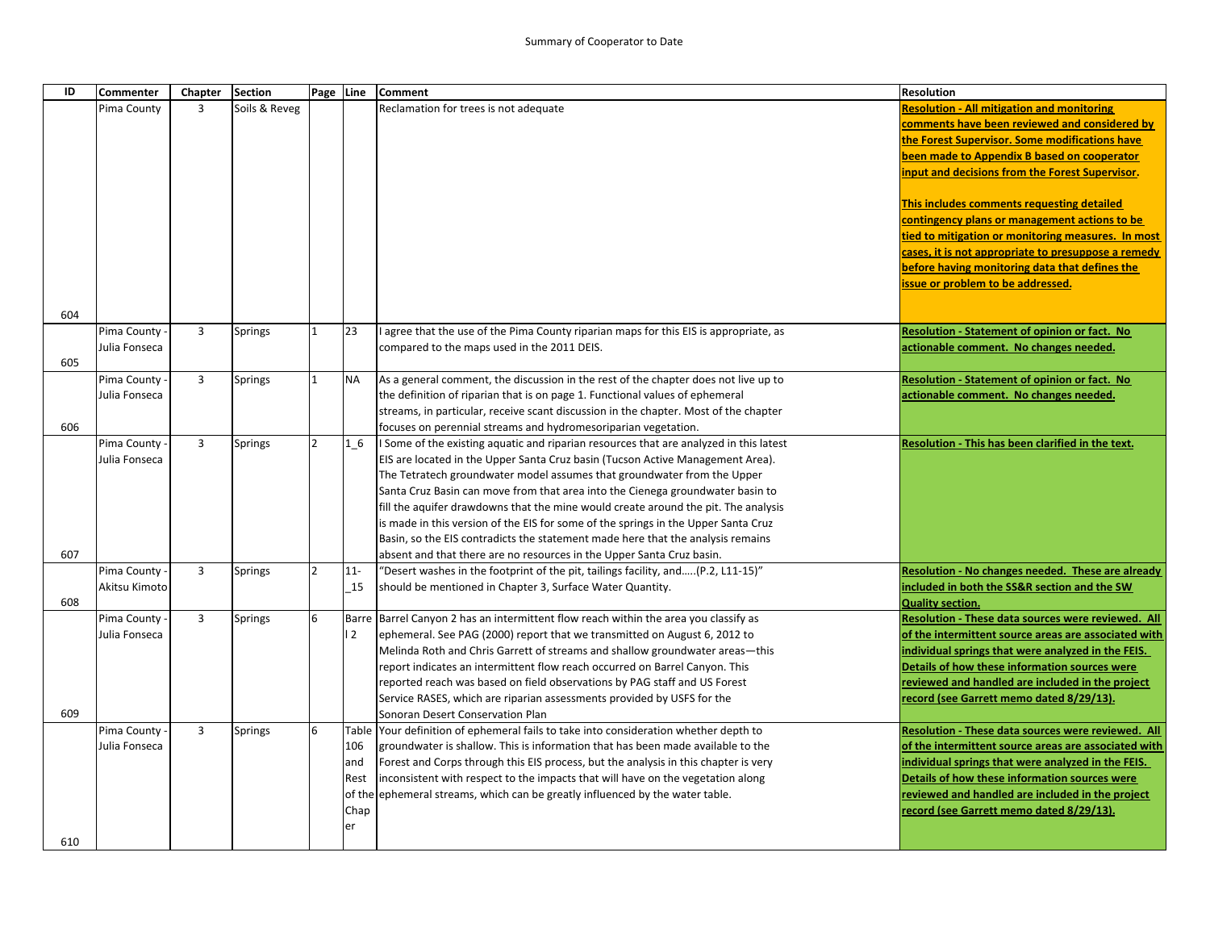Summary of Cooperator to Date

| ID | Commenter | Chapter | Section | Page | Line | Comment | Resolution |
|---|---|---|---|---|---|---|---|
| 604 | Pima County | 3 | Soils & Reveg | | | Reclamation for trees is not adequate | **Resolution - All mitigation and monitoring comments have been reviewed and considered by the Forest Supervisor. Some modifications have been made to Appendix B based on cooperator input and decisions from the Forest Supervisor.**<br><br>**This includes comments requesting detailed contingency plans or management actions to be tied to mitigation or monitoring measures. In most cases, it is not appropriate to presuppose a remedy before having monitoring data that defines the issue or problem to be addressed.** |
| 605 | Pima County - Julia Fonseca | 3 | Springs | 1 | 23 | I agree that the use of the Pima County riparian maps for this EIS is appropriate, as compared to the maps used in the 2011 DEIS. | **Resolution - Statement of opinion or fact. No actionable comment. No changes needed.** |
| 606 | Pima County - Julia Fonseca | 3 | Springs | 1 | NA | As a general comment, the discussion in the rest of the chapter does not live up to the definition of riparian that is on page 1. Functional values of ephemeral streams, in particular, receive scant discussion in the chapter. Most of the chapter focuses on perennial streams and hydromesoriparian vegetation. | **Resolution - Statement of opinion or fact. No actionable comment. No changes needed.** |
| 607 | Pima County - Julia Fonseca | 3 | Springs | 2 | 1_6 | I Some of the existing aquatic and riparian resources that are analyzed in this latest EIS are located in the Upper Santa Cruz basin (Tucson Active Management Area). The Tetratech groundwater model assumes that groundwater from the Upper Santa Cruz Basin can move from that area into the Cienega groundwater basin to fill the aquifer drawdowns that the mine would create around the pit. The analysis is made in this version of the EIS for some of the springs in the Upper Santa Cruz Basin, so the EIS contradicts the statement made here that the analysis remains absent and that there are no resources in the Upper Santa Cruz basin. | **Resolution - This has been clarified in the text.** |
| 608 | Pima County - Akitsu Kimoto | 3 | Springs | 2 | 11-_15 | "Desert washes in the footprint of the pit, tailings facility, and.....(P.2, L11-15)" should be mentioned in Chapter 3, Surface Water Quantity. | **Resolution - No changes needed. These are already included in both the SS&R section and the SW Quality section.** |
| 609 | Pima County - Julia Fonseca | 3 | Springs | 6 | Barrel 2 | Barrel Canyon 2 has an intermittent flow reach within the area you classify as ephemeral. See PAG (2000) report that we transmitted on August 6, 2012 to Melinda Roth and Chris Garrett of streams and shallow groundwater areas—this report indicates an intermittent flow reach occurred on Barrel Canyon. This reported reach was based on field observations by PAG staff and US Forest Service RASES, which are riparian assessments provided by USFS for the Sonoran Desert Conservation Plan | **Resolution - These data sources were reviewed. All of the intermittent source areas are associated with individual springs that were analyzed in the FEIS. Details of how these information sources were reviewed and handled are included in the project record (see Garrett memo dated 8/29/13).** |
| 610 | Pima County - Julia Fonseca | 3 | Springs | 6 | Table 106 and Rest of the Chapter | Your definition of ephemeral fails to take into consideration whether depth to groundwater is shallow. This is information that has been made available to the Forest and Corps through this EIS process, but the analysis in this chapter is very inconsistent with respect to the impacts that will have on the vegetation along the ephemeral streams, which can be greatly influenced by the water table. | **Resolution - These data sources were reviewed. All of the intermittent source areas are associated with individual springs that were analyzed in the FEIS. Details of how these information sources were reviewed and handled are included in the project record (see Garrett memo dated 8/29/13).** |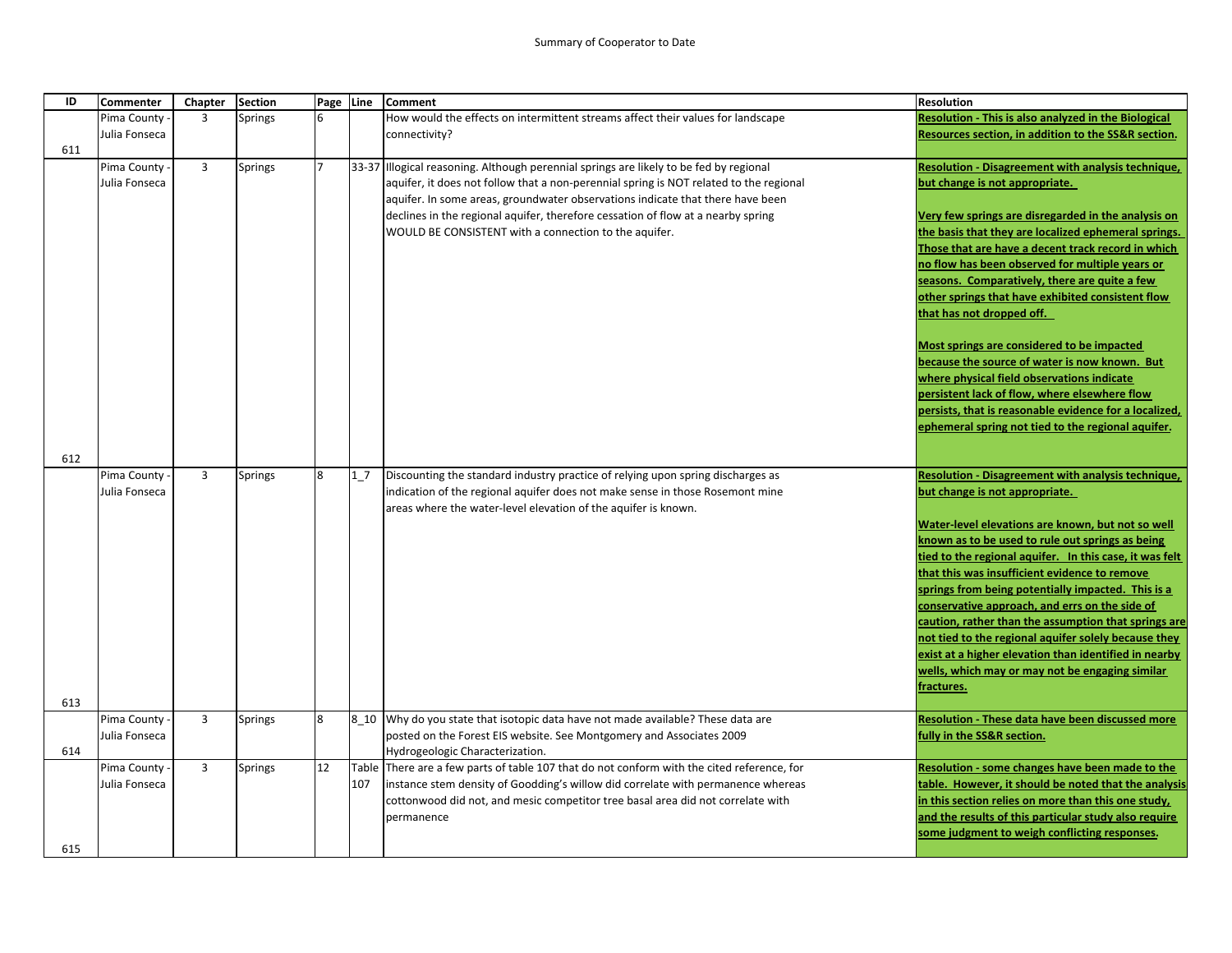Summary of Cooperator to Date

| ID | Commenter | Chapter | Section | Page | Line | Comment | Resolution |
|---|---|---|---|---|---|---|---|
| 611 | Pima County - Julia Fonseca | 3 | Springs | 6 | | How would the effects on intermittent streams affect their values for landscape connectivity? | **Resolution - This is also analyzed in the Biological Resources section, in addition to the SS&R section.** |
| 612 | Pima County - Julia Fonseca | 3 | Springs | 7 | 33-37 | Illogical reasoning. Although perennial springs are likely to be fed by regional aquifer, it does not follow that a non-perennial spring is NOT related to the regional aquifer. In some areas, groundwater observations indicate that there have been declines in the regional aquifer, therefore cessation of flow at a nearby spring WOULD BE CONSISTENT with a connection to the aquifer. | **Resolution - Disagreement with analysis technique, but change is not appropriate.**<br><br>**Very few springs are disregarded in the analysis on the basis that they are localized ephemeral springs. Those that are have a decent track record in which no flow has been observed for multiple years or seasons. Comparatively, there are quite a few other springs that have exhibited consistent flow that has not dropped off.**<br><br>**Most springs are considered to be impacted because the source of water is now known. But where physical field observations indicate persistent lack of flow, where elsewhere flow persists, that is reasonable evidence for a localized, ephemeral spring not tied to the regional aquifer.** |
| 613 | Pima County - Julia Fonseca | 3 | Springs | 8 | 1_7 | Discounting the standard industry practice of relying upon spring discharges as indication of the regional aquifer does not make sense in those Rosemont mine areas where the water-level elevation of the aquifer is known. | **Resolution - Disagreement with analysis technique, but change is not appropriate.**<br><br>**Water-level elevations are known, but not so well known as to be used to rule out springs as being tied to the regional aquifer. In this case, it was felt that this was insufficient evidence to remove springs from being potentially impacted. This is a conservative approach, and errs on the side of caution, rather than the assumption that springs are not tied to the regional aquifer solely because they exist at a higher elevation than identified in nearby wells, which may or may not be engaging similar fractures.** |
| 614 | Pima County - Julia Fonseca | 3 | Springs | 8 | 8_10 | Why do you state that isotopic data have not made available? These data are posted on the Forest EIS website. See Montgomery and Associates 2009 Hydrogeologic Characterization. | **Resolution - These data have been discussed more fully in the SS&R section.** |
| 615 | Pima County - Julia Fonseca | 3 | Springs | 12 | Table 107 | There are a few parts of table 107 that do not conform with the cited reference, for instance stem density of Goodding's willow did correlate with permanence whereas cottonwood did not, and mesic competitor tree basal area did not correlate with permanence | **Resolution - some changes have been made to the table. However, it should be noted that the analysis in this section relies on more than this one study, and the results of this particular study also require some judgment to weigh conflicting responses.** |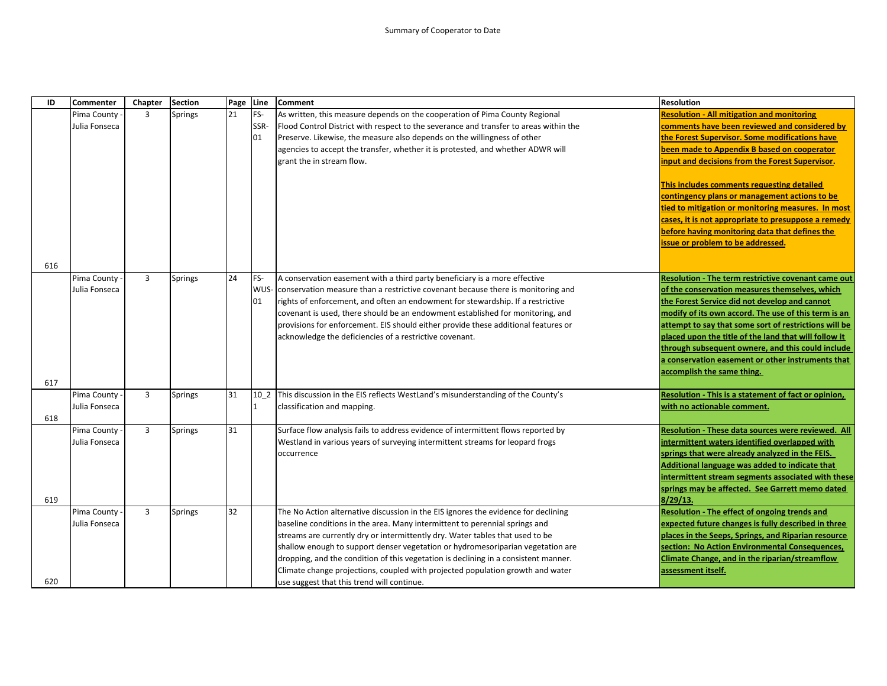Summary of Cooperator to Date

| ID | Commenter | Chapter | Section | Page | Line | Comment | Resolution |
|---|---|---|---|---|---|---|---|
| 616 | Pima County - Julia Fonseca | 3 | Springs | 21 | FS-SSR-01 | As written, this measure depends on the cooperation of Pima County Regional Flood Control District with respect to the severance and transfer to areas within the Preserve. Likewise, the measure also depends on the willingness of other agencies to accept the transfer, whether it is protested, and whether ADWR will grant the in stream flow. | **Resolution - All mitigation and monitoring comments have been reviewed and considered by the Forest Supervisor. Some modifications have been made to Appendix B based on cooperator input and decisions from the Forest Supervisor.** **This includes comments requesting detailed contingency plans or management actions to be tied to mitigation or monitoring measures. In most cases, it is not appropriate to presuppose a remedy before having monitoring data that defines the issue or problem to be addressed.** |
| 617 | Pima County - Julia Fonseca | 3 | Springs | 24 | FS-WUS-01 | A conservation easement with a third party beneficiary is a more effective conservation measure than a restrictive covenant because there is monitoring and rights of enforcement, and often an endowment for stewardship. If a restrictive covenant is used, there should be an endowment established for monitoring, and provisions for enforcement. EIS should either provide these additional features or acknowledge the deficiencies of a restrictive covenant. | **Resolution - The term restrictive covenant came out of the conservation measures themselves, which the Forest Service did not develop and cannot modify of its own accord. The use of this term is an attempt to say that some sort of restrictions will be placed upon the title of the land that will follow it through subsequent ownere, and this could include a conservation easement or other instruments that accomplish the same thing.** |
| 618 | Pima County - Julia Fonseca | 3 | Springs | 31 | 10_21 | This discussion in the EIS reflects WestLand's misunderstanding of the County's classification and mapping. | **Resolution - This is a statement of fact or opinion, with no actionable comment.** |
| 619 | Pima County - Julia Fonseca | 3 | Springs | 31 | | Surface flow analysis fails to address evidence of intermittent flows reported by Westland in various years of surveying intermittent streams for leopard frogs occurrence | **Resolution - These data sources were reviewed. All intermittent waters identified overlapped with springs that were already analyzed in the FEIS. Additional language was added to indicate that intermittent stream segments associated with these springs may be affected. See Garrett memo dated 8/29/13.** |
| 620 | Pima County - Julia Fonseca | 3 | Springs | 32 | | The No Action alternative discussion in the EIS ignores the evidence for declining baseline conditions in the area. Many intermittent to perennial springs and streams are currently dry or intermittently dry. Water tables that used to be shallow enough to support denser vegetation or hydromesoriparian vegetation are dropping, and the condition of this vegetation is declining in a consistent manner. Climate change projections, coupled with projected population growth and water use suggest that this trend will continue. | **Resolution - The effect of ongoing trends and expected future changes is fully described in three places in the Seeps, Springs, and Riparian resource section: No Action Environmental Consequences, Climate Change, and in the riparian/streamflow assessment itself.** |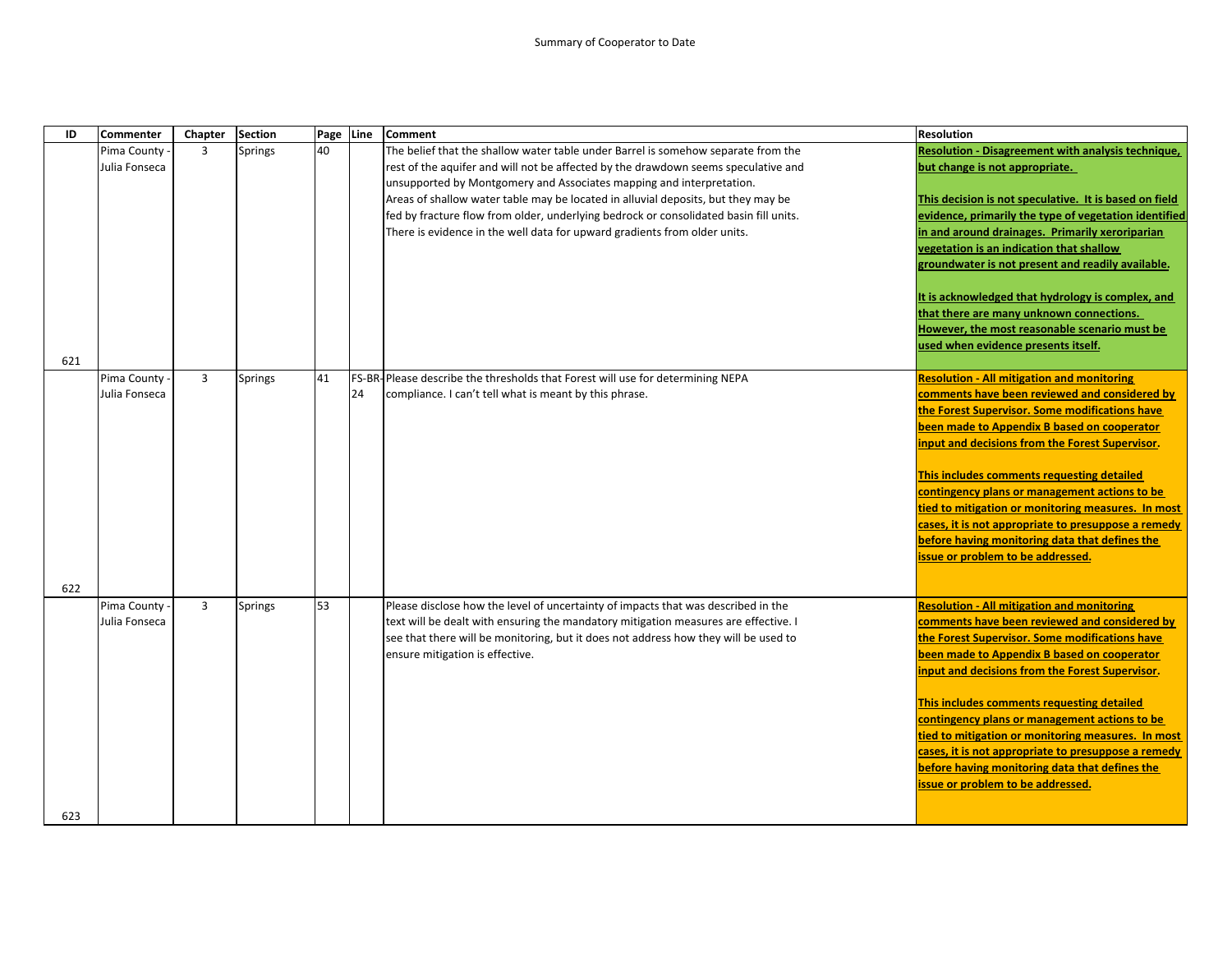| ID | Commenter | Chapter | Section | Page | Line | Comment | Resolution |
|---|---|---|---|---|---|---|---|
| 621 | Pima County - Julia Fonseca | 3 | Springs | 40 | | The belief that the shallow water table under Barrel is somehow separate from the rest of the aquifer and will not be affected by the drawdown seems speculative and unsupported by Montgomery and Associates mapping and interpretation. Areas of shallow water table may be located in alluvial deposits, but they may be fed by fracture flow from older, underlying bedrock or consolidated basin fill units. There is evidence in the well data for upward gradients from older units. | **Resolution - Disagreement with analysis technique, but change is not appropriate.** **This decision is not speculative. It is based on field evidence, primarily the type of vegetation identified in and around drainages. Primarily xeroriparian vegetation is an indication that shallow groundwater is not present and readily available.** **It is acknowledged that hydrology is complex, and that there are many unknown connections. However, the most reasonable scenario must be used when evidence presents itself.** |
| 622 | Pima County - Julia Fonseca | 3 | Springs | 41 | FS-BR-24 | Please describe the thresholds that Forest will use for determining NEPA compliance. I can't tell what is meant by this phrase. | **Resolution - All mitigation and monitoring comments have been reviewed and considered by the Forest Supervisor. Some modifications have been made to Appendix B based on cooperator input and decisions from the Forest Supervisor.** **This includes comments requesting detailed contingency plans or management actions to be tied to mitigation or monitoring measures. In most cases, it is not appropriate to presuppose a remedy before having monitoring data that defines the issue or problem to be addressed.** |
| 623 | Pima County - Julia Fonseca | 3 | Springs | 53 | | Please disclose how the level of uncertainty of impacts that was described in the text will be dealt with ensuring the mandatory mitigation measures are effective. I see that there will be monitoring, but it does not address how they will be used to ensure mitigation is effective. | **Resolution - All mitigation and monitoring comments have been reviewed and considered by the Forest Supervisor. Some modifications have been made to Appendix B based on cooperator input and decisions from the Forest Supervisor.** **This includes comments requesting detailed contingency plans or management actions to be tied to mitigation or monitoring measures. In most cases, it is not appropriate to presuppose a remedy before having monitoring data that defines the issue or problem to be addressed.** |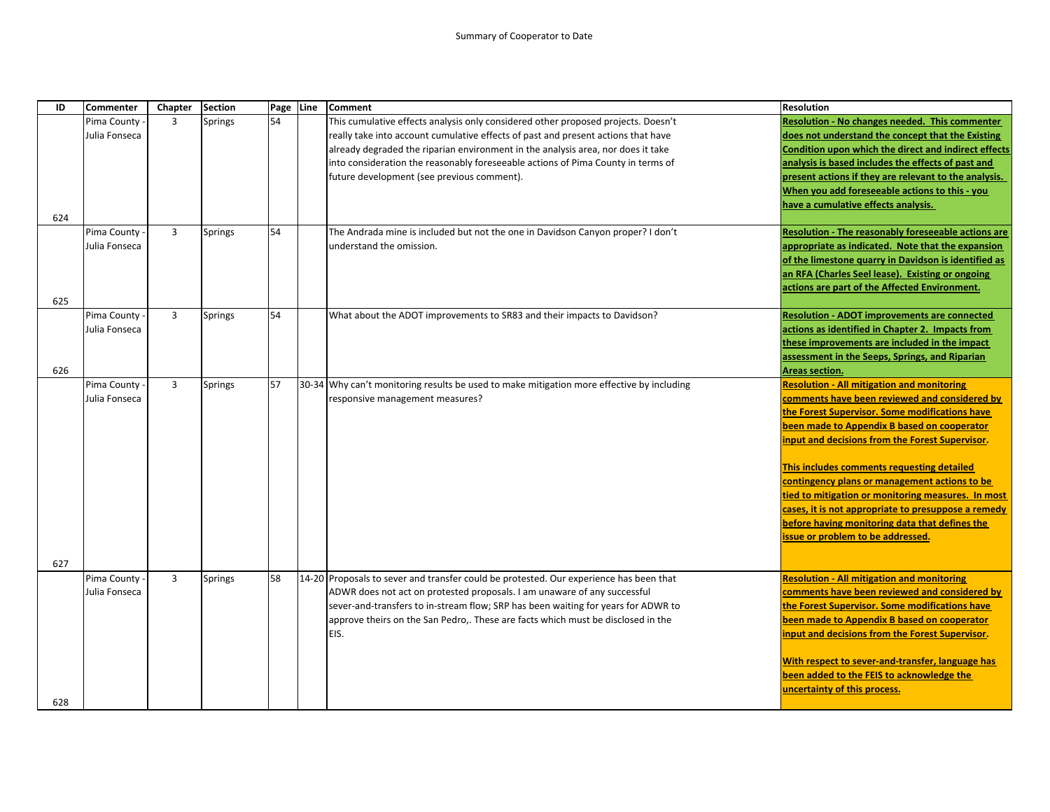Summary of Cooperator to Date

| ID | Commenter | Chapter | Section | Page | Line | Comment | Resolution |
|---|---|---|---|---|---|---|---|
| 624 | Pima County - Julia Fonseca | 3 | Springs | 54 | | This cumulative effects analysis only considered other proposed projects. Doesn't really take into account cumulative effects of past and present actions that have already degraded the riparian environment in the analysis area, nor does it take into consideration the reasonably foreseeable actions of Pima County in terms of future development (see previous comment). | **Resolution - No changes needed. This commenter does not understand the concept that the Existing Condition upon which the direct and indirect effects analysis is based includes the effects of past and present actions if they are relevant to the analysis. When you add foreseeable actions to this - you have a cumulative effects analysis.** |
| 625 | Pima County - Julia Fonseca | 3 | Springs | 54 | | The Andrada mine is included but not the one in Davidson Canyon proper? I don't understand the omission. | **Resolution - The reasonably foreseeable actions are appropriate as indicated. Note that the expansion of the limestone quarry in Davidson is identified as an RFA (Charles Seel lease). Existing or ongoing actions are part of the Affected Environment.** |
| 626 | Pima County - Julia Fonseca | 3 | Springs | 54 | | What about the ADOT improvements to SR83 and their impacts to Davidson? | **Resolution - ADOT improvements are connected actions as identified in Chapter 2. Impacts from these improvements are included in the impact assessment in the Seeps, Springs, and Riparian Areas section.** |
| 627 | Pima County - Julia Fonseca | 3 | Springs | 57 | 30-34 | Why can't monitoring results be used to make mitigation more effective by including responsive management measures? | **Resolution - All mitigation and monitoring comments have been reviewed and considered by the Forest Supervisor. Some modifications have been made to Appendix B based on cooperator input and decisions from the Forest Supervisor.**<br><br>**This includes comments requesting detailed contingency plans or management actions to be tied to mitigation or monitoring measures. In most cases, it is not appropriate to presuppose a remedy before having monitoring data that defines the issue or problem to be addressed.** |
| 628 | Pima County - Julia Fonseca | 3 | Springs | 58 | 14-20 | Proposals to sever and transfer could be protested. Our experience has been that ADWR does not act on protested proposals. I am unaware of any successful sever-and-transfers to in-stream flow; SRP has been waiting for years for ADWR to approve theirs on the San Pedro,. These are facts which must be disclosed in the EIS. | **Resolution - All mitigation and monitoring comments have been reviewed and considered by the Forest Supervisor. Some modifications have been made to Appendix B based on cooperator input and decisions from the Forest Supervisor.**<br><br>**With respect to sever-and-transfer, language has been added to the FEIS to acknowledge the uncertainty of this process.** |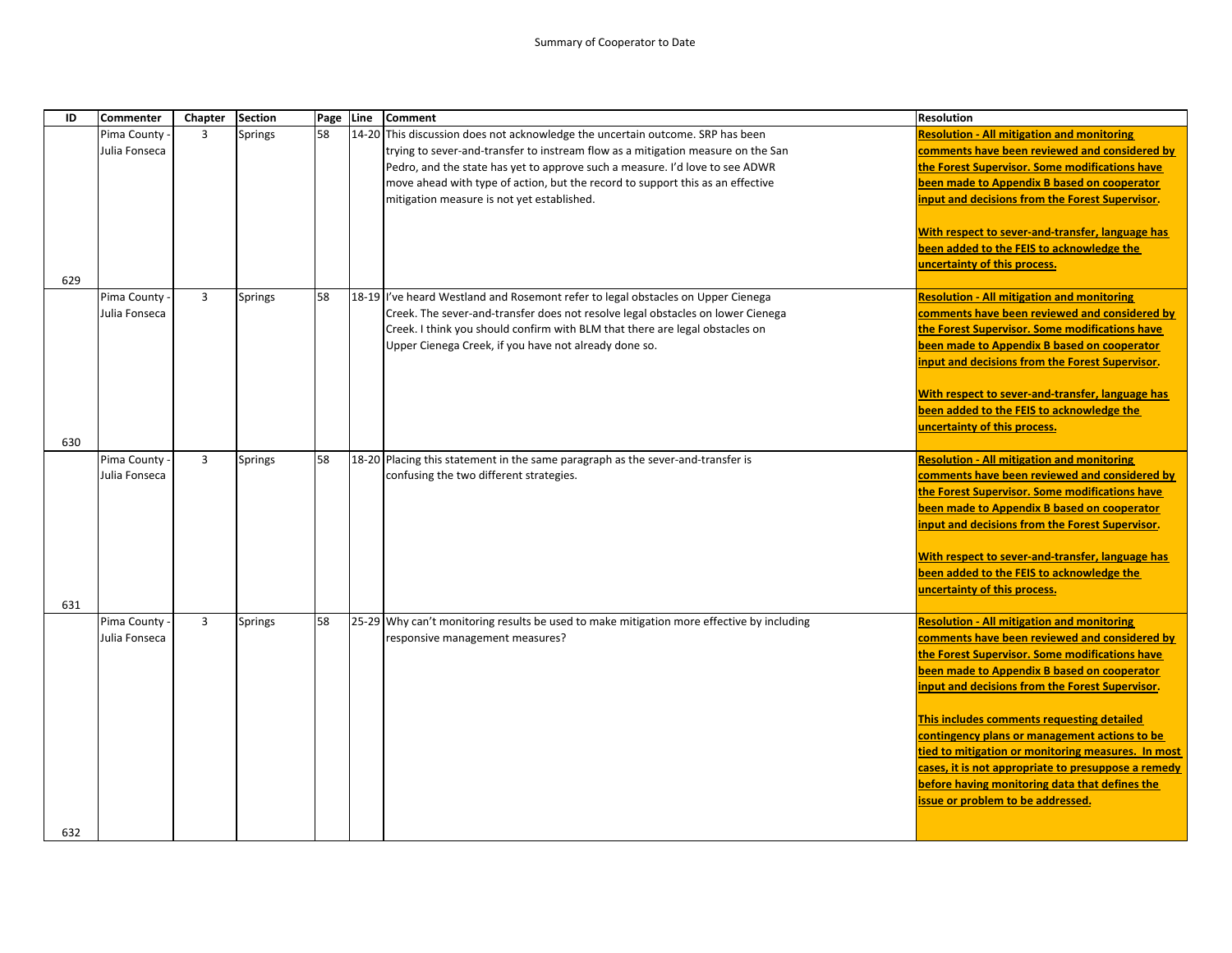Summary of Cooperator to Date

| ID | Commenter | Chapter | Section | Page | Line | Comment | Resolution |
|---|---|---|---|---|---|---|---|
| 629 | Pima County - Julia Fonseca | 3 | Springs | 58 | 14-20 | This discussion does not acknowledge the uncertain outcome. SRP has been trying to sever-and-transfer to instream flow as a mitigation measure on the San Pedro, and the state has yet to approve such a measure. I'd love to see ADWR move ahead with type of action, but the record to support this as an effective mitigation measure is not yet established. | **Resolution - All mitigation and monitoring comments have been reviewed and considered by the Forest Supervisor. Some modifications have been made to Appendix B based on cooperator input and decisions from the Forest Supervisor.**<br><br>**With respect to sever-and-transfer, language has been added to the FEIS to acknowledge the uncertainty of this process.** |
| 630 | Pima County - Julia Fonseca | 3 | Springs | 58 | 18-19 | I've heard Westland and Rosemont refer to legal obstacles on Upper Cienega Creek. The sever-and-transfer does not resolve legal obstacles on lower Cienega Creek. I think you should confirm with BLM that there are legal obstacles on Upper Cienega Creek, if you have not already done so. | **Resolution - All mitigation and monitoring comments have been reviewed and considered by the Forest Supervisor. Some modifications have been made to Appendix B based on cooperator input and decisions from the Forest Supervisor.**<br><br>**With respect to sever-and-transfer, language has been added to the FEIS to acknowledge the uncertainty of this process.** |
| 631 | Pima County - Julia Fonseca | 3 | Springs | 58 | 18-20 | Placing this statement in the same paragraph as the sever-and-transfer is confusing the two different strategies. | **Resolution - All mitigation and monitoring comments have been reviewed and considered by the Forest Supervisor. Some modifications have been made to Appendix B based on cooperator input and decisions from the Forest Supervisor.**<br><br>**With respect to sever-and-transfer, language has been added to the FEIS to acknowledge the uncertainty of this process.** |
| 632 | Pima County - Julia Fonseca | 3 | Springs | 58 | 25-29 | Why can't monitoring results be used to make mitigation more effective by including responsive management measures? | **Resolution - All mitigation and monitoring comments have been reviewed and considered by the Forest Supervisor. Some modifications have been made to Appendix B based on cooperator input and decisions from the Forest Supervisor.**<br><br>**This includes comments requesting detailed contingency plans or management actions to be tied to mitigation or monitoring measures. In most cases, it is not appropriate to presuppose a remedy before having monitoring data that defines the issue or problem to be addressed.** |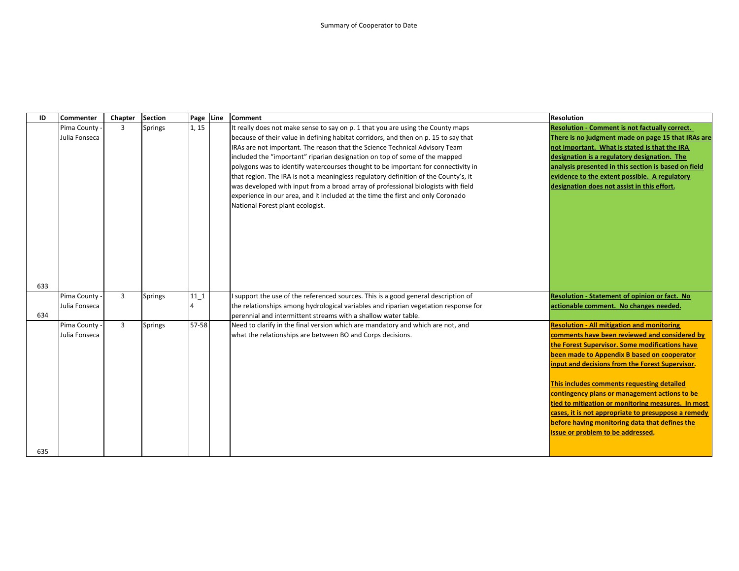Summary of Cooperator to Date

| ID | Commenter | Chapter | Section | Page | Line | Comment | Resolution |
|---|---|---|---|---|---|---|---|
| 633 | Pima County - Julia Fonseca | 3 | Springs | 1, 15 | | It really does not make sense to say on p. 1 that you are using the County maps because of their value in defining habitat corridors, and then on p. 15 to say that IRAs are not important. The reason that the Science Technical Advisory Team included the "important" riparian designation on top of some of the mapped polygons was to identify watercourses thought to be important for connectivity in that region. The IRA is not a meaningless regulatory definition of the County's, it was developed with input from a broad array of professional biologists with field experience in our area, and it included at the time the first and only Coronado National Forest plant ecologist. | **Resolution - Comment is not factually correct. There is no judgment made on page 15 that IRAs are not important. What is stated is that the IRA designation is a regulatory designation. The analysis presented in this section is based on field evidence to the extent possible. A regulatory designation does not assist in this effort.** |
| 634 | Pima County - Julia Fonseca | 3 | Springs | 11_14 | | I support the use of the referenced sources. This is a good general description of the relationships among hydrological variables and riparian vegetation response for perennial and intermittent streams with a shallow water table. | **Resolution - Statement of opinion or fact. No actionable comment. No changes needed.** |
| 635 | Pima County - Julia Fonseca | 3 | Springs | 57-58 | | Need to clarify in the final version which are mandatory and which are not, and what the relationships are between BO and Corps decisions. | **Resolution - All mitigation and monitoring comments have been reviewed and considered by the Forest Supervisor. Some modifications have been made to Appendix B based on cooperator input and decisions from the Forest Supervisor.** <br><br> **This includes comments requesting detailed contingency plans or management actions to be tied to mitigation or monitoring measures. In most cases, it is not appropriate to presuppose a remedy before having monitoring data that defines the issue or problem to be addressed.** |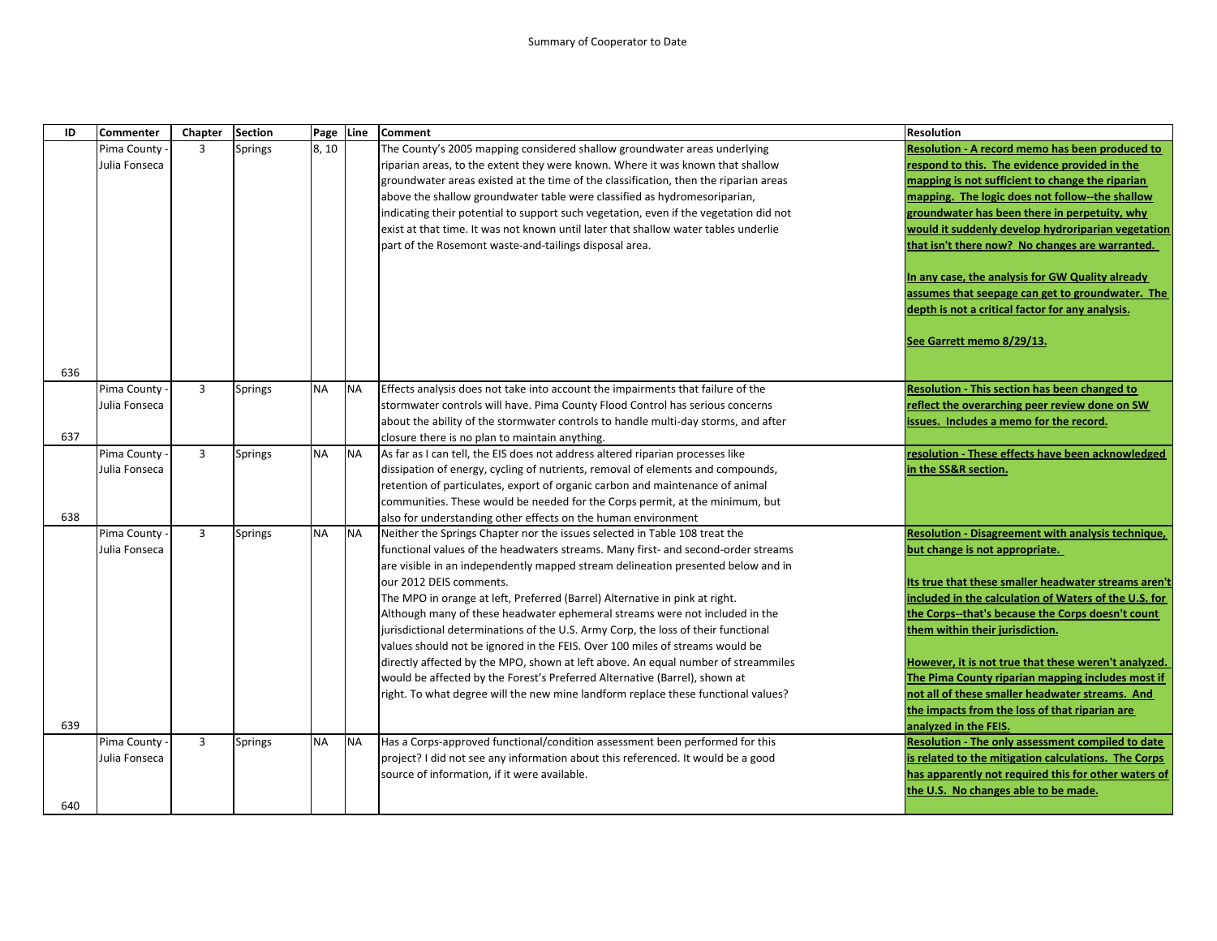Summary of Cooperator to Date

| ID | Commenter | Chapter | Section | Page | Line | Comment | Resolution |
|---|---|---|---|---|---|---|---|
| 636 | Pima County - Julia Fonseca | 3 | Springs | 8, 10 | | The County's 2005 mapping considered shallow groundwater areas underlying riparian areas, to the extent they were known. Where it was known that shallow groundwater areas existed at the time of the classification, then the riparian areas above the shallow groundwater table were classified as hydromesoriparian, indicating their potential to support such vegetation, even if the vegetation did not exist at that time. It was not known until later that shallow water tables underlie part of the Rosemont waste-and-tailings disposal area. | **Resolution - A record memo has been produced to respond to this. The evidence provided in the mapping is not sufficient to change the riparian mapping. The logic does not follow--the shallow groundwater has been there in perpetuity, why would it suddenly develop hydroriparian vegetation that isn't there now? No changes are warranted.**<br><br>**In any case, the analysis for GW Quality already assumes that seepage can get to groundwater. The depth is not a critical factor for any analysis.**<br><br>**See Garrett memo 8/29/13.** |
| 637 | Pima County - Julia Fonseca | 3 | Springs | NA | NA | Effects analysis does not take into account the impairments that failure of the stormwater controls will have. Pima County Flood Control has serious concerns about the ability of the stormwater controls to handle multi-day storms, and after closure there is no plan to maintain anything. | **Resolution - This section has been changed to reflect the overarching peer review done on SW issues. Includes a memo for the record.** |
| 638 | Pima County - Julia Fonseca | 3 | Springs | NA | NA | As far as I can tell, the EIS does not address altered riparian processes like dissipation of energy, cycling of nutrients, removal of elements and compounds, retention of particulates, export of organic carbon and maintenance of animal communities. These would be needed for the Corps permit, at the minimum, but also for understanding other effects on the human environment | **resolution - These effects have been acknowledged in the SS&R section.** |
| 639 | Pima County - Julia Fonseca | 3 | Springs | NA | NA | Neither the Springs Chapter nor the issues selected in Table 108 treat the functional values of the headwaters streams. Many first- and second-order streams are visible in an independently mapped stream delineation presented below and in our 2012 DEIS comments.<br>The MPO in orange at left, Preferred (Barrel) Alternative in pink at right.<br>Although many of these headwater ephemeral streams were not included in the jurisdictional determinations of the U.S. Army Corp, the loss of their functional values should not be ignored in the FEIS. Over 100 miles of streams would be directly affected by the MPO, shown at left above. An equal number of streammiles would be affected by the Forest's Preferred Alternative (Barrel), shown at right. To what degree will the new mine landform replace these functional values? | **Resolution - Disagreement with analysis technique, but change is not appropriate.**<br><br>**Its true that these smaller headwater streams aren't included in the calculation of Waters of the U.S. for the Corps--that's because the Corps doesn't count them within their jurisdiction.**<br><br>**However, it is not true that these weren't analyzed. The Pima County riparian mapping includes most if not all of these smaller headwater streams. And the impacts from the loss of that riparian are analyzed in the FEIS.** |
| 640 | Pima County - Julia Fonseca | 3 | Springs | NA | NA | Has a Corps-approved functional/condition assessment been performed for this project? I did not see any information about this referenced. It would be a good source of information, if it were available. | **Resolution - The only assessment compiled to date is related to the mitigation calculations. The Corps has apparently not required this for other waters of the U.S. No changes able to be made.** |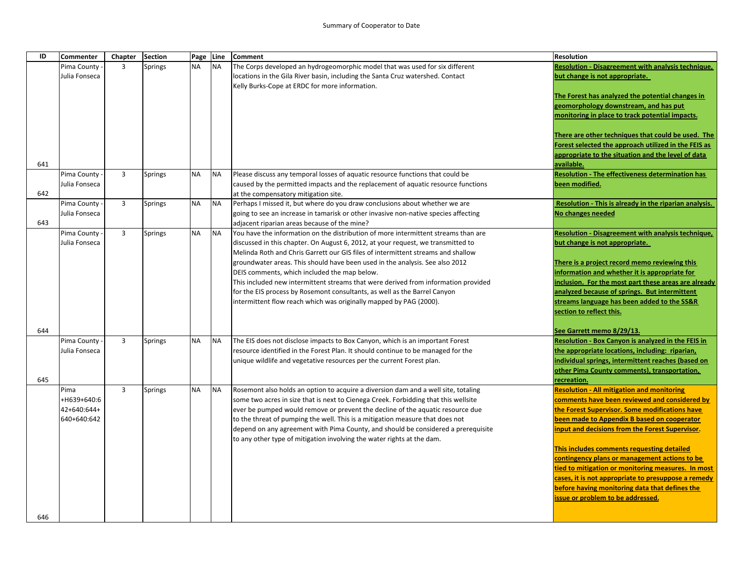Summary of Cooperator to Date

| ID | Commenter | Chapter | Section | Page | Line | Comment | Resolution |
|---|---|---|---|---|---|---|---|
| 641 | Pima County - Julia Fonseca | 3 | Springs | NA | NA | The Corps developed an hydrogeomorphic model that was used for six different locations in the Gila River basin, including the Santa Cruz watershed. Contact Kelly Burks-Cope at ERDC for more information. | **Resolution - Disagreement with analysis technique, but change is not appropriate.**<br><br>**The Forest has analyzed the potential changes in geomorphology downstream, and has put monitoring in place to track potential impacts.**<br><br>**There are other techniques that could be used. The Forest selected the approach utilized in the FEIS as appropriate to the situation and the level of data available.** |
| 642 | Pima County - Julia Fonseca | 3 | Springs | NA | NA | Please discuss any temporal losses of aquatic resource functions that could be caused by the permitted impacts and the replacement of aquatic resource functions at the compensatory mitigation site. | **Resolution - The effectiveness determination has been modified.** |
| 643 | Pima County - Julia Fonseca | 3 | Springs | NA | NA | Perhaps I missed it, but where do you draw conclusions about whether we are going to see an increase in tamarisk or other invasive non-native species affecting adjacent riparian areas because of the mine? | **Resolution - This is already in the riparian analysis. No changes needed** |
| 644 | Pima County - Julia Fonseca | 3 | Springs | NA | NA | You have the information on the distribution of more intermittent streams than are discussed in this chapter. On August 6, 2012, at your request, we transmitted to Melinda Roth and Chris Garrett our GIS files of intermittent streams and shallow groundwater areas. This should have been used in the analysis. See also 2012 DEIS comments, which included the map below.<br>This included new intermittent streams that were derived from information provided for the EIS process by Rosemont consultants, as well as the Barrel Canyon intermittent flow reach which was originally mapped by PAG (2000). | **Resolution - Disagreement with analysis technique, but change is not appropriate.**<br><br>**There is a project record memo reviewing this information and whether it is appropriate for inclusion. For the most part these areas are already analyzed because of springs. But intermittent streams language has been added to the SS&R section to reflect this.**<br><br>**See Garrett memo 8/29/13.** |
| 645 | Pima County - Julia Fonseca | 3 | Springs | NA | NA | The EIS does not disclose impacts to Box Canyon, which is an important Forest resource identified in the Forest Plan. It should continue to be managed for the unique wildlife and vegetative resources per the current Forest plan. | **Resolution - Box Canyon is analyzed in the FEIS in the appropriate locations, including: riparian, individual springs, intermittent reaches (based on other Pima County comments), transportation, recreation.** |
| 646 | Pima +H639+640:642+640:644+640+640:642 | 3 | Springs | NA | NA | Rosemont also holds an option to acquire a diversion dam and a well site, totaling some two acres in size that is next to Cienega Creek. Forbidding that this wellsite ever be pumped would remove or prevent the decline of the aquatic resource due to the threat of pumping the well. This is a mitigation measure that does not depend on any agreement with Pima County, and should be considered a prerequisite to any other type of mitigation involving the water rights at the dam. | **Resolution - All mitigation and monitoring comments have been reviewed and considered by the Forest Supervisor. Some modifications have been made to Appendix B based on cooperator input and decisions from the Forest Supervisor.**<br><br>**This includes comments requesting detailed contingency plans or management actions to be tied to mitigation or monitoring measures. In most cases, it is not appropriate to presuppose a remedy before having monitoring data that defines the issue or problem to be addressed.** |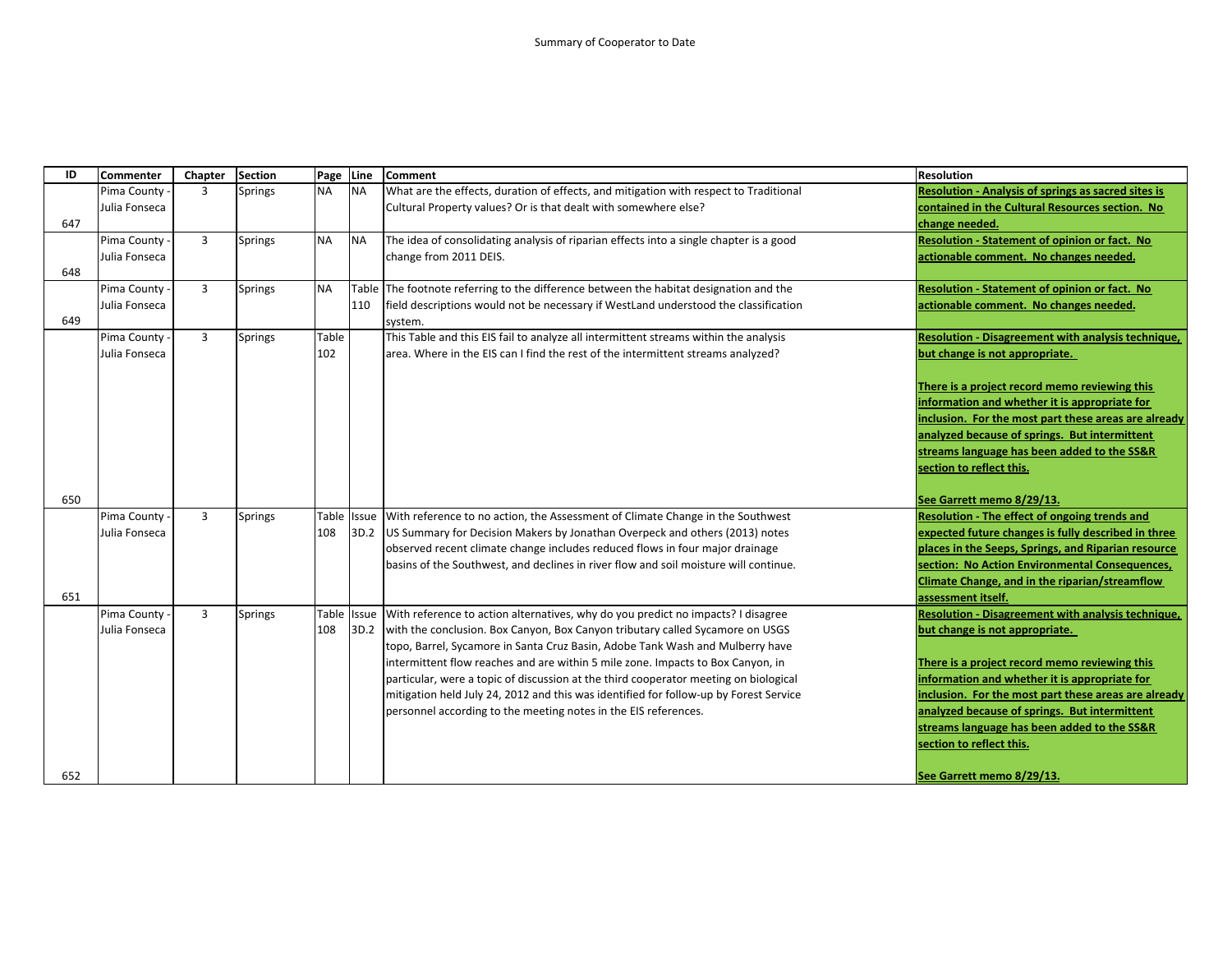Summary of Cooperator to Date

| ID | Commenter | Chapter | Section | Page | Line | Comment | Resolution |
|---|---|---|---|---|---|---|---|
| 647 | Pima County - Julia Fonseca | 3 | Springs | NA | NA | What are the effects, duration of effects, and mitigation with respect to Traditional Cultural Property values? Or is that dealt with somewhere else? | **Resolution - Analysis of springs as sacred sites is contained in the Cultural Resources section. No change needed.** |
| 648 | Pima County - Julia Fonseca | 3 | Springs | NA | NA | The idea of consolidating analysis of riparian effects into a single chapter is a good change from 2011 DEIS. | **Resolution - Statement of opinion or fact. No actionable comment. No changes needed.** |
| 649 | Pima County - Julia Fonseca | 3 | Springs | NA | Table 110 | The footnote referring to the difference between the habitat designation and the field descriptions would not be necessary if WestLand understood the classification system. | **Resolution - Statement of opinion or fact. No actionable comment. No changes needed.** |
| 650 | Pima County - Julia Fonseca | 3 | Springs | Table 102 | | This Table and this EIS fail to analyze all intermittent streams within the analysis area. Where in the EIS can I find the rest of the intermittent streams analyzed? | **Resolution - Disagreement with analysis technique, but change is not appropriate.**<br><br>**There is a project record memo reviewing this information and whether it is appropriate for inclusion. For the most part these areas are already analyzed because of springs. But intermittent streams language has been added to the SS&R section to reflect this.**<br><br>**See Garrett memo 8/29/13.** |
| 651 | Pima County - Julia Fonseca | 3 | Springs | Table 108 | Issue 3D.2 | With reference to no action, the Assessment of Climate Change in the Southwest US Summary for Decision Makers by Jonathan Overpeck and others (2013) notes observed recent climate change includes reduced flows in four major drainage basins of the Southwest, and declines in river flow and soil moisture will continue. | **Resolution - The effect of ongoing trends and expected future changes is fully described in three places in the Seeps, Springs, and Riparian resource section: No Action Environmental Consequences, Climate Change, and in the riparian/streamflow assessment itself.** |
| 652 | Pima County - Julia Fonseca | 3 | Springs | Table 108 | Issue 3D.2 | With reference to action alternatives, why do you predict no impacts? I disagree with the conclusion. Box Canyon, Box Canyon tributary called Sycamore on USGS topo, Barrel, Sycamore in Santa Cruz Basin, Adobe Tank Wash and Mulberry have intermittent flow reaches and are within 5 mile zone. Impacts to Box Canyon, in particular, were a topic of discussion at the third cooperator meeting on biological mitigation held July 24, 2012 and this was identified for follow-up by Forest Service personnel according to the meeting notes in the EIS references. | **Resolution - Disagreement with analysis technique, but change is not appropriate.**<br><br>**There is a project record memo reviewing this information and whether it is appropriate for inclusion. For the most part these areas are already analyzed because of springs. But intermittent streams language has been added to the SS&R section to reflect this.**<br><br>**See Garrett memo 8/29/13.** |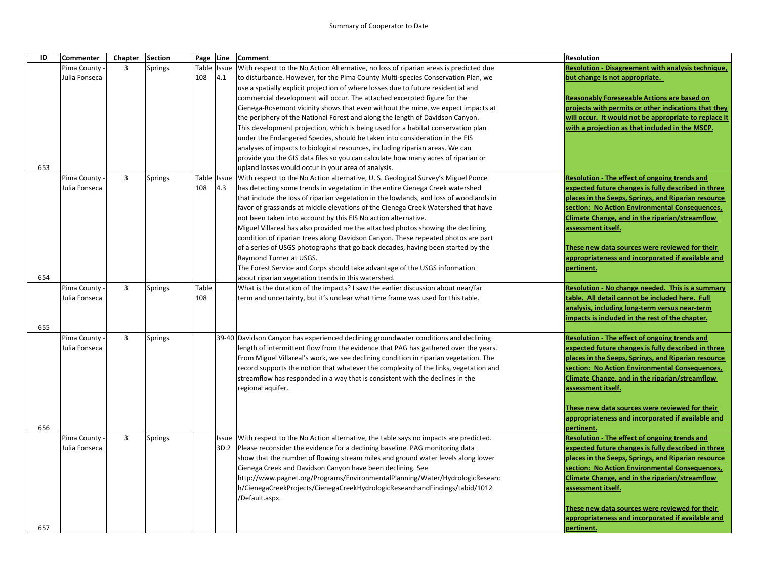Summary of Cooperator to Date

| ID | Commenter | Chapter | Section | Page | Line | Comment | Resolution |
|---|---|---|---|---|---|---|---|
| 653 | Pima County - Julia Fonseca | 3 | Springs | Table 108 | Issue 4.1 | With respect to the No Action Alternative, no loss of riparian areas is predicted due to disturbance. However, for the Pima County Multi-species Conservation Plan, we use a spatially explicit projection of where losses due to future residential and commercial development will occur. The attached excerpted figure for the Cienega-Rosemont vicinity shows that even without the mine, we expect impacts at the periphery of the National Forest and along the length of Davidson Canyon. This development projection, which is being used for a habitat conservation plan under the Endangered Species, should be taken into consideration in the EIS analyses of impacts to biological resources, including riparian areas. We can provide you the GIS data files so you can calculate how many acres of riparian or upland losses would occur in your area of analysis. | **Resolution - Disagreement with analysis technique, but change is not appropriate.** <br><br> **Reasonably Foreseeable Actions are based on projects with permits or other indications that they will occur. It would not be appropriate to replace it with a projection as that included in the MSCP.** |
| 654 | Pima County - Julia Fonseca | 3 | Springs | Table 108 | Issue 4.3 | With respect to the No Action alternative, U. S. Geological Survey's Miguel Ponce has detecting some trends in vegetation in the entire Cienega Creek watershed that include the loss of riparian vegetation in the lowlands, and loss of woodlands in favor of grasslands at middle elevations of the Cienega Creek Watershed that have not been taken into account by this EIS No action alternative. Miguel Villareal has also provided me the attached photos showing the declining condition of riparian trees along Davidson Canyon. These repeated photos are part of a series of USGS photographs that go back decades, having been started by the Raymond Turner at USGS. The Forest Service and Corps should take advantage of the USGS information about riparian vegetation trends in this watershed. | **Resolution - The effect of ongoing trends and expected future changes is fully described in three places in the Seeps, Springs, and Riparian resource section: No Action Environmental Consequences, Climate Change, and in the riparian/streamflow assessment itself.** <br><br> **These new data sources were reviewed for their appropriateness and incorporated if available and pertinent.** |
| 655 | Pima County - Julia Fonseca | 3 | Springs | Table 108 | | What is the duration of the impacts? I saw the earlier discussion about near/far term and uncertainty, but it's unclear what time frame was used for this table. | **Resolution - No change needed. This is a summary table. All detail cannot be included here. Full analysis, including long-term versus near-term impacts is included in the rest of the chapter.** |
| 656 | Pima County - Julia Fonseca | 3 | Springs | | 39-40 | Davidson Canyon has experienced declining groundwater conditions and declining length of intermittent flow from the evidence that PAG has gathered over the years. From Miguel Villareal's work, we see declining condition in riparian vegetation. The record supports the notion that whatever the complexity of the links, vegetation and streamflow has responded in a way that is consistent with the declines in the regional aquifer. | **Resolution - The effect of ongoing trends and expected future changes is fully described in three places in the Seeps, Springs, and Riparian resource section: No Action Environmental Consequences, Climate Change, and in the riparian/streamflow assessment itself.** <br><br> **These new data sources were reviewed for their appropriateness and incorporated if available and pertinent.** |
| 657 | Pima County - Julia Fonseca | 3 | Springs | | Issue 3D.2 | With respect to the No Action alternative, the table says no impacts are predicted. Please reconsider the evidence for a declining baseline. PAG monitoring data show that the number of flowing stream miles and ground water levels along lower Cienega Creek and Davidson Canyon have been declining. See http://www.pagnet.org/Programs/EnvironmentalPlanning/Water/HydrologicResearch/CienegaCreekProjects/CienegaCreekHydrologicResearchandFindings/tabid/1012/Default.aspx. | **Resolution - The effect of ongoing trends and expected future changes is fully described in three places in the Seeps, Springs, and Riparian resource section: No Action Environmental Consequences, Climate Change, and in the riparian/streamflow assessment itself.** <br><br> **These new data sources were reviewed for their appropriateness and incorporated if available and pertinent.** |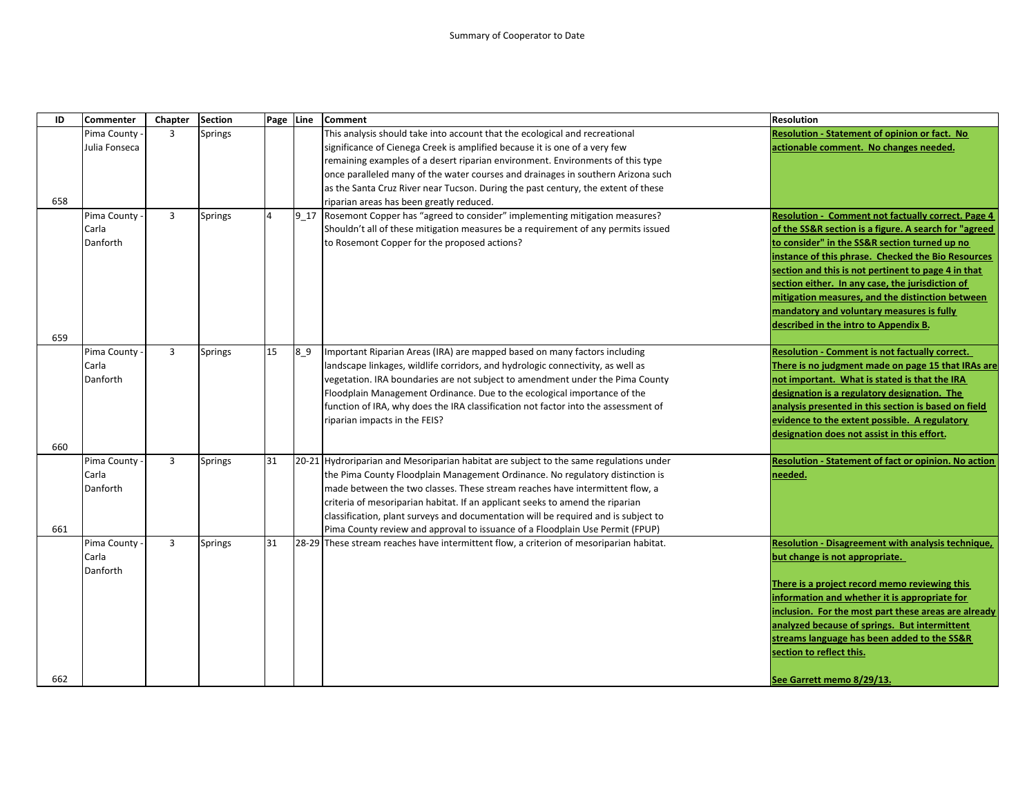Summary of Cooperator to Date

| ID | Commenter | Chapter | Section | Page | Line | Comment | Resolution |
|---|---|---|---|---|---|---|---|
| 658 | Pima County - Julia Fonseca | 3 | Springs | | | This analysis should take into account that the ecological and recreational significance of Cienega Creek is amplified because it is one of a very few remaining examples of a desert riparian environment. Environments of this type once paralleled many of the water courses and drainages in southern Arizona such as the Santa Cruz River near Tucson. During the past century, the extent of these riparian areas has been greatly reduced. | **Resolution - Statement of opinion or fact. No actionable comment. No changes needed.** |
| 659 | Pima County - Carla Danforth | 3 | Springs | 4 | 9_17 | Rosemont Copper has "agreed to consider" implementing mitigation measures? Shouldn't all of these mitigation measures be a requirement of any permits issued to Rosemont Copper for the proposed actions? | **Resolution - Comment not factually correct. Page 4 of the SS&R section is a figure. A search for "agreed to consider" in the SS&R section turned up no instance of this phrase. Checked the Bio Resources section and this is not pertinent to page 4 in that section either. In any case, the jurisdiction of mitigation measures, and the distinction between mandatory and voluntary measures is fully described in the intro to Appendix B.** |
| 660 | Pima County - Carla Danforth | 3 | Springs | 15 | 8_9 | Important Riparian Areas (IRA) are mapped based on many factors including landscape linkages, wildlife corridors, and hydrologic connectivity, as well as vegetation. IRA boundaries are not subject to amendment under the Pima County Floodplain Management Ordinance. Due to the ecological importance of the function of IRA, why does the IRA classification not factor into the assessment of riparian impacts in the FEIS? | **Resolution - Comment is not factually correct. There is no judgment made on page 15 that IRAs are not important. What is stated is that the IRA designation is a regulatory designation. The analysis presented in this section is based on field evidence to the extent possible. A regulatory designation does not assist in this effort.** |
| 661 | Pima County - Carla Danforth | 3 | Springs | 31 | 20-21 | Hydroriparian and Mesoriparian habitat are subject to the same regulations under the Pima County Floodplain Management Ordinance. No regulatory distinction is made between the two classes. These stream reaches have intermittent flow, a criteria of mesoriparian habitat. If an applicant seeks to amend the riparian classification, plant surveys and documentation will be required and is subject to Pima County review and approval to issuance of a Floodplain Use Permit (FPUP) | **Resolution - Statement of fact or opinion. No action needed.** |
| 662 | Pima County - Carla Danforth | 3 | Springs | 31 | 28-29 | These stream reaches have intermittent flow, a criterion of mesoriparian habitat. | **Resolution - Disagreement with analysis technique, but change is not appropriate.**<br><br>**There is a project record memo reviewing this information and whether it is appropriate for inclusion. For the most part these areas are already analyzed because of springs. But intermittent streams language has been added to the SS&R section to reflect this.**<br><br>**See Garrett memo 8/29/13.** |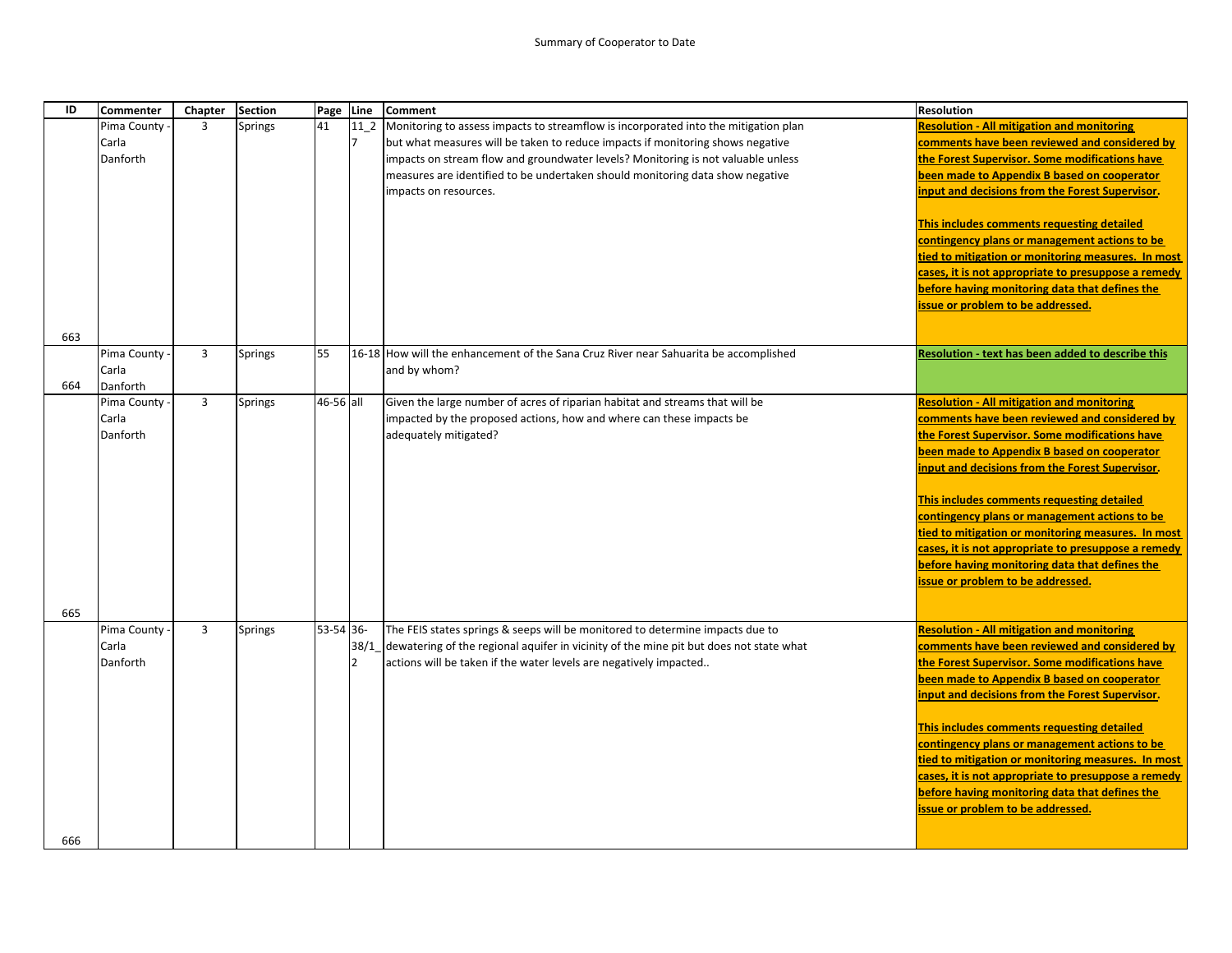Summary of Cooperator to Date

| ID | Commenter | Chapter | Section | Page | Line | Comment | Resolution |
|---|---|---|---|---|---|---|---|
| 663 | Pima County - Carla Danforth | 3 | Springs | 41 | 11_27 | Monitoring to assess impacts to streamflow is incorporated into the mitigation plan but what measures will be taken to reduce impacts if monitoring shows negative impacts on stream flow and groundwater levels? Monitoring is not valuable unless measures are identified to be undertaken should monitoring data show negative impacts on resources. | **Resolution - All mitigation and monitoring comments have been reviewed and considered by the Forest Supervisor. Some modifications have been made to Appendix B based on cooperator input and decisions from the Forest Supervisor.**<br><br>**This includes comments requesting detailed contingency plans or management actions to be tied to mitigation or monitoring measures. In most cases, it is not appropriate to presuppose a remedy before having monitoring data that defines the issue or problem to be addressed.** |
| 664 | Pima County - Carla Danforth | 3 | Springs | 55 | 16-18 | How will the enhancement of the Sana Cruz River near Sahuarita be accomplished and by whom? | **Resolution - text has been added to describe this** |
| 665 | Pima County - Carla Danforth | 3 | Springs | 46-56 | all | Given the large number of acres of riparian habitat and streams that will be impacted by the proposed actions, how and where can these impacts be adequately mitigated? | **Resolution - All mitigation and monitoring comments have been reviewed and considered by the Forest Supervisor. Some modifications have been made to Appendix B based on cooperator input and decisions from the Forest Supervisor.**<br><br>**This includes comments requesting detailed contingency plans or management actions to be tied to mitigation or monitoring measures. In most cases, it is not appropriate to presuppose a remedy before having monitoring data that defines the issue or problem to be addressed.** |
| 666 | Pima County - Carla Danforth | 3 | Springs | 53-54 | 36-38/1_2 | The FEIS states springs & seeps will be monitored to determine impacts due to dewatering of the regional aquifer in vicinity of the mine pit but does not state what actions will be taken if the water levels are negatively impacted.. | **Resolution - All mitigation and monitoring comments have been reviewed and considered by the Forest Supervisor. Some modifications have been made to Appendix B based on cooperator input and decisions from the Forest Supervisor.**<br><br>**This includes comments requesting detailed contingency plans or management actions to be tied to mitigation or monitoring measures. In most cases, it is not appropriate to presuppose a remedy before having monitoring data that defines the issue or problem to be addressed.** |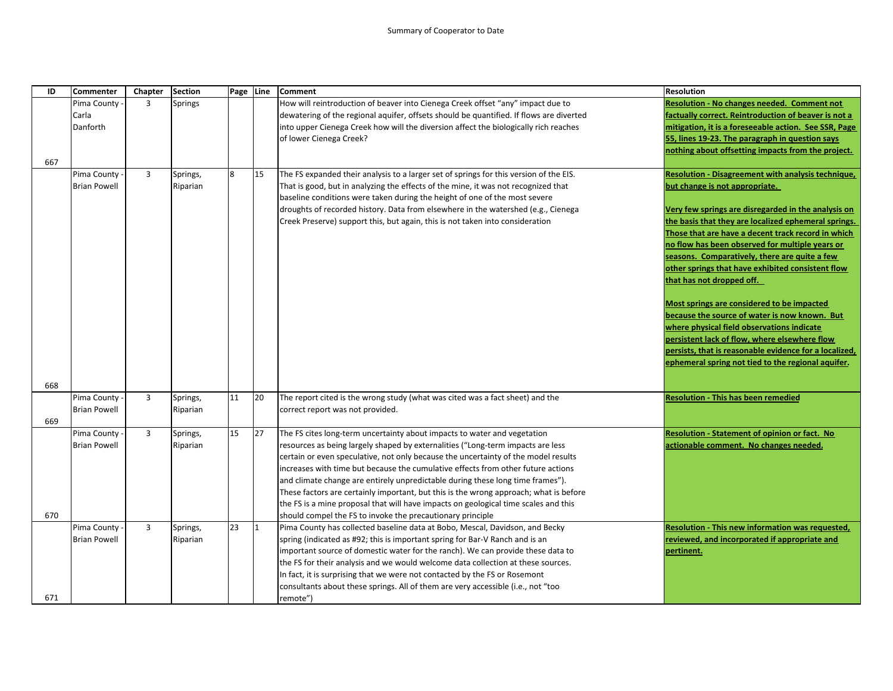Summary of Cooperator to Date

| ID | Commenter | Chapter | Section | Page | Line | Comment | Resolution |
|---|---|---|---|---|---|---|---|
| 667 | Pima County - Carla Danforth | 3 | Springs | | | How will reintroduction of beaver into Cienega Creek offset "any" impact due to dewatering of the regional aquifer, offsets should be quantified. If flows are diverted into upper Cienega Creek how will the diversion affect the biologically rich reaches of lower Cienega Creek? | **Resolution - No changes needed. Comment not factually correct. Reintroduction of beaver is not a mitigation, it is a foreseeable action. See SSR, Page 55, lines 19-23. The paragraph in question says nothing about offsetting impacts from the project.** |
| 668 | Pima County - Brian Powell | 3 | Springs, Riparian | 8 | 15 | The FS expanded their analysis to a larger set of springs for this version of the EIS. That is good, but in analyzing the effects of the mine, it was not recognized that baseline conditions were taken during the height of one of the most severe droughts of recorded history. Data from elsewhere in the watershed (e.g., Cienega Creek Preserve) support this, but again, this is not taken into consideration | **Resolution - Disagreement with analysis technique, but change is not appropriate.** **Very few springs are disregarded in the analysis on the basis that they are localized ephemeral springs. Those that are have a decent track record in which no flow has been observed for multiple years or seasons. Comparatively, there are quite a few other springs that have exhibited consistent flow that has not dropped off.** **Most springs are considered to be impacted because the source of water is now known. But where physical field observations indicate persistent lack of flow, where elsewhere flow persists, that is reasonable evidence for a localized, ephemeral spring not tied to the regional aquifer.** |
| 669 | Pima County - Brian Powell | 3 | Springs, Riparian | 11 | 20 | The report cited is the wrong study (what was cited was a fact sheet) and the correct report was not provided. | **Resolution - This has been remedied** |
| 670 | Pima County - Brian Powell | 3 | Springs, Riparian | 15 | 27 | The FS cites long-term uncertainty about impacts to water and vegetation resources as being largely shaped by externalities ("Long-term impacts are less certain or even speculative, not only because the uncertainty of the model results increases with time but because the cumulative effects from other future actions and climate change are entirely unpredictable during these long time frames"). These factors are certainly important, but this is the wrong approach; what is before the FS is a mine proposal that will have impacts on geological time scales and this should compel the FS to invoke the precautionary principle | **Resolution - Statement of opinion or fact. No actionable comment. No changes needed.** |
| 671 | Pima County - Brian Powell | 3 | Springs, Riparian | 23 | 1 | Pima County has collected baseline data at Bobo, Mescal, Davidson, and Becky spring (indicated as #92; this is important spring for Bar-V Ranch and is an important source of domestic water for the ranch). We can provide these data to the FS for their analysis and we would welcome data collection at these sources. In fact, it is surprising that we were not contacted by the FS or Rosemont consultants about these springs. All of them are very accessible (i.e., not "too remote") | **Resolution - This new information was requested, reviewed, and incorporated if appropriate and pertinent.** |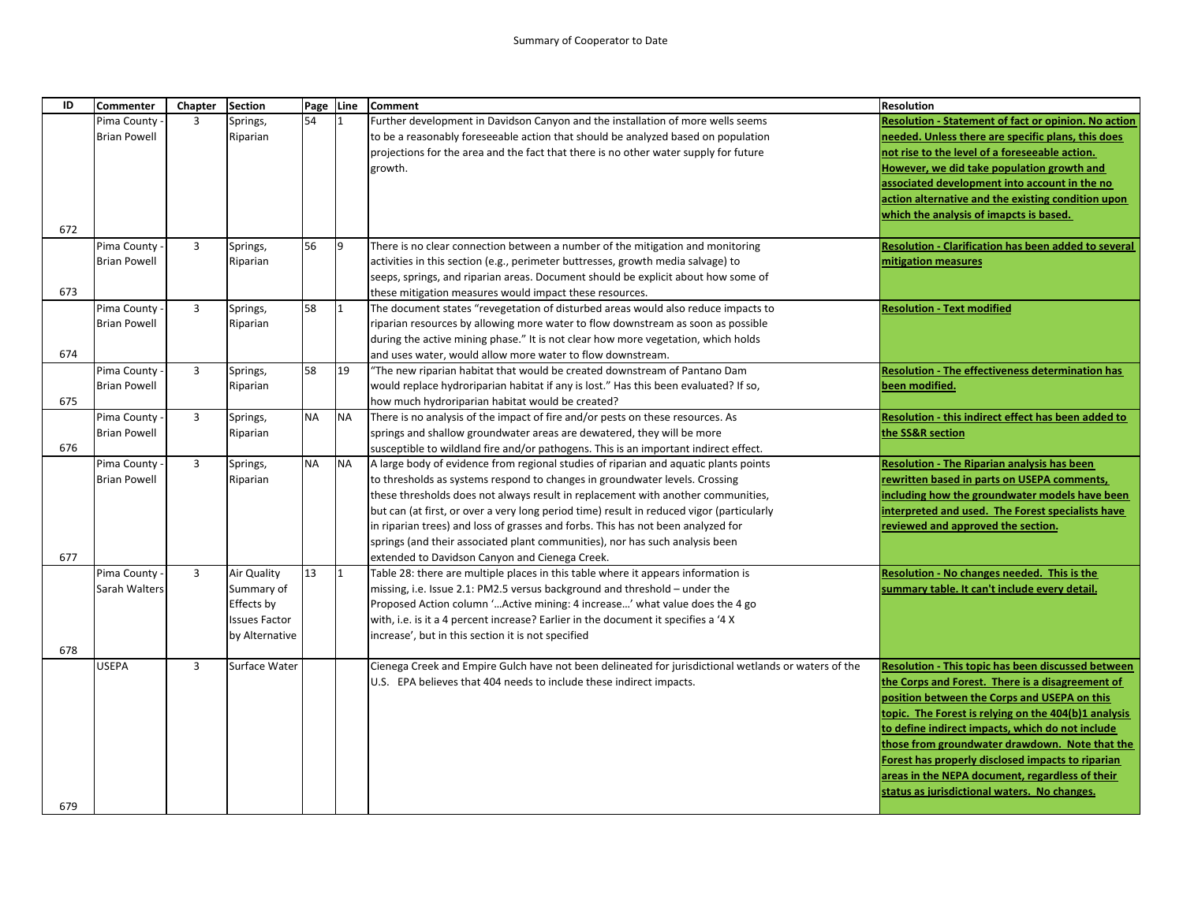Summary of Cooperator to Date

| ID | Commenter | Chapter | Section | Page | Line | Comment | Resolution |
|---|---|---|---|---|---|---|---|
| 672 | Pima County - Brian Powell | 3 | Springs, Riparian | 54 | 1 | Further development in Davidson Canyon and the installation of more wells seems to be a reasonably foreseeable action that should be analyzed based on population projections for the area and the fact that there is no other water supply for future growth. | **Resolution - Statement of fact or opinion. No action needed. Unless there are specific plans, this does not rise to the level of a foreseeable action. However, we did take population growth and associated development into account in the no action alternative and the existing condition upon which the analysis of imapcts is based.** |
| 673 | Pima County - Brian Powell | 3 | Springs, Riparian | 56 | 9 | There is no clear connection between a number of the mitigation and monitoring activities in this section (e.g., perimeter buttresses, growth media salvage) to seeps, springs, and riparian areas. Document should be explicit about how some of these mitigation measures would impact these resources. | **Resolution - Clarification has been added to several mitigation measures** |
| 674 | Pima County - Brian Powell | 3 | Springs, Riparian | 58 | 1 | The document states "revegetation of disturbed areas would also reduce impacts to riparian resources by allowing more water to flow downstream as soon as possible during the active mining phase." It is not clear how more vegetation, which holds and uses water, would allow more water to flow downstream. | **Resolution - Text modified** |
| 675 | Pima County - Brian Powell | 3 | Springs, Riparian | 58 | 19 | "The new riparian habitat that would be created downstream of Pantano Dam would replace hydroriparian habitat if any is lost." Has this been evaluated? If so, how much hydroriparian habitat would be created? | **Resolution - The effectiveness determination has been modified.** |
| 676 | Pima County - Brian Powell | 3 | Springs, Riparian | NA | NA | There is no analysis of the impact of fire and/or pests on these resources. As springs and shallow groundwater areas are dewatered, they will be more susceptible to wildland fire and/or pathogens. This is an important indirect effect. | **Resolution - this indirect effect has been added to the SS&R section** |
| 677 | Pima County - Brian Powell | 3 | Springs, Riparian | NA | NA | A large body of evidence from regional studies of riparian and aquatic plants points to thresholds as systems respond to changes in groundwater levels. Crossing these thresholds does not always result in replacement with another communities, but can (at first, or over a very long period time) result in reduced vigor (particularly in riparian trees) and loss of grasses and forbs. This has not been analyzed for springs (and their associated plant communities), nor has such analysis been extended to Davidson Canyon and Cienega Creek. | **Resolution - The Riparian analysis has been rewritten based in parts on USEPA comments, including how the groundwater models have been interpreted and used. The Forest specialists have reviewed and approved the section.** |
| 678 | Pima County - Sarah Walters | 3 | Air Quality Summary of Effects by Issues Factor by Alternative | 13 | 1 | Table 28: there are multiple places in this table where it appears information is missing, i.e. Issue 2.1: PM2.5 versus background and threshold – under the Proposed Action column '…Active mining: 4 increase…' what value does the 4 go with, i.e. is it a 4 percent increase? Earlier in the document it specifies a '4 X increase', but in this section it is not specified | **Resolution - No changes needed. This is the summary table. It can't include every detail.** |
| 679 | USEPA | 3 | Surface Water | | | Cienega Creek and Empire Gulch have not been delineated for jurisdictional wetlands or waters of the U.S. EPA believes that 404 needs to include these indirect impacts. | **Resolution - This topic has been discussed between the Corps and Forest. There is a disagreement of position between the Corps and USEPA on this topic. The Forest is relying on the 404(b)1 analysis to define indirect impacts, which do not include those from groundwater drawdown. Note that the Forest has properly disclosed impacts to riparian areas in the NEPA document, regardless of their status as jurisdictional waters. No changes.** |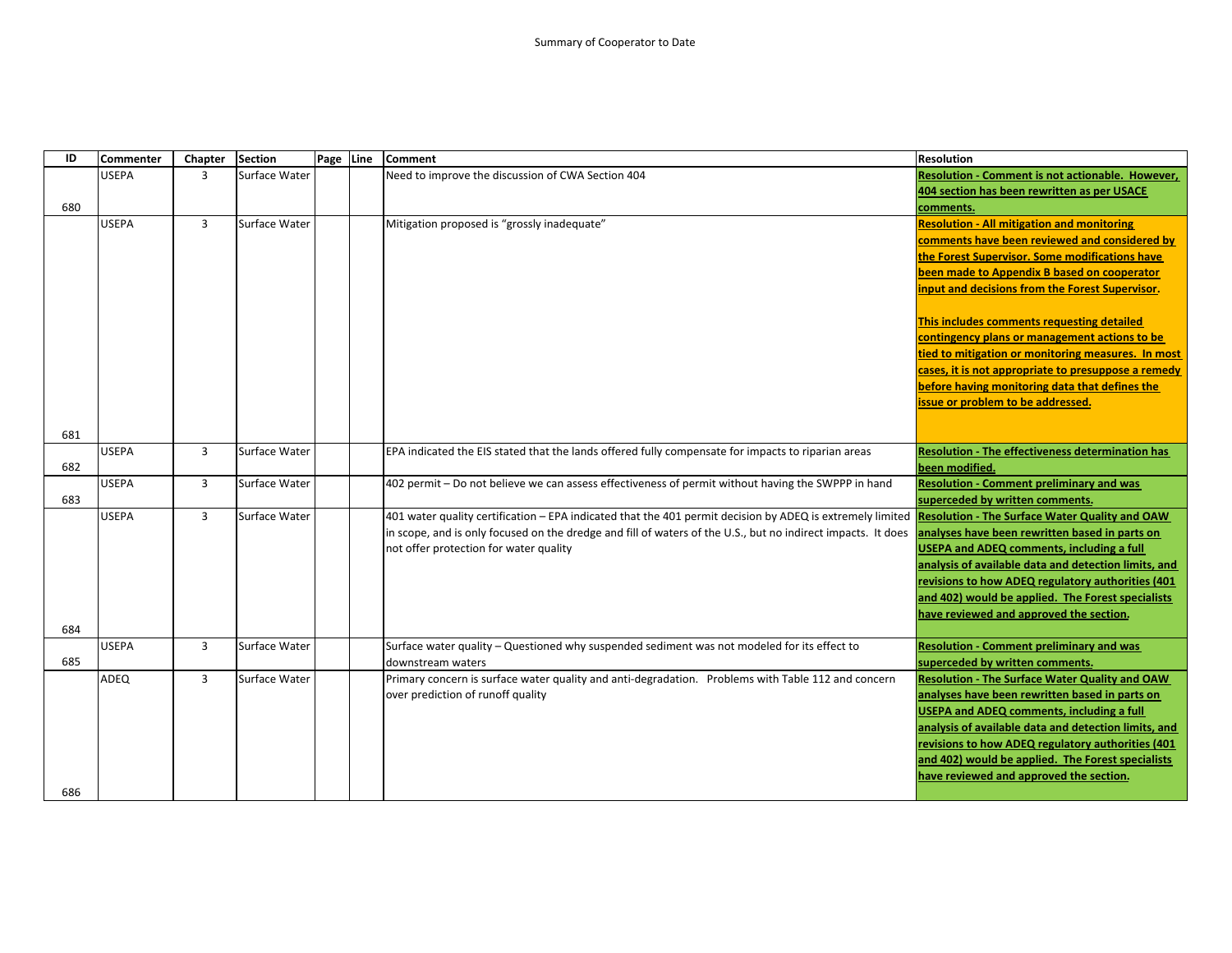Summary of Cooperator to Date

| ID | Commenter | Chapter | Section | Page | Line | Comment | Resolution |
|---|---|---|---|---|---|---|---|
| 680 | USEPA | 3 | Surface Water | | | Need to improve the discussion of CWA Section 404 | **Resolution - Comment is not actionable. However, 404 section has been rewritten as per USACE comments.** |
| 681 | USEPA | 3 | Surface Water | | | Mitigation proposed is "grossly inadequate" | **Resolution - All mitigation and monitoring comments have been reviewed and considered by the Forest Supervisor. Some modifications have been made to Appendix B based on cooperator input and decisions from the Forest Supervisor.** <br><br> **This includes comments requesting detailed contingency plans or management actions to be tied to mitigation or monitoring measures. In most cases, it is not appropriate to presuppose a remedy before having monitoring data that defines the issue or problem to be addressed.** |
| 682 | USEPA | 3 | Surface Water | | | EPA indicated the EIS stated that the lands offered fully compensate for impacts to riparian areas | **Resolution - The effectiveness determination has been modified.** |
| 683 | USEPA | 3 | Surface Water | | | 402 permit – Do not believe we can assess effectiveness of permit without having the SWPPP in hand | **Resolution - Comment preliminary and was superceded by written comments.** |
| 684 | USEPA | 3 | Surface Water | | | 401 water quality certification – EPA indicated that the 401 permit decision by ADEQ is extremely limited in scope, and is only focused on the dredge and fill of waters of the U.S., but no indirect impacts. It does not offer protection for water quality | **Resolution - The Surface Water Quality and OAW analyses have been rewritten based in parts on USEPA and ADEQ comments, including a full analysis of available data and detection limits, and revisions to how ADEQ regulatory authorities (401 and 402) would be applied. The Forest specialists have reviewed and approved the section.** |
| 685 | USEPA | 3 | Surface Water | | | Surface water quality – Questioned why suspended sediment was not modeled for its effect to downstream waters | **Resolution - Comment preliminary and was superceded by written comments.** |
| 686 | ADEQ | 3 | Surface Water | | | Primary concern is surface water quality and anti-degradation. Problems with Table 112 and concern over prediction of runoff quality | **Resolution - The Surface Water Quality and OAW analyses have been rewritten based in parts on USEPA and ADEQ comments, including a full analysis of available data and detection limits, and revisions to how ADEQ regulatory authorities (401 and 402) would be applied. The Forest specialists have reviewed and approved the section.** |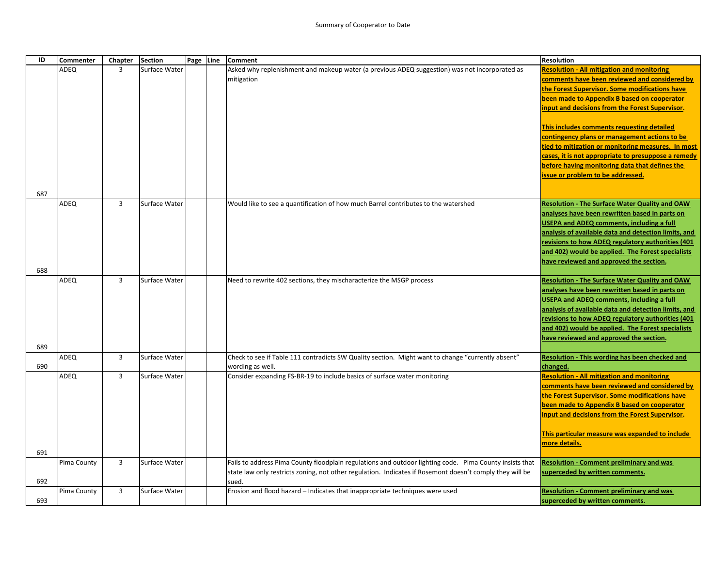Summary of Cooperator to Date

| ID | Commenter | Chapter | Section | Page | Line | Comment | Resolution |
|---|---|---|---|---|---|---|---|
| 687 | ADEQ | 3 | Surface Water | | | Asked why replenishment and makeup water (a previous ADEQ suggestion) was not incorporated as mitigation | **Resolution - All mitigation and monitoring comments have been reviewed and considered by the Forest Supervisor. Some modifications have been made to Appendix B based on cooperator input and decisions from the Forest Supervisor.** <br><br> **This includes comments requesting detailed contingency plans or management actions to be tied to mitigation or monitoring measures. In most cases, it is not appropriate to presuppose a remedy before having monitoring data that defines the issue or problem to be addressed.** |
| 688 | ADEQ | 3 | Surface Water | | | Would like to see a quantification of how much Barrel contributes to the watershed | **Resolution - The Surface Water Quality and OAW analyses have been rewritten based in parts on USEPA and ADEQ comments, including a full analysis of available data and detection limits, and revisions to how ADEQ regulatory authorities (401 and 402) would be applied. The Forest specialists have reviewed and approved the section.** |
| 689 | ADEQ | 3 | Surface Water | | | Need to rewrite 402 sections, they mischaracterize the MSGP process | **Resolution - The Surface Water Quality and OAW analyses have been rewritten based in parts on USEPA and ADEQ comments, including a full analysis of available data and detection limits, and revisions to how ADEQ regulatory authorities (401 and 402) would be applied. The Forest specialists have reviewed and approved the section.** |
| 690 | ADEQ | 3 | Surface Water | | | Check to see if Table 111 contradicts SW Quality section. Might want to change "currently absent" wording as well. | **Resolution - This wording has been checked and changed.** |
| 691 | ADEQ | 3 | Surface Water | | | Consider expanding FS-BR-19 to include basics of surface water monitoring | **Resolution - All mitigation and monitoring comments have been reviewed and considered by the Forest Supervisor. Some modifications have been made to Appendix B based on cooperator input and decisions from the Forest Supervisor.** <br><br> **This particular measure was expanded to include more details.** |
| 692 | Pima County | 3 | Surface Water | | | Fails to address Pima County floodplain regulations and outdoor lighting code. Pima County insists that state law only restricts zoning, not other regulation. Indicates if Rosemont doesn't comply they will be sued. | **Resolution - Comment preliminary and was superceded by written comments.** |
| 693 | Pima County | 3 | Surface Water | | | Erosion and flood hazard – Indicates that inappropriate techniques were used | **Resolution - Comment preliminary and was superceded by written comments.** |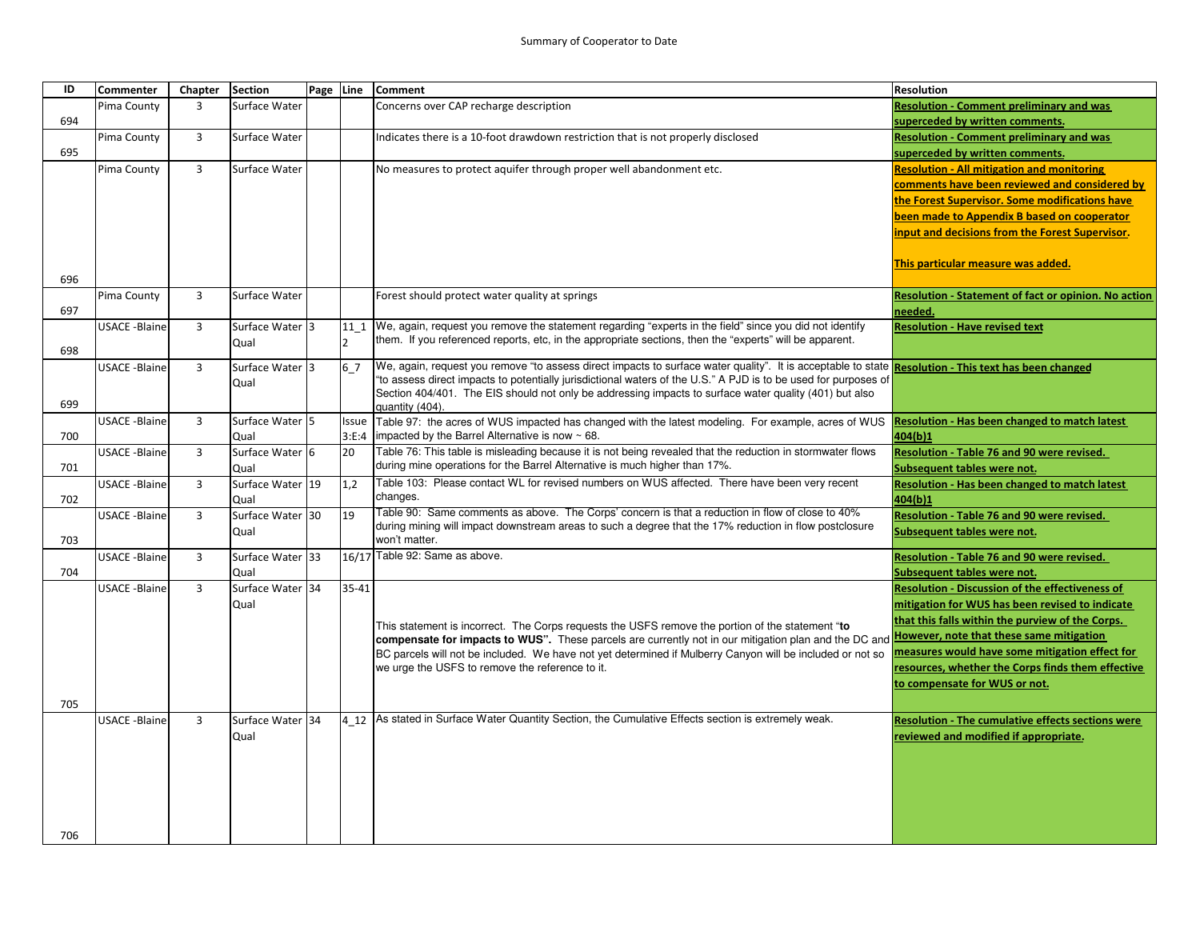Summary of Cooperator to Date

| ID | Commenter | Chapter | Section | Page | Line | Comment | Resolution |
|---|---|---|---|---|---|---|---|
| 694 | Pima County | 3 | Surface Water | | | Concerns over CAP recharge description | **Resolution - Comment preliminary and was superceded by written comments.** |
| 695 | Pima County | 3 | Surface Water | | | Indicates there is a 10-foot drawdown restriction that is not properly disclosed | **Resolution - Comment preliminary and was superceded by written comments.** |
| 696 | Pima County | 3 | Surface Water | | | No measures to protect aquifer through proper well abandonment etc. | **Resolution - All mitigation and monitoring comments have been reviewed and considered by the Forest Supervisor. Some modifications have been made to Appendix B based on cooperator input and decisions from the Forest Supervisor.** **This particular measure was added.** |
| 697 | Pima County | 3 | Surface Water | | | Forest should protect water quality at springs | **Resolution - Statement of fact or opinion. No action needed.** |
| 698 | USACE -Blaine | 3 | Surface Water Qual | 3 | 11_12 | We, again, request you remove the statement regarding "experts in the field" since you did not identify them. If you referenced reports, etc, in the appropriate sections, then the "experts" will be apparent. | **Resolution - Have revised text** |
| 699 | USACE -Blaine | 3 | Surface Water Qual | 3 | 6_7 | We, again, request you remove "to assess direct impacts to surface water quality". It is acceptable to state "to assess direct impacts to potentially jurisdictional waters of the U.S." A PJD is to be used for purposes of Section 404/401. The EIS should not only be addressing impacts to surface water quality (401) but also quantity (404). | **Resolution - This text has been changed** |
| 700 | USACE -Blaine | 3 | Surface Water Qual | 5 | Issue 3:E:4 | Table 97: the acres of WUS impacted has changed with the latest modeling. For example, acres of WUS impacted by the Barrel Alternative is now ~ 68. | **Resolution - Has been changed to match latest 404(b)1** |
| 701 | USACE -Blaine | 3 | Surface Water Qual | 6 | 20 | Table 76: This table is misleading because it is not being revealed that the reduction in stormwater flows during mine operations for the Barrel Alternative is much higher than 17%. | **Resolution - Table 76 and 90 were revised. Subsequent tables were not.** |
| 702 | USACE -Blaine | 3 | Surface Water Qual | 19 | 1,2 | Table 103: Please contact WL for revised numbers on WUS affected. There have been very recent changes. | **Resolution - Has been changed to match latest 404(b)1** |
| 703 | USACE -Blaine | 3 | Surface Water Qual | 30 | 19 | Table 90: Same comments as above. The Corps' concern is that a reduction in flow of close to 40% during mining will impact downstream areas to such a degree that the 17% reduction in flow postclosure won't matter. | **Resolution - Table 76 and 90 were revised. Subsequent tables were not.** |
| 704 | USACE -Blaine | 3 | Surface Water Qual | 33 | 16/17 | Table 92: Same as above. | **Resolution - Table 76 and 90 were revised. Subsequent tables were not.** |
| 705 | USACE -Blaine | 3 | Surface Water Qual | 34 | 35-41 | This statement is incorrect. The Corps requests the USFS remove the portion of the statement "**to compensate for impacts to WUS".** These parcels are currently not in our mitigation plan and the DC and BC parcels will not be included. We have not yet determined if Mulberry Canyon will be included or not so we urge the USFS to remove the reference to it. | **Resolution - Discussion of the effectiveness of mitigation for WUS has been revised to indicate that this falls within the purview of the Corps. However, note that these same mitigation measures would have some mitigation effect for resources, whether the Corps finds them effective to compensate for WUS or not.** |
| 706 | USACE -Blaine | 3 | Surface Water Qual | 34 | 4_12 | As stated in Surface Water Quantity Section, the Cumulative Effects section is extremely weak. | **Resolution - The cumulative effects sections were reviewed and modified if appropriate.** |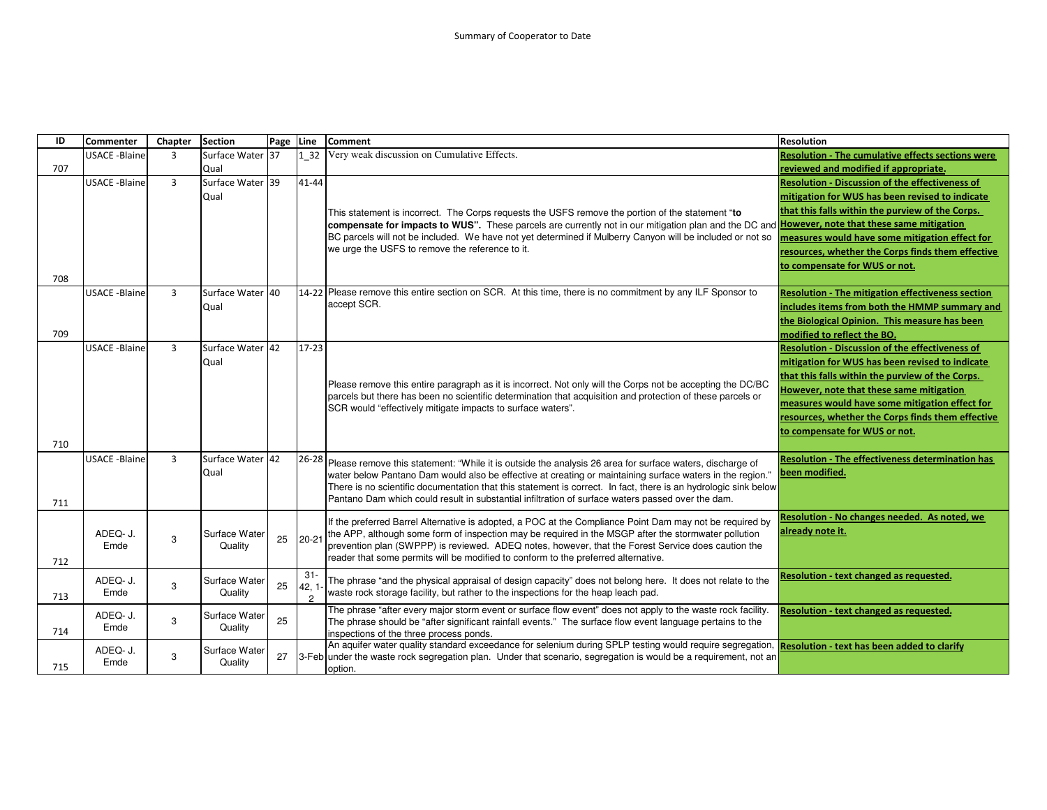Summary of Cooperator to Date

| ID | Commenter | Chapter | Section | Page | Line | Comment | Resolution |
|---|---|---|---|---|---|---|---|
| 707 | USACE -Blaine | 3 | Surface Water Qual | 37 | 1_32 | Very weak discussion on Cumulative Effects. | **Resolution - The cumulative effects sections were reviewed and modified if appropriate.** |
| 708 | USACE -Blaine | 3 | Surface Water Qual | 39 | 41-44 | This statement is incorrect. The Corps requests the USFS remove the portion of the statement "**to compensate for impacts to WUS".** These parcels are currently not in our mitigation plan and the DC and BC parcels will not be included. We have not yet determined if Mulberry Canyon will be included or not so we urge the USFS to remove the reference to it. | **Resolution - Discussion of the effectiveness of mitigation for WUS has been revised to indicate that this falls within the purview of the Corps. However, note that these same mitigation measures would have some mitigation effect for resources, whether the Corps finds them effective to compensate for WUS or not.** |
| 709 | USACE -Blaine | 3 | Surface Water Qual | 40 | 14-22 | Please remove this entire section on SCR. At this time, there is no commitment by any ILF Sponsor to accept SCR. | **Resolution - The mitigation effectiveness section includes items from both the HMMP summary and the Biological Opinion. This measure has been modified to reflect the BO.** |
| 710 | USACE -Blaine | 3 | Surface Water Qual | 42 | 17-23 | Please remove this entire paragraph as it is incorrect. Not only will the Corps not be accepting the DC/BC parcels but there has been no scientific determination that acquisition and protection of these parcels or SCR would "effectively mitigate impacts to surface waters". | **Resolution - Discussion of the effectiveness of mitigation for WUS has been revised to indicate that this falls within the purview of the Corps. However, note that these same mitigation measures would have some mitigation effect for resources, whether the Corps finds them effective to compensate for WUS or not.** |
| 711 | USACE -Blaine | 3 | Surface Water Qual | 42 | 26-28 | Please remove this statement: "While it is outside the analysis 26 area for surface waters, discharge of water below Pantano Dam would also be effective at creating or maintaining surface waters in the region." There is no scientific documentation that this statement is correct. In fact, there is an hydrologic sink below Pantano Dam which could result in substantial infiltration of surface waters passed over the dam. | **Resolution - The effectiveness determination has been modified.** |
| 712 | ADEQ- J. Emde | 3 | Surface Water Quality | 25 | 20-21 | If the preferred Barrel Alternative is adopted, a POC at the Compliance Point Dam may not be required by the APP, although some form of inspection may be required in the MSGP after the stormwater pollution prevention plan (SWPPP) is reviewed. ADEQ notes, however, that the Forest Service does caution the reader that some permits will be modified to conform to the preferred alternative. | **Resolution - No changes needed. As noted, we already note it.** |
| 713 | ADEQ- J. Emde | 3 | Surface Water Quality | 25 | 31-42, 1-2 | The phrase "and the physical appraisal of design capacity" does not belong here. It does not relate to the waste rock storage facility, but rather to the inspections for the heap leach pad. | **Resolution - text changed as requested.** |
| 714 | ADEQ- J. Emde | 3 | Surface Water Quality | 25 | | The phrase "after every major storm event or surface flow event" does not apply to the waste rock facility. The phrase should be "after significant rainfall events." The surface flow event language pertains to the inspections of the three process ponds. | **Resolution - text changed as requested.** |
| 715 | ADEQ- J. Emde | 3 | Surface Water Quality | 27 | 3-Feb | An aquifer water quality standard exceedance for selenium during SPLP testing would require segregation, under the waste rock segregation plan. Under that scenario, segregation is would be a requirement, not an option. | **Resolution - text has been added to clarify** |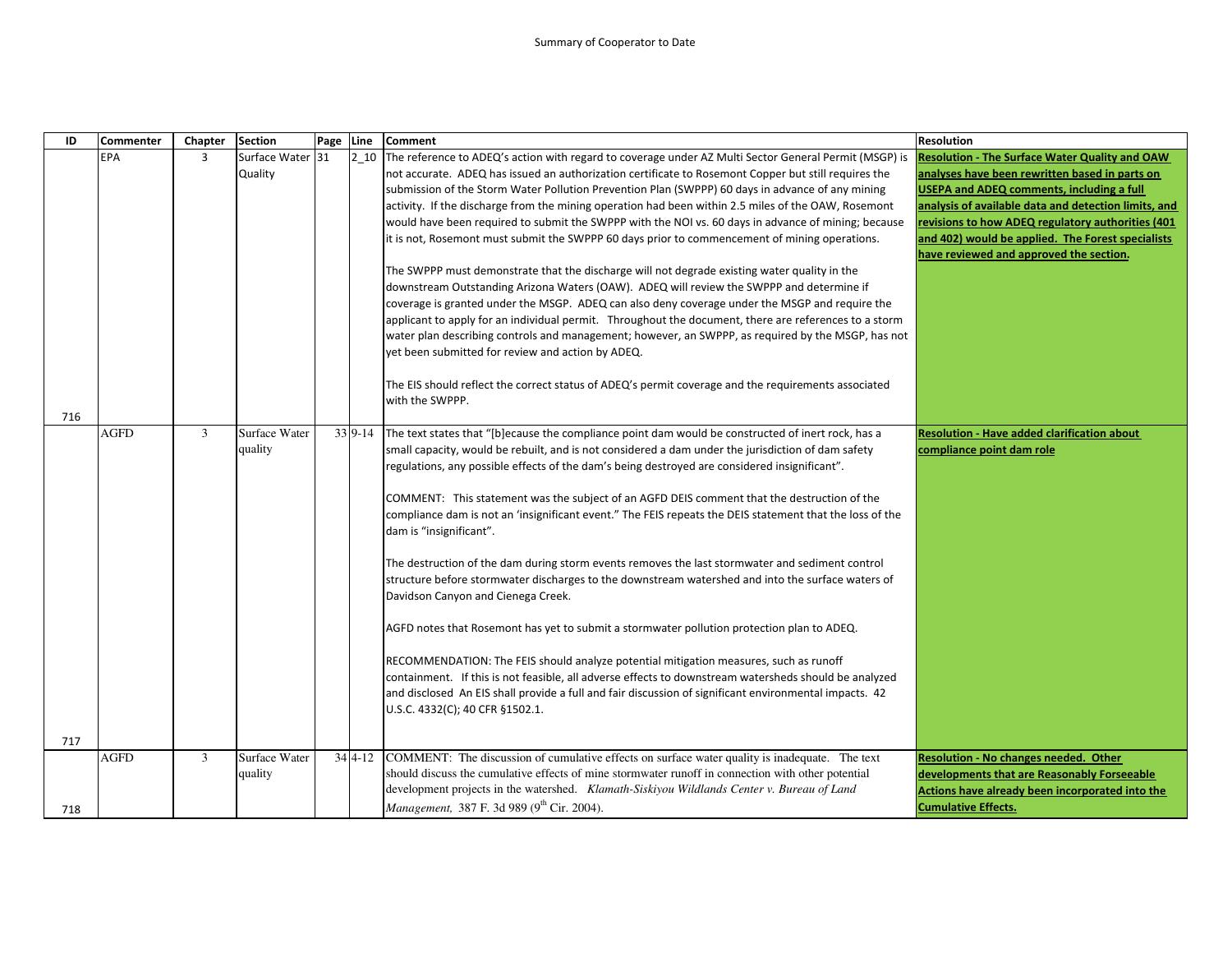Summary of Cooperator to Date

| ID | Commenter | Chapter | Section | Page | Line | Comment | Resolution |
|---|---|---|---|---|---|---|---|
| 716 | EPA | 3 | Surface Water Quality | 31 | 2_10 | The reference to ADEQ's action with regard to coverage under AZ Multi Sector General Permit (MSGP) is not accurate. ADEQ has issued an authorization certificate to Rosemont Copper but still requires the submission of the Storm Water Pollution Prevention Plan (SWPPP) 60 days in advance of any mining activity. If the discharge from the mining operation had been within 2.5 miles of the OAW, Rosemont would have been required to submit the SWPPP with the NOI vs. 60 days in advance of mining; because it is not, Rosemont must submit the SWPPP 60 days prior to commencement of mining operations.<br><br>The SWPPP must demonstrate that the discharge will not degrade existing water quality in the downstream Outstanding Arizona Waters (OAW). ADEQ will review the SWPPP and determine if coverage is granted under the MSGP. ADEQ can also deny coverage under the MSGP and require the applicant to apply for an individual permit. Throughout the document, there are references to a storm water plan describing controls and management; however, an SWPPP, as required by the MSGP, has not yet been submitted for review and action by ADEQ.<br><br>The EIS should reflect the correct status of ADEQ's permit coverage and the requirements associated with the SWPPP. | **Resolution - The Surface Water Quality and OAW analyses have been rewritten based in parts on USEPA and ADEQ comments, including a full analysis of available data and detection limits, and revisions to how ADEQ regulatory authorities (401 and 402) would be applied. The Forest specialists have reviewed and approved the section.** |
| 717 | AGFD | 3 | Surface Water quality | 33 | 9-14 | The text states that "[b]ecause the compliance point dam would be constructed of inert rock, has a small capacity, would be rebuilt, and is not considered a dam under the jurisdiction of dam safety regulations, any possible effects of the dam's being destroyed are considered insignificant".<br><br>COMMENT: This statement was the subject of an AGFD DEIS comment that the destruction of the compliance dam is not an 'insignificant event." The FEIS repeats the DEIS statement that the loss of the dam is "insignificant".<br><br>The destruction of the dam during storm events removes the last stormwater and sediment control structure before stormwater discharges to the downstream watershed and into the surface waters of Davidson Canyon and Cienega Creek.<br><br>AGFD notes that Rosemont has yet to submit a stormwater pollution protection plan to ADEQ.<br><br>RECOMMENDATION: The FEIS should analyze potential mitigation measures, such as runoff containment. If this is not feasible, all adverse effects to downstream watersheds should be analyzed and disclosed An EIS shall provide a full and fair discussion of significant environmental impacts. 42 U.S.C. 4332(C); 40 CFR §1502.1. | **Resolution - Have added clarification about compliance point dam role** |
| 718 | AGFD | 3 | Surface Water quality | 34 | 4-12 | COMMENT: The discussion of cumulative effects on surface water quality is inadequate. The text should discuss the cumulative effects of mine stormwater runoff in connection with other potential development projects in the watershed. *Klamath-Siskiyou Wildlands Center v. Bureau of Land Management,* 387 F. 3d 989 (9th Cir. 2004). | **Resolution - No changes needed. Other developments that are Reasonably Forseeable Actions have already been incorporated into the Cumulative Effects.** |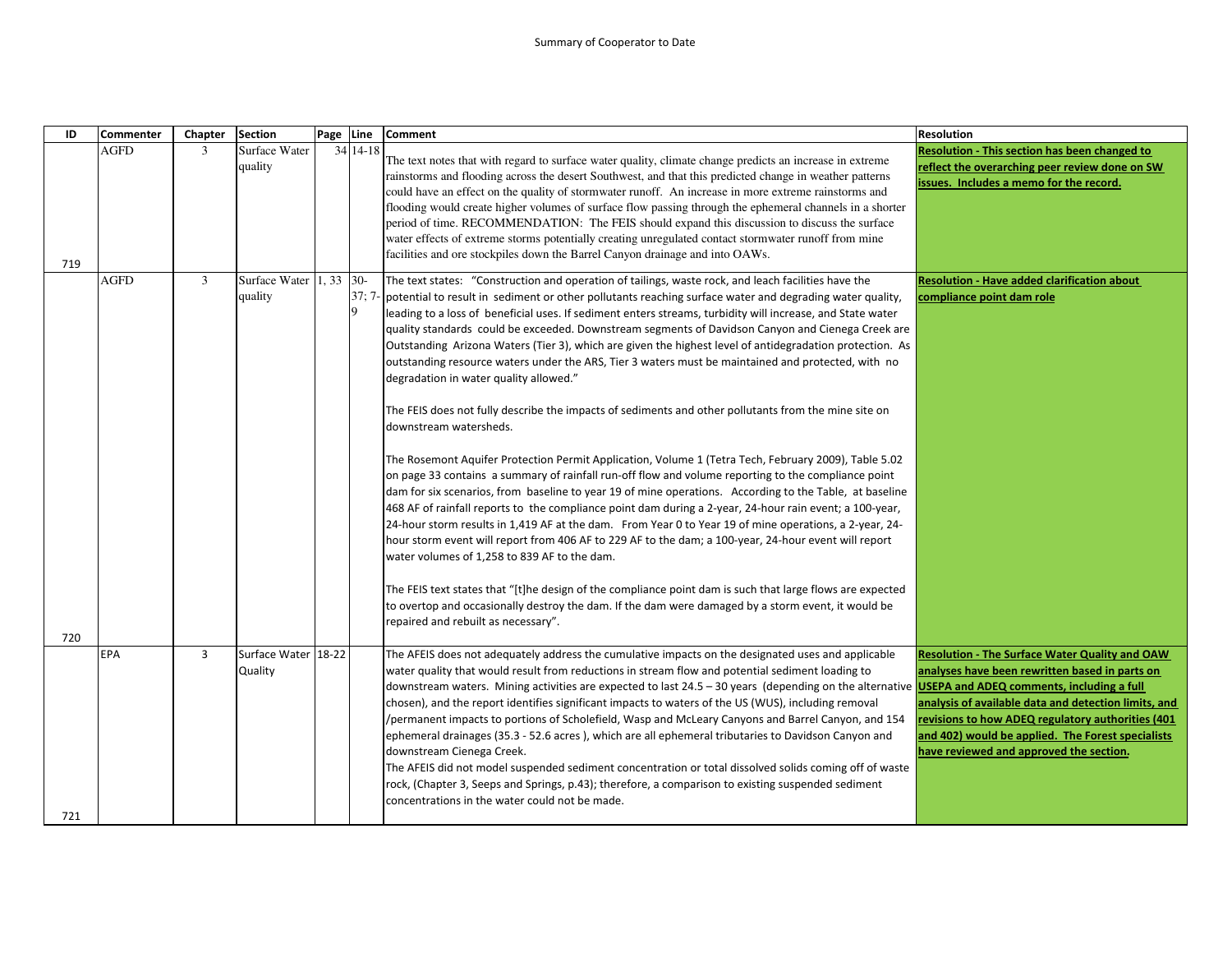Summary of Cooperator to Date

| ID | Commenter | Chapter | Section | Page | Line | Comment | Resolution |
|---|---|---|---|---|---|---|---|
| 719 | AGFD | 3 | Surface Water quality | 34 | 14-18 | The text notes that with regard to surface water quality, climate change predicts an increase in extreme rainstorms and flooding across the desert Southwest, and that this predicted change in weather patterns could have an effect on the quality of stormwater runoff. An increase in more extreme rainstorms and flooding would create higher volumes of surface flow passing through the ephemeral channels in a shorter period of time. RECOMMENDATION: The FEIS should expand this discussion to discuss the surface water effects of extreme storms potentially creating unregulated contact stormwater runoff from mine facilities and ore stockpiles down the Barrel Canyon drainage and into OAWs. | **Resolution - This section has been changed to reflect the overarching peer review done on SW issues. Includes a memo for the record.** |
| 720 | AGFD | 3 | Surface Water quality | 1, 33 | 30-37; 7-9 | The text states: "Construction and operation of tailings, waste rock, and leach facilities have the potential to result in sediment or other pollutants reaching surface water and degrading water quality, leading to a loss of beneficial uses. If sediment enters streams, turbidity will increase, and State water quality standards could be exceeded. Downstream segments of Davidson Canyon and Cienega Creek are Outstanding Arizona Waters (Tier 3), which are given the highest level of antidegradation protection. As outstanding resource waters under the ARS, Tier 3 waters must be maintained and protected, with no degradation in water quality allowed."<br><br>The FEIS does not fully describe the impacts of sediments and other pollutants from the mine site on downstream watersheds.<br><br>The Rosemont Aquifer Protection Permit Application, Volume 1 (Tetra Tech, February 2009), Table 5.02 on page 33 contains a summary of rainfall run-off flow and volume reporting to the compliance point dam for six scenarios, from baseline to year 19 of mine operations. According to the Table, at baseline 468 AF of rainfall reports to the compliance point dam during a 2-year, 24-hour rain event; a 100-year, 24-hour storm results in 1,419 AF at the dam. From Year 0 to Year 19 of mine operations, a 2-year, 24-hour storm event will report from 406 AF to 229 AF to the dam; a 100-year, 24-hour event will report water volumes of 1,258 to 839 AF to the dam.<br><br>The FEIS text states that "[t]he design of the compliance point dam is such that large flows are expected to overtop and occasionally destroy the dam. If the dam were damaged by a storm event, it would be repaired and rebuilt as necessary". | **Resolution - Have added clarification about compliance point dam role** |
| 721 | EPA | 3 | Surface Water Quality | 18-22 | | The AFEIS does not adequately address the cumulative impacts on the designated uses and applicable water quality that would result from reductions in stream flow and potential sediment loading to downstream waters. Mining activities are expected to last 24.5 – 30 years (depending on the alternative chosen), and the report identifies significant impacts to waters of the US (WUS), including removal /permanent impacts to portions of Scholefield, Wasp and McLeary Canyons and Barrel Canyon, and 154 ephemeral drainages (35.3 - 52.6 acres ), which are all ephemeral tributaries to Davidson Canyon and downstream Cienega Creek.<br>The AFEIS did not model suspended sediment concentration or total dissolved solids coming off of waste rock, (Chapter 3, Seeps and Springs, p.43); therefore, a comparison to existing suspended sediment concentrations in the water could not be made. | **Resolution - The Surface Water Quality and OAW analyses have been rewritten based in parts on USEPA and ADEQ comments, including a full analysis of available data and detection limits, and revisions to how ADEQ regulatory authorities (401 and 402) would be applied. The Forest specialists have reviewed and approved the section.** |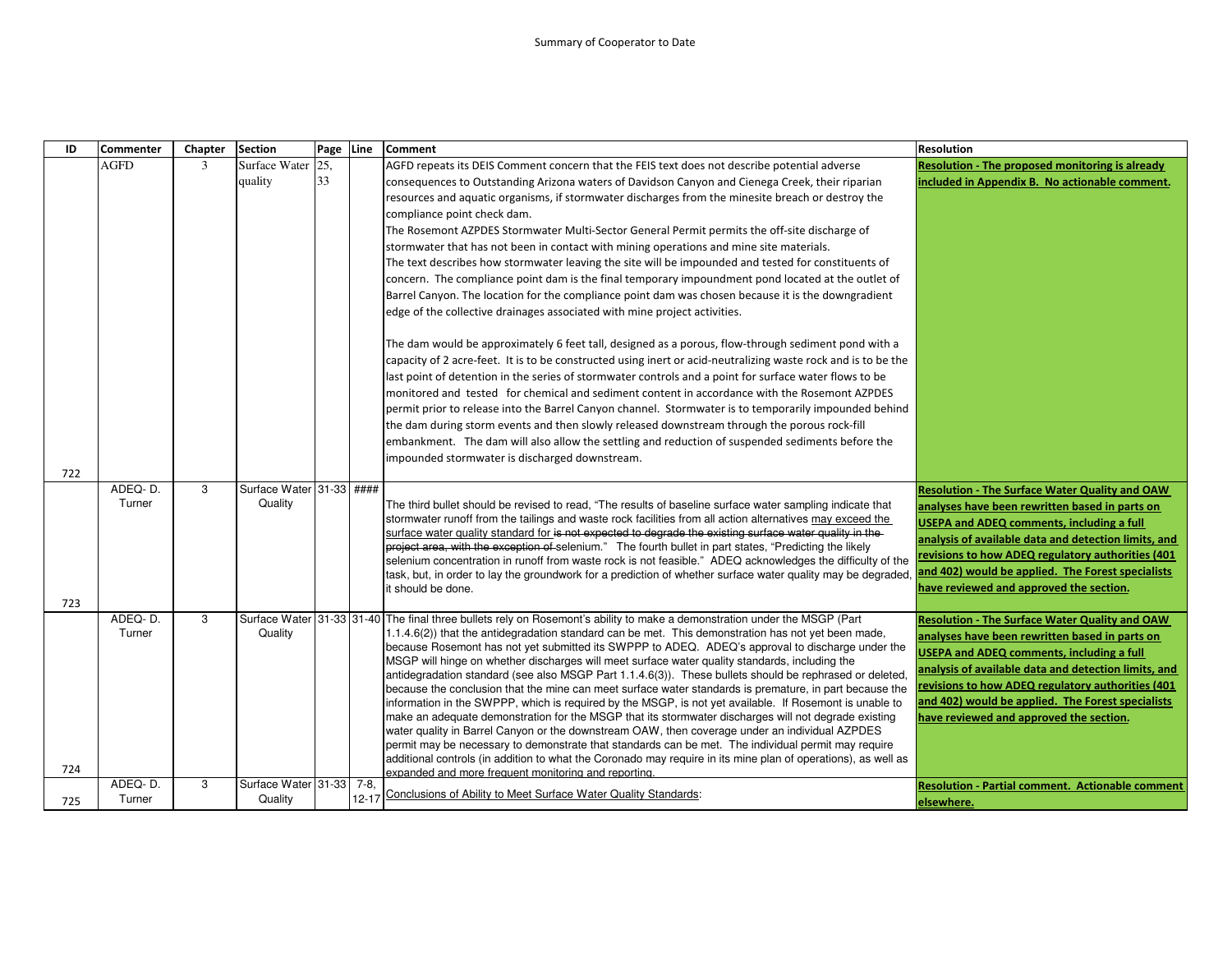Summary of Cooperator to Date

| ID | Commenter | Chapter | Section | Page | Line | Comment | Resolution |
|---|---|---|---|---|---|---|---|
| 722 | AGFD | 3 | Surface Water quality | 25, 33 | | AGFD repeats its DEIS Comment concern that the FEIS text does not describe potential adverse consequences to Outstanding Arizona waters of Davidson Canyon and Cienega Creek, their riparian resources and aquatic organisms, if stormwater discharges from the minesite breach or destroy the compliance point check dam.<br>The Rosemont AZPDES Stormwater Multi-Sector General Permit permits the off-site discharge of stormwater that has not been in contact with mining operations and mine site materials.<br>The text describes how stormwater leaving the site will be impounded and tested for constituents of concern. The compliance point dam is the final temporary impoundment pond located at the outlet of Barrel Canyon. The location for the compliance point dam was chosen because it is the downgradient edge of the collective drainages associated with mine project activities.<br><br>The dam would be approximately 6 feet tall, designed as a porous, flow-through sediment pond with a capacity of 2 acre-feet. It is to be constructed using inert or acid-neutralizing waste rock and is to be the last point of detention in the series of stormwater controls and a point for surface water flows to be monitored and tested for chemical and sediment content in accordance with the Rosemont AZPDES permit prior to release into the Barrel Canyon channel. Stormwater is to temporarily impounded behind the dam during storm events and then slowly released downstream through the porous rock-fill embankment. The dam will also allow the settling and reduction of suspended sediments before the impounded stormwater is discharged downstream. | **Resolution - The proposed monitoring is already included in Appendix B. No actionable comment.** |
| 723 | ADEQ- D. Turner | 3 | Surface Water Quality | 31-33 | #### | The third bullet should be revised to read, "The results of baseline surface water sampling indicate that stormwater runoff from the tailings and waste rock facilities from all action alternatives may exceed the surface water quality standard for ~~is not expected to degrade the existing surface water quality in the project area, with the exception of~~ selenium." The fourth bullet in part states, "Predicting the likely selenium concentration in runoff from waste rock is not feasible." ADEQ acknowledges the difficulty of the task, but, in order to lay the groundwork for a prediction of whether surface water quality may be degraded, it should be done. | **Resolution - The Surface Water Quality and OAW analyses have been rewritten based in parts on USEPA and ADEQ comments, including a full analysis of available data and detection limits, and revisions to how ADEQ regulatory authorities (401 and 402) would be applied. The Forest specialists have reviewed and approved the section.** |
| 724 | ADEQ- D. Turner | 3 | Surface Water Quality | 31-33 | 31-40 | The final three bullets rely on Rosemont's ability to make a demonstration under the MSGP (Part 1.1.4.6(2)) that the antidegradation standard can be met. This demonstration has not yet been made, because Rosemont has not yet submitted its SWPPP to ADEQ. ADEQ's approval to discharge under the MSGP will hinge on whether discharges will meet surface water quality standards, including the antidegradation standard (see also MSGP Part 1.1.4.6(3)). These bullets should be rephrased or deleted, because the conclusion that the mine can meet surface water standards is premature, in part because the information in the SWPPP, which is required by the MSGP, is not yet available. If Rosemont is unable to make an adequate demonstration for the MSGP that its stormwater discharges will not degrade existing water quality in Barrel Canyon or the downstream OAW, then coverage under an individual AZPDES permit may be necessary to demonstrate that standards can be met. The individual permit may require additional controls (in addition to what the Coronado may require in its mine plan of operations), as well as expanded and more frequent monitoring and reporting. | **Resolution - The Surface Water Quality and OAW analyses have been rewritten based in parts on USEPA and ADEQ comments, including a full analysis of available data and detection limits, and revisions to how ADEQ regulatory authorities (401 and 402) would be applied. The Forest specialists have reviewed and approved the section.** |
| 725 | ADEQ- D. Turner | 3 | Surface Water Quality | 31-33 | 7-8, 12-17 | Conclusions of Ability to Meet Surface Water Quality Standards: | **Resolution - Partial comment. Actionable comment elsewhere.** |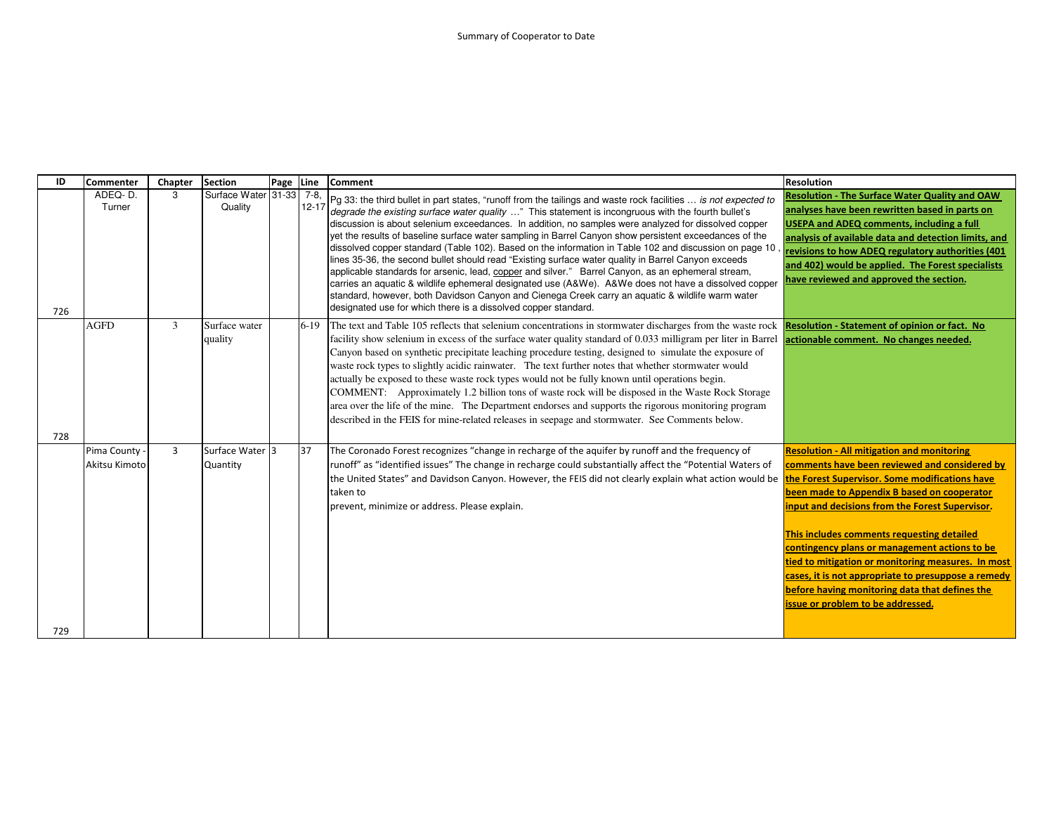Summary of Cooperator to Date

| ID | Commenter | Chapter | Section | Page | Line | Comment | Resolution |
|---|---|---|---|---|---|---|---|
| 726 | ADEQ- D. Turner | 3 | Surface Water Quality | 31-33 | 7-8, 12-17 | Pg 33: the third bullet in part states, "runoff from the tailings and waste rock facilities … *is not expected to degrade the existing surface water quality* …" This statement is incongruous with the fourth bullet's discussion is about selenium exceedances. In addition, no samples were analyzed for dissolved copper yet the results of baseline surface water sampling in Barrel Canyon show persistent exceedances of the dissolved copper standard (Table 102). Based on the information in Table 102 and discussion on page 10 , lines 35-36, the second bullet should read "Existing surface water quality in Barrel Canyon exceeds applicable standards for arsenic, lead, copper and silver." Barrel Canyon, as an ephemeral stream, carries an aquatic & wildlife ephemeral designated use (A&We). A&We does not have a dissolved copper standard, however, both Davidson Canyon and Cienega Creek carry an aquatic & wildlife warm water designated use for which there is a dissolved copper standard. | **Resolution - The Surface Water Quality and OAW analyses have been rewritten based in parts on USEPA and ADEQ comments, including a full analysis of available data and detection limits, and revisions to how ADEQ regulatory authorities (401 and 402) would be applied. The Forest specialists have reviewed and approved the section.** |
| 728 | AGFD | 3 | Surface water quality | | 6-19 | The text and Table 105 reflects that selenium concentrations in stormwater discharges from the waste rock facility show selenium in excess of the surface water quality standard of 0.033 milligram per liter in Barrel Canyon based on synthetic precipitate leaching procedure testing, designed to simulate the exposure of waste rock types to slightly acidic rainwater. The text further notes that whether stormwater would actually be exposed to these waste rock types would not be fully known until operations begin. COMMENT: Approximately 1.2 billion tons of waste rock will be disposed in the Waste Rock Storage area over the life of the mine. The Department endorses and supports the rigorous monitoring program described in the FEIS for mine-related releases in seepage and stormwater. See Comments below. | **Resolution - Statement of opinion or fact. No actionable comment. No changes needed.** |
| 729 | Pima County - Akitsu Kimoto | 3 | Surface Water Quantity | 3 | 37 | The Coronado Forest recognizes "change in recharge of the aquifer by runoff and the frequency of runoff" as "identified issues" The change in recharge could substantially affect the "Potential Waters of the United States" and Davidson Canyon. However, the FEIS did not clearly explain what action would be taken to prevent, minimize or address. Please explain. | **Resolution - All mitigation and monitoring comments have been reviewed and considered by the Forest Supervisor. Some modifications have been made to Appendix B based on cooperator input and decisions from the Forest Supervisor.**<br><br>**This includes comments requesting detailed contingency plans or management actions to be tied to mitigation or monitoring measures. In most cases, it is not appropriate to presuppose a remedy before having monitoring data that defines the issue or problem to be addressed.** |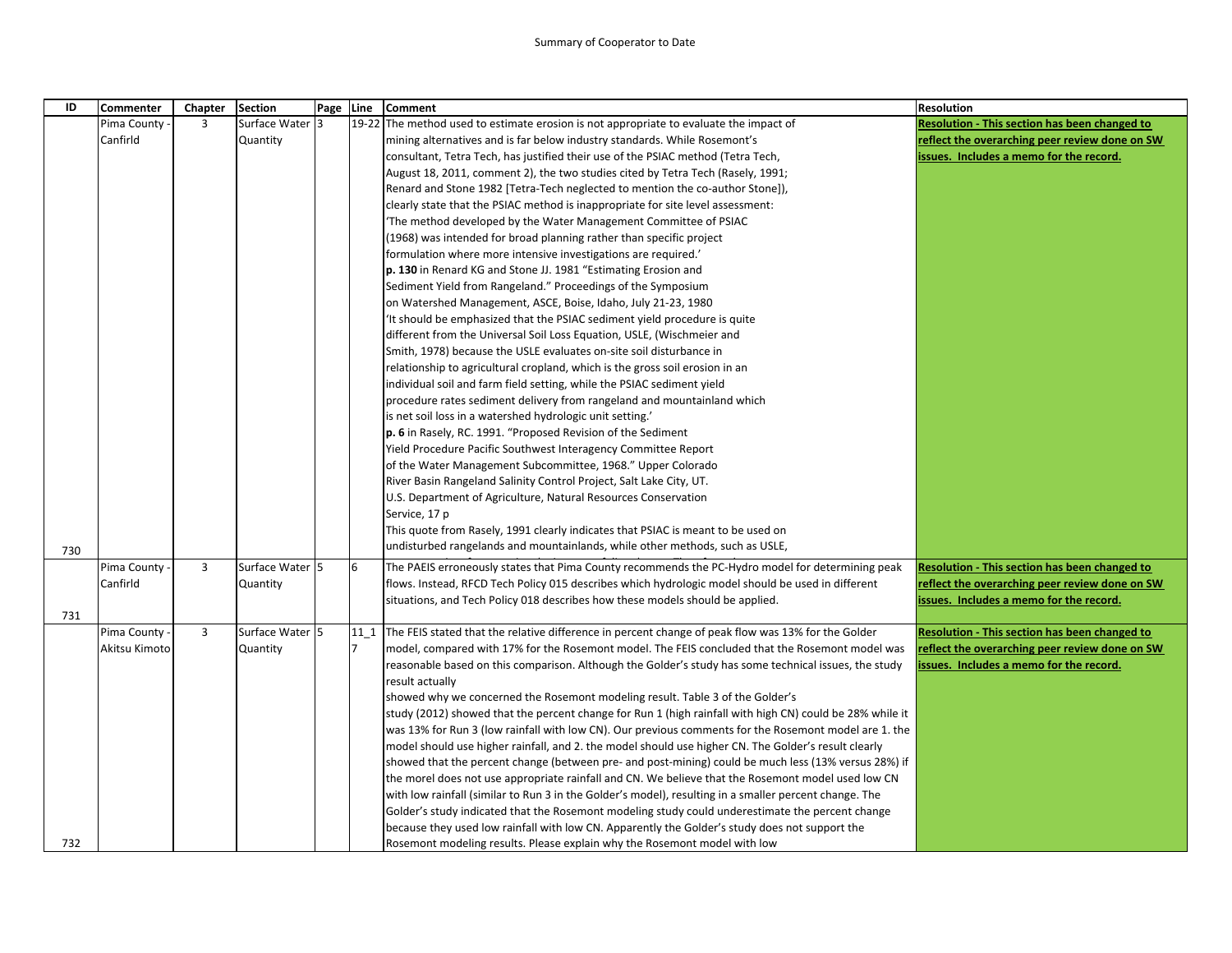Summary of Cooperator to Date

| ID | Commenter | Chapter | Section | Page | Line | Comment | Resolution |
|---|---|---|---|---|---|---|---|
| 730 | Pima County - Canfirld | 3 | Surface Water Quantity | 3 | 19-22 | The method used to estimate erosion is not appropriate to evaluate the impact of mining alternatives and is far below industry standards. While Rosemont's consultant, Tetra Tech, has justified their use of the PSIAC method (Tetra Tech, August 18, 2011, comment 2), the two studies cited by Tetra Tech (Rasely, 1991; Renard and Stone 1982 [Tetra-Tech neglected to mention the co-author Stone]), clearly state that the PSIAC method is inappropriate for site level assessment: 'The method developed by the Water Management Committee of PSIAC (1968) was intended for broad planning rather than specific project formulation where more intensive investigations are required.' **p. 130** in Renard KG and Stone JJ. 1981 "Estimating Erosion and Sediment Yield from Rangeland." Proceedings of the Symposium on Watershed Management, ASCE, Boise, Idaho, July 21-23, 1980 'It should be emphasized that the PSIAC sediment yield procedure is quite different from the Universal Soil Loss Equation, USLE, (Wischmeier and Smith, 1978) because the USLE evaluates on-site soil disturbance in relationship to agricultural cropland, which is the gross soil erosion in an individual soil and farm field setting, while the PSIAC sediment yield procedure rates sediment delivery from rangeland and mountainland which is net soil loss in a watershed hydrologic unit setting.' **p. 6** in Rasely, RC. 1991. "Proposed Revision of the Sediment Yield Procedure Pacific Southwest Interagency Committee Report of the Water Management Subcommittee, 1968." Upper Colorado River Basin Rangeland Salinity Control Project, Salt Lake City, UT. U.S. Department of Agriculture, Natural Resources Conservation Service, 17 p This quote from Rasely, 1991 clearly indicates that PSIAC is meant to be used on undisturbed rangelands and mountainlands, while other methods, such as USLE, | **Resolution - This section has been changed to reflect the overarching peer review done on SW issues. Includes a memo for the record.** |
| 731 | Pima County - Canfirld | 3 | Surface Water Quantity | 5 | 6 | The PAEIS erroneously states that Pima County recommends the PC-Hydro model for determining peak flows. Instead, RFCD Tech Policy 015 describes which hydrologic model should be used in different situations, and Tech Policy 018 describes how these models should be applied. | **Resolution - This section has been changed to reflect the overarching peer review done on SW issues. Includes a memo for the record.** |
| 732 | Pima County - Akitsu Kimoto | 3 | Surface Water Quantity | 5 | 11_17 | The FEIS stated that the relative difference in percent change of peak flow was 13% for the Golder model, compared with 17% for the Rosemont model. The FEIS concluded that the Rosemont model was reasonable based on this comparison. Although the Golder's study has some technical issues, the study result actually showed why we concerned the Rosemont modeling result. Table 3 of the Golder's study (2012) showed that the percent change for Run 1 (high rainfall with high CN) could be 28% while it was 13% for Run 3 (low rainfall with low CN). Our previous comments for the Rosemont model are 1. the model should use higher rainfall, and 2. the model should use higher CN. The Golder's result clearly showed that the percent change (between pre- and post-mining) could be much less (13% versus 28%) if the morel does not use appropriate rainfall and CN. We believe that the Rosemont model used low CN with low rainfall (similar to Run 3 in the Golder's model), resulting in a smaller percent change. The Golder's study indicated that the Rosemont modeling study could underestimate the percent change because they used low rainfall with low CN. Apparently the Golder's study does not support the Rosemont modeling results. Please explain why the Rosemont model with low | **Resolution - This section has been changed to reflect the overarching peer review done on SW issues. Includes a memo for the record.** |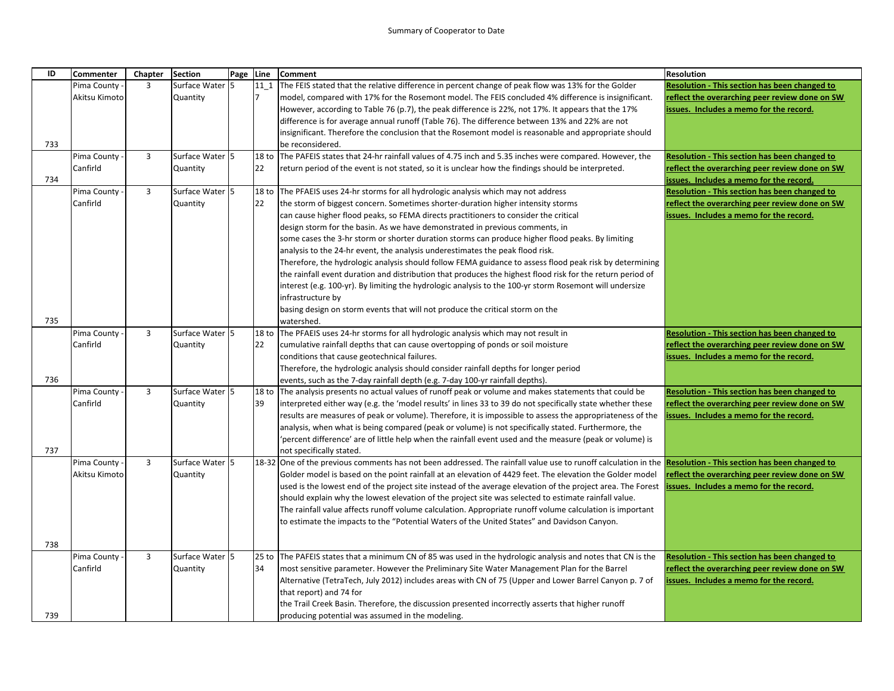| ID | Commenter | Chapter | Section | Page | Line | Comment | Resolution |
|---|---|---|---|---|---|---|---|
| 733 | Pima County - Akitsu Kimoto | 3 | Surface Water Quantity | 5 | 11_17 | The FEIS stated that the relative difference in percent change of peak flow was 13% for the Golder model, compared with 17% for the Rosemont model. The FEIS concluded 4% difference is insignificant. However, according to Table 76 (p.7), the peak difference is 22%, not 17%. It appears that the 17% difference is for average annual runoff (Table 76). The difference between 13% and 22% are not insignificant. Therefore the conclusion that the Rosemont model is reasonable and appropriate should be reconsidered. | **Resolution - This section has been changed to reflect the overarching peer review done on SW issues. Includes a memo for the record.** |
| 734 | Pima County - Canfirld | 3 | Surface Water Quantity | 5 | 18 to 22 | The PAFEIS states that 24-hr rainfall values of 4.75 inch and 5.35 inches were compared. However, the return period of the event is not stated, so it is unclear how the findings should be interpreted. | **Resolution - This section has been changed to reflect the overarching peer review done on SW issues. Includes a memo for the record.** |
| 735 | Pima County - Canfirld | 3 | Surface Water Quantity | 5 | 18 to 22 | The PFAEIS uses 24-hr storms for all hydrologic analysis which may not address the storm of biggest concern. Sometimes shorter-duration higher intensity storms can cause higher flood peaks, so FEMA directs practitioners to consider the critical design storm for the basin. As we have demonstrated in previous comments, in some cases the 3-hr storm or shorter duration storms can produce higher flood peaks. By limiting analysis to the 24-hr event, the analysis underestimates the peak flood risk. Therefore, the hydrologic analysis should follow FEMA guidance to assess flood peak risk by determining the rainfall event duration and distribution that produces the highest flood risk for the return period of interest (e.g. 100-yr). By limiting the hydrologic analysis to the 100-yr storm Rosemont will undersize infrastructure by basing design on storm events that will not produce the critical storm on the watershed. | **Resolution - This section has been changed to reflect the overarching peer review done on SW issues. Includes a memo for the record.** |
| 736 | Pima County - Canfirld | 3 | Surface Water Quantity | 5 | 18 to 22 | The PFAEIS uses 24-hr storms for all hydrologic analysis which may not result in cumulative rainfall depths that can cause overtopping of ponds or soil moisture conditions that cause geotechnical failures. Therefore, the hydrologic analysis should consider rainfall depths for longer period events, such as the 7-day rainfall depth (e.g. 7-day 100-yr rainfall depths). | **Resolution - This section has been changed to reflect the overarching peer review done on SW issues. Includes a memo for the record.** |
| 737 | Pima County - Canfirld | 3 | Surface Water Quantity | 5 | 18 to 39 | The analysis presents no actual values of runoff peak or volume and makes statements that could be interpreted either way (e.g. the 'model results' in lines 33 to 39 do not specifically state whether these results are measures of peak or volume). Therefore, it is impossible to assess the appropriateness of the analysis, when what is being compared (peak or volume) is not specifically stated. Furthermore, the 'percent difference' are of little help when the rainfall event used and the measure (peak or volume) is not specifically stated. | **Resolution - This section has been changed to reflect the overarching peer review done on SW issues. Includes a memo for the record.** |
| 738 | Pima County - Akitsu Kimoto | 3 | Surface Water Quantity | 5 | 18-32 | One of the previous comments has not been addressed. The rainfall value use to runoff calculation in the Golder model is based on the point rainfall at an elevation of 4429 feet. The elevation the Golder model used is the lowest end of the project site instead of the average elevation of the project area. The Forest should explain why the lowest elevation of the project site was selected to estimate rainfall value. The rainfall value affects runoff volume calculation. Appropriate runoff volume calculation is important to estimate the impacts to the "Potential Waters of the United States" and Davidson Canyon. | **Resolution - This section has been changed to reflect the overarching peer review done on SW issues. Includes a memo for the record.** |
| 739 | Pima County - Canfirld | 3 | Surface Water Quantity | 5 | 25 to 34 | The PAFEIS states that a minimum CN of 85 was used in the hydrologic analysis and notes that CN is the most sensitive parameter. However the Preliminary Site Water Management Plan for the Barrel Alternative (TetraTech, July 2012) includes areas with CN of 75 (Upper and Lower Barrel Canyon p. 7 of that report) and 74 for the Trail Creek Basin. Therefore, the discussion presented incorrectly asserts that higher runoff producing potential was assumed in the modeling. | **Resolution - This section has been changed to reflect the overarching peer review done on SW issues. Includes a memo for the record.** |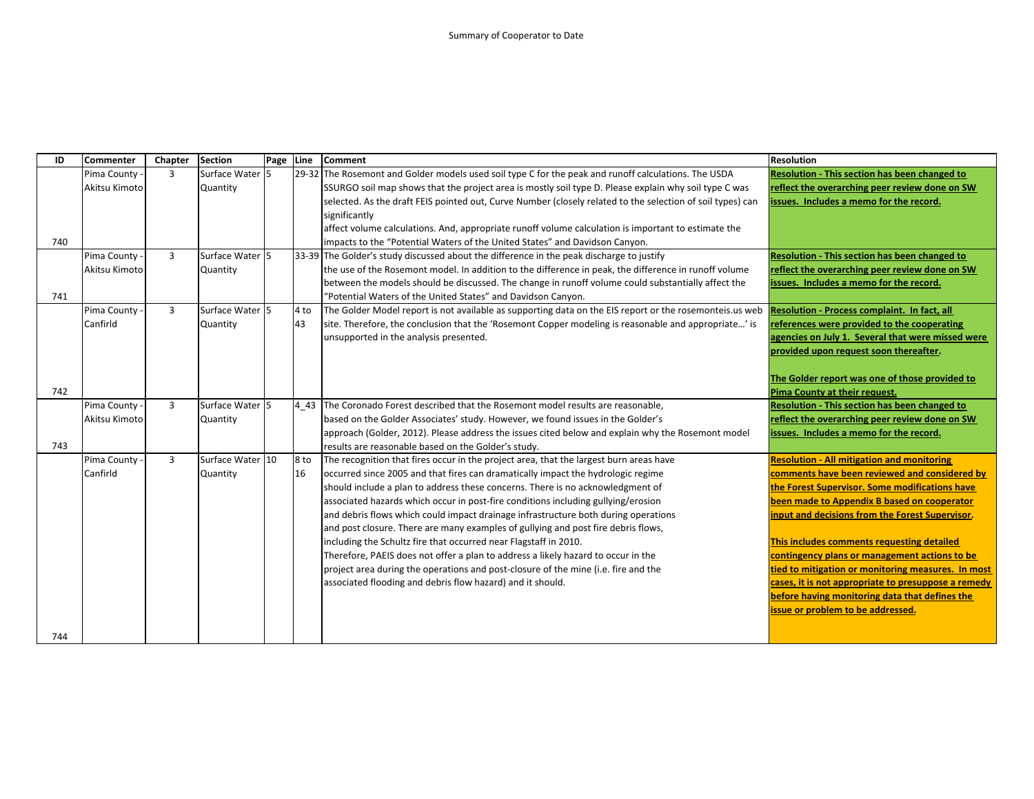Summary of Cooperator to Date

| ID | Commenter | Chapter | Section | Page | Line | Comment | Resolution |
|---|---|---|---|---|---|---|---|
| 740 | Pima County - Akitsu Kimoto | 3 | Surface Water Quantity | 5 | 29-32 | The Rosemont and Golder models used soil type C for the peak and runoff calculations. The USDA SSURGO soil map shows that the project area is mostly soil type D. Please explain why soil type C was selected. As the draft FEIS pointed out, Curve Number (closely related to the selection of soil types) can significantly affect volume calculations. And, appropriate runoff volume calculation is important to estimate the impacts to the "Potential Waters of the United States" and Davidson Canyon. | **Resolution - This section has been changed to reflect the overarching peer review done on SW issues. Includes a memo for the record.** |
| 741 | Pima County - Akitsu Kimoto | 3 | Surface Water Quantity | 5 | 33-39 | The Golder's study discussed about the difference in the peak discharge to justify the use of the Rosemont model. In addition to the difference in peak, the difference in runoff volume between the models should be discussed. The change in runoff volume could substantially affect the "Potential Waters of the United States" and Davidson Canyon. | **Resolution - This section has been changed to reflect the overarching peer review done on SW issues. Includes a memo for the record.** |
| 742 | Pima County - Canfirld | 3 | Surface Water Quantity | 5 | 4 to 43 | The Golder Model report is not available as supporting data on the EIS report or the rosemonteis.us web site. Therefore, the conclusion that the 'Rosemont Copper modeling is reasonable and appropriate…' is unsupported in the analysis presented. | **Resolution - Process complaint. In fact, all references were provided to the cooperating agencies on July 1. Several that were missed were provided upon request soon thereafter.**<br><br>**The Golder report was one of those provided to Pima County at their request.** |
| 743 | Pima County - Akitsu Kimoto | 3 | Surface Water Quantity | 5 | 4_43 | The Coronado Forest described that the Rosemont model results are reasonable, based on the Golder Associates' study. However, we found issues in the Golder's approach (Golder, 2012). Please address the issues cited below and explain why the Rosemont model results are reasonable based on the Golder's study. | **Resolution - This section has been changed to reflect the overarching peer review done on SW issues. Includes a memo for the record.** |
| 744 | Pima County - Canfirld | 3 | Surface Water Quantity | 10 | 8 to 16 | The recognition that fires occur in the project area, that the largest burn areas have occurred since 2005 and that fires can dramatically impact the hydrologic regime should include a plan to address these concerns. There is no acknowledgment of associated hazards which occur in post-fire conditions including gullying/erosion and debris flows which could impact drainage infrastructure both during operations and post closure. There are many examples of gullying and post fire debris flows, including the Schultz fire that occurred near Flagstaff in 2010. Therefore, PAEIS does not offer a plan to address a likely hazard to occur in the project area during the operations and post-closure of the mine (i.e. fire and the associated flooding and debris flow hazard) and it should. | **Resolution - All mitigation and monitoring comments have been reviewed and considered by the Forest Supervisor. Some modifications have been made to Appendix B based on cooperator input and decisions from the Forest Supervisor.**<br><br>**This includes comments requesting detailed contingency plans or management actions to be tied to mitigation or monitoring measures. In most cases, it is not appropriate to presuppose a remedy before having monitoring data that defines the issue or problem to be addressed.** |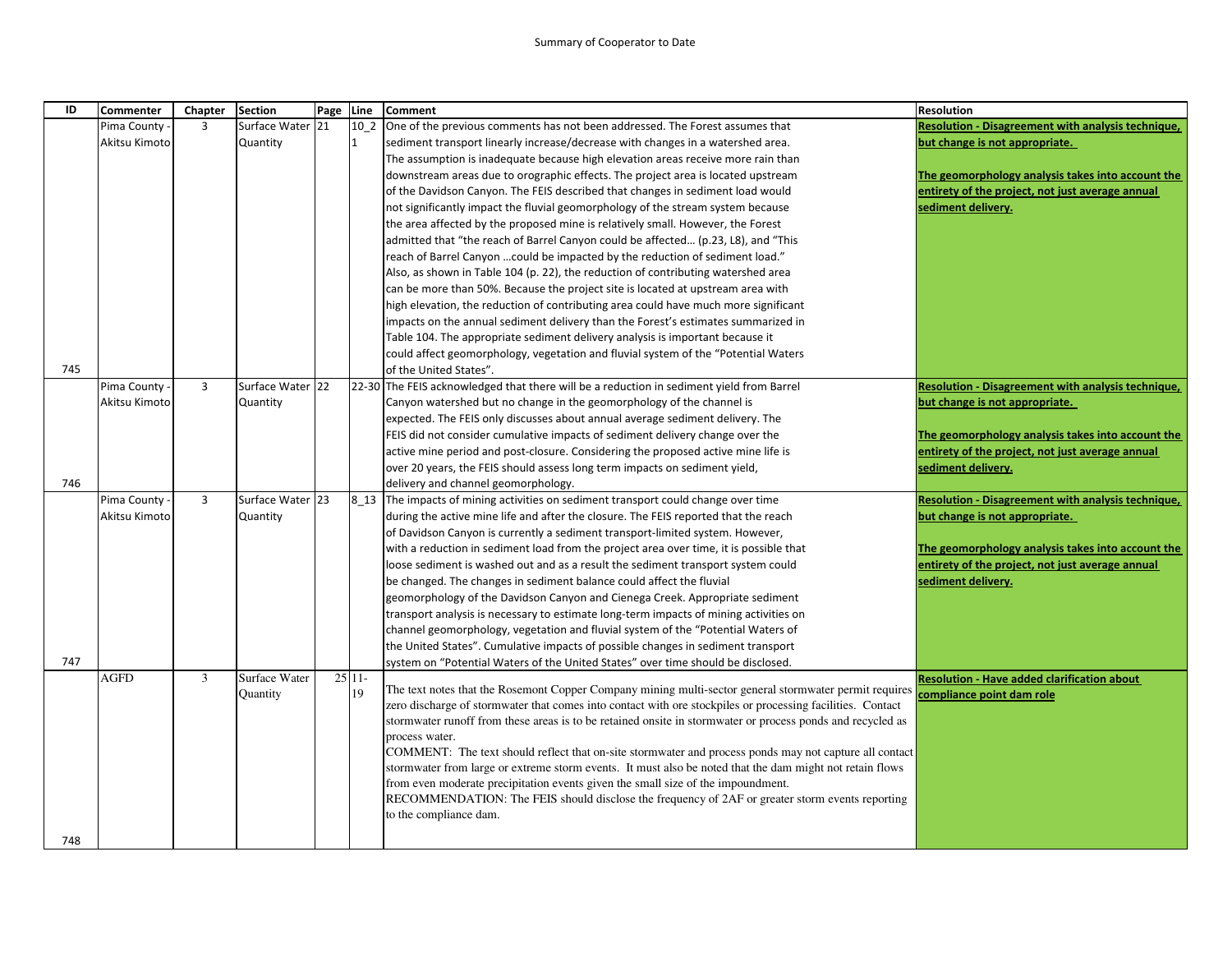Summary of Cooperator to Date

| ID | Commenter | Chapter | Section | Page | Line | Comment | Resolution |
|---|---|---|---|---|---|---|---|
| 745 | Pima County - Akitsu Kimoto | 3 | Surface Water Quantity | 21 | 10_21 | One of the previous comments has not been addressed. The Forest assumes that sediment transport linearly increase/decrease with changes in a watershed area. The assumption is inadequate because high elevation areas receive more rain than downstream areas due to orographic effects. The project area is located upstream of the Davidson Canyon. The FEIS described that changes in sediment load would not significantly impact the fluvial geomorphology of the stream system because the area affected by the proposed mine is relatively small. However, the Forest admitted that "the reach of Barrel Canyon could be affected… (p.23, L8), and "This reach of Barrel Canyon …could be impacted by the reduction of sediment load." Also, as shown in Table 104 (p. 22), the reduction of contributing watershed area can be more than 50%. Because the project site is located at upstream area with high elevation, the reduction of contributing area could have much more significant impacts on the annual sediment delivery than the Forest's estimates summarized in Table 104. The appropriate sediment delivery analysis is important because it could affect geomorphology, vegetation and fluvial system of the "Potential Waters of the United States". | **Resolution - Disagreement with analysis technique, but change is not appropriate.** <br><br> **The geomorphology analysis takes into account the entirety of the project, not just average annual sediment delivery.** |
| 746 | Pima County - Akitsu Kimoto | 3 | Surface Water Quantity | 22 | 22-30 | The FEIS acknowledged that there will be a reduction in sediment yield from Barrel Canyon watershed but no change in the geomorphology of the channel is expected. The FEIS only discusses about annual average sediment delivery. The FEIS did not consider cumulative impacts of sediment delivery change over the active mine period and post-closure. Considering the proposed active mine life is over 20 years, the FEIS should assess long term impacts on sediment yield, delivery and channel geomorphology. | **Resolution - Disagreement with analysis technique, but change is not appropriate.** <br><br> **The geomorphology analysis takes into account the entirety of the project, not just average annual sediment delivery.** |
| 747 | Pima County - Akitsu Kimoto | 3 | Surface Water Quantity | 23 | 8_13 | The impacts of mining activities on sediment transport could change over time during the active mine life and after the closure. The FEIS reported that the reach of Davidson Canyon is currently a sediment transport-limited system. However, with a reduction in sediment load from the project area over time, it is possible that loose sediment is washed out and as a result the sediment transport system could be changed. The changes in sediment balance could affect the fluvial geomorphology of the Davidson Canyon and Cienega Creek. Appropriate sediment transport analysis is necessary to estimate long-term impacts of mining activities on channel geomorphology, vegetation and fluvial system of the "Potential Waters of the United States". Cumulative impacts of possible changes in sediment transport system on "Potential Waters of the United States" over time should be disclosed. | **Resolution - Disagreement with analysis technique, but change is not appropriate.** <br><br> **The geomorphology analysis takes into account the entirety of the project, not just average annual sediment delivery.** |
| 748 | AGFD | 3 | Surface Water Quantity | 25 | 11-19 | The text notes that the Rosemont Copper Company mining multi-sector general stormwater permit requires zero discharge of stormwater that comes into contact with ore stockpiles or processing facilities. Contact stormwater runoff from these areas is to be retained onsite in stormwater or process ponds and recycled as process water.<br>COMMENT: The text should reflect that on-site stormwater and process ponds may not capture all contact stormwater from large or extreme storm events. It must also be noted that the dam might not retain flows from even moderate precipitation events given the small size of the impoundment.<br>RECOMMENDATION: The FEIS should disclose the frequency of 2AF or greater storm events reporting to the compliance dam. | **Resolution - Have added clarification about compliance point dam role** |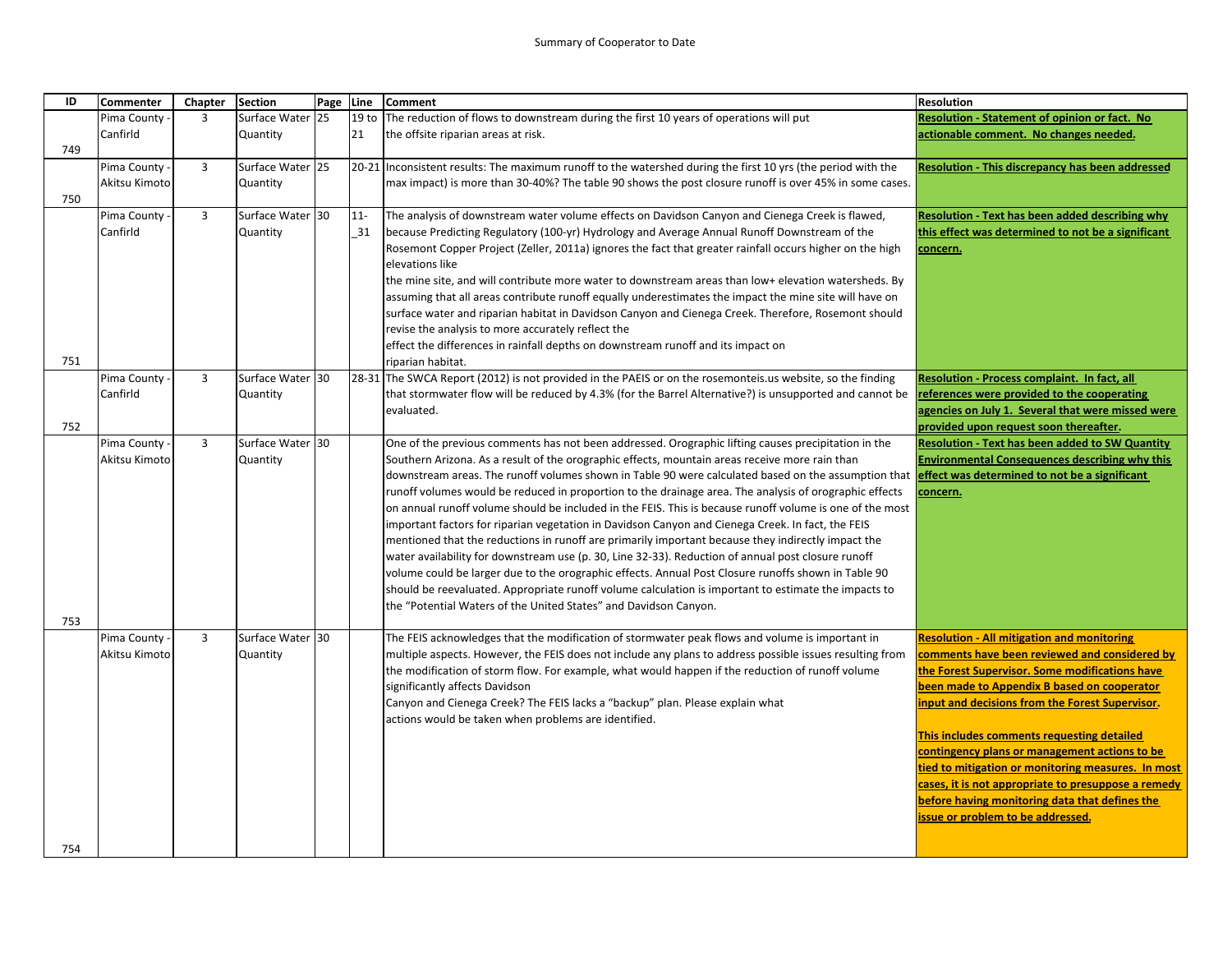Summary of Cooperator to Date

| ID | Commenter | Chapter | Section | Page | Line | Comment | Resolution |
|---|---|---|---|---|---|---|---|
| 749 | Pima County - Canfirld | 3 | Surface Water Quantity | 25 | 19 to 21 | The reduction of flows to downstream during the first 10 years of operations will put the offsite riparian areas at risk. | **Resolution - Statement of opinion or fact. No actionable comment. No changes needed.** |
| 750 | Pima County - Akitsu Kimoto | 3 | Surface Water Quantity | 25 | 20-21 | Inconsistent results: The maximum runoff to the watershed during the first 10 yrs (the period with the max impact) is more than 30-40%? The table 90 shows the post closure runoff is over 45% in some cases. | **Resolution - This discrepancy has been addressed** |
| 751 | Pima County - Canfirld | 3 | Surface Water Quantity | 30 | 11-_31 | The analysis of downstream water volume effects on Davidson Canyon and Cienega Creek is flawed, because Predicting Regulatory (100-yr) Hydrology and Average Annual Runoff Downstream of the Rosemont Copper Project (Zeller, 2011a) ignores the fact that greater rainfall occurs higher on the high elevations like the mine site, and will contribute more water to downstream areas than low+ elevation watersheds. By assuming that all areas contribute runoff equally underestimates the impact the mine site will have on surface water and riparian habitat in Davidson Canyon and Cienega Creek. Therefore, Rosemont should revise the analysis to more accurately reflect the effect the differences in rainfall depths on downstream runoff and its impact on riparian habitat. | **Resolution - Text has been added describing why this effect was determined to not be a significant concern.** |
| 752 | Pima County - Canfirld | 3 | Surface Water Quantity | 30 | 28-31 | The SWCA Report (2012) is not provided in the PAEIS or on the rosemonteis.us website, so the finding that stormwater flow will be reduced by 4.3% (for the Barrel Alternative?) is unsupported and cannot be evaluated. | **Resolution - Process complaint. In fact, all references were provided to the cooperating agencies on July 1. Several that were missed were provided upon request soon thereafter.** |
| 753 | Pima County - Akitsu Kimoto | 3 | Surface Water Quantity | 30 | | One of the previous comments has not been addressed. Orographic lifting causes precipitation in the Southern Arizona. As a result of the orographic effects, mountain areas receive more rain than downstream areas. The runoff volumes shown in Table 90 were calculated based on the assumption that runoff volumes would be reduced in proportion to the drainage area. The analysis of orographic effects on annual runoff volume should be included in the FEIS. This is because runoff volume is one of the most important factors for riparian vegetation in Davidson Canyon and Cienega Creek. In fact, the FEIS mentioned that the reductions in runoff are primarily important because they indirectly impact the water availability for downstream use (p. 30, Line 32-33). Reduction of annual post closure runoff volume could be larger due to the orographic effects. Annual Post Closure runoffs shown in Table 90 should be reevaluated. Appropriate runoff volume calculation is important to estimate the impacts to the "Potential Waters of the United States" and Davidson Canyon. | **Resolution - Text has been added to SW Quantity Environmental Consequences describing why this effect was determined to not be a significant concern.** |
| 754 | Pima County - Akitsu Kimoto | 3 | Surface Water Quantity | 30 | | The FEIS acknowledges that the modification of stormwater peak flows and volume is important in multiple aspects. However, the FEIS does not include any plans to address possible issues resulting from the modification of storm flow. For example, what would happen if the reduction of runoff volume significantly affects Davidson Canyon and Cienega Creek? The FEIS lacks a "backup" plan. Please explain what actions would be taken when problems are identified. | **Resolution - All mitigation and monitoring comments have been reviewed and considered by the Forest Supervisor. Some modifications have been made to Appendix B based on cooperator input and decisions from the Forest Supervisor.**<br><br>**This includes comments requesting detailed contingency plans or management actions to be tied to mitigation or monitoring measures. In most cases, it is not appropriate to presuppose a remedy before having monitoring data that defines the issue or problem to be addressed.** |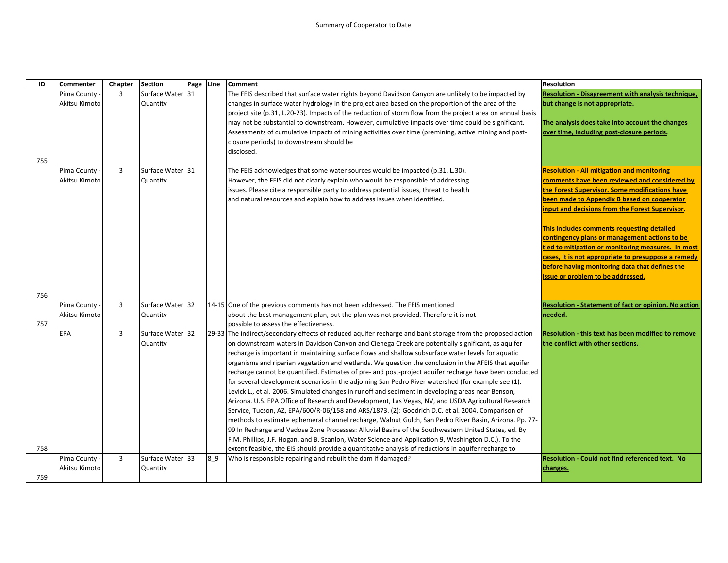| ID | Commenter | Chapter | Section | Page | Line | Comment | Resolution |
|---|---|---|---|---|---|---|---|
| 755 | Pima County - Akitsu Kimoto | 3 | Surface Water Quantity | 31 | | The FEIS described that surface water rights beyond Davidson Canyon are unlikely to be impacted by changes in surface water hydrology in the project area based on the proportion of the area of the project site (p.31, L.20-23). Impacts of the reduction of storm flow from the project area on annual basis may not be substantial to downstream. However, cumulative impacts over time could be significant. Assessments of cumulative impacts of mining activities over time (premining, active mining and post-closure periods) to downstream should be disclosed. | **Resolution - Disagreement with analysis technique, but change is not appropriate.** **The analysis does take into account the changes over time, including post-closure periods.** |
| 756 | Pima County - Akitsu Kimoto | 3 | Surface Water Quantity | 31 | | The FEIS acknowledges that some water sources would be impacted (p.31, L.30). However, the FEIS did not clearly explain who would be responsible of addressing issues. Please cite a responsible party to address potential issues, threat to health and natural resources and explain how to address issues when identified. | **Resolution - All mitigation and monitoring comments have been reviewed and considered by the Forest Supervisor. Some modifications have been made to Appendix B based on cooperator input and decisions from the Forest Supervisor.** **This includes comments requesting detailed contingency plans or management actions to be tied to mitigation or monitoring measures. In most cases, it is not appropriate to presuppose a remedy before having monitoring data that defines the issue or problem to be addressed.** |
| 757 | Pima County - Akitsu Kimoto | 3 | Surface Water Quantity | 32 | 14-15 | One of the previous comments has not been addressed. The FEIS mentioned about the best management plan, but the plan was not provided. Therefore it is not possible to assess the effectiveness. | **Resolution - Statement of fact or opinion. No action needed.** |
| 758 | EPA | 3 | Surface Water Quantity | 32 | 29-33 | The indirect/secondary effects of reduced aquifer recharge and bank storage from the proposed action on downstream waters in Davidson Canyon and Cienega Creek are potentially significant, as aquifer recharge is important in maintaining surface flows and shallow subsurface water levels for aquatic organisms and riparian vegetation and wetlands. We question the conclusion in the AFEIS that aquifer recharge cannot be quantified. Estimates of pre- and post-project aquifer recharge have been conducted for several development scenarios in the adjoining San Pedro River watershed (for example see (1): Levick L., et al. 2006. Simulated changes in runoff and sediment in developing areas near Benson, Arizona. U.S. EPA Office of Research and Development, Las Vegas, NV, and USDA Agricultural Research Service, Tucson, AZ, EPA/600/R-06/158 and ARS/1873. (2): Goodrich D.C. et al. 2004. Comparison of methods to estimate ephemeral channel recharge, Walnut Gulch, San Pedro River Basin, Arizona. Pp. 77-99 In Recharge and Vadose Zone Processes: Alluvial Basins of the Southwestern United States, ed. By F.M. Phillips, J.F. Hogan, and B. Scanlon, Water Science and Application 9, Washington D.C.). To the extent feasible, the EIS should provide a quantitative analysis of reductions in aquifer recharge to | **Resolution - this text has been modified to remove the conflict with other sections.** |
| 759 | Pima County - Akitsu Kimoto | 3 | Surface Water Quantity | 33 | 8_9 | Who is responsible repairing and rebuilt the dam if damaged? | **Resolution - Could not find referenced text. No changes.** |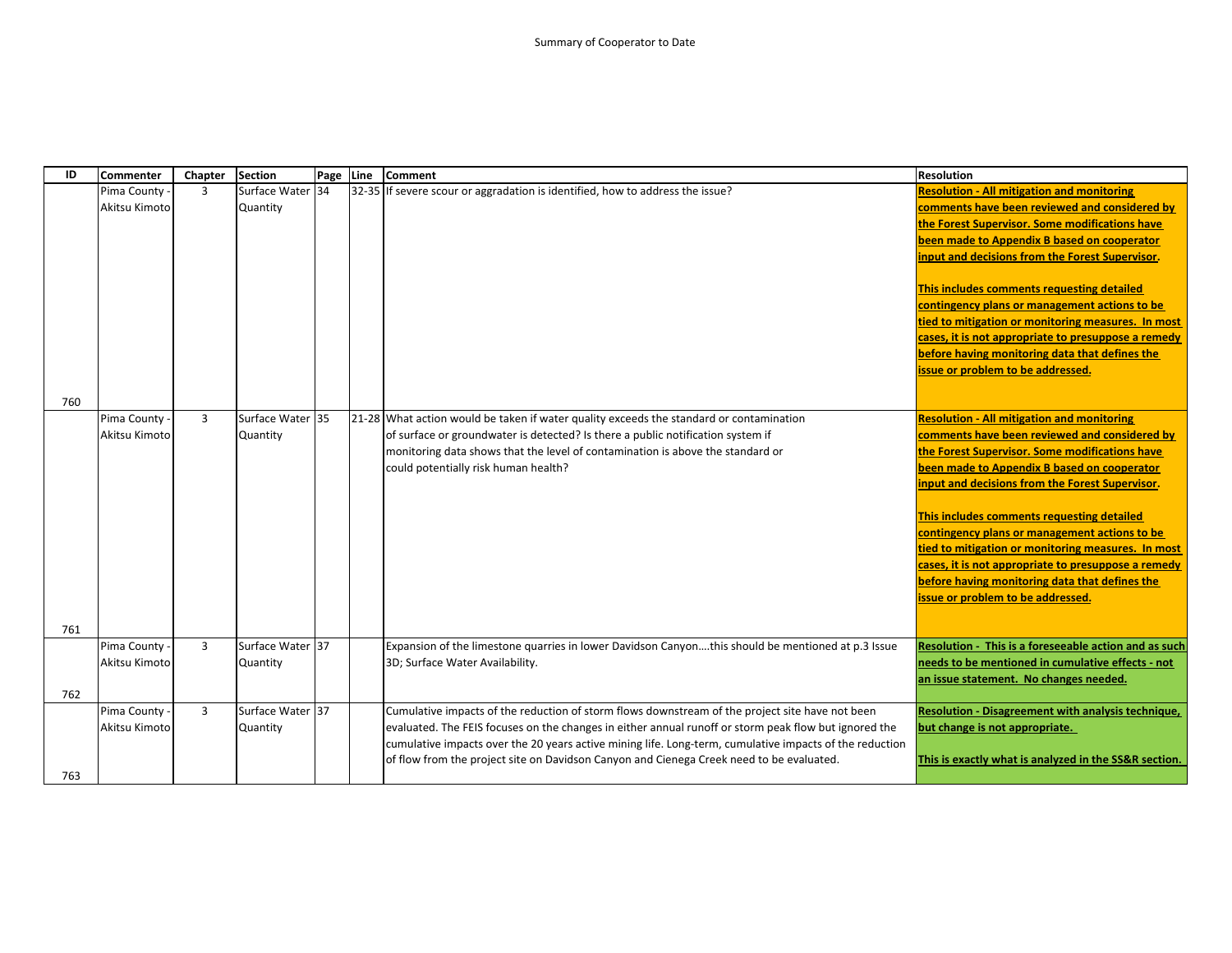Summary of Cooperator to Date

| ID | Commenter | Chapter | Section | Page | Line | Comment | Resolution |
|---|---|---|---|---|---|---|---|
| 760 | Pima County - Akitsu Kimoto | 3 | Surface Water Quantity | 34 | 32-35 | If severe scour or aggradation is identified, how to address the issue? | **Resolution - All mitigation and monitoring comments have been reviewed and considered by the Forest Supervisor. Some modifications have been made to Appendix B based on cooperator input and decisions from the Forest Supervisor.** **This includes comments requesting detailed contingency plans or management actions to be tied to mitigation or monitoring measures. In most cases, it is not appropriate to presuppose a remedy before having monitoring data that defines the issue or problem to be addressed.** |
| 761 | Pima County - Akitsu Kimoto | 3 | Surface Water Quantity | 35 | 21-28 | What action would be taken if water quality exceeds the standard or contamination of surface or groundwater is detected? Is there a public notification system if monitoring data shows that the level of contamination is above the standard or could potentially risk human health? | **Resolution - All mitigation and monitoring comments have been reviewed and considered by the Forest Supervisor. Some modifications have been made to Appendix B based on cooperator input and decisions from the Forest Supervisor.** **This includes comments requesting detailed contingency plans or management actions to be tied to mitigation or monitoring measures. In most cases, it is not appropriate to presuppose a remedy before having monitoring data that defines the issue or problem to be addressed.** |
| 762 | Pima County - Akitsu Kimoto | 3 | Surface Water Quantity | 37 | | Expansion of the limestone quarries in lower Davidson Canyon....this should be mentioned at p.3 Issue 3D; Surface Water Availability. | **Resolution - This is a foreseeable action and as such needs to be mentioned in cumulative effects - not an issue statement. No changes needed.** |
| 763 | Pima County - Akitsu Kimoto | 3 | Surface Water Quantity | 37 | | Cumulative impacts of the reduction of storm flows downstream of the project site have not been evaluated. The FEIS focuses on the changes in either annual runoff or storm peak flow but ignored the cumulative impacts over the 20 years active mining life. Long-term, cumulative impacts of the reduction of flow from the project site on Davidson Canyon and Cienega Creek need to be evaluated. | **Resolution - Disagreement with analysis technique, but change is not appropriate.** **This is exactly what is analyzed in the SS&R section.** |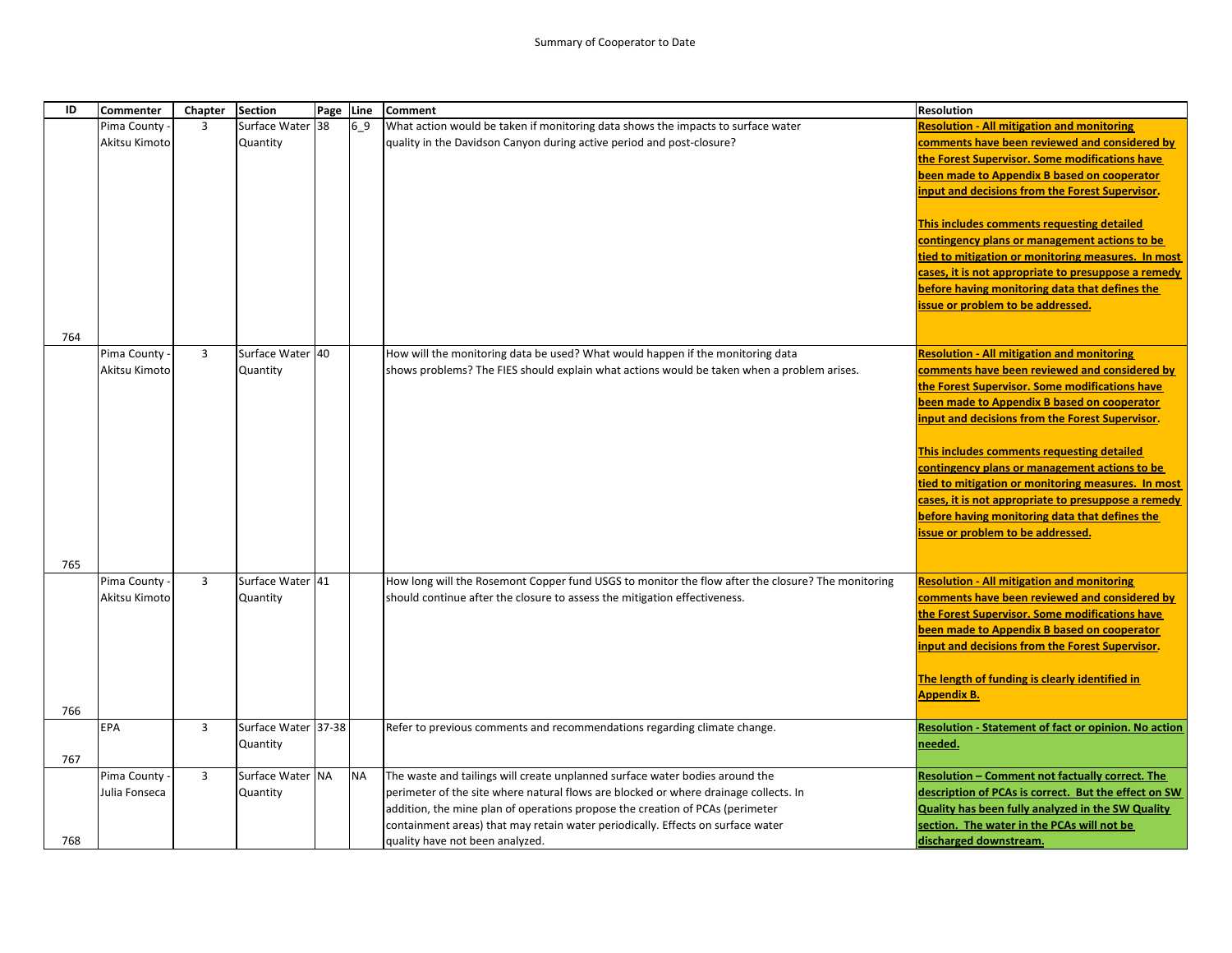Summary of Cooperator to Date

| ID | Commenter | Chapter | Section | Page | Line | Comment | Resolution |
|---|---|---|---|---|---|---|---|
| 764 | Pima County - Akitsu Kimoto | 3 | Surface Water Quantity | 38 | 6_9 | What action would be taken if monitoring data shows the impacts to surface water quality in the Davidson Canyon during active period and post-closure? | **Resolution - All mitigation and monitoring comments have been reviewed and considered by the Forest Supervisor. Some modifications have been made to Appendix B based on cooperator input and decisions from the Forest Supervisor.** <br><br> **This includes comments requesting detailed contingency plans or management actions to be tied to mitigation or monitoring measures. In most cases, it is not appropriate to presuppose a remedy before having monitoring data that defines the issue or problem to be addressed.** |
| 765 | Pima County - Akitsu Kimoto | 3 | Surface Water Quantity | 40 | | How will the monitoring data be used? What would happen if the monitoring data shows problems? The FIES should explain what actions would be taken when a problem arises. | **Resolution - All mitigation and monitoring comments have been reviewed and considered by the Forest Supervisor. Some modifications have been made to Appendix B based on cooperator input and decisions from the Forest Supervisor.** <br><br> **This includes comments requesting detailed contingency plans or management actions to be tied to mitigation or monitoring measures. In most cases, it is not appropriate to presuppose a remedy before having monitoring data that defines the issue or problem to be addressed.** |
| 766 | Pima County - Akitsu Kimoto | 3 | Surface Water Quantity | 41 | | How long will the Rosemont Copper fund USGS to monitor the flow after the closure? The monitoring should continue after the closure to assess the mitigation effectiveness. | **Resolution - All mitigation and monitoring comments have been reviewed and considered by the Forest Supervisor. Some modifications have been made to Appendix B based on cooperator input and decisions from the Forest Supervisor.** <br><br> **The length of funding is clearly identified in Appendix B.** |
| 767 | EPA | 3 | Surface Water Quantity | 37-38 | | Refer to previous comments and recommendations regarding climate change. | **Resolution - Statement of fact or opinion. No action needed.** |
| 768 | Pima County - Julia Fonseca | 3 | Surface Water Quantity | NA | NA | The waste and tailings will create unplanned surface water bodies around the perimeter of the site where natural flows are blocked or where drainage collects. In addition, the mine plan of operations propose the creation of PCAs (perimeter containment areas) that may retain water periodically. Effects on surface water quality have not been analyzed. | **Resolution – Comment not factually correct. The description of PCAs is correct. But the effect on SW Quality has been fully analyzed in the SW Quality section. The water in the PCAs will not be discharged downstream.** |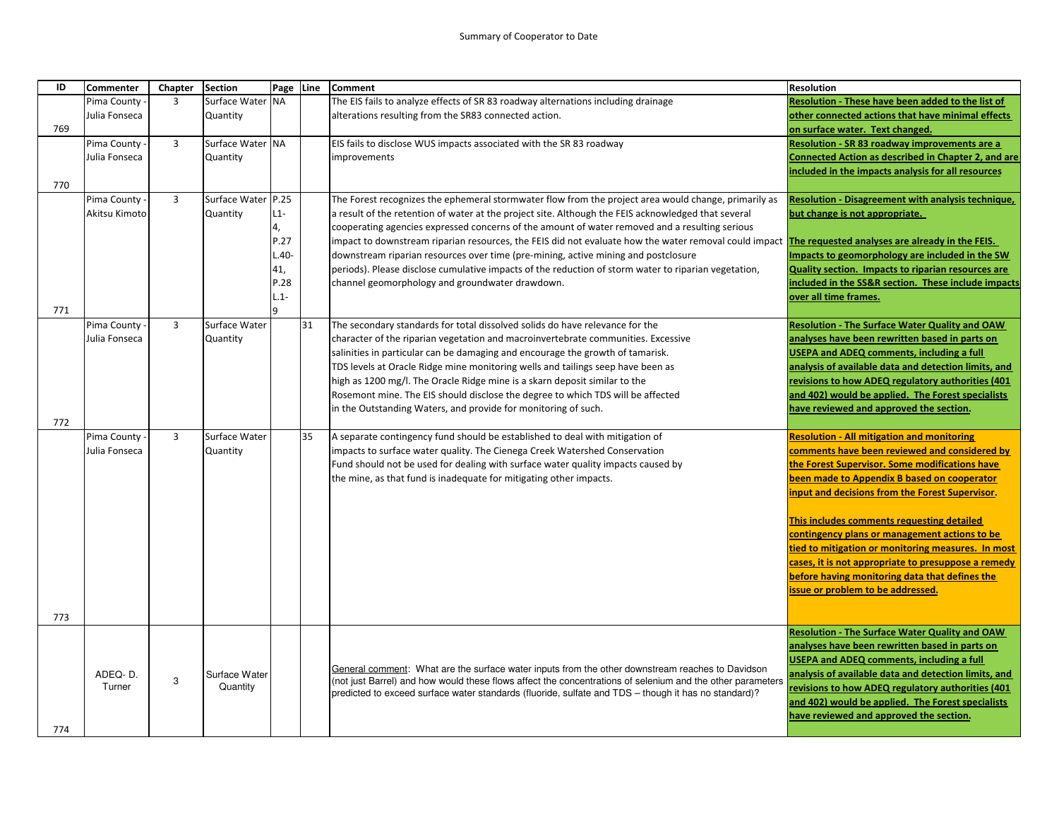Summary of Cooperator to Date

| ID | Commenter | Chapter | Section | Page | Line | Comment | Resolution |
|---|---|---|---|---|---|---|---|
| 769 | Pima County - Julia Fonseca | 3 | Surface Water Quantity | NA | | The EIS fails to analyze effects of SR 83 roadway alternations including drainage alterations resulting from the SR83 connected action. | **Resolution - These have been added to the list of other connected actions that have minimal effects on surface water. Text changed.** |
| 770 | Pima County - Julia Fonseca | 3 | Surface Water Quantity | NA | | EIS fails to disclose WUS impacts associated with the SR 83 roadway improvements | **Resolution - SR 83 roadway improvements are a Connected Action as described in Chapter 2, and are included in the impacts analysis for all resources** |
| 771 | Pima County - Akitsu Kimoto | 3 | Surface Water Quantity | P.25 L1-4, P.27 L.40-41, P.28 L.1-9 | | The Forest recognizes the ephemeral stormwater flow from the project area would change, primarily as a result of the retention of water at the project site. Although the FEIS acknowledged that several cooperating agencies expressed concerns of the amount of water removed and a resulting serious impact to downstream riparian resources, the FEIS did not evaluate how the water removal could impact downstream riparian resources over time (pre-mining, active mining and postclosure periods). Please disclose cumulative impacts of the reduction of storm water to riparian vegetation, channel geomorphology and groundwater drawdown. | **Resolution - Disagreement with analysis technique, but change is not appropriate.**<br><br>**The requested analyses are already in the FEIS. Impacts to geomorphology are included in the SW Quality section. Impacts to riparian resources are included in the SS&R section. These include impacts over all time frames.** |
| 772 | Pima County - Julia Fonseca | 3 | Surface Water Quantity | | 31 | The secondary standards for total dissolved solids do have relevance for the character of the riparian vegetation and macroinvertebrate communities. Excessive salinities in particular can be damaging and encourage the growth of tamarisk. TDS levels at Oracle Ridge mine monitoring wells and tailings seep have been as high as 1200 mg/l. The Oracle Ridge mine is a skarn deposit similar to the Rosemont mine. The EIS should disclose the degree to which TDS will be affected in the Outstanding Waters, and provide for monitoring of such. | **Resolution - The Surface Water Quality and OAW analyses have been rewritten based in parts on USEPA and ADEQ comments, including a full analysis of available data and detection limits, and revisions to how ADEQ regulatory authorities (401 and 402) would be applied. The Forest specialists have reviewed and approved the section.** |
| 773 | Pima County - Julia Fonseca | 3 | Surface Water Quantity | | 35 | A separate contingency fund should be established to deal with mitigation of impacts to surface water quality. The Cienega Creek Watershed Conservation Fund should not be used for dealing with surface water quality impacts caused by the mine, as that fund is inadequate for mitigating other impacts. | **Resolution - All mitigation and monitoring comments have been reviewed and considered by the Forest Supervisor. Some modifications have been made to Appendix B based on cooperator input and decisions from the Forest Supervisor.**<br><br>**This includes comments requesting detailed contingency plans or management actions to be tied to mitigation or monitoring measures. In most cases, it is not appropriate to presuppose a remedy before having monitoring data that defines the issue or problem to be addressed.** |
| 774 | ADEQ- D. Turner | 3 | Surface Water Quantity | | | General comment: What are the surface water inputs from the other downstream reaches to Davidson (not just Barrel) and how would these flows affect the concentrations of selenium and the other parameters predicted to exceed surface water standards (fluoride, sulfate and TDS – though it has no standard)? | **Resolution - The Surface Water Quality and OAW analyses have been rewritten based in parts on USEPA and ADEQ comments, including a full analysis of available data and detection limits, and revisions to how ADEQ regulatory authorities (401 and 402) would be applied. The Forest specialists have reviewed and approved the section.** |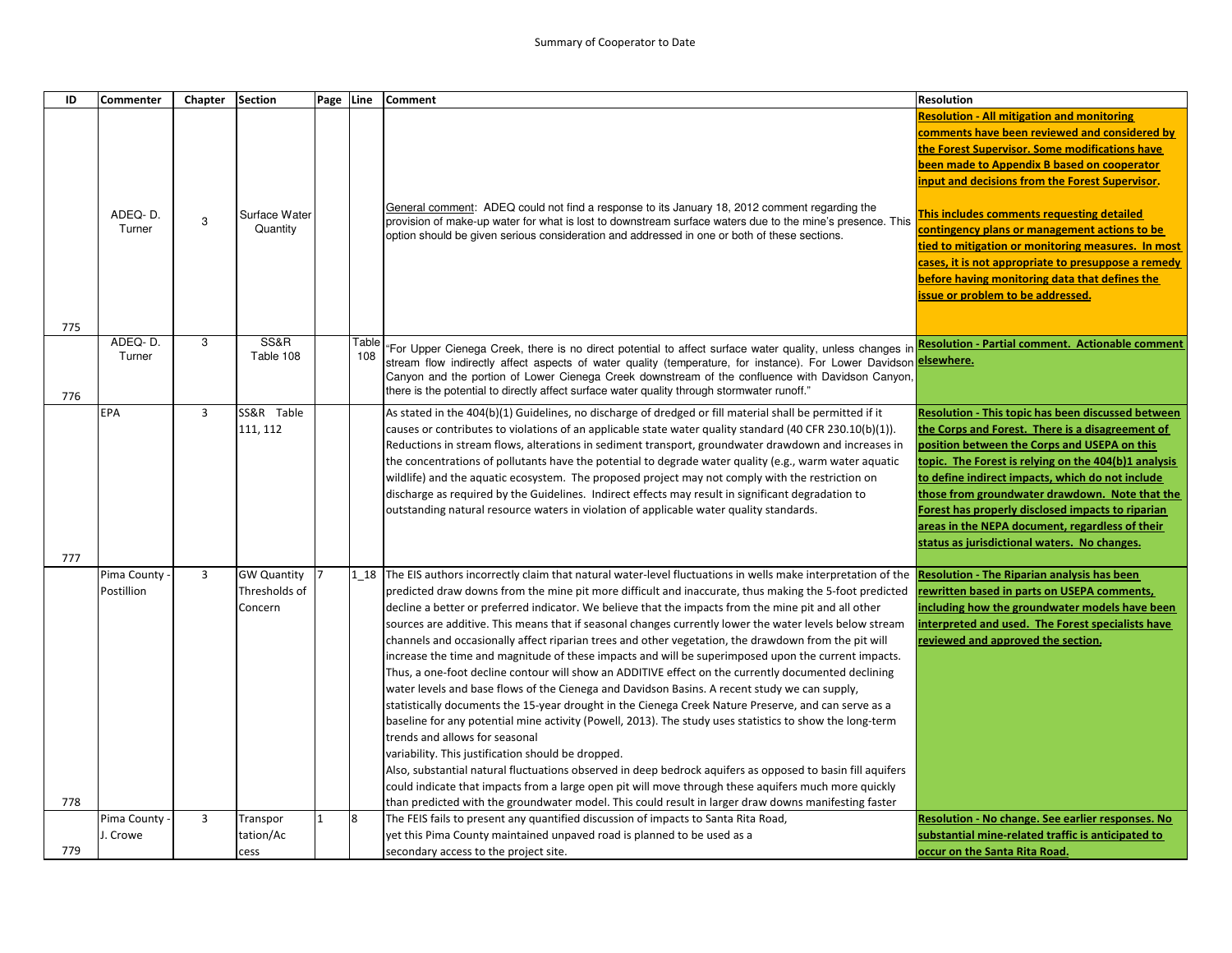Summary of Cooperator to Date

| ID | Commenter | Chapter | Section | Page | Line | Comment | Resolution |
|---|---|---|---|---|---|---|---|
| 775 | ADEQ- D. Turner | 3 | Surface Water Quantity | | | General comment: ADEQ could not find a response to its January 18, 2012 comment regarding the provision of make-up water for what is lost to downstream surface waters due to the mine's presence. This option should be given serious consideration and addressed in one or both of these sections. | **Resolution - All mitigation and monitoring comments have been reviewed and considered by the Forest Supervisor. Some modifications have been made to Appendix B based on cooperator input and decisions from the Forest Supervisor.** **This includes comments requesting detailed contingency plans or management actions to be tied to mitigation or monitoring measures. In most cases, it is not appropriate to presuppose a remedy before having monitoring data that defines the issue or problem to be addressed.** |
| 776 | ADEQ- D. Turner | 3 | SS&R Table 108 | | Table 108 | "For Upper Cienega Creek, there is no direct potential to affect surface water quality, unless changes in stream flow indirectly affect aspects of water quality (temperature, for instance). For Lower Davidson Canyon and the portion of Lower Cienega Creek downstream of the confluence with Davidson Canyon, there is the potential to directly affect surface water quality through stormwater runoff." | **Resolution - Partial comment. Actionable comment elsewhere.** |
| 777 | EPA | 3 | SS&R Table 111, 112 | | | As stated in the 404(b)(1) Guidelines, no discharge of dredged or fill material shall be permitted if it causes or contributes to violations of an applicable state water quality standard (40 CFR 230.10(b)(1)). Reductions in stream flows, alterations in sediment transport, groundwater drawdown and increases in the concentrations of pollutants have the potential to degrade water quality (e.g., warm water aquatic wildlife) and the aquatic ecosystem. The proposed project may not comply with the restriction on discharge as required by the Guidelines. Indirect effects may result in significant degradation to outstanding natural resource waters in violation of applicable water quality standards. | **Resolution - This topic has been discussed between the Corps and Forest. There is a disagreement of position between the Corps and USEPA on this topic. The Forest is relying on the 404(b)1 analysis to define indirect impacts, which do not include those from groundwater drawdown. Note that the Forest has properly disclosed impacts to riparian areas in the NEPA document, regardless of their status as jurisdictional waters. No changes.** |
| 778 | Pima County - Postillion | 3 | GW Quantity Thresholds of Concern | 7 | 1_18 | The EIS authors incorrectly claim that natural water-level fluctuations in wells make interpretation of the predicted draw downs from the mine pit more difficult and inaccurate, thus making the 5-foot predicted decline a better or preferred indicator. We believe that the impacts from the mine pit and all other sources are additive. This means that if seasonal changes currently lower the water levels below stream channels and occasionally affect riparian trees and other vegetation, the drawdown from the pit will increase the time and magnitude of these impacts and will be superimposed upon the current impacts. Thus, a one-foot decline contour will show an ADDITIVE effect on the currently documented declining water levels and base flows of the Cienega and Davidson Basins. A recent study we can supply, statistically documents the 15-year drought in the Cienega Creek Nature Preserve, and can serve as a baseline for any potential mine activity (Powell, 2013). The study uses statistics to show the long-term trends and allows for seasonal variability. This justification should be dropped. Also, substantial natural fluctuations observed in deep bedrock aquifers as opposed to basin fill aquifers could indicate that impacts from a large open pit will move through these aquifers much more quickly than predicted with the groundwater model. This could result in larger draw downs manifesting faster | **Resolution - The Riparian analysis has been rewritten based in parts on USEPA comments, including how the groundwater models have been interpreted and used. The Forest specialists have reviewed and approved the section.** |
| 779 | Pima County - J. Crowe | 3 | Transportation/Access | 1 | 8 | The FEIS fails to present any quantified discussion of impacts to Santa Rita Road, yet this Pima County maintained unpaved road is planned to be used as a secondary access to the project site. | **Resolution - No change. See earlier responses. No substantial mine-related traffic is anticipated to occur on the Santa Rita Road.** |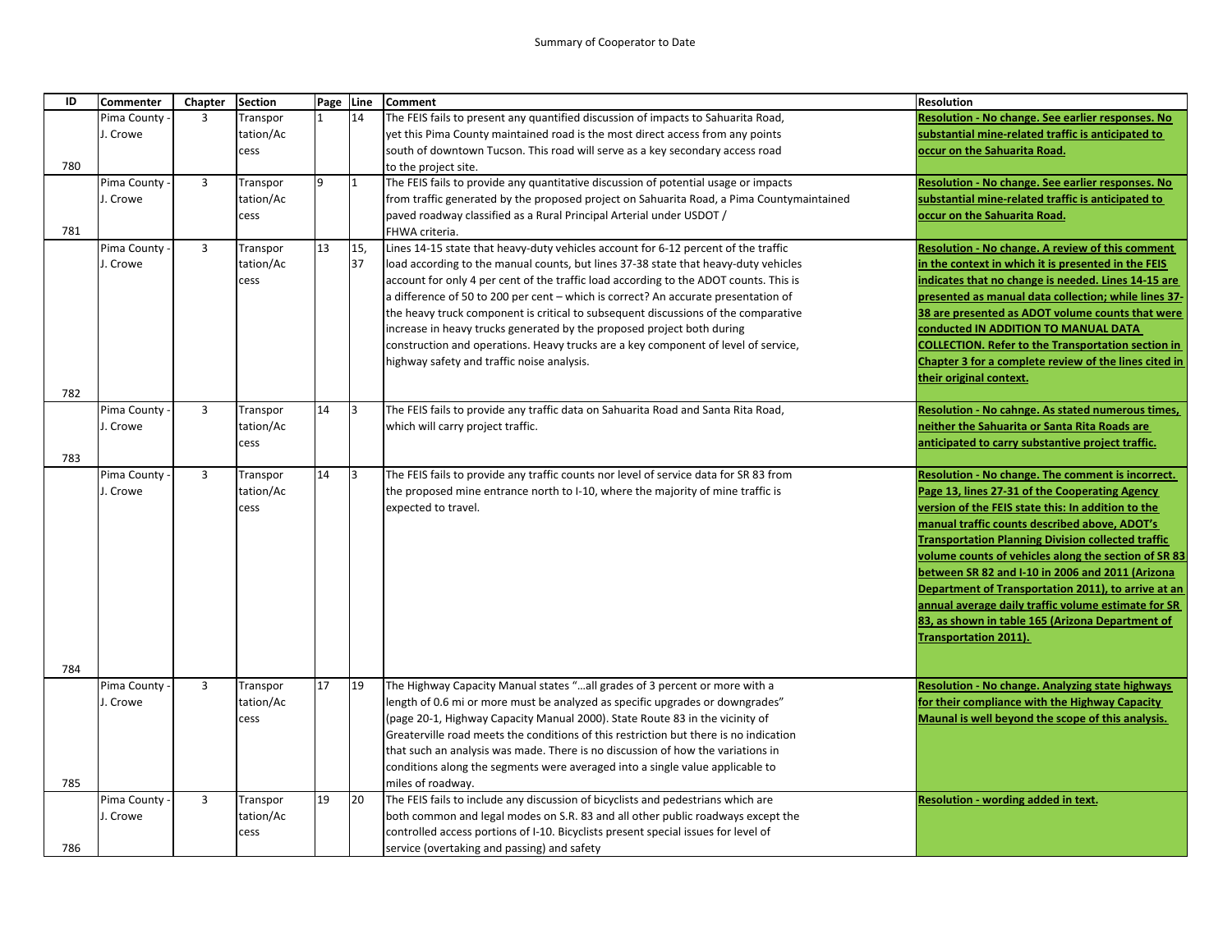Summary of Cooperator to Date

| ID | Commenter | Chapter | Section | Page | Line | Comment | Resolution |
|---|---|---|---|---|---|---|---|
| 780 | Pima County - J. Crowe | 3 | Transportation/Access | 1 | 14 | The FEIS fails to present any quantified discussion of impacts to Sahuarita Road, yet this Pima County maintained road is the most direct access from any points south of downtown Tucson. This road will serve as a key secondary access road to the project site. | **Resolution - No change. See earlier responses. No substantial mine-related traffic is anticipated to occur on the Sahuarita Road.** |
| 781 | Pima County - J. Crowe | 3 | Transportation/Access | 9 | 1 | The FEIS fails to provide any quantitative discussion of potential usage or impacts from traffic generated by the proposed project on Sahuarita Road, a Pima Countymaintained paved roadway classified as a Rural Principal Arterial under USDOT / FHWA criteria. | **Resolution - No change. See earlier responses. No substantial mine-related traffic is anticipated to occur on the Sahuarita Road.** |
| 782 | Pima County - J. Crowe | 3 | Transportation/Access | 13 | 15, 37 | Lines 14-15 state that heavy-duty vehicles account for 6-12 percent of the traffic load according to the manual counts, but lines 37-38 state that heavy-duty vehicles account for only 4 per cent of the traffic load according to the ADOT counts. This is a difference of 50 to 200 per cent – which is correct? An accurate presentation of the heavy truck component is critical to subsequent discussions of the comparative increase in heavy trucks generated by the proposed project both during construction and operations. Heavy trucks are a key component of level of service, highway safety and traffic noise analysis. | **Resolution - No change. A review of this comment in the context in which it is presented in the FEIS indicates that no change is needed. Lines 14-15 are presented as manual data collection; while lines 37-38 are presented as ADOT volume counts that were conducted IN ADDITION TO MANUAL DATA COLLECTION. Refer to the Transportation section in Chapter 3 for a complete review of the lines cited in their original context.** |
| 783 | Pima County - J. Crowe | 3 | Transportation/Access | 14 | 3 | The FEIS fails to provide any traffic data on Sahuarita Road and Santa Rita Road, which will carry project traffic. | **Resolution - No cahnge. As stated numerous times, neither the Sahuarita or Santa Rita Roads are anticipated to carry substantive project traffic.** |
| 784 | Pima County - J. Crowe | 3 | Transportation/Access | 14 | 3 | The FEIS fails to provide any traffic counts nor level of service data for SR 83 from the proposed mine entrance north to I-10, where the majority of mine traffic is expected to travel. | **Resolution - No change. The comment is incorrect. Page 13, lines 27-31 of the Cooperating Agency version of the FEIS state this: In addition to the manual traffic counts described above, ADOT's Transportation Planning Division collected traffic volume counts of vehicles along the section of SR 83 between SR 82 and I-10 in 2006 and 2011 (Arizona Department of Transportation 2011), to arrive at an annual average daily traffic volume estimate for SR 83, as shown in table 165 (Arizona Department of Transportation 2011).** |
| 785 | Pima County - J. Crowe | 3 | Transportation/Access | 17 | 19 | The Highway Capacity Manual states "…all grades of 3 percent or more with a length of 0.6 mi or more must be analyzed as specific upgrades or downgrades" (page 20-1, Highway Capacity Manual 2000). State Route 83 in the vicinity of Greaterville road meets the conditions of this restriction but there is no indication that such an analysis was made. There is no discussion of how the variations in conditions along the segments were averaged into a single value applicable to miles of roadway. | **Resolution - No change. Analyzing state highways for their compliance with the Highway Capacity Maunal is well beyond the scope of this analysis.** |
| 786 | Pima County - J. Crowe | 3 | Transportation/Access | 19 | 20 | The FEIS fails to include any discussion of bicyclists and pedestrians which are both common and legal modes on S.R. 83 and all other public roadways except the controlled access portions of I-10. Bicyclists present special issues for level of service (overtaking and passing) and safety | **Resolution - wording added in text.** |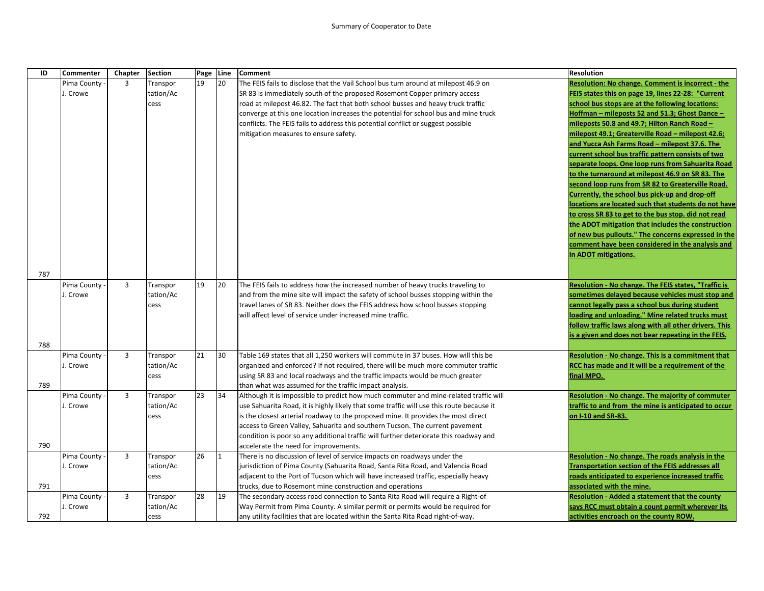Summary of Cooperator to Date

| ID | Commenter | Chapter | Section | Page | Line | Comment | Resolution |
|---|---|---|---|---|---|---|---|
| 787 | Pima County - J. Crowe | 3 | Transportation/Access | 19 | 20 | The FEIS fails to disclose that the Vail School bus turn around at milepost 46.9 on SR 83 is immediately south of the proposed Rosemont Copper primary access road at milepost 46.82. The fact that both school busses and heavy truck traffic converge at this one location increases the potential for school bus and mine truck conflicts. The FEIS fails to address this potential conflict or suggest possible mitigation measures to ensure safety. | **Resolution: No change. Comment is incorrect - the FEIS states this on page 19, lines 22-28: "Current school bus stops are at the following locations: Hoffman – mileposts 52 and 51.3; Ghost Dance – mileposts 50.8 and 49.7; Hilton Ranch Road – milepost 49.1; Greaterville Road – milepost 42.6; and Yucca Ash Farms Road – milepost 37.6. The current school bus traffic pattern consists of two separate loops. One loop runs from Sahuarita Road to the turnaround at milepost 46.9 on SR 83. The second loop runs from SR 82 to Greaterville Road. Currently, the school bus pick-up and drop-off locations are located such that students do not have to cross SR 83 to get to the bus stop. did not read the ADOT mitigation that includes the construction of new bus pullouts." The concerns expressed in the comment have been considered in the analysis and in ADOT mitigations.** |
| 788 | Pima County - J. Crowe | 3 | Transportation/Access | 19 | 20 | The FEIS fails to address how the increased number of heavy trucks traveling to and from the mine site will impact the safety of school busses stopping within the travel lanes of SR 83. Neither does the FEIS address how school busses stopping will affect level of service under increased mine traffic. | **Resolution - No change. The FEIS states, "Traffic is sometimes delayed because vehicles must stop and cannot legally pass a school bus during student loading and unloading." Mine related trucks must follow traffic laws along with all other drivers. This is a given and does not bear repeating in the FEIS.** |
| 789 | Pima County - J. Crowe | 3 | Transportation/Access | 21 | 30 | Table 169 states that all 1,250 workers will commute in 37 buses. How will this be organized and enforced? If not required, there will be much more commuter traffic using SR 83 and local roadways and the traffic impacts would be much greater than what was assumed for the traffic impact analysis. | **Resolution - No change. This is a commitment that RCC has made and it will be a requirement of the final MPO.** |
| 790 | Pima County - J. Crowe | 3 | Transportation/Access | 23 | 34 | Although it is impossible to predict how much commuter and mine-related traffic will use Sahuarita Road, it is highly likely that some traffic will use this route because it is the closest arterial roadway to the proposed mine. It provides the most direct access to Green Valley, Sahuarita and southern Tucson. The current pavement condition is poor so any additional traffic will further deteriorate this roadway and accelerate the need for improvements. | **Resolution - No change. The majority of commuter traffic to and from the mine is anticipated to occur on I-10 and SR-83.** |
| 791 | Pima County - J. Crowe | 3 | Transportation/Access | 26 | 1 | There is no discussion of level of service impacts on roadways under the jurisdiction of Pima County (Sahuarita Road, Santa Rita Road, and Valencia Road adjacent to the Port of Tucson which will have increased traffic, especially heavy trucks, due to Rosemont mine construction and operations | **Resolution - No change. The roads analysis in the Transportation section of the FEIS addresses all roads anticipated to experience increased traffic associated with the mine.** |
| 792 | Pima County - J. Crowe | 3 | Transportation/Access | 28 | 19 | The secondary access road connection to Santa Rita Road will require a Right-of Way Permit from Pima County. A similar permit or permits would be required for any utility facilities that are located within the Santa Rita Road right-of-way. | **Resolution - Added a statement that the county says RCC must obtain a count permit wherever its activities encroach on the county ROW.** |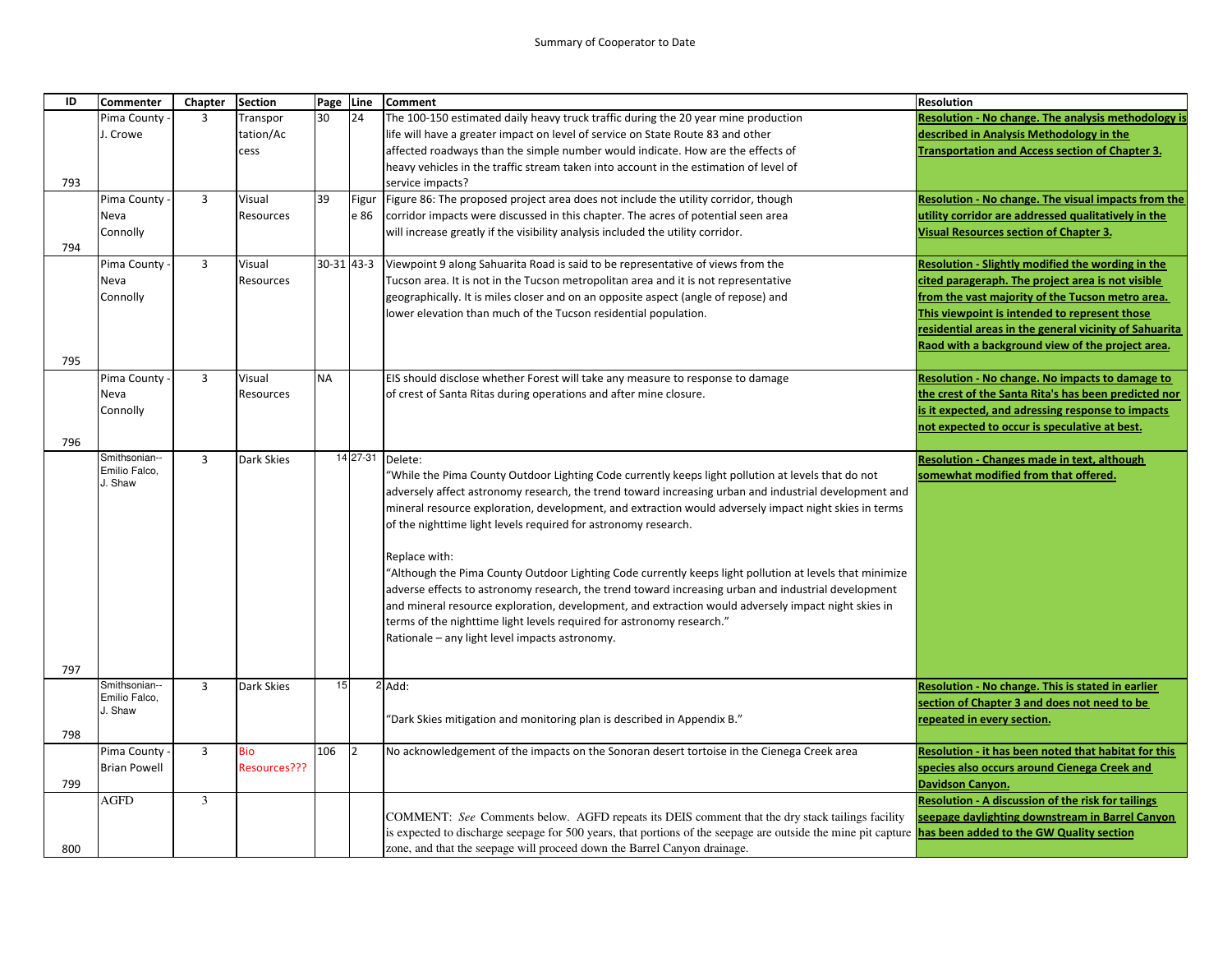# Summary of Cooperator to Date

| ID | Commenter | Chapter | Section | Page | Line | Comment | Resolution |
|---|---|---|---|---|---|---|---|
| 793 | Pima County - J. Crowe | 3 | Transportation/Access | 30 | 24 | The 100-150 estimated daily heavy truck traffic during the 20 year mine production life will have a greater impact on level of service on State Route 83 and other affected roadways than the simple number would indicate. How are the effects of heavy vehicles in the traffic stream taken into account in the estimation of level of service impacts? | **Resolution - No change. The analysis methodology is described in Analysis Methodology in the Transportation and Access section of Chapter 3.** |
| 794 | Pima County - Neva Connolly | 3 | Visual Resources | 39 | Figure 86 | Figure 86: The proposed project area does not include the utility corridor, though corridor impacts were discussed in this chapter. The acres of potential seen area will increase greatly if the visibility analysis included the utility corridor. | **Resolution - No change. The visual impacts from the utility corridor are addressed qualitatively in the Visual Resources section of Chapter 3.** |
| 795 | Pima County - Neva Connolly | 3 | Visual Resources | 30-31 | 43-3 | Viewpoint 9 along Sahuarita Road is said to be representative of views from the Tucson area. It is not in the Tucson metropolitan area and it is not representative geographically. It is miles closer and on an opposite aspect (angle of repose) and lower elevation than much of the Tucson residential population. | **Resolution - Slightly modified the wording in the cited parageraph. The project area is not visible from the vast majority of the Tucson metro area. This viewpoint is intended to represent those residential areas in the general vicinity of Sahuarita Raod with a background view of the project area.** |
| 796 | Pima County - Neva Connolly | 3 | Visual Resources | NA | | EIS should disclose whether Forest will take any measure to response to damage of crest of Santa Ritas during operations and after mine closure. | **Resolution - No change. No impacts to damage to the crest of the Santa Rita's has been predicted nor is it expected, and adressing response to impacts not expected to occur is speculative at best.** |
| 797 | Smithsonian--Emilio Falco, J. Shaw | 3 | Dark Skies | 14 | 27-31 | Delete:<br>"While the Pima County Outdoor Lighting Code currently keeps light pollution at levels that do not adversely affect astronomy research, the trend toward increasing urban and industrial development and mineral resource exploration, development, and extraction would adversely impact night skies in terms of the nighttime light levels required for astronomy research.<br><br>Replace with:<br>"Although the Pima County Outdoor Lighting Code currently keeps light pollution at levels that minimize adverse effects to astronomy research, the trend toward increasing urban and industrial development and mineral resource exploration, development, and extraction would adversely impact night skies in terms of the nighttime light levels required for astronomy research."<br>Rationale – any light level impacts astronomy. | **Resolution - Changes made in text, although somewhat modified from that offered.** |
| 798 | Smithsonian--Emilio Falco, J. Shaw | 3 | Dark Skies | 15 | 2 | Add:<br><br>"Dark Skies mitigation and monitoring plan is described in Appendix B." | **Resolution - No change. This is stated in earlier section of Chapter 3 and does not need to be repeated in every section.** |
| 799 | Pima County - Brian Powell | 3 | Bio Resources??? | 106 | 2 | No acknowledgement of the impacts on the Sonoran desert tortoise in the Cienega Creek area | **Resolution - it has been noted that habitat for this species also occurs around Cienega Creek and Davidson Canyon.** |
| 800 | AGFD | 3 | | | | COMMENT: *See* Comments below. AGFD repeats its DEIS comment that the dry stack tailings facility is expected to discharge seepage for 500 years, that portions of the seepage are outside the mine pit capture zone, and that the seepage will proceed down the Barrel Canyon drainage. | **Resolution - A discussion of the risk for tailings seepage daylighting downstream in Barrel Canyon has been added to the GW Quality section** |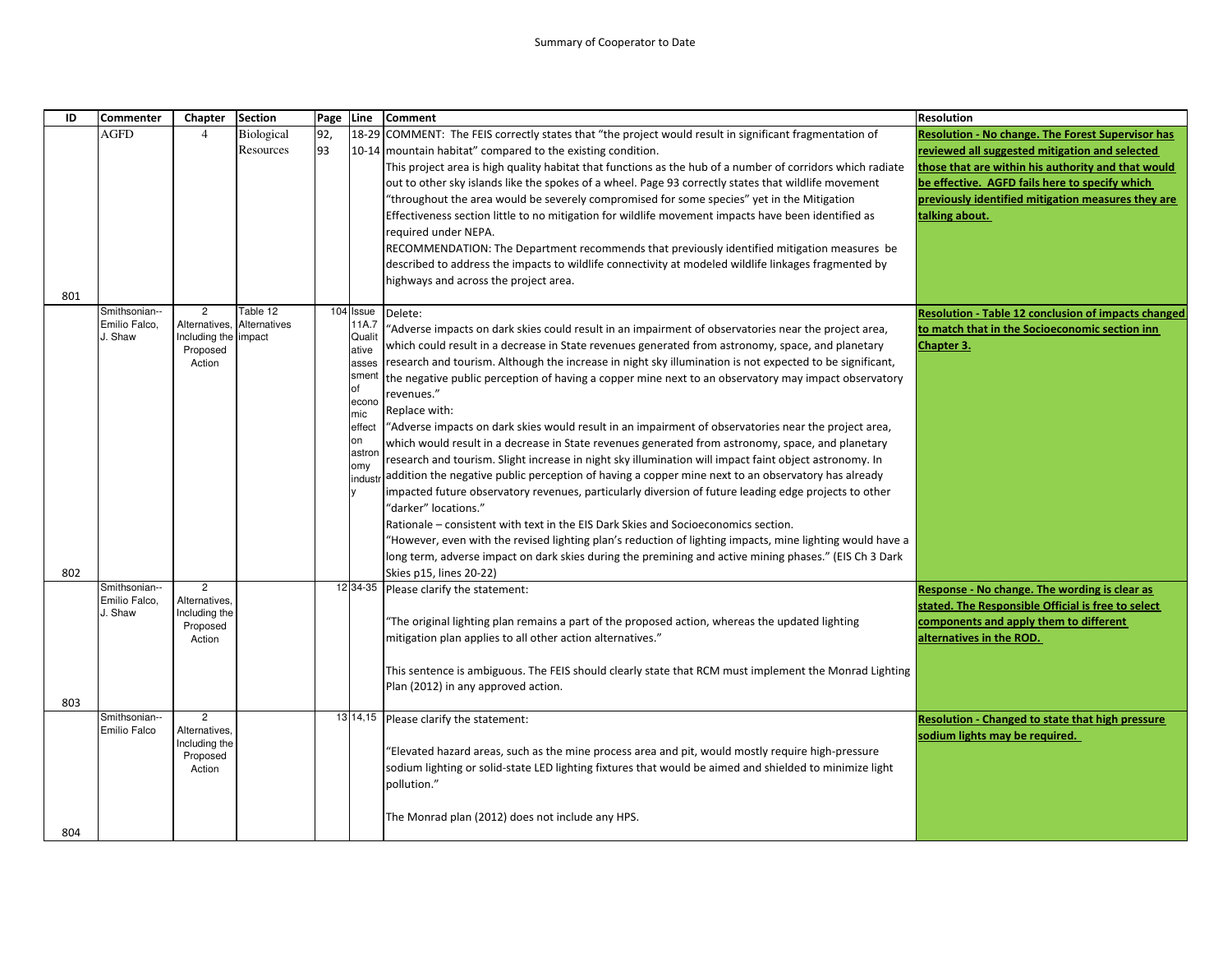Summary of Cooperator to Date

| ID | Commenter | Chapter | Section | Page | Line | Comment | Resolution |
|---|---|---|---|---|---|---|---|
| 801 | AGFD | 4 | Biological Resources | 92, 93 | 18-29 10-14 | COMMENT: The FEIS correctly states that "the project would result in significant fragmentation of mountain habitat" compared to the existing condition.<br>This project area is high quality habitat that functions as the hub of a number of corridors which radiate out to other sky islands like the spokes of a wheel. Page 93 correctly states that wildlife movement "throughout the area would be severely compromised for some species" yet in the Mitigation Effectiveness section little to no mitigation for wildlife movement impacts have been identified as required under NEPA.<br>RECOMMENDATION: The Department recommends that previously identified mitigation measures be described to address the impacts to wildlife connectivity at modeled wildlife linkages fragmented by highways and across the project area. | **Resolution - No change. The Forest Supervisor has reviewed all suggested mitigation and selected those that are within his authority and that would be effective. AGFD fails here to specify which previously identified mitigation measures they are talking about.** |
| 802 | Smithsonian--Emilio Falco, J. Shaw | 2 Alternatives, Including the Proposed Action | Table 12 Alternatives impact | 104 | Issue 11A.7 Qualitative assessment of economic effect on astronomy industry | Delete:<br>"Adverse impacts on dark skies could result in an impairment of observatories near the project area, which could result in a decrease in State revenues generated from astronomy, space, and planetary research and tourism. Although the increase in night sky illumination is not expected to be significant, the negative public perception of having a copper mine next to an observatory may impact observatory revenues."<br>Replace with:<br>"Adverse impacts on dark skies would result in an impairment of observatories near the project area, which would result in a decrease in State revenues generated from astronomy, space, and planetary research and tourism. Slight increase in night sky illumination will impact faint object astronomy. In addition the negative public perception of having a copper mine next to an observatory has already impacted future observatory revenues, particularly diversion of future leading edge projects to other "darker" locations."<br>Rationale – consistent with text in the EIS Dark Skies and Socioeconomics section.<br>"However, even with the revised lighting plan's reduction of lighting impacts, mine lighting would have a long term, adverse impact on dark skies during the premining and active mining phases." (EIS Ch 3 Dark Skies p15, lines 20-22) | **Resolution - Table 12 conclusion of impacts changed to match that in the Socioeconomic section inn Chapter 3.** |
| 803 | Smithsonian--Emilio Falco, J. Shaw | 2 Alternatives, Including the Proposed Action | | 12 | 34-35 | Please clarify the statement:<br><br>"The original lighting plan remains a part of the proposed action, whereas the updated lighting mitigation plan applies to all other action alternatives."<br><br>This sentence is ambiguous. The FEIS should clearly state that RCM must implement the Monrad Lighting Plan (2012) in any approved action. | **Response - No change. The wording is clear as stated. The Responsible Official is free to select components and apply them to different alternatives in the ROD.** |
| 804 | Smithsonian--Emilio Falco | 2 Alternatives, Including the Proposed Action | | 13 | 14,15 | Please clarify the statement:<br><br>"Elevated hazard areas, such as the mine process area and pit, would mostly require high-pressure sodium lighting or solid-state LED lighting fixtures that would be aimed and shielded to minimize light pollution."<br><br>The Monrad plan (2012) does not include any HPS. | **Resolution - Changed to state that high pressure sodium lights may be required.** |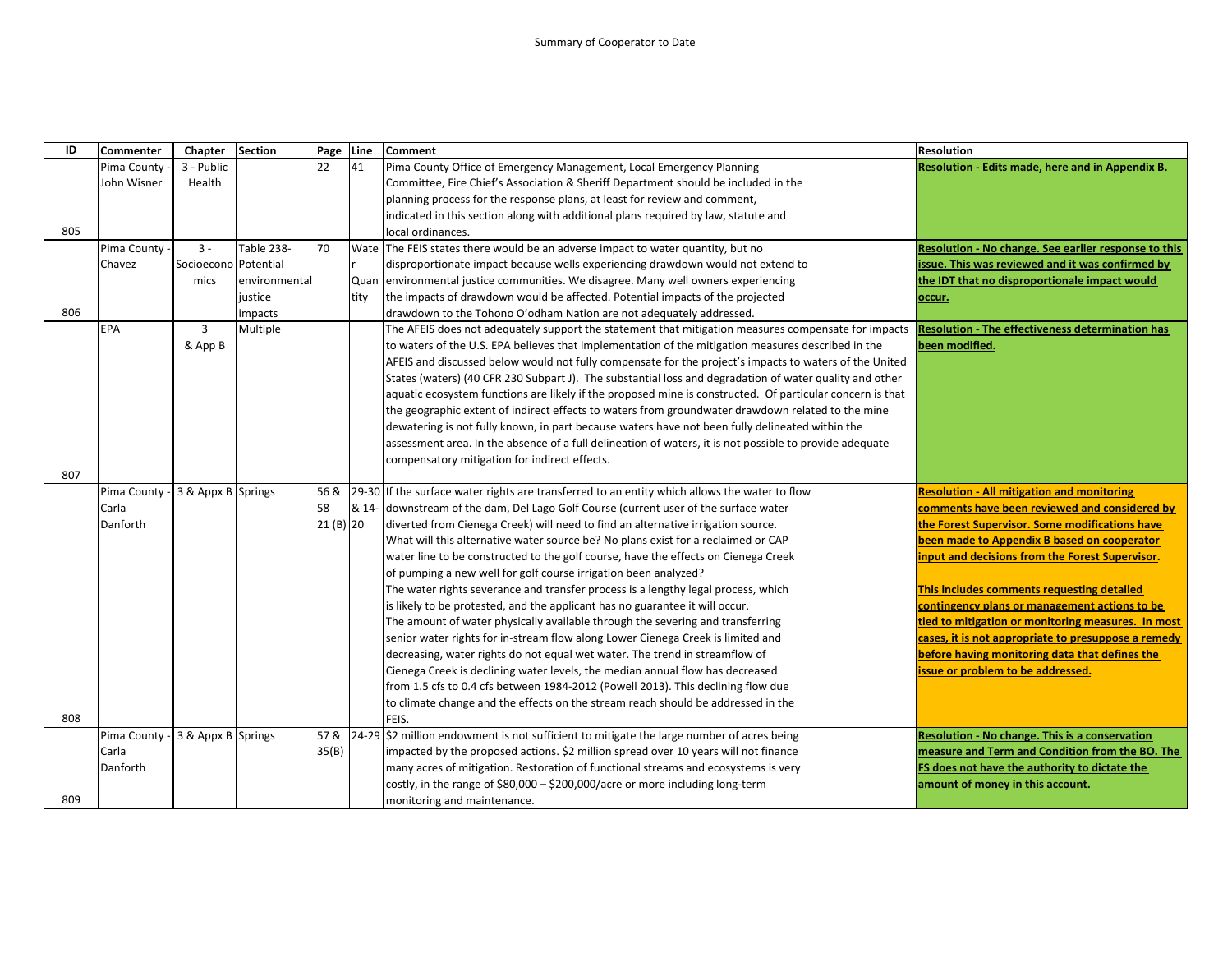Summary of Cooperator to Date

| ID | Commenter | Chapter | Section | Page | Line | Comment | Resolution |
|---|---|---|---|---|---|---|---|
| 805 | Pima County - John Wisner | 3 - Public Health | | 22 | 41 | Pima County Office of Emergency Management, Local Emergency Planning Committee, Fire Chief's Association & Sheriff Department should be included in the planning process for the response plans, at least for review and comment, indicated in this section along with additional plans required by law, statute and local ordinances. | **Resolution - Edits made, here and in Appendix B.** |
| 806 | Pima County - Chavez | 3 - Socioeconomics | Table 238- Potential environmental justice impacts | 70 | Water Quantity | The FEIS states there would be an adverse impact to water quantity, but no disproportionate impact because wells experiencing drawdown would not extend to environmental justice communities. We disagree. Many well owners experiencing the impacts of drawdown would be affected. Potential impacts of the projected drawdown to the Tohono O'odham Nation are not adequately addressed. | **Resolution - No change. See earlier response to this issue. This was reviewed and it was confirmed by the IDT that no disproportionale impact would occur.** |
| 807 | EPA | 3 & App B | Multiple | | | The AFEIS does not adequately support the statement that mitigation measures compensate for impacts to waters of the U.S. EPA believes that implementation of the mitigation measures described in the AFEIS and discussed below would not fully compensate for the project's impacts to waters of the United States (waters) (40 CFR 230 Subpart J). The substantial loss and degradation of water quality and other aquatic ecosystem functions are likely if the proposed mine is constructed. Of particular concern is that the geographic extent of indirect effects to waters from groundwater drawdown related to the mine dewatering is not fully known, in part because waters have not been fully delineated within the assessment area. In the absence of a full delineation of waters, it is not possible to provide adequate compensatory mitigation for indirect effects. | **Resolution - The effectiveness determination has been modified.** |
| 808 | Pima County - Carla Danforth | 3 & Appx B | Springs | 56 & 58 21 (B) | 29-30 & 14-20 | If the surface water rights are transferred to an entity which allows the water to flow downstream of the dam, Del Lago Golf Course (current user of the surface water diverted from Cienega Creek) will need to find an alternative irrigation source. What will this alternative water source be? No plans exist for a reclaimed or CAP water line to be constructed to the golf course, have the effects on Cienega Creek of pumping a new well for golf course irrigation been analyzed? The water rights severance and transfer process is a lengthy legal process, which is likely to be protested, and the applicant has no guarantee it will occur. The amount of water physically available through the severing and transferring senior water rights for in-stream flow along Lower Cienega Creek is limited and decreasing, water rights do not equal wet water. The trend in streamflow of Cienega Creek is declining water levels, the median annual flow has decreased from 1.5 cfs to 0.4 cfs between 1984-2012 (Powell 2013). This declining flow due to climate change and the effects on the stream reach should be addressed in the FEIS. | **Resolution - All mitigation and monitoring comments have been reviewed and considered by the Forest Supervisor. Some modifications have been made to Appendix B based on cooperator input and decisions from the Forest Supervisor.**<br><br>**This includes comments requesting detailed contingency plans or management actions to be tied to mitigation or monitoring measures. In most cases, it is not appropriate to presuppose a remedy before having monitoring data that defines the issue or problem to be addressed.** |
| 809 | Pima County - Carla Danforth | 3 & Appx B | Springs | 57 & 35(B) | 24-29 | $2 million endowment is not sufficient to mitigate the large number of acres being impacted by the proposed actions. $2 million spread over 10 years will not finance many acres of mitigation. Restoration of functional streams and ecosystems is very costly, in the range of $80,000 – $200,000/acre or more including long-term monitoring and maintenance. | **Resolution - No change. This is a conservation measure and Term and Condition from the BO. The FS does not have the authority to dictate the amount of money in this account.** |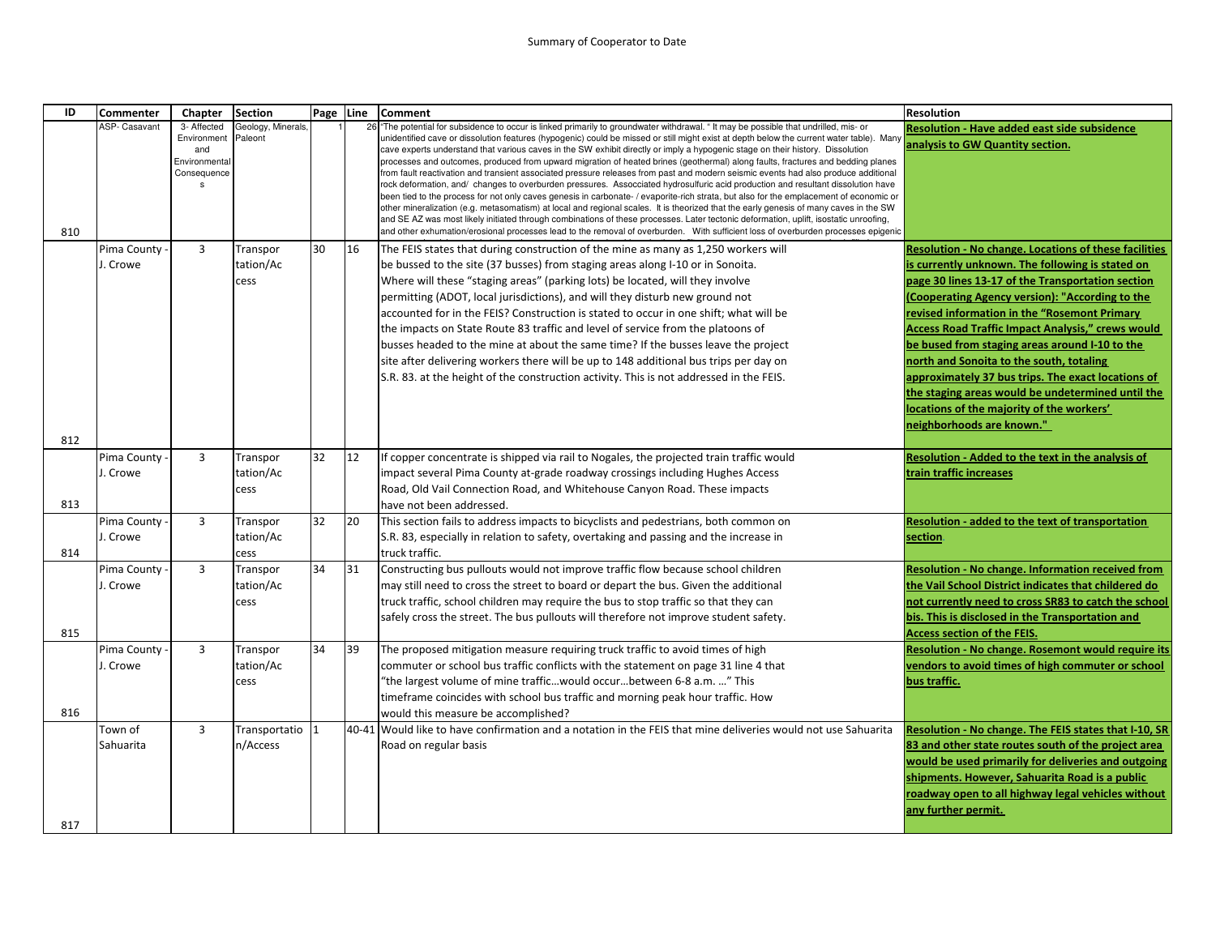Summary of Cooperator to Date

| ID | Commenter | Chapter | Section | Page | Line | Comment | Resolution |
|---|---|---|---|---|---|---|---|
| 810 | ASP- Casavant | 3- Affected Environment and Environmental Consequences | Geology, Minerals, Paleont | 1 | 26 | "The potential for subsidence to occur is linked primarily to groundwater withdrawal. " It may be possible that undrilled, mis- or unidentified cave or dissolution features (hypogenic) could be missed or still might exist at depth below the current water table). Many cave experts understand that various caves in the SW exhibit directly or imply a hypogenic stage on their history. Dissolution processes and outcomes, produced from upward migration of heated brines (geothermal) along faults, fractures and bedding planes from fault reactivation and transient associated pressure releases from past and modern seismic events had also produce additional rock deformation, and/ changes to overburden pressures. Associciated hydrosulfuric acid production and resultant dissolution have been tied to the process for not only caves genesis in carbonate- / evaporite-rich strata, but also for the emplacement of economic or other mineralization (e.g. metasomatism) at local and regional scales. It is theorized that the early genesis of many caves in the SW and SE AZ was most likely initiated through combinations of these processes. Later tectonic deformation, uplift, isostatic unroofing, and other exhumation/erosional processes lead to the removal of overburden. With sufficient loss of overburden processes epigenic | **Resolution - Have added east side subsidence analysis to GW Quantity section.** |
| 812 | Pima County - J. Crowe | 3 | Transportation/Access | 30 | 16 | The FEIS states that during construction of the mine as many as 1,250 workers will be bussed to the site (37 busses) from staging areas along I-10 or in Sonoita. Where will these "staging areas" (parking lots) be located, will they involve permitting (ADOT, local jurisdictions), and will they disturb new ground not accounted for in the FEIS? Construction is stated to occur in one shift; what will be the impacts on State Route 83 traffic and level of service from the platoons of busses headed to the mine at about the same time? If the busses leave the project site after delivering workers there will be up to 148 additional bus trips per day on S.R. 83. at the height of the construction activity. This is not addressed in the FEIS. | **Resolution - No change. Locations of these facilities is currently unknown. The following is stated on page 30 lines 13-17 of the Transportation section (Cooperating Agency version): "According to the revised information in the "Rosemont Primary Access Road Traffic Impact Analysis," crews would be bused from staging areas around I-10 to the north and Sonoita to the south, totaling approximately 37 bus trips. The exact locations of the staging areas would be undetermined until the locations of the majority of the workers' neighborhoods are known."** |
| 813 | Pima County - J. Crowe | 3 | Transportation/Access | 32 | 12 | If copper concentrate is shipped via rail to Nogales, the projected train traffic would impact several Pima County at-grade roadway crossings including Hughes Access Road, Old Vail Connection Road, and Whitehouse Canyon Road. These impacts have not been addressed. | **Resolution - Added to the text in the analysis of train traffic increases** |
| 814 | Pima County - J. Crowe | 3 | Transportation/Access | 32 | 20 | This section fails to address impacts to bicyclists and pedestrians, both common on S.R. 83, especially in relation to safety, overtaking and passing and the increase in truck traffic. | **Resolution - added to the text of transportation section.** |
| 815 | Pima County - J. Crowe | 3 | Transportation/Access | 34 | 31 | Constructing bus pullouts would not improve traffic flow because school children may still need to cross the street to board or depart the bus. Given the additional truck traffic, school children may require the bus to stop traffic so that they can safely cross the street. The bus pullouts will therefore not improve student safety. | **Resolution - No change. Information received from the Vail School District indicates that childered do not currently need to cross SR83 to catch the school bis. This is disclosed in the Transportation and Access section of the FEIS.** |
| 816 | Pima County - J. Crowe | 3 | Transportation/Access | 34 | 39 | The proposed mitigation measure requiring truck traffic to avoid times of high commuter or school bus traffic conflicts with the statement on page 31 line 4 that "the largest volume of mine traffic…would occur…between 6-8 a.m. …" This timeframe coincides with school bus traffic and morning peak hour traffic. How would this measure be accomplished? | **Resolution - No change. Rosemont would require its vendors to avoid times of high commuter or school bus traffic.** |
| 817 | Town of Sahuarita | 3 | Transportation/Access | 1 | 40-41 | Would like to have confirmation and a notation in the FEIS that mine deliveries would not use Sahuarita Road on regular basis | **Resolution - No change. The FEIS states that I-10, SR 83 and other state routes south of the project area would be used primarily for deliveries and outgoing shipments. However, Sahuarita Road is a public roadway open to all highway legal vehicles without any further permit.** |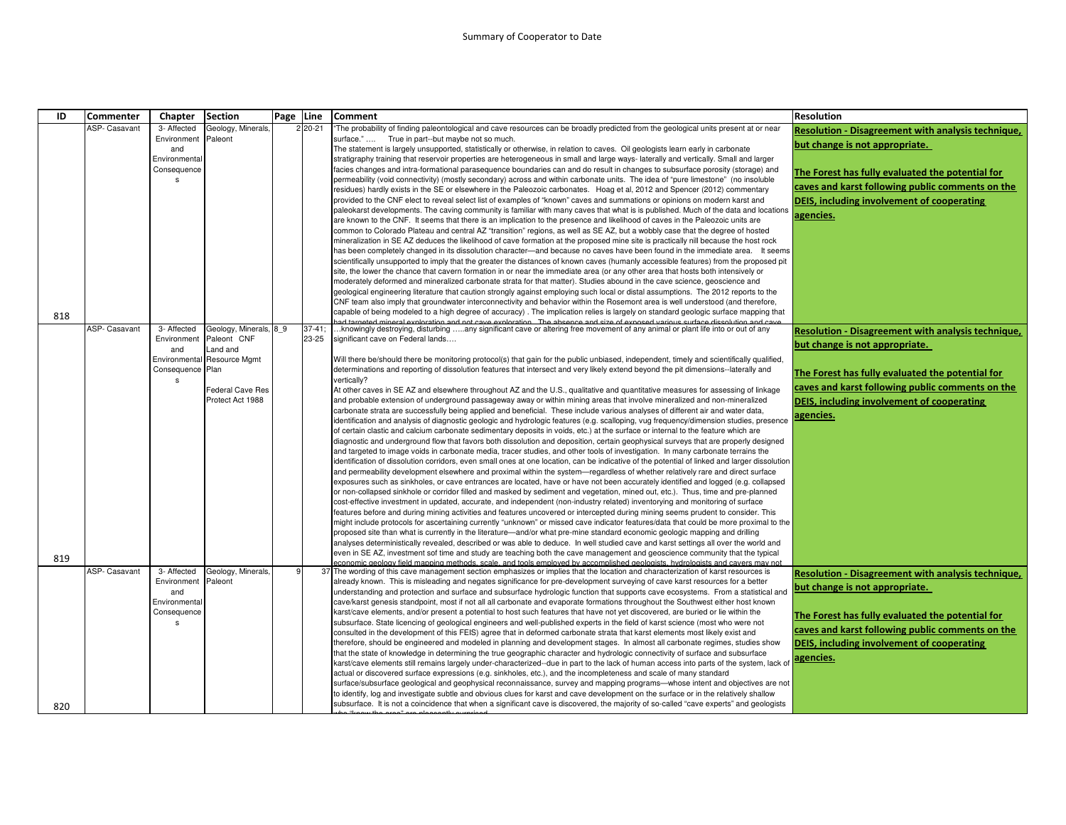Summary of Cooperator to Date

| ID | Commenter | Chapter | Section | Page | Line | Comment | Resolution |
|---|---|---|---|---|---|---|---|
| 818 | ASP- Casavant | 3- Affected Environment and Environmental Consequences | Geology, Minerals, Paleont | 2 | 20-21 | "The probability of finding paleontological and cave resources can be broadly predicted from the geological units present at or near surface." …. True in part--but maybe not so much. The statement is largely unsupported, statistically or otherwise, in relation to caves. Oil geologists learn early in carbonate stratigraphy training that reservoir properties are heterogeneous in small and large ways- laterally and vertically. Small and larger facies changes and intra-formational parasequence boundaries can and do result in changes to subsurface porosity (storage) and permeability (void connectivity) (mostly secondary) across and within carbonate units. The idea of "pure limestone" (no insoluble residues) hardly exists in the SE or elsewhere in the Paleozoic carbonates. Hoag et al, 2012 and Spencer (2012) commentary provided to the CNF elect to reveal select list of examples of "known" caves and summations or opinions on modern karst and paleokarst developments. The caving community is familiar with many caves that what is is published. Much of the data and locations are known to the CNF. It seems that there is an implication to the presence and likelihood of caves in the Paleozoic units are common to Colorado Plateau and central AZ "transition" regions, as well as SE AZ, but a wobbly case that the degree of hosted mineralization in SE AZ deduces the likelihood of cave formation at the proposed mine site is practically nill because the host rock has been completely changed in its dissolution character—and because no caves have been found in the immediate area. It seems scientifically unsupported to imply that the greater the distances of known caves (humanly accessible features) from the proposed pit site, the lower the chance that cavern formation in or near the immediate area (or any other area that hosts both intensively or moderately deformed and mineralized carbonate strata for that matter). Studies abound in the cave science, geoscience and geological engineering literature that caution strongly against employing such local or distal assumptions. The 2012 reports to the CNF team also imply that groundwater interconnectivity and behavior within the Rosemont area is well understood (and therefore, capable of being modeled to a high degree of accuracy) . The implication relies is largely on standard geologic surface mapping that had targeted mineral exploration and not cave exploration. The absence and size of exposed various surface dissolution and cave | **Resolution - Disagreement with analysis technique, but change is not appropriate.** **The Forest has fully evaluated the potential for caves and karst following public comments on the DEIS, including involvement of cooperating agencies.** |
| 819 | ASP- Casavant | 3- Affected Environment and Environmental Consequences | Geology, Minerals, Paleont CNF Land and Resource Mgmt Plan Federal Cave Res Protect Act 1988 | 8_9 | 37-41; 23-25 | …knowingly destroying, disturbing …..any significant cave or altering free movement of any animal or plant life into or out of any significant cave on Federal lands…. Will there be/should there be monitoring protocol(s) that gain for the public unbiased, independent, timely and scientifically qualified, determinations and reporting of dissolution features that intersect and very likely extend beyond the pit dimensions--laterally and vertically? At other caves in SE AZ and elsewhere throughout AZ and the U.S., qualitative and quantitative measures for assessing of linkage and probable extension of underground passageway away or within mining areas that involve mineralized and non-mineralized carbonate strata are successfully being applied and beneficial. These include various analyses of different air and water data, identification and analysis of diagnostic geologic and hydrologic features (e.g. scalloping, vug frequency/dimension studies, presence of certain clastic and calcium carbonate sedimentary deposits in voids, etc.) at the surface or internal to the feature which are diagnostic and underground flow that favors both dissolution and deposition, certain geophysical surveys that are properly designed and targeted to image voids in carbonate media, tracer studies, and other tools of investigation. In many carbonate terrains the identification of dissolution corridors, even small ones at one location, can be indicative of the potential of linked and larger dissolution and permeability development elsewhere and proximal within the system—regardless of whether relatively rare and direct surface exposures such as sinkholes, or cave entrances are located, have or have not been accurately identified and logged (e.g. collapsed or non-collapsed sinkhole or corridor filled and masked by sediment and vegetation, mined out, etc.). Thus, time and pre-planned cost-effective investment in updated, accurate, and independent (non-industry related) inventorying and monitoring of surface features before and during mining activities and features uncovered or intercepted during mining seems prudent to consider. This might include protocols for ascertaining currently "unknown" or missed cave indicator features/data that could be more proximal to the proposed site than what is currently in the literature—and/or what pre-mine standard economic geologic mapping and drilling analyses deterministically revealed, described or was able to deduce. In well studied cave and karst settings all over the world and even in SE AZ, investment sof time and study are teaching both the cave management and geoscience community that the typical economic geology field mapping methods, scale, and tools employed by accomplished geologists, hydrologists and cavers may not | **Resolution - Disagreement with analysis technique, but change is not appropriate.** **The Forest has fully evaluated the potential for caves and karst following public comments on the DEIS, including involvement of cooperating agencies.** |
| 820 | ASP- Casavant | 3- Affected Environment and Environmental Consequences | Geology, Minerals, Paleont | 9 | 37 | The wording of this cave management section emphasizes or implies that the location and characterization of karst resources is already known. This is misleading and negates significance for pre-development surveying of cave karst resources for a better understanding and protection and surface and subsurface hydrologic function that supports cave ecosystems. From a statistical and cave/karst genesis standpoint, most if not all carbonate and evaporate formations throughout the Southwest either host known karst/cave elements, and/or present a potential to host such features that have not yet discovered, are buried or lie within the subsurface. State licencing of geological engineers and well-published experts in the field of karst science (most who were not consulted in the development of this FEIS) agree that in deformed carbonate strata that karst elements most likely exist and therefore, should be engineered and modeled in planning and development stages. In almost all carbonate regimes, studies show that the state of knowledge in determining the true geographic character and hydrologic connectivity of surface and subsurface karst/cave elements still remains largely under-characterized--due in part to the lack of human access into parts of the system, lack of actual or discovered surface expressions (e.g. sinkholes, etc.), and the incompleteness and scale of many standard surface/subsurface geological and geophysical reconnaissance, survey and mapping programs—whose intent and objectives are not to identify, log and investigate subtle and obvious clues for karst and cave development on the surface or in the relatively shallow subsurface. It is not a coincidence that when a significant cave is discovered, the majority of so-called "cave experts" and geologists who "know the area" are pleasantly surprised | **Resolution - Disagreement with analysis technique, but change is not appropriate.** **The Forest has fully evaluated the potential for caves and karst following public comments on the DEIS, including involvement of cooperating agencies.** |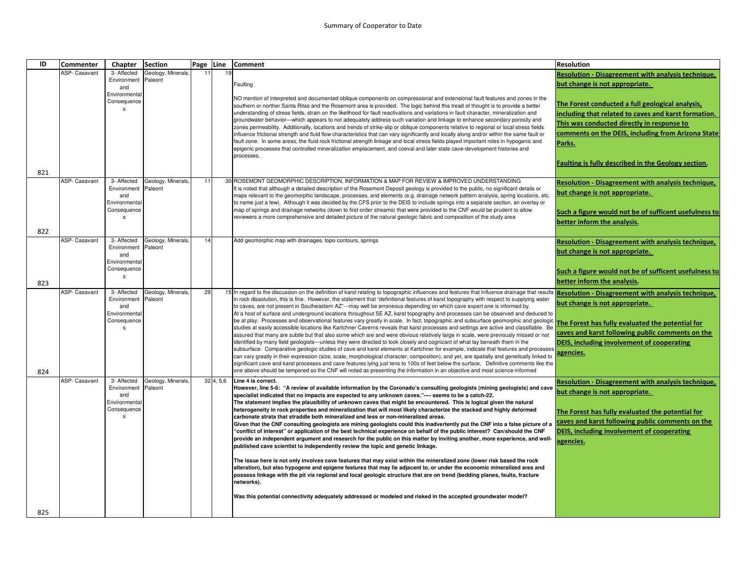Summary of Cooperator to Date

| ID | Commenter | Chapter | Section | Page | Line | Comment | Resolution |
|---|---|---|---|---|---|---|---|
| 821 | ASP- Casavant | 3- Affected Environment and Environmental Consequences | Geology, Minerals, Paleont | 11 | 19 | Faulting<br><br>NO mention of interpreted and documented oblique components on compressional and extensional fault features and zones in the southern or norther Santa Ritas and the Rosemont area is provided. The logic behind this tread of thought is to provide a better understanding of stress fields, strain on the likelihood for fault reactivations and variations in fault character, mineralization and groundwater behavior—which appears to not adequately address such variation and linkage to enhance secondary porosity and zones permeability. Additionally, locations and trends of strike-slip or oblique components relative to regional or local stress fields influence frictional strength and fluid flow characteristics that can vary significantly and locally along and/or within the same fault or fault zone. In some areas, the fluid-rock frictional strength linkage and local stress fields played important roles in hypogenic and epigenic processes that controlled mineralization emplacement, and coeval and later state cave-development histories and processes. | **Resolution - Disagreement with analysis technique, but change is not appropriate.**<br><br>**The Forest conducted a full geological analysis, including that related to caves and karst formation. This was conducted directly in response to comments on the DEIS, including from Arizona State Parks.**<br><br>**Faulting is fully described in the Geology section.** |
| 822 | ASP- Casavant | 3- Affected Environment and Environmental Consequences | Geology, Minerals, Paleont | 11 | 30 | ROSEMONT GEOMORPHIC DESCRIPTION, INFORMATION & MAP FOR REVIEW & IMPROVED UNDERSTANDING<br>It is noted that although a detailed description of the Rosemont Deposit geology is provided to the public, no significant details or maps relevant to the geomorphic landscape, processes, and elements (e.g. drainage network pattern analysis, spring locations, etc. to name just a few). Although it was decided by the CFS prior to the DEIS to include springs into a separate section, an overlay or map of springs and drainage networks (down to first-order streams) that were provided to the CNF would be prudent to allow reviewers a more comprehensive and detailed picture of the natural geologic fabric and composition of the study area | **Resolution - Disagreement with analysis technique, but change is not appropriate.**<br><br>**Such a figure would not be of sufficent usefulness to better inform the analysis.** |
| 823 | ASP- Casavant | 3- Affected Environment and Environmental Consequences | Geology, Minerals, Paleont | 14 | | Add geomorphic map with drainages, topo contours, springs | **Resolution - Disagreement with analysis technique, but change is not appropriate.**<br><br>**Such a figure would not be of sufficent usefulness to better inform the analysis.** |
| 824 | ASP- Casavant | 3- Affected Environment and Environmental Consequences | Geology, Minerals, Paleont | 29 | 15 | In regard to the discussion on the definition of karst relating to topographic influences and features that influence drainage that results in rock dissolution, this is fine. However, the statement that "definitional features of karst topography with respect to supplying water to caves, are not present in Southeastern AZ"---may well be erroneous depending on which cave expert one is informed by.<br>At a host of surface and underground locations throughout SE AZ, karst topography and processes can be observed and deduced to be at play. Processes and observational features vary greatly in scale. In fact, topographic and subsurface geomorphic and geologic studies at easily accessible locations like Kartchner Caverns reveals that karst processes and settings are active and classifiable. Be assured that many are subtle but that also some which are and were obvious relatively large in scale, were previously missed or not identified by many field geologists—unless they were directed to look closely and cognizant of what lay beneath them in the subsurface. Comparative geologic studies of cave and karst elements at Kartchner for example, indicate that features and processes can vary greatly in their expression (size, scale, morphological character, composition), and yet, are spatially and genetically linked to significant cave and karst processes and cave features lying just tens to 100s of feet below the surface. Definitive comments like the one above should be tempered so the CNF will noted as presenting the information in an objective and most science-informed | **Resolution - Disagreement with analysis technique, but change is not appropriate.**<br><br>**The Forest has fully evaluated the potential for caves and karst following public comments on the DEIS, including involvement of cooperating agencies.** |
| 825 | ASP- Casavant | 3- Affected Environment and Environmental Consequences | Geology, Minerals, Paleont | 32 | 4, 5,6 | **Line 4 is correct.**<br>**However, line 5-6: "A review of available information by the Coronado's consulting geologists (mining geologists) and cave specialist indicated that no impacts are expected to any unknown caves."---- seems to be a catch-22.**<br>**The statement implies the plausibility of unknown caves that might be encountered. This is logical given the natural heterogeneity in rock properties and mineralization that will most likely characterize the stacked and highly deformed carbonate strata that straddle both mineralized and less or non-mineralized areas.**<br>**Given that the CNF consulting geologists are mining geologists could this inadvertently put the CNF into a false picture of a "conflict of interest" or application of the best technical experience on behalf of the public interest? Can/should the CNF provide an independent argument and research for the public on this matter by inviting another, more experience, and well-published cave scientist to independently review the topic and genetic linkage.**<br><br>**The issue here is not only involves cave features that may exist within the mineralized zone (lower risk based the rock alteration), but also hypogene and epigene features that may lie adjacent to, or under the economic mineralized area and possess linkage with the pit via regional and local geologic structure that are on trend (bedding planes, faults, fracture networks).**<br><br>**Was this potential connectivity adequately addressed or modeled and risked in the accepted groundwater model?** | **Resolution - Disagreement with analysis technique, but change is not appropriate.**<br><br>**The Forest has fully evaluated the potential for caves and karst following public comments on the DEIS, including involvement of cooperating agencies.** |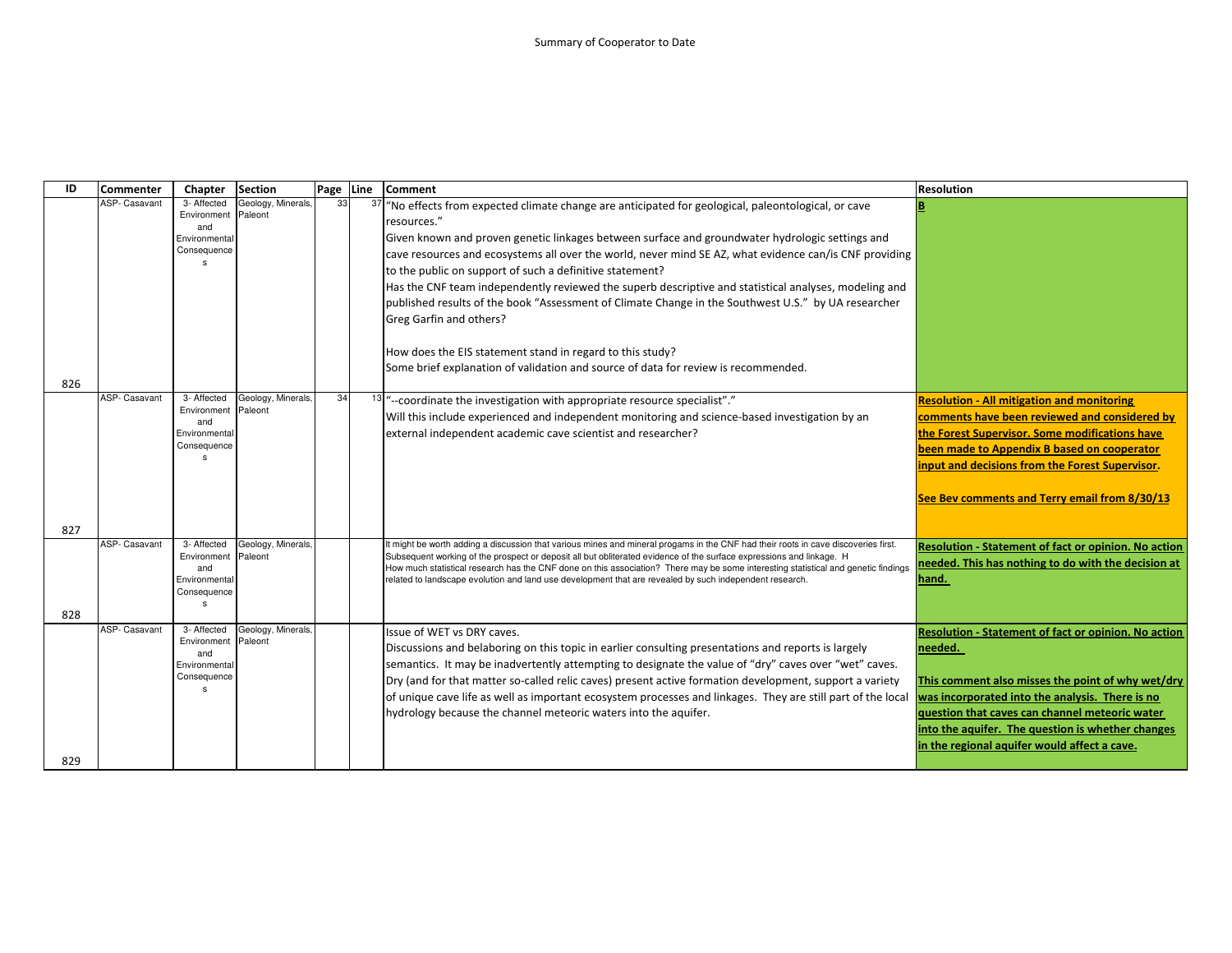Summary of Cooperator to Date

| ID | Commenter | Chapter | Section | Page | Line | Comment | Resolution |
|---|---|---|---|---|---|---|---|
| 826 | ASP- Casavant | 3- Affected Environment and Environmental Consequences | Geology, Minerals, Paleont | 33 | 37 | "No effects from expected climate change are anticipated for geological, paleontological, or cave resources."<br>Given known and proven genetic linkages between surface and groundwater hydrologic settings and cave resources and ecosystems all over the world, never mind SE AZ, what evidence can/is CNF providing to the public on support of such a definitive statement?<br>Has the CNF team independently reviewed the superb descriptive and statistical analyses, modeling and published results of the book "Assessment of Climate Change in the Southwest U.S." by UA researcher Greg Garfin and others?<br><br>How does the EIS statement stand in regard to this study?<br>Some brief explanation of validation and source of data for review is recommended. | **B** |
| 827 | ASP- Casavant | 3- Affected Environment and Environmental Consequences | Geology, Minerals, Paleont | 34 | 13 | "--coordinate the investigation with appropriate resource specialist"."<br>Will this include experienced and independent monitoring and science-based investigation by an external independent academic cave scientist and researcher? | **Resolution - All mitigation and monitoring comments have been reviewed and considered by the Forest Supervisor. Some modifications have been made to Appendix B based on cooperator input and decisions from the Forest Supervisor.**<br><br>**See Bev comments and Terry email from 8/30/13** |
| 828 | ASP- Casavant | 3- Affected Environment and Environmental Consequences | Geology, Minerals, Paleont | | | It might be worth adding a discussion that various mines and mineral progams in the CNF had their roots in cave discoveries first. Subsequent working of the prospect or deposit all but obliterated evidence of the surface expressions and linkage. H<br>How much statistical research has the CNF done on this association? There may be some interesting statistical and genetic findings related to landscape evolution and land use development that are revealed by such independent research. | **Resolution - Statement of fact or opinion. No action needed. This has nothing to do with the decision at hand.** |
| 829 | ASP- Casavant | 3- Affected Environment and Environmental Consequences | Geology, Minerals, Paleont | | | Issue of WET vs DRY caves.<br>Discussions and belaboring on this topic in earlier consulting presentations and reports is largely semantics. It may be inadvertently attempting to designate the value of "dry" caves over "wet" caves. Dry (and for that matter so-called relic caves) present active formation development, support a variety of unique cave life as well as important ecosystem processes and linkages. They are still part of the local hydrology because the channel meteoric waters into the aquifer. | **Resolution - Statement of fact or opinion. No action needed.**<br><br>**This comment also misses the point of why wet/dry was incorporated into the analysis. There is no question that caves can channel meteoric water into the aquifer. The question is whether changes in the regional aquifer would affect a cave.** |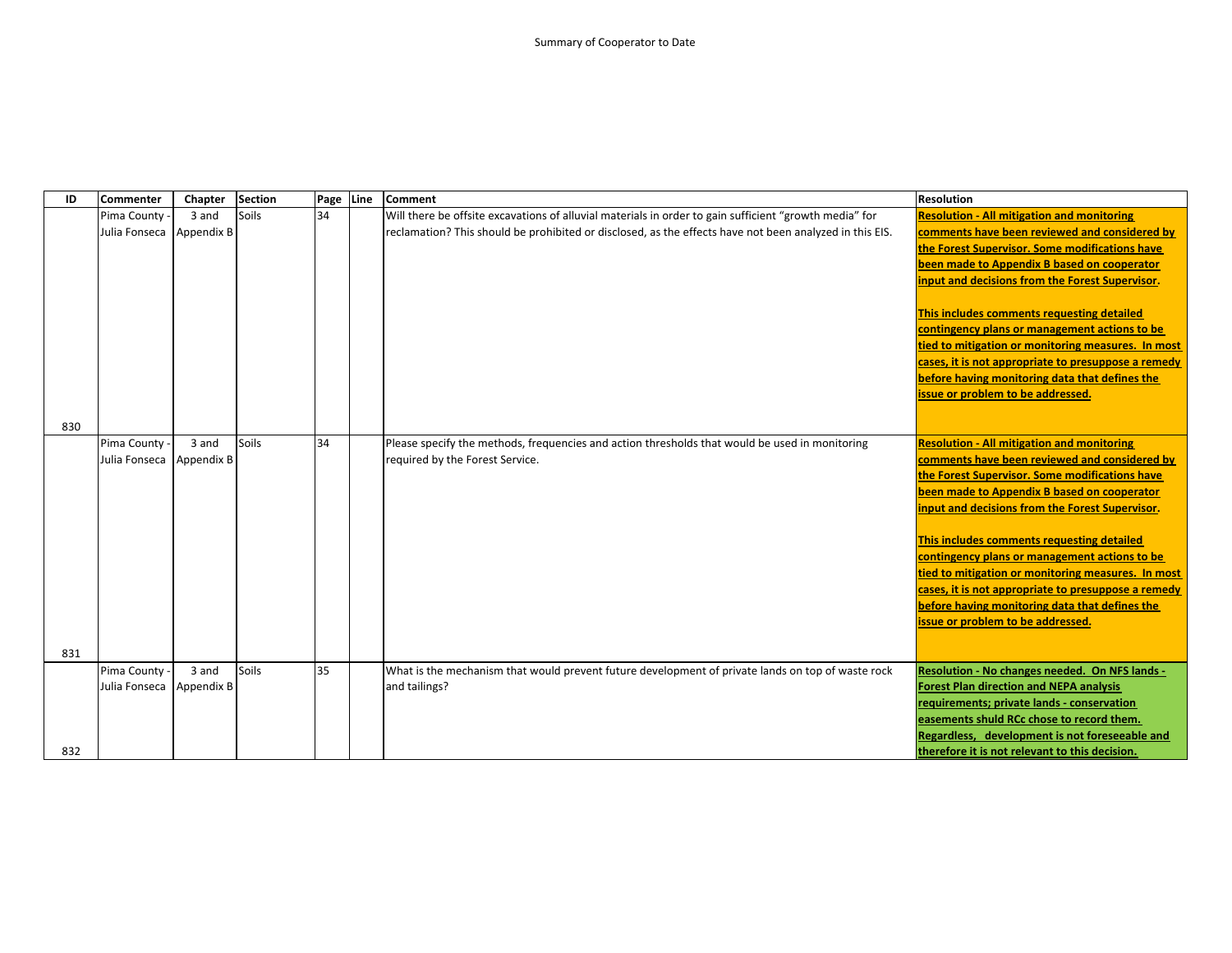Summary of Cooperator to Date

| ID | Commenter | Chapter | Section | Page | Line | Comment | Resolution |
|---|---|---|---|---|---|---|---|
| 830 | Pima County - Julia Fonseca | 3 and Appendix B | Soils | 34 | | Will there be offsite excavations of alluvial materials in order to gain sufficient "growth media" for reclamation? This should be prohibited or disclosed, as the effects have not been analyzed in this EIS. | **Resolution - All mitigation and monitoring comments have been reviewed and considered by the Forest Supervisor. Some modifications have been made to Appendix B based on cooperator input and decisions from the Forest Supervisor.** **This includes comments requesting detailed contingency plans or management actions to be tied to mitigation or monitoring measures. In most cases, it is not appropriate to presuppose a remedy before having monitoring data that defines the issue or problem to be addressed.** |
| 831 | Pima County - Julia Fonseca | 3 and Appendix B | Soils | 34 | | Please specify the methods, frequencies and action thresholds that would be used in monitoring required by the Forest Service. | **Resolution - All mitigation and monitoring comments have been reviewed and considered by the Forest Supervisor. Some modifications have been made to Appendix B based on cooperator input and decisions from the Forest Supervisor.** **This includes comments requesting detailed contingency plans or management actions to be tied to mitigation or monitoring measures. In most cases, it is not appropriate to presuppose a remedy before having monitoring data that defines the issue or problem to be addressed.** |
| 832 | Pima County - Julia Fonseca | 3 and Appendix B | Soils | 35 | | What is the mechanism that would prevent future development of private lands on top of waste rock and tailings? | **Resolution - No changes needed. On NFS lands - Forest Plan direction and NEPA analysis requirements; private lands - conservation easements shuld RCc chose to record them. Regardless, development is not foreseeable and therefore it is not relevant to this decision.** |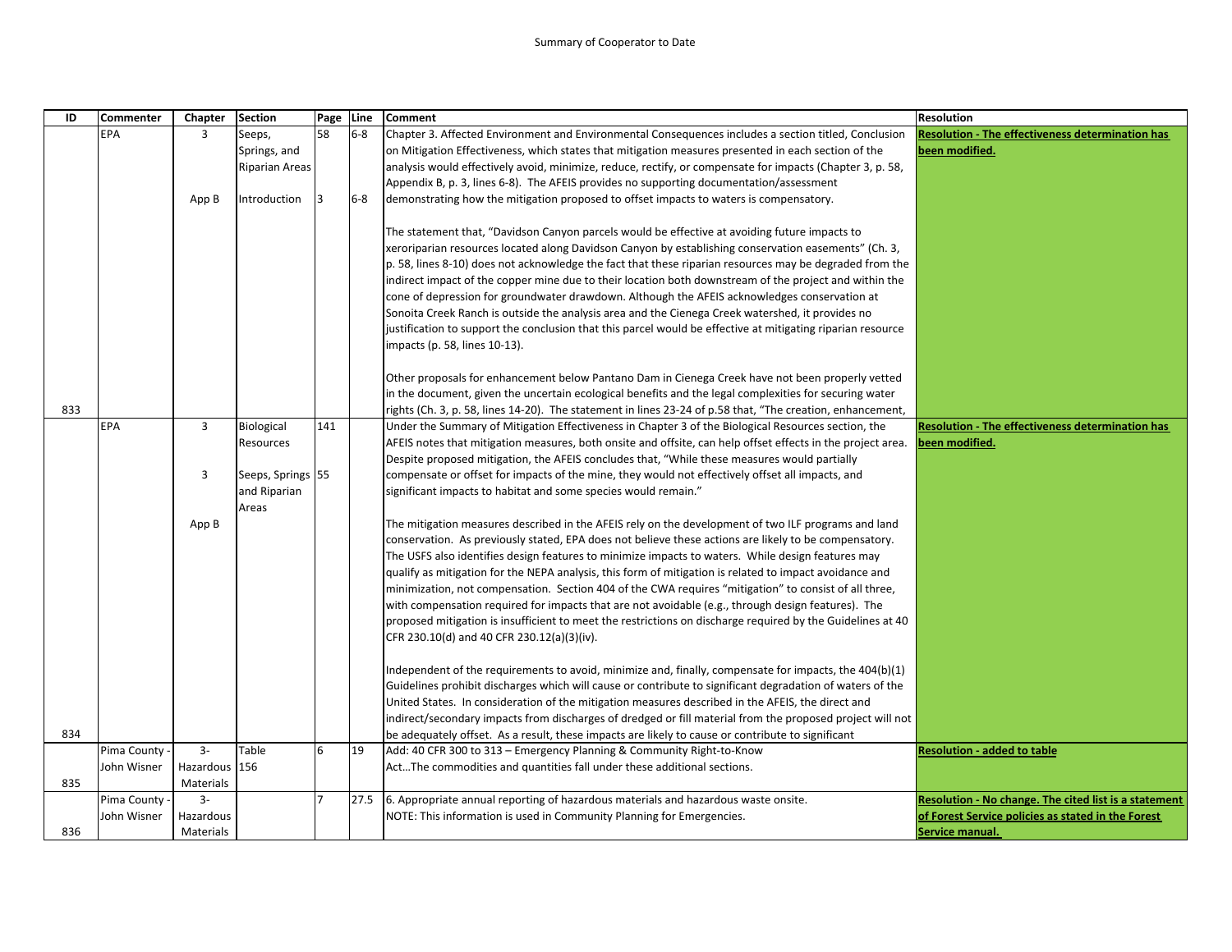Summary of Cooperator to Date

| ID | Commenter | Chapter | Section | Page | Line | Comment | Resolution |
|---|---|---|---|---|---|---|---|
| 833 | EPA | 3<br><br>App B | Seeps, Springs, and Riparian Areas<br><br>Introduction | 58<br><br>3 | 6-8<br><br>6-8 | Chapter 3. Affected Environment and Environmental Consequences includes a section titled, Conclusion on Mitigation Effectiveness, which states that mitigation measures presented in each section of the analysis would effectively avoid, minimize, reduce, rectify, or compensate for impacts (Chapter 3, p. 58, Appendix B, p. 3, lines 6-8). The AFEIS provides no supporting documentation/assessment demonstrating how the mitigation proposed to offset impacts to waters is compensatory.<br><br>The statement that, "Davidson Canyon parcels would be effective at avoiding future impacts to xeroriparian resources located along Davidson Canyon by establishing conservation easements" (Ch. 3, p. 58, lines 8-10) does not acknowledge the fact that these riparian resources may be degraded from the indirect impact of the copper mine due to their location both downstream of the project and within the cone of depression for groundwater drawdown. Although the AFEIS acknowledges conservation at Sonoita Creek Ranch is outside the analysis area and the Cienega Creek watershed, it provides no justification to support the conclusion that this parcel would be effective at mitigating riparian resource impacts (p. 58, lines 10-13).<br><br>Other proposals for enhancement below Pantano Dam in Cienega Creek have not been properly vetted in the document, given the uncertain ecological benefits and the legal complexities for securing water rights (Ch. 3, p. 58, lines 14-20). The statement in lines 23-24 of p.58 that, "The creation, enhancement, | **Resolution - The effectiveness determination has been modified.** |
| 834 | EPA | 3<br><br>3<br><br>App B | Biological Resources<br><br>Seeps, Springs and Riparian Areas | 141<br><br>55 | | Under the Summary of Mitigation Effectiveness in Chapter 3 of the Biological Resources section, the AFEIS notes that mitigation measures, both onsite and offsite, can help offset effects in the project area. Despite proposed mitigation, the AFEIS concludes that, "While these measures would partially compensate or offset for impacts of the mine, they would not effectively offset all impacts, and significant impacts to habitat and some species would remain."<br><br>The mitigation measures described in the AFEIS rely on the development of two ILF programs and land conservation. As previously stated, EPA does not believe these actions are likely to be compensatory. The USFS also identifies design features to minimize impacts to waters. While design features may qualify as mitigation for the NEPA analysis, this form of mitigation is related to impact avoidance and minimization, not compensation. Section 404 of the CWA requires "mitigation" to consist of all three, with compensation required for impacts that are not avoidable (e.g., through design features). The proposed mitigation is insufficient to meet the restrictions on discharge required by the Guidelines at 40 CFR 230.10(d) and 40 CFR 230.12(a)(3)(iv).<br><br>Independent of the requirements to avoid, minimize and, finally, compensate for impacts, the 404(b)(1) Guidelines prohibit discharges which will cause or contribute to significant degradation of waters of the United States. In consideration of the mitigation measures described in the AFEIS, the direct and indirect/secondary impacts from discharges of dredged or fill material from the proposed project will not be adequately offset. As a result, these impacts are likely to cause or contribute to significant | **Resolution - The effectiveness determination has been modified.** |
| 835 | Pima County - John Wisner | 3- Hazardous Materials | Table 156 | 6 | 19 | Add: 40 CFR 300 to 313 – Emergency Planning & Community Right-to-Know Act...The commodities and quantities fall under these additional sections. | **Resolution - added to table** |
| 836 | Pima County - John Wisner | 3- Hazardous Materials | | 7 | 27.5 | 6. Appropriate annual reporting of hazardous materials and hazardous waste onsite.<br>NOTE: This information is used in Community Planning for Emergencies. | **Resolution - No change. The cited list is a statement of Forest Service policies as stated in the Forest Service manual.** |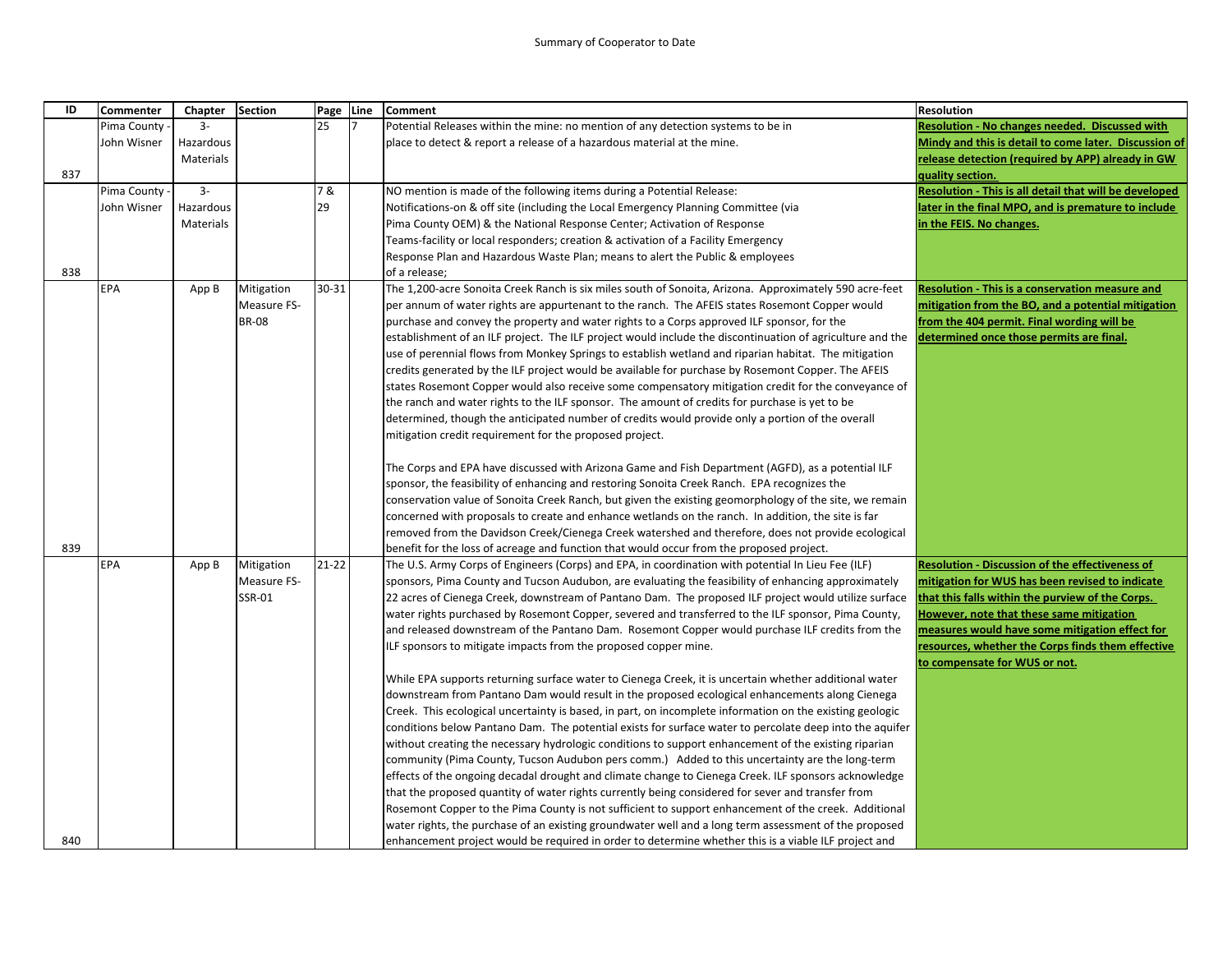Summary of Cooperator to Date

| ID | Commenter | Chapter | Section | Page | Line | Comment | Resolution |
|---|---|---|---|---|---|---|---|
| 837 | Pima County - John Wisner | 3- Hazardous Materials | | 25 | 7 | Potential Releases within the mine: no mention of any detection systems to be in place to detect & report a release of a hazardous material at the mine. | **Resolution - No changes needed. Discussed with Mindy and this is detail to come later. Discussion of release detection (required by APP) already in GW quality section.** |
| 838 | Pima County - John Wisner | 3- Hazardous Materials | | 7 & 29 | | NO mention is made of the following items during a Potential Release: Notifications-on & off site (including the Local Emergency Planning Committee (via Pima County OEM) & the National Response Center; Activation of Response Teams-facility or local responders; creation & activation of a Facility Emergency Response Plan and Hazardous Waste Plan; means to alert the Public & employees of a release; | **Resolution - This is all detail that will be developed later in the final MPO, and is premature to include in the FEIS. No changes.** |
| 839 | EPA | App B | Mitigation Measure FS-BR-08 | 30-31 | | The 1,200-acre Sonoita Creek Ranch is six miles south of Sonoita, Arizona. Approximately 590 acre-feet per annum of water rights are appurtenant to the ranch. The AFEIS states Rosemont Copper would purchase and convey the property and water rights to a Corps approved ILF sponsor, for the establishment of an ILF project. The ILF project would include the discontinuation of agriculture and the use of perennial flows from Monkey Springs to establish wetland and riparian habitat. The mitigation credits generated by the ILF project would be available for purchase by Rosemont Copper. The AFEIS states Rosemont Copper would also receive some compensatory mitigation credit for the conveyance of the ranch and water rights to the ILF sponsor. The amount of credits for purchase is yet to be determined, though the anticipated number of credits would provide only a portion of the overall mitigation credit requirement for the proposed project.<br><br>The Corps and EPA have discussed with Arizona Game and Fish Department (AGFD), as a potential ILF sponsor, the feasibility of enhancing and restoring Sonoita Creek Ranch. EPA recognizes the conservation value of Sonoita Creek Ranch, but given the existing geomorphology of the site, we remain concerned with proposals to create and enhance wetlands on the ranch. In addition, the site is far removed from the Davidson Creek/Cienega Creek watershed and therefore, does not provide ecological benefit for the loss of acreage and function that would occur from the proposed project. | **Resolution - This is a conservation measure and mitigation from the BO, and a potential mitigation from the 404 permit. Final wording will be determined once those permits are final.** |
| 840 | EPA | App B | Mitigation Measure FS-SSR-01 | 21-22 | | The U.S. Army Corps of Engineers (Corps) and EPA, in coordination with potential In Lieu Fee (ILF) sponsors, Pima County and Tucson Audubon, are evaluating the feasibility of enhancing approximately 22 acres of Cienega Creek, downstream of Pantano Dam. The proposed ILF project would utilize surface water rights purchased by Rosemont Copper, severed and transferred to the ILF sponsor, Pima County, and released downstream of the Pantano Dam. Rosemont Copper would purchase ILF credits from the ILF sponsors to mitigate impacts from the proposed copper mine.<br><br>While EPA supports returning surface water to Cienega Creek, it is uncertain whether additional water downstream from Pantano Dam would result in the proposed ecological enhancements along Cienega Creek. This ecological uncertainty is based, in part, on incomplete information on the existing geologic conditions below Pantano Dam. The potential exists for surface water to percolate deep into the aquifer without creating the necessary hydrologic conditions to support enhancement of the existing riparian community (Pima County, Tucson Audubon pers comm.) Added to this uncertainty are the long-term effects of the ongoing decadal drought and climate change to Cienega Creek. ILF sponsors acknowledge that the proposed quantity of water rights currently being considered for sever and transfer from Rosemont Copper to the Pima County is not sufficient to support enhancement of the creek. Additional water rights, the purchase of an existing groundwater well and a long term assessment of the proposed enhancement project would be required in order to determine whether this is a viable ILF project and | **Resolution - Discussion of the effectiveness of mitigation for WUS has been revised to indicate that this falls within the purview of the Corps. However, note that these same mitigation measures would have some mitigation effect for resources, whether the Corps finds them effective to compensate for WUS or not.** |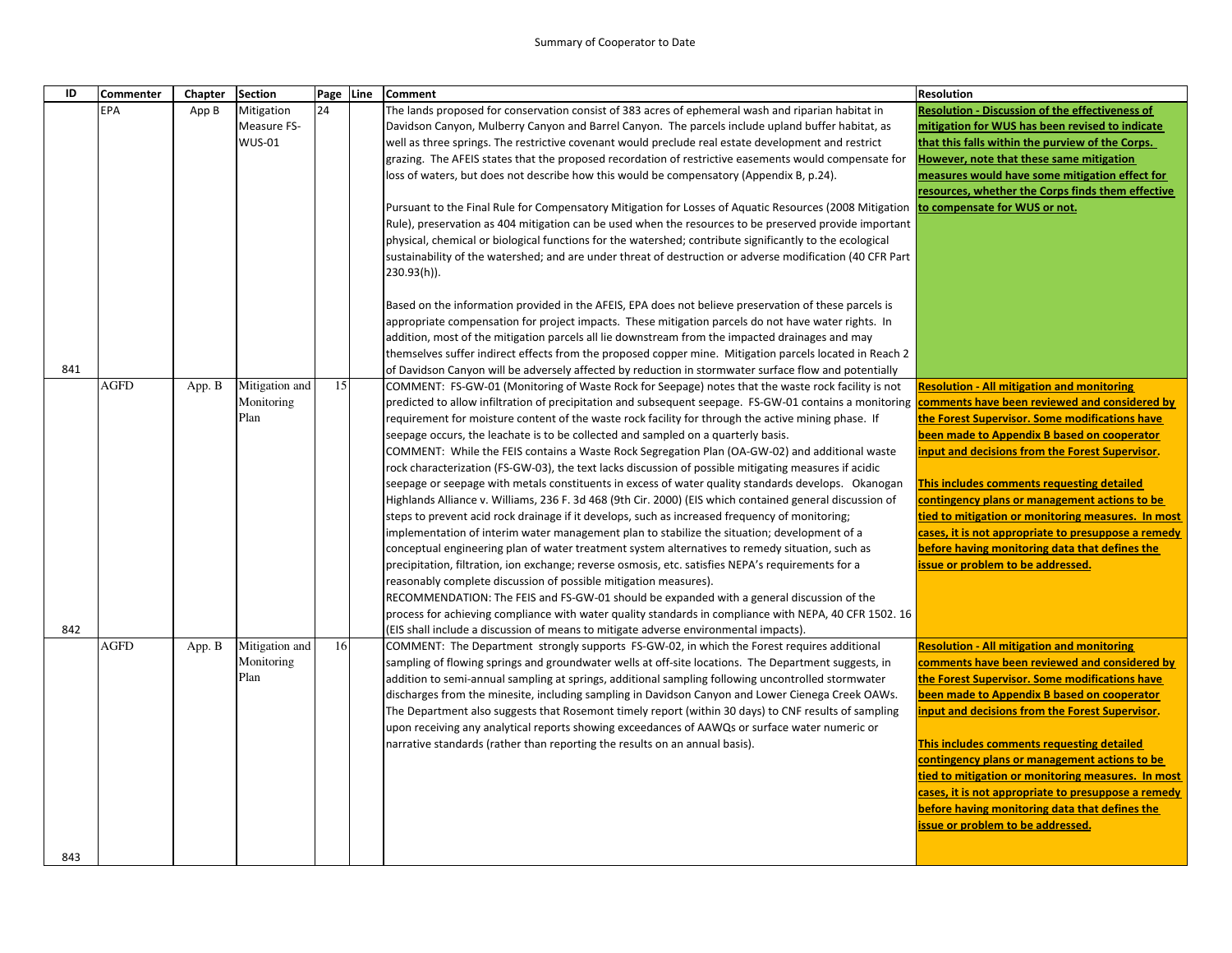Summary of Cooperator to Date

| ID | Commenter | Chapter | Section | Page | Line | Comment | Resolution |
|---|---|---|---|---|---|---|---|
| 841 | EPA | App B | Mitigation Measure FS-WUS-01 | 24 | | The lands proposed for conservation consist of 383 acres of ephemeral wash and riparian habitat in Davidson Canyon, Mulberry Canyon and Barrel Canyon. The parcels include upland buffer habitat, as well as three springs. The restrictive covenant would preclude real estate development and restrict grazing. The AFEIS states that the proposed recordation of restrictive easements would compensate for loss of waters, but does not describe how this would be compensatory (Appendix B, p.24).<br><br>Pursuant to the Final Rule for Compensatory Mitigation for Losses of Aquatic Resources (2008 Mitigation Rule), preservation as 404 mitigation can be used when the resources to be preserved provide important physical, chemical or biological functions for the watershed; contribute significantly to the ecological sustainability of the watershed; and are under threat of destruction or adverse modification (40 CFR Part 230.93(h)).<br><br>Based on the information provided in the AFEIS, EPA does not believe preservation of these parcels is appropriate compensation for project impacts. These mitigation parcels do not have water rights. In addition, most of the mitigation parcels all lie downstream from the impacted drainages and may themselves suffer indirect effects from the proposed copper mine. Mitigation parcels located in Reach 2 of Davidson Canyon will be adversely affected by reduction in stormwater surface flow and potentially | **Resolution - Discussion of the effectiveness of mitigation for WUS has been revised to indicate that this falls within the purview of the Corps. However, note that these same mitigation measures would have some mitigation effect for resources, whether the Corps finds them effective to compensate for WUS or not.** |
| 842 | AGFD | App. B | Mitigation and Monitoring Plan | 15 | | COMMENT: FS-GW-01 (Monitoring of Waste Rock for Seepage) notes that the waste rock facility is not predicted to allow infiltration of precipitation and subsequent seepage. FS-GW-01 contains a monitoring requirement for moisture content of the waste rock facility for through the active mining phase. If seepage occurs, the leachate is to be collected and sampled on a quarterly basis.<br>COMMENT: While the FEIS contains a Waste Rock Segregation Plan (OA-GW-02) and additional waste rock characterization (FS-GW-03), the text lacks discussion of possible mitigating measures if acidic seepage or seepage with metals constituents in excess of water quality standards develops. Okanogan Highlands Alliance v. Williams, 236 F. 3d 468 (9th Cir. 2000) (EIS which contained general discussion of steps to prevent acid rock drainage if it develops, such as increased frequency of monitoring; implementation of interim water management plan to stabilize the situation; development of a conceptual engineering plan of water treatment system alternatives to remedy situation, such as precipitation, filtration, ion exchange; reverse osmosis, etc. satisfies NEPA's requirements for a reasonably complete discussion of possible mitigation measures).<br>RECOMMENDATION: The FEIS and FS-GW-01 should be expanded with a general discussion of the process for achieving compliance with water quality standards in compliance with NEPA, 40 CFR 1502. 16 (EIS shall include a discussion of means to mitigate adverse environmental impacts). | **Resolution - All mitigation and monitoring comments have been reviewed and considered by the Forest Supervisor. Some modifications have been made to Appendix B based on cooperator input and decisions from the Forest Supervisor.**<br><br>**This includes comments requesting detailed contingency plans or management actions to be tied to mitigation or monitoring measures. In most cases, it is not appropriate to presuppose a remedy before having monitoring data that defines the issue or problem to be addressed.** |
| 843 | AGFD | App. B | Mitigation and Monitoring Plan | 16 | | COMMENT: The Department strongly supports FS-GW-02, in which the Forest requires additional sampling of flowing springs and groundwater wells at off-site locations. The Department suggests, in addition to semi-annual sampling at springs, additional sampling following uncontrolled stormwater discharges from the minesite, including sampling in Davidson Canyon and Lower Cienega Creek OAWs. The Department also suggests that Rosemont timely report (within 30 days) to CNF results of sampling upon receiving any analytical reports showing exceedances of AAWQs or surface water numeric or narrative standards (rather than reporting the results on an annual basis). | **Resolution - All mitigation and monitoring comments have been reviewed and considered by the Forest Supervisor. Some modifications have been made to Appendix B based on cooperator input and decisions from the Forest Supervisor.**<br><br>**This includes comments requesting detailed contingency plans or management actions to be tied to mitigation or monitoring measures. In most cases, it is not appropriate to presuppose a remedy before having monitoring data that defines the issue or problem to be addressed.** |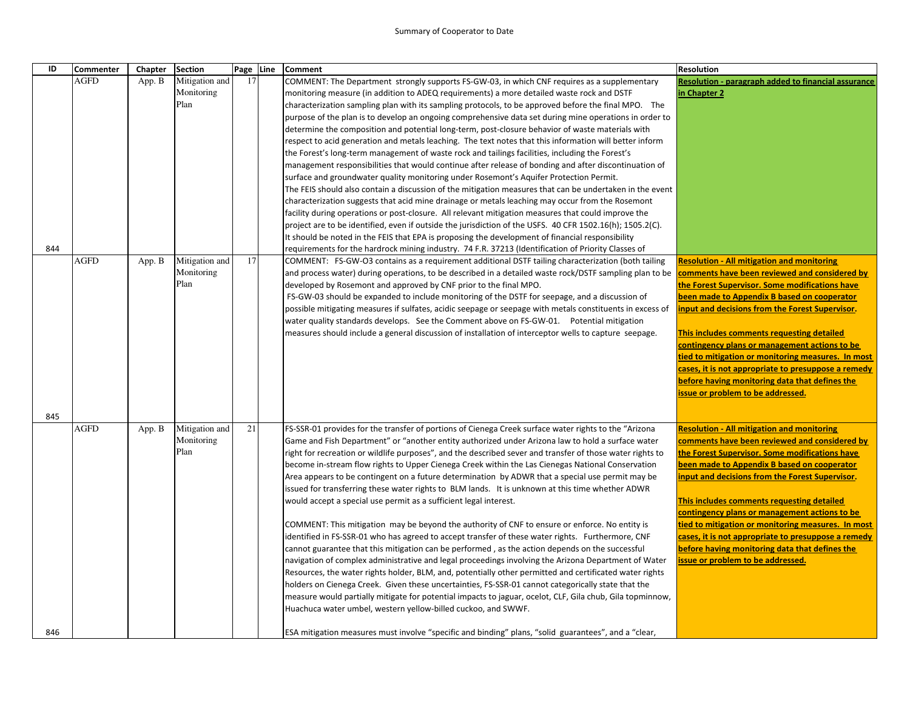Summary of Cooperator to Date

| ID | Commenter | Chapter | Section | Page | Line | Comment | Resolution |
|---|---|---|---|---|---|---|---|
| 844 | AGFD | App. B | Mitigation and Monitoring Plan | 17 | | COMMENT: The Department strongly supports FS-GW-03, in which CNF requires as a supplementary monitoring measure (in addition to ADEQ requirements) a more detailed waste rock and DSTF characterization sampling plan with its sampling protocols, to be approved before the final MPO. The purpose of the plan is to develop an ongoing comprehensive data set during mine operations in order to determine the composition and potential long-term, post-closure behavior of waste materials with respect to acid generation and metals leaching. The text notes that this information will better inform the Forest's long-term management of waste rock and tailings facilities, including the Forest's management responsibilities that would continue after release of bonding and after discontinuation of surface and groundwater quality monitoring under Rosemont's Aquifer Protection Permit. The FEIS should also contain a discussion of the mitigation measures that can be undertaken in the event characterization suggests that acid mine drainage or metals leaching may occur from the Rosemont facility during operations or post-closure. All relevant mitigation measures that could improve the project are to be identified, even if outside the jurisdiction of the USFS. 40 CFR 1502.16(h); 1505.2(C). It should be noted in the FEIS that EPA is proposing the development of financial responsibility requirements for the hardrock mining industry. 74 F.R. 37213 (Identification of Priority Classes of | **Resolution - paragraph added to financial assurance in Chapter 2** |
| 845 | AGFD | App. B | Mitigation and Monitoring Plan | 17 | | COMMENT: FS-GW-O3 contains as a requirement additional DSTF tailing characterization (both tailing and process water) during operations, to be described in a detailed waste rock/DSTF sampling plan to be developed by Rosemont and approved by CNF prior to the final MPO.<br>FS-GW-03 should be expanded to include monitoring of the DSTF for seepage, and a discussion of possible mitigating measures if sulfates, acidic seepage or seepage with metals constituents in excess of water quality standards develops. See the Comment above on FS-GW-01. Potential mitigation measures should include a general discussion of installation of interceptor wells to capture seepage. | **Resolution - All mitigation and monitoring comments have been reviewed and considered by the Forest Supervisor. Some modifications have been made to Appendix B based on cooperator input and decisions from the Forest Supervisor.**<br><br>**This includes comments requesting detailed contingency plans or management actions to be tied to mitigation or monitoring measures. In most cases, it is not appropriate to presuppose a remedy before having monitoring data that defines the issue or problem to be addressed.** |
| 846 | AGFD | App. B | Mitigation and Monitoring Plan | 21 | | FS-SSR-01 provides for the transfer of portions of Cienega Creek surface water rights to the "Arizona Game and Fish Department" or "another entity authorized under Arizona law to hold a surface water right for recreation or wildlife purposes", and the described sever and transfer of those water rights to become in-stream flow rights to Upper Cienega Creek within the Las Cienegas National Conservation Area appears to be contingent on a future determination by ADWR that a special use permit may be issued for transferring these water rights to BLM lands. It is unknown at this time whether ADWR would accept a special use permit as a sufficient legal interest.<br><br>COMMENT: This mitigation may be beyond the authority of CNF to ensure or enforce. No entity is identified in FS-SSR-01 who has agreed to accept transfer of these water rights. Furthermore, CNF cannot guarantee that this mitigation can be performed , as the action depends on the successful navigation of complex administrative and legal proceedings involving the Arizona Department of Water Resources, the water rights holder, BLM, and, potentially other permitted and certificated water rights holders on Cienega Creek. Given these uncertainties, FS-SSR-01 cannot categorically state that the measure would partially mitigate for potential impacts to jaguar, ocelot, CLF, Gila chub, Gila topminnow, Huachuca water umbel, western yellow-billed cuckoo, and SWWF.<br><br>ESA mitigation measures must involve "specific and binding" plans, "solid guarantees", and a "clear, | **Resolution - All mitigation and monitoring comments have been reviewed and considered by the Forest Supervisor. Some modifications have been made to Appendix B based on cooperator input and decisions from the Forest Supervisor.**<br><br>**This includes comments requesting detailed contingency plans or management actions to be tied to mitigation or monitoring measures. In most cases, it is not appropriate to presuppose a remedy before having monitoring data that defines the issue or problem to be addressed.** |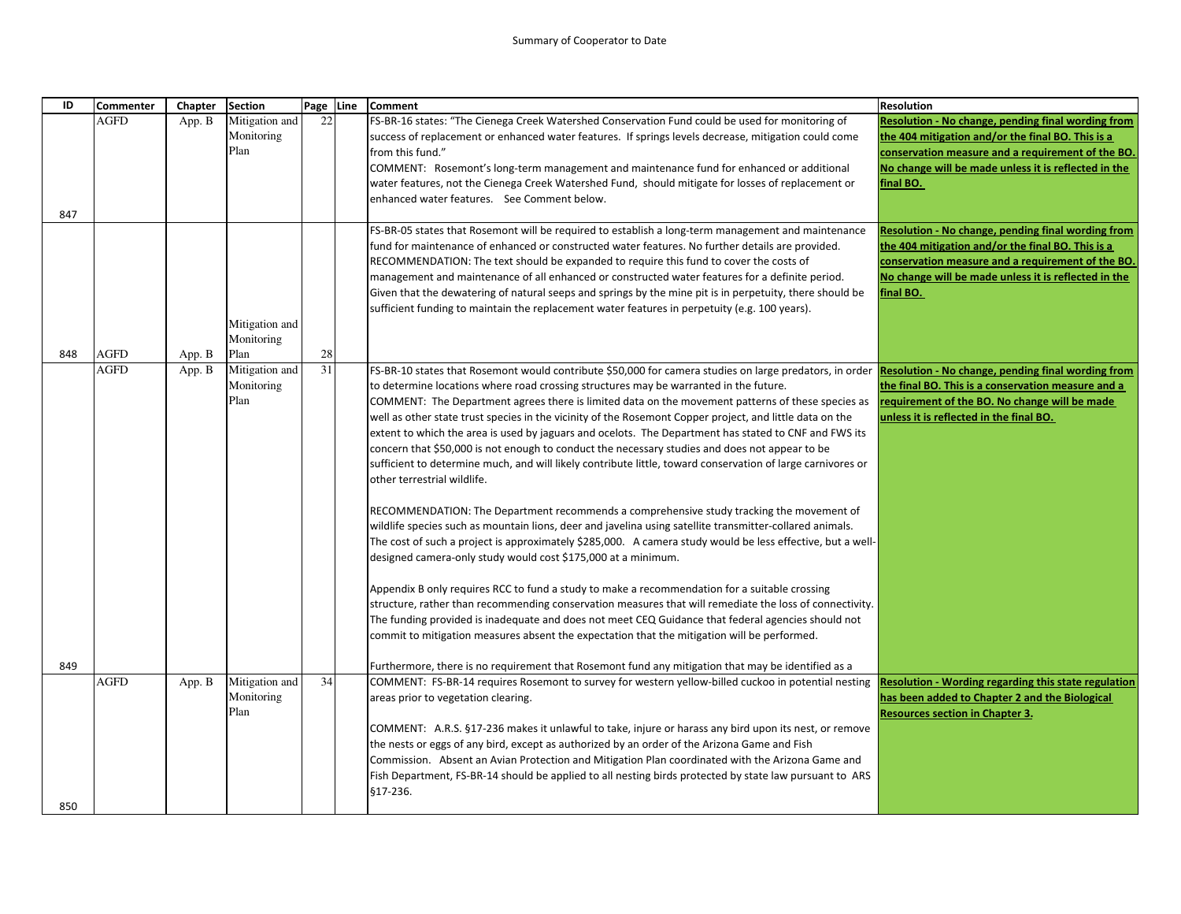Summary of Cooperator to Date

| ID | Commenter | Chapter | Section | Page | Line | Comment | Resolution |
|---|---|---|---|---|---|---|---|
| 847 | AGFD | App. B | Mitigation and Monitoring Plan | 22 | | FS-BR-16 states: "The Cienega Creek Watershed Conservation Fund could be used for monitoring of success of replacement or enhanced water features. If springs levels decrease, mitigation could come from this fund."<br>COMMENT: Rosemont's long-term management and maintenance fund for enhanced or additional water features, not the Cienega Creek Watershed Fund, should mitigate for losses of replacement or enhanced water features. See Comment below. | **Resolution - No change, pending final wording from the 404 mitigation and/or the final BO. This is a conservation measure and a requirement of the BO. No change will be made unless it is reflected in the final BO.** |
| 848 | AGFD | App. B | Mitigation and Monitoring Plan | 28 | | FS-BR-05 states that Rosemont will be required to establish a long-term management and maintenance fund for maintenance of enhanced or constructed water features. No further details are provided.<br>RECOMMENDATION: The text should be expanded to require this fund to cover the costs of management and maintenance of all enhanced or constructed water features for a definite period. Given that the dewatering of natural seeps and springs by the mine pit is in perpetuity, there should be sufficient funding to maintain the replacement water features in perpetuity (e.g. 100 years). | **Resolution - No change, pending final wording from the 404 mitigation and/or the final BO. This is a conservation measure and a requirement of the BO. No change will be made unless it is reflected in the final BO.** |
| 849 | AGFD | App. B | Mitigation and Monitoring Plan | 31 | | FS-BR-10 states that Rosemont would contribute $50,000 for camera studies on large predators, in order to determine locations where road crossing structures may be warranted in the future.<br>COMMENT: The Department agrees there is limited data on the movement patterns of these species as well as other state trust species in the vicinity of the Rosemont Copper project, and little data on the extent to which the area is used by jaguars and ocelots. The Department has stated to CNF and FWS its concern that $50,000 is not enough to conduct the necessary studies and does not appear to be sufficient to determine much, and will likely contribute little, toward conservation of large carnivores or other terrestrial wildlife.<br><br>RECOMMENDATION: The Department recommends a comprehensive study tracking the movement of wildlife species such as mountain lions, deer and javelina using satellite transmitter-collared animals. The cost of such a project is approximately $285,000. A camera study would be less effective, but a well-designed camera-only study would cost $175,000 at a minimum.<br><br>Appendix B only requires RCC to fund a study to make a recommendation for a suitable crossing structure, rather than recommending conservation measures that will remediate the loss of connectivity. The funding provided is inadequate and does not meet CEQ Guidance that federal agencies should not commit to mitigation measures absent the expectation that the mitigation will be performed.<br><br>Furthermore, there is no requirement that Rosemont fund any mitigation that may be identified as a | **Resolution - No change, pending final wording from the final BO. This is a conservation measure and a requirement of the BO. No change will be made unless it is reflected in the final BO.** |
| 850 | AGFD | App. B | Mitigation and Monitoring Plan | 34 | | COMMENT: FS-BR-14 requires Rosemont to survey for western yellow-billed cuckoo in potential nesting areas prior to vegetation clearing.<br><br>COMMENT: A.R.S. §17-236 makes it unlawful to take, injure or harass any bird upon its nest, or remove the nests or eggs of any bird, except as authorized by an order of the Arizona Game and Fish Commission. Absent an Avian Protection and Mitigation Plan coordinated with the Arizona Game and Fish Department, FS-BR-14 should be applied to all nesting birds protected by state law pursuant to ARS §17-236. | **Resolution - Wording regarding this state regulation has been added to Chapter 2 and the Biological Resources section in Chapter 3.** |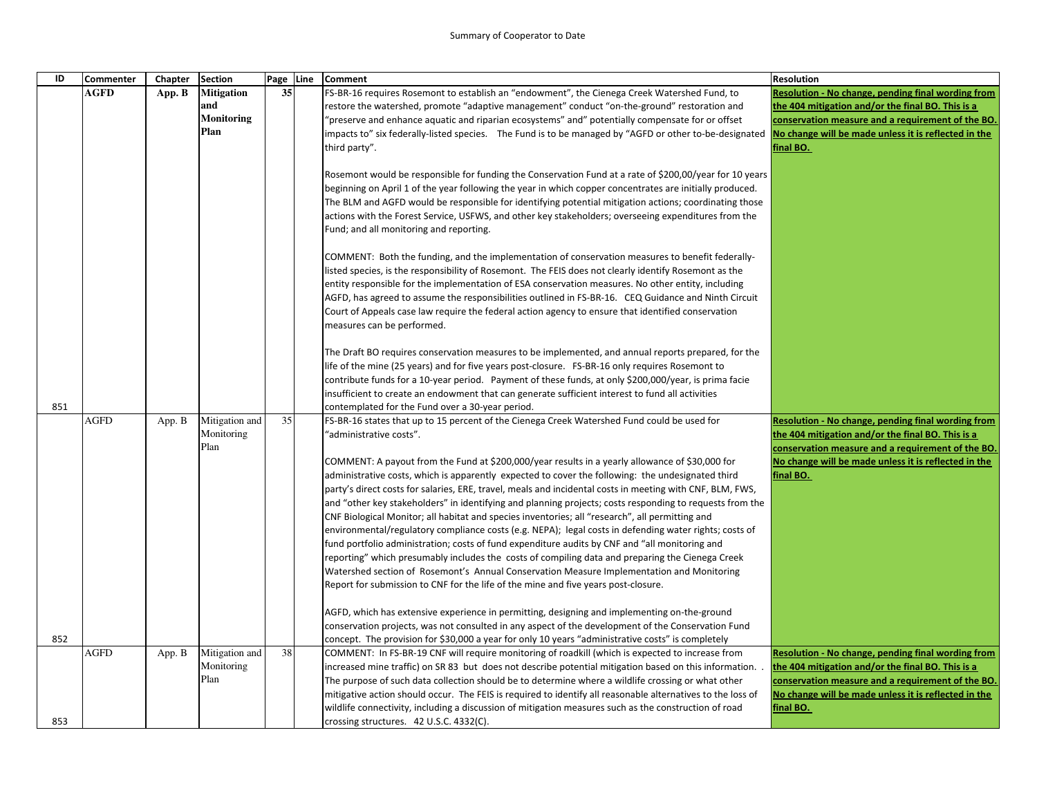| ID | Commenter | Chapter | Section | Page | Line | Comment | Resolution |
|---|---|---|---|---|---|---|---|
| 851 | **AGFD** | **App. B** | **Mitigation and Monitoring Plan** | **35** | | FS-BR-16 requires Rosemont to establish an "endowment", the Cienega Creek Watershed Fund, to restore the watershed, promote "adaptive management" conduct "on-the-ground" restoration and "preserve and enhance aquatic and riparian ecosystems" and" potentially compensate for or offset impacts to" six federally-listed species. The Fund is to be managed by "AGFD or other to-be-designated third party".<br><br>Rosemont would be responsible for funding the Conservation Fund at a rate of $200,00/year for 10 years beginning on April 1 of the year following the year in which copper concentrates are initially produced. The BLM and AGFD would be responsible for identifying potential mitigation actions; coordinating those actions with the Forest Service, USFWS, and other key stakeholders; overseeing expenditures from the Fund; and all monitoring and reporting.<br><br>COMMENT: Both the funding, and the implementation of conservation measures to benefit federally-listed species, is the responsibility of Rosemont. The FEIS does not clearly identify Rosemont as the entity responsible for the implementation of ESA conservation measures. No other entity, including AGFD, has agreed to assume the responsibilities outlined in FS-BR-16. CEQ Guidance and Ninth Circuit Court of Appeals case law require the federal action agency to ensure that identified conservation measures can be performed.<br><br>The Draft BO requires conservation measures to be implemented, and annual reports prepared, for the life of the mine (25 years) and for five years post-closure. FS-BR-16 only requires Rosemont to contribute funds for a 10-year period. Payment of these funds, at only $200,000/year, is prima facie insufficient to create an endowment that can generate sufficient interest to fund all activities contemplated for the Fund over a 30-year period. | **Resolution - No change, pending final wording from the 404 mitigation and/or the final BO. This is a conservation measure and a requirement of the BO. No change will be made unless it is reflected in the final BO.** |
| 852 | AGFD | App. B | Mitigation and Monitoring Plan | 35 | | FS-BR-16 states that up to 15 percent of the Cienega Creek Watershed Fund could be used for "administrative costs".<br><br>COMMENT: A payout from the Fund at $200,000/year results in a yearly allowance of $30,000 for administrative costs, which is apparently expected to cover the following: the undesignated third party's direct costs for salaries, ERE, travel, meals and incidental costs in meeting with CNF, BLM, FWS, and "other key stakeholders" in identifying and planning projects; costs responding to requests from the CNF Biological Monitor; all habitat and species inventories; all "research", all permitting and environmental/regulatory compliance costs (e.g. NEPA); legal costs in defending water rights; costs of fund portfolio administration; costs of fund expenditure audits by CNF and "all monitoring and reporting" which presumably includes the costs of compiling data and preparing the Cienega Creek Watershed section of Rosemont's Annual Conservation Measure Implementation and Monitoring Report for submission to CNF for the life of the mine and five years post-closure.<br><br>AGFD, which has extensive experience in permitting, designing and implementing on-the-ground conservation projects, was not consulted in any aspect of the development of the Conservation Fund concept. The provision for $30,000 a year for only 10 years "administrative costs" is completely | **Resolution - No change, pending final wording from the 404 mitigation and/or the final BO. This is a conservation measure and a requirement of the BO. No change will be made unless it is reflected in the final BO.** |
| 853 | AGFD | App. B | Mitigation and Monitoring Plan | 38 | | COMMENT: In FS-BR-19 CNF will require monitoring of roadkill (which is expected to increase from increased mine traffic) on SR 83 but does not describe potential mitigation based on this information. . The purpose of such data collection should be to determine where a wildlife crossing or what other mitigative action should occur. The FEIS is required to identify all reasonable alternatives to the loss of wildlife connectivity, including a discussion of mitigation measures such as the construction of road crossing structures. 42 U.S.C. 4332(C). | **Resolution - No change, pending final wording from the 404 mitigation and/or the final BO. This is a conservation measure and a requirement of the BO. No change will be made unless it is reflected in the final BO.** |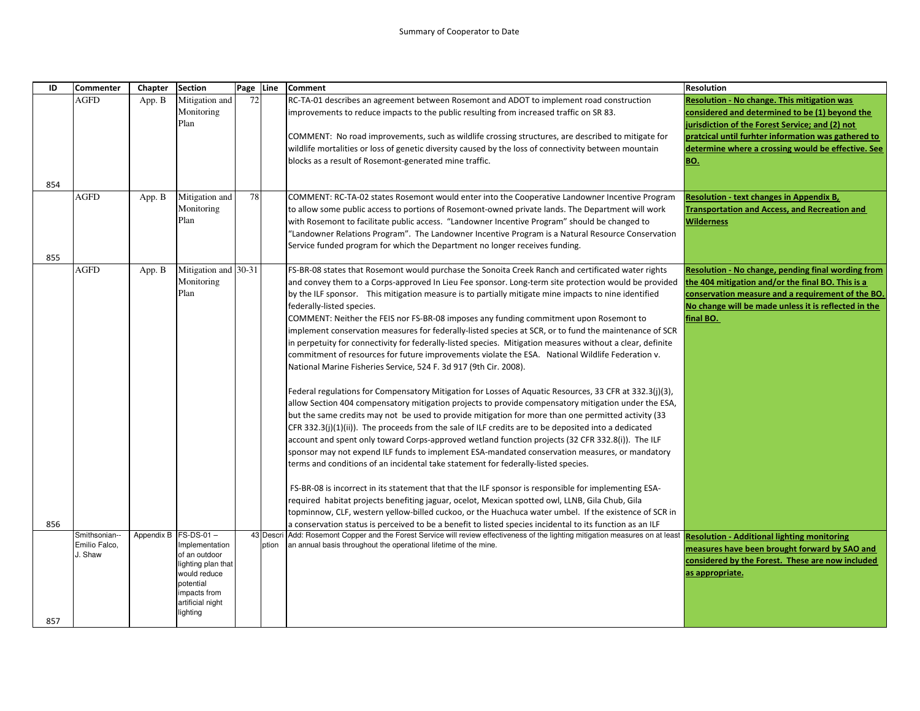Summary of Cooperator to Date

| ID | Commenter | Chapter | Section | Page | Line | Comment | Resolution |
|---|---|---|---|---|---|---|---|
| 854 | AGFD | App. B | Mitigation and Monitoring Plan | 72 | | RC-TA-01 describes an agreement between Rosemont and ADOT to implement road construction improvements to reduce impacts to the public resulting from increased traffic on SR 83.<br><br>COMMENT: No road improvements, such as wildlife crossing structures, are described to mitigate for wildlife mortalities or loss of genetic diversity caused by the loss of connectivity between mountain blocks as a result of Rosemont-generated mine traffic. | **Resolution - No change. This mitigation was considered and determined to be (1) beyond the jurisdiction of the Forest Service; and (2) not pratcical until furhter information was gathered to determine where a crossing would be effective. See BO.** |
| 855 | AGFD | App. B | Mitigation and Monitoring Plan | 78 | | COMMENT: RC-TA-02 states Rosemont would enter into the Cooperative Landowner Incentive Program to allow some public access to portions of Rosemont-owned private lands. The Department will work with Rosemont to facilitate public access. "Landowner Incentive Program" should be changed to "Landowner Relations Program". The Landowner Incentive Program is a Natural Resource Conservation Service funded program for which the Department no longer receives funding. | **Resolution - text changes in Appendix B, Transportation and Access, and Recreation and Wilderness** |
| 856 | AGFD | App. B | Mitigation and Monitoring Plan | 30-31 | | FS-BR-08 states that Rosemont would purchase the Sonoita Creek Ranch and certificated water rights and convey them to a Corps-approved In Lieu Fee sponsor. Long-term site protection would be provided by the ILF sponsor. This mitigation measure is to partially mitigate mine impacts to nine identified federally-listed species.<br>COMMENT: Neither the FEIS nor FS-BR-08 imposes any funding commitment upon Rosemont to implement conservation measures for federally-listed species at SCR, or to fund the maintenance of SCR in perpetuity for connectivity for federally-listed species. Mitigation measures without a clear, definite commitment of resources for future improvements violate the ESA. National Wildlife Federation v. National Marine Fisheries Service, 524 F. 3d 917 (9th Cir. 2008).<br><br>Federal regulations for Compensatory Mitigation for Losses of Aquatic Resources, 33 CFR at 332.3(j)(3), allow Section 404 compensatory mitigation projects to provide compensatory mitigation under the ESA, but the same credits may not be used to provide mitigation for more than one permitted activity (33 CFR 332.3(j)(1)(ii)). The proceeds from the sale of ILF credits are to be deposited into a dedicated account and spent only toward Corps-approved wetland function projects (32 CFR 332.8(i)). The ILF sponsor may not expend ILF funds to implement ESA-mandated conservation measures, or mandatory terms and conditions of an incidental take statement for federally-listed species.<br><br>FS-BR-08 is incorrect in its statement that that the ILF sponsor is responsible for implementing ESA-required habitat projects benefiting jaguar, ocelot, Mexican spotted owl, LLNB, Gila Chub, Gila topminnow, CLF, western yellow-billed cuckoo, or the Huachuca water umbel. If the existence of SCR in a conservation status is perceived to be a benefit to listed species incidental to its function as an ILF | **Resolution - No change, pending final wording from the 404 mitigation and/or the final BO. This is a conservation measure and a requirement of the BO. No change will be made unless it is reflected in the final BO.** |
| 857 | Smithsonian--Emilio Falco, J. Shaw | Appendix B | FS-DS-01 – Implementation of an outdoor lighting plan that would reduce potential impacts from artificial night lighting | 43 | Description | Add: Rosemont Copper and the Forest Service will review effectiveness of the lighting mitigation measures on at least an annual basis throughout the operational lifetime of the mine. | **Resolution - Additional lighting monitoring measures have been brought forward by SAO and considered by the Forest. These are now included as appropriate.** |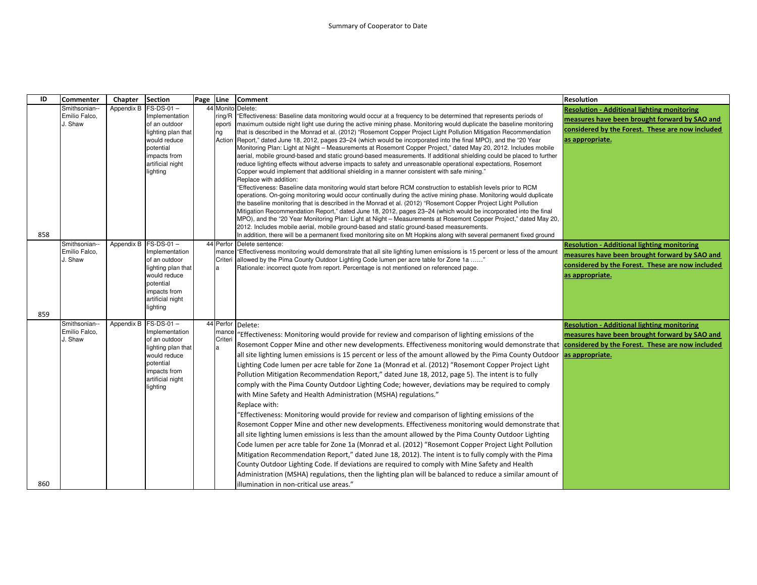Summary of Cooperator to Date

| ID | Commenter | Chapter | Section | Page | Line | Comment | Resolution |
|---|---|---|---|---|---|---|---|
| 858 | Smithsonian--Emilio Falco, J. Shaw | Appendix B | FS-DS-01 – Implementation of an outdoor lighting plan that would reduce potential impacts from artificial night lighting | 44 | Monitoring/Reporting Action | Delete:<br>"Effectiveness: Baseline data monitoring would occur at a frequency to be determined that represents periods of maximum outside night light use during the active mining phase. Monitoring would duplicate the baseline monitoring that is described in the Monrad et al. (2012) "Rosemont Copper Project Light Pollution Mitigation Recommendation Report," dated June 18, 2012, pages 23–24 (which would be incorporated into the final MPO), and the "20 Year Monitoring Plan: Light at Night – Measurements at Rosemont Copper Project," dated May 20, 2012. Includes mobile aerial, mobile ground-based and static ground-based measurements. If additional shielding could be placed to further reduce lighting effects without adverse impacts to safety and unreasonable operational expectations, Rosemont Copper would implement that additional shielding in a manner consistent with safe mining."<br>Replace with addition:<br>"Effectiveness: Baseline data monitoring would start before RCM construction to establish levels prior to RCM operations. On-going monitoring would occur continually during the active mining phase. Monitoring would duplicate the baseline monitoring that is described in the Monrad et al. (2012) "Rosemont Copper Project Light Pollution Mitigation Recommendation Report," dated June 18, 2012, pages 23–24 (which would be incorporated into the final MPO), and the "20 Year Monitoring Plan: Light at Night – Measurements at Rosemont Copper Project," dated May 20, 2012. Includes mobile aerial, mobile ground-based and static ground-based measurements.<br>In addition, there will be a permanent fixed monitoring site on Mt Hopkins along with several permanent fixed ground | **Resolution - Additional lighting monitoring measures have been brought forward by SAO and considered by the Forest. These are now included as appropriate.** |
| 859 | Smithsonian--Emilio Falco, J. Shaw | Appendix B | FS-DS-01 – Implementation of an outdoor lighting plan that would reduce potential impacts from artificial night lighting | 44 | Performance Criteria | Delete sentence:<br>"Effectiveness monitoring would demonstrate that all site lighting lumen emissions is 15 percent or less of the amount allowed by the Pima County Outdoor Lighting Code lumen per acre table for Zone 1a ……"<br>Rationale: incorrect quote from report. Percentage is not mentioned on referenced page. | **Resolution - Additional lighting monitoring measures have been brought forward by SAO and considered by the Forest. These are now included as appropriate.** |
| 860 | Smithsonian--Emilio Falco, J. Shaw | Appendix B | FS-DS-01 – Implementation of an outdoor lighting plan that would reduce potential impacts from artificial night lighting | 44 | Performance Criteria | Delete:<br>"Effectiveness: Monitoring would provide for review and comparison of lighting emissions of the Rosemont Copper Mine and other new developments. Effectiveness monitoring would demonstrate that all site lighting lumen emissions is 15 percent or less of the amount allowed by the Pima County Outdoor Lighting Code lumen per acre table for Zone 1a (Monrad et al. (2012) "Rosemont Copper Project Light Pollution Mitigation Recommendation Report," dated June 18, 2012, page 5). The intent is to fully comply with the Pima County Outdoor Lighting Code; however, deviations may be required to comply with Mine Safety and Health Administration (MSHA) regulations."<br>Replace with:<br>"Effectiveness: Monitoring would provide for review and comparison of lighting emissions of the Rosemont Copper Mine and other new developments. Effectiveness monitoring would demonstrate that all site lighting lumen emissions is less than the amount allowed by the Pima County Outdoor Lighting Code lumen per acre table for Zone 1a (Monrad et al. (2012) "Rosemont Copper Project Light Pollution Mitigation Recommendation Report," dated June 18, 2012). The intent is to fully comply with the Pima County Outdoor Lighting Code. If deviations are required to comply with Mine Safety and Health Administration (MSHA) regulations, then the lighting plan will be balanced to reduce a similar amount of illumination in non-critical use areas." | **Resolution - Additional lighting monitoring measures have been brought forward by SAO and considered by the Forest. These are now included as appropriate.** |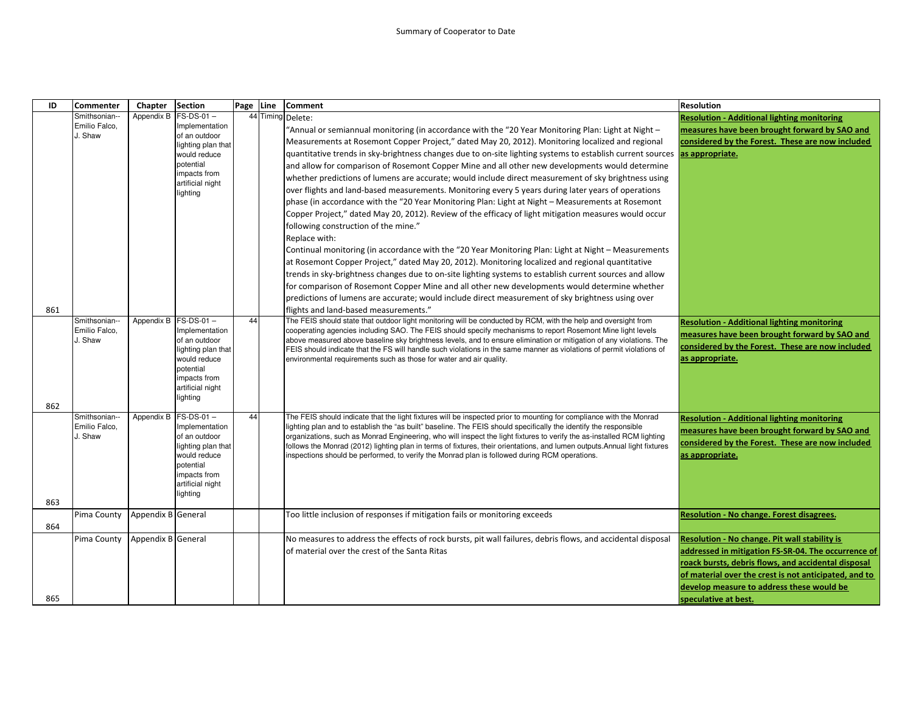Summary of Cooperator to Date

| ID | Commenter | Chapter | Section | Page | Line | Comment | Resolution |
|---|---|---|---|---|---|---|---|
| 861 | Smithsonian--Emilio Falco, J. Shaw | Appendix B | FS-DS-01 – Implementation of an outdoor lighting plan that would reduce potential impacts from artificial night lighting | 44 | Timing | Delete:<br>"Annual or semiannual monitoring (in accordance with the "20 Year Monitoring Plan: Light at Night – Measurements at Rosemont Copper Project," dated May 20, 2012). Monitoring localized and regional quantitative trends in sky-brightness changes due to on-site lighting systems to establish current sources and allow for comparison of Rosemont Copper Mine and all other new developments would determine whether predictions of lumens are accurate; would include direct measurement of sky brightness using over flights and land-based measurements. Monitoring every 5 years during later years of operations phase (in accordance with the "20 Year Monitoring Plan: Light at Night – Measurements at Rosemont Copper Project," dated May 20, 2012). Review of the efficacy of light mitigation measures would occur following construction of the mine."<br>Replace with:<br>Continual monitoring (in accordance with the "20 Year Monitoring Plan: Light at Night – Measurements at Rosemont Copper Project," dated May 20, 2012). Monitoring localized and regional quantitative trends in sky-brightness changes due to on-site lighting systems to establish current sources and allow for comparison of Rosemont Copper Mine and all other new developments would determine whether predictions of lumens are accurate; would include direct measurement of sky brightness using over flights and land-based measurements." | **Resolution - Additional lighting monitoring measures have been brought forward by SAO and considered by the Forest. These are now included as appropriate.** |
| 862 | Smithsonian--Emilio Falco, J. Shaw | Appendix B | FS-DS-01 – Implementation of an outdoor lighting plan that would reduce potential impacts from artificial night lighting | 44 | | The FEIS should state that outdoor light monitoring will be conducted by RCM, with the help and oversight from cooperating agencies including SAO. The FEIS should specify mechanisms to report Rosemont Mine light levels above measured above baseline sky brightness levels, and to ensure elimination or mitigation of any violations. The FEIS should indicate that the FS will handle such violations in the same manner as violations of permit violations of environmental requirements such as those for water and air quality. | **Resolution - Additional lighting monitoring measures have been brought forward by SAO and considered by the Forest. These are now included as appropriate.** |
| 863 | Smithsonian--Emilio Falco, J. Shaw | Appendix B | FS-DS-01 – Implementation of an outdoor lighting plan that would reduce potential impacts from artificial night lighting | 44 | | The FEIS should indicate that the light fixtures will be inspected prior to mounting for compliance with the Monrad lighting plan and to establish the "as built" baseline. The FEIS should specifically the identify the responsible organizations, such as Monrad Engineering, who will inspect the light fixtures to verify the as-installed RCM lighting follows the Monrad (2012) lighting plan in terms of fixtures, their orientations, and lumen outputs.Annual light fixtures inspections should be performed, to verify the Monrad plan is followed during RCM operations. | **Resolution - Additional lighting monitoring measures have been brought forward by SAO and considered by the Forest. These are now included as appropriate.** |
| 864 | Pima County | Appendix B | General | | | Too little inclusion of responses if mitigation fails or monitoring exceeds | **Resolution - No change. Forest disagrees.** |
| 865 | Pima County | Appendix B | General | | | No measures to address the effects of rock bursts, pit wall failures, debris flows, and accidental disposal of material over the crest of the Santa Ritas | **Resolution - No change. Pit wall stability is addressed in mitigation FS-SR-04. The occurrence of roack bursts, debris flows, and accidental disposal of material over the crest is not anticipated, and to develop measure to address these would be speculative at best.** |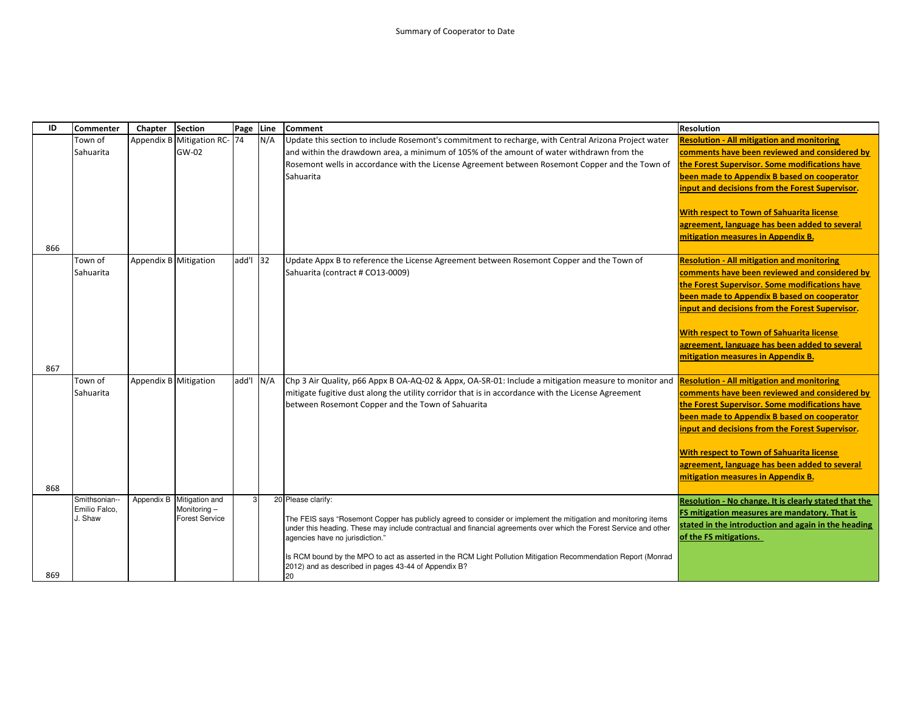Summary of Cooperator to Date

| ID | Commenter | Chapter | Section | Page | Line | Comment | Resolution |
|---|---|---|---|---|---|---|---|
| 866 | Town of Sahuarita | Appendix B | Mitigation RC-GW-02 | 74 | N/A | Update this section to include Rosemont's commitment to recharge, with Central Arizona Project water and within the drawdown area, a minimum of 105% of the amount of water withdrawn from the Rosemont wells in accordance with the License Agreement between Rosemont Copper and the Town of Sahuarita | **Resolution - All mitigation and monitoring comments have been reviewed and considered by the Forest Supervisor. Some modifications have been made to Appendix B based on cooperator input and decisions from the Forest Supervisor.** <br><br> **With respect to Town of Sahuarita license agreement, language has been added to several mitigation measures in Appendix B.** |
| 867 | Town of Sahuarita | Appendix B | Mitigation | add'l | 32 | Update Appx B to reference the License Agreement between Rosemont Copper and the Town of Sahuarita (contract # CO13-0009) | **Resolution - All mitigation and monitoring comments have been reviewed and considered by the Forest Supervisor. Some modifications have been made to Appendix B based on cooperator input and decisions from the Forest Supervisor.** <br><br> **With respect to Town of Sahuarita license agreement, language has been added to several mitigation measures in Appendix B.** |
| 868 | Town of Sahuarita | Appendix B | Mitigation | add'l | N/A | Chp 3 Air Quality, p66 Appx B OA-AQ-02 & Appx, OA-SR-01: Include a mitigation measure to monitor and mitigate fugitive dust along the utility corridor that is in accordance with the License Agreement between Rosemont Copper and the Town of Sahuarita | **Resolution - All mitigation and monitoring comments have been reviewed and considered by the Forest Supervisor. Some modifications have been made to Appendix B based on cooperator input and decisions from the Forest Supervisor.** <br><br> **With respect to Town of Sahuarita license agreement, language has been added to several mitigation measures in Appendix B.** |
| 869 | Smithsonian--Emilio Falco, J. Shaw | Appendix B | Mitigation and Monitoring – Forest Service | 3 | 20 | Please clarify: <br><br> The FEIS says "Rosemont Copper has publicly agreed to consider or implement the mitigation and monitoring items under this heading. These may include contractual and financial agreements over which the Forest Service and other agencies have no jurisdiction." <br><br> Is RCM bound by the MPO to act as asserted in the RCM Light Pollution Mitigation Recommendation Report (Monrad 2012) and as described in pages 43-44 of Appendix B? <br> 20 | **Resolution - No change. It is clearly stated that the FS mitigation measures are mandatory. That is stated in the introduction and again in the heading of the FS mitigations.** |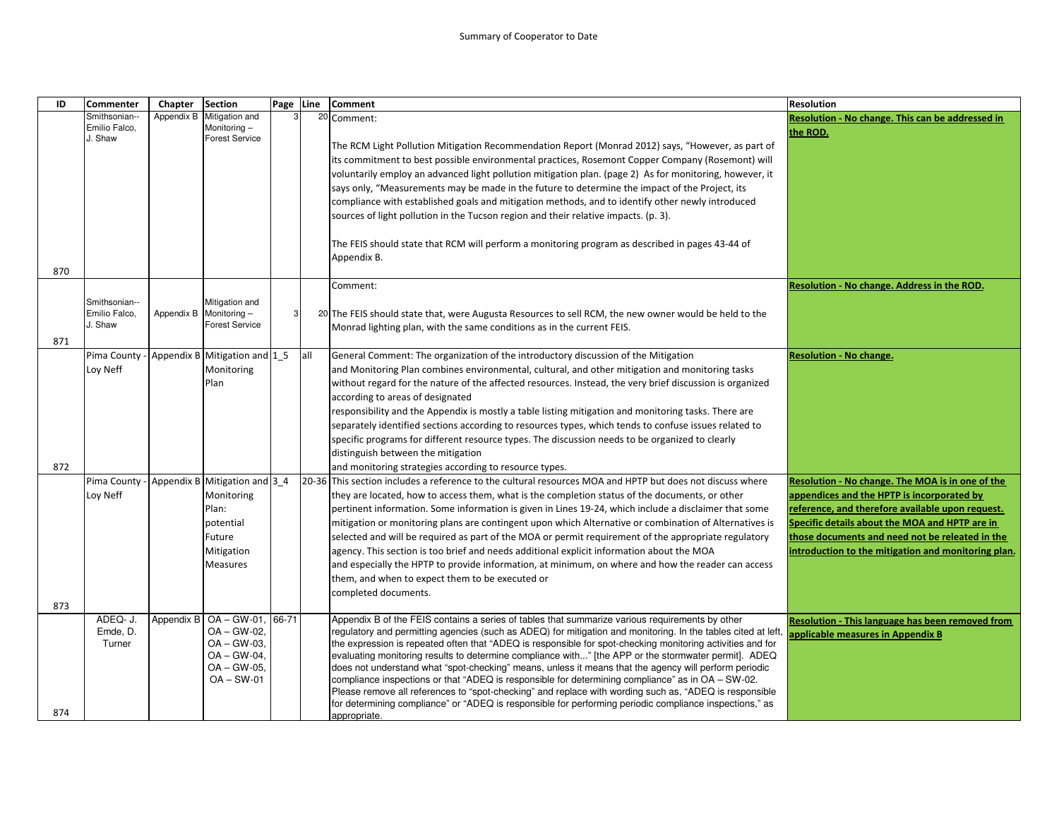Summary of Cooperator to Date

| ID | Commenter | Chapter | Section | Page | Line | Comment | Resolution |
|---|---|---|---|---|---|---|---|
| 870 | Smithsonian--Emilio Falco, J. Shaw | Appendix B | Mitigation and Monitoring – Forest Service | 3 | 20 | Comment:<br><br>The RCM Light Pollution Mitigation Recommendation Report (Monrad 2012) says, "However, as part of its commitment to best possible environmental practices, Rosemont Copper Company (Rosemont) will voluntarily employ an advanced light pollution mitigation plan. (page 2) As for monitoring, however, it says only, "Measurements may be made in the future to determine the impact of the Project, its compliance with established goals and mitigation methods, and to identify other newly introduced sources of light pollution in the Tucson region and their relative impacts. (p. 3).<br><br>The FEIS should state that RCM will perform a monitoring program as described in pages 43-44 of Appendix B. | **Resolution - No change. This can be addressed in the ROD.** |
| 871 | Smithsonian--Emilio Falco, J. Shaw | Appendix B | Mitigation and Monitoring – Forest Service | 3 | 20 | Comment:<br><br>The FEIS should state that, were Augusta Resources to sell RCM, the new owner would be held to the Monrad lighting plan, with the same conditions as in the current FEIS. | **Resolution - No change. Address in the ROD.** |
| 872 | Pima County - Loy Neff | Appendix B | Mitigation and Monitoring Plan | 1_5 | all | General Comment: The organization of the introductory discussion of the Mitigation and Monitoring Plan combines environmental, cultural, and other mitigation and monitoring tasks without regard for the nature of the affected resources. Instead, the very brief discussion is organized according to areas of designated responsibility and the Appendix is mostly a table listing mitigation and monitoring tasks. There are separately identified sections according to resources types, which tends to confuse issues related to specific programs for different resource types. The discussion needs to be organized to clearly distinguish between the mitigation and monitoring strategies according to resource types. | **Resolution - No change.** |
| 873 | Pima County - Loy Neff | Appendix B | Mitigation and Monitoring Plan: potential Future Mitigation Measures | 3_4 | 20-36 | This section includes a reference to the cultural resources MOA and HPTP but does not discuss where they are located, how to access them, what is the completion status of the documents, or other pertinent information. Some information is given in Lines 19-24, which include a disclaimer that some mitigation or monitoring plans are contingent upon which Alternative or combination of Alternatives is selected and will be required as part of the MOA or permit requirement of the appropriate regulatory agency. This section is too brief and needs additional explicit information about the MOA and especially the HPTP to provide information, at minimum, on where and how the reader can access them, and when to expect them to be executed or completed documents. | **Resolution - No change. The MOA is in one of the appendices and the HPTP is incorporated by reference, and therefore available upon request. Specific details about the MOA and HPTP are in those documents and need not be releated in the introduction to the mitigation and monitoring plan.** |
| 874 | ADEQ- J. Emde, D. Turner | Appendix B | OA – GW-01, OA – GW-02, OA – GW-03, OA – GW-04, OA – GW-05, OA – SW-01 | 66-71 | | Appendix B of the FEIS contains a series of tables that summarize various requirements by other regulatory and permitting agencies (such as ADEQ) for mitigation and monitoring. In the tables cited at left, the expression is repeated often that "ADEQ is responsible for spot-checking monitoring activities and for evaluating monitoring results to determine compliance with..." [the APP or the stormwater permit]. ADEQ does not understand what "spot-checking" means, unless it means that the agency will perform periodic compliance inspections or that "ADEQ is responsible for determining compliance" as in OA – SW-02. Please remove all references to "spot-checking" and replace with wording such as, "ADEQ is responsible for determining compliance" or "ADEQ is responsible for performing periodic compliance inspections," as appropriate. | **Resolution - This language has been removed from applicable measures in Appendix B** |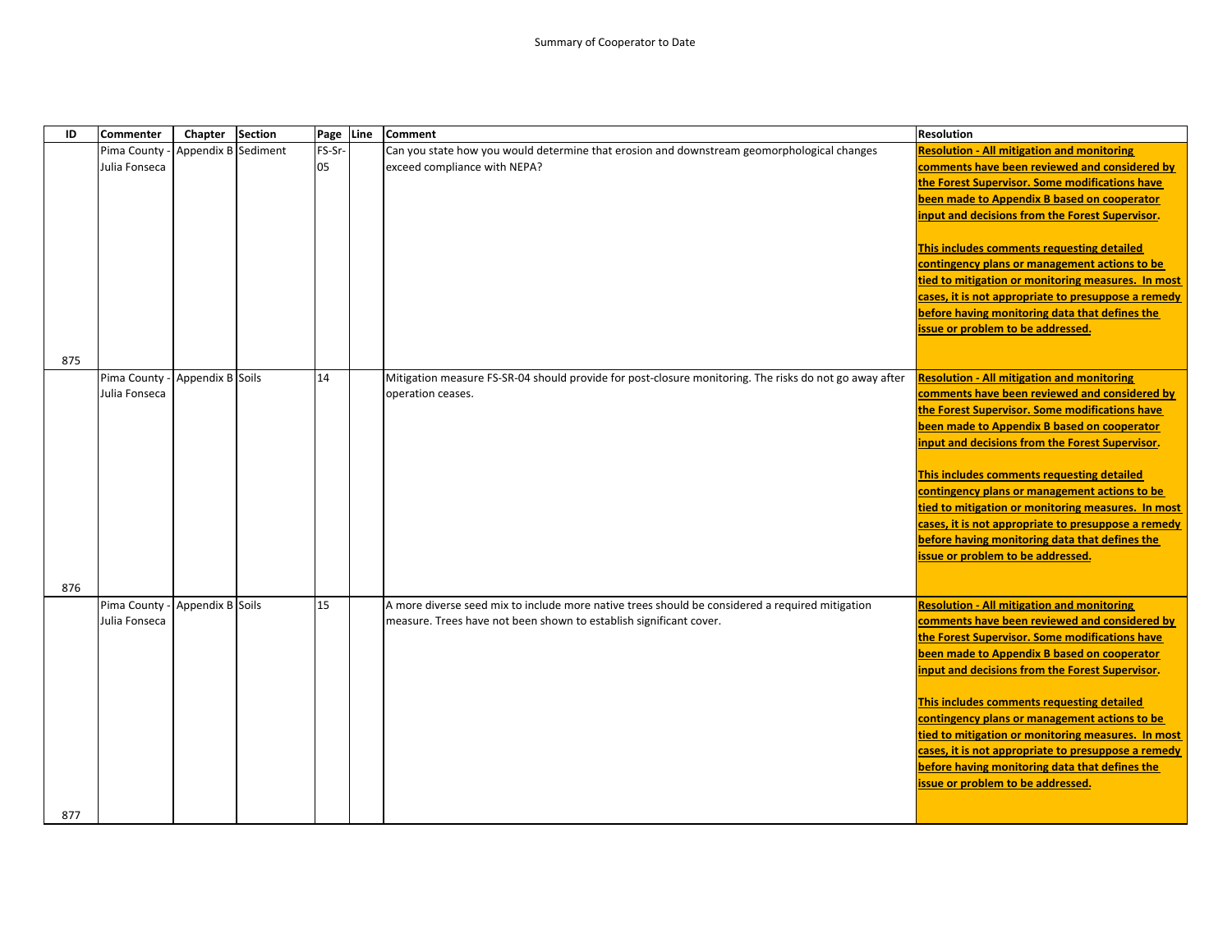Summary of Cooperator to Date

| ID | Commenter | Chapter | Section | Page | Line | Comment | Resolution |
|---|---|---|---|---|---|---|---|
| 875 | Pima County - Julia Fonseca | Appendix B | Sediment | FS-Sr-05 | | Can you state how you would determine that erosion and downstream geomorphological changes exceed compliance with NEPA? | **Resolution - All mitigation and monitoring comments have been reviewed and considered by the Forest Supervisor. Some modifications have been made to Appendix B based on cooperator input and decisions from the Forest Supervisor.** **This includes comments requesting detailed contingency plans or management actions to be tied to mitigation or monitoring measures. In most cases, it is not appropriate to presuppose a remedy before having monitoring data that defines the issue or problem to be addressed.** |
| 876 | Pima County - Julia Fonseca | Appendix B | Soils | 14 | | Mitigation measure FS-SR-04 should provide for post-closure monitoring. The risks do not go away after operation ceases. | **Resolution - All mitigation and monitoring comments have been reviewed and considered by the Forest Supervisor. Some modifications have been made to Appendix B based on cooperator input and decisions from the Forest Supervisor.** **This includes comments requesting detailed contingency plans or management actions to be tied to mitigation or monitoring measures. In most cases, it is not appropriate to presuppose a remedy before having monitoring data that defines the issue or problem to be addressed.** |
| 877 | Pima County - Julia Fonseca | Appendix B | Soils | 15 | | A more diverse seed mix to include more native trees should be considered a required mitigation measure. Trees have not been shown to establish significant cover. | **Resolution - All mitigation and monitoring comments have been reviewed and considered by the Forest Supervisor. Some modifications have been made to Appendix B based on cooperator input and decisions from the Forest Supervisor.** **This includes comments requesting detailed contingency plans or management actions to be tied to mitigation or monitoring measures. In most cases, it is not appropriate to presuppose a remedy before having monitoring data that defines the issue or problem to be addressed.** |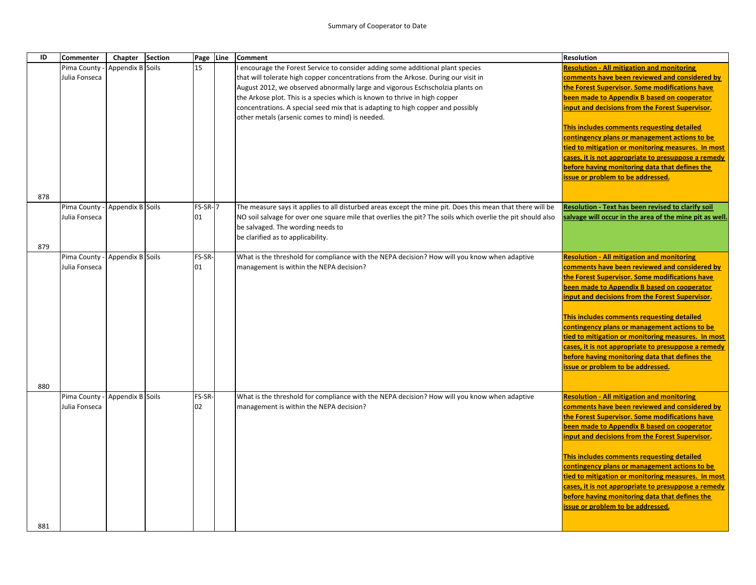Summary of Cooperator to Date

| ID | Commenter | Chapter | Section | Page | Line | Comment | Resolution |
|---|---|---|---|---|---|---|---|
| 878 | Pima County - Julia Fonseca | Appendix B | Soils | 15 | | I encourage the Forest Service to consider adding some additional plant species that will tolerate high copper concentrations from the Arkose. During our visit in August 2012, we observed abnormally large and vigorous Eschscholzia plants on the Arkose plot. This is a species which is known to thrive in high copper concentrations. A special seed mix that is adapting to high copper and possibly other metals (arsenic comes to mind) is needed. | **Resolution - All mitigation and monitoring comments have been reviewed and considered by the Forest Supervisor. Some modifications have been made to Appendix B based on cooperator input and decisions from the Forest Supervisor.** **This includes comments requesting detailed contingency plans or management actions to be tied to mitigation or monitoring measures. In most cases, it is not appropriate to presuppose a remedy before having monitoring data that defines the issue or problem to be addressed.** |
| 879 | Pima County - Julia Fonseca | Appendix B | Soils | FS-SR-01 | 7 | The measure says it applies to all disturbed areas except the mine pit. Does this mean that there will be NO soil salvage for over one square mile that overlies the pit? The soils which overlie the pit should also be salvaged. The wording needs to be clarified as to applicability. | **Resolution - Text has been revised to clarify soil salvage will occur in the area of the mine pit as well.** |
| 880 | Pima County - Julia Fonseca | Appendix B | Soils | FS-SR-01 | | What is the threshold for compliance with the NEPA decision? How will you know when adaptive management is within the NEPA decision? | **Resolution - All mitigation and monitoring comments have been reviewed and considered by the Forest Supervisor. Some modifications have been made to Appendix B based on cooperator input and decisions from the Forest Supervisor.** **This includes comments requesting detailed contingency plans or management actions to be tied to mitigation or monitoring measures. In most cases, it is not appropriate to presuppose a remedy before having monitoring data that defines the issue or problem to be addressed.** |
| 881 | Pima County - Julia Fonseca | Appendix B | Soils | FS-SR-02 | | What is the threshold for compliance with the NEPA decision? How will you know when adaptive management is within the NEPA decision? | **Resolution - All mitigation and monitoring comments have been reviewed and considered by the Forest Supervisor. Some modifications have been made to Appendix B based on cooperator input and decisions from the Forest Supervisor.** **This includes comments requesting detailed contingency plans or management actions to be tied to mitigation or monitoring measures. In most cases, it is not appropriate to presuppose a remedy before having monitoring data that defines the issue or problem to be addressed.** |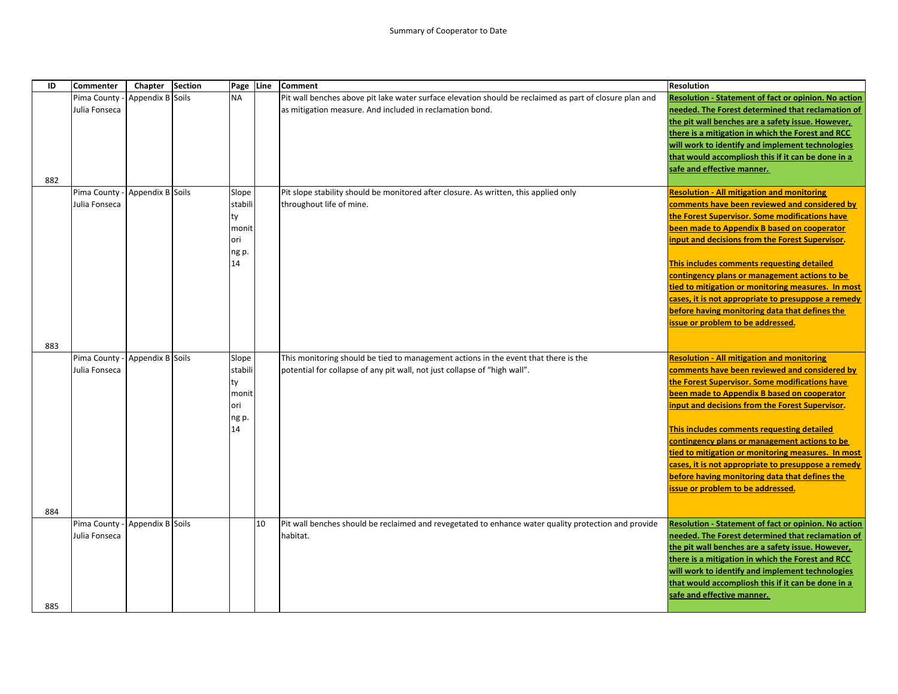Summary of Cooperator to Date

| ID | Commenter | Chapter | Section | Page | Line | Comment | Resolution |
|---|---|---|---|---|---|---|---|
| 882 | Pima County - Julia Fonseca | Appendix B | Soils | NA | | Pit wall benches above pit lake water surface elevation should be reclaimed as part of closure plan and as mitigation measure. And included in reclamation bond. | **Resolution - Statement of fact or opinion. No action needed. The Forest determined that reclamation of the pit wall benches are a safety issue. However, there is a mitigation in which the Forest and RCC will work to identify and implement technologies that would accompliosh this if it can be done in a safe and effective manner.** |
| 883 | Pima County - Julia Fonseca | Appendix B | Soils | Slope stability monitoring p. 14 | | Pit slope stability should be monitored after closure. As written, this applied only throughout life of mine. | **Resolution - All mitigation and monitoring comments have been reviewed and considered by the Forest Supervisor. Some modifications have been made to Appendix B based on cooperator input and decisions from the Forest Supervisor.** <br><br> **This includes comments requesting detailed contingency plans or management actions to be tied to mitigation or monitoring measures. In most cases, it is not appropriate to presuppose a remedy before having monitoring data that defines the issue or problem to be addressed.** |
| 884 | Pima County - Julia Fonseca | Appendix B | Soils | Slope stability monitoring p. 14 | | This monitoring should be tied to management actions in the event that there is the potential for collapse of any pit wall, not just collapse of "high wall". | **Resolution - All mitigation and monitoring comments have been reviewed and considered by the Forest Supervisor. Some modifications have been made to Appendix B based on cooperator input and decisions from the Forest Supervisor.** <br><br> **This includes comments requesting detailed contingency plans or management actions to be tied to mitigation or monitoring measures. In most cases, it is not appropriate to presuppose a remedy before having monitoring data that defines the issue or problem to be addressed.** |
| 885 | Pima County - Julia Fonseca | Appendix B | Soils | | 10 | Pit wall benches should be reclaimed and revegetated to enhance water quality protection and provide habitat. | **Resolution - Statement of fact or opinion. No action needed. The Forest determined that reclamation of the pit wall benches are a safety issue. However, there is a mitigation in which the Forest and RCC will work to identify and implement technologies that would accompliosh this if it can be done in a safe and effective manner.** |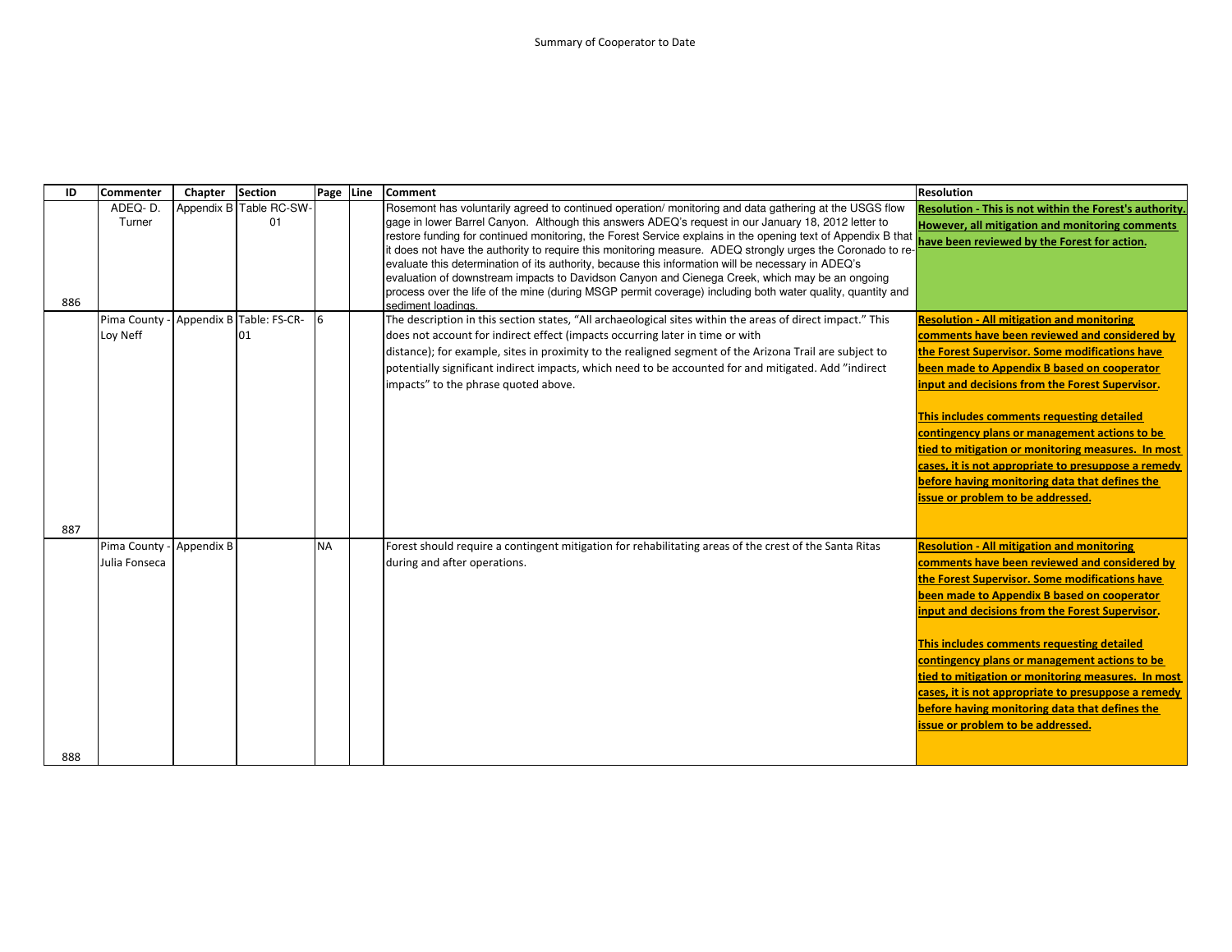Summary of Cooperator to Date

| ID | Commenter | Chapter | Section | Page | Line | Comment | Resolution |
|---|---|---|---|---|---|---|---|
| 886 | ADEQ- D. Turner | Appendix B | Table RC-SW-01 | | | Rosemont has voluntarily agreed to continued operation/ monitoring and data gathering at the USGS flow gage in lower Barrel Canyon. Although this answers ADEQ's request in our January 18, 2012 letter to restore funding for continued monitoring, the Forest Service explains in the opening text of Appendix B that it does not have the authority to require this monitoring measure. ADEQ strongly urges the Coronado to re-evaluate this determination of its authority, because this information will be necessary in ADEQ's evaluation of downstream impacts to Davidson Canyon and Cienega Creek, which may be an ongoing process over the life of the mine (during MSGP permit coverage) including both water quality, quantity and sediment loadings. | **Resolution - This is not within the Forest's authority. However, all mitigation and monitoring comments have been reviewed by the Forest for action.** |
| 887 | Pima County - Loy Neff | Appendix B | Table: FS-CR-01 | 6 | | The description in this section states, "All archaeological sites within the areas of direct impact." This does not account for indirect effect (impacts occurring later in time or with distance); for example, sites in proximity to the realigned segment of the Arizona Trail are subject to potentially significant indirect impacts, which need to be accounted for and mitigated. Add "indirect impacts" to the phrase quoted above. | **Resolution - All mitigation and monitoring comments have been reviewed and considered by the Forest Supervisor. Some modifications have been made to Appendix B based on cooperator input and decisions from the Forest Supervisor.**<br><br>**This includes comments requesting detailed contingency plans or management actions to be tied to mitigation or monitoring measures. In most cases, it is not appropriate to presuppose a remedy before having monitoring data that defines the issue or problem to be addressed.** |
| 888 | Pima County - Julia Fonseca | Appendix B | | NA | | Forest should require a contingent mitigation for rehabilitating areas of the crest of the Santa Ritas during and after operations. | **Resolution - All mitigation and monitoring comments have been reviewed and considered by the Forest Supervisor. Some modifications have been made to Appendix B based on cooperator input and decisions from the Forest Supervisor.**<br><br>**This includes comments requesting detailed contingency plans or management actions to be tied to mitigation or monitoring measures. In most cases, it is not appropriate to presuppose a remedy before having monitoring data that defines the issue or problem to be addressed.** |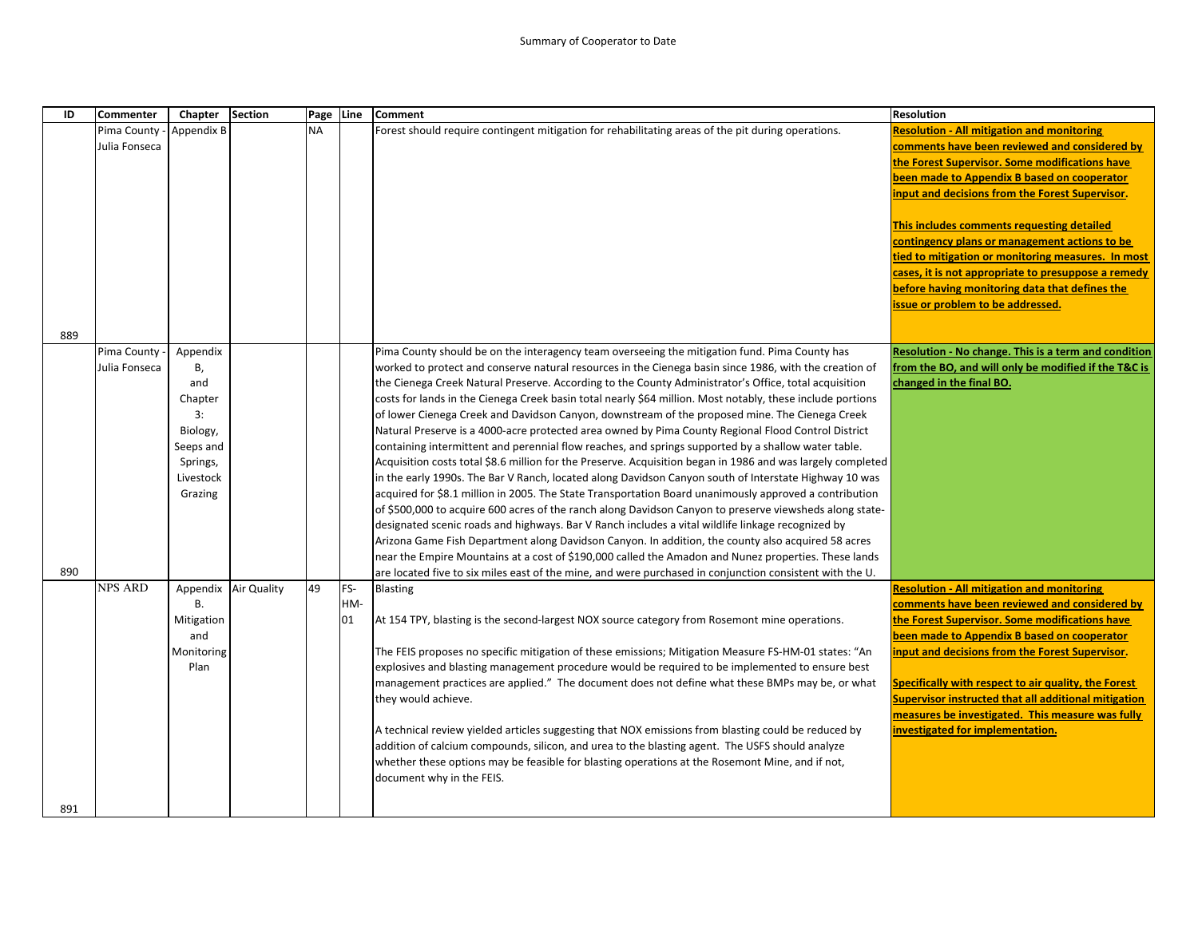Summary of Cooperator to Date

| ID | Commenter | Chapter | Section | Page | Line | Comment | Resolution |
|---|---|---|---|---|---|---|---|
| 889 | Pima County - Julia Fonseca | Appendix B | | NA | | Forest should require contingent mitigation for rehabilitating areas of the pit during operations. | **Resolution - All mitigation and monitoring comments have been reviewed and considered by the Forest Supervisor. Some modifications have been made to Appendix B based on cooperator input and decisions from the Forest Supervisor.**<br><br>**This includes comments requesting detailed contingency plans or management actions to be tied to mitigation or monitoring measures. In most cases, it is not appropriate to presuppose a remedy before having monitoring data that defines the issue or problem to be addressed.** |
| 890 | Pima County - Julia Fonseca | Appendix B, and Chapter 3: Biology, Seeps and Springs, Livestock Grazing | | | | Pima County should be on the interagency team overseeing the mitigation fund. Pima County has worked to protect and conserve natural resources in the Cienega basin since 1986, with the creation of the Cienega Creek Natural Preserve. According to the County Administrator's Office, total acquisition costs for lands in the Cienega Creek basin total nearly $64 million. Most notably, these include portions of lower Cienega Creek and Davidson Canyon, downstream of the proposed mine. The Cienega Creek Natural Preserve is a 4000-acre protected area owned by Pima County Regional Flood Control District containing intermittent and perennial flow reaches, and springs supported by a shallow water table. Acquisition costs total $8.6 million for the Preserve. Acquisition began in 1986 and was largely completed in the early 1990s. The Bar V Ranch, located along Davidson Canyon south of Interstate Highway 10 was acquired for $8.1 million in 2005. The State Transportation Board unanimously approved a contribution of $500,000 to acquire 600 acres of the ranch along Davidson Canyon to preserve viewsheds along state-designated scenic roads and highways. Bar V Ranch includes a vital wildlife linkage recognized by Arizona Game Fish Department along Davidson Canyon. In addition, the county also acquired 58 acres near the Empire Mountains at a cost of $190,000 called the Amadon and Nunez properties. These lands are located five to six miles east of the mine, and were purchased in conjunction consistent with the U. | **Resolution - No change. This is a term and condition from the BO, and will only be modified if the T&C is changed in the final BO.** |
| 891 | NPS ARD | Appendix B. Mitigation and Monitoring Plan | Air Quality | 49 | FS-HM-01 | Blasting<br><br>At 154 TPY, blasting is the second-largest NOX source category from Rosemont mine operations.<br><br>The FEIS proposes no specific mitigation of these emissions; Mitigation Measure FS-HM-01 states: "An explosives and blasting management procedure would be required to be implemented to ensure best management practices are applied." The document does not define what these BMPs may be, or what they would achieve.<br><br>A technical review yielded articles suggesting that NOX emissions from blasting could be reduced by addition of calcium compounds, silicon, and urea to the blasting agent. The USFS should analyze whether these options may be feasible for blasting operations at the Rosemont Mine, and if not, document why in the FEIS. | **Resolution - All mitigation and monitoring comments have been reviewed and considered by the Forest Supervisor. Some modifications have been made to Appendix B based on cooperator input and decisions from the Forest Supervisor.**<br><br>**Specifically with respect to air quality, the Forest Supervisor instructed that all additional mitigation measures be investigated. This measure was fully investigated for implementation.** |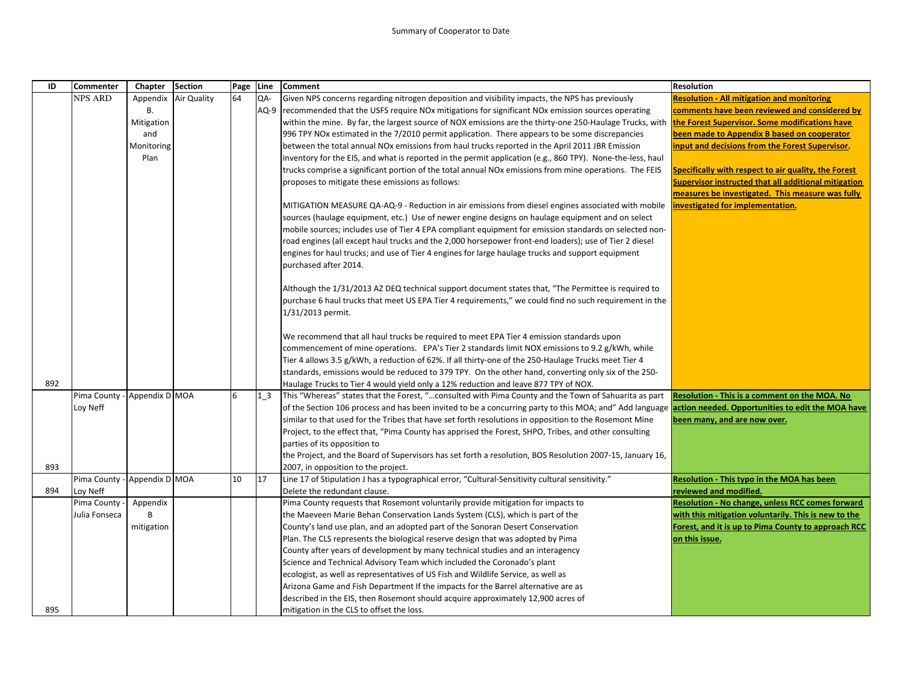Summary of Cooperator to Date

| ID | Commenter | Chapter | Section | Page | Line | Comment | Resolution |
|---|---|---|---|---|---|---|---|
| 892 | NPS ARD | Appendix B. Mitigation and Monitoring Plan | Air Quality | 64 | QA-AQ-9 | Given NPS concerns regarding nitrogen deposition and visibility impacts, the NPS has previously recommended that the USFS require NOx mitigations for significant NOx emission sources operating within the mine. By far, the largest source of NOX emissions are the thirty-one 250-Haulage Trucks, with 996 TPY NOx estimated in the 7/2010 permit application. There appears to be some discrepancies between the total annual NOx emissions from haul trucks reported in the April 2011 JBR Emission inventory for the EIS, and what is reported in the permit application (e.g., 860 TPY). None-the-less, haul trucks comprise a significant portion of the total annual NOx emissions from mine operations. The FEIS proposes to mitigate these emissions as follows:<br><br>MITIGATION MEASURE QA-AQ-9 - Reduction in air emissions from diesel engines associated with mobile sources (haulage equipment, etc.) Use of newer engine designs on haulage equipment and on select mobile sources; includes use of Tier 4 EPA compliant equipment for emission standards on selected non-road engines (all except haul trucks and the 2,000 horsepower front-end loaders); use of Tier 2 diesel engines for haul trucks; and use of Tier 4 engines for large haulage trucks and support equipment purchased after 2014.<br><br>Although the 1/31/2013 AZ DEQ technical support document states that, "The Permittee is required to purchase 6 haul trucks that meet US EPA Tier 4 requirements," we could find no such requirement in the 1/31/2013 permit.<br><br>We recommend that all haul trucks be required to meet EPA Tier 4 emission standards upon commencement of mine operations. EPA's Tier 2 standards limit NOX emissions to 9.2 g/kWh, while Tier 4 allows 3.5 g/kWh, a reduction of 62%. If all thirty-one of the 250-Haulage Trucks meet Tier 4 standards, emissions would be reduced to 379 TPY. On the other hand, converting only six of the 250-Haulage Trucks to Tier 4 would yield only a 12% reduction and leave 877 TPY of NOX. | **Resolution - All mitigation and monitoring comments have been reviewed and considered by the Forest Supervisor. Some modifications have been made to Appendix B based on cooperator input and decisions from the Forest Supervisor.**<br><br>**Specifically with respect to air quality, the Forest Supervisor instructed that all additional mitigation measures be investigated. This measure was fully investigated for implementation.** |
| 893 | Pima County - Loy Neff | Appendix D | MOA | 6 | 1_3 | This "Whereas" states that the Forest, "…consulted with Pima County and the Town of Sahuarita as part of the Section 106 process and has been invited to be a concurring party to this MOA; and" Add language similar to that used for the Tribes that have set forth resolutions in opposition to the Rosemont Mine Project, to the effect that, "Pima County has apprised the Forest, SHPO, Tribes, and other consulting parties of its opposition to the Project, and the Board of Supervisors has set forth a resolution, BOS Resolution 2007-15, January 16, 2007, in opposition to the project. | **Resolution - This is a comment on the MOA. No action needed. Opportunities to edit the MOA have been many, and are now over.** |
| 894 | Pima County - Loy Neff | Appendix D | MOA | 10 | 17 | Line 17 of Stipulation J has a typographical error, "Cultural-Sensitivity cultural sensitivity." Delete the redundant clause. | **Resolution - This typo in the MOA has been reviewed and modified.** |
| 895 | Pima County - Julia Fonseca | Appendix B mitigation | | | | Pima County requests that Rosemont voluntarily provide mitigation for impacts to the Maeveen Marie Behan Conservation Lands System (CLS), which is part of the County's land use plan, and an adopted part of the Sonoran Desert Conservation Plan. The CLS represents the biological reserve design that was adopted by Pima County after years of development by many technical studies and an interagency Science and Technical Advisory Team which included the Coronado's plant ecologist, as well as representatives of US Fish and Wildlife Service, as well as Arizona Game and Fish Department If the impacts for the Barrel alternative are as described in the EIS, then Rosemont should acquire approximately 12,900 acres of mitigation in the CLS to offset the loss. | **Resolution - No change, unless RCC comes forward with this mitigation voluntarily. This is new to the Forest, and it is up to Pima County to approach RCC on this issue.** |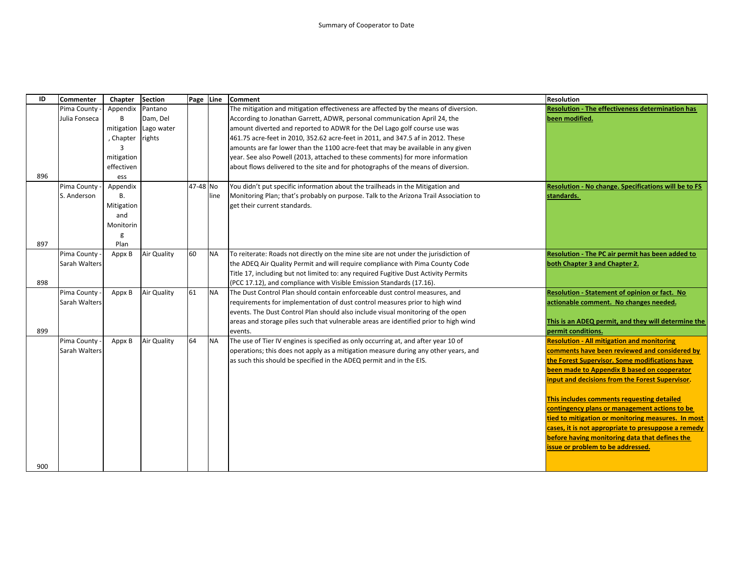Summary of Cooperator to Date

| ID | Commenter | Chapter | Section | Page | Line | Comment | Resolution |
|---|---|---|---|---|---|---|---|
| 896 | Pima County - Julia Fonseca | Appendix B mitigation, Chapter 3 mitigation effectiveness | Pantano Dam, Del Lago water rights | | | The mitigation and mitigation effectiveness are affected by the means of diversion. According to Jonathan Garrett, ADWR, personal communication April 24, the amount diverted and reported to ADWR for the Del Lago golf course use was 461.75 acre-feet in 2010, 352.62 acre-feet in 2011, and 347.5 af in 2012. These amounts are far lower than the 1100 acre-feet that may be available in any given year. See also Powell (2013, attached to these comments) for more information about flows delivered to the site and for photographs of the means of diversion. | **Resolution - The effectiveness determination has been modified.** |
| 897 | Pima County - S. Anderson | Appendix B. Mitigation and Monitoring Plan | | 47-48 | No line | You didn't put specific information about the trailheads in the Mitigation and Monitoring Plan; that's probably on purpose. Talk to the Arizona Trail Association to get their current standards. | **Resolution - No change. Specifications will be to FS standards.** |
| 898 | Pima County - Sarah Walters | Appx B | Air Quality | 60 | NA | To reiterate: Roads not directly on the mine site are not under the jurisdiction of the ADEQ Air Quality Permit and will require compliance with Pima County Code Title 17, including but not limited to: any required Fugitive Dust Activity Permits (PCC 17.12), and compliance with Visible Emission Standards (17.16). | **Resolution - The PC air permit has been added to both Chapter 3 and Chapter 2.** |
| 899 | Pima County - Sarah Walters | Appx B | Air Quality | 61 | NA | The Dust Control Plan should contain enforceable dust control measures, and requirements for implementation of dust control measures prior to high wind events. The Dust Control Plan should also include visual monitoring of the open areas and storage piles such that vulnerable areas are identified prior to high wind events. | **Resolution - Statement of opinion or fact. No actionable comment. No changes needed.**<br><br>**This is an ADEQ permit, and they will determine the permit conditions.** |
| 900 | Pima County - Sarah Walters | Appx B | Air Quality | 64 | NA | The use of Tier IV engines is specified as only occurring at, and after year 10 of operations; this does not apply as a mitigation measure during any other years, and as such this should be specified in the ADEQ permit and in the EIS. | **Resolution - All mitigation and monitoring comments have been reviewed and considered by the Forest Supervisor. Some modifications have been made to Appendix B based on cooperator input and decisions from the Forest Supervisor.**<br><br>**This includes comments requesting detailed contingency plans or management actions to be tied to mitigation or monitoring measures. In most cases, it is not appropriate to presuppose a remedy before having monitoring data that defines the issue or problem to be addressed.** |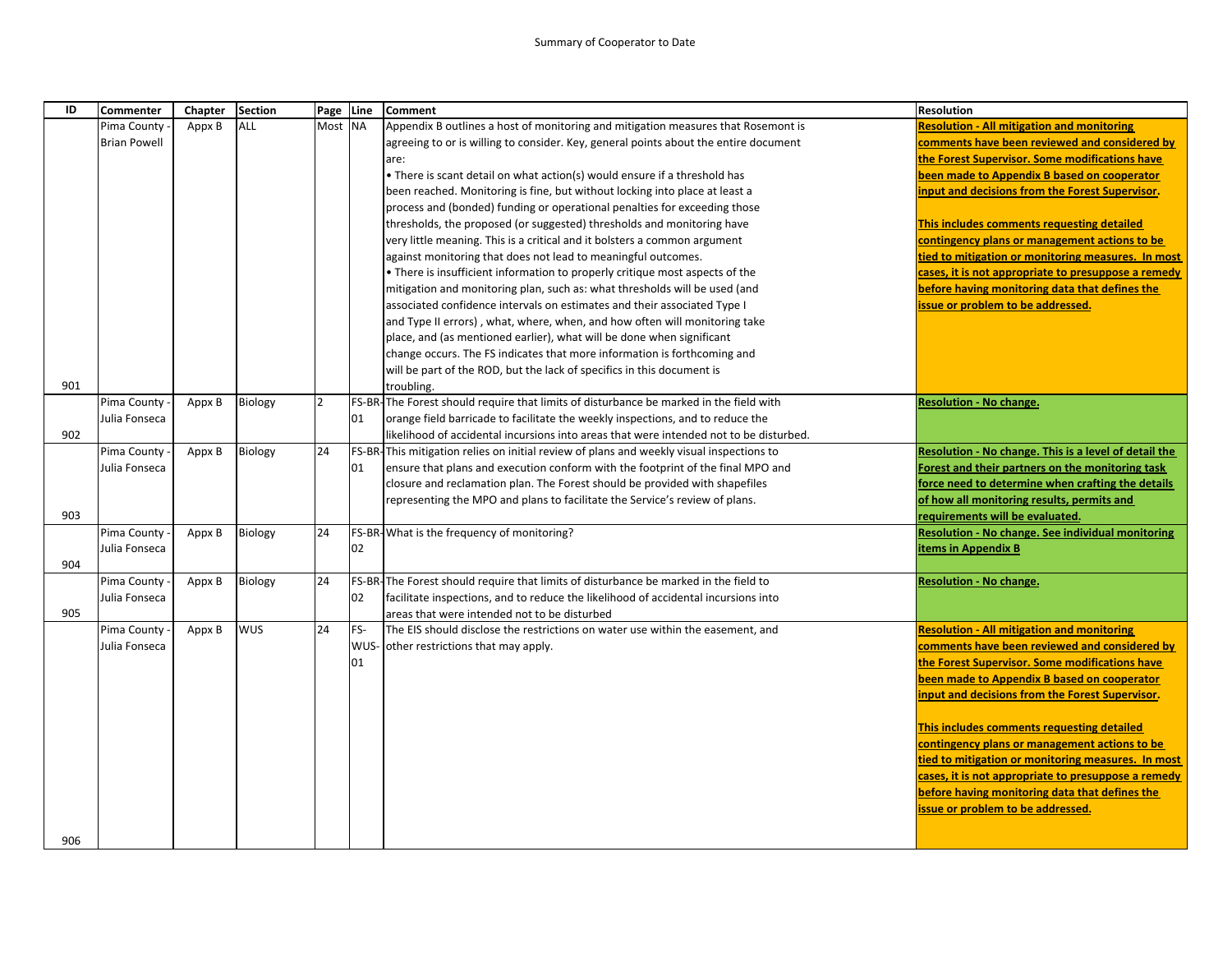Summary of Cooperator to Date

| ID | Commenter | Chapter | Section | Page | Line | Comment | Resolution |
|---|---|---|---|---|---|---|---|
| 901 | Pima County - Brian Powell | Appx B | ALL | Most | NA | Appendix B outlines a host of monitoring and mitigation measures that Rosemont is agreeing to or is willing to consider. Key, general points about the entire document are:<br>• There is scant detail on what action(s) would ensure if a threshold has been reached. Monitoring is fine, but without locking into place at least a process and (bonded) funding or operational penalties for exceeding those thresholds, the proposed (or suggested) thresholds and monitoring have very little meaning. This is a critical and it bolsters a common argument against monitoring that does not lead to meaningful outcomes.<br>• There is insufficient information to properly critique most aspects of the mitigation and monitoring plan, such as: what thresholds will be used (and associated confidence intervals on estimates and their associated Type I and Type II errors) , what, where, when, and how often will monitoring take place, and (as mentioned earlier), what will be done when significant change occurs. The FS indicates that more information is forthcoming and will be part of the ROD, but the lack of specifics in this document is troubling. | **Resolution - All mitigation and monitoring comments have been reviewed and considered by the Forest Supervisor. Some modifications have been made to Appendix B based on cooperator input and decisions from the Forest Supervisor.**<br><br>**This includes comments requesting detailed contingency plans or management actions to be tied to mitigation or monitoring measures. In most cases, it is not appropriate to presuppose a remedy before having monitoring data that defines the issue or problem to be addressed.** |
| 902 | Pima County - Julia Fonseca | Appx B | Biology | 2 | FS-BR-01 | The Forest should require that limits of disturbance be marked in the field with orange field barricade to facilitate the weekly inspections, and to reduce the likelihood of accidental incursions into areas that were intended not to be disturbed. | **Resolution - No change.** |
| 903 | Pima County - Julia Fonseca | Appx B | Biology | 24 | FS-BR-01 | This mitigation relies on initial review of plans and weekly visual inspections to ensure that plans and execution conform with the footprint of the final MPO and closure and reclamation plan. The Forest should be provided with shapefiles representing the MPO and plans to facilitate the Service's review of plans. | **Resolution - No change. This is a level of detail the Forest and their partners on the monitoring task force need to determine when crafting the details of how all monitoring results, permits and requirements will be evaluated.** |
| 904 | Pima County - Julia Fonseca | Appx B | Biology | 24 | FS-BR-02 | What is the frequency of monitoring? | **Resolution - No change. See individual monitoring items in Appendix B** |
| 905 | Pima County - Julia Fonseca | Appx B | Biology | 24 | FS-BR-02 | The Forest should require that limits of disturbance be marked in the field to facilitate inspections, and to reduce the likelihood of accidental incursions into areas that were intended not to be disturbed | **Resolution - No change.** |
| 906 | Pima County - Julia Fonseca | Appx B | WUS | 24 | FS-WUS-01 | The EIS should disclose the restrictions on water use within the easement, and other restrictions that may apply. | **Resolution - All mitigation and monitoring comments have been reviewed and considered by the Forest Supervisor. Some modifications have been made to Appendix B based on cooperator input and decisions from the Forest Supervisor.**<br><br>**This includes comments requesting detailed contingency plans or management actions to be tied to mitigation or monitoring measures. In most cases, it is not appropriate to presuppose a remedy before having monitoring data that defines the issue or problem to be addressed.** |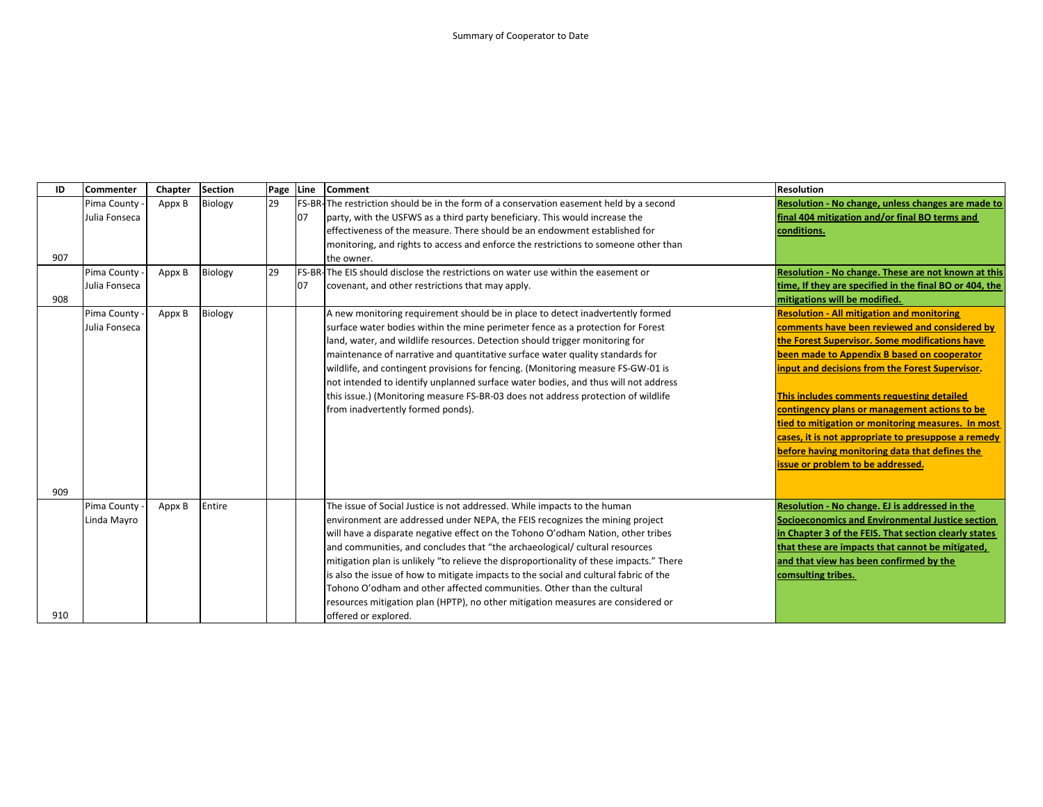Summary of Cooperator to Date

| ID | Commenter | Chapter | Section | Page | Line | Comment | Resolution |
|---|---|---|---|---|---|---|---|
| 907 | Pima County - Julia Fonseca | Appx B | Biology | 29 | FS-BR-07 | The restriction should be in the form of a conservation easement held by a second party, with the USFWS as a third party beneficiary. This would increase the effectiveness of the measure. There should be an endowment established for monitoring, and rights to access and enforce the restrictions to someone other than the owner. | **Resolution - No change, unless changes are made to final 404 mitigation and/or final BO terms and conditions.** |
| 908 | Pima County - Julia Fonseca | Appx B | Biology | 29 | FS-BR-07 | The EIS should disclose the restrictions on water use within the easement or covenant, and other restrictions that may apply. | **Resolution - No change. These are not known at this time, If they are specified in the final BO or 404, the mitigations will be modified.** |
| 909 | Pima County - Julia Fonseca | Appx B | Biology | | | A new monitoring requirement should be in place to detect inadvertently formed surface water bodies within the mine perimeter fence as a protection for Forest land, water, and wildlife resources. Detection should trigger monitoring for maintenance of narrative and quantitative surface water quality standards for wildlife, and contingent provisions for fencing. (Monitoring measure FS-GW-01 is not intended to identify unplanned surface water bodies, and thus will not address this issue.) (Monitoring measure FS-BR-03 does not address protection of wildlife from inadvertently formed ponds). | **Resolution - All mitigation and monitoring comments have been reviewed and considered by the Forest Supervisor. Some modifications have been made to Appendix B based on cooperator input and decisions from the Forest Supervisor.**<br><br>**This includes comments requesting detailed contingency plans or management actions to be tied to mitigation or monitoring measures. In most cases, it is not appropriate to presuppose a remedy before having monitoring data that defines the issue or problem to be addressed.** |
| 910 | Pima County - Linda Mayro | Appx B | Entire | | | The issue of Social Justice is not addressed. While impacts to the human environment are addressed under NEPA, the FEIS recognizes the mining project will have a disparate negative effect on the Tohono O'odham Nation, other tribes and communities, and concludes that "the archaeological/ cultural resources mitigation plan is unlikely "to relieve the disproportionality of these impacts." There is also the issue of how to mitigate impacts to the social and cultural fabric of the Tohono O'odham and other affected communities. Other than the cultural resources mitigation plan (HPTP), no other mitigation measures are considered or offered or explored. | **Resolution - No change. EJ is addressed in the Socioeconomics and Environmental Justice section in Chapter 3 of the FEIS. That section clearly states that these are impacts that cannot be mitigated, and that view has been confirmed by the comsulting tribes.** |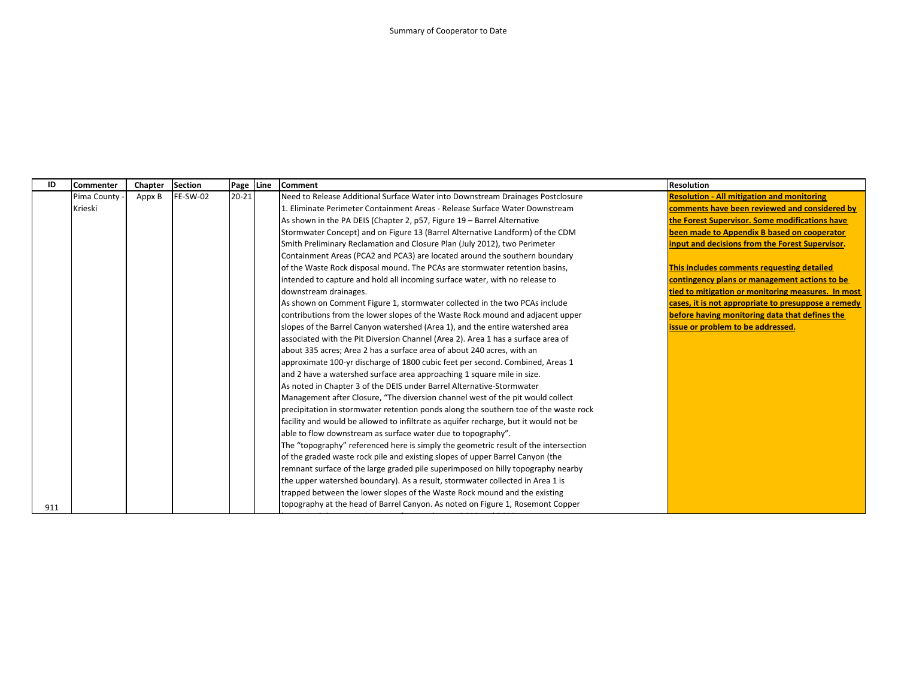Summary of Cooperator to Date

| ID | Commenter | Chapter | Section | Page | Line | Comment | Resolution |
|---|---|---|---|---|---|---|---|
| 911 | Pima County - Krieski | Appx B | FE-SW-02 | 20-21 | | Need to Release Additional Surface Water into Downstream Drainages Postclosure<br>1. Eliminate Perimeter Containment Areas - Release Surface Water Downstream<br>As shown in the PA DEIS (Chapter 2, p57, Figure 19 – Barrel Alternative Stormwater Concept) and on Figure 13 (Barrel Alternative Landform) of the CDM Smith Preliminary Reclamation and Closure Plan (July 2012), two Perimeter Containment Areas (PCA2 and PCA3) are located around the southern boundary of the Waste Rock disposal mound. The PCAs are stormwater retention basins, intended to capture and hold all incoming surface water, with no release to downstream drainages.<br>As shown on Comment Figure 1, stormwater collected in the two PCAs include contributions from the lower slopes of the Waste Rock mound and adjacent upper slopes of the Barrel Canyon watershed (Area 1), and the entire watershed area associated with the Pit Diversion Channel (Area 2). Area 1 has a surface area of about 335 acres; Area 2 has a surface area of about 240 acres, with an approximate 100-yr discharge of 1800 cubic feet per second. Combined, Areas 1 and 2 have a watershed surface area approaching 1 square mile in size.<br>As noted in Chapter 3 of the DEIS under Barrel Alternative-Stormwater Management after Closure, "The diversion channel west of the pit would collect precipitation in stormwater retention ponds along the southern toe of the waste rock facility and would be allowed to infiltrate as aquifer recharge, but it would not be able to flow downstream as surface water due to topography".<br>The "topography" referenced here is simply the geometric result of the intersection of the graded waste rock pile and existing slopes of upper Barrel Canyon (the remnant surface of the large graded pile superimposed on hilly topography nearby the upper watershed boundary). As a result, stormwater collected in Area 1 is trapped between the lower slopes of the Waste Rock mound and the existing topography at the head of Barrel Canyon. As noted on Figure 1, Rosemont Copper | **Resolution - All mitigation and monitoring comments have been reviewed and considered by the Forest Supervisor. Some modifications have been made to Appendix B based on cooperator input and decisions from the Forest Supervisor.**<br><br>**This includes comments requesting detailed contingency plans or management actions to be tied to mitigation or monitoring measures. In most cases, it is not appropriate to presuppose a remedy before having monitoring data that defines the issue or problem to be addressed.** |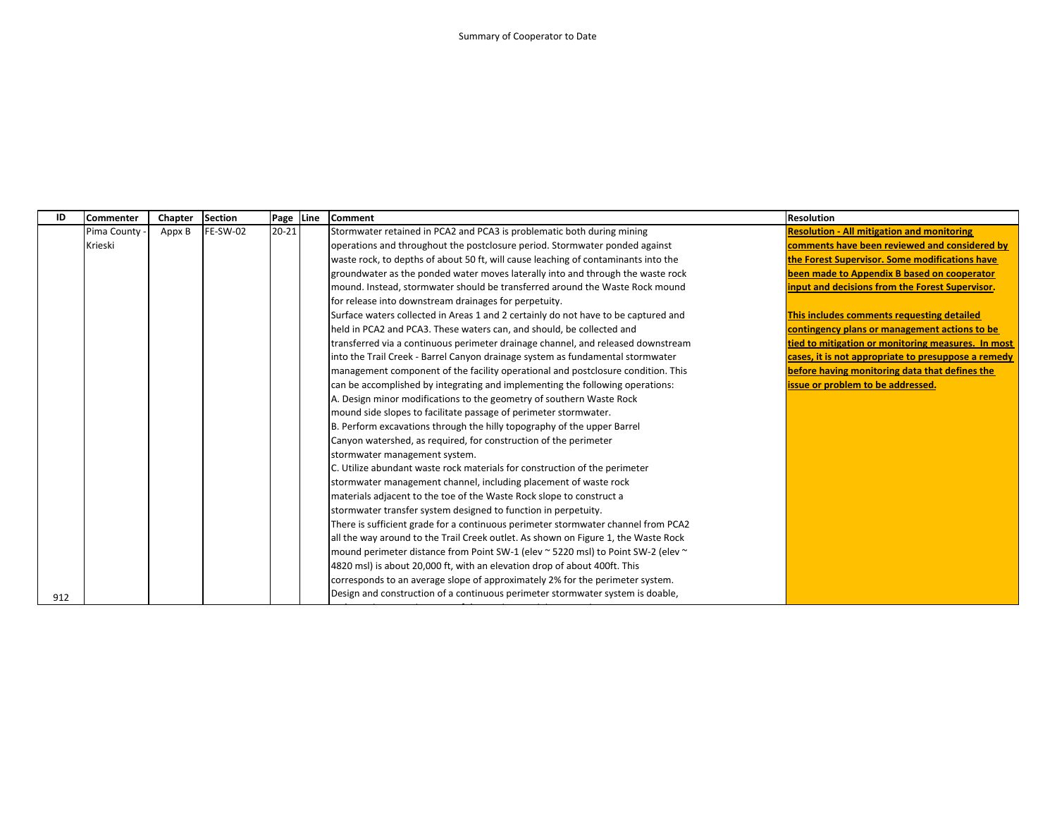Summary of Cooperator to Date

| ID | Commenter | Chapter | Section | Page | Line | Comment | Resolution |
|---|---|---|---|---|---|---|---|
| 912 | Pima County - Krieski | Appx B | FE-SW-02 | 20-21 | | Stormwater retained in PCA2 and PCA3 is problematic both during mining operations and throughout the postclosure period. Stormwater ponded against waste rock, to depths of about 50 ft, will cause leaching of contaminants into the groundwater as the ponded water moves laterally into and through the waste rock mound. Instead, stormwater should be transferred around the Waste Rock mound for release into downstream drainages for perpetuity.<br>Surface waters collected in Areas 1 and 2 certainly do not have to be captured and held in PCA2 and PCA3. These waters can, and should, be collected and transferred via a continuous perimeter drainage channel, and released downstream into the Trail Creek - Barrel Canyon drainage system as fundamental stormwater management component of the facility operational and postclosure condition. This can be accomplished by integrating and implementing the following operations:<br>A. Design minor modifications to the geometry of southern Waste Rock mound side slopes to facilitate passage of perimeter stormwater.<br>B. Perform excavations through the hilly topography of the upper Barrel Canyon watershed, as required, for construction of the perimeter stormwater management system.<br>C. Utilize abundant waste rock materials for construction of the perimeter stormwater management channel, including placement of waste rock materials adjacent to the toe of the Waste Rock slope to construct a stormwater transfer system designed to function in perpetuity.<br>There is sufficient grade for a continuous perimeter stormwater channel from PCA2 all the way around to the Trail Creek outlet. As shown on Figure 1, the Waste Rock mound perimeter distance from Point SW-1 (elev ~ 5220 msl) to Point SW-2 (elev ~ 4820 msl) is about 20,000 ft, with an elevation drop of about 400ft. This corresponds to an average slope of approximately 2% for the perimeter system.<br>Design and construction of a continuous perimeter system is doable, | **Resolution - All mitigation and monitoring comments have been reviewed and considered by the Forest Supervisor. Some modifications have been made to Appendix B based on cooperator input and decisions from the Forest Supervisor.**<br><br>**This includes comments requesting detailed contingency plans or management actions to be tied to mitigation or monitoring measures. In most cases, it is not appropriate to presuppose a remedy before having monitoring data that defines the issue or problem to be addressed.** |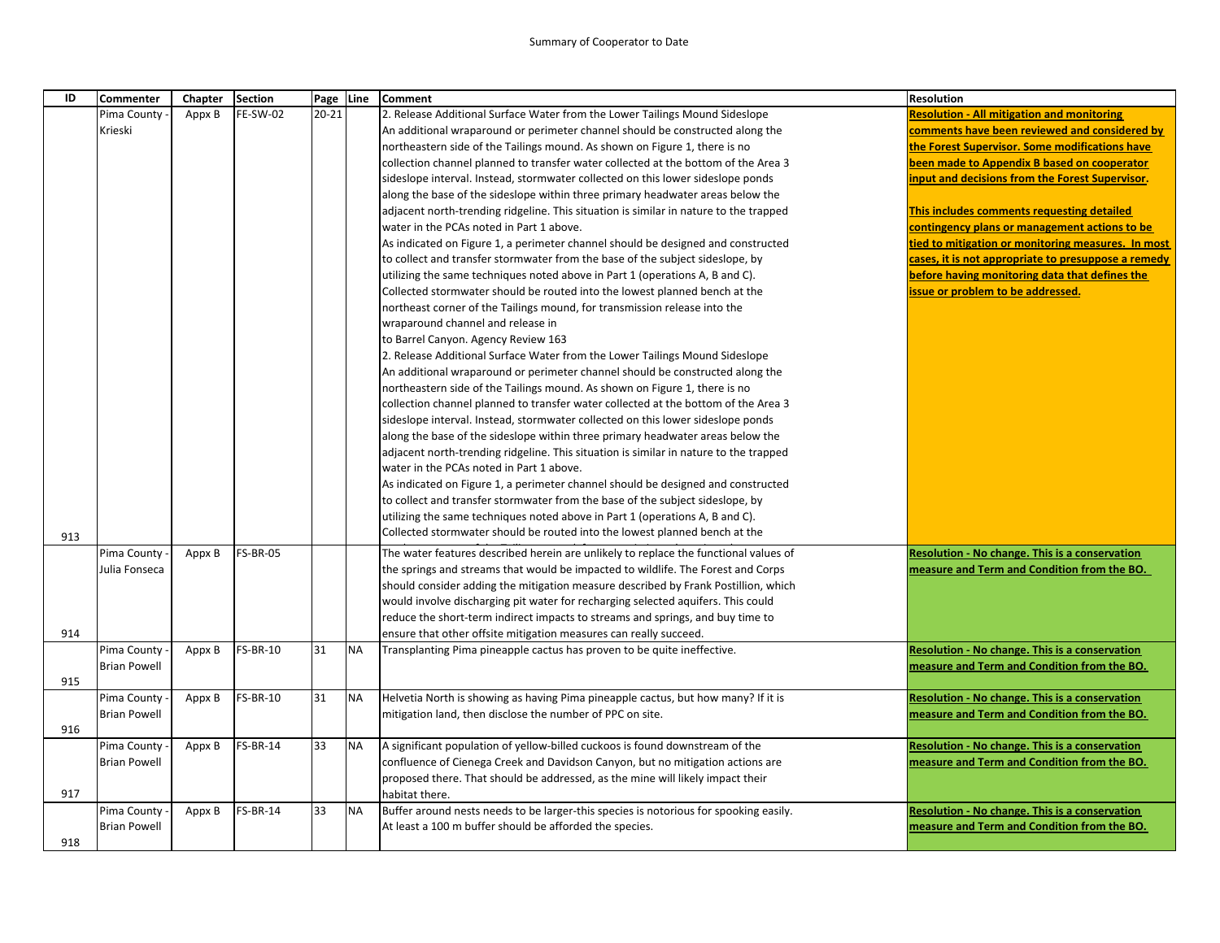Summary of Cooperator to Date

| ID | Commenter | Chapter | Section | Page | Line | Comment | Resolution |
|---|---|---|---|---|---|---|---|
| 913 | Pima County - Krieski | Appx B | FE-SW-02 | 20-21 | | 2. Release Additional Surface Water from the Lower Tailings Mound Sideslope An additional wraparound or perimeter channel should be constructed along the northeastern side of the Tailings mound. As shown on Figure 1, there is no collection channel planned to transfer water collected at the bottom of the Area 3 sideslope interval. Instead, stormwater collected on this lower sideslope ponds along the base of the sideslope within three primary headwater areas below the adjacent north-trending ridgeline. This situation is similar in nature to the trapped water in the PCAs noted in Part 1 above. As indicated on Figure 1, a perimeter channel should be designed and constructed to collect and transfer stormwater from the base of the subject sideslope, by utilizing the same techniques noted above in Part 1 (operations A, B and C). Collected stormwater should be routed into the lowest planned bench at the northeast corner of the Tailings mound, for transmission release into the wraparound channel and release in to Barrel Canyon. Agency Review 163 2. Release Additional Surface Water from the Lower Tailings Mound Sideslope An additional wraparound or perimeter channel should be constructed along the northeastern side of the Tailings mound. As shown on Figure 1, there is no collection channel planned to transfer water collected at the bottom of the Area 3 sideslope interval. Instead, stormwater collected on this lower sideslope ponds along the base of the sideslope within three primary headwater areas below the adjacent north-trending ridgeline. This situation is similar in nature to the trapped water in the PCAs noted in Part 1 above. As indicated on Figure 1, a perimeter channel should be designed and constructed to collect and transfer stormwater from the base of the subject sideslope, by utilizing the same techniques noted above in Part 1 (operations A, B and C). Collected stormwater should be routed into the lowest planned bench at the | **Resolution - All mitigation and monitoring comments have been reviewed and considered by the Forest Supervisor. Some modifications have been made to Appendix B based on cooperator input and decisions from the Forest Supervisor.** **This includes comments requesting detailed contingency plans or management actions to be tied to mitigation or monitoring measures. In most cases, it is not appropriate to presuppose a remedy before having monitoring data that defines the issue or problem to be addressed.** |
| 914 | Pima County - Julia Fonseca | Appx B | FS-BR-05 | | | The water features described herein are unlikely to replace the functional values of the springs and streams that would be impacted to wildlife. The Forest and Corps should consider adding the mitigation measure described by Frank Postillion, which would involve discharging pit water for recharging selected aquifers. This could reduce the short-term indirect impacts to streams and springs, and buy time to ensure that other offsite mitigation measures can really succeed. | **Resolution - No change. This is a conservation measure and Term and Condition from the BO.** |
| 915 | Pima County - Brian Powell | Appx B | FS-BR-10 | 31 | NA | Transplanting Pima pineapple cactus has proven to be quite ineffective. | **Resolution - No change. This is a conservation measure and Term and Condition from the BO.** |
| 916 | Pima County - Brian Powell | Appx B | FS-BR-10 | 31 | NA | Helvetia North is showing as having Pima pineapple cactus, but how many? If it is mitigation land, then disclose the number of PPC on site. | **Resolution - No change. This is a conservation measure and Term and Condition from the BO.** |
| 917 | Pima County - Brian Powell | Appx B | FS-BR-14 | 33 | NA | A significant population of yellow-billed cuckoos is found downstream of the confluence of Cienega Creek and Davidson Canyon, but no mitigation actions are proposed there. That should be addressed, as the mine will likely impact their habitat there. | **Resolution - No change. This is a conservation measure and Term and Condition from the BO.** |
| 918 | Pima County - Brian Powell | Appx B | FS-BR-14 | 33 | NA | Buffer around nests needs to be larger-this species is notorious for spooking easily. At least a 100 m buffer should be afforded the species. | **Resolution - No change. This is a conservation measure and Term and Condition from the BO.** |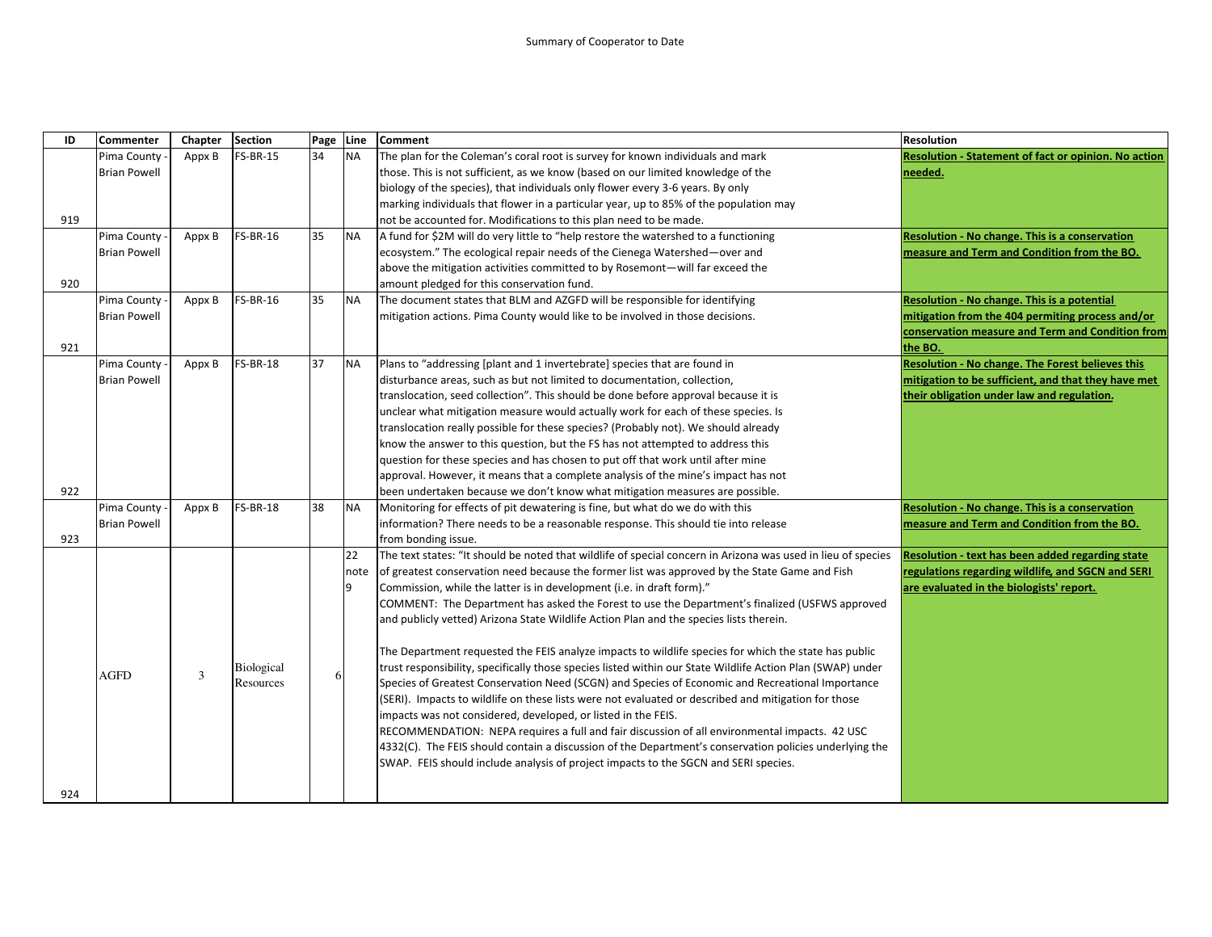Summary of Cooperator to Date

| ID | Commenter | Chapter | Section | Page | Line | Comment | Resolution |
|---|---|---|---|---|---|---|---|
| 919 | Pima County - Brian Powell | Appx B | FS-BR-15 | 34 | NA | The plan for the Coleman's coral root is survey for known individuals and mark those. This is not sufficient, as we know (based on our limited knowledge of the biology of the species), that individuals only flower every 3-6 years. By only marking individuals that flower in a particular year, up to 85% of the population may not be accounted for. Modifications to this plan need to be made. | **Resolution - Statement of fact or opinion. No action needed.** |
| 920 | Pima County - Brian Powell | Appx B | FS-BR-16 | 35 | NA | A fund for $2M will do very little to "help restore the watershed to a functioning ecosystem." The ecological repair needs of the Cienega Watershed—over and above the mitigation activities committed to by Rosemont—will far exceed the amount pledged for this conservation fund. | **Resolution - No change. This is a conservation measure and Term and Condition from the BO.** |
| 921 | Pima County - Brian Powell | Appx B | FS-BR-16 | 35 | NA | The document states that BLM and AZGFD will be responsible for identifying mitigation actions. Pima County would like to be involved in those decisions. | **Resolution - No change. This is a potential mitigation from the 404 permiting process and/or conservation measure and Term and Condition from the BO.** |
| 922 | Pima County - Brian Powell | Appx B | FS-BR-18 | 37 | NA | Plans to "addressing [plant and 1 invertebrate] species that are found in disturbance areas, such as but not limited to documentation, collection, translocation, seed collection". This should be done before approval because it is unclear what mitigation measure would actually work for each of these species. Is translocation really possible for these species? (Probably not). We should already know the answer to this question, but the FS has not attempted to address this question for these species and has chosen to put off that work until after mine approval. However, it means that a complete analysis of the mine's impact has not been undertaken because we don't know what mitigation measures are possible. | **Resolution - No change. The Forest believes this mitigation to be sufficient, and that they have met their obligation under law and regulation.** |
| 923 | Pima County - Brian Powell | Appx B | FS-BR-18 | 38 | NA | Monitoring for effects of pit dewatering is fine, but what do we do with this information? There needs to be a reasonable response. This should tie into release from bonding issue. | **Resolution - No change. This is a conservation measure and Term and Condition from the BO.** |
| 924 | AGFD | 3 | Biological Resources | 6 | 22 note 9 | The text states: "It should be noted that wildlife of special concern in Arizona was used in lieu of species of greatest conservation need because the former list was approved by the State Game and Fish Commission, while the latter is in development (i.e. in draft form)."<br>COMMENT: The Department has asked the Forest to use the Department's finalized (USFWS approved and publicly vetted) Arizona State Wildlife Action Plan and the species lists therein.<br><br>The Department requested the FEIS analyze impacts to wildlife species for which the state has public trust responsibility, specifically those species listed within our State Wildlife Action Plan (SWAP) under Species of Greatest Conservation Need (SCGN) and Species of Economic and Recreational Importance (SERI). Impacts to wildlife on these lists were not evaluated or described and mitigation for those impacts was not considered, developed, or listed in the FEIS.<br>RECOMMENDATION: NEPA requires a full and fair discussion of all environmental impacts. 42 USC 4332(C). The FEIS should contain a discussion of the Department's conservation policies underlying the SWAP. FEIS should include analysis of project impacts to the SGCN and SERI species. | **Resolution - text has been added regarding state regulations regarding wildlife, and SGCN and SERI are evaluated in the biologists' report.** |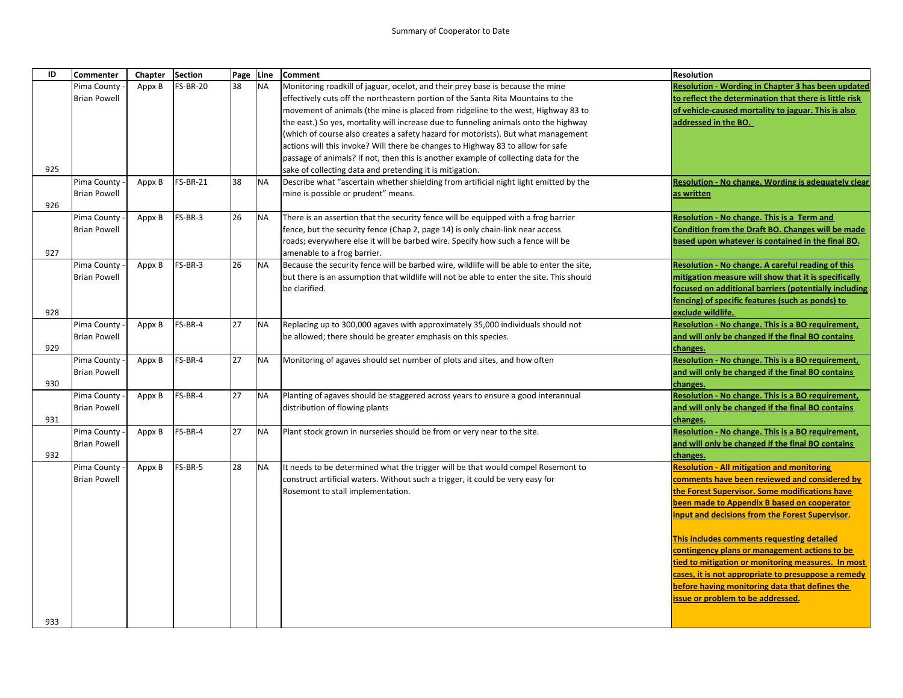Summary of Cooperator to Date

| ID | Commenter | Chapter | Section | Page | Line | Comment | Resolution |
|---|---|---|---|---|---|---|---|
| 925 | Pima County - Brian Powell | Appx B | FS-BR-20 | 38 | NA | Monitoring roadkill of jaguar, ocelot, and their prey base is because the mine effectively cuts off the northeastern portion of the Santa Rita Mountains to the movement of animals (the mine is placed from ridgeline to the west, Highway 83 to the east.) So yes, mortality will increase due to funneling animals onto the highway (which of course also creates a safety hazard for motorists). But what management actions will this invoke? Will there be changes to Highway 83 to allow for safe passage of animals? If not, then this is another example of collecting data for the sake of collecting data and pretending it is mitigation. | **Resolution - Wording in Chapter 3 has been updated to reflect the determination that there is little risk of vehicle-caused mortality to jaguar. This is also addressed in the BO.** |
| 926 | Pima County - Brian Powell | Appx B | FS-BR-21 | 38 | NA | Describe what "ascertain whether shielding from artificial night light emitted by the mine is possible or prudent" means. | **Resolution - No change. Wording is adequately clear as written** |
| 927 | Pima County - Brian Powell | Appx B | FS-BR-3 | 26 | NA | There is an assertion that the security fence will be equipped with a frog barrier fence, but the security fence (Chap 2, page 14) is only chain-link near access roads; everywhere else it will be barbed wire. Specify how such a fence will be amenable to a frog barrier. | **Resolution - No change. This is a Term and Condition from the Draft BO. Changes will be made based upon whatever is contained in the final BO.** |
| 928 | Pima County - Brian Powell | Appx B | FS-BR-3 | 26 | NA | Because the security fence will be barbed wire, wildlife will be able to enter the site, but there is an assumption that wildlife will not be able to enter the site. This should be clarified. | **Resolution - No change. A careful reading of this mitigation measure will show that it is specifically focused on additional barriers (potentially including fencing) of specific features (such as ponds) to exclude wildlife.** |
| 929 | Pima County - Brian Powell | Appx B | FS-BR-4 | 27 | NA | Replacing up to 300,000 agaves with approximately 35,000 individuals should not be allowed; there should be greater emphasis on this species. | **Resolution - No change. This is a BO requirement, and will only be changed if the final BO contains changes.** |
| 930 | Pima County - Brian Powell | Appx B | FS-BR-4 | 27 | NA | Monitoring of agaves should set number of plots and sites, and how often | **Resolution - No change. This is a BO requirement, and will only be changed if the final BO contains changes.** |
| 931 | Pima County - Brian Powell | Appx B | FS-BR-4 | 27 | NA | Planting of agaves should be staggered across years to ensure a good interannual distribution of flowing plants | **Resolution - No change. This is a BO requirement, and will only be changed if the final BO contains changes.** |
| 932 | Pima County - Brian Powell | Appx B | FS-BR-4 | 27 | NA | Plant stock grown in nurseries should be from or very near to the site. | **Resolution - No change. This is a BO requirement, and will only be changed if the final BO contains changes.** |
| 933 | Pima County - Brian Powell | Appx B | FS-BR-5 | 28 | NA | It needs to be determined what the trigger will be that would compel Rosemont to construct artificial waters. Without such a trigger, it could be very easy for Rosemont to stall implementation. | **Resolution - All mitigation and monitoring comments have been reviewed and considered by the Forest Supervisor. Some modifications have been made to Appendix B based on cooperator input and decisions from the Forest Supervisor.** <br><br> **This includes comments requesting detailed contingency plans or management actions to be tied to mitigation or monitoring measures. In most cases, it is not appropriate to presuppose a remedy before having monitoring data that defines the issue or problem to be addressed.** |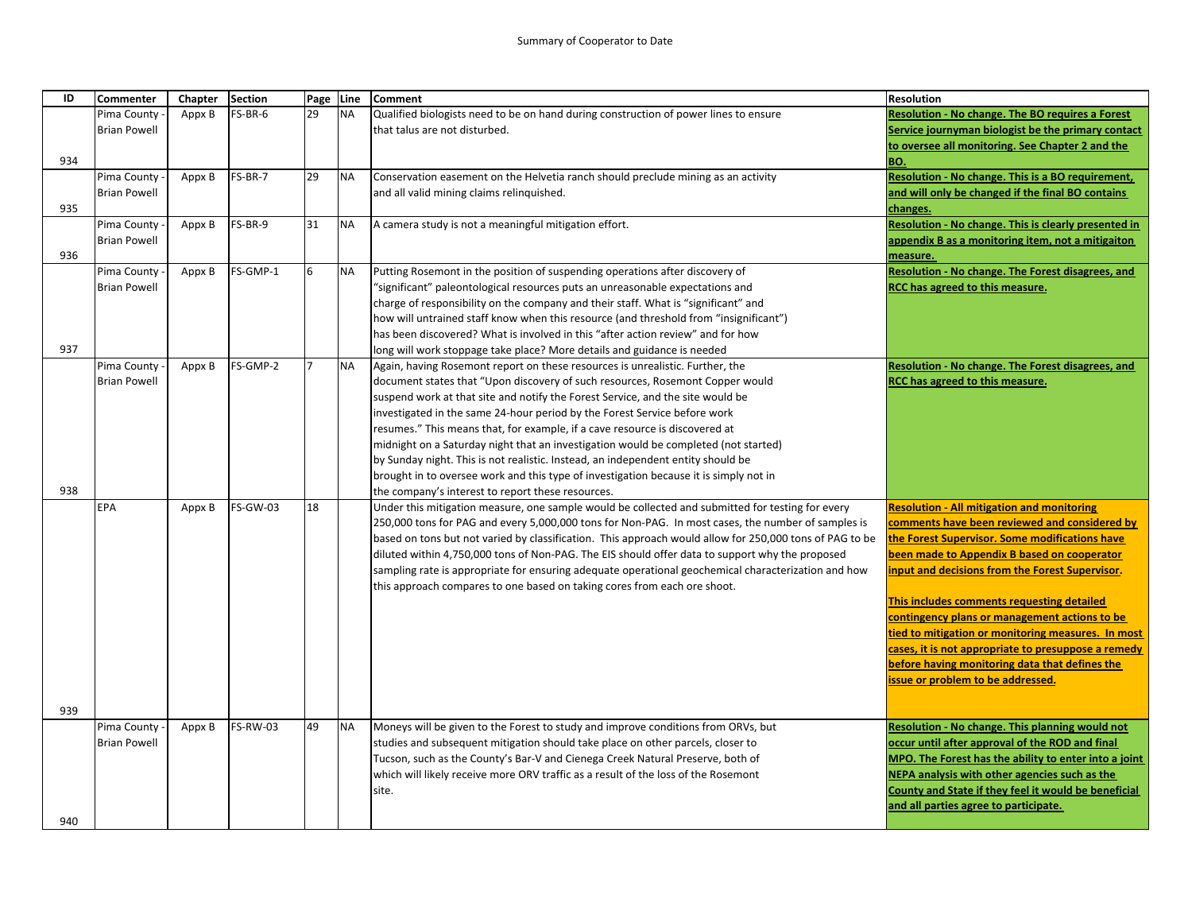Summary of Cooperator to Date

| ID | Commenter | Chapter | Section | Page | Line | Comment | Resolution |
|---|---|---|---|---|---|---|---|
| 934 | Pima County - Brian Powell | Appx B | FS-BR-6 | 29 | NA | Qualified biologists need to be on hand during construction of power lines to ensure that talus are not disturbed. | Resolution - No change. The BO requires a Forest Service journyman biologist be the primary contact to oversee all monitoring. See Chapter 2 and the BO. |
| 935 | Pima County - Brian Powell | Appx B | FS-BR-7 | 29 | NA | Conservation easement on the Helvetia ranch should preclude mining as an activity and all valid mining claims relinquished. | Resolution - No change. This is a BO requirement, and will only be changed if the final BO contains changes. |
| 936 | Pima County - Brian Powell | Appx B | FS-BR-9 | 31 | NA | A camera study is not a meaningful mitigation effort. | Resolution - No change. This is clearly presented in appendix B as a monitoring item, not a mitigaiton measure. |
| 937 | Pima County - Brian Powell | Appx B | FS-GMP-1 | 6 | NA | Putting Rosemont in the position of suspending operations after discovery of "significant" paleontological resources puts an unreasonable expectations and charge of responsibility on the company and their staff. What is "significant" and how will untrained staff know when this resource (and threshold from "insignificant") has been discovered? What is involved in this "after action review" and for how long will work stoppage take place? More details and guidance is needed | Resolution - No change. The Forest disagrees, and RCC has agreed to this measure. |
| 938 | Pima County - Brian Powell | Appx B | FS-GMP-2 | 7 | NA | Again, having Rosemont report on these resources is unrealistic. Further, the document states that "Upon discovery of such resources, Rosemont Copper would suspend work at that site and notify the Forest Service, and the site would be investigated in the same 24-hour period by the Forest Service before work resumes." This means that, for example, if a cave resource is discovered at midnight on a Saturday night that an investigation would be completed (not started) by Sunday night. This is not realistic. Instead, an independent entity should be brought in to oversee work and this type of investigation because it is simply not in the company's interest to report these resources. | Resolution - No change. The Forest disagrees, and RCC has agreed to this measure. |
| 939 | EPA | Appx B | FS-GW-03 | 18 | | Under this mitigation measure, one sample would be collected and submitted for testing for every 250,000 tons for PAG and every 5,000,000 tons for Non-PAG. In most cases, the number of samples is based on tons but not varied by classification. This approach would allow for 250,000 tons of PAG to be diluted within 4,750,000 tons of Non-PAG. The EIS should offer data to support why the proposed sampling rate is appropriate for ensuring adequate operational geochemical characterization and how this approach compares to one based on taking cores from each ore shoot. | Resolution - All mitigation and monitoring comments have been reviewed and considered by the Forest Supervisor. Some modifications have been made to Appendix B based on cooperator input and decisions from the Forest Supervisor. This includes comments requesting detailed contingency plans or management actions to be tied to mitigation or monitoring measures. In most cases, it is not appropriate to presuppose a remedy before having monitoring data that defines the issue or problem to be addressed. |
| 940 | Pima County - Brian Powell | Appx B | FS-RW-03 | 49 | NA | Moneys will be given to the Forest to study and improve conditions from ORVs, but studies and subsequent mitigation should take place on other parcels, closer to Tucson, such as the County's Bar-V and Cienega Creek Natural Preserve, both of which will likely receive more ORV traffic as a result of the loss of the Rosemont site. | Resolution - No change. This planning would not occur until after approval of the ROD and final MPO. The Forest has the ability to enter into a joint NEPA analysis with other agencies such as the County and State if they feel it would be beneficial and all parties agree to participate. |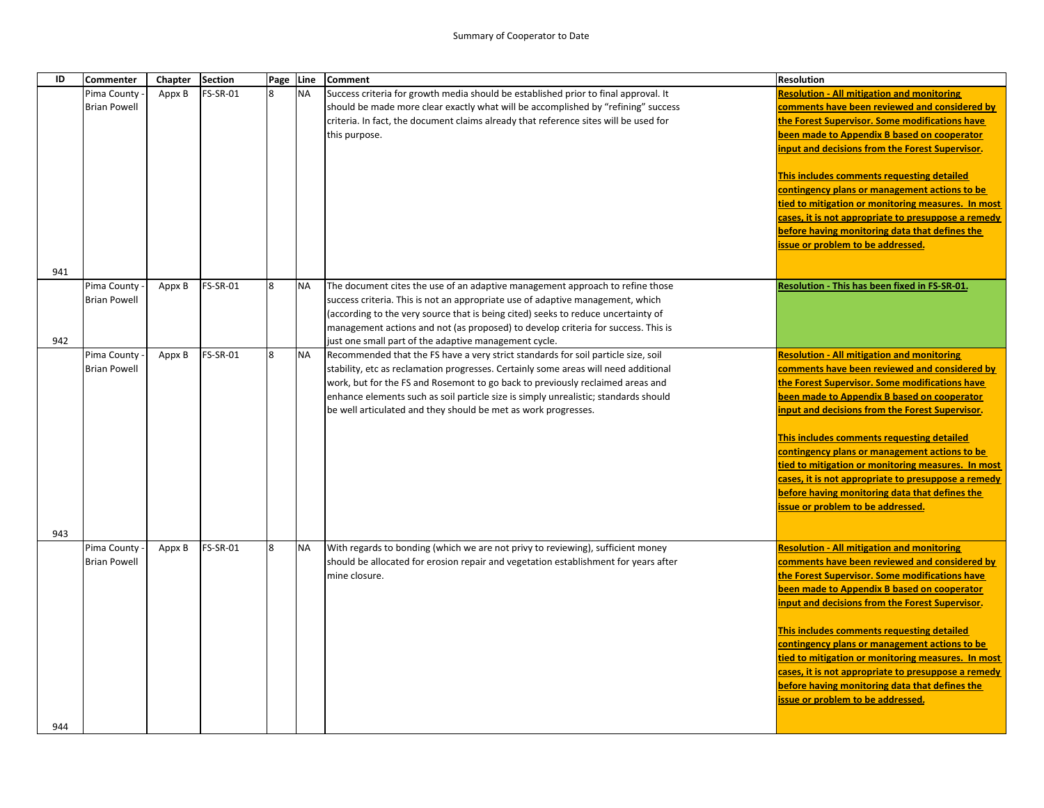Summary of Cooperator to Date

| ID | Commenter | Chapter | Section | Page | Line | Comment | Resolution |
|---|---|---|---|---|---|---|---|
| 941 | Pima County - Brian Powell | Appx B | FS-SR-01 | 8 | NA | Success criteria for growth media should be established prior to final approval. It should be made more clear exactly what will be accomplished by "refining" success criteria. In fact, the document claims already that reference sites will be used for this purpose. | **Resolution - All mitigation and monitoring comments have been reviewed and considered by the Forest Supervisor. Some modifications have been made to Appendix B based on cooperator input and decisions from the Forest Supervisor.**<br><br>**This includes comments requesting detailed contingency plans or management actions to be tied to mitigation or monitoring measures. In most cases, it is not appropriate to presuppose a remedy before having monitoring data that defines the issue or problem to be addressed.** |
| 942 | Pima County - Brian Powell | Appx B | FS-SR-01 | 8 | NA | The document cites the use of an adaptive management approach to refine those success criteria. This is not an appropriate use of adaptive management, which (according to the very source that is being cited) seeks to reduce uncertainty of management actions and not (as proposed) to develop criteria for success. This is just one small part of the adaptive management cycle. | **Resolution - This has been fixed in FS-SR-01.** |
| 943 | Pima County - Brian Powell | Appx B | FS-SR-01 | 8 | NA | Recommended that the FS have a very strict standards for soil particle size, soil stability, etc as reclamation progresses. Certainly some areas will need additional work, but for the FS and Rosemont to go back to previously reclaimed areas and enhance elements such as soil particle size is simply unrealistic; standards should be well articulated and they should be met as work progresses. | **Resolution - All mitigation and monitoring comments have been reviewed and considered by the Forest Supervisor. Some modifications have been made to Appendix B based on cooperator input and decisions from the Forest Supervisor.**<br><br>**This includes comments requesting detailed contingency plans or management actions to be tied to mitigation or monitoring measures. In most cases, it is not appropriate to presuppose a remedy before having monitoring data that defines the issue or problem to be addressed.** |
| 944 | Pima County - Brian Powell | Appx B | FS-SR-01 | 8 | NA | With regards to bonding (which we are not privy to reviewing), sufficient money should be allocated for erosion repair and vegetation establishment for years after mine closure. | **Resolution - All mitigation and monitoring comments have been reviewed and considered by the Forest Supervisor. Some modifications have been made to Appendix B based on cooperator input and decisions from the Forest Supervisor.**<br><br>**This includes comments requesting detailed contingency plans or management actions to be tied to mitigation or monitoring measures. In most cases, it is not appropriate to presuppose a remedy before having monitoring data that defines the issue or problem to be addressed.** |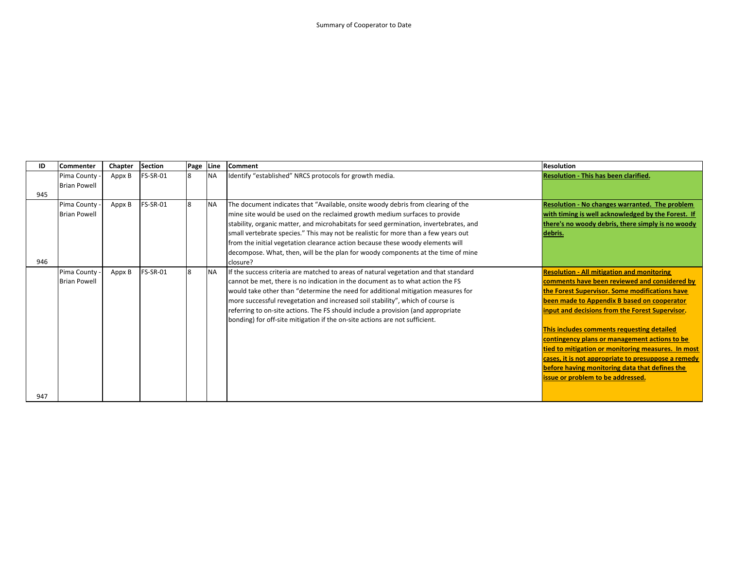Summary of Cooperator to Date

| ID | Commenter | Chapter | Section | Page | Line | Comment | Resolution |
|---|---|---|---|---|---|---|---|
| 945 | Pima County - Brian Powell | Appx B | FS-SR-01 | 8 | NA | Identify "established" NRCS protocols for growth media. | **Resolution - This has been clarified.** |
| 946 | Pima County - Brian Powell | Appx B | FS-SR-01 | 8 | NA | The document indicates that "Available, onsite woody debris from clearing of the mine site would be used on the reclaimed growth medium surfaces to provide stability, organic matter, and microhabitats for seed germination, invertebrates, and small vertebrate species." This may not be realistic for more than a few years out from the initial vegetation clearance action because these woody elements will decompose. What, then, will be the plan for woody components at the time of mine closure? | **Resolution - No changes warranted. The problem with timing is well acknowledged by the Forest. If there's no woody debris, there simply is no woody debris.** |
| 947 | Pima County - Brian Powell | Appx B | FS-SR-01 | 8 | NA | If the success criteria are matched to areas of natural vegetation and that standard cannot be met, there is no indication in the document as to what action the FS would take other than "determine the need for additional mitigation measures for more successful revegetation and increased soil stability", which of course is referring to on-site actions. The FS should include a provision (and appropriate bonding) for off-site mitigation if the on-site actions are not sufficient. | **Resolution - All mitigation and monitoring comments have been reviewed and considered by the Forest Supervisor. Some modifications have been made to Appendix B based on cooperator input and decisions from the Forest Supervisor.** <br><br> **This includes comments requesting detailed contingency plans or management actions to be tied to mitigation or monitoring measures. In most cases, it is not appropriate to presuppose a remedy before having monitoring data that defines the issue or problem to be addressed.** |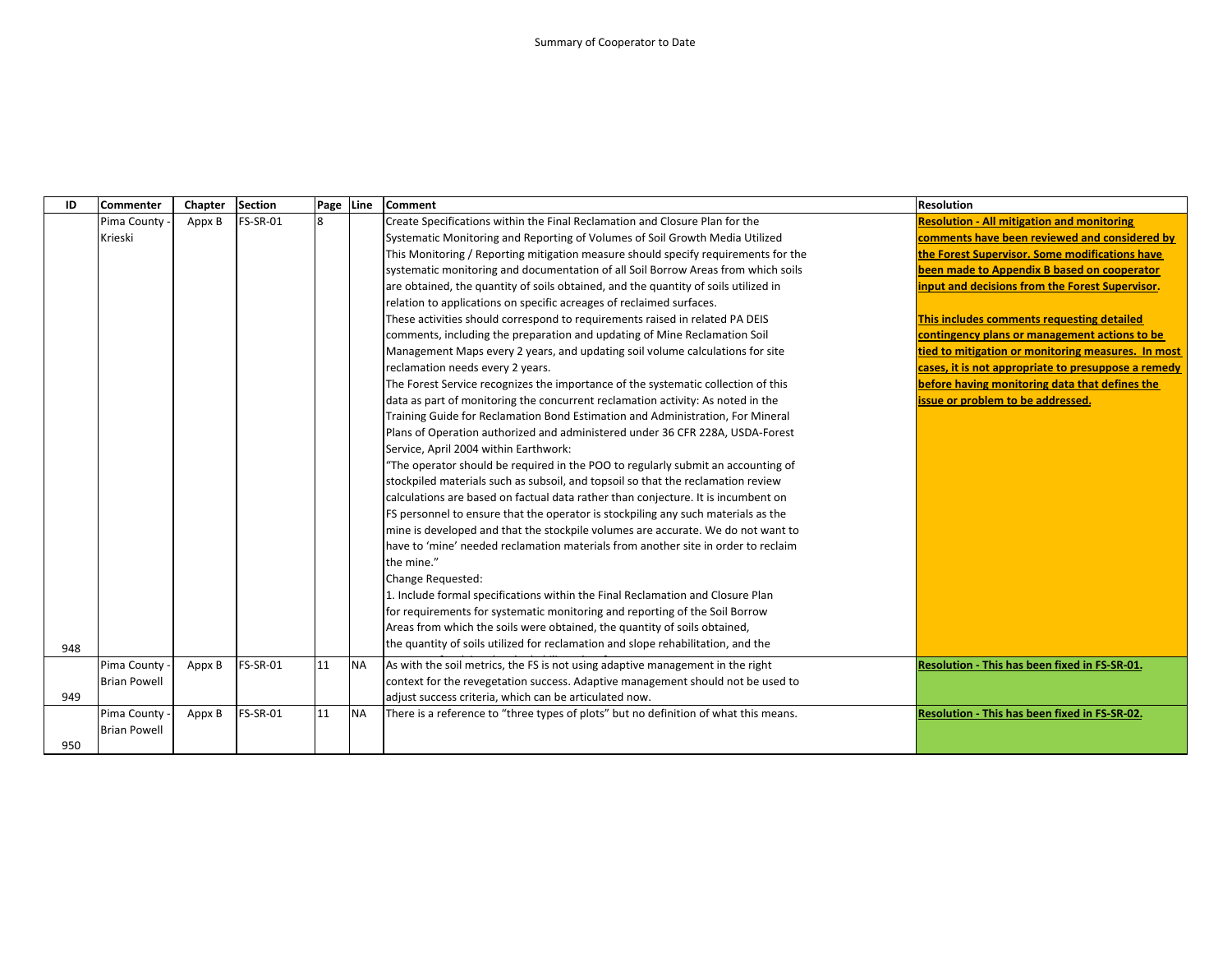Summary of Cooperator to Date

| ID | Commenter | Chapter | Section | Page | Line | Comment | Resolution |
|---|---|---|---|---|---|---|---|
| 948 | Pima County - Krieski | Appx B | FS-SR-01 | 8 | | Create Specifications within the Final Reclamation and Closure Plan for the Systematic Monitoring and Reporting of Volumes of Soil Growth Media Utilized This Monitoring / Reporting mitigation measure should specify requirements for the systematic monitoring and documentation of all Soil Borrow Areas from which soils are obtained, the quantity of soils obtained, and the quantity of soils utilized in relation to applications on specific acreages of reclaimed surfaces. These activities should correspond to requirements raised in related PA DEIS comments, including the preparation and updating of Mine Reclamation Soil Management Maps every 2 years, and updating soil volume calculations for site reclamation needs every 2 years. The Forest Service recognizes the importance of the systematic collection of this data as part of monitoring the concurrent reclamation activity: As noted in the Training Guide for Reclamation Bond Estimation and Administration, For Mineral Plans of Operation authorized and administered under 36 CFR 228A, USDA-Forest Service, April 2004 within Earthwork: "The operator should be required in the POO to regularly submit an accounting of stockpiled materials such as subsoil, and topsoil so that the reclamation review calculations are based on factual data rather than conjecture. It is incumbent on FS personnel to ensure that the operator is stockpiling any such materials as the mine is developed and that the stockpile volumes are accurate. We do not want to have to 'mine' needed reclamation materials from another site in order to reclaim the mine." Change Requested: 1. Include formal specifications within the Final Reclamation and Closure Plan for requirements for systematic monitoring and reporting of the Soil Borrow Areas from which the soils were obtained, the quantity of soils obtained, the quantity of soils utilized for reclamation and slope rehabilitation, and the | **Resolution - All mitigation and monitoring comments have been reviewed and considered by the Forest Supervisor. Some modifications have been made to Appendix B based on cooperator input and decisions from the Forest Supervisor.** **This includes comments requesting detailed contingency plans or management actions to be tied to mitigation or monitoring measures. In most cases, it is not appropriate to presuppose a remedy before having monitoring data that defines the issue or problem to be addressed.** |
| 949 | Pima County - Brian Powell | Appx B | FS-SR-01 | 11 | NA | As with the soil metrics, the FS is not using adaptive management in the right context for the revegetation success. Adaptive management should not be used to adjust success criteria, which can be articulated now. | **Resolution - This has been fixed in FS-SR-01.** |
| 950 | Pima County - Brian Powell | Appx B | FS-SR-01 | 11 | NA | There is a reference to "three types of plots" but no definition of what this means. | **Resolution - This has been fixed in FS-SR-02.** |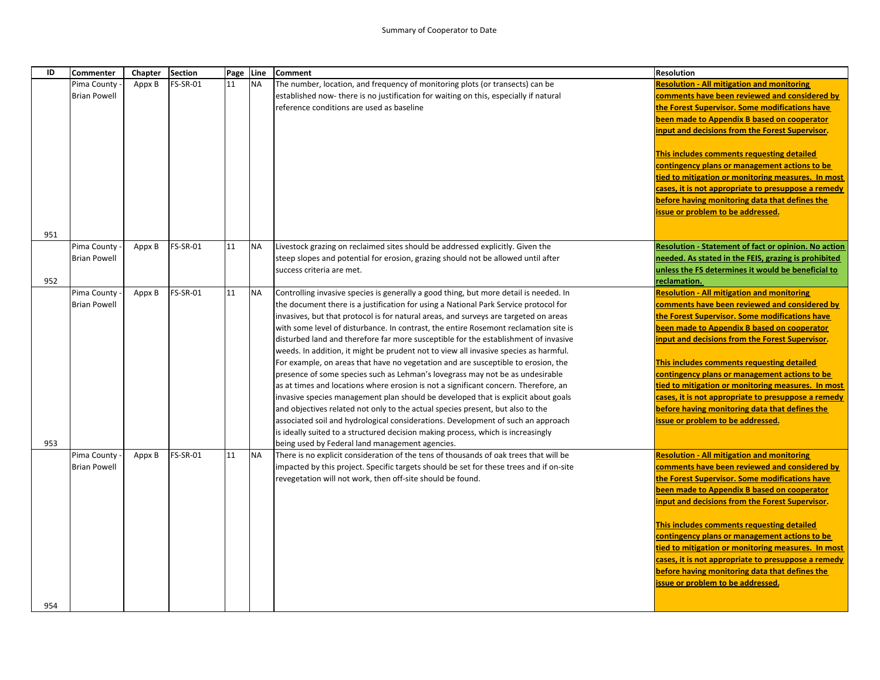Summary of Cooperator to Date

| ID | Commenter | Chapter | Section | Page | Line | Comment | Resolution |
|---|---|---|---|---|---|---|---|
| 951 | Pima County - Brian Powell | Appx B | FS-SR-01 | 11 | NA | The number, location, and frequency of monitoring plots (or transects) can be established now- there is no justification for waiting on this, especially if natural reference conditions are used as baseline | **Resolution - All mitigation and monitoring comments have been reviewed and considered by the Forest Supervisor. Some modifications have been made to Appendix B based on cooperator input and decisions from the Forest Supervisor.** **This includes comments requesting detailed contingency plans or management actions to be tied to mitigation or monitoring measures. In most cases, it is not appropriate to presuppose a remedy before having monitoring data that defines the issue or problem to be addressed.** |
| 952 | Pima County - Brian Powell | Appx B | FS-SR-01 | 11 | NA | Livestock grazing on reclaimed sites should be addressed explicitly. Given the steep slopes and potential for erosion, grazing should not be allowed until after success criteria are met. | **Resolution - Statement of fact or opinion. No action needed. As stated in the FEIS, grazing is prohibited unless the FS determines it would be beneficial to reclamation.** |
| 953 | Pima County - Brian Powell | Appx B | FS-SR-01 | 11 | NA | Controlling invasive species is generally a good thing, but more detail is needed. In the document there is a justification for using a National Park Service protocol for invasives, but that protocol is for natural areas, and surveys are targeted on areas with some level of disturbance. In contrast, the entire Rosemont reclamation site is disturbed land and therefore far more susceptible for the establishment of invasive weeds. In addition, it might be prudent not to view all invasive species as harmful. For example, on areas that have no vegetation and are susceptible to erosion, the presence of some species such as Lehman's lovegrass may not be as undesirable as at times and locations where erosion is not a significant concern. Therefore, an invasive species management plan should be developed that is explicit about goals and objectives related not only to the actual species present, but also to the associated soil and hydrological considerations. Development of such an approach is ideally suited to a structured decision making process, which is increasingly being used by Federal land management agencies. | **Resolution - All mitigation and monitoring comments have been reviewed and considered by the Forest Supervisor. Some modifications have been made to Appendix B based on cooperator input and decisions from the Forest Supervisor.** **This includes comments requesting detailed contingency plans or management actions to be tied to mitigation or monitoring measures. In most cases, it is not appropriate to presuppose a remedy before having monitoring data that defines the issue or problem to be addressed.** |
| 954 | Pima County - Brian Powell | Appx B | FS-SR-01 | 11 | NA | There is no explicit consideration of the tens of thousands of oak trees that will be impacted by this project. Specific targets should be set for these trees and if on-site revegetation will not work, then off-site should be found. | **Resolution - All mitigation and monitoring comments have been reviewed and considered by the Forest Supervisor. Some modifications have been made to Appendix B based on cooperator input and decisions from the Forest Supervisor.** **This includes comments requesting detailed contingency plans or management actions to be tied to mitigation or monitoring measures. In most cases, it is not appropriate to presuppose a remedy before having monitoring data that defines the issue or problem to be addressed.** |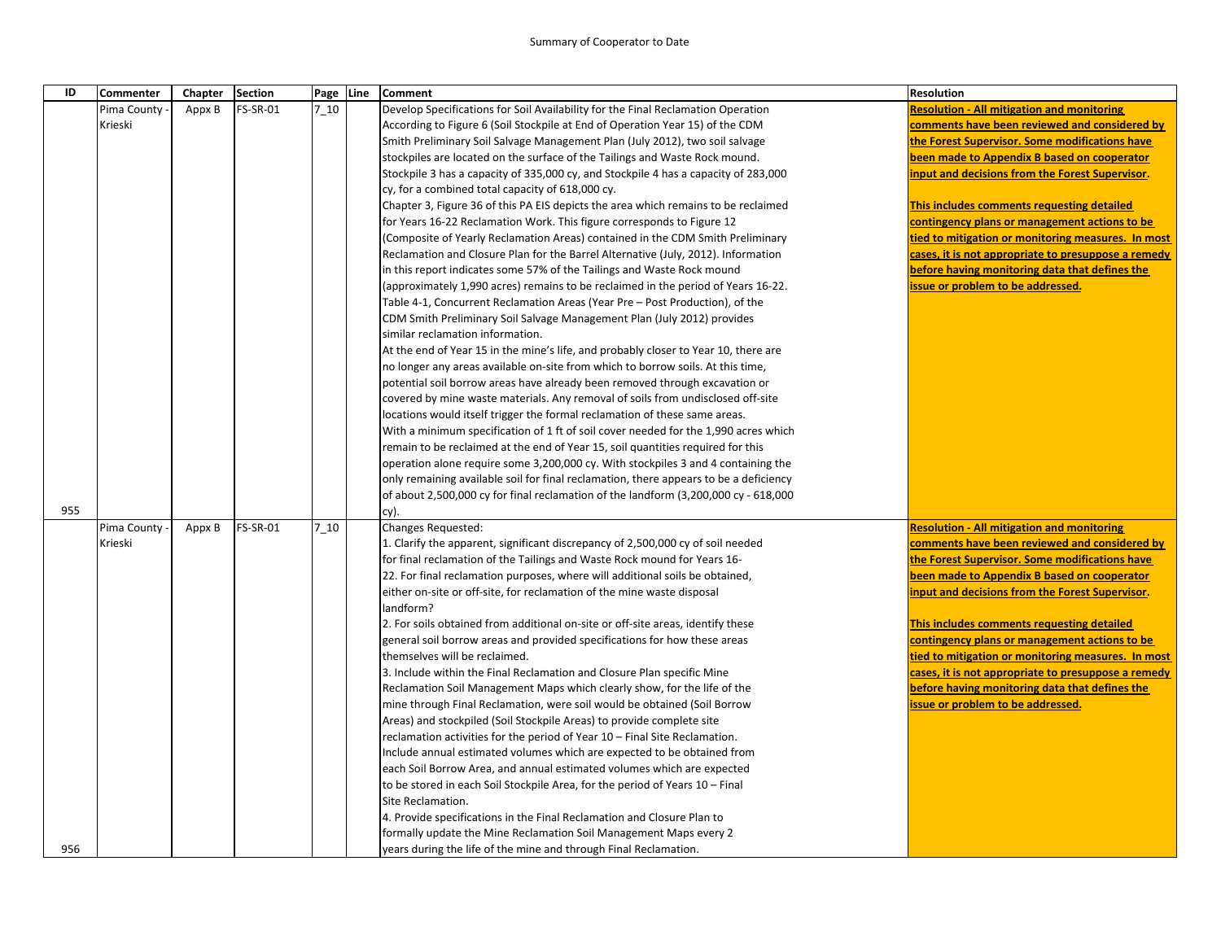Summary of Cooperator to Date

| ID | Commenter | Chapter | Section | Page | Line | Comment | Resolution |
|---|---|---|---|---|---|---|---|
| 955 | Pima County - Krieski | Appx B | FS-SR-01 | 7_10 | | Develop Specifications for Soil Availability for the Final Reclamation Operation According to Figure 6 (Soil Stockpile at End of Operation Year 15) of the CDM Smith Preliminary Soil Salvage Management Plan (July 2012), two soil salvage stockpiles are located on the surface of the Tailings and Waste Rock mound. Stockpile 3 has a capacity of 335,000 cy, and Stockpile 4 has a capacity of 283,000 cy, for a combined total capacity of 618,000 cy. Chapter 3, Figure 36 of this PA EIS depicts the area which remains to be reclaimed for Years 16-22 Reclamation Work. This figure corresponds to Figure 12 (Composite of Yearly Reclamation Areas) contained in the CDM Smith Preliminary Reclamation and Closure Plan for the Barrel Alternative (July, 2012). Information in this report indicates some 57% of the Tailings and Waste Rock mound (approximately 1,990 acres) remains to be reclaimed in the period of Years 16-22. Table 4-1, Concurrent Reclamation Areas (Year Pre – Post Production), of the CDM Smith Preliminary Soil Salvage Management Plan (July 2012) provides similar reclamation information. At the end of Year 15 in the mine's life, and probably closer to Year 10, there are no longer any areas available on-site from which to borrow soils. At this time, potential soil borrow areas have already been removed through excavation or covered by mine waste materials. Any removal of soils from undisclosed off-site locations would itself trigger the formal reclamation of these same areas. With a minimum specification of 1 ft of soil cover needed for the 1,990 acres which remain to be reclaimed at the end of Year 15, soil quantities required for this operation alone require some 3,200,000 cy. With stockpiles 3 and 4 containing the only remaining available soil for final reclamation, there appears to be a deficiency of about 2,500,000 cy for final reclamation of the landform (3,200,000 cy - 618,000 cy). | **Resolution - All mitigation and monitoring comments have been reviewed and considered by the Forest Supervisor. Some modifications have been made to Appendix B based on cooperator input and decisions from the Forest Supervisor.** **This includes comments requesting detailed contingency plans or management actions to be tied to mitigation or monitoring measures. In most cases, it is not appropriate to presuppose a remedy before having monitoring data that defines the issue or problem to be addressed.** |
| 956 | Pima County - Krieski | Appx B | FS-SR-01 | 7_10 | | Changes Requested: 1. Clarify the apparent, significant discrepancy of 2,500,000 cy of soil needed for final reclamation of the Tailings and Waste Rock mound for Years 16-22. For final reclamation purposes, where will additional soils be obtained, either on-site or off-site, for reclamation of the mine waste disposal landform? 2. For soils obtained from additional on-site or off-site areas, identify these general soil borrow areas and provided specifications for how these areas themselves will be reclaimed. 3. Include within the Final Reclamation and Closure Plan specific Mine Reclamation Soil Management Maps which clearly show, for the life of the mine through Final Reclamation, were soil would be obtained (Soil Borrow Areas) and stockpiled (Soil Stockpile Areas) to provide complete site reclamation activities for the period of Year 10 – Final Site Reclamation. Include annual estimated volumes which are expected to be obtained from each Soil Borrow Area, and annual estimated volumes which are expected to be stored in each Soil Stockpile Area, for the period of Years 10 – Final Site Reclamation. 4. Provide specifications in the Final Reclamation and Closure Plan to formally update the Mine Reclamation Soil Management Maps every 2 years during the life of the mine and through Final Reclamation. | **Resolution - All mitigation and monitoring comments have been reviewed and considered by the Forest Supervisor. Some modifications have been made to Appendix B based on cooperator input and decisions from the Forest Supervisor.** **This includes comments requesting detailed contingency plans or management actions to be tied to mitigation or monitoring measures. In most cases, it is not appropriate to presuppose a remedy before having monitoring data that defines the issue or problem to be addressed.** |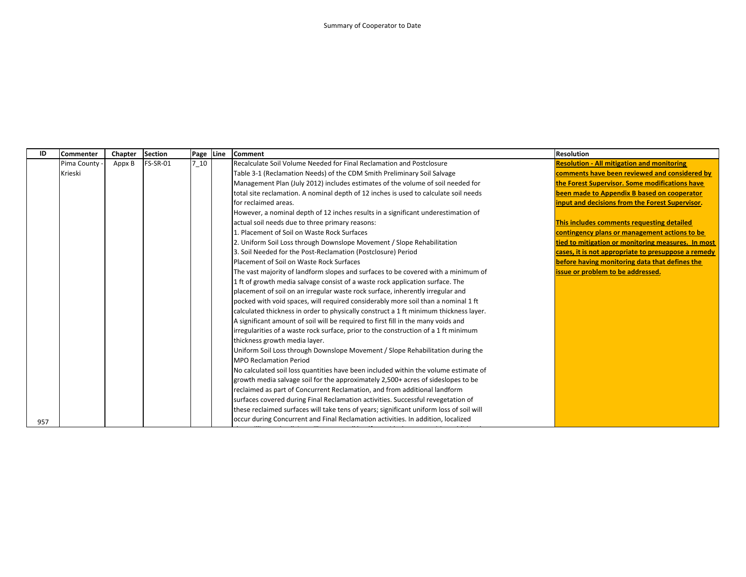Summary of Cooperator to Date

| ID | Commenter | Chapter | Section | Page | Line | Comment | Resolution |
|---|---|---|---|---|---|---|---|
| 957 | Pima County - Krieski | Appx B | FS-SR-01 | 7_10 | | Recalculate Soil Volume Needed for Final Reclamation and Postclosure<br>Table 3-1 (Reclamation Needs) of the CDM Smith Preliminary Soil Salvage Management Plan (July 2012) includes estimates of the volume of soil needed for total site reclamation. A nominal depth of 12 inches is used to calculate soil needs for reclaimed areas.<br>However, a nominal depth of 12 inches results in a significant underestimation of actual soil needs due to three primary reasons:<br>1. Placement of Soil on Waste Rock Surfaces<br>2. Uniform Soil Loss through Downslope Movement / Slope Rehabilitation<br>3. Soil Needed for the Post-Reclamation (Postclosure) Period<br>Placement of Soil on Waste Rock Surfaces<br>The vast majority of landform slopes and surfaces to be covered with a minimum of 1 ft of growth media salvage consist of a waste rock application surface. The placement of soil on an irregular waste rock surface, inherently irregular and pocked with void spaces, will required considerably more soil than a nominal 1 ft calculated thickness in order to physically construct a 1 ft minimum thickness layer. A significant amount of soil will be required to first fill in the many voids and irregularities of a waste rock surface, prior to the construction of a 1 ft minimum thickness growth media layer.<br>Uniform Soil Loss through Downslope Movement / Slope Rehabilitation during the MPO Reclamation Period<br>No calculated soil loss quantities have been included within the volume estimate of growth media salvage soil for the approximately 2,500+ acres of sideslopes to be reclaimed as part of Concurrent Reclamation, and from additional landform surfaces covered during Final Reclamation activities. Successful revegetation of these reclaimed surfaces will take tens of years; significant uniform loss of soil will occur during Concurrent and Final Reclamation activities. In addition, localized | **Resolution - All mitigation and monitoring comments have been reviewed and considered by the Forest Supervisor. Some modifications have been made to Appendix B based on cooperator input and decisions from the Forest Supervisor.**<br><br>**This includes comments requesting detailed contingency plans or management actions to be tied to mitigation or monitoring measures. In most cases, it is not appropriate to presuppose a remedy before having monitoring data that defines the issue or problem to be addressed.** |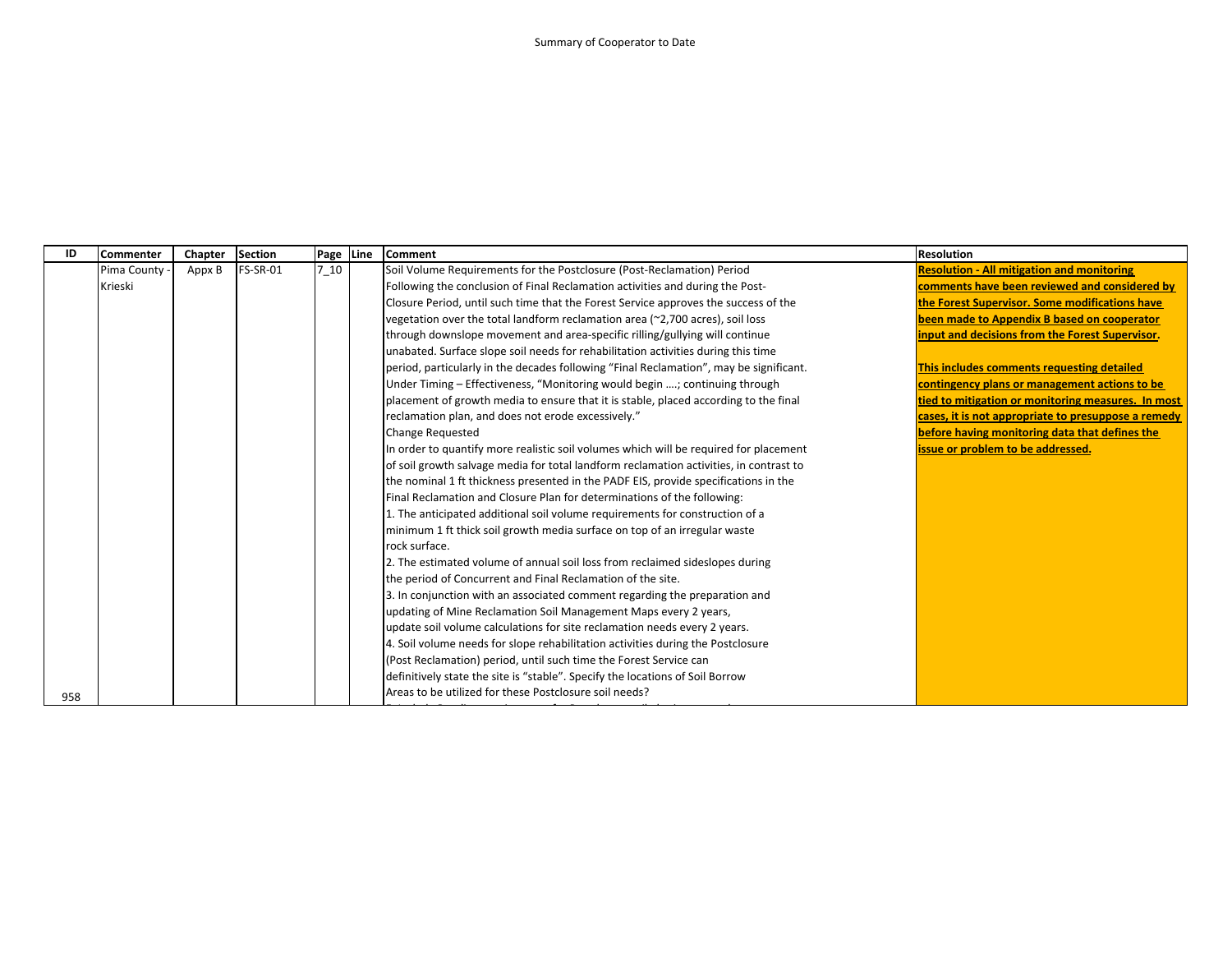Summary of Cooperator to Date

| ID | Commenter | Chapter | Section | Page | Line | Comment | Resolution |
|---|---|---|---|---|---|---|---|
| 958 | Pima County - Krieski | Appx B | FS-SR-01 | 7_10 | | Soil Volume Requirements for the Postclosure (Post-Reclamation) Period<br>Following the conclusion of Final Reclamation activities and during the Post-Closure Period, until such time that the Forest Service approves the success of the vegetation over the total landform reclamation area (~2,700 acres), soil loss through downslope movement and area-specific rilling/gullying will continue unabated. Surface slope soil needs for rehabilitation activities during this time period, particularly in the decades following "Final Reclamation", may be significant. Under Timing – Effectiveness, "Monitoring would begin ….; continuing through placement of growth media to ensure that it is stable, placed according to the final reclamation plan, and does not erode excessively."<br>Change Requested<br>In order to quantify more realistic soil volumes which will be required for placement of soil growth salvage media for total landform reclamation activities, in contrast to the nominal 1 ft thickness presented in the PADF EIS, provide specifications in the Final Reclamation and Closure Plan for determinations of the following:<br>1. The anticipated additional soil volume requirements for construction of a minimum 1 ft thick soil growth media surface on top of an irregular waste rock surface.<br>2. The estimated volume of annual soil loss from reclaimed sideslopes during the period of Concurrent and Final Reclamation of the site.<br>3. In conjunction with an associated comment regarding the preparation and updating of Mine Reclamation Soil Management Maps every 2 years, update soil volume calculations for site reclamation needs every 2 years.<br>4. Soil volume needs for slope rehabilitation activities during the Postclosure (Post Reclamation) period, until such time the Forest Service can definitively state the site is "stable". Specify the locations of Soil Borrow Areas to be utilized for these Postclosure soil needs? | **Resolution - All mitigation and monitoring comments have been reviewed and considered by the Forest Supervisor. Some modifications have been made to Appendix B based on cooperator input and decisions from the Forest Supervisor.**<br><br>**This includes comments requesting detailed contingency plans or management actions to be tied to mitigation or monitoring measures. In most cases, it is not appropriate to presuppose a remedy before having monitoring data that defines the issue or problem to be addressed.** |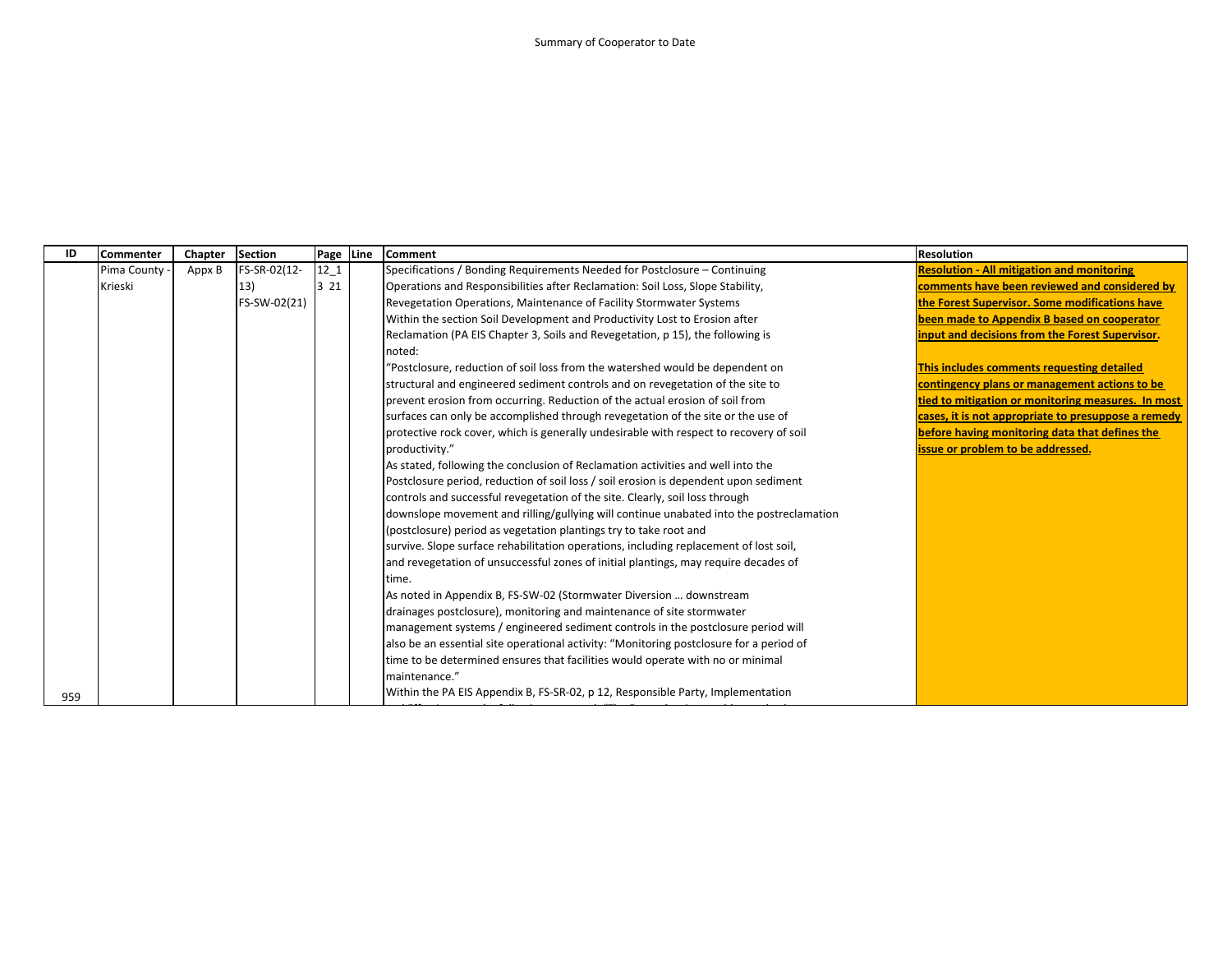Summary of Cooperator to Date

| ID | Commenter | Chapter | Section | Page | Line | Comment | Resolution |
|---|---|---|---|---|---|---|---|
| 959 | Pima County - Krieski | Appx B | FS-SR-02(12-13) FS-SW-02(21) | 12_13 21 | | Specifications / Bonding Requirements Needed for Postclosure – Continuing Operations and Responsibilities after Reclamation: Soil Loss, Slope Stability, Revegetation Operations, Maintenance of Facility Stormwater Systems<br>Within the section Soil Development and Productivity Lost to Erosion after Reclamation (PA EIS Chapter 3, Soils and Revegetation, p 15), the following is noted:<br>"Postclosure, reduction of soil loss from the watershed would be dependent on structural and engineered sediment controls and on revegetation of the site to prevent erosion from occurring. Reduction of the actual erosion of soil from surfaces can only be accomplished through revegetation of the site or the use of protective rock cover, which is generally undesirable with respect to recovery of soil productivity."<br>As stated, following the conclusion of Reclamation activities and well into the Postclosure period, reduction of soil loss / soil erosion is dependent upon sediment controls and successful revegetation of the site. Clearly, soil loss through downslope movement and rilling/gullying will continue unabated into the postreclamation (postclosure) period as vegetation plantings try to take root and survive. Slope surface rehabilitation operations, including replacement of lost soil, and revegetation of unsuccessful zones of initial plantings, may require decades of time.<br>As noted in Appendix B, FS-SW-02 (Stormwater Diversion … downstream drainages postclosure), monitoring and maintenance of site stormwater management systems / engineered sediment controls in the postclosure period will also be an essential site operational activity: "Monitoring postclosure for a period of time to be determined ensures that facilities would operate with no or minimal maintenance."<br>Within the PA EIS Appendix B, FS-SR-02, p 12, Responsible Party, Implementation | **Resolution - All mitigation and monitoring comments have been reviewed and considered by the Forest Supervisor. Some modifications have been made to Appendix B based on cooperator input and decisions from the Forest Supervisor.**<br><br>**This includes comments requesting detailed contingency plans or management actions to be tied to mitigation or monitoring measures. In most cases, it is not appropriate to presuppose a remedy before having monitoring data that defines the issue or problem to be addressed.** |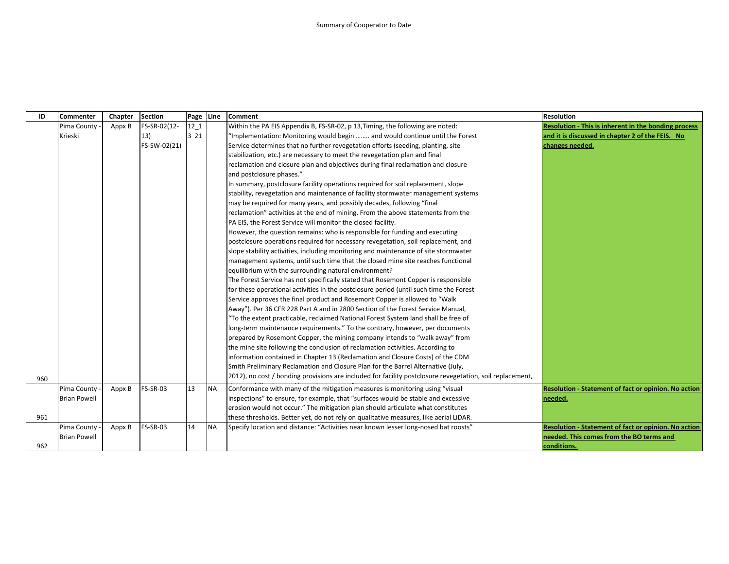Summary of Cooperator to Date

| ID | Commenter | Chapter | Section | Page | Line | Comment | Resolution |
|---|---|---|---|---|---|---|---|
| 960 | Pima County - Krieski | Appx B | FS-SR-02(12-13) FS-SW-02(21) | 12_13 21 | | Within the PA EIS Appendix B, FS-SR-02, p 13,Timing, the following are noted: "Implementation: Monitoring would begin …….. and would continue until the Forest Service determines that no further revegetation efforts (seeding, planting, site stabilization, etc.) are necessary to meet the revegetation plan and final reclamation and closure plan and objectives during final reclamation and closure and postclosure phases." In summary, postclosure facility operations required for soil replacement, slope stability, revegetation and maintenance of facility stormwater management systems may be required for many years, and possibly decades, following "final reclamation" activities at the end of mining. From the above statements from the PA EIS, the Forest Service will monitor the closed facility. However, the question remains: who is responsible for funding and executing postclosure operations required for necessary revegetation, soil replacement, and slope stability activities, including monitoring and maintenance of site stormwater management systems, until such time that the closed mine site reaches functional equilibrium with the surrounding natural environment? The Forest Service has not specifically stated that Rosemont Copper is responsible for these operational activities in the postclosure period (until such time the Forest Service approves the final product and Rosemont Copper is allowed to "Walk Away"). Per 36 CFR 228 Part A and in 2800 Section of the Forest Service Manual, "To the extent practicable, reclaimed National Forest System land shall be free of long-term maintenance requirements." To the contrary, however, per documents prepared by Rosemont Copper, the mining company intends to "walk away" from the mine site following the conclusion of reclamation activities. According to information contained in Chapter 13 (Reclamation and Closure Costs) of the CDM Smith Preliminary Reclamation and Closure Plan for the Barrel Alternative (July, 2012), no cost / bonding provisions are included for facility postclosure revegetation, soil replacement, | **Resolution - This is inherent in the bonding process and it is discussed in chapter 2 of the FEIS. No changes needed.** |
| 961 | Pima County - Brian Powell | Appx B | FS-SR-03 | 13 | NA | Conformance with many of the mitigation measures is monitoring using "visual inspections" to ensure, for example, that "surfaces would be stable and excessive erosion would not occur." The mitigation plan should articulate what constitutes these thresholds. Better yet, do not rely on qualitative measures, like aerial LiDAR. | **Resolution - Statement of fact or opinion. No action needed.** |
| 962 | Pima County - Brian Powell | Appx B | FS-SR-03 | 14 | NA | Specify location and distance: "Activities near known lesser long-nosed bat roosts" | **Resolution - Statement of fact or opinion. No action needed. This comes from the BO terms and conditions.** |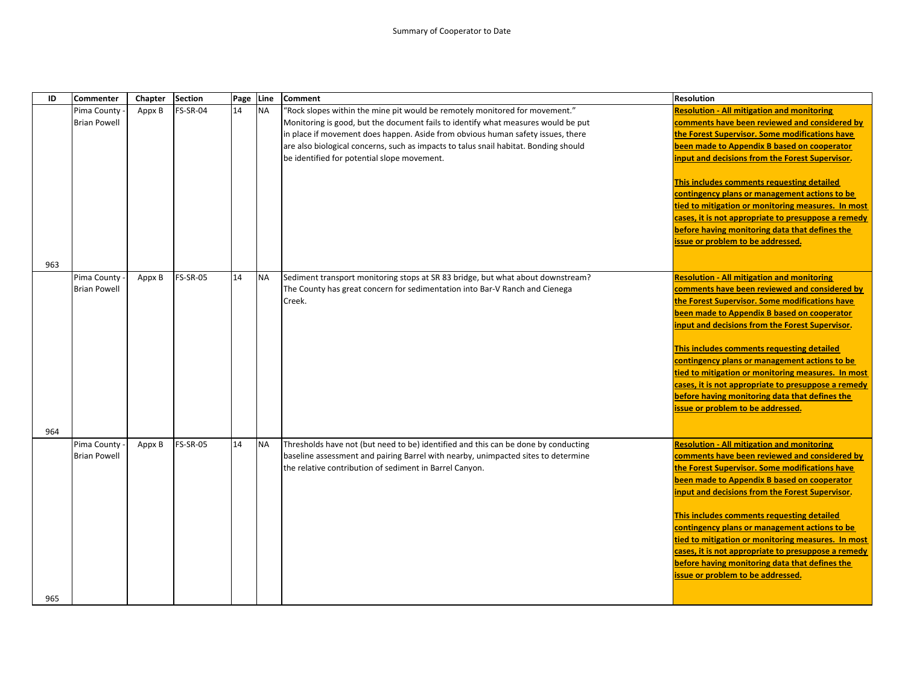Summary of Cooperator to Date

| ID | Commenter | Chapter | Section | Page | Line | Comment | Resolution |
|---|---|---|---|---|---|---|---|
| 963 | Pima County - Brian Powell | Appx B | FS-SR-04 | 14 | NA | "Rock slopes within the mine pit would be remotely monitored for movement." Monitoring is good, but the document fails to identify what measures would be put in place if movement does happen. Aside from obvious human safety issues, there are also biological concerns, such as impacts to talus snail habitat. Bonding should be identified for potential slope movement. | **Resolution - All mitigation and monitoring comments have been reviewed and considered by the Forest Supervisor. Some modifications have been made to Appendix B based on cooperator input and decisions from the Forest Supervisor.**<br><br>**This includes comments requesting detailed contingency plans or management actions to be tied to mitigation or monitoring measures. In most cases, it is not appropriate to presuppose a remedy before having monitoring data that defines the issue or problem to be addressed.** |
| 964 | Pima County - Brian Powell | Appx B | FS-SR-05 | 14 | NA | Sediment transport monitoring stops at SR 83 bridge, but what about downstream? The County has great concern for sedimentation into Bar-V Ranch and Cienega Creek. | **Resolution - All mitigation and monitoring comments have been reviewed and considered by the Forest Supervisor. Some modifications have been made to Appendix B based on cooperator input and decisions from the Forest Supervisor.**<br><br>**This includes comments requesting detailed contingency plans or management actions to be tied to mitigation or monitoring measures. In most cases, it is not appropriate to presuppose a remedy before having monitoring data that defines the issue or problem to be addressed.** |
| 965 | Pima County - Brian Powell | Appx B | FS-SR-05 | 14 | NA | Thresholds have not (but need to be) identified and this can be done by conducting baseline assessment and pairing Barrel with nearby, unimpacted sites to determine the relative contribution of sediment in Barrel Canyon. | **Resolution - All mitigation and monitoring comments have been reviewed and considered by the Forest Supervisor. Some modifications have been made to Appendix B based on cooperator input and decisions from the Forest Supervisor.**<br><br>**This includes comments requesting detailed contingency plans or management actions to be tied to mitigation or monitoring measures. In most cases, it is not appropriate to presuppose a remedy before having monitoring data that defines the issue or problem to be addressed.** |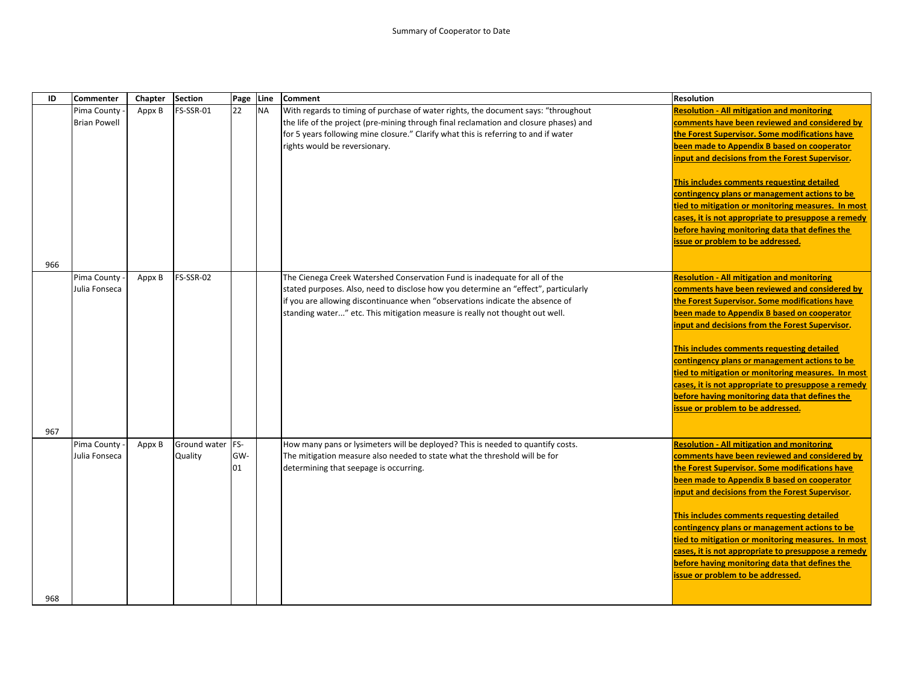Summary of Cooperator to Date

| ID | Commenter | Chapter | Section | Page | Line | Comment | Resolution |
|---|---|---|---|---|---|---|---|
| 966 | Pima County - Brian Powell | Appx B | FS-SSR-01 | 22 | NA | With regards to timing of purchase of water rights, the document says: "throughout the life of the project (pre-mining through final reclamation and closure phases) and for 5 years following mine closure." Clarify what this is referring to and if water rights would be reversionary. | **Resolution - All mitigation and monitoring comments have been reviewed and considered by the Forest Supervisor. Some modifications have been made to Appendix B based on cooperator input and decisions from the Forest Supervisor.** **This includes comments requesting detailed contingency plans or management actions to be tied to mitigation or monitoring measures. In most cases, it is not appropriate to presuppose a remedy before having monitoring data that defines the issue or problem to be addressed.** |
| 967 | Pima County - Julia Fonseca | Appx B | FS-SSR-02 | | | The Cienega Creek Watershed Conservation Fund is inadequate for all of the stated purposes. Also, need to disclose how you determine an "effect", particularly if you are allowing discontinuance when "observations indicate the absence of standing water..." etc. This mitigation measure is really not thought out well. | **Resolution - All mitigation and monitoring comments have been reviewed and considered by the Forest Supervisor. Some modifications have been made to Appendix B based on cooperator input and decisions from the Forest Supervisor.** **This includes comments requesting detailed contingency plans or management actions to be tied to mitigation or monitoring measures. In most cases, it is not appropriate to presuppose a remedy before having monitoring data that defines the issue or problem to be addressed.** |
| 968 | Pima County - Julia Fonseca | Appx B | Ground water Quality | FS-GW-01 | | How many pans or lysimeters will be deployed? This is needed to quantify costs. The mitigation measure also needed to state what the threshold will be for determining that seepage is occurring. | **Resolution - All mitigation and monitoring comments have been reviewed and considered by the Forest Supervisor. Some modifications have been made to Appendix B based on cooperator input and decisions from the Forest Supervisor.** **This includes comments requesting detailed contingency plans or management actions to be tied to mitigation or monitoring measures. In most cases, it is not appropriate to presuppose a remedy before having monitoring data that defines the issue or problem to be addressed.** |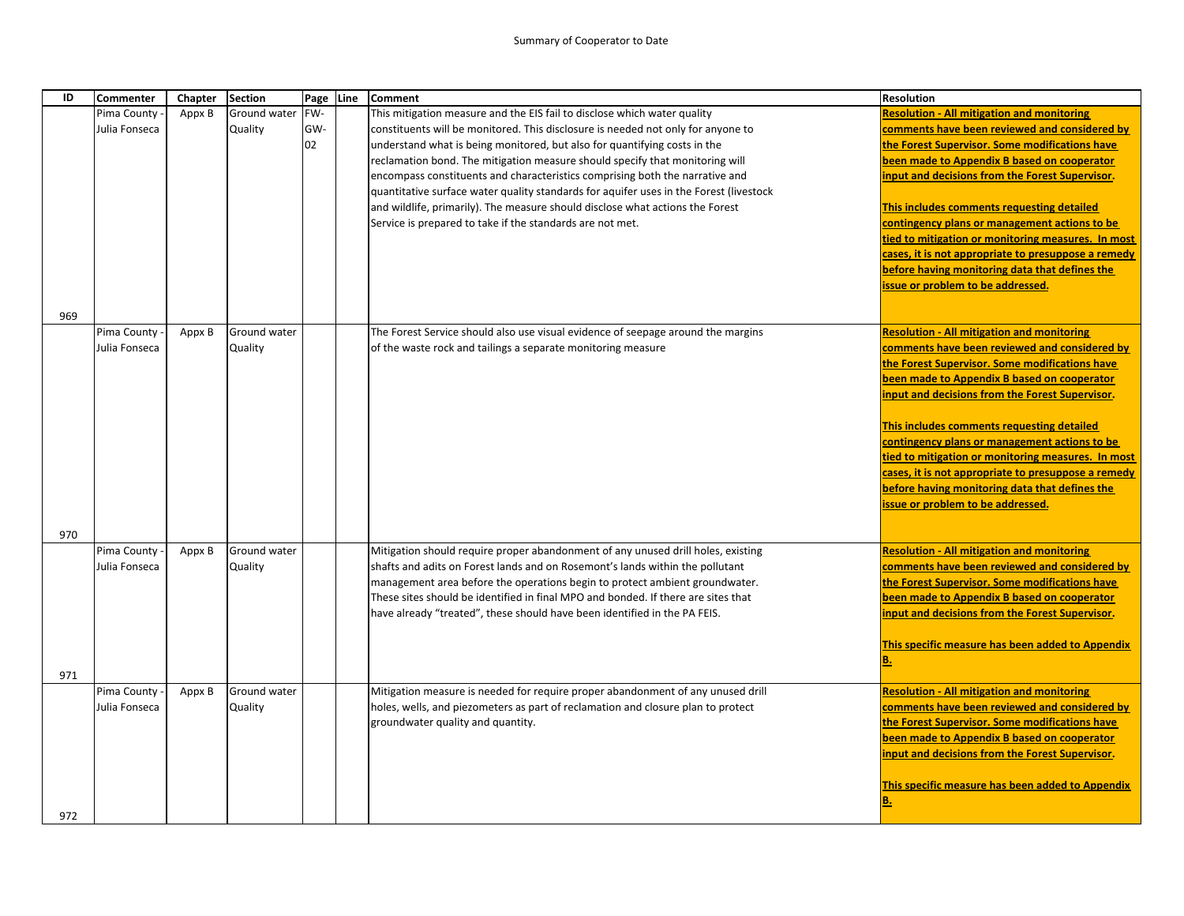Summary of Cooperator to Date

| ID | Commenter | Chapter | Section | Page | Line | Comment | Resolution |
|---|---|---|---|---|---|---|---|
| 969 | Pima County - Julia Fonseca | Appx B | Ground water Quality | FW-GW-02 | | This mitigation measure and the EIS fail to disclose which water quality constituents will be monitored. This disclosure is needed not only for anyone to understand what is being monitored, but also for quantifying costs in the reclamation bond. The mitigation measure should specify that monitoring will encompass constituents and characteristics comprising both the narrative and quantitative surface water quality standards for aquifer uses in the Forest (livestock and wildlife, primarily). The measure should disclose what actions the Forest Service is prepared to take if the standards are not met. | **Resolution - All mitigation and monitoring comments have been reviewed and considered by the Forest Supervisor. Some modifications have been made to Appendix B based on cooperator input and decisions from the Forest Supervisor.** <br><br> **This includes comments requesting detailed contingency plans or management actions to be tied to mitigation or monitoring measures. In most cases, it is not appropriate to presuppose a remedy before having monitoring data that defines the issue or problem to be addressed.** |
| 970 | Pima County - Julia Fonseca | Appx B | Ground water Quality | | | The Forest Service should also use visual evidence of seepage around the margins of the waste rock and tailings a separate monitoring measure | **Resolution - All mitigation and monitoring comments have been reviewed and considered by the Forest Supervisor. Some modifications have been made to Appendix B based on cooperator input and decisions from the Forest Supervisor.** <br><br> **This includes comments requesting detailed contingency plans or management actions to be tied to mitigation or monitoring measures. In most cases, it is not appropriate to presuppose a remedy before having monitoring data that defines the issue or problem to be addressed.** |
| 971 | Pima County - Julia Fonseca | Appx B | Ground water Quality | | | Mitigation should require proper abandonment of any unused drill holes, existing shafts and adits on Forest lands and on Rosemont's lands within the pollutant management area before the operations begin to protect ambient groundwater. These sites should be identified in final MPO and bonded. If there are sites that have already "treated", these should have been identified in the PA FEIS. | **Resolution - All mitigation and monitoring comments have been reviewed and considered by the Forest Supervisor. Some modifications have been made to Appendix B based on cooperator input and decisions from the Forest Supervisor.** <br><br> **This specific measure has been added to Appendix B.** |
| 972 | Pima County - Julia Fonseca | Appx B | Ground water Quality | | | Mitigation measure is needed for require proper abandonment of any unused drill holes, wells, and piezometers as part of reclamation and closure plan to protect groundwater quality and quantity. | **Resolution - All mitigation and monitoring comments have been reviewed and considered by the Forest Supervisor. Some modifications have been made to Appendix B based on cooperator input and decisions from the Forest Supervisor.** <br><br> **This specific measure has been added to Appendix B.** |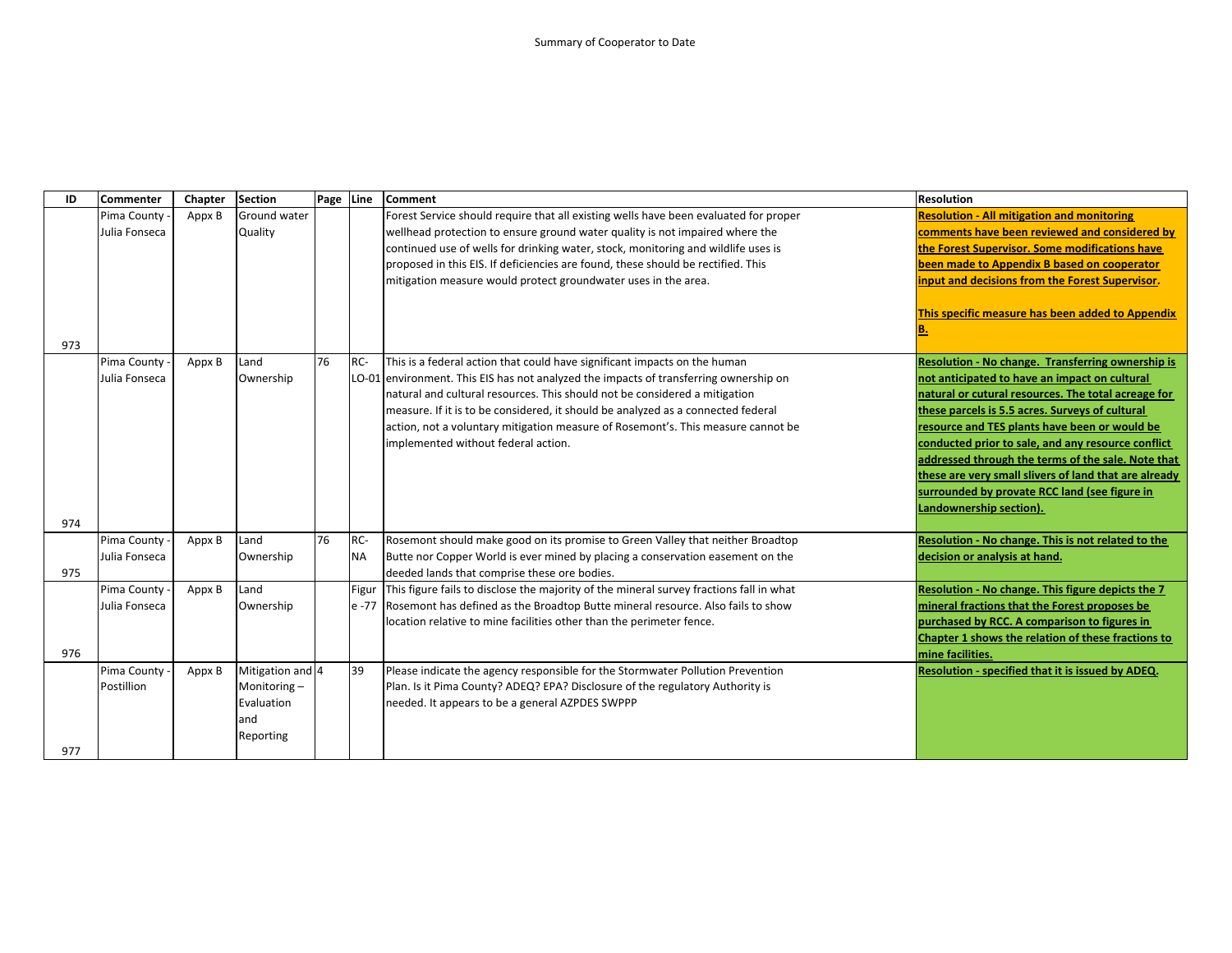Summary of Cooperator to Date

| ID | Commenter | Chapter | Section | Page | Line | Comment | Resolution |
|---|---|---|---|---|---|---|---|
| 973 | Pima County - Julia Fonseca | Appx B | Ground water Quality | | | Forest Service should require that all existing wells have been evaluated for proper wellhead protection to ensure ground water quality is not impaired where the continued use of wells for drinking water, stock, monitoring and wildlife uses is proposed in this EIS. If deficiencies are found, these should be rectified. This mitigation measure would protect groundwater uses in the area. | **Resolution - All mitigation and monitoring comments have been reviewed and considered by the Forest Supervisor. Some modifications have been made to Appendix B based on cooperator input and decisions from the Forest Supervisor.** **This specific measure has been added to Appendix B.** |
| 974 | Pima County - Julia Fonseca | Appx B | Land Ownership | 76 | RC-LO-01 | This is a federal action that could have significant impacts on the human environment. This EIS has not analyzed the impacts of transferring ownership on natural and cultural resources. This should not be considered a mitigation measure. If it is to be considered, it should be analyzed as a connected federal action, not a voluntary mitigation measure of Rosemont's. This measure cannot be implemented without federal action. | **Resolution - No change. Transferring ownership is not anticipated to have an impact on cultural natural or cutural resources. The total acreage for these parcels is 5.5 acres. Surveys of cultural resource and TES plants have been or would be conducted prior to sale, and any resource conflict addressed through the terms of the sale. Note that these are very small slivers of land that are already surrounded by provate RCC land (see figure in Landownership section).** |
| 975 | Pima County - Julia Fonseca | Appx B | Land Ownership | 76 | RC-NA | Rosemont should make good on its promise to Green Valley that neither Broadtop Butte nor Copper World is ever mined by placing a conservation easement on the deeded lands that comprise these ore bodies. | **Resolution - No change. This is not related to the decision or analysis at hand.** |
| 976 | Pima County - Julia Fonseca | Appx B | Land Ownership | | Figure -77 | This figure fails to disclose the majority of the mineral survey fractions fall in what Rosemont has defined as the Broadtop Butte mineral resource. Also fails to show location relative to mine facilities other than the perimeter fence. | **Resolution - No change. This figure depicts the 7 mineral fractions that the Forest proposes be purchased by RCC. A comparison to figures in Chapter 1 shows the relation of these fractions to mine facilities.** |
| 977 | Pima County - Postillion | Appx B | Mitigation and Monitoring – Evaluation and Reporting | 4 | 39 | Please indicate the agency responsible for the Stormwater Pollution Prevention Plan. Is it Pima County? ADEQ? EPA? Disclosure of the regulatory Authority is needed. It appears to be a general AZPDES SWPPP | **Resolution - specified that it is issued by ADEQ.** |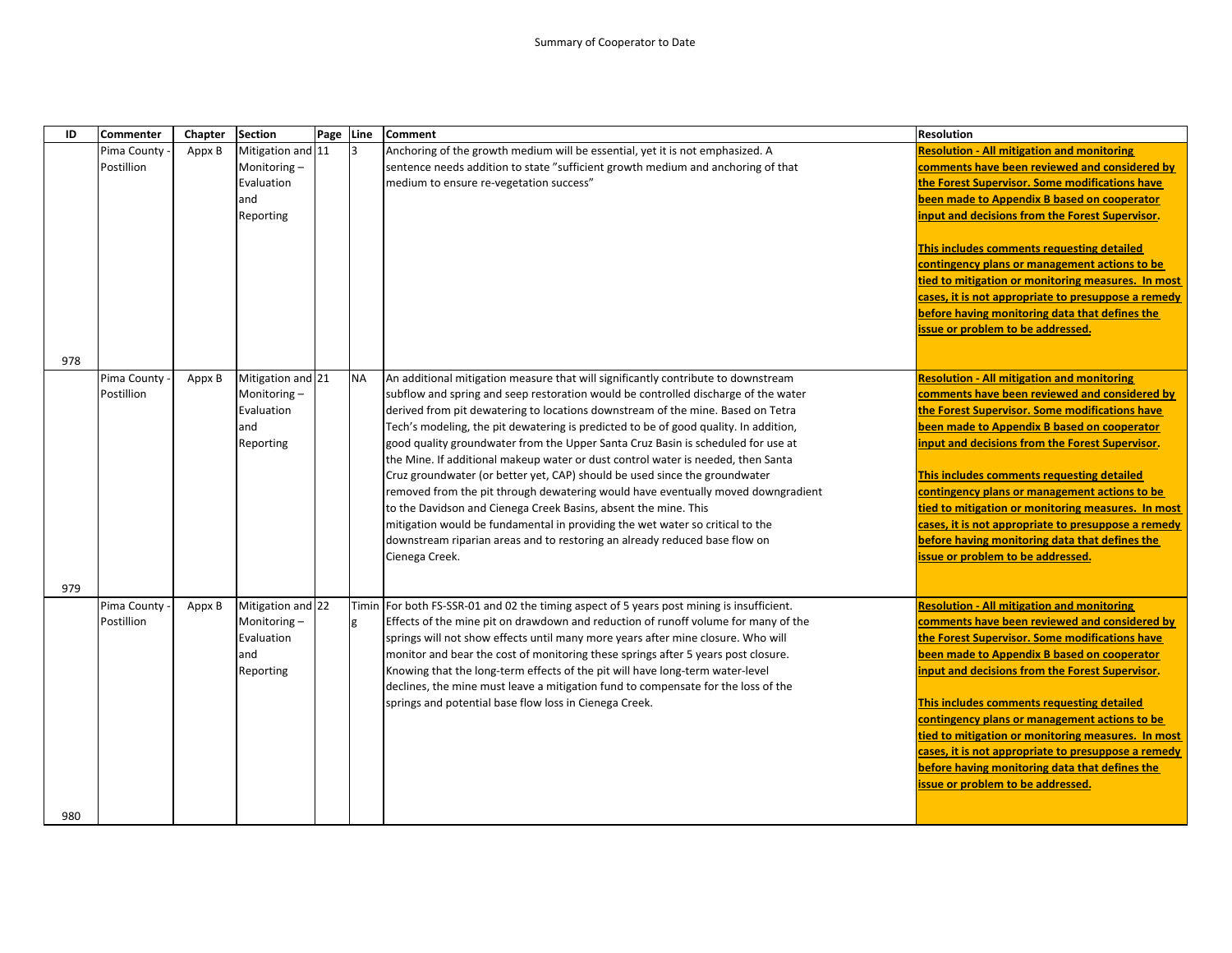Summary of Cooperator to Date

| ID | Commenter | Chapter | Section | Page | Line | Comment | Resolution |
|---|---|---|---|---|---|---|---|
| 978 | Pima County - Postillion | Appx B | Mitigation and Monitoring – Evaluation and Reporting | 11 | 3 | Anchoring of the growth medium will be essential, yet it is not emphasized. A sentence needs addition to state "sufficient growth medium and anchoring of that medium to ensure re-vegetation success" | **Resolution - All mitigation and monitoring comments have been reviewed and considered by the Forest Supervisor. Some modifications have been made to Appendix B based on cooperator input and decisions from the Forest Supervisor.**<br><br>**This includes comments requesting detailed contingency plans or management actions to be tied to mitigation or monitoring measures. In most cases, it is not appropriate to presuppose a remedy before having monitoring data that defines the issue or problem to be addressed.** |
| 979 | Pima County - Postillion | Appx B | Mitigation and Monitoring – Evaluation and Reporting | 21 | NA | An additional mitigation measure that will significantly contribute to downstream subflow and spring and seep restoration would be controlled discharge of the water derived from pit dewatering to locations downstream of the mine. Based on Tetra Tech's modeling, the pit dewatering is predicted to be of good quality. In addition, good quality groundwater from the Upper Santa Cruz Basin is scheduled for use at the Mine. If additional makeup water or dust control water is needed, then Santa Cruz groundwater (or better yet, CAP) should be used since the groundwater removed from the pit through dewatering would have eventually moved downgradient to the Davidson and Cienega Creek Basins, absent the mine. This mitigation would be fundamental in providing the wet water so critical to the downstream riparian areas and to restoring an already reduced base flow on Cienega Creek. | **Resolution - All mitigation and monitoring comments have been reviewed and considered by the Forest Supervisor. Some modifications have been made to Appendix B based on cooperator input and decisions from the Forest Supervisor.**<br><br>**This includes comments requesting detailed contingency plans or management actions to be tied to mitigation or monitoring measures. In most cases, it is not appropriate to presuppose a remedy before having monitoring data that defines the issue or problem to be addressed.** |
| 980 | Pima County - Postillion | Appx B | Mitigation and Monitoring – Evaluation and Reporting | 22 | Timing | For both FS-SSR-01 and 02 the timing aspect of 5 years post mining is insufficient. Effects of the mine pit on drawdown and reduction of runoff volume for many of the springs will not show effects until many more years after mine closure. Who will monitor and bear the cost of monitoring these springs after 5 years post closure. Knowing that the long-term effects of the pit will have long-term water-level declines, the mine must leave a mitigation fund to compensate for the loss of the springs and potential base flow loss in Cienega Creek. | **Resolution - All mitigation and monitoring comments have been reviewed and considered by the Forest Supervisor. Some modifications have been made to Appendix B based on cooperator input and decisions from the Forest Supervisor.**<br><br>**This includes comments requesting detailed contingency plans or management actions to be tied to mitigation or monitoring measures. In most cases, it is not appropriate to presuppose a remedy before having monitoring data that defines the issue or problem to be addressed.** |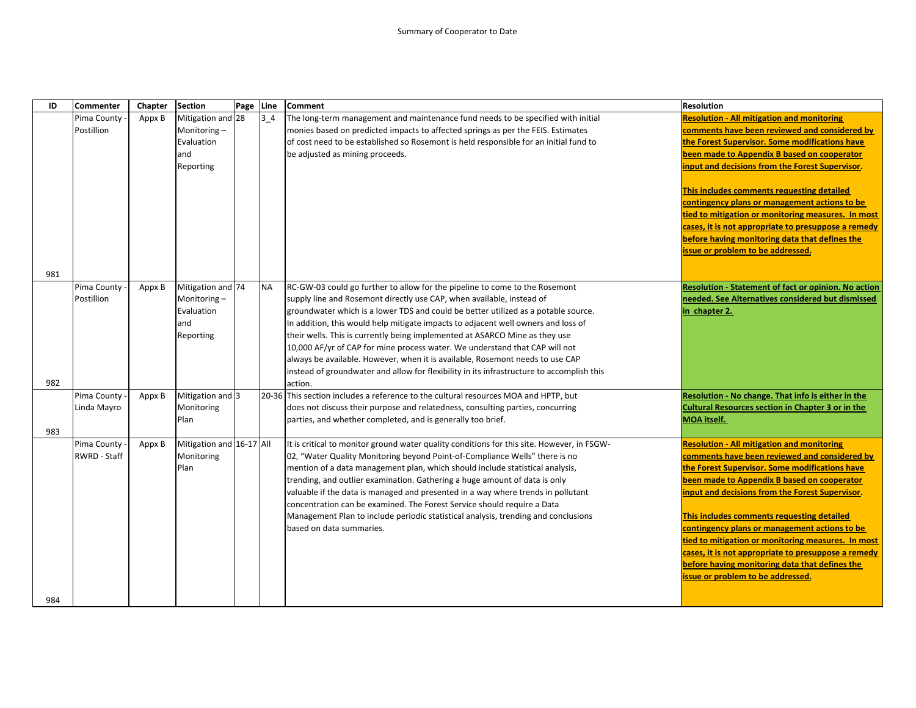Summary of Cooperator to Date

| ID | Commenter | Chapter | Section | Page | Line | Comment | Resolution |
|---|---|---|---|---|---|---|---|
| 981 | Pima County - Postillion | Appx B | Mitigation and Monitoring – Evaluation and Reporting | 28 | 3_4 | The long-term management and maintenance fund needs to be specified with initial monies based on predicted impacts to affected springs as per the FEIS. Estimates of cost need to be established so Rosemont is held responsible for an initial fund to be adjusted as mining proceeds. | **Resolution - All mitigation and monitoring comments have been reviewed and considered by the Forest Supervisor. Some modifications have been made to Appendix B based on cooperator input and decisions from the Forest Supervisor.** **This includes comments requesting detailed contingency plans or management actions to be tied to mitigation or monitoring measures. In most cases, it is not appropriate to presuppose a remedy before having monitoring data that defines the issue or problem to be addressed.** |
| 982 | Pima County - Postillion | Appx B | Mitigation and Monitoring – Evaluation and Reporting | 74 | NA | RC-GW-03 could go further to allow for the pipeline to come to the Rosemont supply line and Rosemont directly use CAP, when available, instead of groundwater which is a lower TDS and could be better utilized as a potable source. In addition, this would help mitigate impacts to adjacent well owners and loss of their wells. This is currently being implemented at ASARCO Mine as they use 10,000 AF/yr of CAP for mine process water. We understand that CAP will not always be available. However, when it is available, Rosemont needs to use CAP instead of groundwater and allow for flexibility in its infrastructure to accomplish this action. | **Resolution - Statement of fact or opinion. No action needed. See Alternatives considered but dismissed in chapter 2.** |
| 983 | Pima County - Linda Mayro | Appx B | Mitigation and Monitoring Plan | 3 | 20-36 | This section includes a reference to the cultural resources MOA and HPTP, but does not discuss their purpose and relatedness, consulting parties, concurring parties, and whether completed, and is generally too brief. | **Resolution - No change. That info is either in the Cultural Resources section in Chapter 3 or in the MOA itself.** |
| 984 | Pima County - RWRD - Staff | Appx B | Mitigation and Monitoring Plan | 16-17 | All | It is critical to monitor ground water quality conditions for this site. However, in FSGW-02, "Water Quality Monitoring beyond Point-of-Compliance Wells" there is no mention of a data management plan, which should include statistical analysis, trending, and outlier examination. Gathering a huge amount of data is only valuable if the data is managed and presented in a way where trends in pollutant concentration can be examined. The Forest Service should require a Data Management Plan to include periodic statistical analysis, trending and conclusions based on data summaries. | **Resolution - All mitigation and monitoring comments have been reviewed and considered by the Forest Supervisor. Some modifications have been made to Appendix B based on cooperator input and decisions from the Forest Supervisor.** **This includes comments requesting detailed contingency plans or management actions to be tied to mitigation or monitoring measures. In most cases, it is not appropriate to presuppose a remedy before having monitoring data that defines the issue or problem to be addressed.** |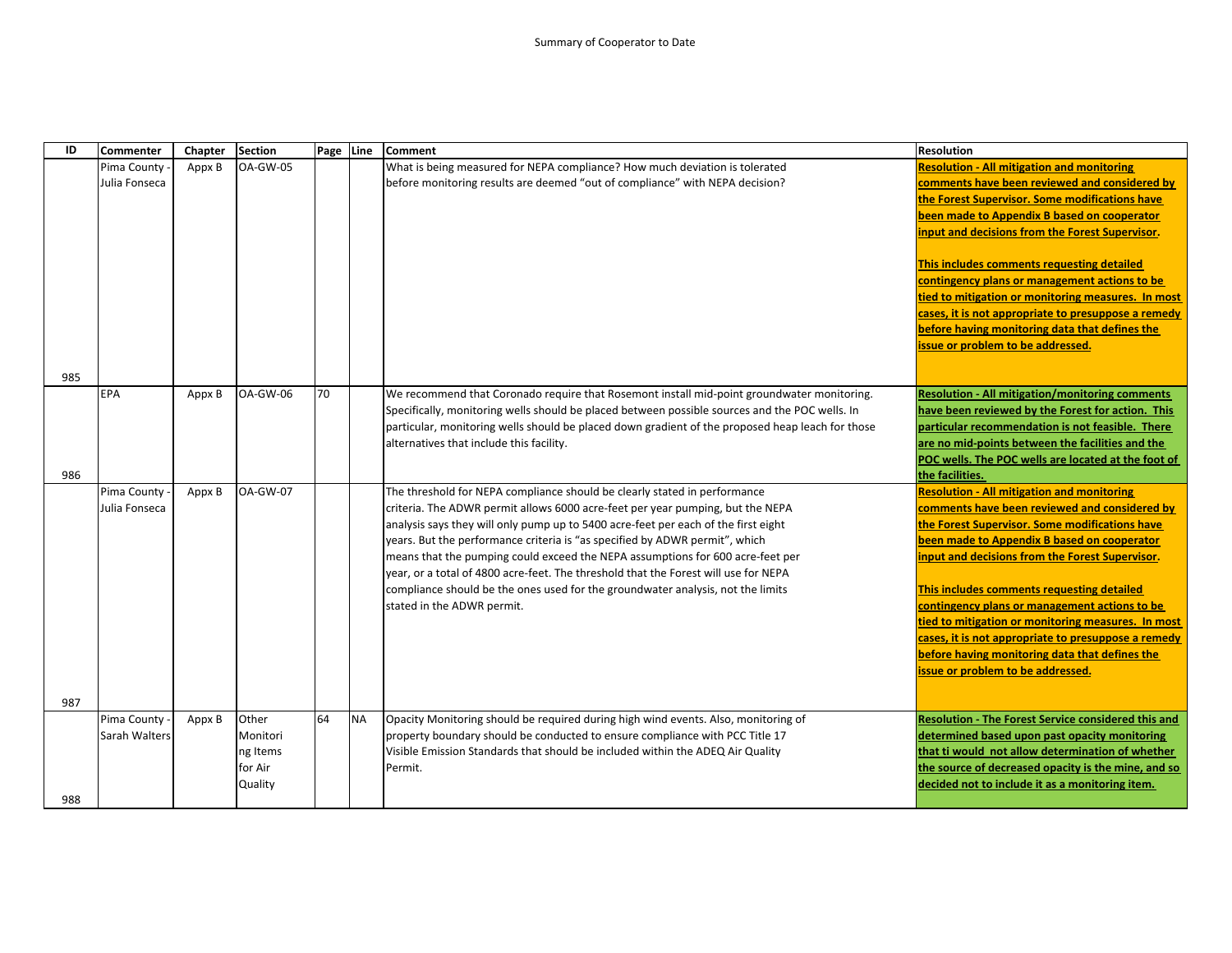Summary of Cooperator to Date

| ID | Commenter | Chapter | Section | Page | Line | Comment | Resolution |
|---|---|---|---|---|---|---|---|
| 985 | Pima County - Julia Fonseca | Appx B | OA-GW-05 | | | What is being measured for NEPA compliance? How much deviation is tolerated before monitoring results are deemed "out of compliance" with NEPA decision? | **Resolution - All mitigation and monitoring comments have been reviewed and considered by the Forest Supervisor. Some modifications have been made to Appendix B based on cooperator input and decisions from the Forest Supervisor.**<br><br>**This includes comments requesting detailed contingency plans or management actions to be tied to mitigation or monitoring measures. In most cases, it is not appropriate to presuppose a remedy before having monitoring data that defines the issue or problem to be addressed.** |
| 986 | EPA | Appx B | OA-GW-06 | 70 | | We recommend that Coronado require that Rosemont install mid-point groundwater monitoring. Specifically, monitoring wells should be placed between possible sources and the POC wells. In particular, monitoring wells should be placed down gradient of the proposed heap leach for those alternatives that include this facility. | **Resolution - All mitigation/monitoring comments have been reviewed by the Forest for action. This particular recommendation is not feasible. There are no mid-points between the facilities and the POC wells. The POC wells are located at the foot of the facilities.** |
| 987 | Pima County - Julia Fonseca | Appx B | OA-GW-07 | | | The threshold for NEPA compliance should be clearly stated in performance criteria. The ADWR permit allows 6000 acre-feet per year pumping, but the NEPA analysis says they will only pump up to 5400 acre-feet per each of the first eight years. But the performance criteria is "as specified by ADWR permit", which means that the pumping could exceed the NEPA assumptions for 600 acre-feet per year, or a total of 4800 acre-feet. The threshold that the Forest will use for NEPA compliance should be the ones used for the groundwater analysis, not the limits stated in the ADWR permit. | **Resolution - All mitigation and monitoring comments have been reviewed and considered by the Forest Supervisor. Some modifications have been made to Appendix B based on cooperator input and decisions from the Forest Supervisor.**<br><br>**This includes comments requesting detailed contingency plans or management actions to be tied to mitigation or monitoring measures. In most cases, it is not appropriate to presuppose a remedy before having monitoring data that defines the issue or problem to be addressed.** |
| 988 | Pima County - Sarah Walters | Appx B | Other Monitoring Items for Air Quality | 64 | NA | Opacity Monitoring should be required during high wind events. Also, monitoring of property boundary should be conducted to ensure compliance with PCC Title 17 Visible Emission Standards that should be included within the ADEQ Air Quality Permit. | **Resolution - The Forest Service considered this and determined based upon past opacity monitoring that ti would not allow determination of whether the source of decreased opacity is the mine, and so decided not to include it as a monitoring item.** |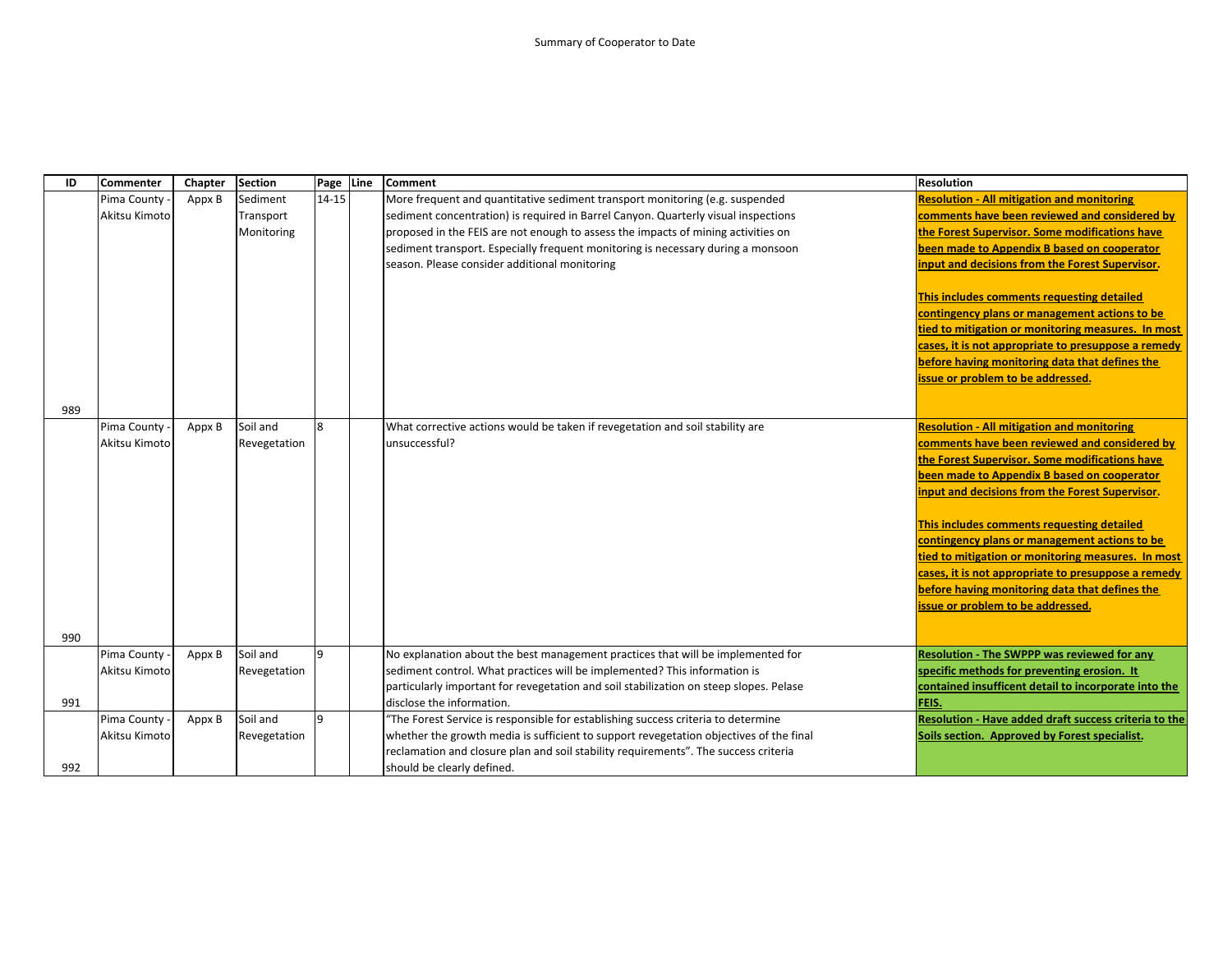Summary of Cooperator to Date

| ID | Commenter | Chapter | Section | Page | Line | Comment | Resolution |
|---|---|---|---|---|---|---|---|
| 989 | Pima County - Akitsu Kimoto | Appx B | Sediment Transport Monitoring | 14-15 | | More frequent and quantitative sediment transport monitoring (e.g. suspended sediment concentration) is required in Barrel Canyon. Quarterly visual inspections proposed in the FEIS are not enough to assess the impacts of mining activities on sediment transport. Especially frequent monitoring is necessary during a monsoon season. Please consider additional monitoring | **Resolution - All mitigation and monitoring comments have been reviewed and considered by the Forest Supervisor. Some modifications have been made to Appendix B based on cooperator input and decisions from the Forest Supervisor.** **This includes comments requesting detailed contingency plans or management actions to be tied to mitigation or monitoring measures. In most cases, it is not appropriate to presuppose a remedy before having monitoring data that defines the issue or problem to be addressed.** |
| 990 | Pima County - Akitsu Kimoto | Appx B | Soil and Revegetation | 8 | | What corrective actions would be taken if revegetation and soil stability are unsuccessful? | **Resolution - All mitigation and monitoring comments have been reviewed and considered by the Forest Supervisor. Some modifications have been made to Appendix B based on cooperator input and decisions from the Forest Supervisor.** **This includes comments requesting detailed contingency plans or management actions to be tied to mitigation or monitoring measures. In most cases, it is not appropriate to presuppose a remedy before having monitoring data that defines the issue or problem to be addressed.** |
| 991 | Pima County - Akitsu Kimoto | Appx B | Soil and Revegetation | 9 | | No explanation about the best management practices that will be implemented for sediment control. What practices will be implemented? This information is particularly important for revegetation and soil stabilization on steep slopes. Pelase disclose the information. | **Resolution - The SWPPP was reviewed for any specific methods for preventing erosion. It contained insufficent detail to incorporate into the FEIS.** |
| 992 | Pima County - Akitsu Kimoto | Appx B | Soil and Revegetation | 9 | | "The Forest Service is responsible for establishing success criteria to determine whether the growth media is sufficient to support revegetation objectives of the final reclamation and closure plan and soil stability requirements". The success criteria should be clearly defined. | **Resolution - Have added draft success criteria to the Soils section. Approved by Forest specialist.** |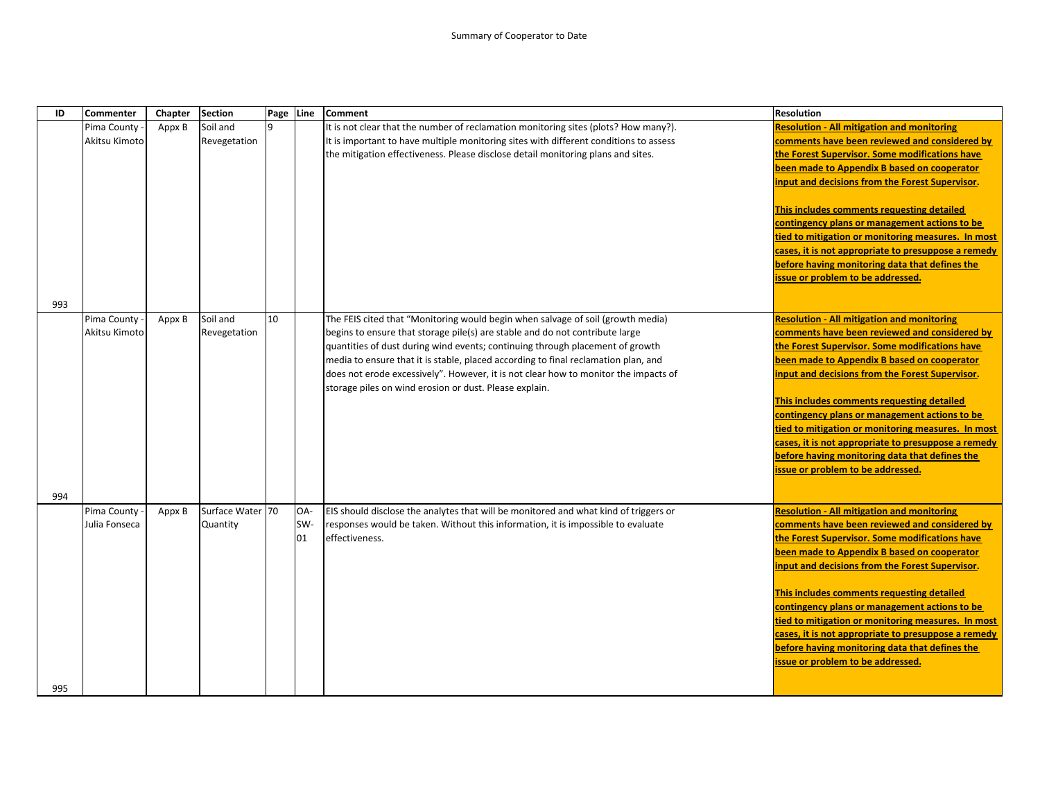Summary of Cooperator to Date

| ID | Commenter | Chapter | Section | Page | Line | Comment | Resolution |
|---|---|---|---|---|---|---|---|
| 993 | Pima County - Akitsu Kimoto | Appx B | Soil and Revegetation | 9 | | It is not clear that the number of reclamation monitoring sites (plots? How many?). It is important to have multiple monitoring sites with different conditions to assess the mitigation effectiveness. Please disclose detail monitoring plans and sites. | **Resolution - All mitigation and monitoring comments have been reviewed and considered by the Forest Supervisor. Some modifications have been made to Appendix B based on cooperator input and decisions from the Forest Supervisor.** **This includes comments requesting detailed contingency plans or management actions to be tied to mitigation or monitoring measures. In most cases, it is not appropriate to presuppose a remedy before having monitoring data that defines the issue or problem to be addressed.** |
| 994 | Pima County - Akitsu Kimoto | Appx B | Soil and Revegetation | 10 | | The FEIS cited that "Monitoring would begin when salvage of soil (growth media) begins to ensure that storage pile(s) are stable and do not contribute large quantities of dust during wind events; continuing through placement of growth media to ensure that it is stable, placed according to final reclamation plan, and does not erode excessively". However, it is not clear how to monitor the impacts of storage piles on wind erosion or dust. Please explain. | **Resolution - All mitigation and monitoring comments have been reviewed and considered by the Forest Supervisor. Some modifications have been made to Appendix B based on cooperator input and decisions from the Forest Supervisor.** **This includes comments requesting detailed contingency plans or management actions to be tied to mitigation or monitoring measures. In most cases, it is not appropriate to presuppose a remedy before having monitoring data that defines the issue or problem to be addressed.** |
| 995 | Pima County - Julia Fonseca | Appx B | Surface Water Quantity | 70 | OA-SW-01 | EIS should disclose the analytes that will be monitored and what kind of triggers or responses would be taken. Without this information, it is impossible to evaluate effectiveness. | **Resolution - All mitigation and monitoring comments have been reviewed and considered by the Forest Supervisor. Some modifications have been made to Appendix B based on cooperator input and decisions from the Forest Supervisor.** **This includes comments requesting detailed contingency plans or management actions to be tied to mitigation or monitoring measures. In most cases, it is not appropriate to presuppose a remedy before having monitoring data that defines the issue or problem to be addressed.** |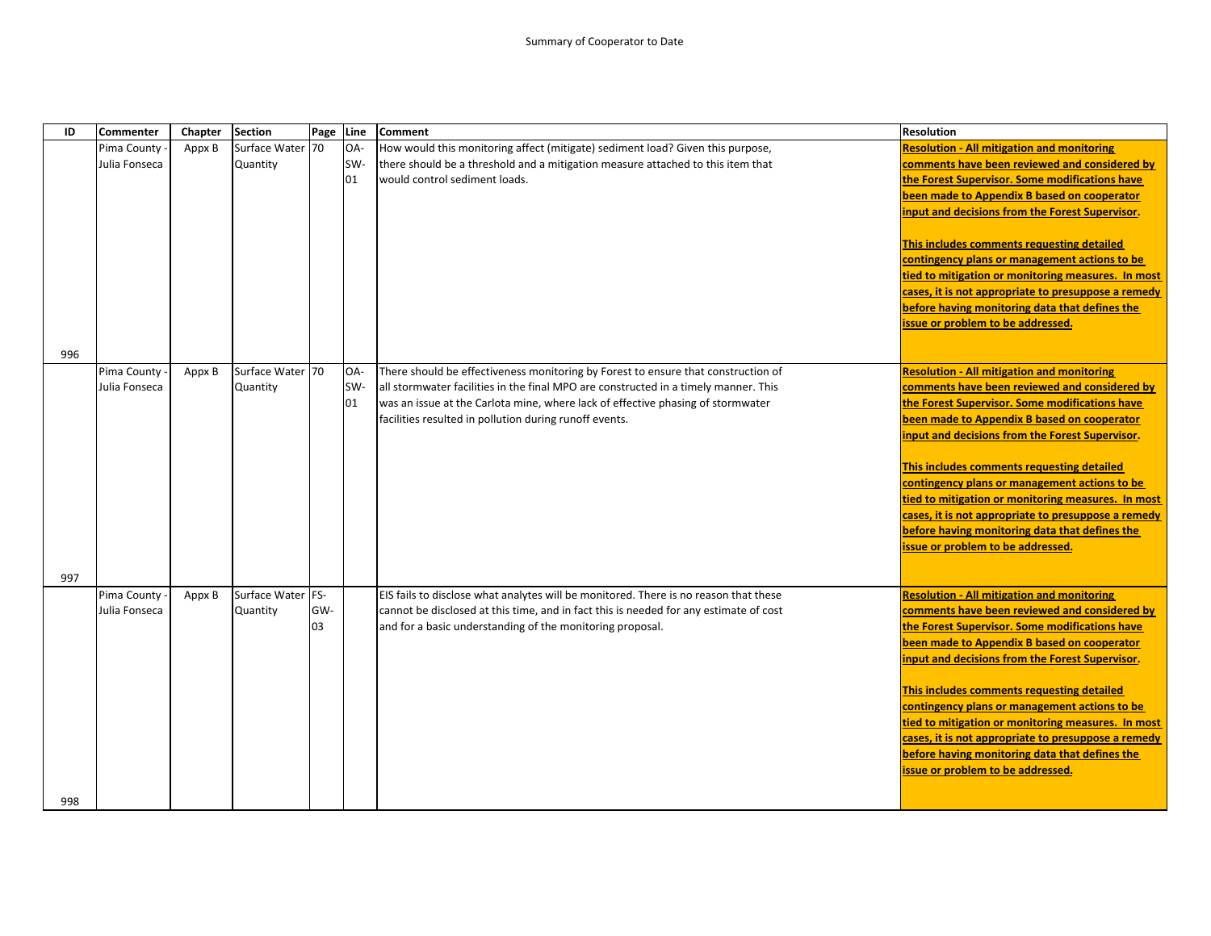Summary of Cooperator to Date

| ID | Commenter | Chapter | Section | Page | Line | Comment | Resolution |
|---|---|---|---|---|---|---|---|
| 996 | Pima County - Julia Fonseca | Appx B | Surface Water Quantity | 70 | OA-SW-01 | How would this monitoring affect (mitigate) sediment load? Given this purpose, there should be a threshold and a mitigation measure attached to this item that would control sediment loads. | **Resolution - All mitigation and monitoring comments have been reviewed and considered by the Forest Supervisor. Some modifications have been made to Appendix B based on cooperator input and decisions from the Forest Supervisor.** **This includes comments requesting detailed contingency plans or management actions to be tied to mitigation or monitoring measures. In most cases, it is not appropriate to presuppose a remedy before having monitoring data that defines the issue or problem to be addressed.** |
| 997 | Pima County - Julia Fonseca | Appx B | Surface Water Quantity | 70 | OA-SW-01 | There should be effectiveness monitoring by Forest to ensure that construction of all stormwater facilities in the final MPO are constructed in a timely manner. This was an issue at the Carlota mine, where lack of effective phasing of stormwater facilities resulted in pollution during runoff events. | **Resolution - All mitigation and monitoring comments have been reviewed and considered by the Forest Supervisor. Some modifications have been made to Appendix B based on cooperator input and decisions from the Forest Supervisor.** **This includes comments requesting detailed contingency plans or management actions to be tied to mitigation or monitoring measures. In most cases, it is not appropriate to presuppose a remedy before having monitoring data that defines the issue or problem to be addressed.** |
| 998 | Pima County - Julia Fonseca | Appx B | Surface Water Quantity | FS-GW-03 | | EIS fails to disclose what analytes will be monitored. There is no reason that these cannot be disclosed at this time, and in fact this is needed for any estimate of cost and for a basic understanding of the monitoring proposal. | **Resolution - All mitigation and monitoring comments have been reviewed and considered by the Forest Supervisor. Some modifications have been made to Appendix B based on cooperator input and decisions from the Forest Supervisor.** **This includes comments requesting detailed contingency plans or management actions to be tied to mitigation or monitoring measures. In most cases, it is not appropriate to presuppose a remedy before having monitoring data that defines the issue or problem to be addressed.** |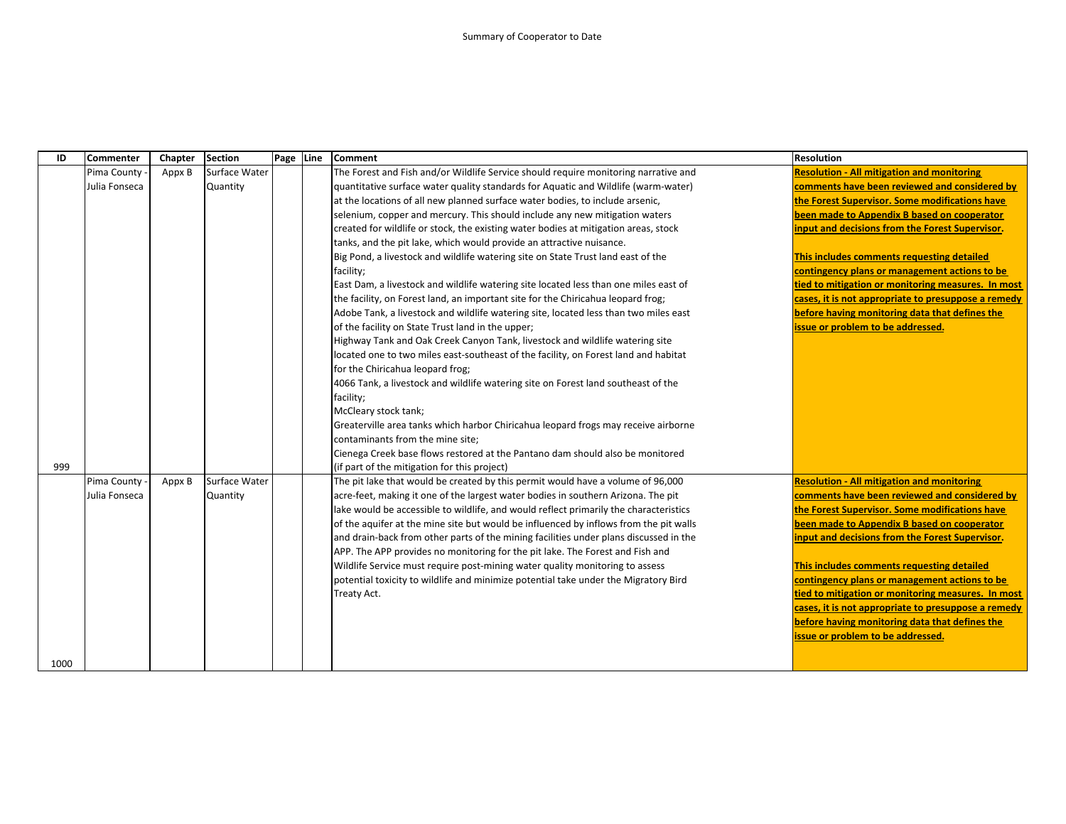Summary of Cooperator to Date

| ID | Commenter | Chapter | Section | Page | Line | Comment | Resolution |
|---|---|---|---|---|---|---|---|
| 999 | Pima County - Julia Fonseca | Appx B | Surface Water Quantity | | | The Forest and Fish and/or Wildlife Service should require monitoring narrative and quantitative surface water quality standards for Aquatic and Wildlife (warm-water) at the locations of all new planned surface water bodies, to include arsenic, selenium, copper and mercury. This should include any new mitigation waters created for wildlife or stock, the existing water bodies at mitigation areas, stock tanks, and the pit lake, which would provide an attractive nuisance.<br>Big Pond, a livestock and wildlife watering site on State Trust land east of the facility;<br>East Dam, a livestock and wildlife watering site located less than one miles east of the facility, on Forest land, an important site for the Chiricahua leopard frog;<br>Adobe Tank, a livestock and wildlife watering site, located less than two miles east of the facility on State Trust land in the upper;<br>Highway Tank and Oak Creek Canyon Tank, livestock and wildlife watering site located one to two miles east-southeast of the facility, on Forest land and habitat for the Chiricahua leopard frog;<br>4066 Tank, a livestock and wildlife watering site on Forest land southeast of the facility;<br>McCleary stock tank;<br>Greaterville area tanks which harbor Chiricahua leopard frogs may receive airborne contaminants from the mine site;<br>Cienega Creek base flows restored at the Pantano dam should also be monitored (if part of the mitigation for this project) | **Resolution - All mitigation and monitoring comments have been reviewed and considered by the Forest Supervisor. Some modifications have been made to Appendix B based on cooperator input and decisions from the Forest Supervisor.**<br><br>**This includes comments requesting detailed contingency plans or management actions to be tied to mitigation or monitoring measures. In most cases, it is not appropriate to presuppose a remedy before having monitoring data that defines the issue or problem to be addressed.** |
| 1000 | Pima County - Julia Fonseca | Appx B | Surface Water Quantity | | | The pit lake that would be created by this permit would have a volume of 96,000 acre-feet, making it one of the largest water bodies in southern Arizona. The pit lake would be accessible to wildlife, and would reflect primarily the characteristics of the aquifer at the mine site but would be influenced by inflows from the pit walls and drain-back from other parts of the mining facilities under plans discussed in the APP. The APP provides no monitoring for the pit lake. The Forest and Fish and Wildlife Service must require post-mining water quality monitoring to assess potential toxicity to wildlife and minimize potential take under the Migratory Bird Treaty Act. | **Resolution - All mitigation and monitoring comments have been reviewed and considered by the Forest Supervisor. Some modifications have been made to Appendix B based on cooperator input and decisions from the Forest Supervisor.**<br><br>**This includes comments requesting detailed contingency plans or management actions to be tied to mitigation or monitoring measures. In most cases, it is not appropriate to presuppose a remedy before having monitoring data that defines the issue or problem to be addressed.** |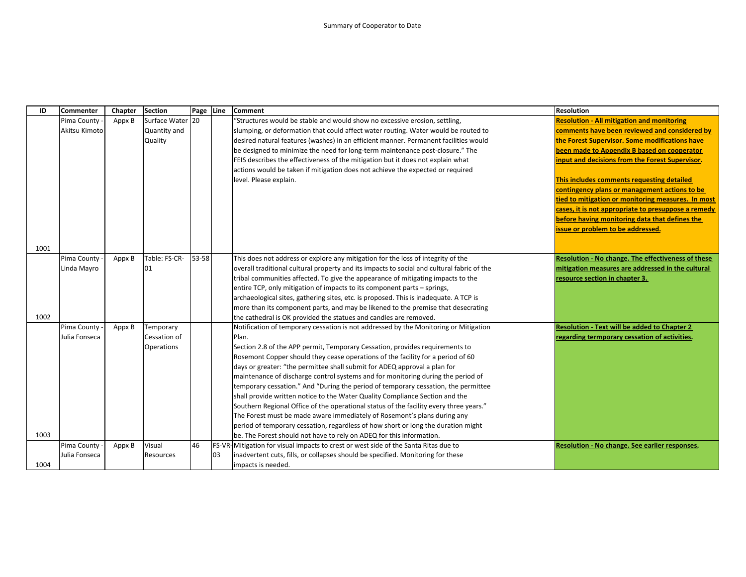Summary of Cooperator to Date

| ID | Commenter | Chapter | Section | Page | Line | Comment | Resolution |
|---|---|---|---|---|---|---|---|
| 1001 | Pima County - Akitsu Kimoto | Appx B | Surface Water Quantity and Quality | 20 | | "Structures would be stable and would show no excessive erosion, settling, slumping, or deformation that could affect water routing. Water would be routed to desired natural features (washes) in an efficient manner. Permanent facilities would be designed to minimize the need for long-term maintenance post-closure." The FEIS describes the effectiveness of the mitigation but it does not explain what actions would be taken if mitigation does not achieve the expected or required level. Please explain. | **Resolution - All mitigation and monitoring comments have been reviewed and considered by the Forest Supervisor. Some modifications have been made to Appendix B based on cooperator input and decisions from the Forest Supervisor.**<br><br>**This includes comments requesting detailed contingency plans or management actions to be tied to mitigation or monitoring measures. In most cases, it is not appropriate to presuppose a remedy before having monitoring data that defines the issue or problem to be addressed.** |
| 1002 | Pima County - Linda Mayro | Appx B | Table: FS-CR-01 | 53-58 | | This does not address or explore any mitigation for the loss of integrity of the overall traditional cultural property and its impacts to social and cultural fabric of the tribal communities affected. To give the appearance of mitigating impacts to the entire TCP, only mitigation of impacts to its component parts – springs, archaeological sites, gathering sites, etc. is proposed. This is inadequate. A TCP is more than its component parts, and may be likened to the premise that desecrating the cathedral is OK provided the statues and candles are removed. | **Resolution - No change. The effectiveness of these mitigation measures are addressed in the cultural resource section in chapter 3.** |
| 1003 | Pima County - Julia Fonseca | Appx B | Temporary Cessation of Operations | | | Notification of temporary cessation is not addressed by the Monitoring or Mitigation Plan.<br>Section 2.8 of the APP permit, Temporary Cessation, provides requirements to Rosemont Copper should they cease operations of the facility for a period of 60 days or greater: "the permittee shall submit for ADEQ approval a plan for maintenance of discharge control systems and for monitoring during the period of temporary cessation." And "During the period of temporary cessation, the permittee shall provide written notice to the Water Quality Compliance Section and the Southern Regional Office of the operational status of the facility every three years." The Forest must be made aware immediately of Rosemont's plans during any period of temporary cessation, regardless of how short or long the duration might be. The Forest should not have to rely on ADEQ for this information. | **Resolution - Text will be added to Chapter 2 regarding termporary cessation of activities.** |
| 1004 | Pima County - Julia Fonseca | Appx B | Visual Resources | 46 | FS-VR-03 | Mitigation for visual impacts to crest or west side of the Santa Ritas due to inadvertent cuts, fills, or collapses should be specified. Monitoring for these impacts is needed. | **Resolution - No change. See earlier responses.** |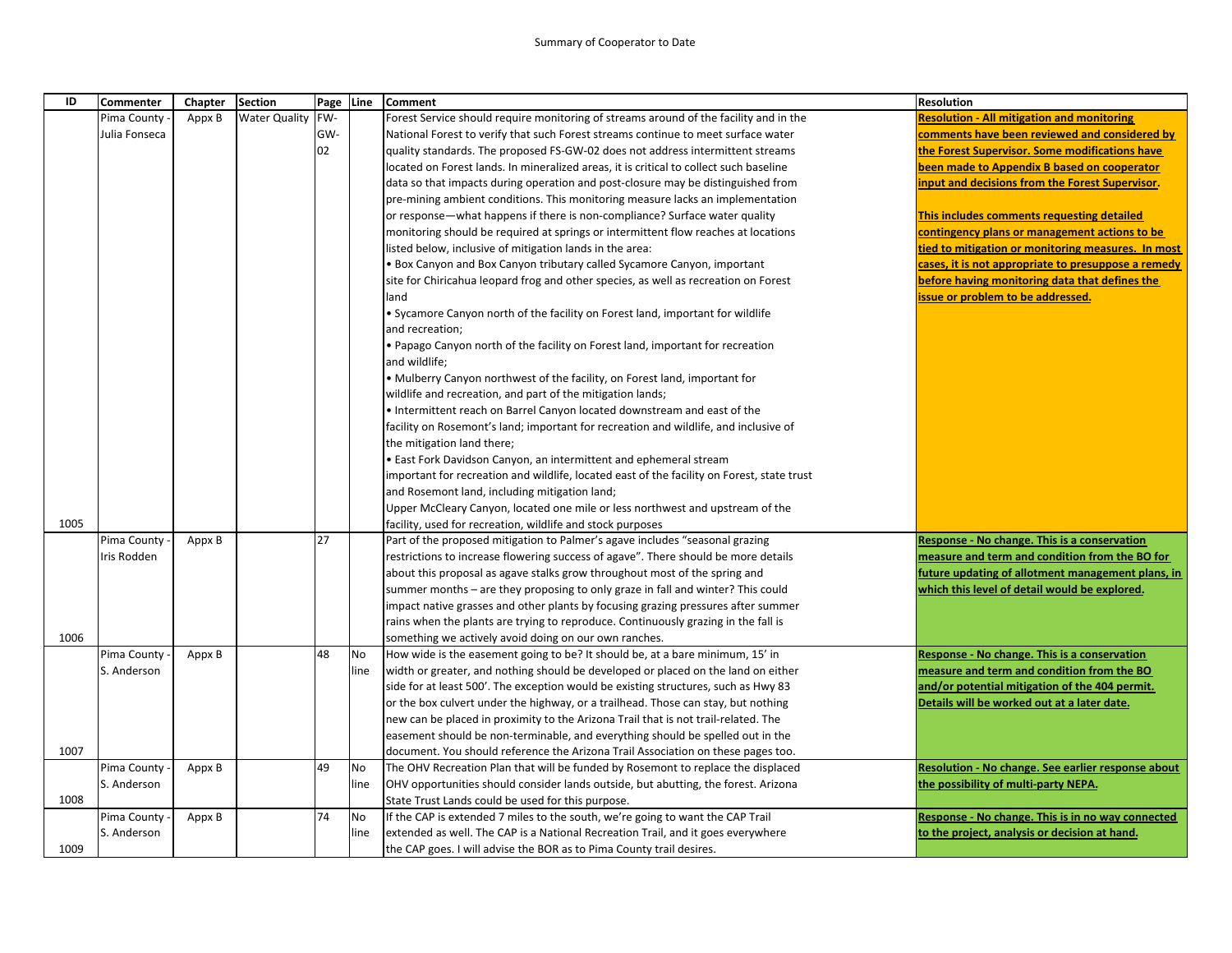Summary of Cooperator to Date

| ID | Commenter | Chapter | Section | Page | Line | Comment | Resolution |
|---|---|---|---|---|---|---|---|
| 1005 | Pima County - Julia Fonseca | Appx B | Water Quality | FW-GW-02 | | Forest Service should require monitoring of streams around of the facility and in the National Forest to verify that such Forest streams continue to meet surface water quality standards. The proposed FS-GW-02 does not address intermittent streams located on Forest lands. In mineralized areas, it is critical to collect such baseline data so that impacts during operation and post-closure may be distinguished from pre-mining ambient conditions. This monitoring measure lacks an implementation or response—what happens if there is non-compliance? Surface water quality monitoring should be required at springs or intermittent flow reaches at locations listed below, inclusive of mitigation lands in the area: • Box Canyon and Box Canyon tributary called Sycamore Canyon, important site for Chiricahua leopard frog and other species, as well as recreation on Forest land • Sycamore Canyon north of the facility on Forest land, important for wildlife and recreation; • Papago Canyon north of the facility on Forest land, important for recreation and wildlife; • Mulberry Canyon northwest of the facility, on Forest land, important for wildlife and recreation, and part of the mitigation lands; • Intermittent reach on Barrel Canyon located downstream and east of the facility on Rosemont's land; important for recreation and wildlife, and inclusive of the mitigation land there; • East Fork Davidson Canyon, an intermittent and ephemeral stream important for recreation and wildlife, located east of the facility on Forest, state trust and Rosemont land, including mitigation land; Upper McCleary Canyon, located one mile or less northwest and upstream of the facility, used for recreation, wildlife and stock purposes | **Resolution - All mitigation and monitoring comments have been reviewed and considered by the Forest Supervisor. Some modifications have been made to Appendix B based on cooperator input and decisions from the Forest Supervisor.** **This includes comments requesting detailed contingency plans or management actions to be tied to mitigation or monitoring measures. In most cases, it is not appropriate to presuppose a remedy before having monitoring data that defines the issue or problem to be addressed.** |
| 1006 | Pima County - Iris Rodden | Appx B | | 27 | | Part of the proposed mitigation to Palmer's agave includes "seasonal grazing restrictions to increase flowering success of agave". There should be more details about this proposal as agave stalks grow throughout most of the spring and summer months – are they proposing to only graze in fall and winter? This could impact native grasses and other plants by focusing grazing pressures after summer rains when the plants are trying to reproduce. Continuously grazing in the fall is something we actively avoid doing on our own ranches. | **Response - No change. This is a conservation measure and term and condition from the BO for future updating of allotment management plans, in which this level of detail would be explored.** |
| 1007 | Pima County - S. Anderson | Appx B | | 48 | No line | How wide is the easement going to be? It should be, at a bare minimum, 15' in width or greater, and nothing should be developed or placed on the land on either side for at least 500'. The exception would be existing structures, such as Hwy 83 or the box culvert under the highway, or a trailhead. Those can stay, but nothing new can be placed in proximity to the Arizona Trail that is not trail-related. The easement should be non-terminable, and everything should be spelled out in the document. You should reference the Arizona Trail Association on these pages too. | **Response - No change. This is a conservation measure and term and condition from the BO and/or potential mitigation of the 404 permit. Details will be worked out at a later date.** |
| 1008 | Pima County - S. Anderson | Appx B | | 49 | No line | The OHV Recreation Plan that will be funded by Rosemont to replace the displaced OHV opportunities should consider lands outside, but abutting, the forest. Arizona State Trust Lands could be used for this purpose. | **Resolution - No change. See earlier response about the possibility of multi-party NEPA.** |
| 1009 | Pima County - S. Anderson | Appx B | | 74 | No line | If the CAP is extended 7 miles to the south, we're going to want the CAP Trail extended as well. The CAP is a National Recreation Trail, and it goes everywhere the CAP goes. I will advise the BOR as to Pima County trail desires. | **Response - No change. This is in no way connected to the project, analysis or decision at hand.** |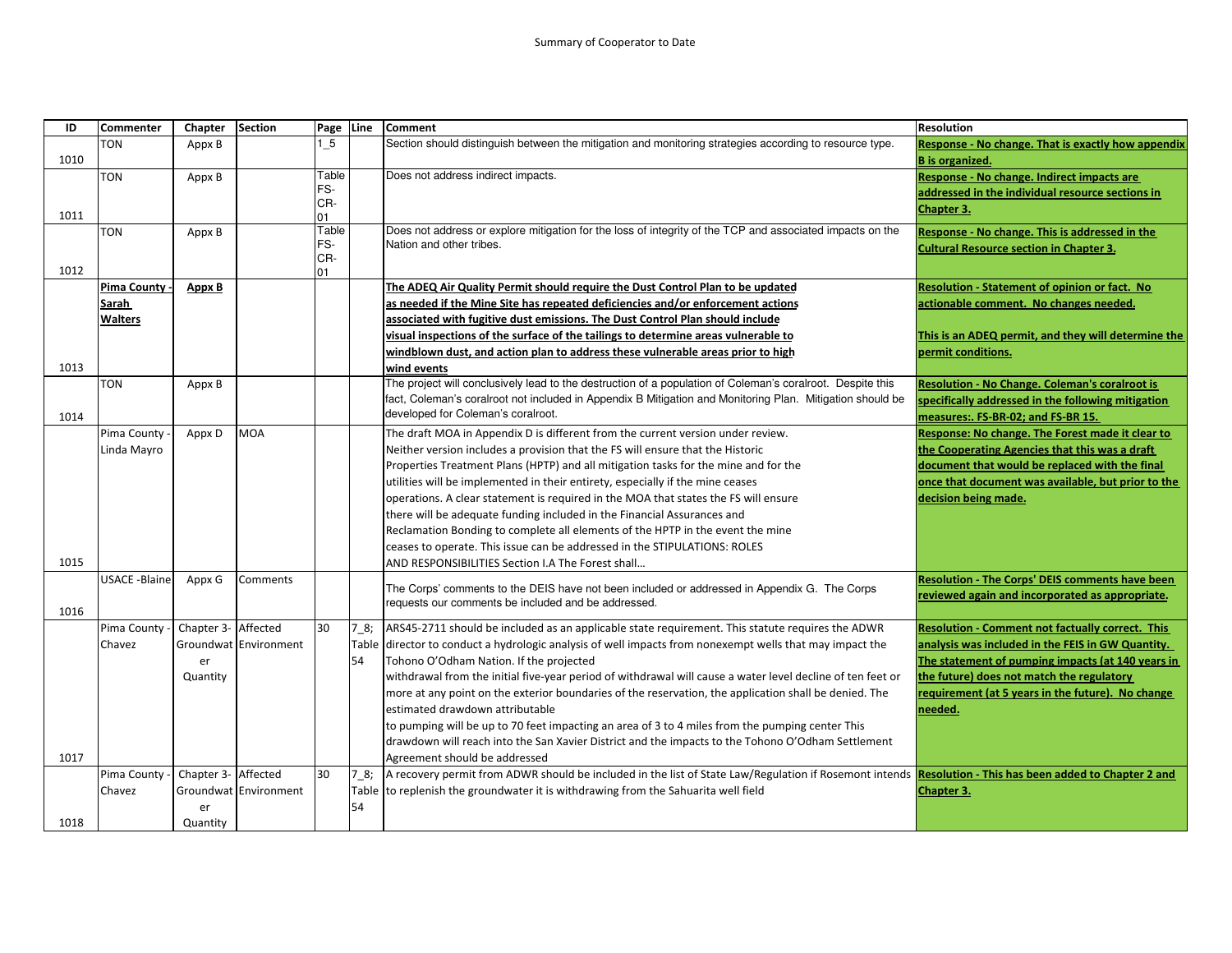Summary of Cooperator to Date

| ID | Commenter | Chapter | Section | Page | Line | Comment | Resolution |
|---|---|---|---|---|---|---|---|
| 1010 | TON | Appx B | | 1_5 | | Section should distinguish between the mitigation and monitoring strategies according to resource type. | **Response - No change. That is exactly how appendix B is organized.** |
| 1011 | TON | Appx B | | Table FS-CR-01 | | Does not address indirect impacts. | **Response - No change. Indirect impacts are addressed in the individual resource sections in Chapter 3.** |
| 1012 | TON | Appx B | | Table FS-CR-01 | | Does not address or explore mitigation for the loss of integrity of the TCP and associated impacts on the Nation and other tribes. | **Response - No change. This is addressed in the Cultural Resource section in Chapter 3.** |
| 1013 | **Pima County - Sarah Walters** | **Appx B** | | | | **The ADEQ Air Quality Permit should require the Dust Control Plan to be updated as needed if the Mine Site has repeated deficiencies and/or enforcement actions associated with fugitive dust emissions. The Dust Control Plan should include visual inspections of the surface of the tailings to determine areas vulnerable to windblown dust, and action plan to address these vulnerable areas prior to high wind events** | **Resolution - Statement of opinion or fact. No actionable comment. No changes needed.**<br><br>**This is an ADEQ permit, and they will determine the permit conditions.** |
| 1014 | TON | Appx B | | | | The project will conclusively lead to the destruction of a population of Coleman's coralroot. Despite this fact, Coleman's coralroot not included in Appendix B Mitigation and Monitoring Plan. Mitigation should be developed for Coleman's coralroot. | **Resolution - No Change. Coleman's coralroot is specifically addressed in the following mitigation measures:. FS-BR-02; and FS-BR 15.** |
| 1015 | Pima County - Linda Mayro | Appx D | MOA | | | The draft MOA in Appendix D is different from the current version under review. Neither version includes a provision that the FS will ensure that the Historic Properties Treatment Plans (HPTP) and all mitigation tasks for the mine and for the utilities will be implemented in their entirety, especially if the mine ceases operations. A clear statement is required in the MOA that states the FS will ensure there will be adequate funding included in the Financial Assurances and Reclamation Bonding to complete all elements of the HPTP in the event the mine ceases to operate. This issue can be addressed in the STIPULATIONS: ROLES AND RESPONSIBILITIES Section I.A The Forest shall… | **Response: No change. The Forest made it clear to the Cooperating Agencies that this was a draft document that would be replaced with the final once that document was available, but prior to the decision being made.** |
| 1016 | USACE -Blaine | Appx G | Comments | | | The Corps' comments to the DEIS have not been included or addressed in Appendix G. The Corps requests our comments be included and be addressed. | **Resolution - The Corps' DEIS comments have been reviewed again and incorporated as appropriate.** |
| 1017 | Pima County - Chavez | Chapter 3- Groundwater Quantity | Affected Environment | 30 | 7_8; Table 54 | ARS45-2711 should be included as an applicable state requirement. This statute requires the ADWR director to conduct a hydrologic analysis of well impacts from nonexempt wells that may impact the Tohono O'Odham Nation. If the projected withdrawal from the initial five-year period of withdrawal will cause a water level decline of ten feet or more at any point on the exterior boundaries of the reservation, the application shall be denied. The estimated drawdown attributable to pumping will be up to 70 feet impacting an area of 3 to 4 miles from the pumping center This drawdown will reach into the San Xavier District and the impacts to the Tohono O'Odham Settlement Agreement should be addressed | **Resolution - Comment not factually correct. This analysis was included in the FEIS in GW Quantity. The statement of pumping impacts (at 140 years in the future) does not match the regulatory requirement (at 5 years in the future). No change needed.** |
| 1018 | Pima County - Chavez | Chapter 3- Groundwater Quantity | Affected Environment | 30 | 7_8; Table 54 | A recovery permit from ADWR should be included in the list of State Law/Regulation if Rosemont intends to replenish the groundwater it is withdrawing from the Sahuarita well field | **Resolution - This has been added to Chapter 2 and Chapter 3.** |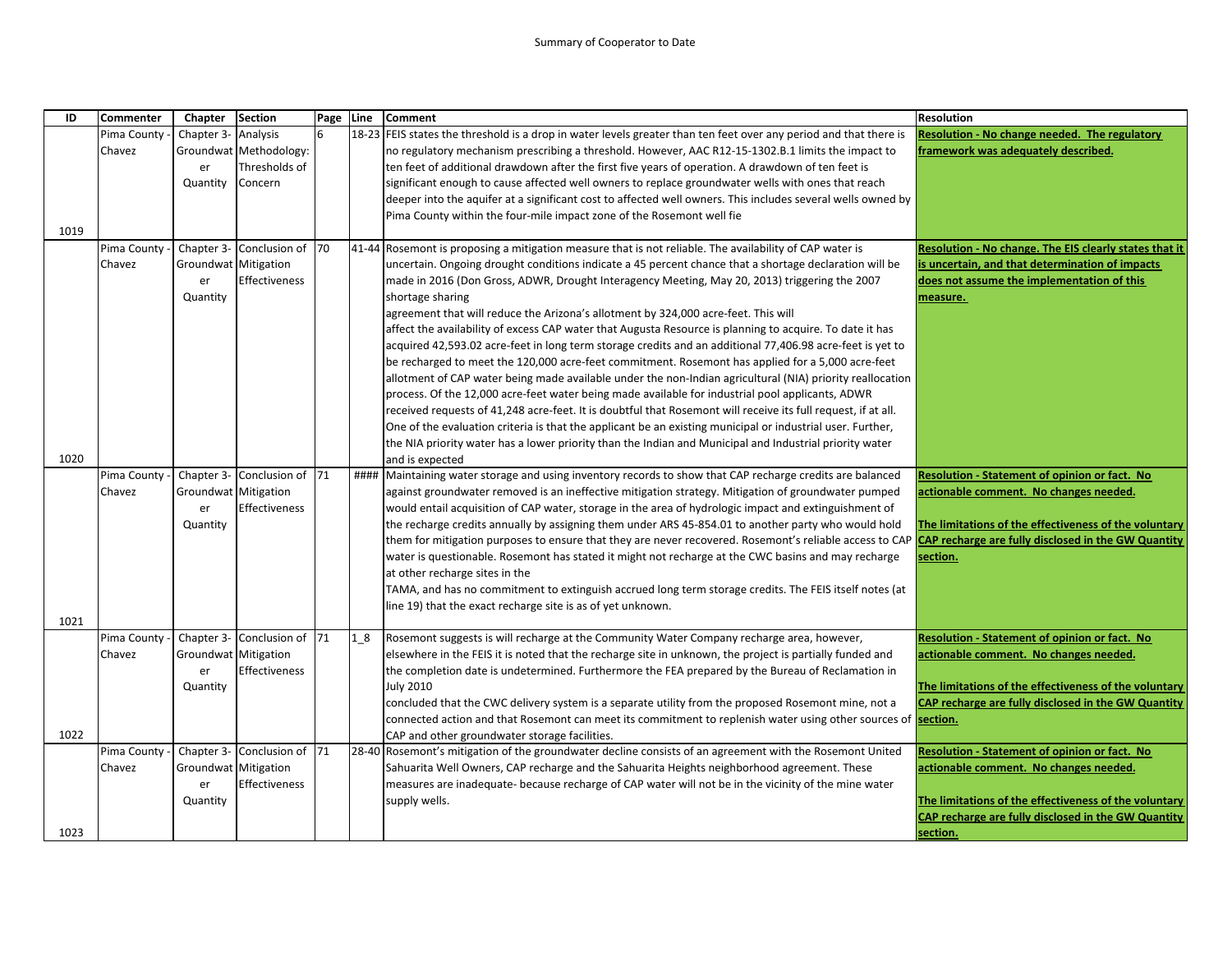Summary of Cooperator to Date

| ID | Commenter | Chapter | Section | Page | Line | Comment | Resolution |
|---|---|---|---|---|---|---|---|
| 1019 | Pima County - Chavez | Chapter 3- Groundwater Quantity | Analysis Methodology: Thresholds of Concern | 6 | 18-23 | FEIS states the threshold is a drop in water levels greater than ten feet over any period and that there is no regulatory mechanism prescribing a threshold. However, AAC R12-15-1302.B.1 limits the impact to ten feet of additional drawdown after the first five years of operation. A drawdown of ten feet is significant enough to cause affected well owners to replace groundwater wells with ones that reach deeper into the aquifer at a significant cost to affected well owners. This includes several wells owned by Pima County within the four-mile impact zone of the Rosemont well fie | **Resolution - No change needed. The regulatory framework was adequately described.** |
| 1020 | Pima County - Chavez | Chapter 3- Groundwater Quantity | Conclusion of Mitigation Effectiveness | 70 | 41-44 | Rosemont is proposing a mitigation measure that is not reliable. The availability of CAP water is uncertain. Ongoing drought conditions indicate a 45 percent chance that a shortage declaration will be made in 2016 (Don Gross, ADWR, Drought Interagency Meeting, May 20, 2013) triggering the 2007 shortage sharing agreement that will reduce the Arizona's allotment by 324,000 acre-feet. This will affect the availability of excess CAP water that Augusta Resource is planning to acquire. To date it has acquired 42,593.02 acre-feet in long term storage credits and an additional 77,406.98 acre-feet is yet to be recharged to meet the 120,000 acre-feet commitment. Rosemont has applied for a 5,000 acre-feet allotment of CAP water being made available under the non-Indian agricultural (NIA) priority reallocation process. Of the 12,000 acre-feet water being made available for industrial pool applicants, ADWR received requests of 41,248 acre-feet. It is doubtful that Rosemont will receive its full request, if at all. One of the evaluation criteria is that the applicant be an existing municipal or industrial user. Further, the NIA priority water has a lower priority than the Indian and Municipal and Industrial priority water and is expected | **Resolution - No change. The EIS clearly states that it is uncertain, and that determination of impacts does not assume the implementation of this measure.** |
| 1021 | Pima County - Chavez | Chapter 3- Groundwater Quantity | Conclusion of Mitigation Effectiveness | 71 | #### | Maintaining water storage and using inventory records to show that CAP recharge credits are balanced against groundwater removed is an ineffective mitigation strategy. Mitigation of groundwater pumped would entail acquisition of CAP water, storage in the area of hydrologic impact and extinguishment of the recharge credits annually by assigning them under ARS 45-854.01 to another party who would hold them for mitigation purposes to ensure that they are never recovered. Rosemont's reliable access to CAP water is questionable. Rosemont has stated it might not recharge at the CWC basins and may recharge at other recharge sites in the TAMA, and has no commitment to extinguish accrued long term storage credits. The FEIS itself notes (at line 19) that the exact recharge site is as of yet unknown. | **Resolution - Statement of opinion or fact. No actionable comment. No changes needed.** **The limitations of the effectiveness of the voluntary CAP recharge are fully disclosed in the GW Quantity section.** |
| 1022 | Pima County - Chavez | Chapter 3- Groundwater Quantity | Conclusion of Mitigation Effectiveness | 71 | 1_8 | Rosemont suggests is will recharge at the Community Water Company recharge area, however, elsewhere in the FEIS it is noted that the recharge site in unknown, the project is partially funded and the completion date is undetermined. Furthermore the FEA prepared by the Bureau of Reclamation in July 2010 concluded that the CWC delivery system is a separate utility from the proposed Rosemont mine, not a connected action and that Rosemont can meet its commitment to replenish water using other sources of CAP and other groundwater storage facilities. | **Resolution - Statement of opinion or fact. No actionable comment. No changes needed.** **The limitations of the effectiveness of the voluntary CAP recharge are fully disclosed in the GW Quantity section.** |
| 1023 | Pima County - Chavez | Chapter 3- Groundwater Quantity | Conclusion of Mitigation Effectiveness | 71 | 28-40 | Rosemont's mitigation of the groundwater decline consists of an agreement with the Rosemont United Sahuarita Well Owners, CAP recharge and the Sahuarita Heights neighborhood agreement. These measures are inadequate- because recharge of CAP water will not be in the vicinity of the mine water supply wells. | **Resolution - Statement of opinion or fact. No actionable comment. No changes needed.** **The limitations of the effectiveness of the voluntary CAP recharge are fully disclosed in the GW Quantity section.** |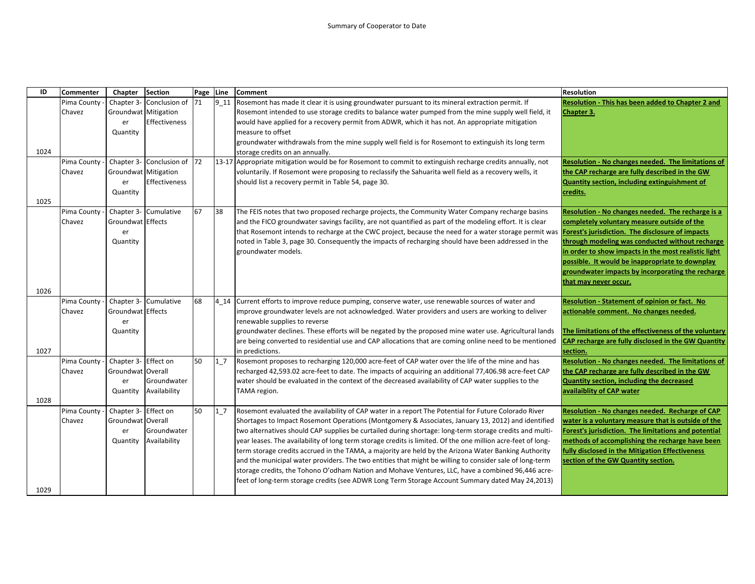Summary of Cooperator to Date

| ID | Commenter | Chapter | Section | Page | Line | Comment | Resolution |
|---|---|---|---|---|---|---|---|
| 1024 | Pima County - Chavez | Chapter 3- Groundwater Quantity | Conclusion of Mitigation Effectiveness | 71 | 9_11 | Rosemont has made it clear it is using groundwater pursuant to its mineral extraction permit. If Rosemont intended to use storage credits to balance water pumped from the mine supply well field, it would have applied for a recovery permit from ADWR, which it has not. An appropriate mitigation measure to offset groundwater withdrawals from the mine supply well field is for Rosemont to extinguish its long term storage credits on an annually. | **Resolution - This has been added to Chapter 2 and Chapter 3.** |
| 1025 | Pima County - Chavez | Chapter 3- Groundwater Quantity | Conclusion of Mitigation Effectiveness | 72 | 13-17 | Appropriate mitigation would be for Rosemont to commit to extinguish recharge credits annually, not voluntarily. If Rosemont were proposing to reclassify the Sahuarita well field as a recovery wells, it should list a recovery permit in Table 54, page 30. | **Resolution - No changes needed. The limitations of the CAP recharge are fully described in the GW Quantity section, including extinguishment of credits.** |
| 1026 | Pima County - Chavez | Chapter 3- Groundwater Quantity | Cumulative Effects | 67 | 38 | The FEIS notes that two proposed recharge projects, the Community Water Company recharge basins and the FICO groundwater savings facility, are not quantified as part of the modeling effort. It is clear that Rosemont intends to recharge at the CWC project, because the need for a water storage permit was noted in Table 3, page 30. Consequently the impacts of recharging should have been addressed in the groundwater models. | **Resolution - No changes needed. The recharge is a completely voluntary measure outside of the Forest's jurisdiction. The disclosure of impacts through modeling was conducted without recharge in order to show impacts in the most realistic light possible. It would be inappropriate to downplay groundwater impacts by incorporating the recharge that may never occur.** |
| 1027 | Pima County - Chavez | Chapter 3- Groundwater Quantity | Cumulative Effects | 68 | 4_14 | Current efforts to improve reduce pumping, conserve water, use renewable sources of water and improve groundwater levels are not acknowledged. Water providers and users are working to deliver renewable supplies to reverse groundwater declines. These efforts will be negated by the proposed mine water use. Agricultural lands are being converted to residential use and CAP allocations that are coming online need to be mentioned in predictions. | **Resolution - Statement of opinion or fact. No actionable comment. No changes needed.**<br><br>**The limitations of the effectiveness of the voluntary CAP recharge are fully disclosed in the GW Quantity section.** |
| 1028 | Pima County - Chavez | Chapter 3- Groundwater Quantity | Effect on Overall Groundwater Availability | 50 | 1_7 | Rosemont proposes to recharging 120,000 acre-feet of CAP water over the life of the mine and has recharged 42,593.02 acre-feet to date. The impacts of acquiring an additional 77,406.98 acre-feet CAP water should be evaluated in the context of the decreased availability of CAP water supplies to the TAMA region. | **Resolution - No changes needed. The limitations of the CAP recharge are fully described in the GW Quantity section, including the decreased availaiblity of CAP water** |
| 1029 | Pima County - Chavez | Chapter 3- Groundwater Quantity | Effect on Overall Groundwater Availability | 50 | 1_7 | Rosemont evaluated the availability of CAP water in a report The Potential for Future Colorado River Shortages to Impact Rosemont Operations (Montgomery & Associates, January 13, 2012) and identified two alternatives should CAP supplies be curtailed during shortage: long-term storage credits and multi-year leases. The availability of long term storage credits is limited. Of the one million acre-feet of long-term storage credits accrued in the TAMA, a majority are held by the Arizona Water Banking Authority and the municipal water providers. The two entities that might be willing to consider sale of long-term storage credits, the Tohono O'odham Nation and Mohave Ventures, LLC, have a combined 96,446 acre-feet of long-term storage credits (see ADWR Long Term Storage Account Summary dated May 24,2013) | **Resolution - No changes needed. Recharge of CAP water is a voluntary measure that is outside of the Forest's jurisdiction. The limitations and potential methods of accomplishing the recharge have been fully disclosed in the Mitigation Effectiveness section of the GW Quantity section.** |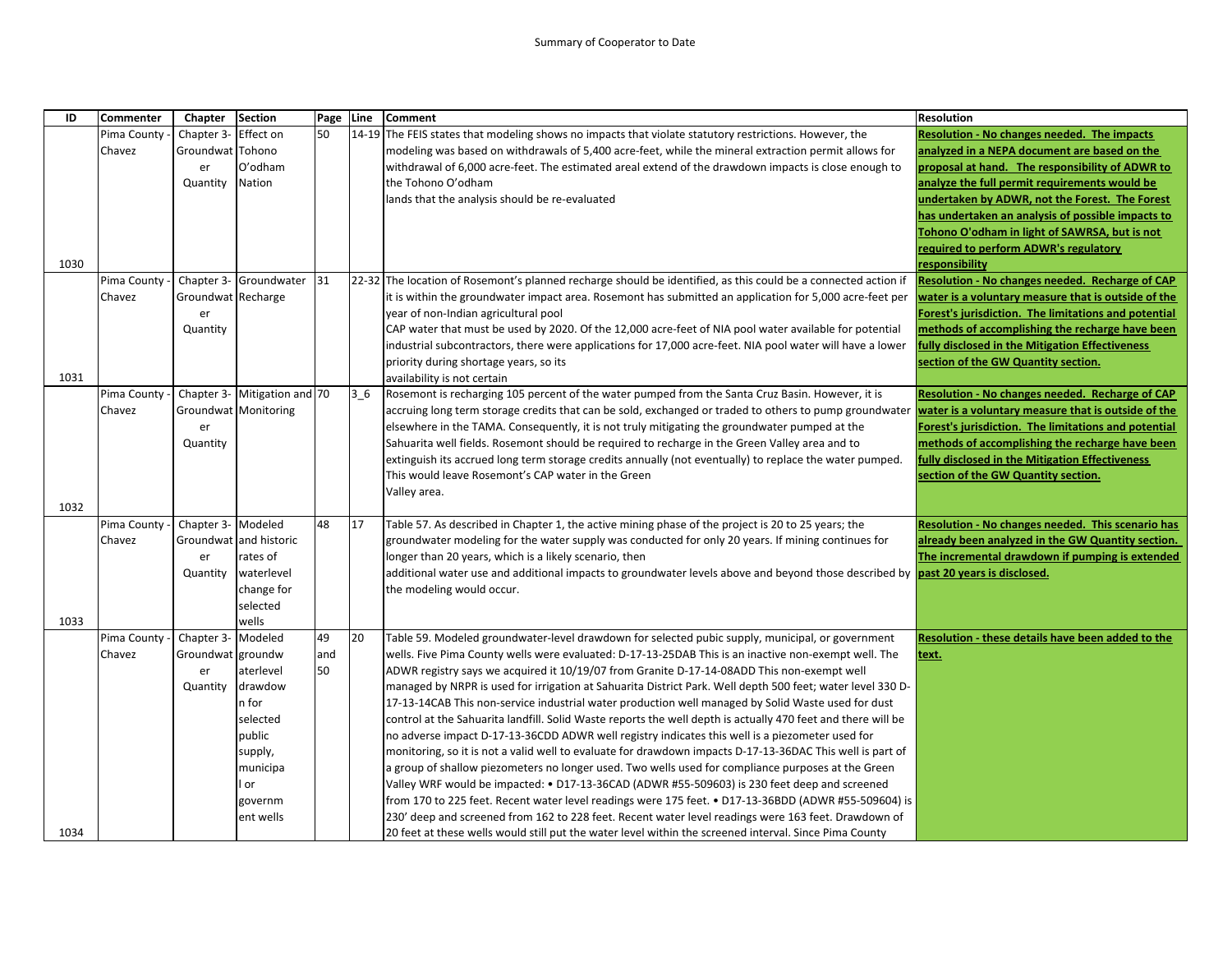Summary of Cooperator to Date

| ID | Commenter | Chapter | Section | Page | Line | Comment | Resolution |
|---|---|---|---|---|---|---|---|
| 1030 | Pima County - Chavez | Chapter 3- Groundwater Quantity | Effect on Tohono O'odham Nation | 50 | 14-19 | The FEIS states that modeling shows no impacts that violate statutory restrictions. However, the modeling was based on withdrawals of 5,400 acre-feet, while the mineral extraction permit allows for withdrawal of 6,000 acre-feet. The estimated areal extend of the drawdown impacts is close enough to the Tohono O'odham lands that the analysis should be re-evaluated | **Resolution - No changes needed. The impacts analyzed in a NEPA document are based on the proposal at hand. The responsibility of ADWR to analyze the full permit requirements would be undertaken by ADWR, not the Forest. The Forest has undertaken an analysis of possible impacts to Tohono O'odham in light of SAWRSA, but is not required to perform ADWR's regulatory responsibility** |
| 1031 | Pima County - Chavez | Chapter 3- Groundwater Quantity | Groundwater Recharge | 31 | 22-32 | The location of Rosemont's planned recharge should be identified, as this could be a connected action if it is within the groundwater impact area. Rosemont has submitted an application for 5,000 acre-feet per year of non-Indian agricultural pool CAP water that must be used by 2020. Of the 12,000 acre-feet of NIA pool water available for potential industrial subcontractors, there were applications for 17,000 acre-feet. NIA pool water will have a lower priority during shortage years, so its availability is not certain | **Resolution - No changes needed. Recharge of CAP water is a voluntary measure that is outside of the Forest's jurisdiction. The limitations and potential methods of accomplishing the recharge have been fully disclosed in the Mitigation Effectiveness section of the GW Quantity section.** |
| 1032 | Pima County - Chavez | Chapter 3- Groundwater Quantity | Mitigation and Monitoring | 70 | 3_6 | Rosemont is recharging 105 percent of the water pumped from the Santa Cruz Basin. However, it is accruing long term storage credits that can be sold, exchanged or traded to others to pump groundwater elsewhere in the TAMA. Consequently, it is not truly mitigating the groundwater pumped at the Sahuarita well fields. Rosemont should be required to recharge in the Green Valley area and to extinguish its accrued long term storage credits annually (not eventually) to replace the water pumped. This would leave Rosemont's CAP water in the Green Valley area. | **Resolution - No changes needed. Recharge of CAP water is a voluntary measure that is outside of the Forest's jurisdiction. The limitations and potential methods of accomplishing the recharge have been fully disclosed in the Mitigation Effectiveness section of the GW Quantity section.** |
| 1033 | Pima County - Chavez | Chapter 3- Groundwater Quantity | Modeled and historic rates of waterlevel change for selected wells | 48 | 17 | Table 57. As described in Chapter 1, the active mining phase of the project is 20 to 25 years; the groundwater modeling for the water supply was conducted for only 20 years. If mining continues for longer than 20 years, which is a likely scenario, then additional water use and additional impacts to groundwater levels above and beyond those described by the modeling would occur. | **Resolution - No changes needed. This scenario has already been analyzed in the GW Quantity section. The incremental drawdown if pumping is extended past 20 years is disclosed.** |
| 1034 | Pima County - Chavez | Chapter 3- Groundwater Quantity | Modeled groundwaterlevel drawdown for selected public supply, municipal or government wells | 49 and 50 | 20 | Table 59. Modeled groundwater-level drawdown for selected pubic supply, municipal, or government wells. Five Pima County wells were evaluated: D-17-13-25DAB This is an inactive non-exempt well. The ADWR registry says we acquired it 10/19/07 from Granite D-17-14-08ADD This non-exempt well managed by NRPR is used for irrigation at Sahuarita District Park. Well depth 500 feet; water level 330 D-17-13-14CAB This non-service industrial water production well managed by Solid Waste used for dust control at the Sahuarita landfill. Solid Waste reports the well depth is actually 470 feet and there will be no adverse impact D-17-13-36CDD ADWR well registry indicates this well is a piezometer used for monitoring, so it is not a valid well to evaluate for drawdown impacts D-17-13-36DAC This well is part of a group of shallow piezometers no longer used. Two wells used for compliance purposes at the Green Valley WRF would be impacted: • D17-13-36CAD (ADWR #55-509603) is 230 feet deep and screened from 170 to 225 feet. Recent water level readings were 175 feet. • D17-13-36BDD (ADWR #55-509604) is 230' deep and screened from 162 to 228 feet. Recent water level readings were 163 feet. Drawdown of 20 feet at these wells would still put the water level within the screened interval. Since Pima County | **Resolution - these details have been added to the text.** |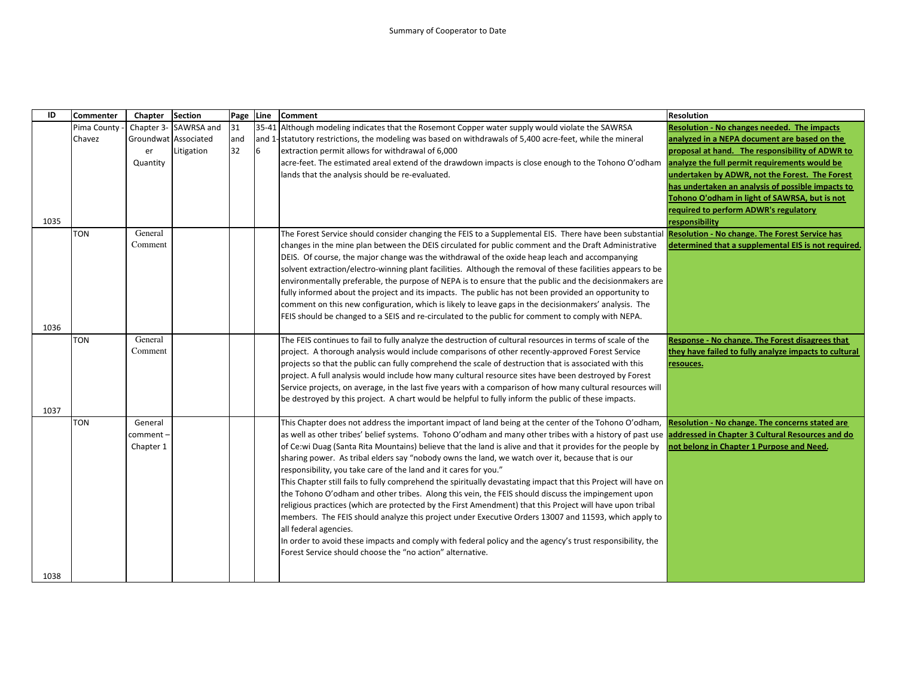Summary of Cooperator to Date

| ID | Commenter | Chapter | Section | Page | Line | Comment | Resolution |
|---|---|---|---|---|---|---|---|
| 1035 | Pima County - Chavez | Chapter 3- Groundwater Quantity | SAWRSA and Associated Litigation | 31 and 32 | 35-41 and 1-6 | Although modeling indicates that the Rosemont Copper water supply would violate the SAWRSA statutory restrictions, the modeling was based on withdrawals of 5,400 acre-feet, while the mineral extraction permit allows for withdrawal of 6,000 acre-feet. The estimated areal extend of the drawdown impacts is close enough to the Tohono O'odham lands that the analysis should be re-evaluated. | **Resolution - No changes needed. The impacts analyzed in a NEPA document are based on the proposal at hand. The responsibility of ADWR to analyze the full permit requirements would be undertaken by ADWR, not the Forest. The Forest has undertaken an analysis of possible impacts to Tohono O'odham in light of SAWRSA, but is not required to perform ADWR's regulatory responsibility** |
| 1036 | TON | General Comment | | | | The Forest Service should consider changing the FEIS to a Supplemental EIS. There have been substantial changes in the mine plan between the DEIS circulated for public comment and the Draft Administrative DEIS. Of course, the major change was the withdrawal of the oxide heap leach and accompanying solvent extraction/electro-winning plant facilities. Although the removal of these facilities appears to be environmentally preferable, the purpose of NEPA is to ensure that the public and the decisionmakers are fully informed about the project and its impacts. The public has not been provided an opportunity to comment on this new configuration, which is likely to leave gaps in the decisionmakers' analysis. The FEIS should be changed to a SEIS and re-circulated to the public for comment to comply with NEPA. | **Resolution - No change. The Forest Service has determined that a supplemental EIS is not required.** |
| 1037 | TON | General Comment | | | | The FEIS continues to fail to fully analyze the destruction of cultural resources in terms of scale of the project. A thorough analysis would include comparisons of other recently-approved Forest Service projects so that the public can fully comprehend the scale of destruction that is associated with this project. A full analysis would include how many cultural resource sites have been destroyed by Forest Service projects, on average, in the last five years with a comparison of how many cultural resources will be destroyed by this project. A chart would be helpful to fully inform the public of these impacts. | **Response - No change. The Forest disagrees that they have failed to fully analyze impacts to cultural resouces.** |
| 1038 | TON | General comment – Chapter 1 | | | | This Chapter does not address the important impact of land being at the center of the Tohono O'odham, as well as other tribes' belief systems. Tohono O'odham and many other tribes with a history of past use of Ce:wi Duag (Santa Rita Mountains) believe that the land is alive and that it provides for the people by sharing power. As tribal elders say "nobody owns the land, we watch over it, because that is our responsibility, you take care of the land and it cares for you."<br>This Chapter still fails to fully comprehend the spiritually devastating impact that this Project will have on the Tohono O'odham and other tribes. Along this vein, the FEIS should discuss the impingement upon religious practices (which are protected by the First Amendment) that this Project will have upon tribal members. The FEIS should analyze this project under Executive Orders 13007 and 11593, which apply to all federal agencies.<br>In order to avoid these impacts and comply with federal policy and the agency's trust responsibility, the Forest Service should choose the "no action" alternative. | **Resolution - No change. The concerns stated are addressed in Chapter 3 Cultural Resources and do not belong in Chapter 1 Purpose and Need.** |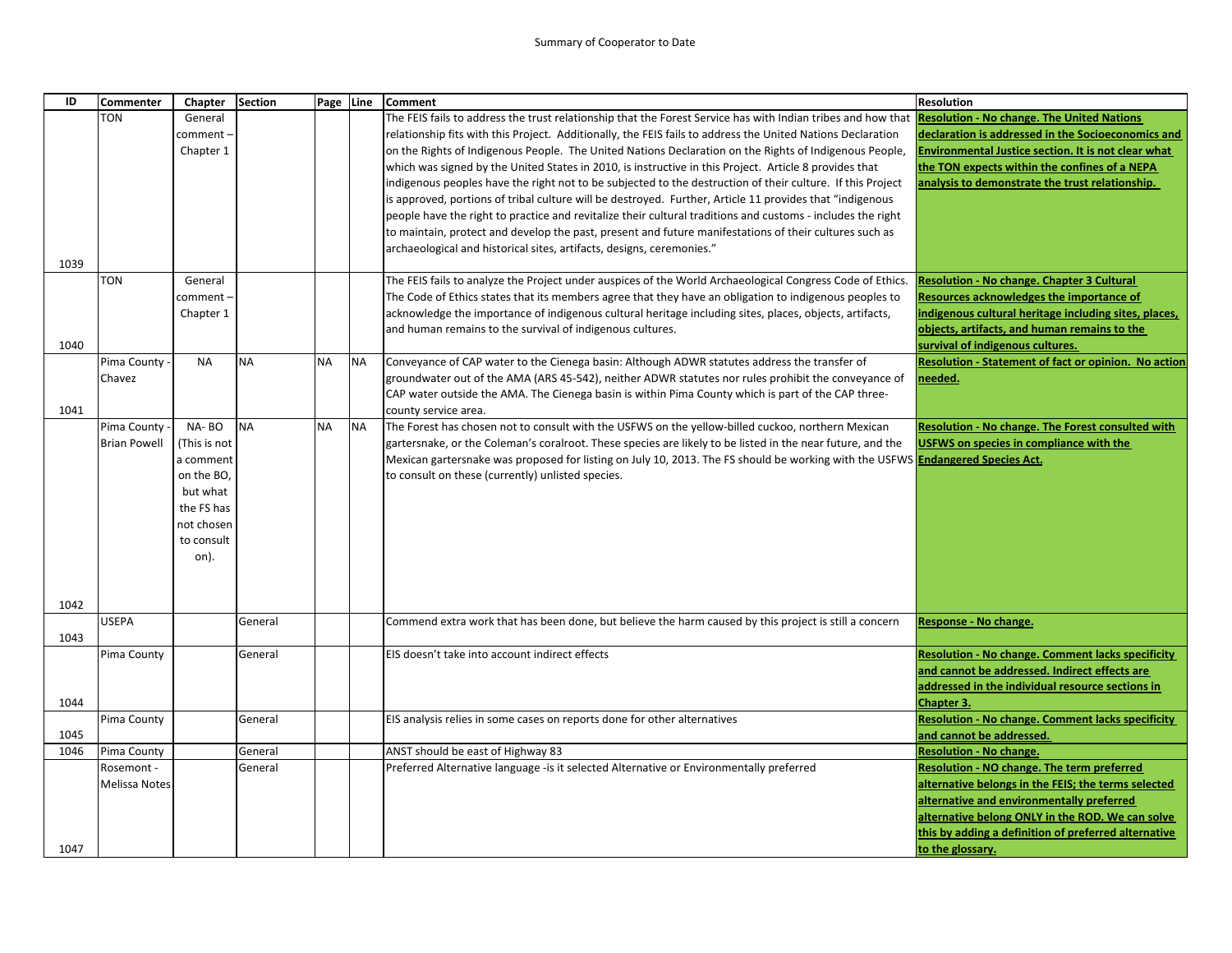Summary of Cooperator to Date

| ID | Commenter | Chapter | Section | Page | Line | Comment | Resolution |
|---|---|---|---|---|---|---|---|
| 1039 | TON | General comment – Chapter 1 | | | | The FEIS fails to address the trust relationship that the Forest Service has with Indian tribes and how that relationship fits with this Project. Additionally, the FEIS fails to address the United Nations Declaration on the Rights of Indigenous People. The United Nations Declaration on the Rights of Indigenous People, which was signed by the United States in 2010, is instructive in this Project. Article 8 provides that indigenous peoples have the right not to be subjected to the destruction of their culture. If this Project is approved, portions of tribal culture will be destroyed. Further, Article 11 provides that "indigenous people have the right to practice and revitalize their cultural traditions and customs - includes the right to maintain, protect and develop the past, present and future manifestations of their cultures such as archaeological and historical sites, artifacts, designs, ceremonies." | **Resolution - No change. The United Nations declaration is addressed in the Socioeconomics and Environmental Justice section. It is not clear what the TON expects within the confines of a NEPA analysis to demonstrate the trust relationship.** |
| 1040 | TON | General comment – Chapter 1 | | | | The FEIS fails to analyze the Project under auspices of the World Archaeological Congress Code of Ethics. The Code of Ethics states that its members agree that they have an obligation to indigenous peoples to acknowledge the importance of indigenous cultural heritage including sites, places, objects, artifacts, and human remains to the survival of indigenous cultures. | **Resolution - No change. Chapter 3 Cultural Resources acknowledges the importance of indigenous cultural heritage including sites, places, objects, artifacts, and human remains to the survival of indigenous cultures.** |
| 1041 | Pima County - Chavez | NA | NA | NA | NA | Conveyance of CAP water to the Cienega basin: Although ADWR statutes address the transfer of groundwater out of the AMA (ARS 45-542), neither ADWR statutes nor rules prohibit the conveyance of CAP water outside the AMA. The Cienega basin is within Pima County which is part of the CAP three-county service area. | **Resolution - Statement of fact or opinion. No action needed.** |
| 1042 | Pima County - Brian Powell | NA- BO (This is not a comment on the BO, but what the FS has not chosen to consult on). | NA | NA | NA | The Forest has chosen not to consult with the USFWS on the yellow-billed cuckoo, northern Mexican gartersnake, or the Coleman's coralroot. These species are likely to be listed in the near future, and the Mexican gartersnake was proposed for listing on July 10, 2013. The FS should be working with the USFWS to consult on these (currently) unlisted species. | **Resolution - No change. The Forest consulted with USFWS on species in compliance with the Endangered Species Act.** |
| 1043 | USEPA | | General | | | Commend extra work that has been done, but believe the harm caused by this project is still a concern | **Response - No change.** |
| 1044 | Pima County | | General | | | EIS doesn't take into account indirect effects | **Resolution - No change. Comment lacks specificity and cannot be addressed. Indirect effects are addressed in the individual resource sections in Chapter 3.** |
| 1045 | Pima County | | General | | | EIS analysis relies in some cases on reports done for other alternatives | **Resolution - No change. Comment lacks specificity and cannot be addressed.** |
| 1046 | Pima County | | General | | | ANST should be east of Highway 83 | **Resolution - No change.** |
| 1047 | Rosemont - Melissa Notes | | General | | | Preferred Alternative language -is it selected Alternative or Environmentally preferred | **Resolution - NO change. The term preferred alternative belongs in the FEIS; the terms selected alternative and environmentally preferred alternative belong ONLY in the ROD. We can solve this by adding a definition of preferred alternative to the glossary.** |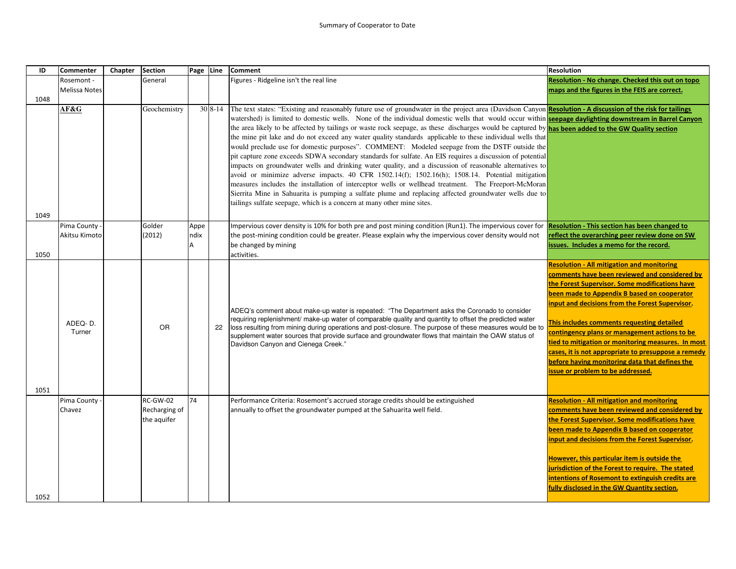Summary of Cooperator to Date

| ID | Commenter | Chapter | Section | Page | Line | Comment | Resolution |
|---|---|---|---|---|---|---|---|
| 1048 | Rosemont - Melissa Notes | | General | | | Figures - Ridgeline isn't the real line | **Resolution - No change. Checked this out on topo maps and the figures in the FEIS are correct.** |
| 1049 | **AF&G** | | Geochemistry | 30 | 8-14 | The text states: "Existing and reasonably future use of groundwater in the project area (Davidson Canyon watershed) is limited to domestic wells. None of the individual domestic wells that would occur within the area likely to be affected by tailings or waste rock seepage, as these discharges would be captured by the mine pit lake and do not exceed any water quality standards applicable to these individual wells that would preclude use for domestic purposes". COMMENT: Modeled seepage from the DSTF outside the pit capture zone exceeds SDWA secondary standards for sulfate. An EIS requires a discussion of potential impacts on groundwater wells and drinking water quality, and a discussion of reasonable alternatives to avoid or minimize adverse impacts. 40 CFR 1502.14(f); 1502.16(h); 1508.14. Potential mitigation measures includes the installation of interceptor wells or wellhead treatment. The Freeport-McMoran Sierrita Mine in Sahuarita is pumping a sulfate plume and replacing affected groundwater wells due to tailings sulfate seepage, which is a concern at many other mine sites. | **Resolution - A discussion of the risk for tailings seepage daylighting downstream in Barrel Canyon has been added to the GW Quality section** |
| 1050 | Pima County - Akitsu Kimoto | | Golder (2012) | Appendix A | | Impervious cover density is 10% for both pre and post mining condition (Run1). The impervious cover for the post-mining condition could be greater. Please explain why the impervious cover density would not be changed by mining activities. | **Resolution - This section has been changed to reflect the overarching peer review done on SW issues. Includes a memo for the record.** |
| 1051 | ADEQ- D. Turner | | OR | | 22 | ADEQ's comment about make-up water is repeated: "The Department asks the Coronado to consider requiring replenishment/ make-up water of comparable quality and quantity to offset the predicted water loss resulting from mining during operations and post-closure. The purpose of these measures would be to supplement water sources that provide surface and groundwater flows that maintain the OAW status of Davidson Canyon and Cienega Creek." | **Resolution - All mitigation and monitoring comments have been reviewed and considered by the Forest Supervisor. Some modifications have been made to Appendix B based on cooperator input and decisions from the Forest Supervisor.**<br><br>**This includes comments requesting detailed contingency plans or management actions to be tied to mitigation or monitoring measures. In most cases, it is not appropriate to presuppose a remedy before having monitoring data that defines the issue or problem to be addressed.** |
| 1052 | Pima County - Chavez | | RC-GW-02 Recharging of the aquifer | 74 | | Performance Criteria: Rosemont's accrued storage credits should be extinguished annually to offset the groundwater pumped at the Sahuarita well field. | **Resolution - All mitigation and monitoring comments have been reviewed and considered by the Forest Supervisor. Some modifications have been made to Appendix B based on cooperator input and decisions from the Forest Supervisor.**<br><br>**However, this particular item is outside the jurisdiction of the Forest to require. The stated intentions of Rosemont to extinguish credits are fully disclosed in the GW Quantity section.** |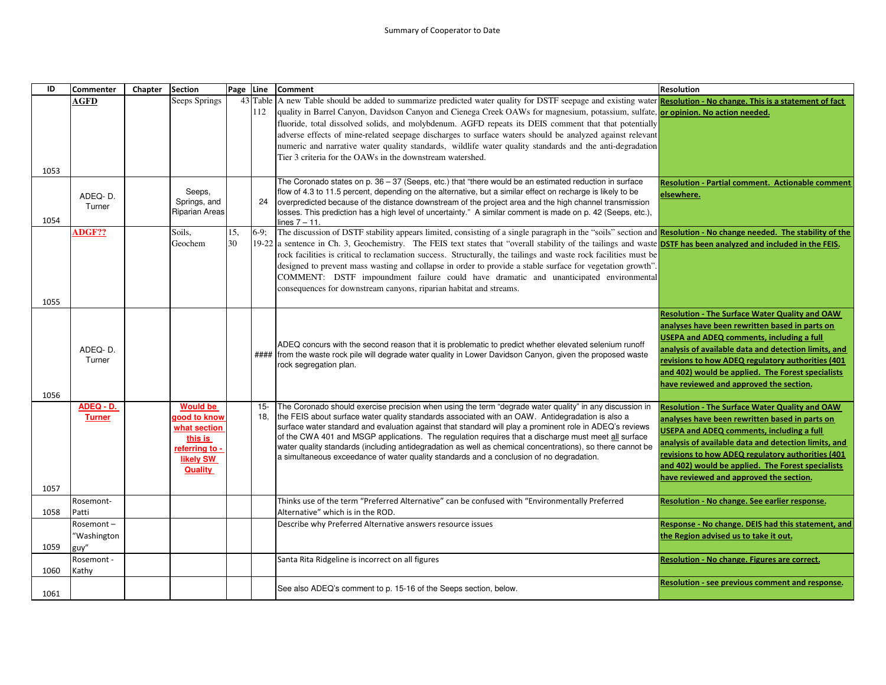Summary of Cooperator to Date

| ID | Commenter | Chapter | Section | Page | Line | Comment | Resolution |
|---|---|---|---|---|---|---|---|
| 1053 | **AGFD** | | Seeps Springs | 43 | Table 112 | A new Table should be added to summarize predicted water quality for DSTF seepage and existing water quality in Barrel Canyon, Davidson Canyon and Cienega Creek OAWs for magnesium, potassium, sulfate, fluoride, total dissolved solids, and molybdenum. AGFD repeats its DEIS comment that that potentially adverse effects of mine-related seepage discharges to surface waters should be analyzed against relevant numeric and narrative water quality standards, wildlife water quality standards and the anti-degradation Tier 3 criteria for the OAWs in the downstream watershed. | **Resolution - No change. This is a statement of fact or opinion. No action needed.** |
| 1054 | ADEQ- D. Turner | | Seeps, Springs, and Riparian Areas | | 24 | The Coronado states on p. 36 – 37 (Seeps, etc.) that "there would be an estimated reduction in surface flow of 4.3 to 11.5 percent, depending on the alternative, but a similar effect on recharge is likely to be overpredicted because of the distance downstream of the project area and the high channel transmission losses. This prediction has a high level of uncertainty." A similar comment is made on p. 42 (Seeps, etc.), lines 7 – 11. | **Resolution - Partial comment. Actionable comment elsewhere.** |
| 1055 | **ADGF??** | | Soils, Geochem | 15, 30 | 6-9; 19-22 | The discussion of DSTF stability appears limited, consisting of a single paragraph in the "soils" section and a sentence in Ch. 3, Geochemistry. The FEIS text states that "overall stability of the tailings and waste rock facilities is critical to reclamation success. Structurally, the tailings and waste rock facilities must be designed to prevent mass wasting and collapse in order to provide a stable surface for vegetation growth". COMMENT: DSTF impoundment failure could have dramatic and unanticipated environmental consequences for downstream canyons, riparian habitat and streams. | **Resolution - No change needed. The stability of the DSTF has been analyzed and included in the FEIS.** |
| 1056 | ADEQ- D. Turner | | | | #### | ADEQ concurs with the second reason that it is problematic to predict whether elevated selenium runoff from the waste rock pile will degrade water quality in Lower Davidson Canyon, given the proposed waste rock segregation plan. | **Resolution - The Surface Water Quality and OAW analyses have been rewritten based in parts on USEPA and ADEQ comments, including a full analysis of available data and detection limits, and revisions to how ADEQ regulatory authorities (401 and 402) would be applied. The Forest specialists have reviewed and approved the section.** |
| 1057 | **ADEQ - D. Turner** | | **Would be good to know what section this is referring to - likely SW Quality** | | 15-18, | The Coronado should exercise precision when using the term "degrade water quality" in any discussion in the FEIS about surface water quality standards associated with an OAW. Antidegradation is also a surface water standard and evaluation against that standard will play a prominent role in ADEQ's reviews of the CWA 401 and MSGP applications. The regulation requires that a discharge must meet all surface water quality standards (including antidegradation as well as chemical concentrations), so there cannot be a simultaneous exceedance of water quality standards and a conclusion of no degradation. | **Resolution - The Surface Water Quality and OAW analyses have been rewritten based in parts on USEPA and ADEQ comments, including a full analysis of available data and detection limits, and revisions to how ADEQ regulatory authorities (401 and 402) would be applied. The Forest specialists have reviewed and approved the section.** |
| 1058 | Rosemont-Patti | | | | | Thinks use of the term "Preferred Alternative" can be confused with "Environmentally Preferred Alternative" which is in the ROD. | **Resolution - No change. See earlier response.** |
| 1059 | Rosemont – "Washington guy" | | | | | Describe why Preferred Alternative answers resource issues | **Response - No change. DEIS had this statement, and the Region advised us to take it out.** |
| 1060 | Rosemont - Kathy | | | | | Santa Rita Ridgeline is incorrect on all figures | **Resolution - No change. Figures are correct.** |
| 1061 | | | | | | See also ADEQ's comment to p. 15-16 of the Seeps section, below. | **Resolution - see previous comment and response.** |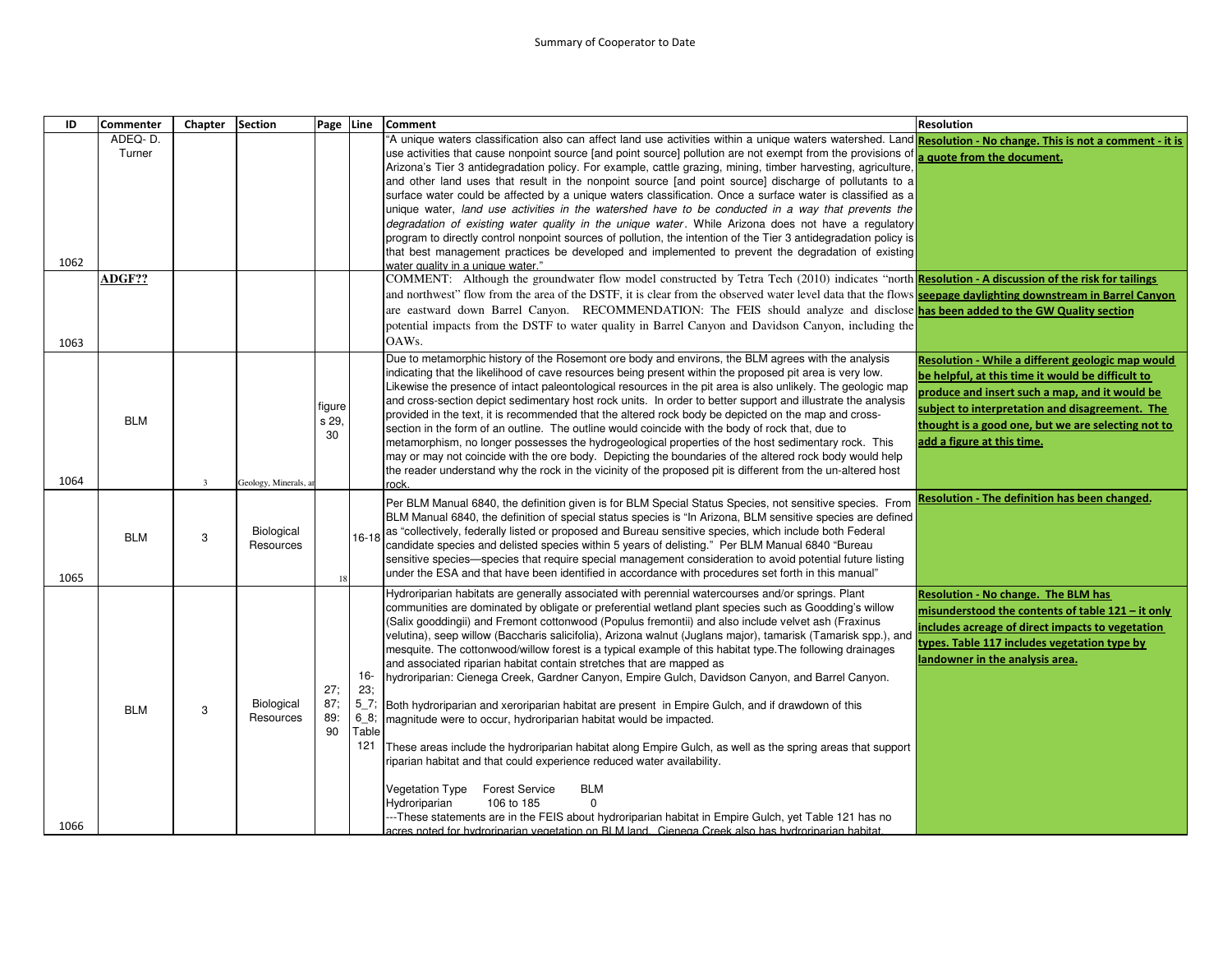Summary of Cooperator to Date

| ID | Commenter | Chapter | Section | Page | Line | Comment | Resolution |
|---|---|---|---|---|---|---|---|
| 1062 | ADEQ- D. Turner | | | | | "A unique waters classification also can affect land use activities within a unique waters watershed. Land use activities that cause nonpoint source [and point source] pollution are not exempt from the provisions of Arizona's Tier 3 antidegradation policy. For example, cattle grazing, mining, timber harvesting, agriculture, and other land uses that result in the nonpoint source [and point source] discharge of pollutants to a surface water could be affected by a unique waters classification. Once a surface water is classified as a unique water, *land use activities in the watershed have to be conducted in a way that prevents the degradation of existing water quality in the unique water*. While Arizona does not have a regulatory program to directly control nonpoint sources of pollution, the intention of the Tier 3 antidegradation policy is that best management practices be developed and implemented to prevent the degradation of existing water quality in a unique water." | **Resolution - No change. This is not a comment - it is a quote from the document.** |
| 1063 | **ADGF??** | | | | | COMMENT: Although the groundwater flow model constructed by Tetra Tech (2010) indicates "north and northwest" flow from the area of the DSTF, it is clear from the observed water level data that the flows are eastward down Barrel Canyon. RECOMMENDATION: The FEIS should analyze and disclose potential impacts from the DSTF to water quality in Barrel Canyon and Davidson Canyon, including the OAWs. | **Resolution - A discussion of the risk for tailings seepage daylighting downstream in Barrel Canyon has been added to the GW Quality section** |
| 1064 | BLM | 3 | Geology, Minerals, ar | figures 29, 30 | | Due to metamorphic history of the Rosemont ore body and environs, the BLM agrees with the analysis indicating that the likelihood of cave resources being present within the proposed pit area is very low. Likewise the presence of intact paleontological resources in the pit area is also unlikely. The geologic map and cross-section depict sedimentary host rock units. In order to better support and illustrate the analysis provided in the text, it is recommended that the altered rock body be depicted on the map and cross-section in the form of an outline. The outline would coincide with the body of rock that, due to metamorphism, no longer possesses the hydrogeological properties of the host sedimentary rock. This may or may not coincide with the ore body. Depicting the boundaries of the altered rock body would help the reader understand why the rock in the vicinity of the proposed pit is different from the un-altered host rock. | **Resolution - While a different geologic map would be helpful, at this time it would be difficult to produce and insert such a map, and it would be subject to interpretation and disagreement. The thought is a good one, but we are selecting not to add a figure at this time.** |
| 1065 | BLM | 3 | Biological Resources | 18 | 16-18 | Per BLM Manual 6840, the definition given is for BLM Special Status Species, not sensitive species. From BLM Manual 6840, the definition of special status species is "In Arizona, BLM sensitive species are defined as "collectively, federally listed or proposed and Bureau sensitive species, which include both Federal candidate species and delisted species within 5 years of delisting." Per BLM Manual 6840 "Bureau sensitive species—species that require special management consideration to avoid potential future listing under the ESA and that have been identified in accordance with procedures set forth in this manual" | **Resolution - The definition has been changed.** |
| 1066 | BLM | 3 | Biological Resources | 27; 87; 89: 90 | 16-23; 5_7; 6_8; Table 121 | Hydroriparian habitats are generally associated with perennial watercourses and/or springs. Plant communities are dominated by obligate or preferential wetland plant species such as Goodding's willow (Salix gooddingii) and Fremont cottonwood (Populus fremontii) and also include velvet ash (Fraxinus velutina), seep willow (Baccharis salicifolia), Arizona walnut (Juglans major), tamarisk (Tamarisk spp.), and mesquite. The cottonwood/willow forest is a typical example of this habitat type.The following drainages and associated riparian habitat contain stretches that are mapped as hydroriparian: Cienega Creek, Gardner Canyon, Empire Gulch, Davidson Canyon, and Barrel Canyon.<br><br>Both hydroriparian and xeroriparian habitat are present in Empire Gulch, and if drawdown of this magnitude were to occur, hydroriparian habitat would be impacted.<br><br>These areas include the hydroriparian habitat along Empire Gulch, as well as the spring areas that support riparian habitat and that could experience reduced water availability.<br><br>Vegetation Type Forest Service BLM<br>Hydroriparian 106 to 185 0<br>---These statements are in the FEIS about hydroriparian habitat in Empire Gulch, yet Table 121 has no acres noted for hydroriparian vegetation on BLM land. Cienega Creek also has hydroriparian habitat. | **Resolution - No change. The BLM has misunderstood the contents of table 121 – it only includes acreage of direct impacts to vegetation types. Table 117 includes vegetation type by landowner in the analysis area.** |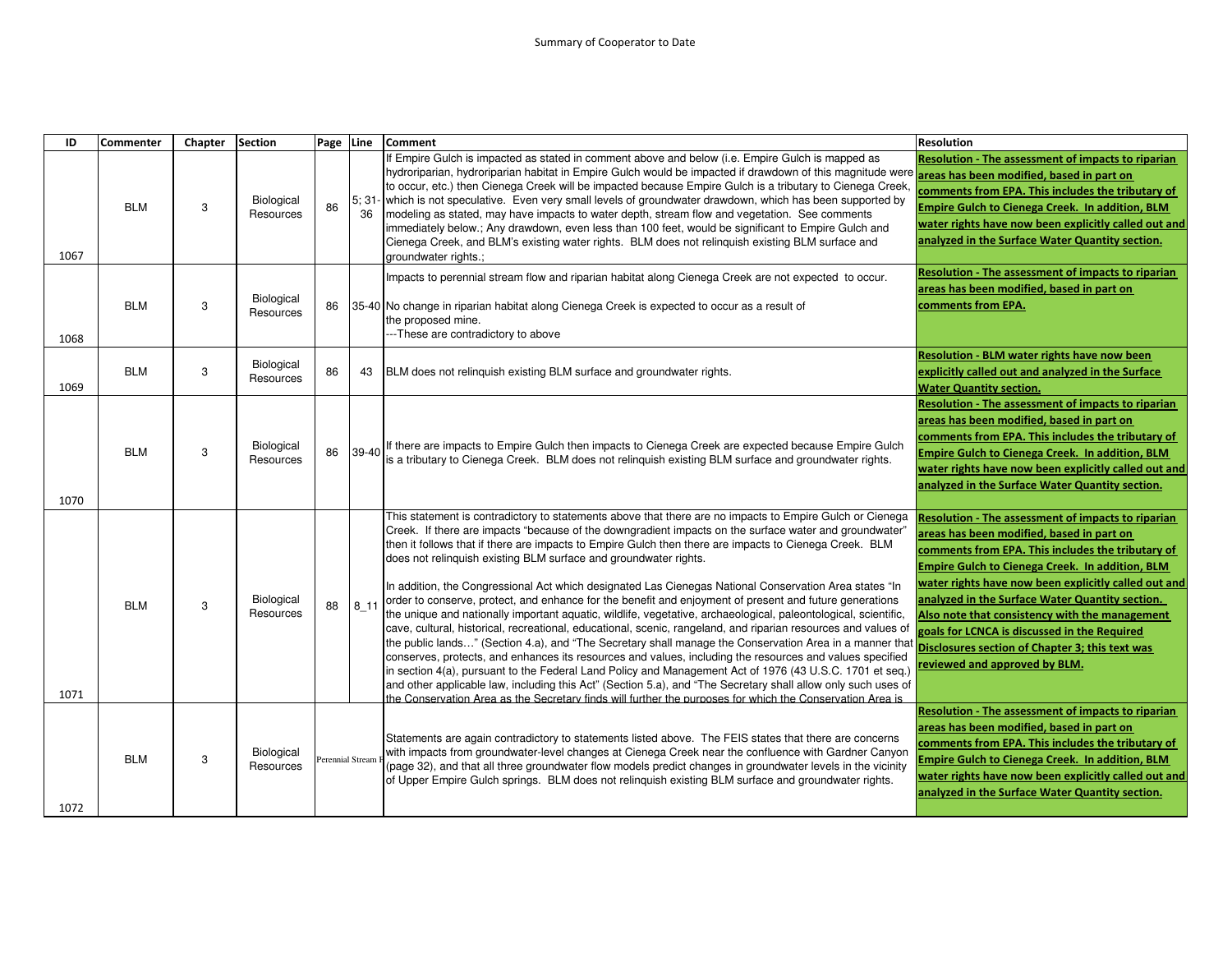Summary of Cooperator to Date

| ID | Commenter | Chapter | Section | Page | Line | Comment | Resolution |
|---|---|---|---|---|---|---|---|
| 1067 | BLM | 3 | Biological Resources | 86 | 5; 31-36 | If Empire Gulch is impacted as stated in comment above and below (i.e. Empire Gulch is mapped as hydroriparian, hydroriparian habitat in Empire Gulch would be impacted if drawdown of this magnitude were to occur, etc.) then Cienega Creek will be impacted because Empire Gulch is a tributary to Cienega Creek, which is not speculative. Even very small levels of groundwater drawdown, which has been supported by modeling as stated, may have impacts to water depth, stream flow and vegetation. See comments immediately below.; Any drawdown, even less than 100 feet, would be significant to Empire Gulch and Cienega Creek, and BLM's existing water rights. BLM does not relinquish existing BLM surface and groundwater rights.; | **Resolution - The assessment of impacts to riparian areas has been modified, based in part on comments from EPA. This includes the tributary of Empire Gulch to Cienega Creek. In addition, BLM water rights have now been explicitly called out and analyzed in the Surface Water Quantity section.** |
| 1068 | BLM | 3 | Biological Resources | 86 | 35-40 | Impacts to perennial stream flow and riparian habitat along Cienega Creek are not expected to occur.<br><br>No change in riparian habitat along Cienega Creek is expected to occur as a result of the proposed mine.<br>---These are contradictory to above | **Resolution - The assessment of impacts to riparian areas has been modified, based in part on comments from EPA.** |
| 1069 | BLM | 3 | Biological Resources | 86 | 43 | BLM does not relinquish existing BLM surface and groundwater rights. | **Resolution - BLM water rights have now been explicitly called out and analyzed in the Surface Water Quantity section.** |
| 1070 | BLM | 3 | Biological Resources | 86 | 39-40 | If there are impacts to Empire Gulch then impacts to Cienega Creek are expected because Empire Gulch is a tributary to Cienega Creek. BLM does not relinquish existing BLM surface and groundwater rights. | **Resolution - The assessment of impacts to riparian areas has been modified, based in part on comments from EPA. This includes the tributary of Empire Gulch to Cienega Creek. In addition, BLM water rights have now been explicitly called out and analyzed in the Surface Water Quantity section.** |
| 1071 | BLM | 3 | Biological Resources | 88 | 8_11 | This statement is contradictory to statements above that there are no impacts to Empire Gulch or Cienega Creek. If there are impacts "because of the downgradient impacts on the surface water and groundwater" then it follows that if there are impacts to Empire Gulch then there are impacts to Cienega Creek. BLM does not relinquish existing BLM surface and groundwater rights.<br><br>In addition, the Congressional Act which designated Las Cienegas National Conservation Area states "In order to conserve, protect, and enhance for the benefit and enjoyment of present and future generations the unique and nationally important aquatic, wildlife, vegetative, archaeological, paleontological, scientific, cave, cultural, historical, recreational, educational, scenic, rangeland, and riparian resources and values of the public lands…" (Section 4.a), and "The Secretary shall manage the Conservation Area in a manner that conserves, protects, and enhances its resources and values, including the resources and values specified in section 4(a), pursuant to the Federal Land Policy and Management Act of 1976 (43 U.S.C. 1701 et seq.) and other applicable law, including this Act" (Section 5.a), and "The Secretary shall allow only such uses of the Conservation Area as the Secretary finds will further the purposes for which the Conservation Area is | **Resolution - The assessment of impacts to riparian areas has been modified, based in part on comments from EPA. This includes the tributary of Empire Gulch to Cienega Creek. In addition, BLM water rights have now been explicitly called out and analyzed in the Surface Water Quantity section. Also note that consistency with the management goals for LCNCA is discussed in the Required Disclosures section of Chapter 3; this text was reviewed and approved by BLM.** |
| 1072 | BLM | 3 | Biological Resources | Perennial Stream F | | Statements are again contradictory to statements listed above. The FEIS states that there are concerns with impacts from groundwater-level changes at Cienega Creek near the confluence with Gardner Canyon (page 32), and that all three groundwater flow models predict changes in groundwater levels in the vicinity of Upper Empire Gulch springs. BLM does not relinquish existing BLM surface and groundwater rights. | **Resolution - The assessment of impacts to riparian areas has been modified, based in part on comments from EPA. This includes the tributary of Empire Gulch to Cienega Creek. In addition, BLM water rights have now been explicitly called out and analyzed in the Surface Water Quantity section.** |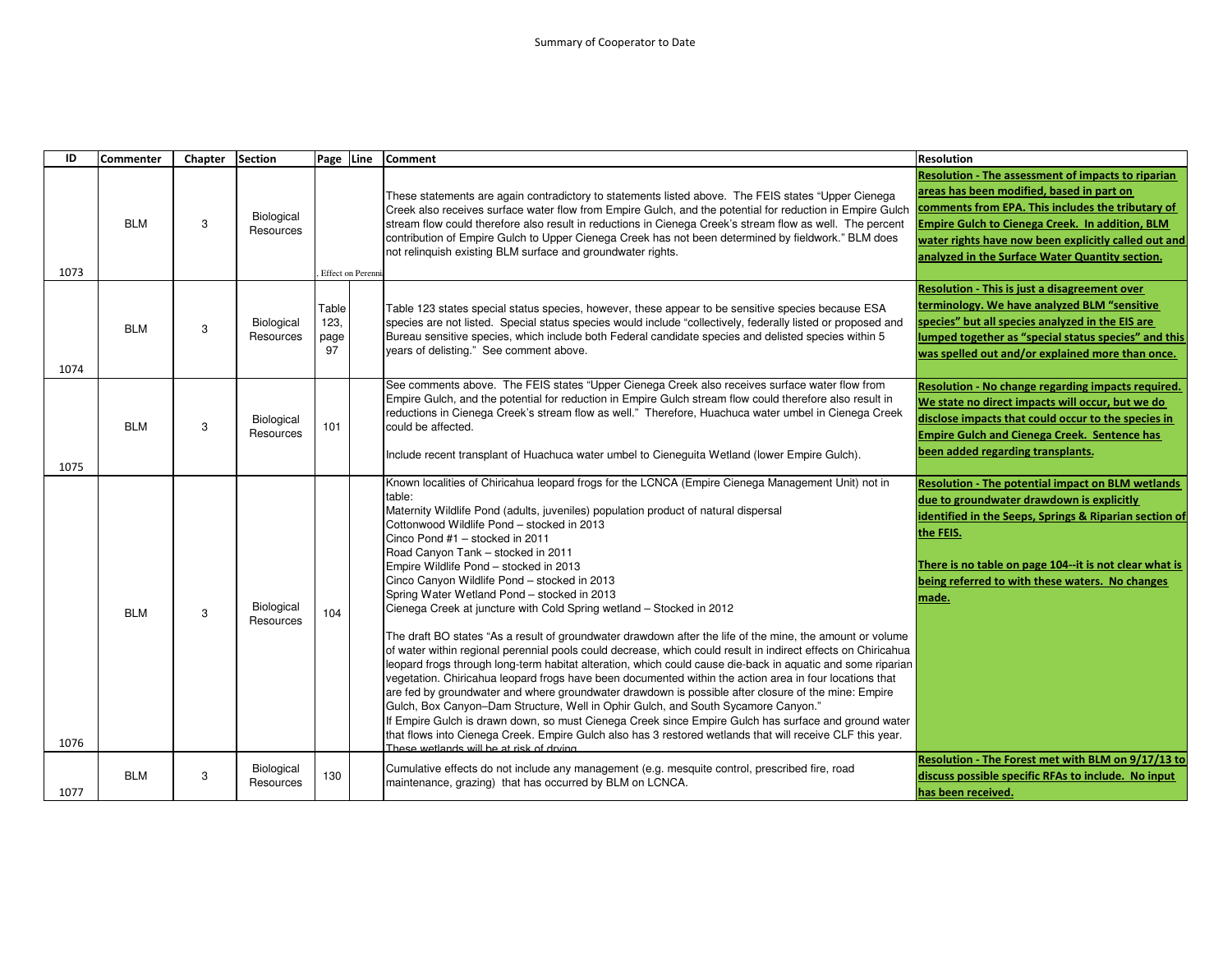Summary of Cooperator to Date

| ID | Commenter | Chapter | Section | Page | Line | Comment | Resolution |
|---|---|---|---|---|---|---|---|
| 1073 | BLM | 3 | Biological Resources | | . Effect on Perenni | These statements are again contradictory to statements listed above. The FEIS states "Upper Cienega Creek also receives surface water flow from Empire Gulch, and the potential for reduction in Empire Gulch stream flow could therefore also result in reductions in Cienega Creek's stream flow as well. The percent contribution of Empire Gulch to Upper Cienega Creek has not been determined by fieldwork." BLM does not relinquish existing BLM surface and groundwater rights. | **Resolution - The assessment of impacts to riparian areas has been modified, based in part on comments from EPA. This includes the tributary of Empire Gulch to Cienega Creek. In addition, BLM water rights have now been explicitly called out and analyzed in the Surface Water Quantity section.** |
| 1074 | BLM | 3 | Biological Resources | Table 123, page 97 | | Table 123 states special status species, however, these appear to be sensitive species because ESA species are not listed. Special status species would include "collectively, federally listed or proposed and Bureau sensitive species, which include both Federal candidate species and delisted species within 5 years of delisting." See comment above. | **Resolution - This is just a disagreement over terminology. We have analyzed BLM "sensitive species" but all species analyzed in the EIS are lumped together as "special status species" and this was spelled out and/or explained more than once.** |
| 1075 | BLM | 3 | Biological Resources | 101 | | See comments above. The FEIS states "Upper Cienega Creek also receives surface water flow from Empire Gulch, and the potential for reduction in Empire Gulch stream flow could therefore also result in reductions in Cienega Creek's stream flow as well." Therefore, Huachuca water umbel in Cienega Creek could be affected.<br><br>Include recent transplant of Huachuca water umbel to Cieneguita Wetland (lower Empire Gulch). | **Resolution - No change regarding impacts required. We state no direct impacts will occur, but we do disclose impacts that could occur to the species in Empire Gulch and Cienega Creek. Sentence has been added regarding transplants.** |
| 1076 | BLM | 3 | Biological Resources | 104 | | Known localities of Chiricahua leopard frogs for the LCNCA (Empire Cienega Management Unit) not in table:<br>Maternity Wildlife Pond (adults, juveniles) population product of natural dispersal<br>Cottonwood Wildlife Pond – stocked in 2013<br>Cinco Pond #1 – stocked in 2011<br>Road Canyon Tank – stocked in 2011<br>Empire Wildlife Pond – stocked in 2013<br>Cinco Canyon Wildlife Pond – stocked in 2013<br>Spring Water Wetland Pond – stocked in 2013<br>Cienega Creek at juncture with Cold Spring wetland – Stocked in 2012<br><br>The draft BO states "As a result of groundwater drawdown after the life of the mine, the amount or volume of water within regional perennial pools could decrease, which could result in indirect effects on Chiricahua leopard frogs through long-term habitat alteration, which could cause die-back in aquatic and some riparian vegetation. Chiricahua leopard frogs have been documented within the action area in four locations that are fed by groundwater and where groundwater drawdown is possible after closure of the mine: Empire Gulch, Box Canyon–Dam Structure, Well in Ophir Gulch, and South Sycamore Canyon."<br>If Empire Gulch is drawn down, so must Cienega Creek since Empire Gulch has surface and ground water that flows into Cienega Creek. Empire Gulch also has 3 restored wetlands that will receive CLF this year. These wetlands will be at risk of drying. | **Resolution - The potential impact on BLM wetlands due to groundwater drawdown is explicitly identified in the Seeps, Springs & Riparian section of the FEIS.**<br><br>**There is no table on page 104--it is not clear what is being referred to with these waters. No changes made.** |
| 1077 | BLM | 3 | Biological Resources | 130 | | Cumulative effects do not include any management (e.g. mesquite control, prescribed fire, road maintenance, grazing) that has occurred by BLM on LCNCA. | **Resolution - The Forest met with BLM on 9/17/13 to discuss possible specific RFAs to include. No input has been received.** |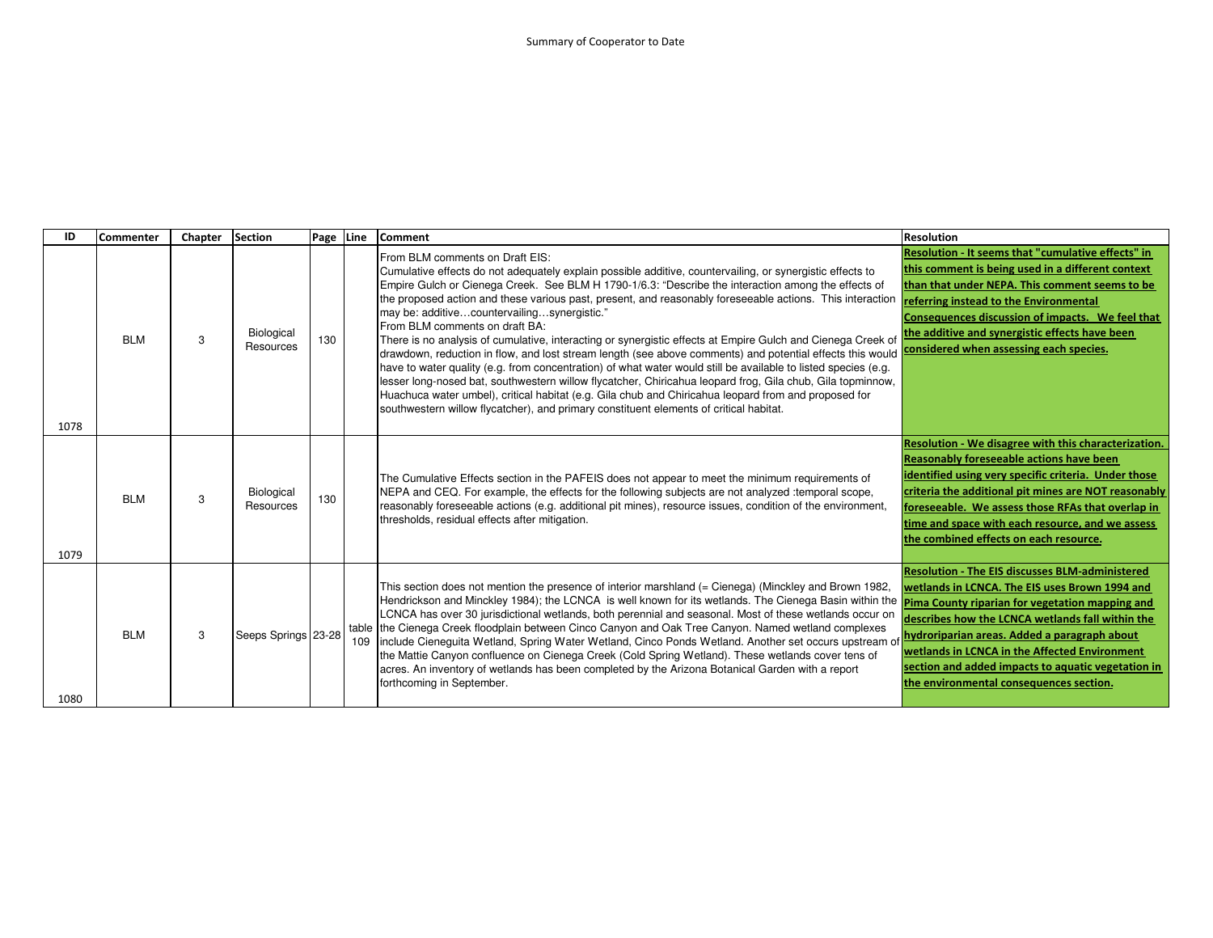Summary of Cooperator to Date

| ID | Commenter | Chapter | Section | Page | Line | Comment | Resolution |
|---|---|---|---|---|---|---|---|
| 1078 | BLM | 3 | Biological Resources | 130 | | From BLM comments on Draft EIS: Cumulative effects do not adequately explain possible additive, countervailing, or synergistic effects to Empire Gulch or Cienega Creek. See BLM H 1790-1/6.3: "Describe the interaction among the effects of the proposed action and these various past, present, and reasonably foreseeable actions. This interaction may be: additive…countervailing…synergistic." From BLM comments on draft BA: There is no analysis of cumulative, interacting or synergistic effects at Empire Gulch and Cienega Creek of drawdown, reduction in flow, and lost stream length (see above comments) and potential effects this would have to water quality (e.g. from concentration) of what water would still be available to listed species (e.g. lesser long-nosed bat, southwestern willow flycatcher, Chiricahua leopard frog, Gila chub, Gila topminnow, Huachuca water umbel), critical habitat (e.g. Gila chub and Chiricahua leopard from and proposed for southwestern willow flycatcher), and primary constituent elements of critical habitat. | **Resolution - It seems that "cumulative effects" in this comment is being used in a different context than that under NEPA. This comment seems to be referring instead to the Environmental Consequences discussion of impacts. We feel that the additive and synergistic effects have been considered when assessing each species.** |
| 1079 | BLM | 3 | Biological Resources | 130 | | The Cumulative Effects section in the PAFEIS does not appear to meet the minimum requirements of NEPA and CEQ. For example, the effects for the following subjects are not analyzed :temporal scope, reasonably foreseeable actions (e.g. additional pit mines), resource issues, condition of the environment, thresholds, residual effects after mitigation. | **Resolution - We disagree with this characterization. Reasonably foreseeable actions have been identified using very specific criteria. Under those criteria the additional pit mines are NOT reasonably foreseeable. We assess those RFAs that overlap in time and space with each resource, and we assess the combined effects on each resource.** |
| 1080 | BLM | 3 | Seeps Springs | 23-28 | table 109 | This section does not mention the presence of interior marshland (= Cienega) (Minckley and Brown 1982, Hendrickson and Minckley 1984); the LCNCA is well known for its wetlands. The Cienega Basin within the LCNCA has over 30 jurisdictional wetlands, both perennial and seasonal. Most of these wetlands occur on the Cienega Creek floodplain between Cinco Canyon and Oak Tree Canyon. Named wetland complexes include Cieneguita Wetland, Spring Water Wetland, Cinco Ponds Wetland. Another set occurs upstream of the Mattie Canyon confluence on Cienega Creek (Cold Spring Wetland). These wetlands cover tens of acres. An inventory of wetlands has been completed by the Arizona Botanical Garden with a report forthcoming in September. | **Resolution - The EIS discusses BLM-administered wetlands in LCNCA. The EIS uses Brown 1994 and Pima County riparian for vegetation mapping and describes how the LCNCA wetlands fall within the hydroriparian areas. Added a paragraph about wetlands in LCNCA in the Affected Environment section and added impacts to aquatic vegetation in the environmental consequences section.** |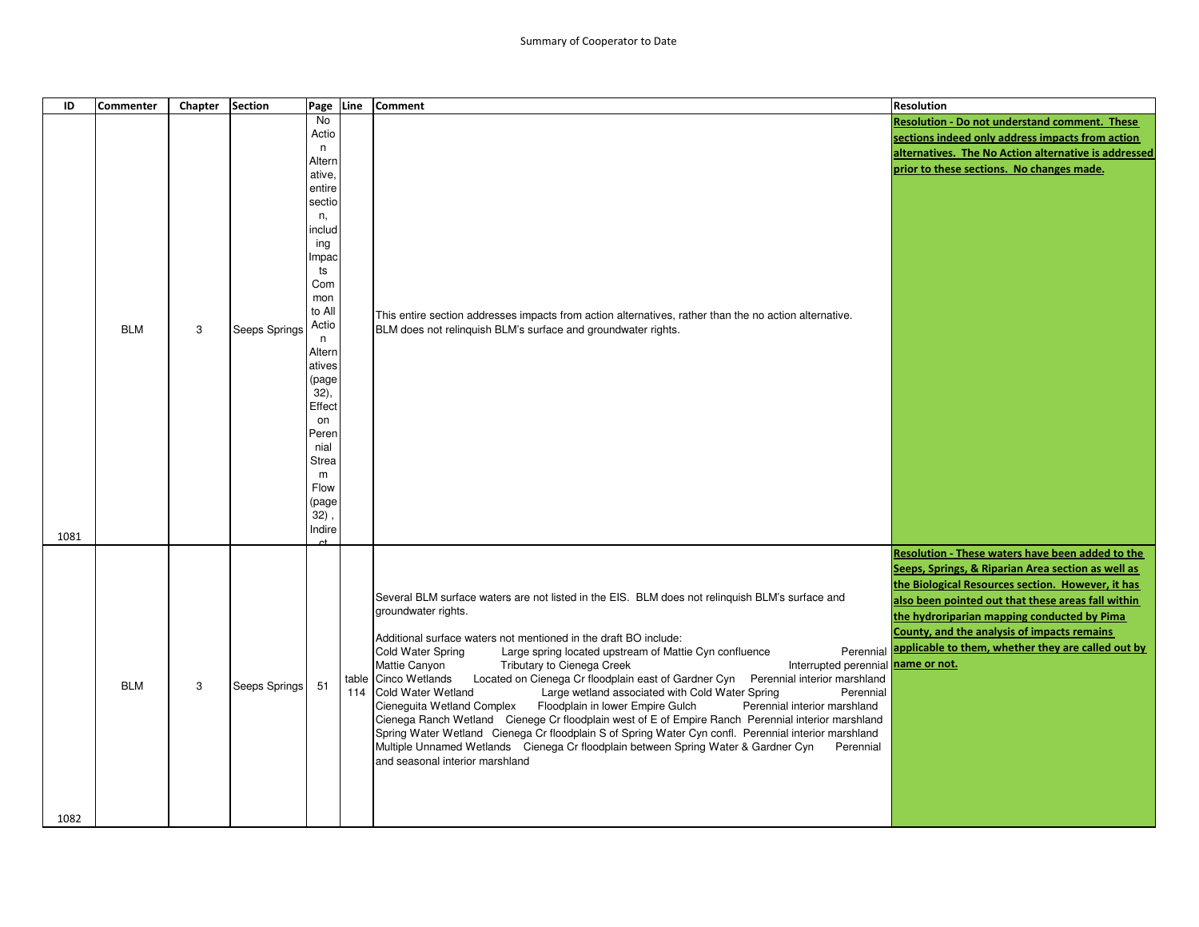Summary of Cooperator to Date

| ID | Commenter | Chapter | Section | Page | Line | Comment | Resolution |
|---|---|---|---|---|---|---|---|
| 1081 | BLM | 3 | Seeps Springs | No Action Alternative, entire section, including Impacts Common to All Action Alternatives (page 32), Effect on Perennial Stream Flow (page 32) , Indirect | | This entire section addresses impacts from action alternatives, rather than the no action alternative. BLM does not relinquish BLM's surface and groundwater rights. | **Resolution - Do not understand comment. These sections indeed only address impacts from action alternatives. The No Action alternative is addressed prior to these sections. No changes made.** |
| 1082 | BLM | 3 | Seeps Springs | 51 | table 114 | Several BLM surface waters are not listed in the EIS. BLM does not relinquish BLM's surface and groundwater rights.<br><br>Additional surface waters not mentioned in the draft BO include:<br>Cold Water Spring Large spring located upstream of Mattie Cyn confluence Perennial<br>Mattie Canyon Tributary to Cienega Creek Interrupted perennial<br>Cinco Wetlands Located on Cienega Cr floodplain east of Gardner Cyn Perennial interior marshland<br>Cold Water Wetland Large wetland associated with Cold Water Spring Perennial<br>Cieneguita Wetland Complex Floodplain in lower Empire Gulch Perennial interior marshland<br>Cienega Ranch Wetland Cienege Cr floodplain west of E of Empire Ranch Perennial interior marshland<br>Spring Water Wetland Cienega Cr floodplain S of Spring Water Cyn confl. Perennial interior marshland<br>Multiple Unnamed Wetlands Cienega Cr floodplain between Spring Water & Gardner Cyn Perennial and seasonal interior marshland | **Resolution - These waters have been added to the Seeps, Springs, & Riparian Area section as well as the Biological Resources section. However, it has also been pointed out that these areas fall within the hydroriparian mapping conducted by Pima County, and the analysis of impacts remains applicable to them, whether they are called out by name or not.** |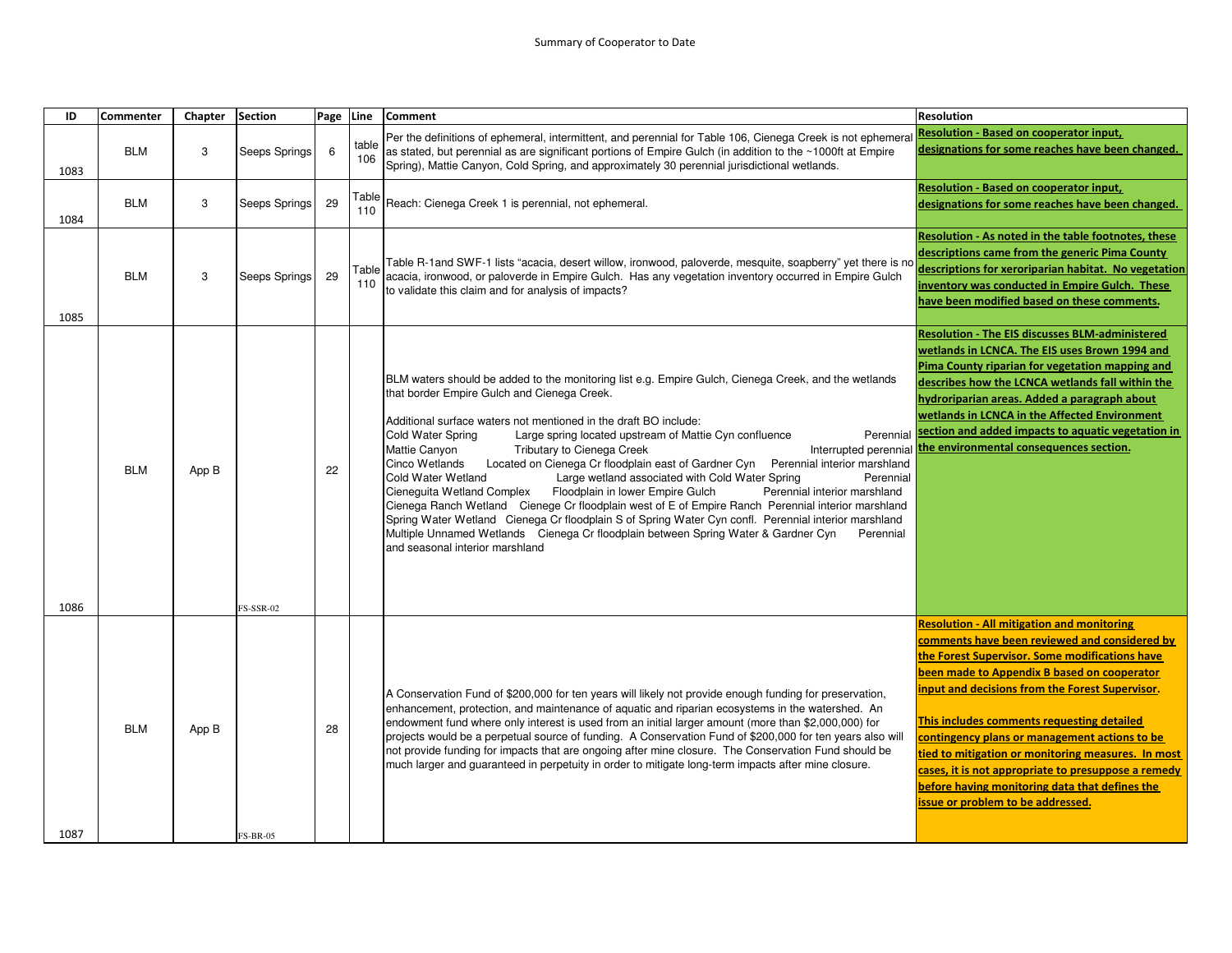Summary of Cooperator to Date

| ID | Commenter | Chapter | Section | Page | Line | Comment | Resolution |
|---|---|---|---|---|---|---|---|
| 1083 | BLM | 3 | Seeps Springs | 6 | table 106 | Per the definitions of ephemeral, intermittent, and perennial for Table 106, Cienega Creek is not ephemeral as stated, but perennial as are significant portions of Empire Gulch (in addition to the ~1000ft at Empire Spring), Mattie Canyon, Cold Spring, and approximately 30 perennial jurisdictional wetlands. | Resolution - Based on cooperator input, designations for some reaches have been changed. |
| 1084 | BLM | 3 | Seeps Springs | 29 | Table 110 | Reach: Cienega Creek 1 is perennial, not ephemeral. | Resolution - Based on cooperator input, designations for some reaches have been changed. |
| 1085 | BLM | 3 | Seeps Springs | 29 | Table 110 | Table R-1and SWF-1 lists "acacia, desert willow, ironwood, paloverde, mesquite, soapberry" yet there is no acacia, ironwood, or paloverde in Empire Gulch. Has any vegetation inventory occurred in Empire Gulch to validate this claim and for analysis of impacts? | Resolution - As noted in the table footnotes, these descriptions came from the generic Pima County descriptions for xeroriparian habitat. No vegetation inventory was conducted in Empire Gulch. These have been modified based on these comments. |
| 1086 | BLM | App B | FS-SSR-02 | 22 | | BLM waters should be added to the monitoring list e.g. Empire Gulch, Cienega Creek, and the wetlands that border Empire Gulch and Cienega Creek.<br><br>Additional surface waters not mentioned in the draft BO include:<br>Cold Water Spring Large spring located upstream of Mattie Cyn confluence Perennial<br>Mattie Canyon Tributary to Cienega Creek Interrupted perennial<br>Cinco Wetlands Located on Cienega Cr floodplain east of Gardner Cyn Perennial interior marshland<br>Cold Water Wetland Large wetland associated with Cold Water Spring Perennial<br>Cieneguita Wetland Complex Floodplain in lower Empire Gulch Perennial interior marshland<br>Cienega Ranch Wetland Cienege Cr floodplain west of E of Empire Ranch Perennial interior marshland<br>Spring Water Wetland Cienega Cr floodplain S of Spring Water Cyn confl. Perennial interior marshland<br>Multiple Unnamed Wetlands Cienega Cr floodplain between Spring Water & Gardner Cyn Perennial and seasonal interior marshland | Resolution - The EIS discusses BLM-administered wetlands in LCNCA. The EIS uses Brown 1994 and Pima County riparian for vegetation mapping and describes how the LCNCA wetlands fall within the hydroriparian areas. Added a paragraph about wetlands in LCNCA in the Affected Environment section and added impacts to aquatic vegetation in the environmental consequences section. |
| 1087 | BLM | App B | FS-BR-05 | 28 | | A Conservation Fund of $200,000 for ten years will likely not provide enough funding for preservation, enhancement, protection, and maintenance of aquatic and riparian ecosystems in the watershed. An endowment fund where only interest is used from an initial larger amount (more than $2,000,000) for projects would be a perpetual source of funding. A Conservation Fund of $200,000 for ten years also will not provide funding for impacts that are ongoing after mine closure. The Conservation Fund should be much larger and guaranteed in perpetuity in order to mitigate long-term impacts after mine closure. | Resolution - All mitigation and monitoring comments have been reviewed and considered by the Forest Supervisor. Some modifications have been made to Appendix B based on cooperator input and decisions from the Forest Supervisor.<br><br>This includes comments requesting detailed contingency plans or management actions to be tied to mitigation or monitoring measures. In most cases, it is not appropriate to presuppose a remedy before having monitoring data that defines the issue or problem to be addressed. |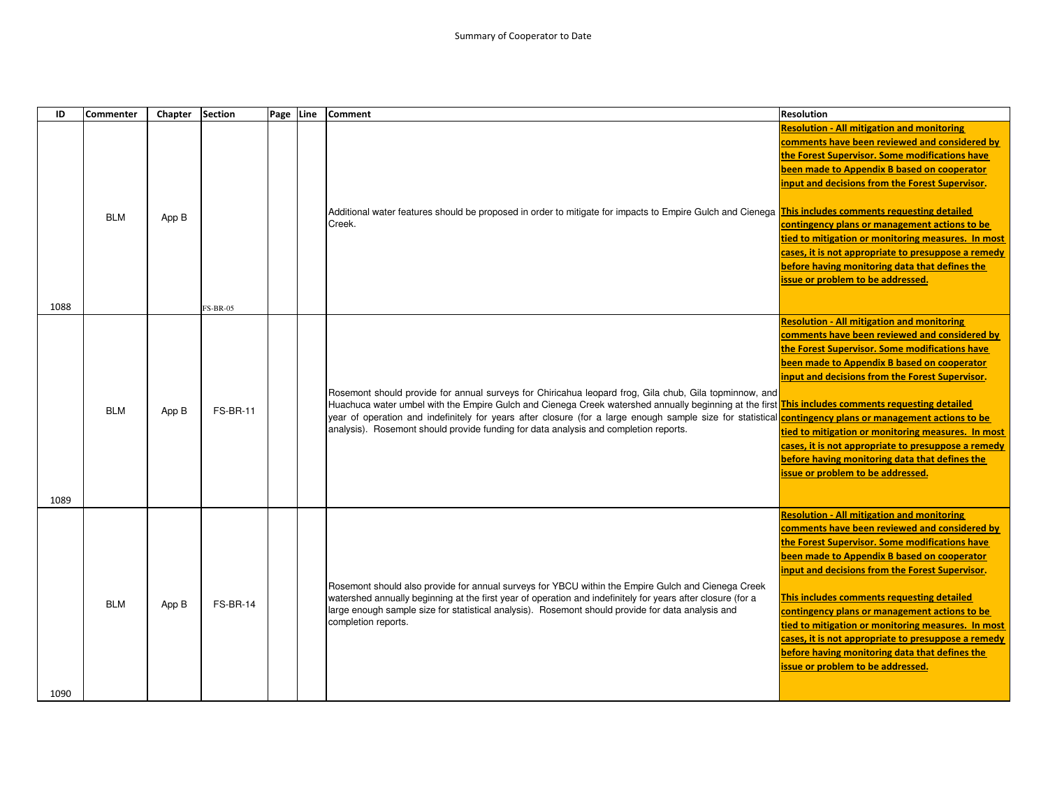Summary of Cooperator to Date

| ID | Commenter | Chapter | Section | Page | Line | Comment | Resolution |
|---|---|---|---|---|---|---|---|
| 1088 | BLM | App B | FS-BR-05 | | | Additional water features should be proposed in order to mitigate for impacts to Empire Gulch and Cienega Creek. | **Resolution - All mitigation and monitoring comments have been reviewed and considered by the Forest Supervisor. Some modifications have been made to Appendix B based on cooperator input and decisions from the Forest Supervisor.** **This includes comments requesting detailed contingency plans or management actions to be tied to mitigation or monitoring measures. In most cases, it is not appropriate to presuppose a remedy before having monitoring data that defines the issue or problem to be addressed.** |
| 1089 | BLM | App B | FS-BR-11 | | | Rosemont should provide for annual surveys for Chiricahua leopard frog, Gila chub, Gila topminnow, and Huachuca water umbel with the Empire Gulch and Cienega Creek watershed annually beginning at the first year of operation and indefinitely for years after closure (for a large enough sample size for statistical analysis). Rosemont should provide funding for data analysis and completion reports. | **Resolution - All mitigation and monitoring comments have been reviewed and considered by the Forest Supervisor. Some modifications have been made to Appendix B based on cooperator input and decisions from the Forest Supervisor.** **This includes comments requesting detailed contingency plans or management actions to be tied to mitigation or monitoring measures. In most cases, it is not appropriate to presuppose a remedy before having monitoring data that defines the issue or problem to be addressed.** |
| 1090 | BLM | App B | FS-BR-14 | | | Rosemont should also provide for annual surveys for YBCU within the Empire Gulch and Cienega Creek watershed annually beginning at the first year of operation and indefinitely for years after closure (for a large enough sample size for statistical analysis). Rosemont should provide for data analysis and completion reports. | **Resolution - All mitigation and monitoring comments have been reviewed and considered by the Forest Supervisor. Some modifications have been made to Appendix B based on cooperator input and decisions from the Forest Supervisor.** **This includes comments requesting detailed contingency plans or management actions to be tied to mitigation or monitoring measures. In most cases, it is not appropriate to presuppose a remedy before having monitoring data that defines the issue or problem to be addressed.** |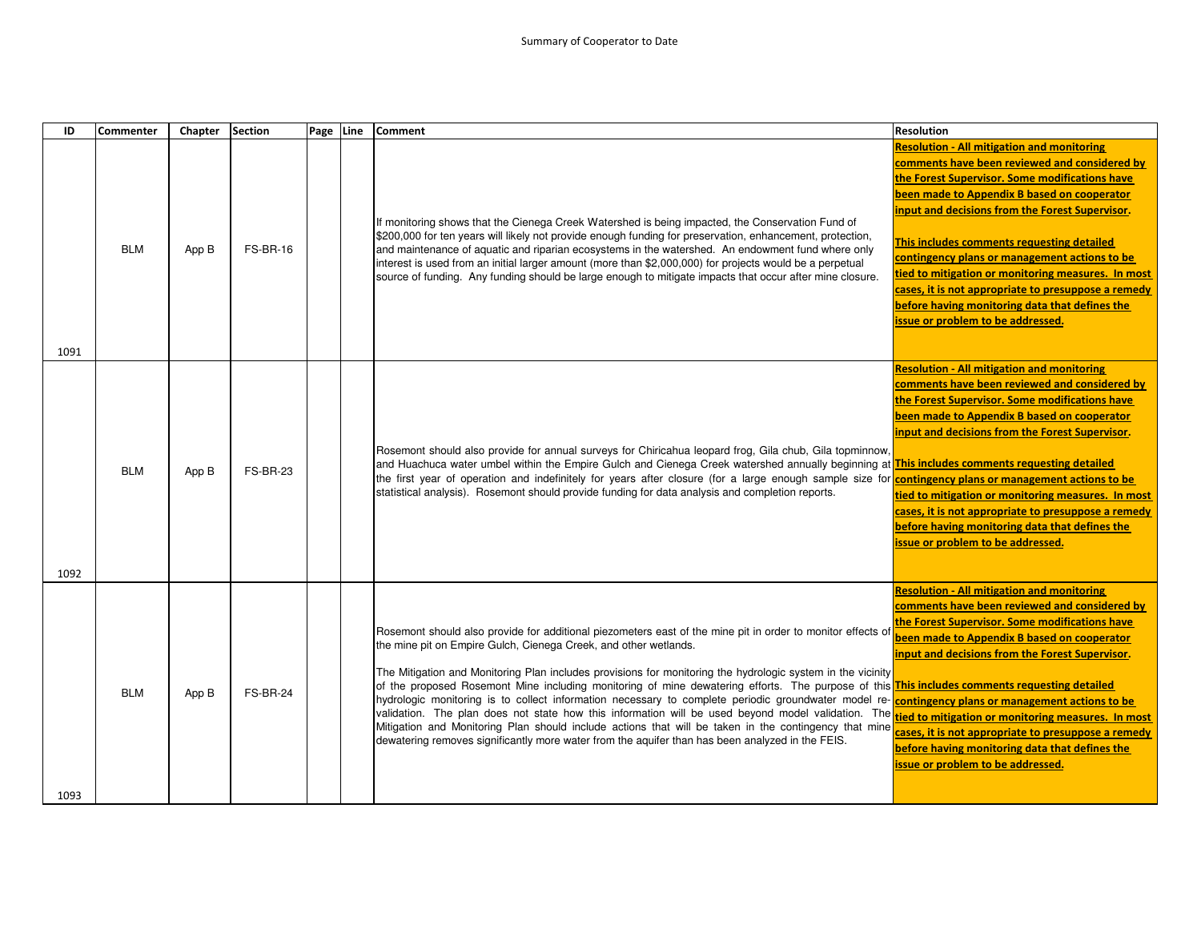Summary of Cooperator to Date

| ID | Commenter | Chapter | Section | Page | Line | Comment | Resolution |
|---|---|---|---|---|---|---|---|
| 1091 | BLM | App B | FS-BR-16 | | | If monitoring shows that the Cienega Creek Watershed is being impacted, the Conservation Fund of $200,000 for ten years will likely not provide enough funding for preservation, enhancement, protection, and maintenance of aquatic and riparian ecosystems in the watershed. An endowment fund where only interest is used from an initial larger amount (more than $2,000,000) for projects would be a perpetual source of funding. Any funding should be large enough to mitigate impacts that occur after mine closure. | **Resolution - All mitigation and monitoring comments have been reviewed and considered by the Forest Supervisor. Some modifications have been made to Appendix B based on cooperator input and decisions from the Forest Supervisor.**<br><br>**This includes comments requesting detailed contingency plans or management actions to be tied to mitigation or monitoring measures. In most cases, it is not appropriate to presuppose a remedy before having monitoring data that defines the issue or problem to be addressed.** |
| 1092 | BLM | App B | FS-BR-23 | | | Rosemont should also provide for annual surveys for Chiricahua leopard frog, Gila chub, Gila topminnow, and Huachuca water umbel within the Empire Gulch and Cienega Creek watershed annually beginning at the first year of operation and indefinitely for years after closure (for a large enough sample size for statistical analysis). Rosemont should provide funding for data analysis and completion reports. | **Resolution - All mitigation and monitoring comments have been reviewed and considered by the Forest Supervisor. Some modifications have been made to Appendix B based on cooperator input and decisions from the Forest Supervisor.**<br><br>**This includes comments requesting detailed contingency plans or management actions to be tied to mitigation or monitoring measures. In most cases, it is not appropriate to presuppose a remedy before having monitoring data that defines the issue or problem to be addressed.** |
| 1093 | BLM | App B | FS-BR-24 | | | Rosemont should also provide for additional piezometers east of the mine pit in order to monitor effects of the mine pit on Empire Gulch, Cienega Creek, and other wetlands.<br><br>The Mitigation and Monitoring Plan includes provisions for monitoring the hydrologic system in the vicinity of the proposed Rosemont Mine including monitoring of mine dewatering efforts. The purpose of this hydrologic monitoring is to collect information necessary to complete periodic groundwater model re-validation. The plan does not state how this information will be used beyond model validation. The Mitigation and Monitoring Plan should include actions that will be taken in the contingency that mine dewatering removes significantly more water from the aquifer than has been analyzed in the FEIS. | **Resolution - All mitigation and monitoring comments have been reviewed and considered by the Forest Supervisor. Some modifications have been made to Appendix B based on cooperator input and decisions from the Forest Supervisor.**<br><br>**This includes comments requesting detailed contingency plans or management actions to be tied to mitigation or monitoring measures. In most cases, it is not appropriate to presuppose a remedy before having monitoring data that defines the issue or problem to be addressed.** |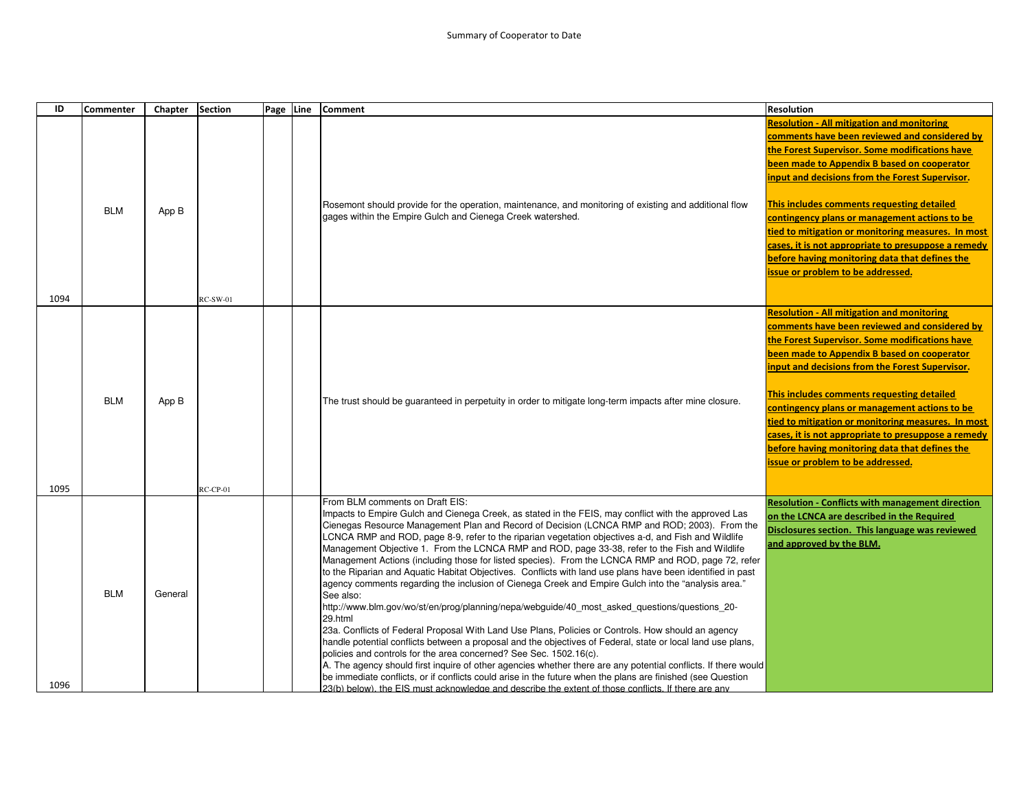Summary of Cooperator to Date

| ID | Commenter | Chapter | Section | Page | Line | Comment | Resolution |
|---|---|---|---|---|---|---|---|
| 1094 | BLM | App B | RC-SW-01 | | | Rosemont should provide for the operation, maintenance, and monitoring of existing and additional flow gages within the Empire Gulch and Cienega Creek watershed. | **Resolution - All mitigation and monitoring comments have been reviewed and considered by the Forest Supervisor. Some modifications have been made to Appendix B based on cooperator input and decisions from the Forest Supervisor.**<br><br>**This includes comments requesting detailed contingency plans or management actions to be tied to mitigation or monitoring measures. In most cases, it is not appropriate to presuppose a remedy before having monitoring data that defines the issue or problem to be addressed.** |
| 1095 | BLM | App B | RC-CP-01 | | | The trust should be guaranteed in perpetuity in order to mitigate long-term impacts after mine closure. | **Resolution - All mitigation and monitoring comments have been reviewed and considered by the Forest Supervisor. Some modifications have been made to Appendix B based on cooperator input and decisions from the Forest Supervisor.**<br><br>**This includes comments requesting detailed contingency plans or management actions to be tied to mitigation or monitoring measures. In most cases, it is not appropriate to presuppose a remedy before having monitoring data that defines the issue or problem to be addressed.** |
| 1096 | BLM | General | | | | From BLM comments on Draft EIS:<br>Impacts to Empire Gulch and Cienega Creek, as stated in the FEIS, may conflict with the approved Las Cienegas Resource Management Plan and Record of Decision (LCNCA RMP and ROD; 2003). From the LCNCA RMP and ROD, page 8-9, refer to the riparian vegetation objectives a-d, and Fish and Wildlife Management Objective 1. From the LCNCA RMP and ROD, page 33-38, refer to the Fish and Wildlife Management Actions (including those for listed species). From the LCNCA RMP and ROD, page 72, refer to the Riparian and Aquatic Habitat Objectives. Conflicts with land use plans have been identified in past agency comments regarding the inclusion of Cienega Creek and Empire Gulch into the "analysis area." See also:<br>http://www.blm.gov/wo/st/en/prog/planning/nepa/webguide/40_most_asked_questions/questions_20-29.html<br>23a. Conflicts of Federal Proposal With Land Use Plans, Policies or Controls. How should an agency handle potential conflicts between a proposal and the objectives of Federal, state or local land use plans, policies and controls for the area concerned? See Sec. 1502.16(c).<br>A. The agency should first inquire of other agencies whether there are any potential conflicts. If there would be immediate conflicts, or if conflicts could arise in the future when the plans are finished (see Question 23(b) below), the EIS must acknowledge and describe the extent of those conflicts. If there are any | **Resolution - Conflicts with management direction on the LCNCA are described in the Required Disclosures section. This language was reviewed and approved by the BLM.** |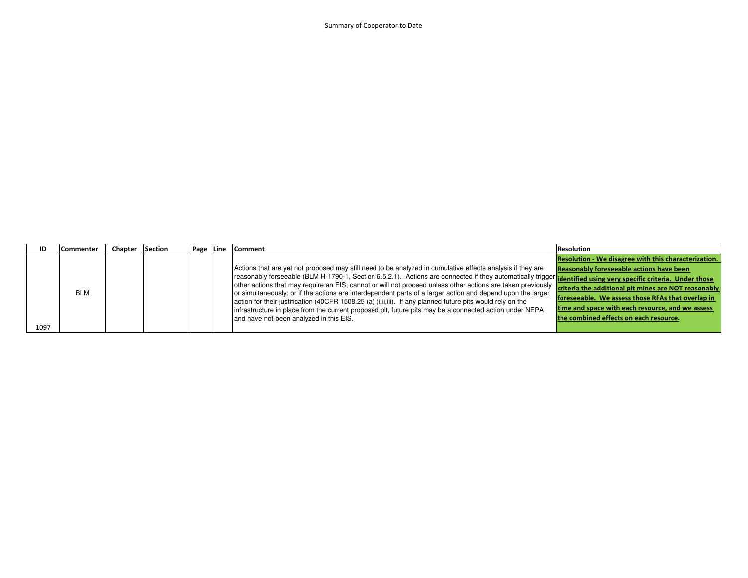Summary of Cooperator to Date

| ID | Commenter | Chapter | Section | Page | Line | Comment | Resolution |
|---|---|---|---|---|---|---|---|
| 1097 | BLM | | | | | Actions that are yet not proposed may still need to be analyzed in cumulative effects analysis if they are reasonably forseeable (BLM H-1790-1, Section 6.5.2.1). Actions are connected if they automatically trigger other actions that may require an EIS; cannot or will not proceed unless other actions are taken previously or simultaneously; or if the actions are interdependent parts of a larger action and depend upon the larger action for their justification (40CFR 1508.25 (a) (i,ii,iii). If any planned future pits would rely on the infrastructure in place from the current proposed pit, future pits may be a connected action under NEPA and have not been analyzed in this EIS. | **Resolution - We disagree with this characterization. Reasonably foreseeable actions have been identified using very specific criteria. Under those criteria the additional pit mines are NOT reasonably foreseeable. We assess those RFAs that overlap in time and space with each resource, and we assess the combined effects on each resource.** |